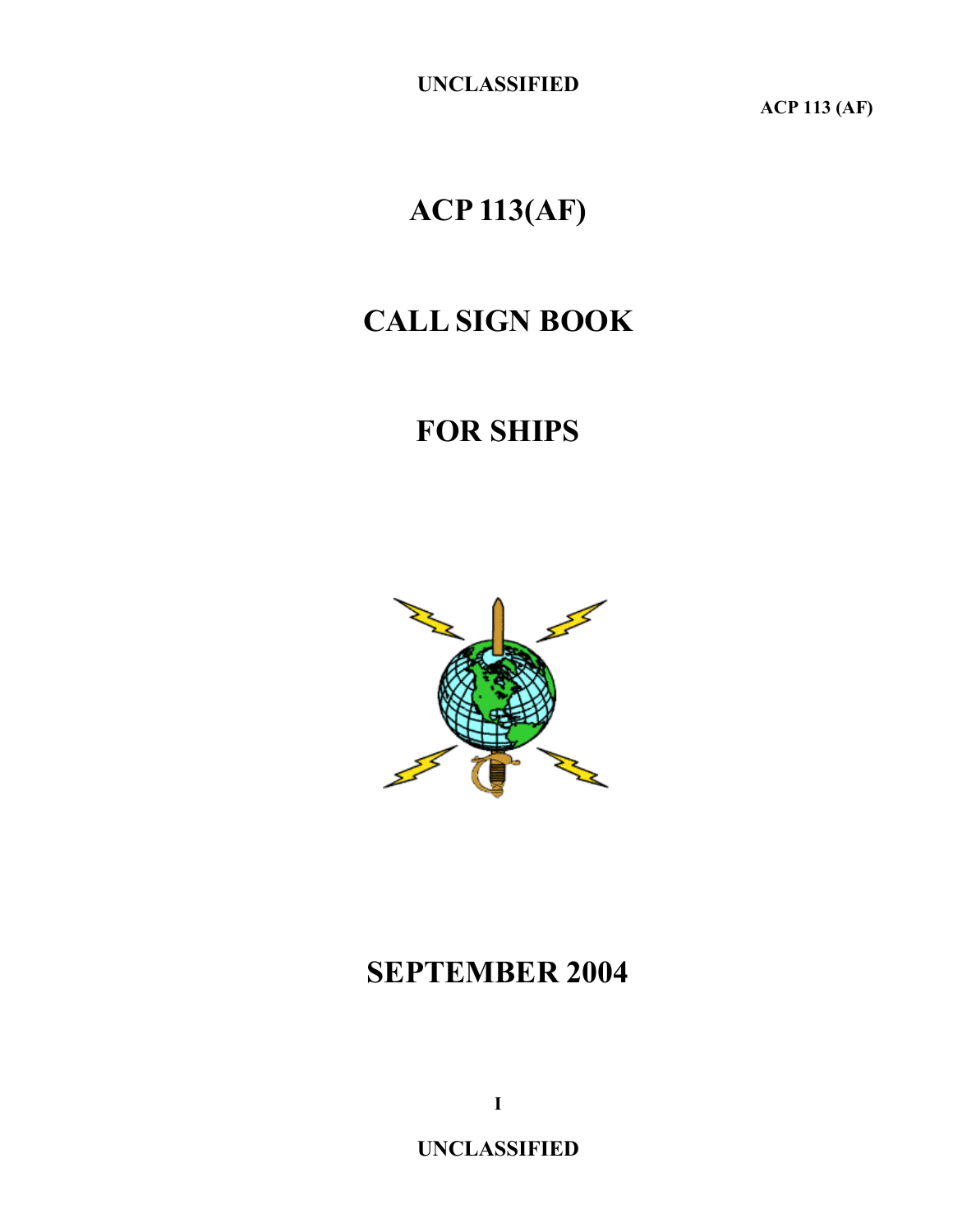UNCLASSIFIED

# ACP 113(AF)

# CALL SIGN BOOK

# FOR SHIPS

# SEPTEMBER 2004

UNCLASSIFIED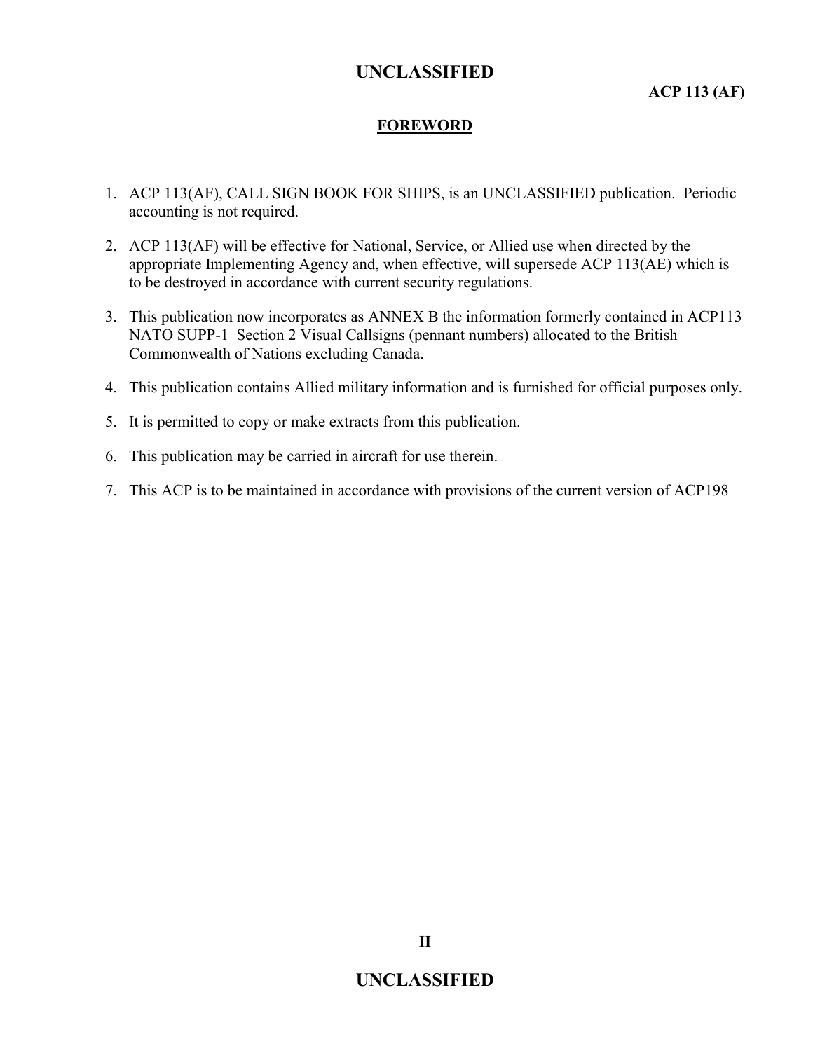## FOREWORD

1. ACP 113(AF), CALL SIGN BOOK FOR SHIPS, is an UNCLASSIFIED publication. Periodic accounting is not required.

2. ACP 113(AF) will be effective for National, Service, or Allied use when directed by the appropriate Implementing Agency and, when effective, will supersede ACP 113(AE) which is to be destroyed in accordance with current security regulations.

3. This publication now incorporates as ANNEX B the information formerly contained in ACP113 NATO SUPP-1 Section 2 Visual Callsigns (pennant numbers) allocated to the British Commonwealth of Nations excluding Canada.

4. This publication contains Allied military information and is furnished for official purposes only.

5. It is permitted to copy or make extracts from this publication.

6. This publication may be carried in aircraft for use therein.

7. This ACP is to be maintained in accordance with provisions of the current version of ACP198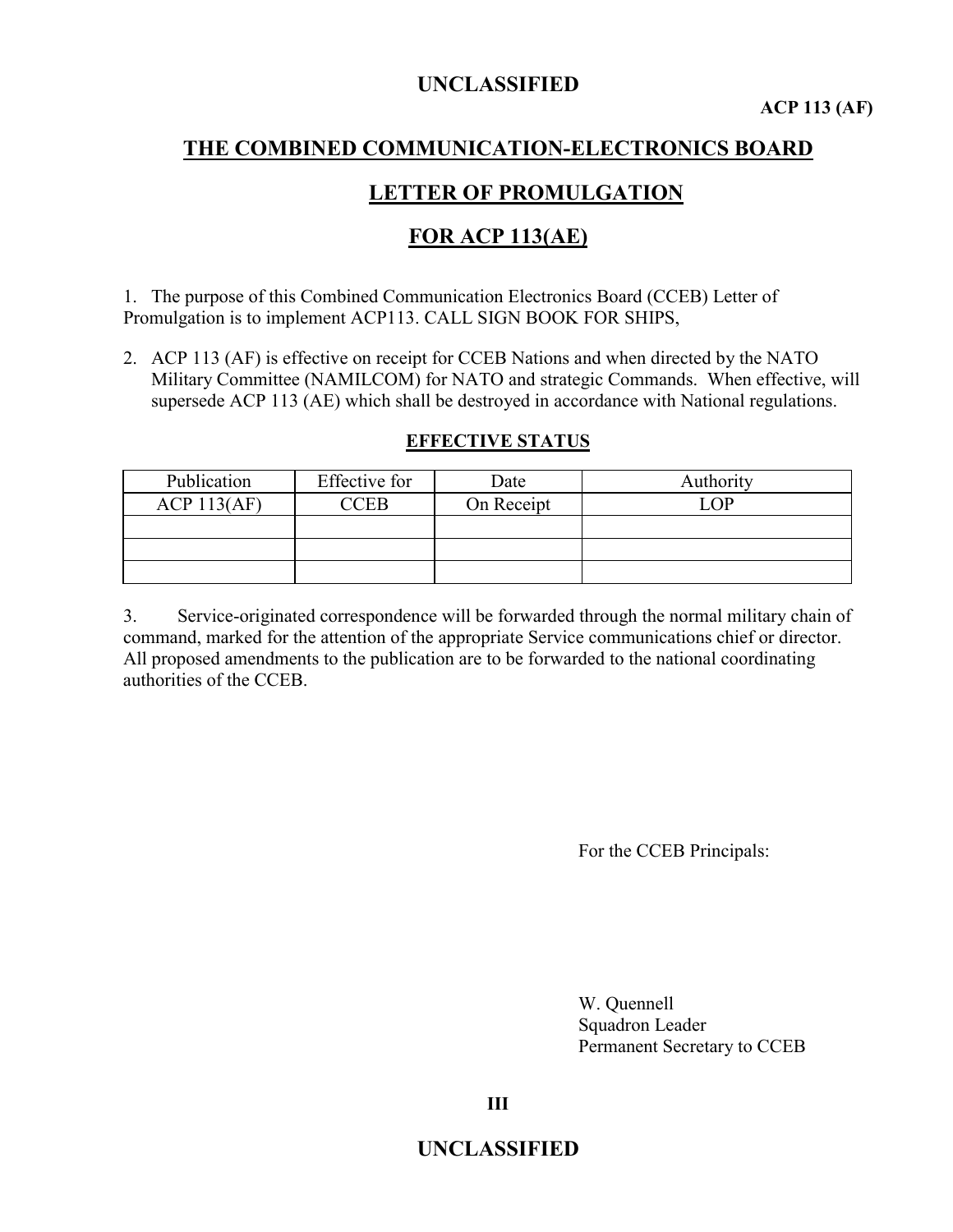# THE COMBINED COMMUNICATION-ELECTRONICS BOARD

## LETTER OF PROMULGATION

## FOR ACP 113(AE)

1. The purpose of this Combined Communication Electronics Board (CCEB) Letter of Promulgation is to implement ACP113. CALL SIGN BOOK FOR SHIPS,

2. ACP 113 (AF) is effective on receipt for CCEB Nations and when directed by the NATO Military Committee (NAMILCOM) for NATO and strategic Commands. When effective, will supersede ACP 113 (AE) which shall be destroyed in accordance with National regulations.

**EFFECTIVE STATUS**

| Publication | Effective for | Date | Authority |
|---|---|---|---|
| ACP 113(AF) | CCEB | On Receipt | LOP |
| | | | |
| | | | |
| | | | |

3. Service-originated correspondence will be forwarded through the normal military chain of command, marked for the attention of the appropriate Service communications chief or director. All proposed amendments to the publication are to be forwarded to the national coordinating authorities of the CCEB.

For the CCEB Principals:

W. Quennell
Squadron Leader
Permanent Secretary to CCEB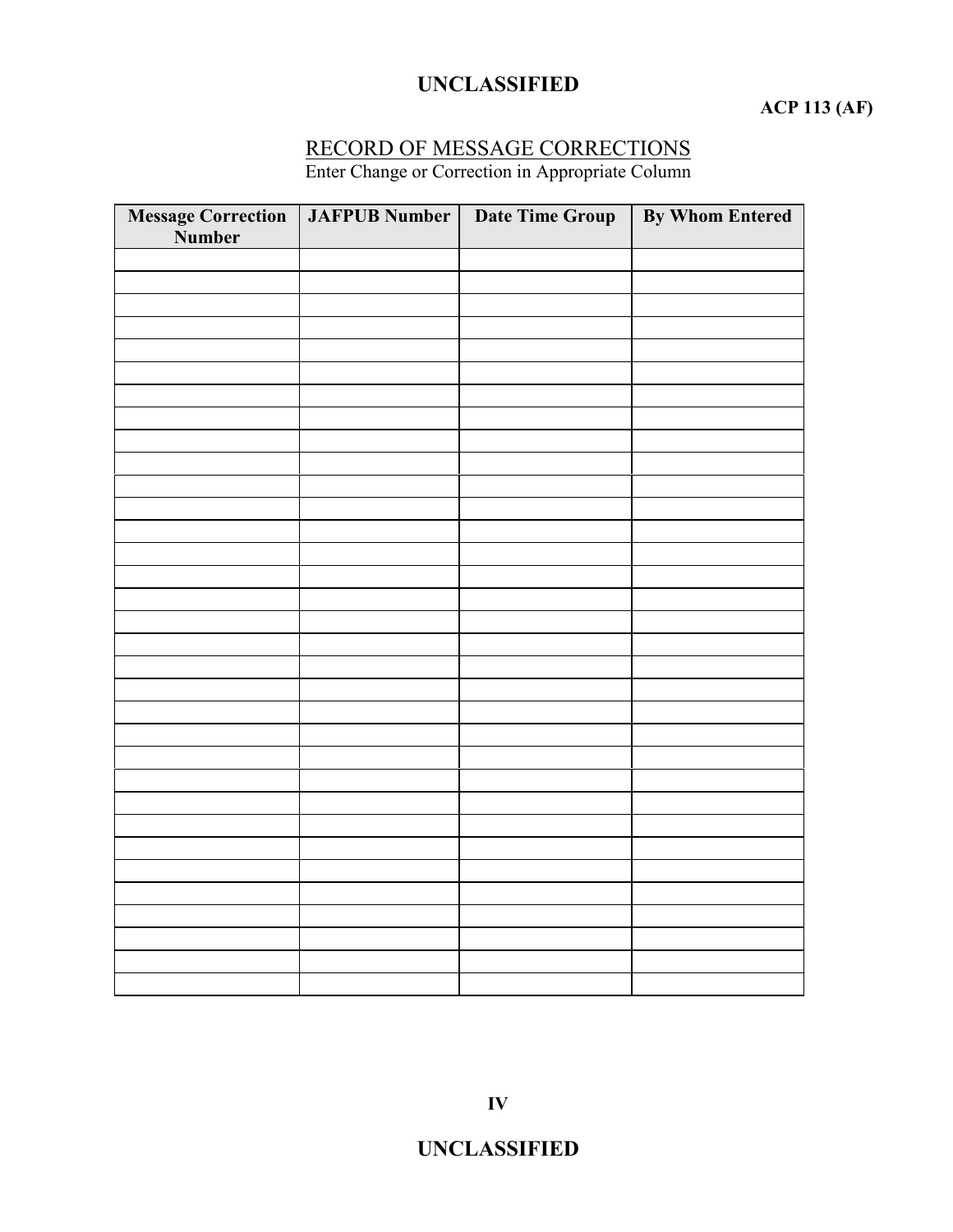## RECORD OF MESSAGE CORRECTIONS

Enter Change or Correction in Appropriate Column

| Message Correction Number | JAFPUB Number | Date Time Group | By Whom Entered |
|---|---|---|---|
| | | | |
| | | | |
| | | | |
| | | | |
| | | | |
| | | | |
| | | | |
| | | | |
| | | | |
| | | | |
| | | | |
| | | | |
| | | | |
| | | | |
| | | | |
| | | | |
| | | | |
| | | | |
| | | | |
| | | | |
| | | | |
| | | | |
| | | | |
| | | | |
| | | | |
| | | | |
| | | | |
| | | | |
| | | | |
| | | | |
| | | | |
| | | | |
| | | | |
| | | | |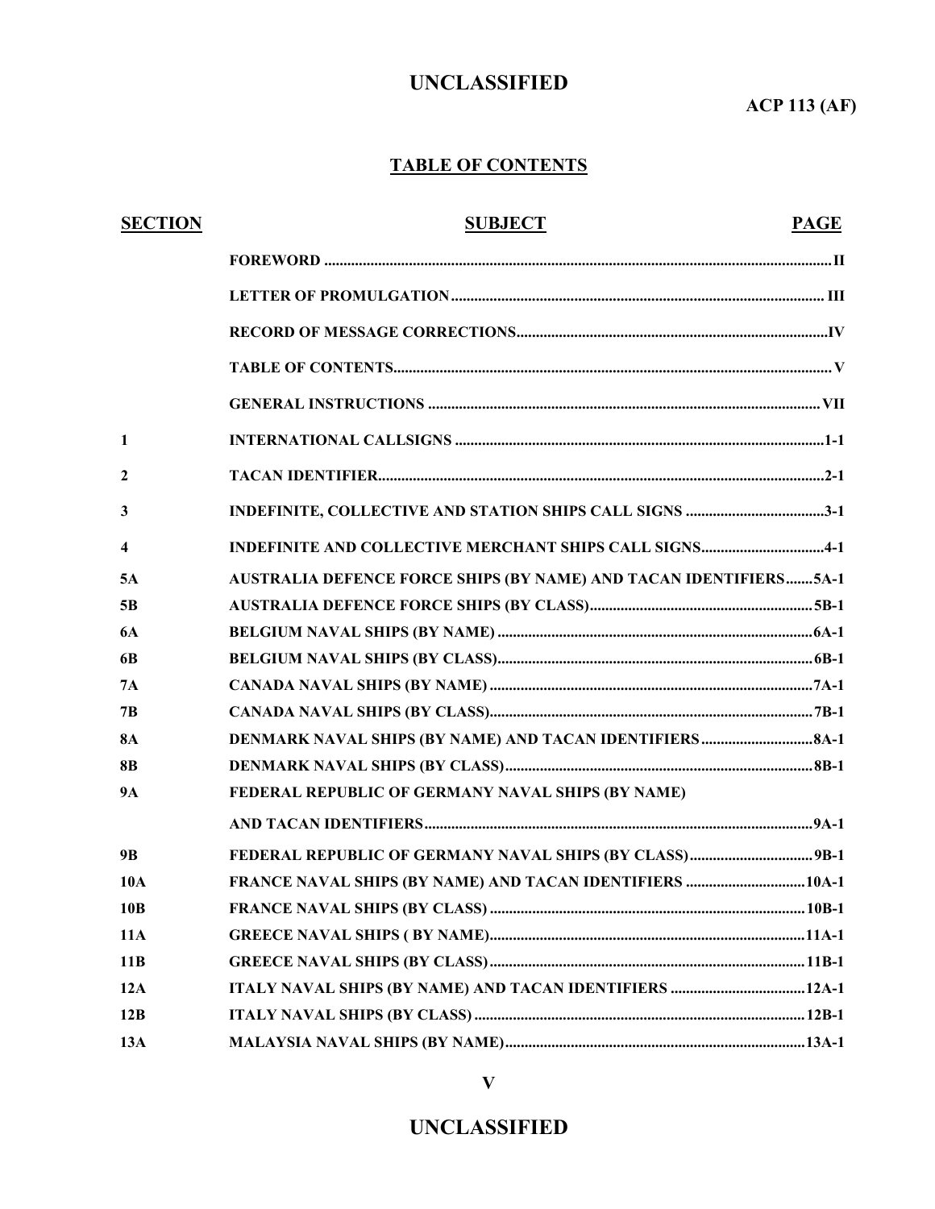## TABLE OF CONTENTS

| SECTION | SUBJECT | PAGE |
|---|---|---|
| | FOREWORD | II |
| | LETTER OF PROMULGATION | III |
| | RECORD OF MESSAGE CORRECTIONS | IV |
| | TABLE OF CONTENTS | V |
| | GENERAL INSTRUCTIONS | VII |
| 1 | INTERNATIONAL CALLSIGNS | 1-1 |
| 2 | TACAN IDENTIFIER | 2-1 |
| 3 | INDEFINITE, COLLECTIVE AND STATION SHIPS CALL SIGNS | 3-1 |
| 4 | INDEFINITE AND COLLECTIVE MERCHANT SHIPS CALL SIGNS | 4-1 |
| 5A | AUSTRALIA DEFENCE FORCE SHIPS (BY NAME) AND TACAN IDENTIFIERS | 5A-1 |
| 5B | AUSTRALIA DEFENCE FORCE SHIPS (BY CLASS) | 5B-1 |
| 6A | BELGIUM NAVAL SHIPS (BY NAME) | 6A-1 |
| 6B | BELGIUM NAVAL SHIPS (BY CLASS) | 6B-1 |
| 7A | CANADA NAVAL SHIPS (BY NAME) | 7A-1 |
| 7B | CANADA NAVAL SHIPS (BY CLASS) | 7B-1 |
| 8A | DENMARK NAVAL SHIPS (BY NAME) AND TACAN IDENTIFIERS | 8A-1 |
| 8B | DENMARK NAVAL SHIPS (BY CLASS) | 8B-1 |
| 9A | FEDERAL REPUBLIC OF GERMANY NAVAL SHIPS (BY NAME) AND TACAN IDENTIFIERS | 9A-1 |
| 9B | FEDERAL REPUBLIC OF GERMANY NAVAL SHIPS (BY CLASS) | 9B-1 |
| 10A | FRANCE NAVAL SHIPS (BY NAME) AND TACAN IDENTIFIERS | 10A-1 |
| 10B | FRANCE NAVAL SHIPS (BY CLASS) | 10B-1 |
| 11A | GREECE NAVAL SHIPS ( BY NAME) | 11A-1 |
| 11B | GREECE NAVAL SHIPS (BY CLASS) | 11B-1 |
| 12A | ITALY NAVAL SHIPS (BY NAME) AND TACAN IDENTIFIERS | 12A-1 |
| 12B | ITALY NAVAL SHIPS (BY CLASS) | 12B-1 |
| 13A | MALAYSIA NAVAL SHIPS (BY NAME) | 13A-1 |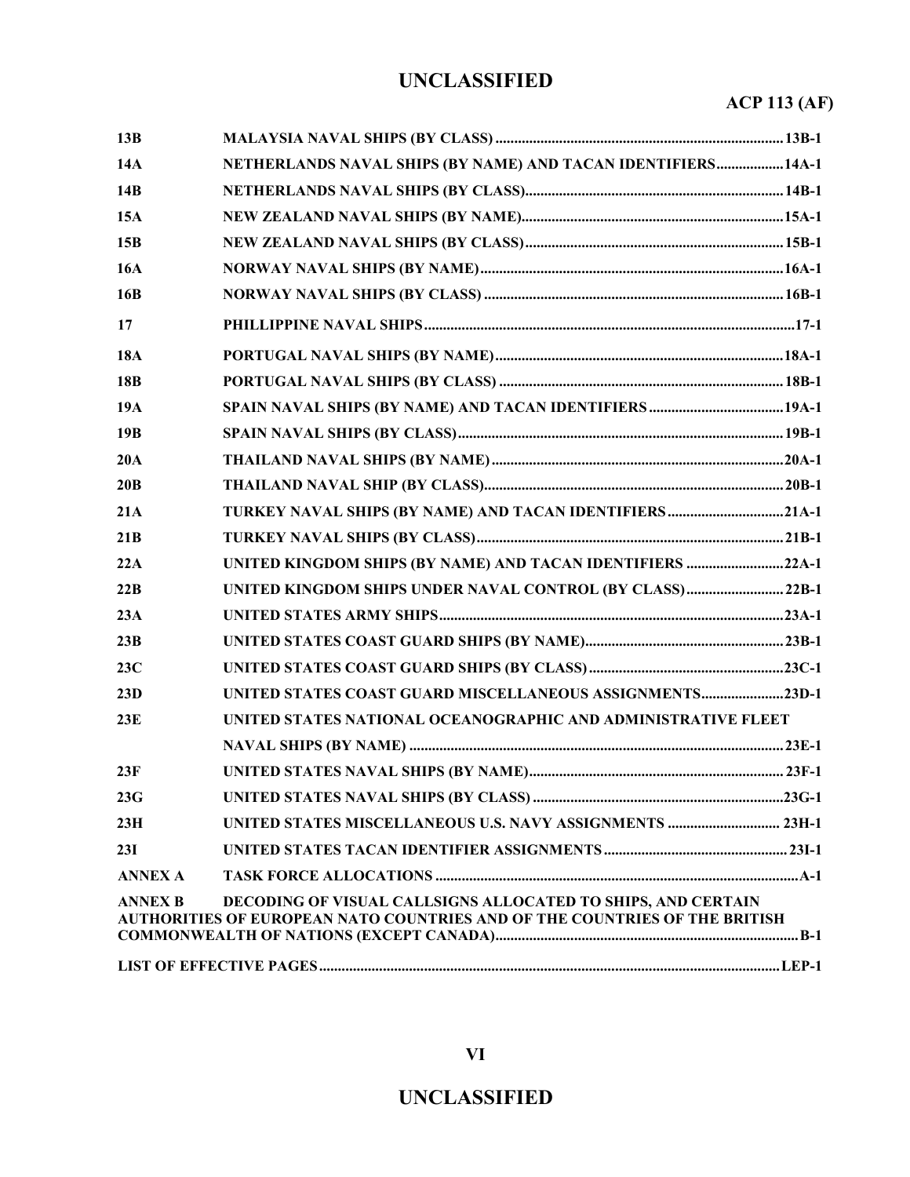| | | |
|---|---|---|
| 13B | MALAYSIA NAVAL SHIPS (BY CLASS) | 13B-1 |
| 14A | NETHERLANDS NAVAL SHIPS (BY NAME) AND TACAN IDENTIFIERS | 14A-1 |
| 14B | NETHERLANDS NAVAL SHIPS (BY CLASS) | 14B-1 |
| 15A | NEW ZEALAND NAVAL SHIPS (BY NAME) | 15A-1 |
| 15B | NEW ZEALAND NAVAL SHIPS (BY CLASS) | 15B-1 |
| 16A | NORWAY NAVAL SHIPS (BY NAME) | 16A-1 |
| 16B | NORWAY NAVAL SHIPS (BY CLASS) | 16B-1 |
| 17 | PHILLIPPINE NAVAL SHIPS | 17-1 |
| 18A | PORTUGAL NAVAL SHIPS (BY NAME) | 18A-1 |
| 18B | PORTUGAL NAVAL SHIPS (BY CLASS) | 18B-1 |
| 19A | SPAIN NAVAL SHIPS (BY NAME) AND TACAN IDENTIFIERS | 19A-1 |
| 19B | SPAIN NAVAL SHIPS (BY CLASS) | 19B-1 |
| 20A | THAILAND NAVAL SHIPS (BY NAME) | 20A-1 |
| 20B | THAILAND NAVAL SHIP (BY CLASS) | 20B-1 |
| 21A | TURKEY NAVAL SHIPS (BY NAME) AND TACAN IDENTIFIERS | 21A-1 |
| 21B | TURKEY NAVAL SHIPS (BY CLASS) | 21B-1 |
| 22A | UNITED KINGDOM SHIPS (BY NAME) AND TACAN IDENTIFIERS | 22A-1 |
| 22B | UNITED KINGDOM SHIPS UNDER NAVAL CONTROL (BY CLASS) | 22B-1 |
| 23A | UNITED STATES ARMY SHIPS | 23A-1 |
| 23B | UNITED STATES COAST GUARD SHIPS (BY NAME) | 23B-1 |
| 23C | UNITED STATES COAST GUARD SHIPS (BY CLASS) | 23C-1 |
| 23D | UNITED STATES COAST GUARD MISCELLANEOUS ASSIGNMENTS | 23D-1 |
| 23E | UNITED STATES NATIONAL OCEANOGRAPHIC AND ADMINISTRATIVE FLEET NAVAL SHIPS (BY NAME) | 23E-1 |
| 23F | UNITED STATES NAVAL SHIPS (BY NAME) | 23F-1 |
| 23G | UNITED STATES NAVAL SHIPS (BY CLASS) | 23G-1 |
| 23H | UNITED STATES MISCELLANEOUS U.S. NAVY ASSIGNMENTS | 23H-1 |
| 23I | UNITED STATES TACAN IDENTIFIER ASSIGNMENTS | 23I-1 |
| ANNEX A | TASK FORCE ALLOCATIONS | A-1 |
| ANNEX B | DECODING OF VISUAL CALLSIGNS ALLOCATED TO SHIPS, AND CERTAIN AUTHORITIES OF EUROPEAN NATO COUNTRIES AND OF THE COUNTRIES OF THE BRITISH COMMONWEALTH OF NATIONS (EXCEPT CANADA) | B-1 |
| LIST OF EFFECTIVE PAGES | | LEP-1 |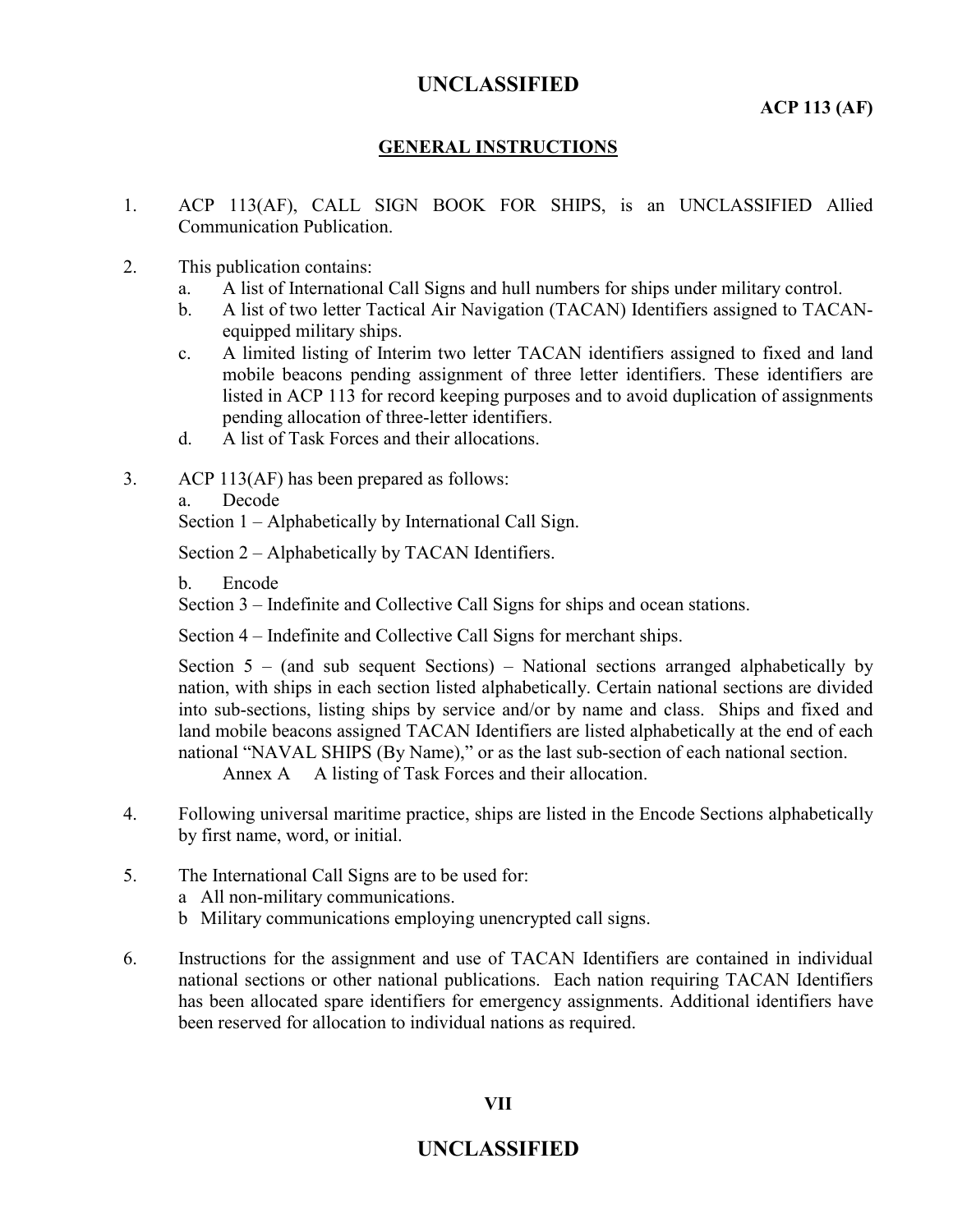## GENERAL INSTRUCTIONS

1. ACP 113(AF), CALL SIGN BOOK FOR SHIPS, is an UNCLASSIFIED Allied Communication Publication.

2. This publication contains:
   a. A list of International Call Signs and hull numbers for ships under military control.
   b. A list of two letter Tactical Air Navigation (TACAN) Identifiers assigned to TACAN-equipped military ships.
   c. A limited listing of Interim two letter TACAN identifiers assigned to fixed and land mobile beacons pending assignment of three letter identifiers. These identifiers are listed in ACP 113 for record keeping purposes and to avoid duplication of assignments pending allocation of three-letter identifiers.
   d. A list of Task Forces and their allocations.

3. ACP 113(AF) has been prepared as follows:
   a. Decode

   Section 1 – Alphabetically by International Call Sign.

   Section 2 – Alphabetically by TACAN Identifiers.

   b. Encode

   Section 3 – Indefinite and Collective Call Signs for ships and ocean stations.

   Section 4 – Indefinite and Collective Call Signs for merchant ships.

   Section 5 – (and sub sequent Sections) – National sections arranged alphabetically by nation, with ships in each section listed alphabetically. Certain national sections are divided into sub-sections, listing ships by service and/or by name and class. Ships and fixed and land mobile beacons assigned TACAN Identifiers are listed alphabetically at the end of each national "NAVAL SHIPS (By Name)," or as the last sub-section of each national section.

   Annex A  A listing of Task Forces and their allocation.

4. Following universal maritime practice, ships are listed in the Encode Sections alphabetically by first name, word, or initial.

5. The International Call Signs are to be used for:
   a All non-military communications.
   b Military communications employing unencrypted call signs.

6. Instructions for the assignment and use of TACAN Identifiers are contained in individual national sections or other national publications. Each nation requiring TACAN Identifiers has been allocated spare identifiers for emergency assignments. Additional identifiers have been reserved for allocation to individual nations as required.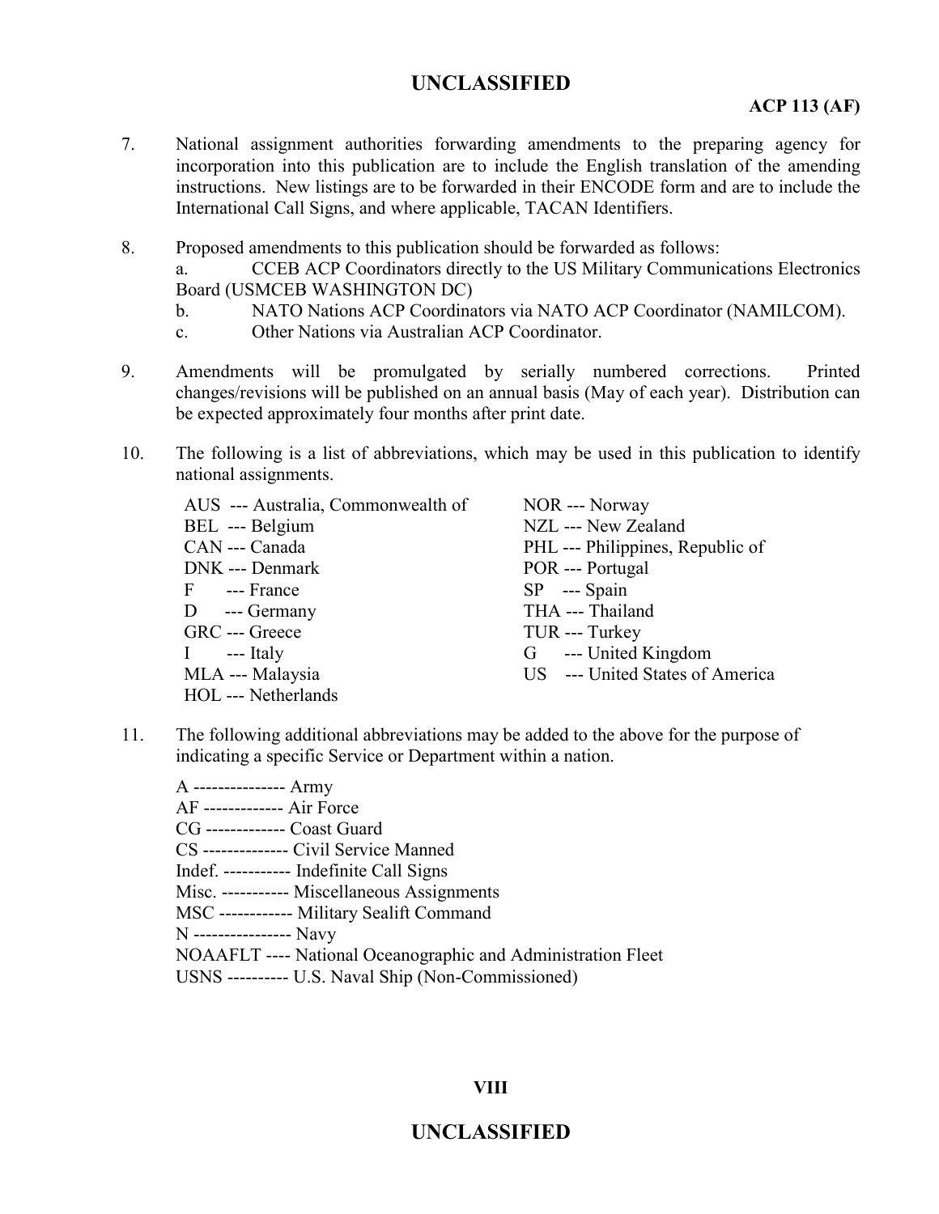7. National assignment authorities forwarding amendments to the preparing agency for incorporation into this publication are to include the English translation of the amending instructions. New listings are to be forwarded in their ENCODE form and are to include the International Call Signs, and where applicable, TACAN Identifiers.

8. Proposed amendments to this publication should be forwarded as follows:
   a. CCEB ACP Coordinators directly to the US Military Communications Electronics Board (USMCEB WASHINGTON DC)
   b. NATO Nations ACP Coordinators via NATO ACP Coordinator (NAMILCOM).
   c. Other Nations via Australian ACP Coordinator.

9. Amendments will be promulgated by serially numbered corrections. Printed changes/revisions will be published on an annual basis (May of each year). Distribution can be expected approximately four months after print date.

10. The following is a list of abbreviations, which may be used in this publication to identify national assignments.

| | |
|---|---|
| AUS --- Australia, Commonwealth of | NOR --- Norway |
| BEL --- Belgium | NZL --- New Zealand |
| CAN --- Canada | PHL --- Philippines, Republic of |
| DNK --- Denmark | POR --- Portugal |
| F --- France | SP --- Spain |
| D --- Germany | THA --- Thailand |
| GRC --- Greece | TUR --- Turkey |
| I --- Italy | G --- United Kingdom |
| MLA --- Malaysia | US --- United States of America |
| HOL --- Netherlands | |

11. The following additional abbreviations may be added to the above for the purpose of indicating a specific Service or Department within a nation.

   A --------------- Army
   AF ------------- Air Force
   CG ------------- Coast Guard
   CS -------------- Civil Service Manned
   Indef. ----------- Indefinite Call Signs
   Misc. ----------- Miscellaneous Assignments
   MSC ------------ Military Sealift Command
   N ---------------- Navy
   NOAAFLT ---- National Oceanographic and Administration Fleet
   USNS ---------- U.S. Naval Ship (Non-Commissioned)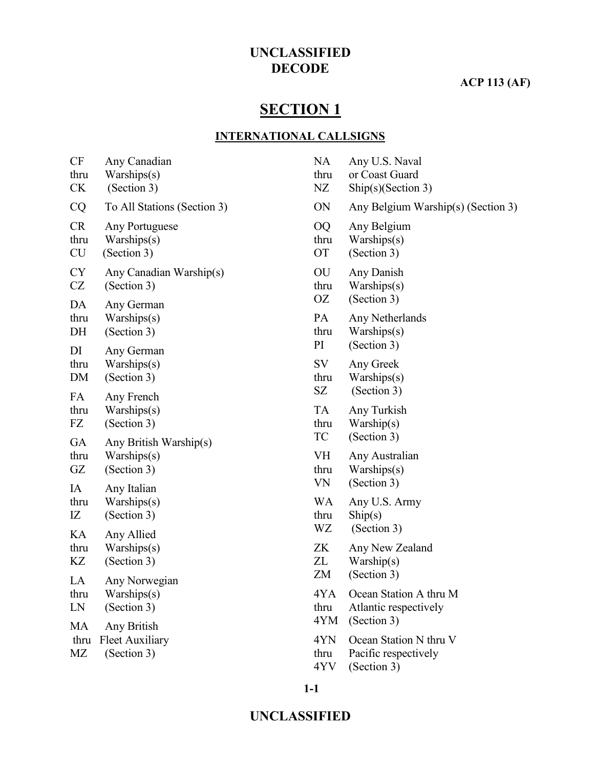# SECTION 1

## INTERNATIONAL CALLSIGNS

| Callsign | Meaning |
|---|---|
| CF thru CK | Any Canadian Warships(s) (Section 3) |
| CQ | To All Stations (Section 3) |
| CR thru CU | Any Portuguese Warships(s) (Section 3) |
| CY CZ | Any Canadian Warship(s) (Section 3) |
| DA thru DH | Any German Warships(s) (Section 3) |
| DI thru DM | Any German Warships(s) (Section 3) |
| FA thru FZ | Any French Warships(s) (Section 3) |
| GA thru GZ | Any British Warship(s) Warships(s) (Section 3) |
| IA thru IZ | Any Italian Warships(s) (Section 3) |
| KA thru KZ | Any Allied Warships(s) (Section 3) |
| LA thru LN | Any Norwegian Warships(s) (Section 3) |
| MA thru MZ | Any British Fleet Auxiliary (Section 3) |
| NA thru NZ | Any U.S. Naval or Coast Guard Ship(s)(Section 3) |
| ON | Any Belgium Warship(s) (Section 3) |
| OQ thru OT | Any Belgium Warships(s) (Section 3) |
| OU thru OZ | Any Danish Warships(s) (Section 3) |
| PA thru PI | Any Netherlands Warships(s) (Section 3) |
| SV thru SZ | Any Greek Warships(s) (Section 3) |
| TA thru TC | Any Turkish Warship(s) (Section 3) |
| VH thru VN | Any Australian Warships(s) (Section 3) |
| WA thru WZ | Any U.S. Army Ship(s) (Section 3) |
| ZK ZL ZM | Any New Zealand Warship(s) (Section 3) |
| 4YA thru 4YM | Ocean Station A thru M Atlantic respectively (Section 3) |
| 4YN thru 4YV | Ocean Station N thru V Pacific respectively (Section 3) |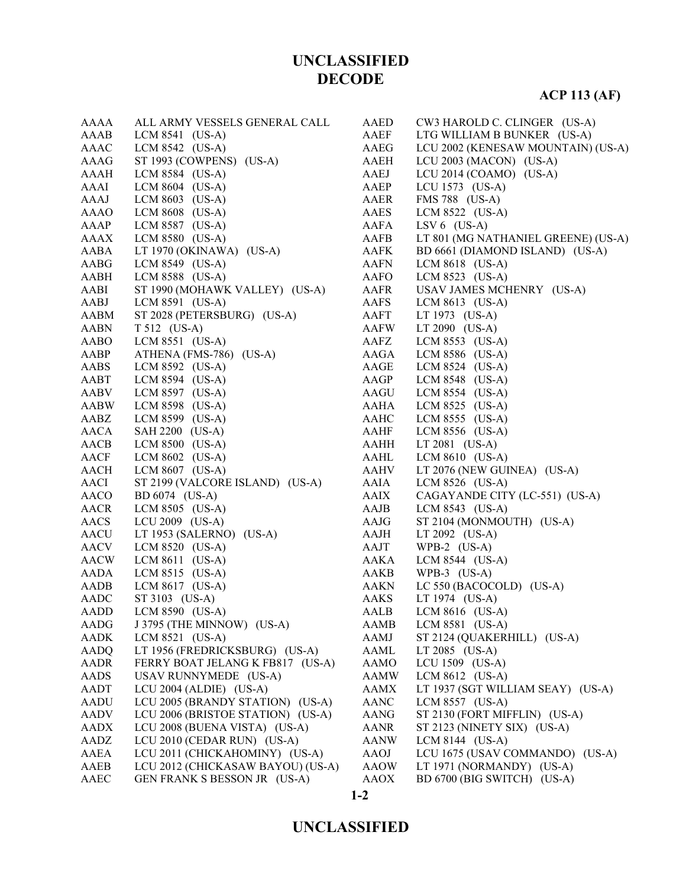# UNCLASSIFIED
# DECODE

**ACP 113 (AF)**

| | |
|---|---|
| AAAA | ALL ARMY VESSELS GENERAL CALL |
| AAAB | LCM 8541 (US-A) |
| AAAC | LCM 8542 (US-A) |
| AAAG | ST 1993 (COWPENS) (US-A) |
| AAAH | LCM 8584 (US-A) |
| AAAI | LCM 8604 (US-A) |
| AAAJ | LCM 8603 (US-A) |
| AAAO | LCM 8608 (US-A) |
| AAAP | LCM 8587 (US-A) |
| AAAX | LCM 8580 (US-A) |
| AABA | LT 1970 (OKINAWA) (US-A) |
| AABG | LCM 8549 (US-A) |
| AABH | LCM 8588 (US-A) |
| AABI | ST 1990 (MOHAWK VALLEY) (US-A) |
| AABJ | LCM 8591 (US-A) |
| AABM | ST 2028 (PETERSBURG) (US-A) |
| AABN | T 512 (US-A) |
| AABO | LCM 8551 (US-A) |
| AABP | ATHENA (FMS-786) (US-A) |
| AABS | LCM 8592 (US-A) |
| AABT | LCM 8594 (US-A) |
| AABV | LCM 8597 (US-A) |
| AABW | LCM 8598 (US-A) |
| AABZ | LCM 8599 (US-A) |
| AACA | SAH 2200 (US-A) |
| AACB | LCM 8500 (US-A) |
| AACF | LCM 8602 (US-A) |
| AACH | LCM 8607 (US-A) |
| AACI | ST 2199 (VALCORE ISLAND) (US-A) |
| AACO | BD 6074 (US-A) |
| AACR | LCM 8505 (US-A) |
| AACS | LCU 2009 (US-A) |
| AACU | LT 1953 (SALERNO) (US-A) |
| AACV | LCM 8520 (US-A) |
| AACW | LCM 8611 (US-A) |
| AADA | LCM 8515 (US-A) |
| AADB | LCM 8617 (US-A) |
| AADC | ST 3103 (US-A) |
| AADD | LCM 8590 (US-A) |
| AADG | J 3795 (THE MINNOW) (US-A) |
| AADK | LCM 8521 (US-A) |
| AADQ | LT 1956 (FREDRICKSBURG) (US-A) |
| AADR | FERRY BOAT JELANG K FB817 (US-A) |
| AADS | USAV RUNNYMEDE (US-A) |
| AADT | LCU 2004 (ALDIE) (US-A) |
| AADU | LCU 2005 (BRANDY STATION) (US-A) |
| AADV | LCU 2006 (BRISTOE STATION) (US-A) |
| AADX | LCU 2008 (BUENA VISTA) (US-A) |
| AADZ | LCU 2010 (CEDAR RUN) (US-A) |
| AAEA | LCU 2011 (CHICKAHOMINY) (US-A) |
| AAEB | LCU 2012 (CHICKASAW BAYOU) (US-A) |
| AAEC | GEN FRANK S BESSON JR (US-A) |
| AAED | CW3 HAROLD C. CLINGER (US-A) |
| AAEF | LTG WILLIAM B BUNKER (US-A) |
| AAEG | LCU 2002 (KENESAW MOUNTAIN) (US-A) |
| AAEH | LCU 2003 (MACON) (US-A) |
| AAEJ | LCU 2014 (COAMO) (US-A) |
| AAEP | LCU 1573 (US-A) |
| AAER | FMS 788 (US-A) |
| AAES | LCM 8522 (US-A) |
| AAFA | LSV 6 (US-A) |
| AAFB | LT 801 (MG NATHANIEL GREENE) (US-A) |
| AAFK | BD 6661 (DIAMOND ISLAND) (US-A) |
| AAFN | LCM 8618 (US-A) |
| AAFO | LCM 8523 (US-A) |
| AAFR | USAV JAMES MCHENRY (US-A) |
| AAFS | LCM 8613 (US-A) |
| AAFT | LT 1973 (US-A) |
| AAFW | LT 2090 (US-A) |
| AAFZ | LCM 8553 (US-A) |
| AAGA | LCM 8586 (US-A) |
| AAGE | LCM 8524 (US-A) |
| AAGP | LCM 8548 (US-A) |
| AAGU | LCM 8554 (US-A) |
| AAHA | LCM 8525 (US-A) |
| AAHC | LCM 8555 (US-A) |
| AAHF | LCM 8556 (US-A) |
| AAHH | LT 2081 (US-A) |
| AAHL | LCM 8610 (US-A) |
| AAHV | LT 2076 (NEW GUINEA) (US-A) |
| AAIA | LCM 8526 (US-A) |
| AAIX | CAGAYANDE CITY (LC-551) (US-A) |
| AAJB | LCM 8543 (US-A) |
| AAJG | ST 2104 (MONMOUTH) (US-A) |
| AAJH | LT 2092 (US-A) |
| AAJT | WPB-2 (US-A) |
| AAKA | LCM 8544 (US-A) |
| AAKB | WPB-3 (US-A) |
| AAKN | LC 550 (BACOCOLD) (US-A) |
| AAKS | LT 1974 (US-A) |
| AALB | LCM 8616 (US-A) |
| AAMB | LCM 8581 (US-A) |
| AAMJ | ST 2124 (QUAKERHILL) (US-A) |
| AAML | LT 2085 (US-A) |
| AAMO | LCU 1509 (US-A) |
| AAMW | LCM 8612 (US-A) |
| AAMX | LT 1937 (SGT WILLIAM SEAY) (US-A) |
| AANC | LCM 8557 (US-A) |
| AANG | ST 2130 (FORT MIFFLIN) (US-A) |
| AANR | ST 2123 (NINETY SIX) (US-A) |
| AANW | LCM 8144 (US-A) |
| AAOJ | LCU 1675 (USAV COMMANDO) (US-A) |
| AAOW | LT 1971 (NORMANDY) (US-A) |
| AAOX | BD 6700 (BIG SWITCH) (US-A) |

# UNCLASSIFIED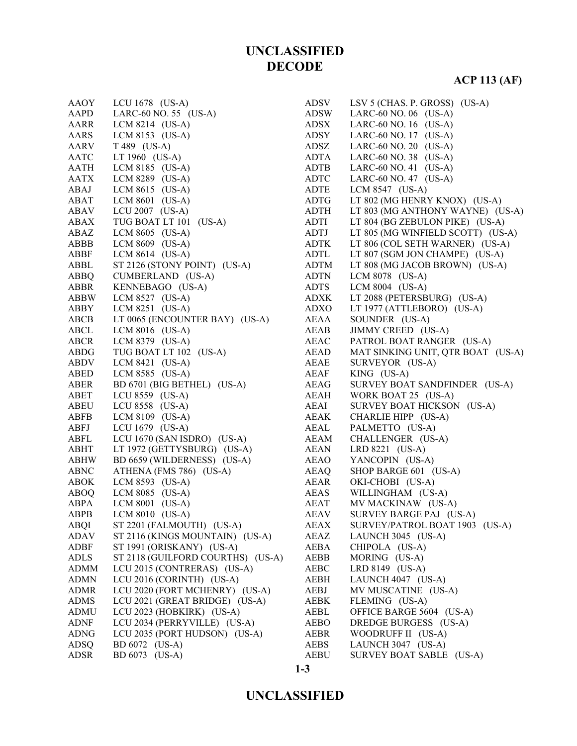# UNCLASSIFIED
# DECODE

**ACP 113 (AF)**

| | |
|---|---|
| AAOY | LCU 1678 (US-A) |
| AAPD | LARC-60 NO. 55 (US-A) |
| AARR | LCM 8214 (US-A) |
| AARS | LCM 8153 (US-A) |
| AARV | T 489 (US-A) |
| AATC | LT 1960 (US-A) |
| AATH | LCM 8185 (US-A) |
| AATX | LCM 8289 (US-A) |
| ABAJ | LCM 8615 (US-A) |
| ABAT | LCM 8601 (US-A) |
| ABAV | LCU 2007 (US-A) |
| ABAX | TUG BOAT LT 101 (US-A) |
| ABAZ | LCM 8605 (US-A) |
| ABBB | LCM 8609 (US-A) |
| ABBF | LCM 8614 (US-A) |
| ABBL | ST 2126 (STONY POINT) (US-A) |
| ABBQ | CUMBERLAND (US-A) |
| ABBR | KENNEBAGO (US-A) |
| ABBW | LCM 8527 (US-A) |
| ABBY | LCM 8251 (US-A) |
| ABCB | LT 0065 (ENCOUNTER BAY) (US-A) |
| ABCL | LCM 8016 (US-A) |
| ABCR | LCM 8379 (US-A) |
| ABDG | TUG BOAT LT 102 (US-A) |
| ABDV | LCM 8421 (US-A) |
| ABED | LCM 8585 (US-A) |
| ABER | BD 6701 (BIG BETHEL) (US-A) |
| ABET | LCU 8559 (US-A) |
| ABEU | LCU 8558 (US-A) |
| ABFB | LCM 8109 (US-A) |
| ABFJ | LCU 1679 (US-A) |
| ABFL | LCU 1670 (SAN ISDRO) (US-A) |
| ABHT | LT 1972 (GETTYSBURG) (US-A) |
| ABHW | BD 6659 (WILDERNESS) (US-A) |
| ABNC | ATHENA (FMS 786) (US-A) |
| ABOK | LCM 8593 (US-A) |
| ABOQ | LCM 8085 (US-A) |
| ABPA | LCM 8001 (US-A) |
| ABPB | LCM 8010 (US-A) |
| ABQI | ST 2201 (FALMOUTH) (US-A) |
| ADAV | ST 2116 (KINGS MOUNTAIN) (US-A) |
| ADBF | ST 1991 (ORISKANY) (US-A) |
| ADLS | ST 2118 (GUILFORD COURTHS) (US-A) |
| ADMM | LCU 2015 (CONTRERAS) (US-A) |
| ADMN | LCU 2016 (CORINTH) (US-A) |
| ADMR | LCU 2020 (FORT MCHENRY) (US-A) |
| ADMS | LCU 2021 (GREAT BRIDGE) (US-A) |
| ADMU | LCU 2023 (HOBKIRK) (US-A) |
| ADNF | LCU 2034 (PERRYVILLE) (US-A) |
| ADNG | LCU 2035 (PORT HUDSON) (US-A) |
| ADSQ | BD 6072 (US-A) |
| ADSR | BD 6073 (US-A) |
| ADSV | LSV 5 (CHAS. P. GROSS) (US-A) |
| ADSW | LARC-60 NO. 06 (US-A) |
| ADSX | LARC-60 NO. 16 (US-A) |
| ADSY | LARC-60 NO. 17 (US-A) |
| ADSZ | LARC-60 NO. 20 (US-A) |
| ADTA | LARC-60 NO. 38 (US-A) |
| ADTB | LARC-60 NO. 41 (US-A) |
| ADTC | LARC-60 NO. 47 (US-A) |
| ADTE | LCM 8547 (US-A) |
| ADTG | LT 802 (MG HENRY KNOX) (US-A) |
| ADTH | LT 803 (MG ANTHONY WAYNE) (US-A) |
| ADTI | LT 804 (BG ZEBULON PIKE) (US-A) |
| ADTJ | LT 805 (MG WINFIELD SCOTT) (US-A) |
| ADTK | LT 806 (COL SETH WARNER) (US-A) |
| ADTL | LT 807 (SGM JON CHAMPE) (US-A) |
| ADTM | LT 808 (MG JACOB BROWN) (US-A) |
| ADTN | LCM 8078 (US-A) |
| ADTS | LCM 8004 (US-A) |
| ADXK | LT 2088 (PETERSBURG) (US-A) |
| ADXO | LT 1977 (ATTLEBORO) (US-A) |
| AEAA | SOUNDER (US-A) |
| AEAB | JIMMY CREED (US-A) |
| AEAC | PATROL BOAT RANGER (US-A) |
| AEAD | MAT SINKING UNIT, QTR BOAT (US-A) |
| AEAE | SURVEYOR (US-A) |
| AEAF | KING (US-A) |
| AEAG | SURVEY BOAT SANDFINDER (US-A) |
| AEAH | WORK BOAT 25 (US-A) |
| AEAI | SURVEY BOAT HICKSON (US-A) |
| AEAK | CHARLIE HIPP (US-A) |
| AEAL | PALMETTO (US-A) |
| AEAM | CHALLENGER (US-A) |
| AEAN | LRD 8221 (US-A) |
| AEAO | YANCOPIN (US-A) |
| AEAQ | SHOP BARGE 601 (US-A) |
| AEAR | OKI-CHOBI (US-A) |
| AEAS | WILLINGHAM (US-A) |
| AEAT | MV MACKINAW (US-A) |
| AEAV | SURVEY BARGE PAJ (US-A) |
| AEAX | SURVEY/PATROL BOAT 1903 (US-A) |
| AEAZ | LAUNCH 3045 (US-A) |
| AEBA | CHIPOLA (US-A) |
| AEBB | MORING (US-A) |
| AEBC | LRD 8149 (US-A) |
| AEBH | LAUNCH 4047 (US-A) |
| AEBJ | MV MUSCATINE (US-A) |
| AEBK | FLEMING (US-A) |
| AEBL | OFFICE BARGE 5604 (US-A) |
| AEBO | DREDGE BURGESS (US-A) |
| AEBR | WOODRUFF II (US-A) |
| AEBS | LAUNCH 3047 (US-A) |
| AEBU | SURVEY BOAT SABLE (US-A) |

# UNCLASSIFIED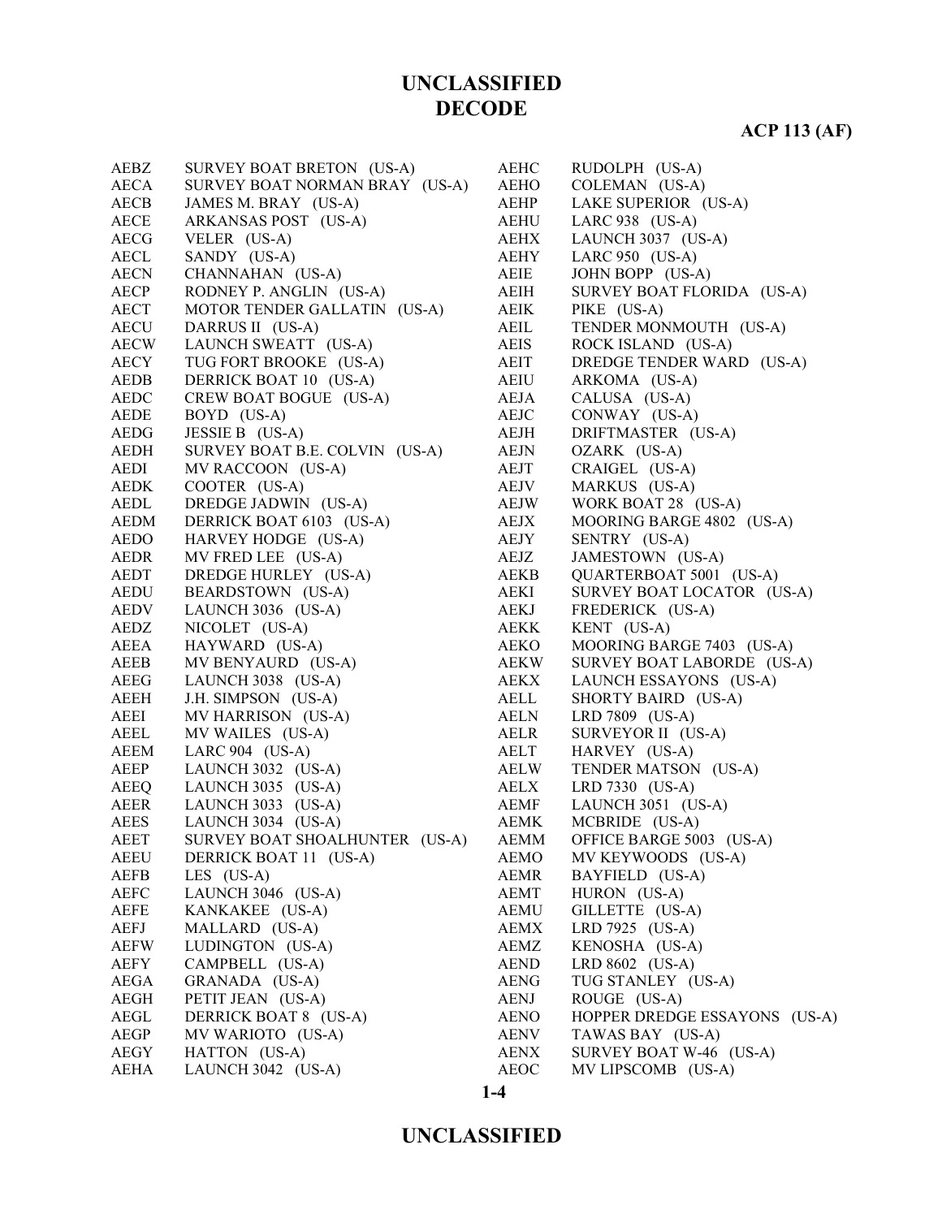| | |
|---|---|
| AEBZ | SURVEY BOAT BRETON (US-A) |
| AECA | SURVEY BOAT NORMAN BRAY (US-A) |
| AECB | JAMES M. BRAY (US-A) |
| AECE | ARKANSAS POST (US-A) |
| AECG | VELER (US-A) |
| AECL | SANDY (US-A) |
| AECN | CHANNAHAN (US-A) |
| AECP | RODNEY P. ANGLIN (US-A) |
| AECT | MOTOR TENDER GALLATIN (US-A) |
| AECU | DARRUS II (US-A) |
| AECW | LAUNCH SWEATT (US-A) |
| AECY | TUG FORT BROOKE (US-A) |
| AEDB | DERRICK BOAT 10 (US-A) |
| AEDC | CREW BOAT BOGUE (US-A) |
| AEDE | BOYD (US-A) |
| AEDG | JESSIE B (US-A) |
| AEDH | SURVEY BOAT B.E. COLVIN (US-A) |
| AEDI | MV RACCOON (US-A) |
| AEDK | COOTER (US-A) |
| AEDL | DREDGE JADWIN (US-A) |
| AEDM | DERRICK BOAT 6103 (US-A) |
| AEDO | HARVEY HODGE (US-A) |
| AEDR | MV FRED LEE (US-A) |
| AEDT | DREDGE HURLEY (US-A) |
| AEDU | BEARDSTOWN (US-A) |
| AEDV | LAUNCH 3036 (US-A) |
| AEDZ | NICOLET (US-A) |
| AEEA | HAYWARD (US-A) |
| AEEB | MV BENYAURD (US-A) |
| AEEG | LAUNCH 3038 (US-A) |
| AEEH | J.H. SIMPSON (US-A) |
| AEEI | MV HARRISON (US-A) |
| AEEL | MV WAILES (US-A) |
| AEEM | LARC 904 (US-A) |
| AEEP | LAUNCH 3032 (US-A) |
| AEEQ | LAUNCH 3035 (US-A) |
| AEER | LAUNCH 3033 (US-A) |
| AEES | LAUNCH 3034 (US-A) |
| AEET | SURVEY BOAT SHOALHUNTER (US-A) |
| AEEU | DERRICK BOAT 11 (US-A) |
| AEFB | LES (US-A) |
| AEFC | LAUNCH 3046 (US-A) |
| AEFE | KANKAKEE (US-A) |
| AEFJ | MALLARD (US-A) |
| AEFW | LUDINGTON (US-A) |
| AEFY | CAMPBELL (US-A) |
| AEGA | GRANADA (US-A) |
| AEGH | PETIT JEAN (US-A) |
| AEGL | DERRICK BOAT 8 (US-A) |
| AEGP | MV WARIOTO (US-A) |
| AEGY | HATTON (US-A) |
| AEHA | LAUNCH 3042 (US-A) |
| AEHC | RUDOLPH (US-A) |
| AEHO | COLEMAN (US-A) |
| AEHP | LAKE SUPERIOR (US-A) |
| AEHU | LARC 938 (US-A) |
| AEHX | LAUNCH 3037 (US-A) |
| AEHY | LARC 950 (US-A) |
| AEIE | JOHN BOPP (US-A) |
| AEIH | SURVEY BOAT FLORIDA (US-A) |
| AEIK | PIKE (US-A) |
| AEIL | TENDER MONMOUTH (US-A) |
| AEIS | ROCK ISLAND (US-A) |
| AEIT | DREDGE TENDER WARD (US-A) |
| AEIU | ARKOMA (US-A) |
| AEJA | CALUSA (US-A) |
| AEJC | CONWAY (US-A) |
| AEJH | DRIFTMASTER (US-A) |
| AEJN | OZARK (US-A) |
| AEJT | CRAIGEL (US-A) |
| AEJV | MARKUS (US-A) |
| AEJW | WORK BOAT 28 (US-A) |
| AEJX | MOORING BARGE 4802 (US-A) |
| AEJY | SENTRY (US-A) |
| AEJZ | JAMESTOWN (US-A) |
| AEKB | QUARTERBOAT 5001 (US-A) |
| AEKI | SURVEY BOAT LOCATOR (US-A) |
| AEKJ | FREDERICK (US-A) |
| AEKK | KENT (US-A) |
| AEKO | MOORING BARGE 7403 (US-A) |
| AEKW | SURVEY BOAT LABORDE (US-A) |
| AEKX | LAUNCH ESSAYONS (US-A) |
| AELL | SHORTY BAIRD (US-A) |
| AELN | LRD 7809 (US-A) |
| AELR | SURVEYOR II (US-A) |
| AELT | HARVEY (US-A) |
| AELW | TENDER MATSON (US-A) |
| AELX | LRD 7330 (US-A) |
| AEMF | LAUNCH 3051 (US-A) |
| AEMK | MCBRIDE (US-A) |
| AEMM | OFFICE BARGE 5003 (US-A) |
| AEMO | MV KEYWOODS (US-A) |
| AEMR | BAYFIELD (US-A) |
| AEMT | HURON (US-A) |
| AEMU | GILLETTE (US-A) |
| AEMX | LRD 7925 (US-A) |
| AEMZ | KENOSHA (US-A) |
| AEND | LRD 8602 (US-A) |
| AENG | TUG STANLEY (US-A) |
| AENJ | ROUGE (US-A) |
| AENO | HOPPER DREDGE ESSAYONS (US-A) |
| AENV | TAWAS BAY (US-A) |
| AENX | SURVEY BOAT W-46 (US-A) |
| AEOC | MV LIPSCOMB (US-A) |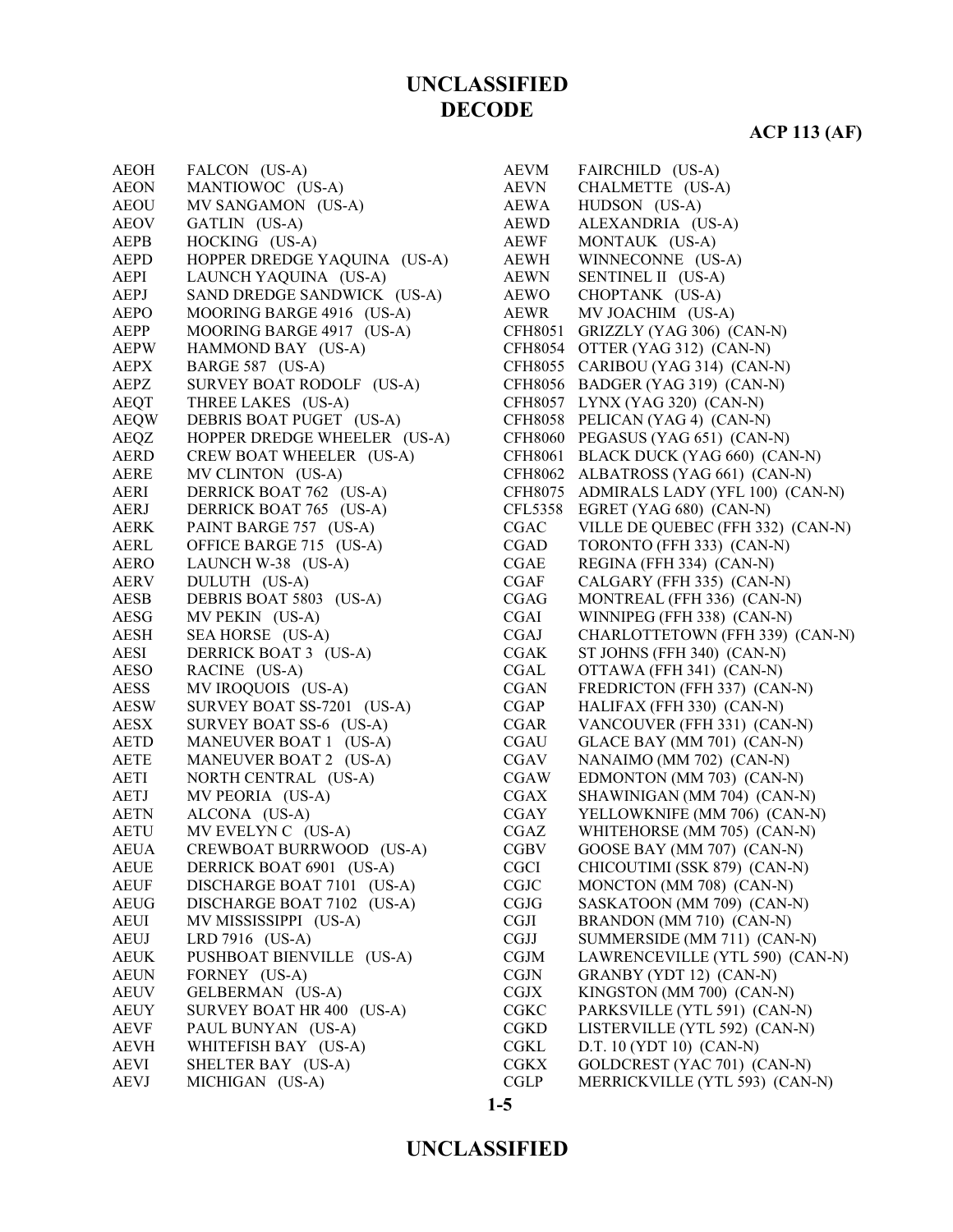# UNCLASSIFIED
# DECODE

**ACP 113 (AF)**

| | |
|---|---|
| AEOH | FALCON (US-A) |
| AEON | MANTIOWOC (US-A) |
| AEOU | MV SANGAMON (US-A) |
| AEOV | GATLIN (US-A) |
| AEPB | HOCKING (US-A) |
| AEPD | HOPPER DREDGE YAQUINA (US-A) |
| AEPI | LAUNCH YAQUINA (US-A) |
| AEPJ | SAND DREDGE SANDWICK (US-A) |
| AEPO | MOORING BARGE 4916 (US-A) |
| AEPP | MOORING BARGE 4917 (US-A) |
| AEPW | HAMMOND BAY (US-A) |
| AEPX | BARGE 587 (US-A) |
| AEPZ | SURVEY BOAT RODOLF (US-A) |
| AEQT | THREE LAKES (US-A) |
| AEQW | DEBRIS BOAT PUGET (US-A) |
| AEQZ | HOPPER DREDGE WHEELER (US-A) |
| AERD | CREW BOAT WHEELER (US-A) |
| AERE | MV CLINTON (US-A) |
| AERI | DERRICK BOAT 762 (US-A) |
| AERJ | DERRICK BOAT 765 (US-A) |
| AERK | PAINT BARGE 757 (US-A) |
| AERL | OFFICE BARGE 715 (US-A) |
| AERO | LAUNCH W-38 (US-A) |
| AERV | DULUTH (US-A) |
| AESB | DEBRIS BOAT 5803 (US-A) |
| AESG | MV PEKIN (US-A) |
| AESH | SEA HORSE (US-A) |
| AESI | DERRICK BOAT 3 (US-A) |
| AESO | RACINE (US-A) |
| AESS | MV IROQUOIS (US-A) |
| AESW | SURVEY BOAT SS-7201 (US-A) |
| AESX | SURVEY BOAT SS-6 (US-A) |
| AETD | MANEUVER BOAT 1 (US-A) |
| AETE | MANEUVER BOAT 2 (US-A) |
| AETI | NORTH CENTRAL (US-A) |
| AETJ | MV PEORIA (US-A) |
| AETN | ALCONA (US-A) |
| AETU | MV EVELYN C (US-A) |
| AEUA | CREWBOAT BURRWOOD (US-A) |
| AEUE | DERRICK BOAT 6901 (US-A) |
| AEUF | DISCHARGE BOAT 7101 (US-A) |
| AEUG | DISCHARGE BOAT 7102 (US-A) |
| AEUI | MV MISSISSIPPI (US-A) |
| AEUJ | LRD 7916 (US-A) |
| AEUK | PUSHBOAT BIENVILLE (US-A) |
| AEUN | FORNEY (US-A) |
| AEUV | GELBERMAN (US-A) |
| AEUY | SURVEY BOAT HR 400 (US-A) |
| AEVF | PAUL BUNYAN (US-A) |
| AEVH | WHITEFISH BAY (US-A) |
| AEVI | SHELTER BAY (US-A) |
| AEVJ | MICHIGAN (US-A) |
| AEVM | FAIRCHILD (US-A) |
| AEVN | CHALMETTE (US-A) |
| AEWA | HUDSON (US-A) |
| AEWD | ALEXANDRIA (US-A) |
| AEWF | MONTAUK (US-A) |
| AEWH | WINNECONNE (US-A) |
| AEWN | SENTINEL II (US-A) |
| AEWO | CHOPTANK (US-A) |
| AEWR | MV JOACHIM (US-A) |
| CFH8051 | GRIZZLY (YAG 306) (CAN-N) |
| CFH8054 | OTTER (YAG 312) (CAN-N) |
| CFH8055 | CARIBOU (YAG 314) (CAN-N) |
| CFH8056 | BADGER (YAG 319) (CAN-N) |
| CFH8057 | LYNX (YAG 320) (CAN-N) |
| CFH8058 | PELICAN (YAG 4) (CAN-N) |
| CFH8060 | PEGASUS (YAG 651) (CAN-N) |
| CFH8061 | BLACK DUCK (YAG 660) (CAN-N) |
| CFH8062 | ALBATROSS (YAG 661) (CAN-N) |
| CFH8075 | ADMIRALS LADY (YFL 100) (CAN-N) |
| CFL5358 | EGRET (YAG 680) (CAN-N) |
| CGAC | VILLE DE QUEBEC (FFH 332) (CAN-N) |
| CGAD | TORONTO (FFH 333) (CAN-N) |
| CGAE | REGINA (FFH 334) (CAN-N) |
| CGAF | CALGARY (FFH 335) (CAN-N) |
| CGAG | MONTREAL (FFH 336) (CAN-N) |
| CGAI | WINNIPEG (FFH 338) (CAN-N) |
| CGAJ | CHARLOTTETOWN (FFH 339) (CAN-N) |
| CGAK | ST JOHNS (FFH 340) (CAN-N) |
| CGAL | OTTAWA (FFH 341) (CAN-N) |
| CGAN | FREDRICTON (FFH 337) (CAN-N) |
| CGAP | HALIFAX (FFH 330) (CAN-N) |
| CGAR | VANCOUVER (FFH 331) (CAN-N) |
| CGAU | GLACE BAY (MM 701) (CAN-N) |
| CGAV | NANAIMO (MM 702) (CAN-N) |
| CGAW | EDMONTON (MM 703) (CAN-N) |
| CGAX | SHAWINIGAN (MM 704) (CAN-N) |
| CGAY | YELLOWKNIFE (MM 706) (CAN-N) |
| CGAZ | WHITEHORSE (MM 705) (CAN-N) |
| CGBV | GOOSE BAY (MM 707) (CAN-N) |
| CGCI | CHICOUTIMI (SSK 879) (CAN-N) |
| CGJC | MONCTON (MM 708) (CAN-N) |
| CGJG | SASKATOON (MM 709) (CAN-N) |
| CGJI | BRANDON (MM 710) (CAN-N) |
| CGJJ | SUMMERSIDE (MM 711) (CAN-N) |
| CGJM | LAWRENCEVILLE (YTL 590) (CAN-N) |
| CGJN | GRANBY (YDT 12) (CAN-N) |
| CGJX | KINGSTON (MM 700) (CAN-N) |
| CGKC | PARKSVILLE (YTL 591) (CAN-N) |
| CGKD | LISTERVILLE (YTL 592) (CAN-N) |
| CGKL | D.T. 10 (YDT 10) (CAN-N) |
| CGKX | GOLDCREST (YAC 701) (CAN-N) |
| CGLP | MERRICKVILLE (YTL 593) (CAN-N) |

# UNCLASSIFIED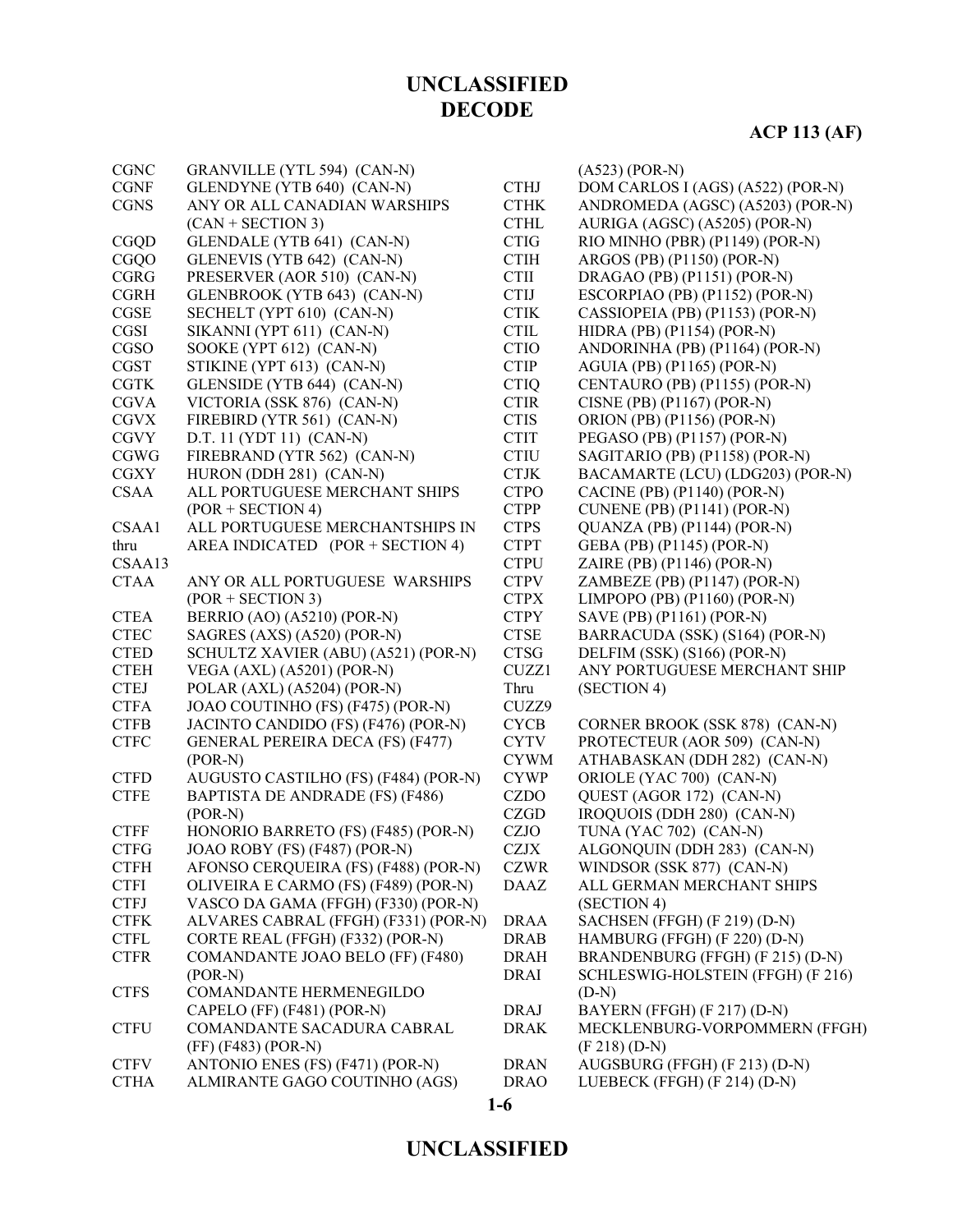**UNCLASSIFIED**
**DECODE**

**ACP 113 (AF)**

| | |
|---|---|
| CGNC | GRANVILLE (YTL 594) (CAN-N) |
| CGNF | GLENDYNE (YTB 640) (CAN-N) |
| CGNS | ANY OR ALL CANADIAN WARSHIPS (CAN + SECTION 3) |
| CGQD | GLENDALE (YTB 641) (CAN-N) |
| CGQO | GLENEVIS (YTB 642) (CAN-N) |
| CGRG | PRESERVER (AOR 510) (CAN-N) |
| CGRH | GLENBROOK (YTB 643) (CAN-N) |
| CGSE | SECHELT (YPT 610) (CAN-N) |
| CGSI | SIKANNI (YPT 611) (CAN-N) |
| CGSO | SOOKE (YPT 612) (CAN-N) |
| CGST | STIKINE (YPT 613) (CAN-N) |
| CGTK | GLENSIDE (YTB 644) (CAN-N) |
| CGVA | VICTORIA (SSK 876) (CAN-N) |
| CGVX | FIREBIRD (YTR 561) (CAN-N) |
| CGVY | D.T. 11 (YDT 11) (CAN-N) |
| CGWG | FIREBRAND (YTR 562) (CAN-N) |
| CGXY | HURON (DDH 281) (CAN-N) |
| CSAA | ALL PORTUGUESE MERCHANT SHIPS (POR + SECTION 4) |
| CSAA1 thru CSAA13 | ALL PORTUGUESE MERCHANTSHIPS IN AREA INDICATED (POR + SECTION 4) |
| CTAA | ANY OR ALL PORTUGUESE WARSHIPS (POR + SECTION 3) |
| CTEA | BERRIO (AO) (A5210) (POR-N) |
| CTEC | SAGRES (AXS) (A520) (POR-N) |
| CTED | SCHULTZ XAVIER (ABU) (A521) (POR-N) |
| CTEH | VEGA (AXL) (A5201) (POR-N) |
| CTEJ | POLAR (AXL) (A5204) (POR-N) |
| CTFA | JOAO COUTINHO (FS) (F475) (POR-N) |
| CTFB | JACINTO CANDIDO (FS) (F476) (POR-N) |
| CTFC | GENERAL PEREIRA DECA (FS) (F477) (POR-N) |
| CTFD | AUGUSTO CASTILHO (FS) (F484) (POR-N) |
| CTFE | BAPTISTA DE ANDRADE (FS) (F486) (POR-N) |
| CTFF | HONORIO BARRETO (FS) (F485) (POR-N) |
| CTFG | JOAO ROBY (FS) (F487) (POR-N) |
| CTFH | AFONSO CERQUEIRA (FS) (F488) (POR-N) |
| CTFI | OLIVEIRA E CARMO (FS) (F489) (POR-N) |
| CTFJ | VASCO DA GAMA (FFGH) (F330) (POR-N) |
| CTFK | ALVARES CABRAL (FFGH) (F331) (POR-N) |
| CTFL | CORTE REAL (FFGH) (F332) (POR-N) |
| CTFR | COMANDANTE JOAO BELO (FF) (F480) (POR-N) |
| CTFS | COMANDANTE HERMENEGILDO CAPELO (FF) (F481) (POR-N) |
| CTFU | COMANDANTE SACADURA CABRAL (FF) (F483) (POR-N) |
| CTFV | ANTONIO ENES (FS) (F471) (POR-N) |
| CTHA | ALMIRANTE GAGO COUTINHO (AGS) (A523) (POR-N) |
| CTHJ | DOM CARLOS I (AGS) (A522) (POR-N) |
| CTHK | ANDROMEDA (AGSC) (A5203) (POR-N) |
| CTHL | AURIGA (AGSC) (A5205) (POR-N) |
| CTIG | RIO MINHO (PBR) (P1149) (POR-N) |
| CTIH | ARGOS (PB) (P1150) (POR-N) |
| CTII | DRAGAO (PB) (P1151) (POR-N) |
| CTIJ | ESCORPIAO (PB) (P1152) (POR-N) |
| CTIK | CASSIOPEIA (PB) (P1153) (POR-N) |
| CTIL | HIDRA (PB) (P1154) (POR-N) |
| CTIO | ANDORINHA (PB) (P1164) (POR-N) |
| CTIP | AGUIA (PB) (P1165) (POR-N) |
| CTIQ | CENTAURO (PB) (P1155) (POR-N) |
| CTIR | CISNE (PB) (P1167) (POR-N) |
| CTIS | ORION (PB) (P1156) (POR-N) |
| CTIT | PEGASO (PB) (P1157) (POR-N) |
| CTIU | SAGITARIO (PB) (P1158) (POR-N) |
| CTJK | BACAMARTE (LCU) (LDG203) (POR-N) |
| CTPO | CACINE (PB) (P1140) (POR-N) |
| CTPP | CUNENE (PB) (P1141) (POR-N) |
| CTPS | QUANZA (PB) (P1144) (POR-N) |
| CTPT | GEBA (PB) (P1145) (POR-N) |
| CTPU | ZAIRE (PB) (P1146) (POR-N) |
| CTPV | ZAMBEZE (PB) (P1147) (POR-N) |
| CTPX | LIMPOPO (PB) (P1160) (POR-N) |
| CTPY | SAVE (PB) (P1161) (POR-N) |
| CTSE | BARRACUDA (SSK) (S164) (POR-N) |
| CTSG | DELFIM (SSK) (S166) (POR-N) |
| CUZZ1 Thru CUZZ9 | ANY PORTUGUESE MERCHANT SHIP (SECTION 4) |
| CYCB | CORNER BROOK (SSK 878) (CAN-N) |
| CYTV | PROTECTEUR (AOR 509) (CAN-N) |
| CYWM | ATHABASKAN (DDH 282) (CAN-N) |
| CYWP | ORIOLE (YAC 700) (CAN-N) |
| CZDO | QUEST (AGOR 172) (CAN-N) |
| CZGD | IROQUOIS (DDH 280) (CAN-N) |
| CZJO | TUNA (YAC 702) (CAN-N) |
| CZJX | ALGONQUIN (DDH 283) (CAN-N) |
| CZWR | WINDSOR (SSK 877) (CAN-N) |
| DAAZ | ALL GERMAN MERCHANT SHIPS (SECTION 4) |
| DRAA | SACHSEN (FFGH) (F 219) (D-N) |
| DRAB | HAMBURG (FFGH) (F 220) (D-N) |
| DRAH | BRANDENBURG (FFGH) (F 215) (D-N) |
| DRAI | SCHLESWIG-HOLSTEIN (FFGH) (F 216) (D-N) |
| DRAJ | BAYERN (FFGH) (F 217) (D-N) |
| DRAK | MECKLENBURG-VORPOMMERN (FFGH) (F 218) (D-N) |
| DRAN | AUGSBURG (FFGH) (F 213) (D-N) |
| DRAO | LUEBECK (FFGH) (F 214) (D-N) |

**UNCLASSIFIED**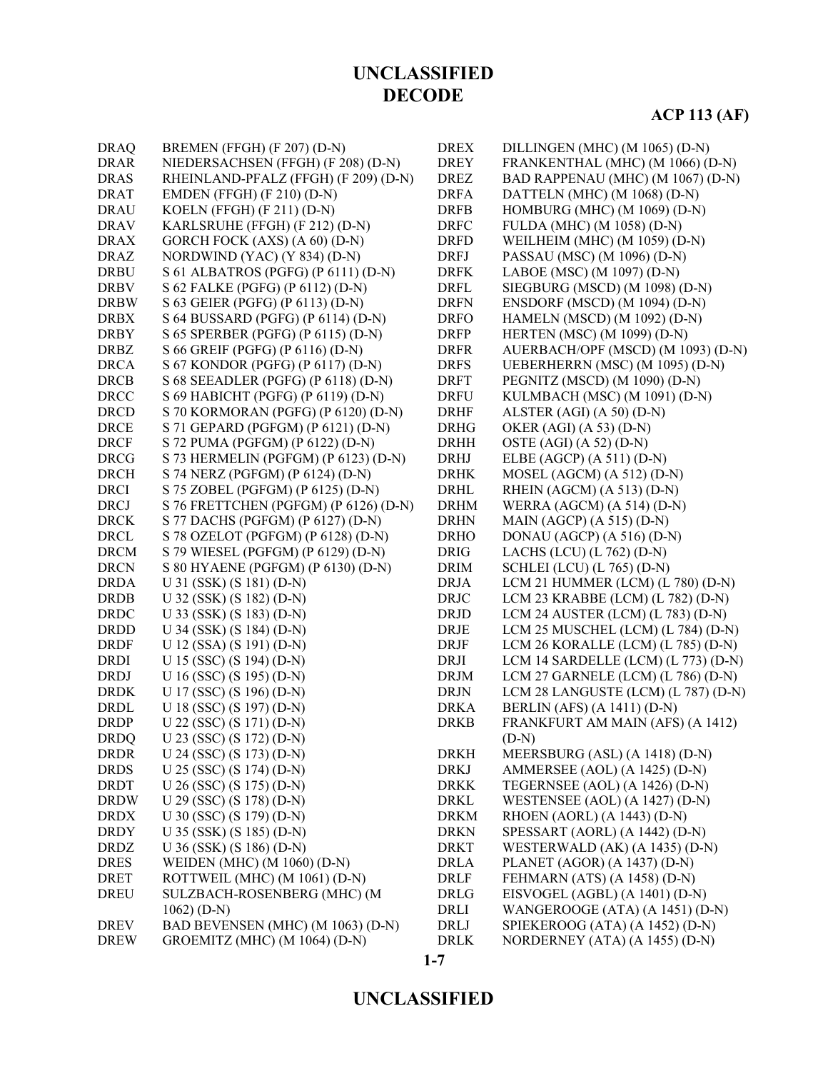| | |
|---|---|
| DRAQ | BREMEN (FFGH) (F 207) (D-N) |
| DRAR | NIEDERSACHSEN (FFGH) (F 208) (D-N) |
| DRAS | RHEINLAND-PFALZ (FFGH) (F 209) (D-N) |
| DRAT | EMDEN (FFGH) (F 210) (D-N) |
| DRAU | KOELN (FFGH) (F 211) (D-N) |
| DRAV | KARLSRUHE (FFGH) (F 212) (D-N) |
| DRAX | GORCH FOCK (AXS) (A 60) (D-N) |
| DRAZ | NORDWIND (YAC) (Y 834) (D-N) |
| DRBU | S 61 ALBATROS (PGFG) (P 6111) (D-N) |
| DRBV | S 62 FALKE (PGFG) (P 6112) (D-N) |
| DRBW | S 63 GEIER (PGFG) (P 6113) (D-N) |
| DRBX | S 64 BUSSARD (PGFG) (P 6114) (D-N) |
| DRBY | S 65 SPERBER (PGFG) (P 6115) (D-N) |
| DRBZ | S 66 GREIF (PGFG) (P 6116) (D-N) |
| DRCA | S 67 KONDOR (PGFG) (P 6117) (D-N) |
| DRCB | S 68 SEEADLER (PGFG) (P 6118) (D-N) |
| DRCC | S 69 HABICHT (PGFG) (P 6119) (D-N) |
| DRCD | S 70 KORMORAN (PGFG) (P 6120) (D-N) |
| DRCE | S 71 GEPARD (PGFGM) (P 6121) (D-N) |
| DRCF | S 72 PUMA (PGFGM) (P 6122) (D-N) |
| DRCG | S 73 HERMELIN (PGFGM) (P 6123) (D-N) |
| DRCH | S 74 NERZ (PGFGM) (P 6124) (D-N) |
| DRCI | S 75 ZOBEL (PGFGM) (P 6125) (D-N) |
| DRCJ | S 76 FRETTCHEN (PGFGM) (P 6126) (D-N) |
| DRCK | S 77 DACHS (PGFGM) (P 6127) (D-N) |
| DRCL | S 78 OZELOT (PGFGM) (P 6128) (D-N) |
| DRCM | S 79 WIESEL (PGFGM) (P 6129) (D-N) |
| DRCN | S 80 HYAENE (PGFGM) (P 6130) (D-N) |
| DRDA | U 31 (SSK) (S 181) (D-N) |
| DRDB | U 32 (SSK) (S 182) (D-N) |
| DRDC | U 33 (SSK) (S 183) (D-N) |
| DRDD | U 34 (SSK) (S 184) (D-N) |
| DRDF | U 12 (SSA) (S 191) (D-N) |
| DRDI | U 15 (SSC) (S 194) (D-N) |
| DRDJ | U 16 (SSC) (S 195) (D-N) |
| DRDK | U 17 (SSC) (S 196) (D-N) |
| DRDL | U 18 (SSC) (S 197) (D-N) |
| DRDP | U 22 (SSC) (S 171) (D-N) |
| DRDQ | U 23 (SSC) (S 172) (D-N) |
| DRDR | U 24 (SSC) (S 173) (D-N) |
| DRDS | U 25 (SSC) (S 174) (D-N) |
| DRDT | U 26 (SSC) (S 175) (D-N) |
| DRDW | U 29 (SSC) (S 178) (D-N) |
| DRDX | U 30 (SSC) (S 179) (D-N) |
| DRDY | U 35 (SSK) (S 185) (D-N) |
| DRDZ | U 36 (SSK) (S 186) (D-N) |
| DRES | WEIDEN (MHC) (M 1060) (D-N) |
| DRET | ROTTWEIL (MHC) (M 1061) (D-N) |
| DREU | SULZBACH-ROSENBERG (MHC) (M 1062) (D-N) |
| DREV | BAD BEVENSEN (MHC) (M 1063) (D-N) |
| DREW | GROEMITZ (MHC) (M 1064) (D-N) |
| DREX | DILLINGEN (MHC) (M 1065) (D-N) |
| DREY | FRANKENTHAL (MHC) (M 1066) (D-N) |
| DREZ | BAD RAPPENAU (MHC) (M 1067) (D-N) |
| DRFA | DATTELN (MHC) (M 1068) (D-N) |
| DRFB | HOMBURG (MHC) (M 1069) (D-N) |
| DRFC | FULDA (MHC) (M 1058) (D-N) |
| DRFD | WEILHEIM (MHC) (M 1059) (D-N) |
| DRFJ | PASSAU (MSC) (M 1096) (D-N) |
| DRFK | LABOE (MSC) (M 1097) (D-N) |
| DRFL | SIEGBURG (MSCD) (M 1098) (D-N) |
| DRFN | ENSDORF (MSCD) (M 1094) (D-N) |
| DRFO | HAMELN (MSCD) (M 1092) (D-N) |
| DRFP | HERTEN (MSC) (M 1099) (D-N) |
| DRFR | AUERBACH/OPF (MSCD) (M 1093) (D-N) |
| DRFS | UEBERHERRN (MSC) (M 1095) (D-N) |
| DRFT | PEGNITZ (MSCD) (M 1090) (D-N) |
| DRFU | KULMBACH (MSC) (M 1091) (D-N) |
| DRHF | ALSTER (AGI) (A 50) (D-N) |
| DRHG | OKER (AGI) (A 53) (D-N) |
| DRHH | OSTE (AGI) (A 52) (D-N) |
| DRHJ | ELBE (AGCP) (A 511) (D-N) |
| DRHK | MOSEL (AGCM) (A 512) (D-N) |
| DRHL | RHEIN (AGCM) (A 513) (D-N) |
| DRHM | WERRA (AGCM) (A 514) (D-N) |
| DRHN | MAIN (AGCP) (A 515) (D-N) |
| DRHO | DONAU (AGCP) (A 516) (D-N) |
| DRIG | LACHS (LCU) (L 762) (D-N) |
| DRIM | SCHLEI (LCU) (L 765) (D-N) |
| DRJA | LCM 21 HUMMER (LCM) (L 780) (D-N) |
| DRJC | LCM 23 KRABBE (LCM) (L 782) (D-N) |
| DRJD | LCM 24 AUSTER (LCM) (L 783) (D-N) |
| DRJE | LCM 25 MUSCHEL (LCM) (L 784) (D-N) |
| DRJF | LCM 26 KORALLE (LCM) (L 785) (D-N) |
| DRJI | LCM 14 SARDELLE (LCM) (L 773) (D-N) |
| DRJM | LCM 27 GARNELE (LCM) (L 786) (D-N) |
| DRJN | LCM 28 LANGUSTE (LCM) (L 787) (D-N) |
| DRKA | BERLIN (AFS) (A 1411) (D-N) |
| DRKB | FRANKFURT AM MAIN (AFS) (A 1412) (D-N) |
| DRKH | MEERSBURG (ASL) (A 1418) (D-N) |
| DRKJ | AMMERSEE (AOL) (A 1425) (D-N) |
| DRKK | TEGERNSEE (AOL) (A 1426) (D-N) |
| DRKL | WESTENSEE (AOL) (A 1427) (D-N) |
| DRKM | RHOEN (AORL) (A 1443) (D-N) |
| DRKN | SPESSART (AORL) (A 1442) (D-N) |
| DRKT | WESTERWALD (AK) (A 1435) (D-N) |
| DRLA | PLANET (AGOR) (A 1437) (D-N) |
| DRLF | FEHMARN (ATS) (A 1458) (D-N) |
| DRLG | EISVOGEL (AGBL) (A 1401) (D-N) |
| DRLI | WANGEROOGE (ATA) (A 1451) (D-N) |
| DRLJ | SPIEKEROOG (ATA) (A 1452) (D-N) |
| DRLK | NORDERNEY (ATA) (A 1455) (D-N) |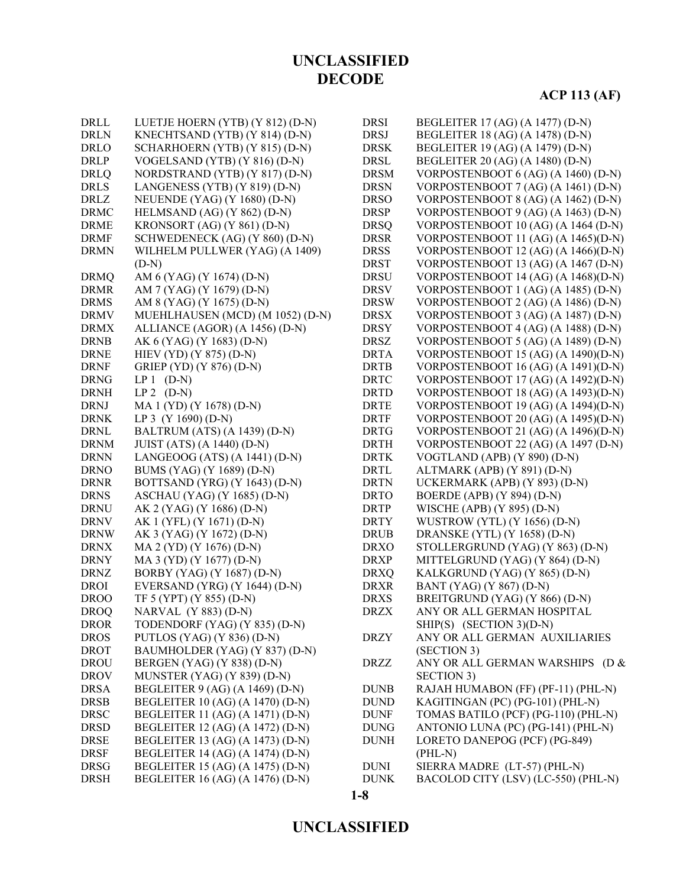| | |
|---|---|
| DRLL | LUETJE HOERN (YTB) (Y 812) (D-N) |
| DRLN | KNECHTSAND (YTB) (Y 814) (D-N) |
| DRLO | SCHARHOERN (YTB) (Y 815) (D-N) |
| DRLP | VOGELSAND (YTB) (Y 816) (D-N) |
| DRLQ | NORDSTRAND (YTB) (Y 817) (D-N) |
| DRLS | LANGENESS (YTB) (Y 819) (D-N) |
| DRLZ | NEUENDE (YAG) (Y 1680) (D-N) |
| DRMC | HELMSAND (AG) (Y 862) (D-N) |
| DRME | KRONSORT (AG) (Y 861) (D-N) |
| DRMF | SCHWEDENECK (AG) (Y 860) (D-N) |
| DRMN | WILHELM PULLWER (YAG) (A 1409) (D-N) |
| DRMQ | AM 6 (YAG) (Y 1674) (D-N) |
| DRMR | AM 7 (YAG) (Y 1679) (D-N) |
| DRMS | AM 8 (YAG) (Y 1675) (D-N) |
| DRMV | MUEHLHAUSEN (MCD) (M 1052) (D-N) |
| DRMX | ALLIANCE (AGOR) (A 1456) (D-N) |
| DRNB | AK 6 (YAG) (Y 1683) (D-N) |
| DRNE | HIEV (YD) (Y 875) (D-N) |
| DRNF | GRIEP (YD) (Y 876) (D-N) |
| DRNG | LP 1 (D-N) |
| DRNH | LP 2 (D-N) |
| DRNJ | MA 1 (YD) (Y 1678) (D-N) |
| DRNK | LP 3 (Y 1690) (D-N) |
| DRNL | BALTRUM (ATS) (A 1439) (D-N) |
| DRNM | JUIST (ATS) (A 1440) (D-N) |
| DRNN | LANGEOOG (ATS) (A 1441) (D-N) |
| DRNO | BUMS (YAG) (Y 1689) (D-N) |
| DRNR | BOTTSAND (YRG) (Y 1643) (D-N) |
| DRNS | ASCHAU (YAG) (Y 1685) (D-N) |
| DRNU | AK 2 (YAG) (Y 1686) (D-N) |
| DRNV | AK 1 (YFL) (Y 1671) (D-N) |
| DRNW | AK 3 (YAG) (Y 1672) (D-N) |
| DRNX | MA 2 (YD) (Y 1676) (D-N) |
| DRNY | MA 3 (YD) (Y 1677) (D-N) |
| DRNZ | BORBY (YAG) (Y 1687) (D-N) |
| DROI | EVERSAND (YRG) (Y 1644) (D-N) |
| DROO | TF 5 (YPT) (Y 855) (D-N) |
| DROQ | NARVAL (Y 883) (D-N) |
| DROR | TODENDORF (YAG) (Y 835) (D-N) |
| DROS | PUTLOS (YAG) (Y 836) (D-N) |
| DROT | BAUMHOLDER (YAG) (Y 837) (D-N) |
| DROU | BERGEN (YAG) (Y 838) (D-N) |
| DROV | MUNSTER (YAG) (Y 839) (D-N) |
| DRSA | BEGLEITER 9 (AG) (A 1469) (D-N) |
| DRSB | BEGLEITER 10 (AG) (A 1470) (D-N) |
| DRSC | BEGLEITER 11 (AG) (A 1471) (D-N) |
| DRSD | BEGLEITER 12 (AG) (A 1472) (D-N) |
| DRSE | BEGLEITER 13 (AG) (A 1473) (D-N) |
| DRSF | BEGLEITER 14 (AG) (A 1474) (D-N) |
| DRSG | BEGLEITER 15 (AG) (A 1475) (D-N) |
| DRSH | BEGLEITER 16 (AG) (A 1476) (D-N) |
| DRSI | BEGLEITER 17 (AG) (A 1477) (D-N) |
| DRSJ | BEGLEITER 18 (AG) (A 1478) (D-N) |
| DRSK | BEGLEITER 19 (AG) (A 1479) (D-N) |
| DRSL | BEGLEITER 20 (AG) (A 1480) (D-N) |
| DRSM | VORPOSTENBOOT 6 (AG) (A 1460) (D-N) |
| DRSN | VORPOSTENBOOT 7 (AG) (A 1461) (D-N) |
| DRSO | VORPOSTENBOOT 8 (AG) (A 1462) (D-N) |
| DRSP | VORPOSTENBOOT 9 (AG) (A 1463) (D-N) |
| DRSQ | VORPOSTENBOOT 10 (AG) (A 1464 (D-N) |
| DRSR | VORPOSTENBOOT 11 (AG) (A 1465)(D-N) |
| DRSS | VORPOSTENBOOT 12 (AG) (A 1466)(D-N) |
| DRST | VORPOSTENBOOT 13 (AG) (A 1467 (D-N) |
| DRSU | VORPOSTENBOOT 14 (AG) (A 1468)(D-N) |
| DRSV | VORPOSTENBOOT 1 (AG) (A 1485) (D-N) |
| DRSW | VORPOSTENBOOT 2 (AG) (A 1486) (D-N) |
| DRSX | VORPOSTENBOOT 3 (AG) (A 1487) (D-N) |
| DRSY | VORPOSTENBOOT 4 (AG) (A 1488) (D-N) |
| DRSZ | VORPOSTENBOOT 5 (AG) (A 1489) (D-N) |
| DRTA | VORPOSTENBOOT 15 (AG) (A 1490)(D-N) |
| DRTB | VORPOSTENBOOT 16 (AG) (A 1491)(D-N) |
| DRTC | VORPOSTENBOOT 17 (AG) (A 1492)(D-N) |
| DRTD | VORPOSTENBOOT 18 (AG) (A 1493)(D-N) |
| DRTE | VORPOSTENBOOT 19 (AG) (A 1494)(D-N) |
| DRTF | VORPOSTENBOOT 20 (AG) (A 1495)(D-N) |
| DRTG | VORPOSTENBOOT 21 (AG) (A 1496)(D-N) |
| DRTH | VORPOSTENBOOT 22 (AG) (A 1497 (D-N) |
| DRTK | VOGTLAND (APB) (Y 890) (D-N) |
| DRTL | ALTMARK (APB) (Y 891) (D-N) |
| DRTN | UCKERMARK (APB) (Y 893) (D-N) |
| DRTO | BOERDE (APB) (Y 894) (D-N) |
| DRTP | WISCHE (APB) (Y 895) (D-N) |
| DRTY | WUSTROW (YTL) (Y 1656) (D-N) |
| DRUB | DRANSKE (YTL) (Y 1658) (D-N) |
| DRXO | STOLLERGRUND (YAG) (Y 863) (D-N) |
| DRXP | MITTELGRUND (YAG) (Y 864) (D-N) |
| DRXQ | KALKGRUND (YAG) (Y 865) (D-N) |
| DRXR | BANT (YAG) (Y 867) (D-N) |
| DRXS | BREITGRUND (YAG) (Y 866) (D-N) |
| DRZX | ANY OR ALL GERMAN HOSPITAL SHIP(S) (SECTION 3)(D-N) |
| DRZY | ANY OR ALL GERMAN AUXILIARIES (SECTION 3) |
| DRZZ | ANY OR ALL GERMAN WARSHIPS (D & SECTION 3) |
| DUNB | RAJAH HUMABON (FF) (PF-11) (PHL-N) |
| DUND | KAGITINGAN (PC) (PG-101) (PHL-N) |
| DUNF | TOMAS BATILO (PCF) (PG-110) (PHL-N) |
| DUNG | ANTONIO LUNA (PC) (PG-141) (PHL-N) |
| DUNH | LORETO DANEPOG (PCF) (PG-849) (PHL-N) |
| DUNI | SIERRA MADRE (LT-57) (PHL-N) |
| DUNK | BACOLOD CITY (LSV) (LC-550) (PHL-N) |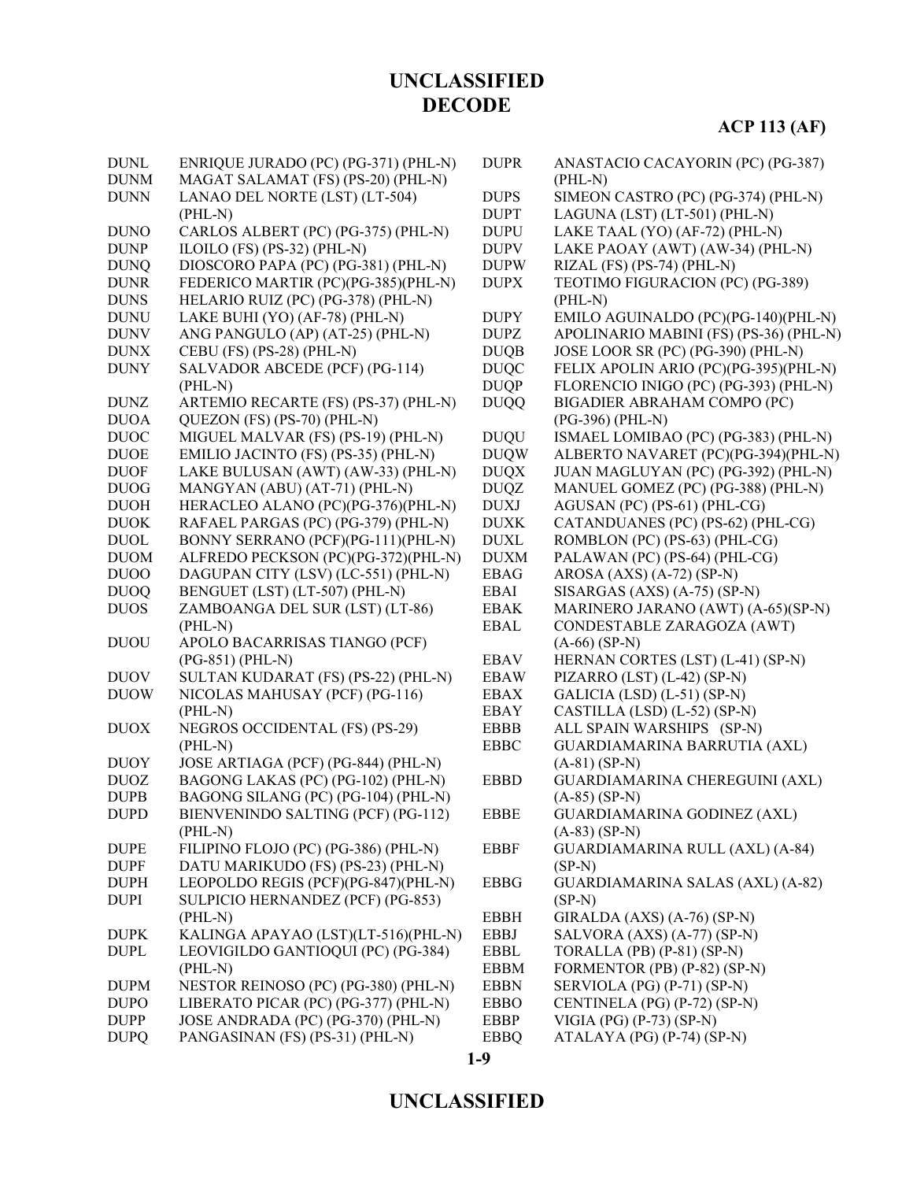| Code | Decode |
|---|---|
| DUNL | ENRIQUE JURADO (PC) (PG-371) (PHL-N) |
| DUNM | MAGAT SALAMAT (FS) (PS-20) (PHL-N) |
| DUNN | LANAO DEL NORTE (LST) (LT-504) (PHL-N) |
| DUNO | CARLOS ALBERT (PC) (PG-375) (PHL-N) |
| DUNP | ILOILO (FS) (PS-32) (PHL-N) |
| DUNQ | DIOSCORO PAPA (PC) (PG-381) (PHL-N) |
| DUNR | FEDERICO MARTIR (PC)(PG-385)(PHL-N) |
| DUNS | HELARIO RUIZ (PC) (PG-378) (PHL-N) |
| DUNU | LAKE BUHI (YO) (AF-78) (PHL-N) |
| DUNV | ANG PANGULO (AP) (AT-25) (PHL-N) |
| DUNX | CEBU (FS) (PS-28) (PHL-N) |
| DUNY | SALVADOR ABCEDE (PCF) (PG-114) (PHL-N) |
| DUNZ | ARTEMIO RECARTE (FS) (PS-37) (PHL-N) |
| DUOA | QUEZON (FS) (PS-70) (PHL-N) |
| DUOC | MIGUEL MALVAR (FS) (PS-19) (PHL-N) |
| DUOE | EMILIO JACINTO (FS) (PS-35) (PHL-N) |
| DUOF | LAKE BULUSAN (AWT) (AW-33) (PHL-N) |
| DUOG | MANGYAN (ABU) (AT-71) (PHL-N) |
| DUOH | HERACLEO ALANO (PC)(PG-376)(PHL-N) |
| DUOK | RAFAEL PARGAS (PC) (PG-379) (PHL-N) |
| DUOL | BONNY SERRANO (PCF)(PG-111)(PHL-N) |
| DUOM | ALFREDO PECKSON (PC)(PG-372)(PHL-N) |
| DUOO | DAGUPAN CITY (LSV) (LC-551) (PHL-N) |
| DUOQ | BENGUET (LST) (LT-507) (PHL-N) |
| DUOS | ZAMBOANGA DEL SUR (LST) (LT-86) (PHL-N) |
| DUOU | APOLO BACARRISAS TIANGO (PCF) (PG-851) (PHL-N) |
| DUOV | SULTAN KUDARAT (FS) (PS-22) (PHL-N) |
| DUOW | NICOLAS MAHUSAY (PCF) (PG-116) (PHL-N) |
| DUOX | NEGROS OCCIDENTAL (FS) (PS-29) (PHL-N) |
| DUOY | JOSE ARTIAGA (PCF) (PG-844) (PHL-N) |
| DUOZ | BAGONG LAKAS (PC) (PG-102) (PHL-N) |
| DUPB | BAGONG SILANG (PC) (PG-104) (PHL-N) |
| DUPD | BIENVENINDO SALTING (PCF) (PG-112) (PHL-N) |
| DUPE | FILIPINO FLOJO (PC) (PG-386) (PHL-N) |
| DUPF | DATU MARIKUDO (FS) (PS-23) (PHL-N) |
| DUPH | LEOPOLDO REGIS (PCF)(PG-847)(PHL-N) |
| DUPI | SULPICIO HERNANDEZ (PCF) (PG-853) (PHL-N) |
| DUPK | KALINGA APAYAO (LST)(LT-516)(PHL-N) |
| DUPL | LEOVIGILDO GANTIOQUI (PC) (PG-384) (PHL-N) |
| DUPM | NESTOR REINOSO (PC) (PG-380) (PHL-N) |
| DUPO | LIBERATO PICAR (PC) (PG-377) (PHL-N) |
| DUPP | JOSE ANDRADA (PC) (PG-370) (PHL-N) |
| DUPQ | PANGASINAN (FS) (PS-31) (PHL-N) |
| DUPR | ANASTACIO CACAYORIN (PC) (PG-387) (PHL-N) |
| DUPS | SIMEON CASTRO (PC) (PG-374) (PHL-N) |
| DUPT | LAGUNA (LST) (LT-501) (PHL-N) |
| DUPU | LAKE TAAL (YO) (AF-72) (PHL-N) |
| DUPV | LAKE PAOAY (AWT) (AW-34) (PHL-N) |
| DUPW | RIZAL (FS) (PS-74) (PHL-N) |
| DUPX | TEOTIMO FIGURACION (PC) (PG-389) (PHL-N) |
| DUPY | EMILO AGUINALDO (PC)(PG-140)(PHL-N) |
| DUPZ | APOLINARIO MABINI (FS) (PS-36) (PHL-N) |
| DUQB | JOSE LOOR SR (PC) (PG-390) (PHL-N) |
| DUQC | FELIX APOLIN ARIO (PC)(PG-395)(PHL-N) |
| DUQP | FLORENCIO INIGO (PC) (PG-393) (PHL-N) |
| DUQQ | BIGADIER ABRAHAM COMPO (PC) (PG-396) (PHL-N) |
| DUQU | ISMAEL LOMIBAO (PC) (PG-383) (PHL-N) |
| DUQW | ALBERTO NAVARET (PC)(PG-394)(PHL-N) |
| DUQX | JUAN MAGLUYAN (PC) (PG-392) (PHL-N) |
| DUQZ | MANUEL GOMEZ (PC) (PG-388) (PHL-N) |
| DUXJ | AGUSAN (PC) (PS-61) (PHL-CG) |
| DUXK | CATANDUANES (PC) (PS-62) (PHL-CG) |
| DUXL | ROMBLON (PC) (PS-63) (PHL-CG) |
| DUXM | PALAWAN (PC) (PS-64) (PHL-CG) |
| EBAG | AROSA (AXS) (A-72) (SP-N) |
| EBAI | SISARGAS (AXS) (A-75) (SP-N) |
| EBAK | MARINERO JARANO (AWT) (A-65)(SP-N) |
| EBAL | CONDESTABLE ZARAGOZA (AWT) (A-66) (SP-N) |
| EBAV | HERNAN CORTES (LST) (L-41) (SP-N) |
| EBAW | PIZARRO (LST) (L-42) (SP-N) |
| EBAX | GALICIA (LSD) (L-51) (SP-N) |
| EBAY | CASTILLA (LSD) (L-52) (SP-N) |
| EBBB | ALL SPAIN WARSHIPS (SP-N) |
| EBBC | GUARDIAMARINA BARRUTIA (AXL) (A-81) (SP-N) |
| EBBD | GUARDIAMARINA CHEREGUINI (AXL) (A-85) (SP-N) |
| EBBE | GUARDIAMARINA GODINEZ (AXL) (A-83) (SP-N) |
| EBBF | GUARDIAMARINA RULL (AXL) (A-84) (SP-N) |
| EBBG | GUARDIAMARINA SALAS (AXL) (A-82) (SP-N) |
| EBBH | GIRALDA (AXS) (A-76) (SP-N) |
| EBBJ | SALVORA (AXS) (A-77) (SP-N) |
| EBBL | TORALLA (PB) (P-81) (SP-N) |
| EBBM | FORMENTOR (PB) (P-82) (SP-N) |
| EBBN | SERVIOLA (PG) (P-71) (SP-N) |
| EBBO | CENTINELA (PG) (P-72) (SP-N) |
| EBBP | VIGIA (PG) (P-73) (SP-N) |
| EBBQ | ATALAYA (PG) (P-74) (SP-N) |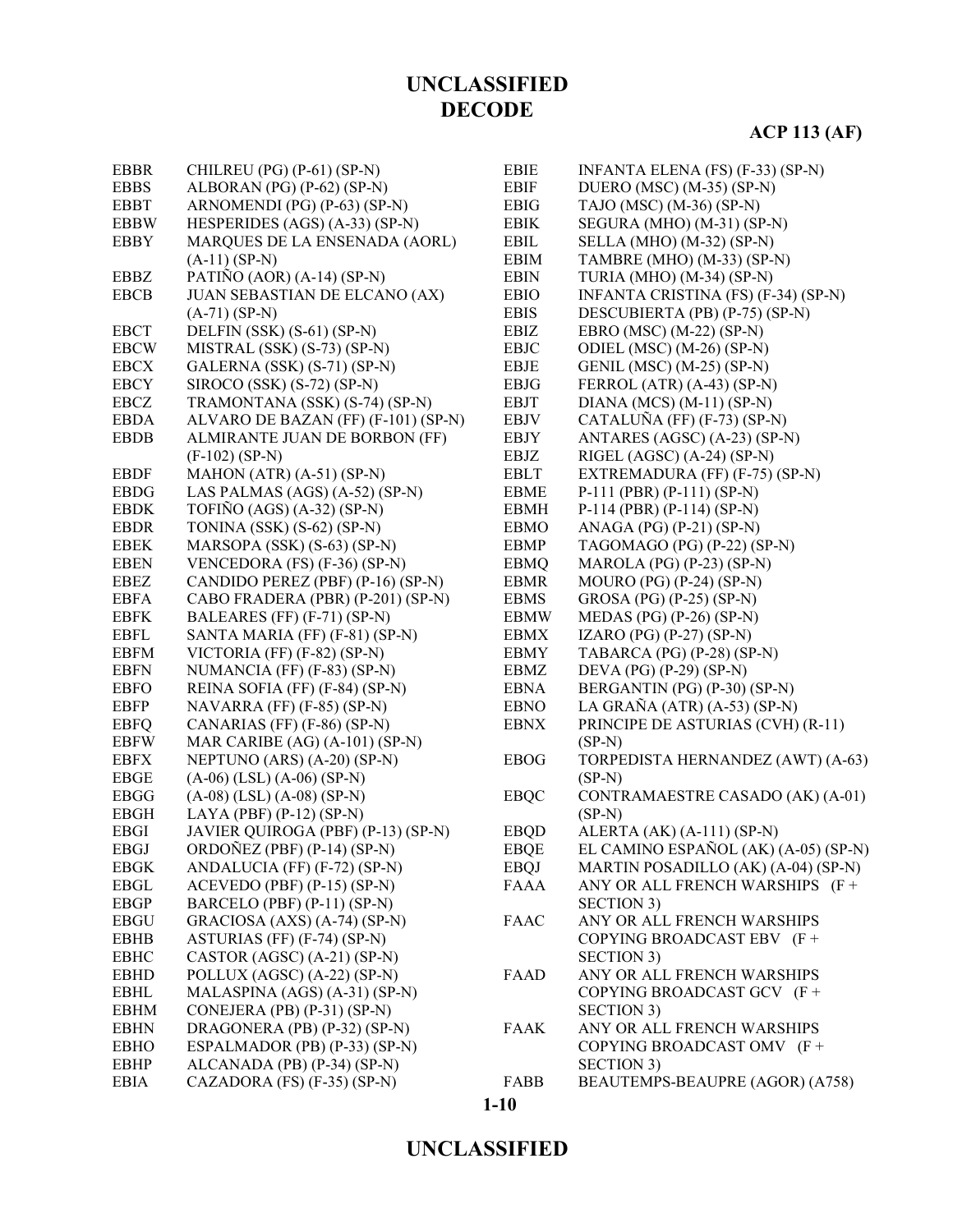| | |
|---|---|
| EBBR | CHILREU (PG) (P-61) (SP-N) |
| EBBS | ALBORAN (PG) (P-62) (SP-N) |
| EBBT | ARNOMENDI (PG) (P-63) (SP-N) |
| EBBW | HESPERIDES (AGS) (A-33) (SP-N) |
| EBBY | MARQUES DE LA ENSENADA (AORL) (A-11) (SP-N) |
| EBBZ | PATIÑO (AOR) (A-14) (SP-N) |
| EBCB | JUAN SEBASTIAN DE ELCANO (AX) (A-71) (SP-N) |
| EBCT | DELFIN (SSK) (S-61) (SP-N) |
| EBCW | MISTRAL (SSK) (S-73) (SP-N) |
| EBCX | GALERNA (SSK) (S-71) (SP-N) |
| EBCY | SIROCO (SSK) (S-72) (SP-N) |
| EBCZ | TRAMONTANA (SSK) (S-74) (SP-N) |
| EBDA | ALVARO DE BAZAN (FF) (F-101) (SP-N) |
| EBDB | ALMIRANTE JUAN DE BORBON (FF) (F-102) (SP-N) |
| EBDF | MAHON (ATR) (A-51) (SP-N) |
| EBDG | LAS PALMAS (AGS) (A-52) (SP-N) |
| EBDK | TOFIÑO (AGS) (A-32) (SP-N) |
| EBDR | TONINA (SSK) (S-62) (SP-N) |
| EBEK | MARSOPA (SSK) (S-63) (SP-N) |
| EBEN | VENCEDORA (FS) (F-36) (SP-N) |
| EBEZ | CANDIDO PEREZ (PBF) (P-16) (SP-N) |
| EBFA | CABO FRADERA (PBR) (P-201) (SP-N) |
| EBFK | BALEARES (FF) (F-71) (SP-N) |
| EBFL | SANTA MARIA (FF) (F-81) (SP-N) |
| EBFM | VICTORIA (FF) (F-82) (SP-N) |
| EBFN | NUMANCIA (FF) (F-83) (SP-N) |
| EBFO | REINA SOFIA (FF) (F-84) (SP-N) |
| EBFP | NAVARRA (FF) (F-85) (SP-N) |
| EBFQ | CANARIAS (FF) (F-86) (SP-N) |
| EBFW | MAR CARIBE (AG) (A-101) (SP-N) |
| EBFX | NEPTUNO (ARS) (A-20) (SP-N) |
| EBGE | (A-06) (LSL) (A-06) (SP-N) |
| EBGG | (A-08) (LSL) (A-08) (SP-N) |
| EBGH | LAYA (PBF) (P-12) (SP-N) |
| EBGI | JAVIER QUIROGA (PBF) (P-13) (SP-N) |
| EBGJ | ORDOÑEZ (PBF) (P-14) (SP-N) |
| EBGK | ANDALUCIA (FF) (F-72) (SP-N) |
| EBGL | ACEVEDO (PBF) (P-15) (SP-N) |
| EBGP | BARCELO (PBF) (P-11) (SP-N) |
| EBGU | GRACIOSA (AXS) (A-74) (SP-N) |
| EBHB | ASTURIAS (FF) (F-74) (SP-N) |
| EBHC | CASTOR (AGSC) (A-21) (SP-N) |
| EBHD | POLLUX (AGSC) (A-22) (SP-N) |
| EBHL | MALASPINA (AGS) (A-31) (SP-N) |
| EBHM | CONEJERA (PB) (P-31) (SP-N) |
| EBHN | DRAGONERA (PB) (P-32) (SP-N) |
| EBHO | ESPALMADOR (PB) (P-33) (SP-N) |
| EBHP | ALCANADA (PB) (P-34) (SP-N) |
| EBIA | CAZADORA (FS) (F-35) (SP-N) |
| EBIE | INFANTA ELENA (FS) (F-33) (SP-N) |
| EBIF | DUERO (MSC) (M-35) (SP-N) |
| EBIG | TAJO (MSC) (M-36) (SP-N) |
| EBIK | SEGURA (MHO) (M-31) (SP-N) |
| EBIL | SELLA (MHO) (M-32) (SP-N) |
| EBIM | TAMBRE (MHO) (M-33) (SP-N) |
| EBIN | TURIA (MHO) (M-34) (SP-N) |
| EBIO | INFANTA CRISTINA (FS) (F-34) (SP-N) |
| EBIS | DESCUBIERTA (PB) (P-75) (SP-N) |
| EBIZ | EBRO (MSC) (M-22) (SP-N) |
| EBJC | ODIEL (MSC) (M-26) (SP-N) |
| EBJE | GENIL (MSC) (M-25) (SP-N) |
| EBJG | FERROL (ATR) (A-43) (SP-N) |
| EBJT | DIANA (MCS) (M-11) (SP-N) |
| EBJV | CATALUÑA (FF) (F-73) (SP-N) |
| EBJY | ANTARES (AGSC) (A-23) (SP-N) |
| EBJZ | RIGEL (AGSC) (A-24) (SP-N) |
| EBLT | EXTREMADURA (FF) (F-75) (SP-N) |
| EBME | P-111 (PBR) (P-111) (SP-N) |
| EBMH | P-114 (PBR) (P-114) (SP-N) |
| EBMO | ANAGA (PG) (P-21) (SP-N) |
| EBMP | TAGOMAGO (PG) (P-22) (SP-N) |
| EBMQ | MAROLA (PG) (P-23) (SP-N) |
| EBMR | MOURO (PG) (P-24) (SP-N) |
| EBMS | GROSA (PG) (P-25) (SP-N) |
| EBMW | MEDAS (PG) (P-26) (SP-N) |
| EBMX | IZARO (PG) (P-27) (SP-N) |
| EBMY | TABARCA (PG) (P-28) (SP-N) |
| EBMZ | DEVA (PG) (P-29) (SP-N) |
| EBNA | BERGANTIN (PG) (P-30) (SP-N) |
| EBNO | LA GRAÑA (ATR) (A-53) (SP-N) |
| EBNX | PRINCIPE DE ASTURIAS (CVH) (R-11) (SP-N) |
| EBOG | TORPEDISTA HERNANDEZ (AWT) (A-63) (SP-N) |
| EBQC | CONTRAMAESTRE CASADO (AK) (A-01) (SP-N) |
| EBQD | ALERTA (AK) (A-111) (SP-N) |
| EBQE | EL CAMINO ESPAÑOL (AK) (A-05) (SP-N) |
| EBQJ | MARTIN POSADILLO (AK) (A-04) (SP-N) |
| FAAA | ANY OR ALL FRENCH WARSHIPS (F + SECTION 3) |
| FAAC | ANY OR ALL FRENCH WARSHIPS COPYING BROADCAST EBV (F + SECTION 3) |
| FAAD | ANY OR ALL FRENCH WARSHIPS COPYING BROADCAST GCV (F + SECTION 3) |
| FAAK | ANY OR ALL FRENCH WARSHIPS COPYING BROADCAST OMV (F + SECTION 3) |
| FABB | BEAUTEMPS-BEAUPRE (AGOR) (A758) |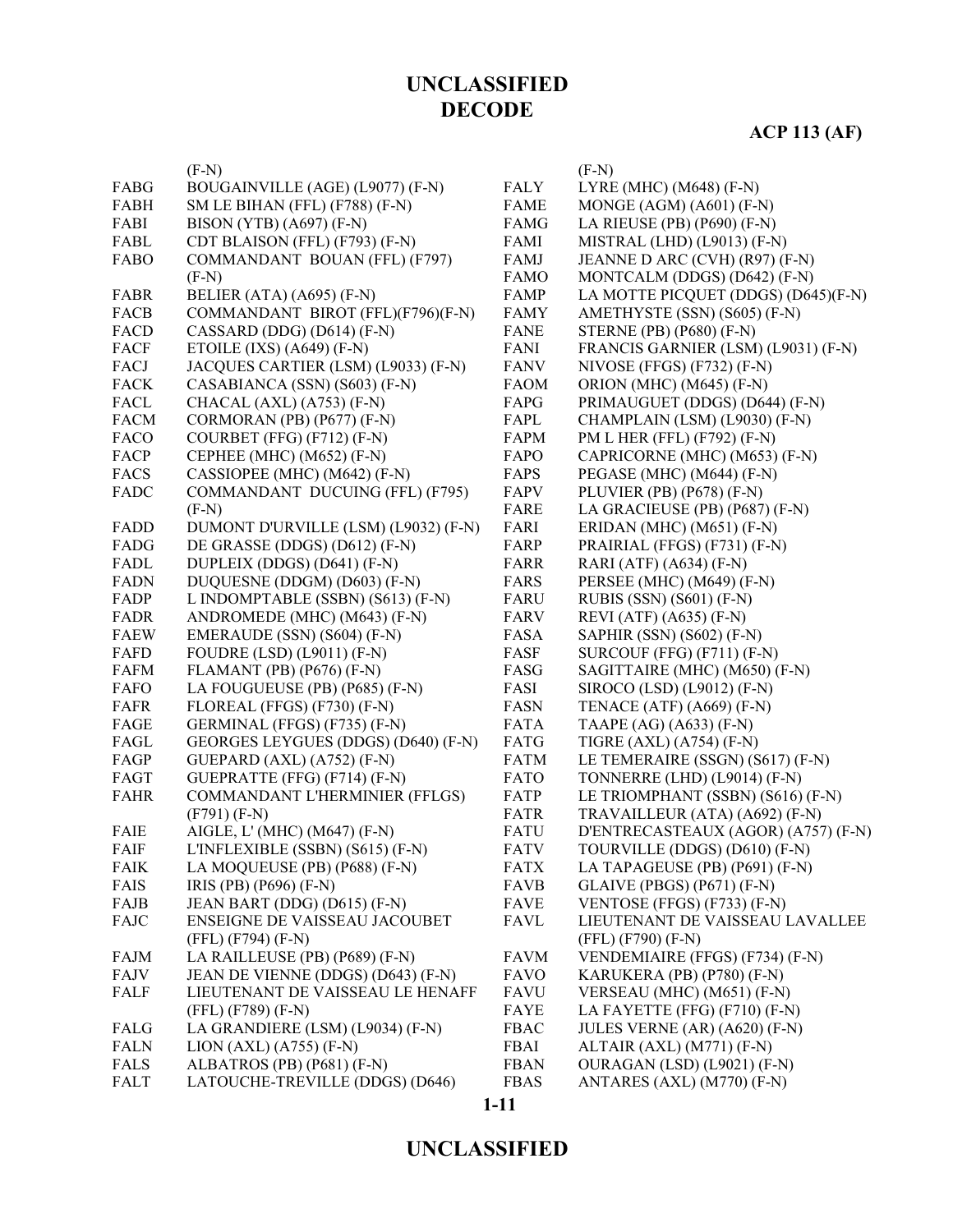| | |
|---|---|
| | (F-N) |
| FABG | BOUGAINVILLE (AGE) (L9077) (F-N) |
| FABH | SM LE BIHAN (FFL) (F788) (F-N) |
| FABI | BISON (YTB) (A697) (F-N) |
| FABL | CDT BLAISON (FFL) (F793) (F-N) |
| FABO | COMMANDANT BOUAN (FFL) (F797) (F-N) |
| FABR | BELIER (ATA) (A695) (F-N) |
| FACB | COMMANDANT BIROT (FFL)(F796)(F-N) |
| FACD | CASSARD (DDG) (D614) (F-N) |
| FACF | ETOILE (IXS) (A649) (F-N) |
| FACJ | JACQUES CARTIER (LSM) (L9033) (F-N) |
| FACK | CASABIANCA (SSN) (S603) (F-N) |
| FACL | CHACAL (AXL) (A753) (F-N) |
| FACM | CORMORAN (PB) (P677) (F-N) |
| FACO | COURBET (FFG) (F712) (F-N) |
| FACP | CEPHEE (MHC) (M652) (F-N) |
| FACS | CASSIOPEE (MHC) (M642) (F-N) |
| FADC | COMMANDANT DUCUING (FFL) (F795) (F-N) |
| FADD | DUMONT D'URVILLE (LSM) (L9032) (F-N) |
| FADG | DE GRASSE (DDGS) (D612) (F-N) |
| FADL | DUPLEIX (DDGS) (D641) (F-N) |
| FADN | DUQUESNE (DDGM) (D603) (F-N) |
| FADP | L INDOMPTABLE (SSBN) (S613) (F-N) |
| FADR | ANDROMEDE (MHC) (M643) (F-N) |
| FAEW | EMERAUDE (SSN) (S604) (F-N) |
| FAFD | FOUDRE (LSD) (L9011) (F-N) |
| FAFM | FLAMANT (PB) (P676) (F-N) |
| FAFO | LA FOUGUEUSE (PB) (P685) (F-N) |
| FAFR | FLOREAL (FFGS) (F730) (F-N) |
| FAGE | GERMINAL (FFGS) (F735) (F-N) |
| FAGL | GEORGES LEYGUES (DDGS) (D640) (F-N) |
| FAGP | GUEPARD (AXL) (A752) (F-N) |
| FAGT | GUEPRATTE (FFG) (F714) (F-N) |
| FAHR | COMMANDANT L'HERMINIER (FFLGS) (F791) (F-N) |
| FAIE | AIGLE, L' (MHC) (M647) (F-N) |
| FAIF | L'INFLEXIBLE (SSBN) (S615) (F-N) |
| FAIK | LA MOQUEUSE (PB) (P688) (F-N) |
| FAIS | IRIS (PB) (P696) (F-N) |
| FAJB | JEAN BART (DDG) (D615) (F-N) |
| FAJC | ENSEIGNE DE VAISSEAU JACOUBET (FFL) (F794) (F-N) |
| FAJM | LA RAILLEUSE (PB) (P689) (F-N) |
| FAJV | JEAN DE VIENNE (DDGS) (D643) (F-N) |
| FALF | LIEUTENANT DE VAISSEAU LE HENAFF (FFL) (F789) (F-N) |
| FALG | LA GRANDIERE (LSM) (L9034) (F-N) |
| FALN | LION (AXL) (A755) (F-N) |
| FALS | ALBATROS (PB) (P681) (F-N) |
| FALT | LATOUCHE-TREVILLE (DDGS) (D646) (F-N) |
| FALY | LYRE (MHC) (M648) (F-N) |
| FAME | MONGE (AGM) (A601) (F-N) |
| FAMG | LA RIEUSE (PB) (P690) (F-N) |
| FAMI | MISTRAL (LHD) (L9013) (F-N) |
| FAMJ | JEANNE D ARC (CVH) (R97) (F-N) |
| FAMO | MONTCALM (DDGS) (D642) (F-N) |
| FAMP | LA MOTTE PICQUET (DDGS) (D645)(F-N) |
| FAMY | AMETHYSTE (SSN) (S605) (F-N) |
| FANE | STERNE (PB) (P680) (F-N) |
| FANI | FRANCIS GARNIER (LSM) (L9031) (F-N) |
| FANV | NIVOSE (FFGS) (F732) (F-N) |
| FAOM | ORION (MHC) (M645) (F-N) |
| FAPG | PRIMAUGUET (DDGS) (D644) (F-N) |
| FAPL | CHAMPLAIN (LSM) (L9030) (F-N) |
| FAPM | PM L HER (FFL) (F792) (F-N) |
| FAPO | CAPRICORNE (MHC) (M653) (F-N) |
| FAPS | PEGASE (MHC) (M644) (F-N) |
| FAPV | PLUVIER (PB) (P678) (F-N) |
| FARE | LA GRACIEUSE (PB) (P687) (F-N) |
| FARI | ERIDAN (MHC) (M651) (F-N) |
| FARP | PRAIRIAL (FFGS) (F731) (F-N) |
| FARR | RARI (ATF) (A634) (F-N) |
| FARS | PERSEE (MHC) (M649) (F-N) |
| FARU | RUBIS (SSN) (S601) (F-N) |
| FARV | REVI (ATF) (A635) (F-N) |
| FASA | SAPHIR (SSN) (S602) (F-N) |
| FASF | SURCOUF (FFG) (F711) (F-N) |
| FASG | SAGITTAIRE (MHC) (M650) (F-N) |
| FASI | SIROCO (LSD) (L9012) (F-N) |
| FASN | TENACE (ATF) (A669) (F-N) |
| FATA | TAAPE (AG) (A633) (F-N) |
| FATG | TIGRE (AXL) (A754) (F-N) |
| FATM | LE TEMERAIRE (SSGN) (S617) (F-N) |
| FATO | TONNERRE (LHD) (L9014) (F-N) |
| FATP | LE TRIOMPHANT (SSBN) (S616) (F-N) |
| FATR | TRAVAILLEUR (ATA) (A692) (F-N) |
| FATU | D'ENTRECASTEAUX (AGOR) (A757) (F-N) |
| FATV | TOURVILLE (DDGS) (D610) (F-N) |
| FATX | LA TAPAGEUSE (PB) (P691) (F-N) |
| FAVB | GLAIVE (PBGS) (P671) (F-N) |
| FAVE | VENTOSE (FFGS) (F733) (F-N) |
| FAVL | LIEUTENANT DE VAISSEAU LAVALLEE (FFL) (F790) (F-N) |
| FAVM | VENDEMIAIRE (FFGS) (F734) (F-N) |
| FAVO | KARUKERA (PB) (P780) (F-N) |
| FAVU | VERSEAU (MHC) (M651) (F-N) |
| FAYE | LA FAYETTE (FFG) (F710) (F-N) |
| FBAC | JULES VERNE (AR) (A620) (F-N) |
| FBAI | ALTAIR (AXL) (M771) (F-N) |
| FBAN | OURAGAN (LSD) (L9021) (F-N) |
| FBAS | ANTARES (AXL) (M770) (F-N) |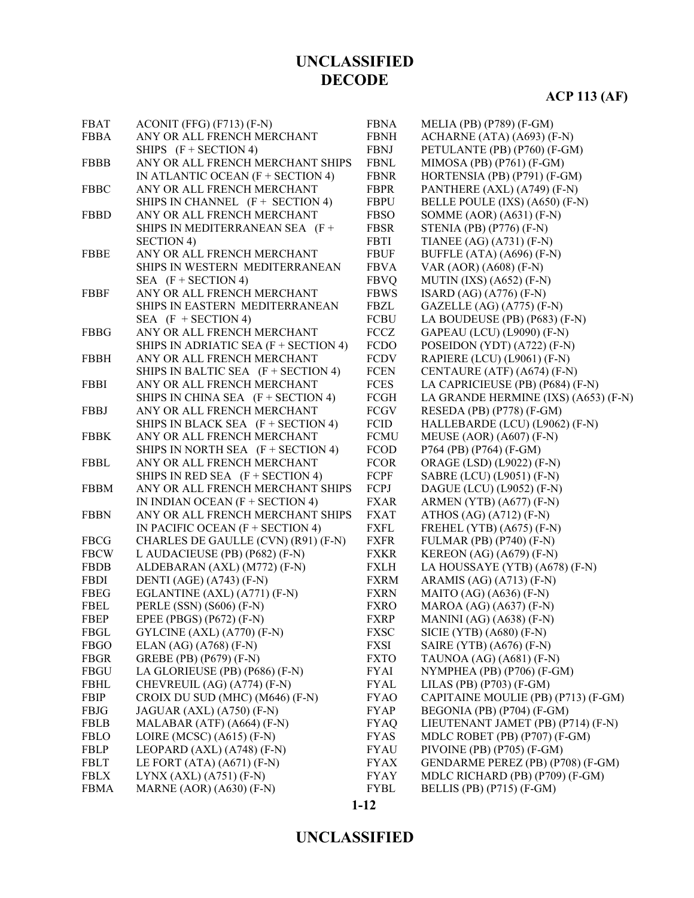| | |
|---|---|
| FBAT | ACONIT (FFG) (F713) (F-N) |
| FBBA | ANY OR ALL FRENCH MERCHANT SHIPS (F + SECTION 4) |
| FBBB | ANY OR ALL FRENCH MERCHANT SHIPS IN ATLANTIC OCEAN (F + SECTION 4) |
| FBBC | ANY OR ALL FRENCH MERCHANT SHIPS IN CHANNEL (F + SECTION 4) |
| FBBD | ANY OR ALL FRENCH MERCHANT SHIPS IN MEDITERRANEAN SEA (F + SECTION 4) |
| FBBE | ANY OR ALL FRENCH MERCHANT SHIPS IN WESTERN MEDITERRANEAN SEA (F + SECTION 4) |
| FBBF | ANY OR ALL FRENCH MERCHANT SHIPS IN EASTERN MEDITERRANEAN SEA (F + SECTION 4) |
| FBBG | ANY OR ALL FRENCH MERCHANT SHIPS IN ADRIATIC SEA (F + SECTION 4) |
| FBBH | ANY OR ALL FRENCH MERCHANT SHIPS IN BALTIC SEA (F + SECTION 4) |
| FBBI | ANY OR ALL FRENCH MERCHANT SHIPS IN CHINA SEA (F + SECTION 4) |
| FBBJ | ANY OR ALL FRENCH MERCHANT SHIPS IN BLACK SEA (F + SECTION 4) |
| FBBK | ANY OR ALL FRENCH MERCHANT SHIPS IN NORTH SEA (F + SECTION 4) |
| FBBL | ANY OR ALL FRENCH MERCHANT SHIPS IN RED SEA (F + SECTION 4) |
| FBBM | ANY OR ALL FRENCH MERCHANT SHIPS IN INDIAN OCEAN (F + SECTION 4) |
| FBBN | ANY OR ALL FRENCH MERCHANT SHIPS IN PACIFIC OCEAN (F + SECTION 4) |
| FBCG | CHARLES DE GAULLE (CVN) (R91) (F-N) |
| FBCW | L AUDACIEUSE (PB) (P682) (F-N) |
| FBDB | ALDEBARAN (AXL) (M772) (F-N) |
| FBDI | DENTI (AGE) (A743) (F-N) |
| FBEG | EGLANTINE (AXL) (A771) (F-N) |
| FBEL | PERLE (SSN) (S606) (F-N) |
| FBEP | EPEE (PBGS) (P672) (F-N) |
| FBGL | GYLCINE (AXL) (A770) (F-N) |
| FBGO | ELAN (AG) (A768) (F-N) |
| FBGR | GREBE (PB) (P679) (F-N) |
| FBGU | LA GLORIEUSE (PB) (P686) (F-N) |
| FBHL | CHEVREUIL (AG) (A774) (F-N) |
| FBIP | CROIX DU SUD (MHC) (M646) (F-N) |
| FBJG | JAGUAR (AXL) (A750) (F-N) |
| FBLB | MALABAR (ATF) (A664) (F-N) |
| FBLO | LOIRE (MCSC) (A615) (F-N) |
| FBLP | LEOPARD (AXL) (A748) (F-N) |
| FBLT | LE FORT (ATA) (A671) (F-N) |
| FBLX | LYNX (AXL) (A751) (F-N) |
| FBMA | MARNE (AOR) (A630) (F-N) |
| FBNA | MELIA (PB) (P789) (F-GM) |
| FBNH | ACHARNE (ATA) (A693) (F-N) |
| FBNJ | PETULANTE (PB) (P760) (F-GM) |
| FBNL | MIMOSA (PB) (P761) (F-GM) |
| FBNR | HORTENSIA (PB) (P791) (F-GM) |
| FBPR | PANTHERE (AXL) (A749) (F-N) |
| FBPU | BELLE POULE (IXS) (A650) (F-N) |
| FBSO | SOMME (AOR) (A631) (F-N) |
| FBSR | STENIA (PB) (P776) (F-N) |
| FBTI | TIANEE (AG) (A731) (F-N) |
| FBUF | BUFFLE (ATA) (A696) (F-N) |
| FBVA | VAR (AOR) (A608) (F-N) |
| FBVQ | MUTIN (IXS) (A652) (F-N) |
| FBWS | ISARD (AG) (A776) (F-N) |
| FBZL | GAZELLE (AG) (A775) (F-N) |
| FCBU | LA BOUDEUSE (PB) (P683) (F-N) |
| FCCZ | GAPEAU (LCU) (L9090) (F-N) |
| FCDO | POSEIDON (YDT) (A722) (F-N) |
| FCDV | RAPIERE (LCU) (L9061) (F-N) |
| FCEN | CENTAURE (ATF) (A674) (F-N) |
| FCES | LA CAPRICIEUSE (PB) (P684) (F-N) |
| FCGH | LA GRANDE HERMINE (IXS) (A653) (F-N) |
| FCGV | RESEDA (PB) (P778) (F-GM) |
| FCID | HALLEBARDE (LCU) (L9062) (F-N) |
| FCMU | MEUSE (AOR) (A607) (F-N) |
| FCOD | P764 (PB) (P764) (F-GM) |
| FCOR | ORAGE (LSD) (L9022) (F-N) |
| FCPF | SABRE (LCU) (L9051) (F-N) |
| FCPJ | DAGUE (LCU) (L9052) (F-N) |
| FXAR | ARMEN (YTB) (A677) (F-N) |
| FXAT | ATHOS (AG) (A712) (F-N) |
| FXFL | FREHEL (YTB) (A675) (F-N) |
| FXFR | FULMAR (PB) (P740) (F-N) |
| FXKR | KEREON (AG) (A679) (F-N) |
| FXLH | LA HOUSSAYE (YTB) (A678) (F-N) |
| FXRM | ARAMIS (AG) (A713) (F-N) |
| FXRN | MAITO (AG) (A636) (F-N) |
| FXRO | MAROA (AG) (A637) (F-N) |
| FXRP | MANINI (AG) (A638) (F-N) |
| FXSC | SICIE (YTB) (A680) (F-N) |
| FXSI | SAIRE (YTB) (A676) (F-N) |
| FXTO | TAUNOA (AG) (A681) (F-N) |
| FYAI | NYMPHEA (PB) (P706) (F-GM) |
| FYAL | LILAS (PB) (P703) (F-GM) |
| FYAO | CAPITAINE MOULIE (PB) (P713) (F-GM) |
| FYAP | BEGONIA (PB) (P704) (F-GM) |
| FYAQ | LIEUTENANT JAMET (PB) (P714) (F-N) |
| FYAS | MDLC ROBET (PB) (P707) (F-GM) |
| FYAU | PIVOINE (PB) (P705) (F-GM) |
| FYAX | GENDARME PEREZ (PB) (P708) (F-GM) |
| FYAY | MDLC RICHARD (PB) (P709) (F-GM) |
| FYBL | BELLIS (PB) (P715) (F-GM) |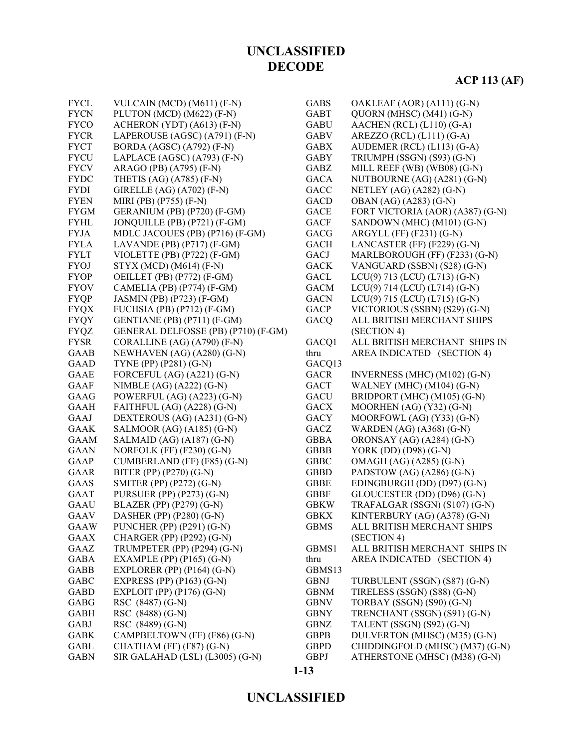| | |
|---|---|
| FYCL | VULCAIN (MCD) (M611) (F-N) |
| FYCN | PLUTON (MCD) (M622) (F-N) |
| FYCO | ACHERON (YDT) (A613) (F-N) |
| FYCR | LAPEROUSE (AGSC) (A791) (F-N) |
| FYCT | BORDA (AGSC) (A792) (F-N) |
| FYCU | LAPLACE (AGSC) (A793) (F-N) |
| FYCV | ARAGO (PB) (A795) (F-N) |
| FYDC | THETIS (AG) (A785) (F-N) |
| FYDI | GIRELLE (AG) (A702) (F-N) |
| FYEN | MIRI (PB) (P755) (F-N) |
| FYGM | GERANIUM (PB) (P720) (F-GM) |
| FYHL | JONQUILLE (PB) (P721) (F-GM) |
| FYJA | MDLC JACOUES (PB) (P716) (F-GM) |
| FYLA | LAVANDE (PB) (P717) (F-GM) |
| FYLT | VIOLETTE (PB) (P722) (F-GM) |
| FYOJ | STYX (MCD) (M614) (F-N) |
| FYOP | OEILLET (PB) (P772) (F-GM) |
| FYOV | CAMELIA (PB) (P774) (F-GM) |
| FYQP | JASMIN (PB) (P723) (F-GM) |
| FYQX | FUCHSIA (PB) (P712) (F-GM) |
| FYQY | GENTIANE (PB) (P711) (F-GM) |
| FYQZ | GENERAL DELFOSSE (PB) (P710) (F-GM) |
| FYSR | CORALLINE (AG) (A790) (F-N) |
| GAAB | NEWHAVEN (AG) (A280) (G-N) |
| GAAD | TYNE (PP) (P281) (G-N) |
| GAAE | FORCEFUL (AG) (A221) (G-N) |
| GAAF | NIMBLE (AG) (A222) (G-N) |
| GAAG | POWERFUL (AG) (A223) (G-N) |
| GAAH | FAITHFUL (AG) (A228) (G-N) |
| GAAJ | DEXTEROUS (AG) (A231) (G-N) |
| GAAK | SALMOOR (AG) (A185) (G-N) |
| GAAM | SALMAID (AG) (A187) (G-N) |
| GAAN | NORFOLK (FF) (F230) (G-N) |
| GAAP | CUMBERLAND (FF) (F85) (G-N) |
| GAAR | BITER (PP) (P270) (G-N) |
| GAAS | SMITER (PP) (P272) (G-N) |
| GAAT | PURSUER (PP) (P273) (G-N) |
| GAAU | BLAZER (PP) (P279) (G-N) |
| GAAV | DASHER (PP) (P280) (G-N) |
| GAAW | PUNCHER (PP) (P291) (G-N) |
| GAAX | CHARGER (PP) (P292) (G-N) |
| GAAZ | TRUMPETER (PP) (P294) (G-N) |
| GABA | EXAMPLE (PP) (P165) (G-N) |
| GABB | EXPLORER (PP) (P164) (G-N) |
| GABC | EXPRESS (PP) (P163) (G-N) |
| GABD | EXPLOIT (PP) (P176) (G-N) |
| GABG | RSC (8487) (G-N) |
| GABH | RSC (8488) (G-N) |
| GABJ | RSC (8489) (G-N) |
| GABK | CAMPBELTOWN (FF) (F86) (G-N) |
| GABL | CHATHAM (FF) (F87) (G-N) |
| GABN | SIR GALAHAD (LSL) (L3005) (G-N) |
| GABS | OAKLEAF (AOR) (A111) (G-N) |
| GABT | QUORN (MHSC) (M41) (G-N) |
| GABU | AACHEN (RCL) (L110) (G-A) |
| GABV | AREZZO (RCL) (L111) (G-A) |
| GABX | AUDEMER (RCL) (L113) (G-A) |
| GABY | TRIUMPH (SSGN) (S93) (G-N) |
| GABZ | MILL REEF (WB) (WB08) (G-N) |
| GACA | NUTBOURNE (AG) (A281) (G-N) |
| GACC | NETLEY (AG) (A282) (G-N) |
| GACD | OBAN (AG) (A283) (G-N) |
| GACE | FORT VICTORIA (AOR) (A387) (G-N) |
| GACF | SANDOWN (MHC) (M101) (G-N) |
| GACG | ARGYLL (FF) (F231) (G-N) |
| GACH | LANCASTER (FF) (F229) (G-N) |
| GACJ | MARLBOROUGH (FF) (F233) (G-N) |
| GACK | VANGUARD (SSBN) (S28) (G-N) |
| GACL | LCU(9) 713 (LCU) (L713) (G-N) |
| GACM | LCU(9) 714 (LCU) (L714) (G-N) |
| GACN | LCU(9) 715 (LCU) (L715) (G-N) |
| GACP | VICTORIOUS (SSBN) (S29) (G-N) |
| GACQ | ALL BRITISH MERCHANT SHIPS (SECTION 4) |
| GACQ1 thru GACQ13 | ALL BRITISH MERCHANT SHIPS IN AREA INDICATED (SECTION 4) |
| GACR | INVERNESS (MHC) (M102) (G-N) |
| GACT | WALNEY (MHC) (M104) (G-N) |
| GACU | BRIDPORT (MHC) (M105) (G-N) |
| GACX | MOORHEN (AG) (Y32) (G-N) |
| GACY | MOORFOWL (AG) (Y33) (G-N) |
| GACZ | WARDEN (AG) (A368) (G-N) |
| GBBA | ORONSAY (AG) (A284) (G-N) |
| GBBB | YORK (DD) (D98) (G-N) |
| GBBC | OMAGH (AG) (A285) (G-N) |
| GBBD | PADSTOW (AG) (A286) (G-N) |
| GBBE | EDINGBURGH (DD) (D97) (G-N) |
| GBBF | GLOUCESTER (DD) (D96) (G-N) |
| GBKW | TRAFALGAR (SSGN) (S107) (G-N) |
| GBKX | KINTERBURY (AG) (A378) (G-N) |
| GBMS | ALL BRITISH MERCHANT SHIPS (SECTION 4) |
| GBMS1 thru GBMS13 | ALL BRITISH MERCHANT SHIPS IN AREA INDICATED (SECTION 4) |
| GBNJ | TURBULENT (SSGN) (S87) (G-N) |
| GBNM | TIRELESS (SSGN) (S88) (G-N) |
| GBNV | TORBAY (SSGN) (S90) (G-N) |
| GBNY | TRENCHANT (SSGN) (S91) (G-N) |
| GBNZ | TALENT (SSGN) (S92) (G-N) |
| GBPB | DULVERTON (MHSC) (M35) (G-N) |
| GBPD | CHIDDINGFOLD (MHSC) (M37) (G-N) |
| GBPJ | ATHERSTONE (MHSC) (M38) (G-N) |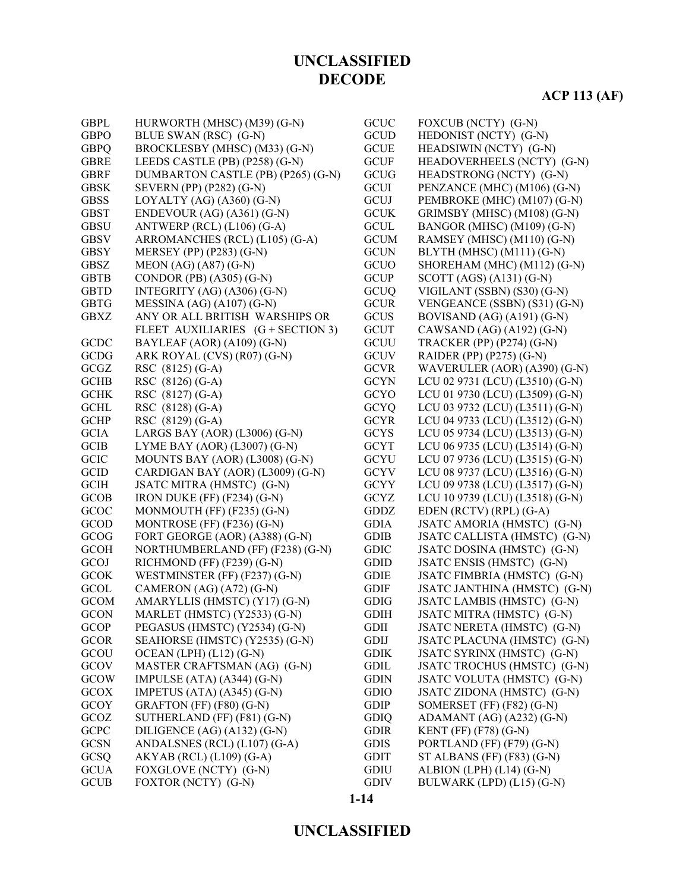| | |
|---|---|
| GBPL | HURWORTH (MHSC) (M39) (G-N) |
| GBPO | BLUE SWAN (RSC) (G-N) |
| GBPQ | BROCKLESBY (MHSC) (M33) (G-N) |
| GBRE | LEEDS CASTLE (PB) (P258) (G-N) |
| GBRF | DUMBARTON CASTLE (PB) (P265) (G-N) |
| GBSK | SEVERN (PP) (P282) (G-N) |
| GBSS | LOYALTY (AG) (A360) (G-N) |
| GBST | ENDEVOUR (AG) (A361) (G-N) |
| GBSU | ANTWERP (RCL) (L106) (G-A) |
| GBSV | ARROMANCHES (RCL) (L105) (G-A) |
| GBSY | MERSEY (PP) (P283) (G-N) |
| GBSZ | MEON (AG) (A87) (G-N) |
| GBTB | CONDOR (PB) (A305) (G-N) |
| GBTD | INTEGRITY (AG) (A306) (G-N) |
| GBTG | MESSINA (AG) (A107) (G-N) |
| GBXZ | ANY OR ALL BRITISH WARSHIPS OR FLEET AUXILIARIES (G + SECTION 3) |
| GCDC | BAYLEAF (AOR) (A109) (G-N) |
| GCDG | ARK ROYAL (CVS) (R07) (G-N) |
| GCGZ | RSC (8125) (G-A) |
| GCHB | RSC (8126) (G-A) |
| GCHK | RSC (8127) (G-A) |
| GCHL | RSC (8128) (G-A) |
| GCHP | RSC (8129) (G-A) |
| GCIA | LARGS BAY (AOR) (L3006) (G-N) |
| GCIB | LYME BAY (AOR) (L3007) (G-N) |
| GCIC | MOUNTS BAY (AOR) (L3008) (G-N) |
| GCID | CARDIGAN BAY (AOR) (L3009) (G-N) |
| GCIH | JSATC MITRA (HMSTC) (G-N) |
| GCOB | IRON DUKE (FF) (F234) (G-N) |
| GCOC | MONMOUTH (FF) (F235) (G-N) |
| GCOD | MONTROSE (FF) (F236) (G-N) |
| GCOG | FORT GEORGE (AOR) (A388) (G-N) |
| GCOH | NORTHUMBERLAND (FF) (F238) (G-N) |
| GCOJ | RICHMOND (FF) (F239) (G-N) |
| GCOK | WESTMINSTER (FF) (F237) (G-N) |
| GCOL | CAMERON (AG) (A72) (G-N) |
| GCOM | AMARYLLIS (HMSTC) (Y17) (G-N) |
| GCON | MARLET (HMSTC) (Y2533) (G-N) |
| GCOP | PEGASUS (HMSTC) (Y2534) (G-N) |
| GCOR | SEAHORSE (HMSTC) (Y2535) (G-N) |
| GCOU | OCEAN (LPH) (L12) (G-N) |
| GCOV | MASTER CRAFTSMAN (AG) (G-N) |
| GCOW | IMPULSE (ATA) (A344) (G-N) |
| GCOX | IMPETUS (ATA) (A345) (G-N) |
| GCOY | GRAFTON (FF) (F80) (G-N) |
| GCOZ | SUTHERLAND (FF) (F81) (G-N) |
| GCPC | DILIGENCE (AG) (A132) (G-N) |
| GCSN | ANDALSNES (RCL) (L107) (G-A) |
| GCSQ | AKYAB (RCL) (L109) (G-A) |
| GCUA | FOXGLOVE (NCTY) (G-N) |
| GCUB | FOXTOR (NCTY) (G-N) |
| GCUC | FOXCUB (NCTY) (G-N) |
| GCUD | HEDONIST (NCTY) (G-N) |
| GCUE | HEADSIWIN (NCTY) (G-N) |
| GCUF | HEADOVERHEELS (NCTY) (G-N) |
| GCUG | HEADSTRONG (NCTY) (G-N) |
| GCUI | PENZANCE (MHC) (M106) (G-N) |
| GCUJ | PEMBROKE (MHC) (M107) (G-N) |
| GCUK | GRIMSBY (MHSC) (M108) (G-N) |
| GCUL | BANGOR (MHSC) (M109) (G-N) |
| GCUM | RAMSEY (MHSC) (M110) (G-N) |
| GCUN | BLYTH (MHSC) (M111) (G-N) |
| GCUO | SHOREHAM (MHC) (M112) (G-N) |
| GCUP | SCOTT (AGS) (A131) (G-N) |
| GCUQ | VIGILANT (SSBN) (S30) (G-N) |
| GCUR | VENGEANCE (SSBN) (S31) (G-N) |
| GCUS | BOVISAND (AG) (A191) (G-N) |
| GCUT | CAWSAND (AG) (A192) (G-N) |
| GCUU | TRACKER (PP) (P274) (G-N) |
| GCUV | RAIDER (PP) (P275) (G-N) |
| GCVR | WAVERULER (AOR) (A390) (G-N) |
| GCYN | LCU 02 9731 (LCU) (L3510) (G-N) |
| GCYO | LCU 01 9730 (LCU) (L3509) (G-N) |
| GCYQ | LCU 03 9732 (LCU) (L3511) (G-N) |
| GCYR | LCU 04 9733 (LCU) (L3512) (G-N) |
| GCYS | LCU 05 9734 (LCU) (L3513) (G-N) |
| GCYT | LCU 06 9735 (LCU) (L3514) (G-N) |
| GCYU | LCU 07 9736 (LCU) (L3515) (G-N) |
| GCYV | LCU 08 9737 (LCU) (L3516) (G-N) |
| GCYY | LCU 09 9738 (LCU) (L3517) (G-N) |
| GCYZ | LCU 10 9739 (LCU) (L3518) (G-N) |
| GDDZ | EDEN (RCTV) (RPL) (G-A) |
| GDIA | JSATC AMORIA (HMSTC) (G-N) |
| GDIB | JSATC CALLISTA (HMSTC) (G-N) |
| GDIC | JSATC DOSINA (HMSTC) (G-N) |
| GDID | JSATC ENSIS (HMSTC) (G-N) |
| GDIE | JSATC FIMBRIA (HMSTC) (G-N) |
| GDIF | JSATC JANTHINA (HMSTC) (G-N) |
| GDIG | JSATC LAMBIS (HMSTC) (G-N) |
| GDIH | JSATC MITRA (HMSTC) (G-N) |
| GDII | JSATC NERETA (HMSTC) (G-N) |
| GDIJ | JSATC PLACUNA (HMSTC) (G-N) |
| GDIK | JSATC SYRINX (HMSTC) (G-N) |
| GDIL | JSATC TROCHUS (HMSTC) (G-N) |
| GDIN | JSATC VOLUTA (HMSTC) (G-N) |
| GDIO | JSATC ZIDONA (HMSTC) (G-N) |
| GDIP | SOMERSET (FF) (F82) (G-N) |
| GDIQ | ADAMANT (AG) (A232) (G-N) |
| GDIR | KENT (FF) (F78) (G-N) |
| GDIS | PORTLAND (FF) (F79) (G-N) |
| GDIT | ST ALBANS (FF) (F83) (G-N) |
| GDIU | ALBION (LPH) (L14) (G-N) |
| GDIV | BULWARK (LPD) (L15) (G-N) |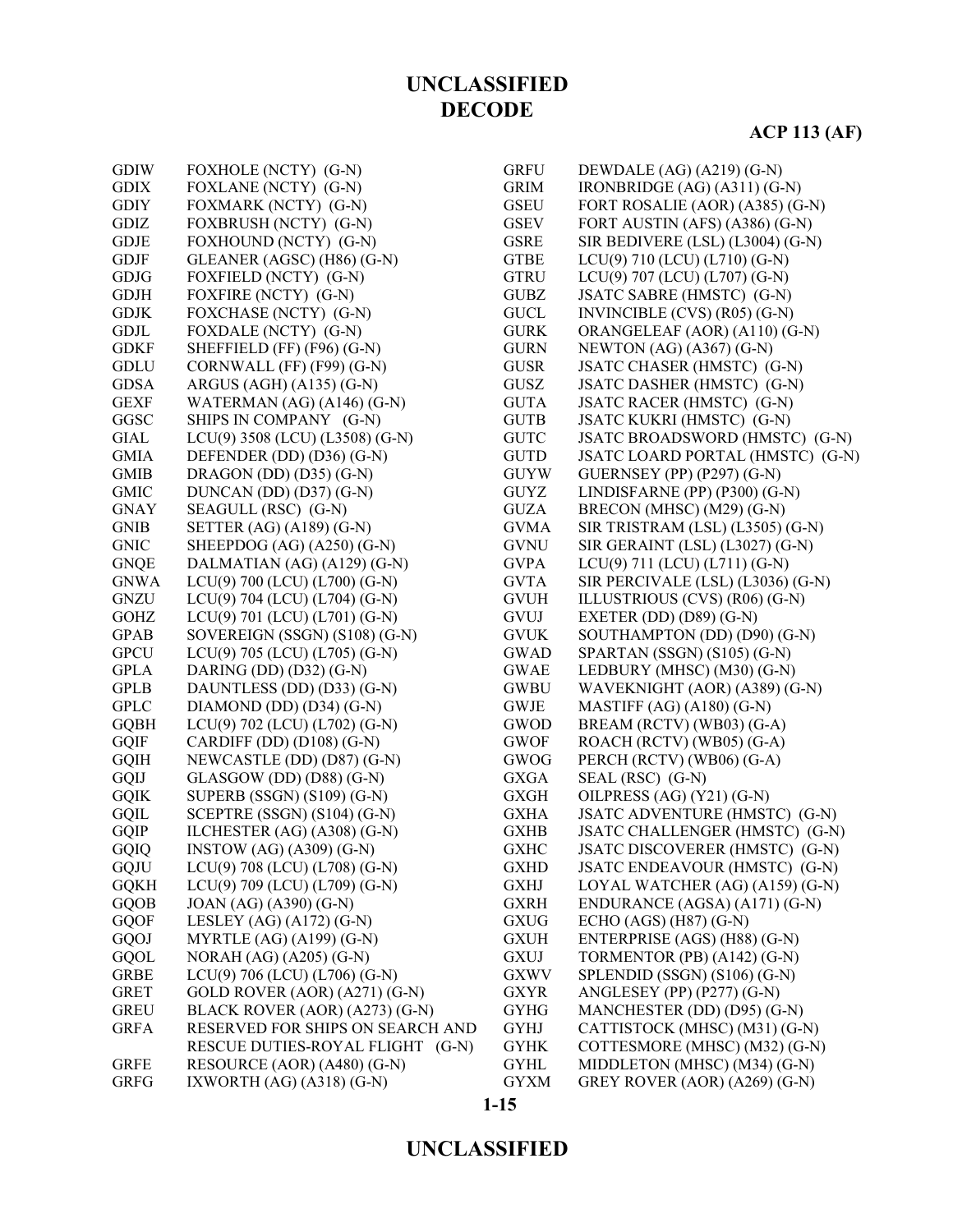# UNCLASSIFIED
# DECODE

**ACP 113 (AF)**

| | |
|---|---|
| GDIW | FOXHOLE (NCTY) (G-N) |
| GDIX | FOXLANE (NCTY) (G-N) |
| GDIY | FOXMARK (NCTY) (G-N) |
| GDIZ | FOXBRUSH (NCTY) (G-N) |
| GDJE | FOXHOUND (NCTY) (G-N) |
| GDJF | GLEANER (AGSC) (H86) (G-N) |
| GDJG | FOXFIELD (NCTY) (G-N) |
| GDJH | FOXFIRE (NCTY) (G-N) |
| GDJK | FOXCHASE (NCTY) (G-N) |
| GDJL | FOXDALE (NCTY) (G-N) |
| GDKF | SHEFFIELD (FF) (F96) (G-N) |
| GDLU | CORNWALL (FF) (F99) (G-N) |
| GDSA | ARGUS (AGH) (A135) (G-N) |
| GEXF | WATERMAN (AG) (A146) (G-N) |
| GGSC | SHIPS IN COMPANY (G-N) |
| GIAL | LCU(9) 3508 (LCU) (L3508) (G-N) |
| GMIA | DEFENDER (DD) (D36) (G-N) |
| GMIB | DRAGON (DD) (D35) (G-N) |
| GMIC | DUNCAN (DD) (D37) (G-N) |
| GNAY | SEAGULL (RSC) (G-N) |
| GNIB | SETTER (AG) (A189) (G-N) |
| GNIC | SHEEPDOG (AG) (A250) (G-N) |
| GNQE | DALMATIAN (AG) (A129) (G-N) |
| GNWA | LCU(9) 700 (LCU) (L700) (G-N) |
| GNZU | LCU(9) 704 (LCU) (L704) (G-N) |
| GOHZ | LCU(9) 701 (LCU) (L701) (G-N) |
| GPAB | SOVEREIGN (SSGN) (S108) (G-N) |
| GPCU | LCU(9) 705 (LCU) (L705) (G-N) |
| GPLA | DARING (DD) (D32) (G-N) |
| GPLB | DAUNTLESS (DD) (D33) (G-N) |
| GPLC | DIAMOND (DD) (D34) (G-N) |
| GQBH | LCU(9) 702 (LCU) (L702) (G-N) |
| GQIF | CARDIFF (DD) (D108) (G-N) |
| GQIH | NEWCASTLE (DD) (D87) (G-N) |
| GQIJ | GLASGOW (DD) (D88) (G-N) |
| GQIK | SUPERB (SSGN) (S109) (G-N) |
| GQIL | SCEPTRE (SSGN) (S104) (G-N) |
| GQIP | ILCHESTER (AG) (A308) (G-N) |
| GQIQ | INSTOW (AG) (A309) (G-N) |
| GQJU | LCU(9) 708 (LCU) (L708) (G-N) |
| GQKH | LCU(9) 709 (LCU) (L709) (G-N) |
| GQOB | JOAN (AG) (A390) (G-N) |
| GQOF | LESLEY (AG) (A172) (G-N) |
| GQOJ | MYRTLE (AG) (A199) (G-N) |
| GQOL | NORAH (AG) (A205) (G-N) |
| GRBE | LCU(9) 706 (LCU) (L706) (G-N) |
| GRET | GOLD ROVER (AOR) (A271) (G-N) |
| GREU | BLACK ROVER (AOR) (A273) (G-N) |
| GRFA | RESERVED FOR SHIPS ON SEARCH AND RESCUE DUTIES-ROYAL FLIGHT (G-N) |
| GRFE | RESOURCE (AOR) (A480) (G-N) |
| GRFG | IXWORTH (AG) (A318) (G-N) |
| GRFU | DEWDALE (AG) (A219) (G-N) |
| GRIM | IRONBRIDGE (AG) (A311) (G-N) |
| GSEU | FORT ROSALIE (AOR) (A385) (G-N) |
| GSEV | FORT AUSTIN (AFS) (A386) (G-N) |
| GSRE | SIR BEDIVERE (LSL) (L3004) (G-N) |
| GTBE | LCU(9) 710 (LCU) (L710) (G-N) |
| GTRU | LCU(9) 707 (LCU) (L707) (G-N) |
| GUBZ | JSATC SABRE (HMSTC) (G-N) |
| GUCL | INVINCIBLE (CVS) (R05) (G-N) |
| GURK | ORANGELEAF (AOR) (A110) (G-N) |
| GURN | NEWTON (AG) (A367) (G-N) |
| GUSR | JSATC CHASER (HMSTC) (G-N) |
| GUSZ | JSATC DASHER (HMSTC) (G-N) |
| GUTA | JSATC RACER (HMSTC) (G-N) |
| GUTB | JSATC KUKRI (HMSTC) (G-N) |
| GUTC | JSATC BROADSWORD (HMSTC) (G-N) |
| GUTD | JSATC LOARD PORTAL (HMSTC) (G-N) |
| GUYW | GUERNSEY (PP) (P297) (G-N) |
| GUYZ | LINDISFARNE (PP) (P300) (G-N) |
| GUZA | BRECON (MHSC) (M29) (G-N) |
| GVMA | SIR TRISTRAM (LSL) (L3505) (G-N) |
| GVNU | SIR GERAINT (LSL) (L3027) (G-N) |
| GVPA | LCU(9) 711 (LCU) (L711) (G-N) |
| GVTA | SIR PERCIVALE (LSL) (L3036) (G-N) |
| GVUH | ILLUSTRIOUS (CVS) (R06) (G-N) |
| GVUJ | EXETER (DD) (D89) (G-N) |
| GVUK | SOUTHAMPTON (DD) (D90) (G-N) |
| GWAD | SPARTAN (SSGN) (S105) (G-N) |
| GWAE | LEDBURY (MHSC) (M30) (G-N) |
| GWBU | WAVEKNIGHT (AOR) (A389) (G-N) |
| GWJE | MASTIFF (AG) (A180) (G-N) |
| GWOD | BREAM (RCTV) (WB03) (G-A) |
| GWOF | ROACH (RCTV) (WB05) (G-A) |
| GWOG | PERCH (RCTV) (WB06) (G-A) |
| GXGA | SEAL (RSC) (G-N) |
| GXGH | OILPRESS (AG) (Y21) (G-N) |
| GXHA | JSATC ADVENTURE (HMSTC) (G-N) |
| GXHB | JSATC CHALLENGER (HMSTC) (G-N) |
| GXHC | JSATC DISCOVERER (HMSTC) (G-N) |
| GXHD | JSATC ENDEAVOUR (HMSTC) (G-N) |
| GXHJ | LOYAL WATCHER (AG) (A159) (G-N) |
| GXRH | ENDURANCE (AGSA) (A171) (G-N) |
| GXUG | ECHO (AGS) (H87) (G-N) |
| GXUH | ENTERPRISE (AGS) (H88) (G-N) |
| GXUJ | TORMENTOR (PB) (A142) (G-N) |
| GXWV | SPLENDID (SSGN) (S106) (G-N) |
| GXYR | ANGLESEY (PP) (P277) (G-N) |
| GYHG | MANCHESTER (DD) (D95) (G-N) |
| GYHJ | CATTISTOCK (MHSC) (M31) (G-N) |
| GYHK | COTTESMORE (MHSC) (M32) (G-N) |
| GYHL | MIDDLETON (MHSC) (M34) (G-N) |
| GYXM | GREY ROVER (AOR) (A269) (G-N) |

# UNCLASSIFIED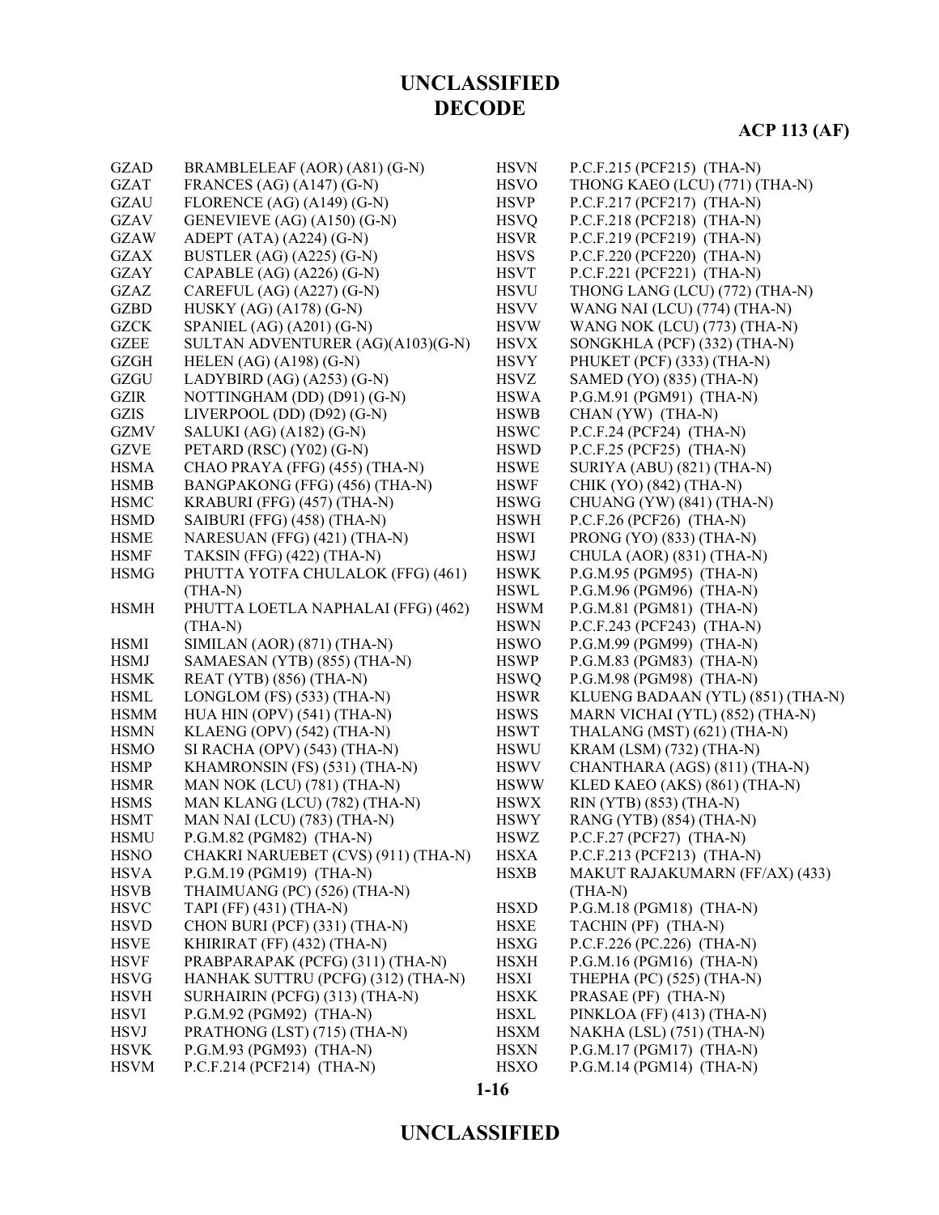| | |
|---|---|
| GZAD | BRAMBLELEAF (AOR) (A81) (G-N) |
| GZAT | FRANCES (AG) (A147) (G-N) |
| GZAU | FLORENCE (AG) (A149) (G-N) |
| GZAV | GENEVIEVE (AG) (A150) (G-N) |
| GZAW | ADEPT (ATA) (A224) (G-N) |
| GZAX | BUSTLER (AG) (A225) (G-N) |
| GZAY | CAPABLE (AG) (A226) (G-N) |
| GZAZ | CAREFUL (AG) (A227) (G-N) |
| GZBD | HUSKY (AG) (A178) (G-N) |
| GZCK | SPANIEL (AG) (A201) (G-N) |
| GZEE | SULTAN ADVENTURER (AG)(A103)(G-N) |
| GZGH | HELEN (AG) (A198) (G-N) |
| GZGU | LADYBIRD (AG) (A253) (G-N) |
| GZIR | NOTTINGHAM (DD) (D91) (G-N) |
| GZIS | LIVERPOOL (DD) (D92) (G-N) |
| GZMV | SALUKI (AG) (A182) (G-N) |
| GZVE | PETARD (RSC) (Y02) (G-N) |
| HSMA | CHAO PRAYA (FFG) (455) (THA-N) |
| HSMB | BANGPAKONG (FFG) (456) (THA-N) |
| HSMC | KRABURI (FFG) (457) (THA-N) |
| HSMD | SAIBURI (FFG) (458) (THA-N) |
| HSME | NARESUAN (FFG) (421) (THA-N) |
| HSMF | TAKSIN (FFG) (422) (THA-N) |
| HSMG | PHUTTA YOTFA CHULALOK (FFG) (461) (THA-N) |
| HSMH | PHUTTA LOETLA NAPHALAI (FFG) (462) (THA-N) |
| HSMI | SIMILAN (AOR) (871) (THA-N) |
| HSMJ | SAMAESAN (YTB) (855) (THA-N) |
| HSMK | REAT (YTB) (856) (THA-N) |
| HSML | LONGLOM (FS) (533) (THA-N) |
| HSMM | HUA HIN (OPV) (541) (THA-N) |
| HSMN | KLAENG (OPV) (542) (THA-N) |
| HSMO | SI RACHA (OPV) (543) (THA-N) |
| HSMP | KHAMRONSIN (FS) (531) (THA-N) |
| HSMR | MAN NOK (LCU) (781) (THA-N) |
| HSMS | MAN KLANG (LCU) (782) (THA-N) |
| HSMT | MAN NAI (LCU) (783) (THA-N) |
| HSMU | P.G.M.82 (PGM82) (THA-N) |
| HSNO | CHAKRI NARUEBET (CVS) (911) (THA-N) |
| HSVA | P.G.M.19 (PGM19) (THA-N) |
| HSVB | THAIMUANG (PC) (526) (THA-N) |
| HSVC | TAPI (FF) (431) (THA-N) |
| HSVD | CHON BURI (PCF) (331) (THA-N) |
| HSVE | KHIRIRAT (FF) (432) (THA-N) |
| HSVF | PRABPARAPAK (PCFG) (311) (THA-N) |
| HSVG | HANHAK SUTTRU (PCFG) (312) (THA-N) |
| HSVH | SURHAIRIN (PCFG) (313) (THA-N) |
| HSVI | P.G.M.92 (PGM92) (THA-N) |
| HSVJ | PRATHONG (LST) (715) (THA-N) |
| HSVK | P.G.M.93 (PGM93) (THA-N) |
| HSVM | P.C.F.214 (PCF214) (THA-N) |
| HSVN | P.C.F.215 (PCF215) (THA-N) |
| HSVO | THONG KAEO (LCU) (771) (THA-N) |
| HSVP | P.C.F.217 (PCF217) (THA-N) |
| HSVQ | P.C.F.218 (PCF218) (THA-N) |
| HSVR | P.C.F.219 (PCF219) (THA-N) |
| HSVS | P.C.F.220 (PCF220) (THA-N) |
| HSVT | P.C.F.221 (PCF221) (THA-N) |
| HSVU | THONG LANG (LCU) (772) (THA-N) |
| HSVV | WANG NAI (LCU) (774) (THA-N) |
| HSVW | WANG NOK (LCU) (773) (THA-N) |
| HSVX | SONGKHLA (PCF) (332) (THA-N) |
| HSVY | PHUKET (PCF) (333) (THA-N) |
| HSVZ | SAMED (YO) (835) (THA-N) |
| HSWA | P.G.M.91 (PGM91) (THA-N) |
| HSWB | CHAN (YW) (THA-N) |
| HSWC | P.C.F.24 (PCF24) (THA-N) |
| HSWD | P.C.F.25 (PCF25) (THA-N) |
| HSWE | SURIYA (ABU) (821) (THA-N) |
| HSWF | CHIK (YO) (842) (THA-N) |
| HSWG | CHUANG (YW) (841) (THA-N) |
| HSWH | P.C.F.26 (PCF26) (THA-N) |
| HSWI | PRONG (YO) (833) (THA-N) |
| HSWJ | CHULA (AOR) (831) (THA-N) |
| HSWK | P.G.M.95 (PGM95) (THA-N) |
| HSWL | P.G.M.96 (PGM96) (THA-N) |
| HSWM | P.G.M.81 (PGM81) (THA-N) |
| HSWN | P.C.F.243 (PCF243) (THA-N) |
| HSWO | P.G.M.99 (PGM99) (THA-N) |
| HSWP | P.G.M.83 (PGM83) (THA-N) |
| HSWQ | P.G.M.98 (PGM98) (THA-N) |
| HSWR | KLUENG BADAAN (YTL) (851) (THA-N) |
| HSWS | MARN VICHAI (YTL) (852) (THA-N) |
| HSWT | THALANG (MST) (621) (THA-N) |
| HSWU | KRAM (LSM) (732) (THA-N) |
| HSWV | CHANTHARA (AGS) (811) (THA-N) |
| HSWW | KLED KAEO (AKS) (861) (THA-N) |
| HSWX | RIN (YTB) (853) (THA-N) |
| HSWY | RANG (YTB) (854) (THA-N) |
| HSWZ | P.C.F.27 (PCF27) (THA-N) |
| HSXA | P.C.F.213 (PCF213) (THA-N) |
| HSXB | MAKUT RAJAKUMARN (FF/AX) (433) (THA-N) |
| HSXD | P.G.M.18 (PGM18) (THA-N) |
| HSXE | TACHIN (PF) (THA-N) |
| HSXG | P.C.F.226 (PC.226) (THA-N) |
| HSXH | P.G.M.16 (PGM16) (THA-N) |
| HSXI | THEPHA (PC) (525) (THA-N) |
| HSXK | PRASAE (PF) (THA-N) |
| HSXL | PINKLOA (FF) (413) (THA-N) |
| HSXM | NAKHA (LSL) (751) (THA-N) |
| HSXN | P.G.M.17 (PGM17) (THA-N) |
| HSXO | P.G.M.14 (PGM14) (THA-N) |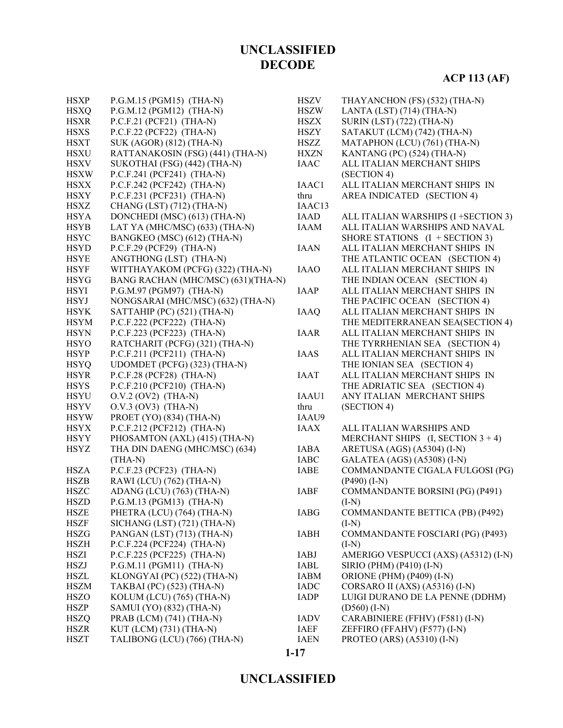| | |
|---|---|
| HSXP | P.G.M.15 (PGM15) (THA-N) |
| HSXQ | P.G.M.12 (PGM12) (THA-N) |
| HSXR | P.C.F.21 (PCF21) (THA-N) |
| HSXS | P.C.F.22 (PCF22) (THA-N) |
| HSXT | SUK (AGOR) (812) (THA-N) |
| HSXU | RATTANAKOSIN (FSG) (441) (THA-N) |
| HSXV | SUKOTHAI (FSG) (442) (THA-N) |
| HSXW | P.C.F.241 (PCF241) (THA-N) |
| HSXX | P.C.F.242 (PCF242) (THA-N) |
| HSXY | P.C.F.231 (PCF231) (THA-N) |
| HSXZ | CHANG (LST) (712) (THA-N) |
| HSYA | DONCHEDI (MSC) (613) (THA-N) |
| HSYB | LAT YA (MHC/MSC) (633) (THA-N) |
| HSYC | BANGKEO (MSC) (612) (THA-N) |
| HSYD | P.C.F.29 (PCF29) (THA-N) |
| HSYE | ANGTHONG (LST) (THA-N) |
| HSYF | WITTHAYAKOM (PCFG) (322) (THA-N) |
| HSYG | BANG RACHAN (MHC/MSC) (631)(THA-N) |
| HSYI | P.G.M.97 (PGM97) (THA-N) |
| HSYJ | NONGSARAI (MHC/MSC) (632) (THA-N) |
| HSYK | SATTAHIP (PC) (521) (THA-N) |
| HSYM | P.C.F.222 (PCF222) (THA-N) |
| HSYN | P.C.F.223 (PCF223) (THA-N) |
| HSYO | RATCHARIT (PCFG) (321) (THA-N) |
| HSYP | P.C.F.211 (PCF211) (THA-N) |
| HSYQ | UDOMDET (PCFG) (323) (THA-N) |
| HSYR | P.C.F.28 (PCF28) (THA-N) |
| HSYS | P.C.F.210 (PCF210) (THA-N) |
| HSYU | O.V.2 (OV2) (THA-N) |
| HSYV | O.V.3 (OV3) (THA-N) |
| HSYW | PROET (YO) (834) (THA-N) |
| HSYX | P.C.F.212 (PCF212) (THA-N) |
| HSYY | PHOSAMTON (AXL) (415) (THA-N) |
| HSYZ | THA DIN DAENG (MHC/MSC) (634) (THA-N) |
| HSZA | P.C.F.23 (PCF23) (THA-N) |
| HSZB | RAWI (LCU) (762) (THA-N) |
| HSZC | ADANG (LCU) (763) (THA-N) |
| HSZD | P.G.M.13 (PGM13) (THA-N) |
| HSZE | PHETRA (LCU) (764) (THA-N) |
| HSZF | SICHANG (LST) (721) (THA-N) |
| HSZG | PANGAN (LST) (713) (THA-N) |
| HSZH | P.C.F.224 (PCF224) (THA-N) |
| HSZI | P.C.F.225 (PCF225) (THA-N) |
| HSZJ | P.G.M.11 (PGM11) (THA-N) |
| HSZL | KLONGYAI (PC) (522) (THA-N) |
| HSZM | TAKBAI (PC) (523) (THA-N) |
| HSZO | KOLUM (LCU) (765) (THA-N) |
| HSZP | SAMUI (YO) (832) (THA-N) |
| HSZQ | PRAB (LCM) (741) (THA-N) |
| HSZR | KUT (LCM) (731) (THA-N) |
| HSZT | TALIBONG (LCU) (766) (THA-N) |
| HSZV | THAYANCHON (FS) (532) (THA-N) |
| HSZW | LANTA (LST) (714) (THA-N) |
| HSZX | SURIN (LST) (722) (THA-N) |
| HSZY | SATAKUT (LCM) (742) (THA-N) |
| HSZZ | MATAPHON (LCU) (761) (THA-N) |
| HXZN | KANTANG (PC) (524) (THA-N) |
| IAAC | ALL ITALIAN MERCHANT SHIPS (SECTION 4) |
| IAAC1 thru IAAC13 | ALL ITALIAN MERCHANT SHIPS IN AREA INDICATED (SECTION 4) |
| IAAD | ALL ITALIAN WARSHIPS (I +SECTION 3) |
| IAAM | ALL ITALIAN WARSHIPS AND NAVAL SHORE STATIONS (I + SECTION 3) |
| IAAN | ALL ITALIAN MERCHANT SHIPS IN THE ATLANTIC OCEAN (SECTION 4) |
| IAAO | ALL ITALIAN MERCHANT SHIPS IN THE INDIAN OCEAN (SECTION 4) |
| IAAP | ALL ITALIAN MERCHANT SHIPS IN THE PACIFIC OCEAN (SECTION 4) |
| IAAQ | ALL ITALIAN MERCHANT SHIPS IN THE MEDITERRANEAN SEA(SECTION 4) |
| IAAR | ALL ITALIAN MERCHANT SHIPS IN THE TYRRHENIAN SEA (SECTION 4) |
| IAAS | ALL ITALIAN MERCHANT SHIPS IN THE IONIAN SEA (SECTION 4) |
| IAAT | ALL ITALIAN MERCHANT SHIPS IN THE ADRIATIC SEA (SECTION 4) |
| IAAU1 thru IAAU9 | ANY ITALIAN MERCHANT SHIPS (SECTION 4) |
| IAAX | ALL ITALIAN WARSHIPS AND MERCHANT SHIPS (I, SECTION 3 + 4) |
| IABA | ARETUSA (AGS) (A5304) (I-N) |
| IABC | GALATEA (AGS) (A5308) (I-N) |
| IABE | COMMANDANTE CIGALA FULGOSI (PG) (P490) (I-N) |
| IABF | COMMANDANTE BORSINI (PG) (P491) (I-N) |
| IABG | COMMANDANTE BETTICA (PB) (P492) (I-N) |
| IABH | COMMANDANTE FOSCIARI (PG) (P493) (I-N) |
| IABJ | AMERIGO VESPUCCI (AXS) (A5312) (I-N) |
| IABL | SIRIO (PHM) (P410) (I-N) |
| IABM | ORIONE (PHM) (P409) (I-N) |
| IADC | CORSARO II (AXS) (A5316) (I-N) |
| IADP | LUIGI DURANO DE LA PENNE (DDHM) (D560) (I-N) |
| IADV | CARABINIERE (FFHV) (F581) (I-N) |
| IAEF | ZEFFIRO (FFAHV) (F577) (I-N) |
| IAEN | PROTEO (ARS) (A5310) (I-N) |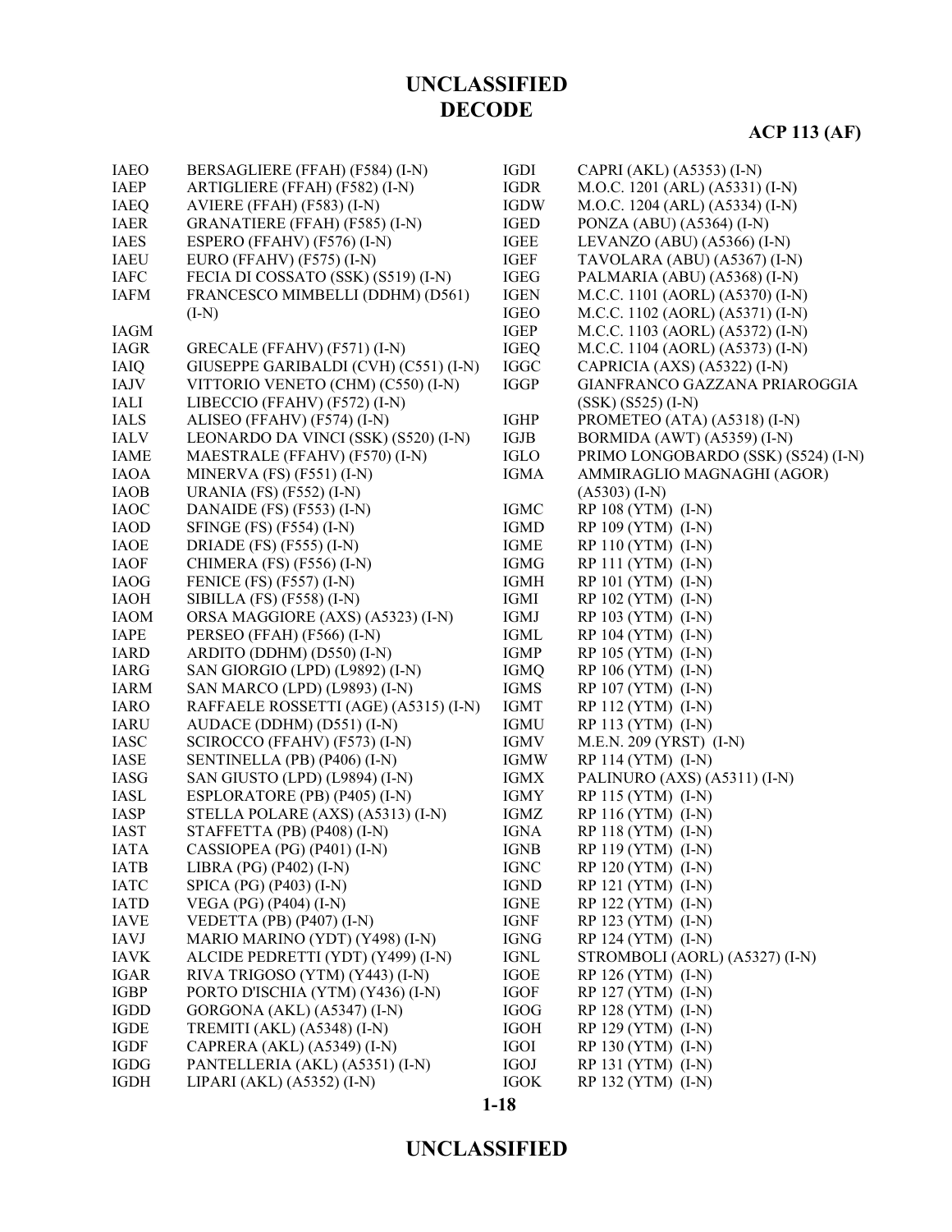# UNCLASSIFIED
# DECODE

**ACP 113 (AF)**

| | |
|---|---|
| IAEO | BERSAGLIERE (FFAH) (F584) (I-N) |
| IAEP | ARTIGLIERE (FFAH) (F582) (I-N) |
| IAEQ | AVIERE (FFAH) (F583) (I-N) |
| IAER | GRANATIERE (FFAH) (F585) (I-N) |
| IAES | ESPERO (FFAHV) (F576) (I-N) |
| IAEU | EURO (FFAHV) (F575) (I-N) |
| IAFC | FECIA DI COSSATO (SSK) (S519) (I-N) |
| IAFM | FRANCESCO MIMBELLI (DDHM) (D561) (I-N) |
| IAGM | |
| IAGR | GRECALE (FFAHV) (F571) (I-N) |
| IAIQ | GIUSEPPE GARIBALDI (CVH) (C551) (I-N) |
| IAJV | VITTORIO VENETO (CHM) (C550) (I-N) |
| IALI | LIBECCIO (FFAHV) (F572) (I-N) |
| IALS | ALISEO (FFAHV) (F574) (I-N) |
| IALV | LEONARDO DA VINCI (SSK) (S520) (I-N) |
| IAME | MAESTRALE (FFAHV) (F570) (I-N) |
| IAOA | MINERVA (FS) (F551) (I-N) |
| IAOB | URANIA (FS) (F552) (I-N) |
| IAOC | DANAIDE (FS) (F553) (I-N) |
| IAOD | SFINGE (FS) (F554) (I-N) |
| IAOE | DRIADE (FS) (F555) (I-N) |
| IAOF | CHIMERA (FS) (F556) (I-N) |
| IAOG | FENICE (FS) (F557) (I-N) |
| IAOH | SIBILLA (FS) (F558) (I-N) |
| IAOM | ORSA MAGGIORE (AXS) (A5323) (I-N) |
| IAPE | PERSEO (FFAH) (F566) (I-N) |
| IARD | ARDITO (DDHM) (D550) (I-N) |
| IARG | SAN GIORGIO (LPD) (L9892) (I-N) |
| IARM | SAN MARCO (LPD) (L9893) (I-N) |
| IARO | RAFFAELE ROSSETTI (AGE) (A5315) (I-N) |
| IARU | AUDACE (DDHM) (D551) (I-N) |
| IASC | SCIROCCO (FFAHV) (F573) (I-N) |
| IASE | SENTINELLA (PB) (P406) (I-N) |
| IASG | SAN GIUSTO (LPD) (L9894) (I-N) |
| IASL | ESPLORATORE (PB) (P405) (I-N) |
| IASP | STELLA POLARE (AXS) (A5313) (I-N) |
| IAST | STAFFETTA (PB) (P408) (I-N) |
| IATA | CASSIOPEA (PG) (P401) (I-N) |
| IATB | LIBRA (PG) (P402) (I-N) |
| IATC | SPICA (PG) (P403) (I-N) |
| IATD | VEGA (PG) (P404) (I-N) |
| IAVE | VEDETTA (PB) (P407) (I-N) |
| IAVJ | MARIO MARINO (YDT) (Y498) (I-N) |
| IAVK | ALCIDE PEDRETTI (YDT) (Y499) (I-N) |
| IGAR | RIVA TRIGOSO (YTM) (Y443) (I-N) |
| IGBP | PORTO D'ISCHIA (YTM) (Y436) (I-N) |
| IGDD | GORGONA (AKL) (A5347) (I-N) |
| IGDE | TREMITI (AKL) (A5348) (I-N) |
| IGDF | CAPRERA (AKL) (A5349) (I-N) |
| IGDG | PANTELLERIA (AKL) (A5351) (I-N) |
| IGDH | LIPARI (AKL) (A5352) (I-N) |
| IGDI | CAPRI (AKL) (A5353) (I-N) |
| IGDR | M.O.C. 1201 (ARL) (A5331) (I-N) |
| IGDW | M.O.C. 1204 (ARL) (A5334) (I-N) |
| IGED | PONZA (ABU) (A5364) (I-N) |
| IGEE | LEVANZO (ABU) (A5366) (I-N) |
| IGEF | TAVOLARA (ABU) (A5367) (I-N) |
| IGEG | PALMARIA (ABU) (A5368) (I-N) |
| IGEN | M.C.C. 1101 (AORL) (A5370) (I-N) |
| IGEO | M.C.C. 1102 (AORL) (A5371) (I-N) |
| IGEP | M.C.C. 1103 (AORL) (A5372) (I-N) |
| IGEQ | M.C.C. 1104 (AORL) (A5373) (I-N) |
| IGGC | CAPRICIA (AXS) (A5322) (I-N) |
| IGGP | GIANFRANCO GAZZANA PRIAROGGIA (SSK) (S525) (I-N) |
| IGHP | PROMETEO (ATA) (A5318) (I-N) |
| IGJB | BORMIDA (AWT) (A5359) (I-N) |
| IGLO | PRIMO LONGOBARDO (SSK) (S524) (I-N) |
| IGMA | AMMIRAGLIO MAGNAGHI (AGOR) (A5303) (I-N) |
| IGMC | RP 108 (YTM) (I-N) |
| IGMD | RP 109 (YTM) (I-N) |
| IGME | RP 110 (YTM) (I-N) |
| IGMG | RP 111 (YTM) (I-N) |
| IGMH | RP 101 (YTM) (I-N) |
| IGMI | RP 102 (YTM) (I-N) |
| IGMJ | RP 103 (YTM) (I-N) |
| IGML | RP 104 (YTM) (I-N) |
| IGMP | RP 105 (YTM) (I-N) |
| IGMQ | RP 106 (YTM) (I-N) |
| IGMS | RP 107 (YTM) (I-N) |
| IGMT | RP 112 (YTM) (I-N) |
| IGMU | RP 113 (YTM) (I-N) |
| IGMV | M.E.N. 209 (YRST) (I-N) |
| IGMW | RP 114 (YTM) (I-N) |
| IGMX | PALINURO (AXS) (A5311) (I-N) |
| IGMY | RP 115 (YTM) (I-N) |
| IGMZ | RP 116 (YTM) (I-N) |
| IGNA | RP 118 (YTM) (I-N) |
| IGNB | RP 119 (YTM) (I-N) |
| IGNC | RP 120 (YTM) (I-N) |
| IGND | RP 121 (YTM) (I-N) |
| IGNE | RP 122 (YTM) (I-N) |
| IGNF | RP 123 (YTM) (I-N) |
| IGNG | RP 124 (YTM) (I-N) |
| IGNL | STROMBOLI (AORL) (A5327) (I-N) |
| IGOE | RP 126 (YTM) (I-N) |
| IGOF | RP 127 (YTM) (I-N) |
| IGOG | RP 128 (YTM) (I-N) |
| IGOH | RP 129 (YTM) (I-N) |
| IGOI | RP 130 (YTM) (I-N) |
| IGOJ | RP 131 (YTM) (I-N) |
| IGOK | RP 132 (YTM) (I-N) |

# UNCLASSIFIED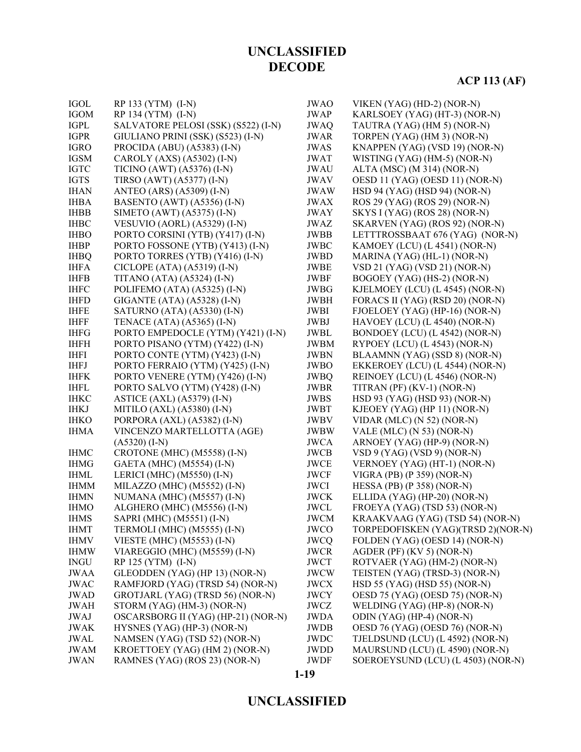| | |
|---|---|
| IGOL | RP 133 (YTM) (I-N) |
| IGOM | RP 134 (YTM) (I-N) |
| IGPL | SALVATORE PELOSI (SSK) (S522) (I-N) |
| IGPR | GIULIANO PRINI (SSK) (S523) (I-N) |
| IGRO | PROCIDA (ABU) (A5383) (I-N) |
| IGSM | CAROLY (AXS) (A5302) (I-N) |
| IGTC | TICINO (AWT) (A5376) (I-N) |
| IGTS | TIRSO (AWT) (A5377) (I-N) |
| IHAN | ANTEO (ARS) (A5309) (I-N) |
| IHBA | BASENTO (AWT) (A5356) (I-N) |
| IHBB | SIMETO (AWT) (A5375) (I-N) |
| IHBC | VESUVIO (AORL) (A5329) (I-N) |
| IHBO | PORTO CORSINI (YTB) (Y417) (I-N) |
| IHBP | PORTO FOSSONE (YTB) (Y413) (I-N) |
| IHBQ | PORTO TORRES (YTB) (Y416) (I-N) |
| IHFA | CICLOPE (ATA) (A5319) (I-N) |
| IHFB | TITANO (ATA) (A5324) (I-N) |
| IHFC | POLIFEMO (ATA) (A5325) (I-N) |
| IHFD | GIGANTE (ATA) (A5328) (I-N) |
| IHFE | SATURNO (ATA) (A5330) (I-N) |
| IHFF | TENACE (ATA) (A5365) (I-N) |
| IHFG | PORTO EMPEDOCLE (YTM) (Y421) (I-N) |
| IHFH | PORTO PISANO (YTM) (Y422) (I-N) |
| IHFI | PORTO CONTE (YTM) (Y423) (I-N) |
| IHFJ | PORTO FERRAIO (YTM) (Y425) (I-N) |
| IHFK | PORTO VENERE (YTM) (Y426) (I-N) |
| IHFL | PORTO SALVO (YTM) (Y428) (I-N) |
| IHKC | ASTICE (AXL) (A5379) (I-N) |
| IHKJ | MITILO (AXL) (A5380) (I-N) |
| IHKO | PORPORA (AXL) (A5382) (I-N) |
| IHMA | VINCENZO MARTELLOTTA (AGE) (A5320) (I-N) |
| IHMC | CROTONE (MHC) (M5558) (I-N) |
| IHMG | GAETA (MHC) (M5554) (I-N) |
| IHML | LERICI (MHC) (M5550) (I-N) |
| IHMM | MILAZZO (MHC) (M5552) (I-N) |
| IHMN | NUMANA (MHC) (M5557) (I-N) |
| IHMO | ALGHERO (MHC) (M5556) (I-N) |
| IHMS | SAPRI (MHC) (M5551) (I-N) |
| IHMT | TERMOLI (MHC) (M5555) (I-N) |
| IHMV | VIESTE (MHC) (M5553) (I-N) |
| IHMW | VIAREGGIO (MHC) (M5559) (I-N) |
| INGU | RP 125 (YTM) (I-N) |
| JWAA | GLEODDEN (YAG) (HP 13) (NOR-N) |
| JWAC | RAMFJORD (YAG) (TRSD 54) (NOR-N) |
| JWAD | GROTJARL (YAG) (TRSD 56) (NOR-N) |
| JWAH | STORM (YAG) (HM-3) (NOR-N) |
| JWAJ | OSCARSBORG II (YAG) (HP-21) (NOR-N) |
| JWAK | HYSNES (YAG) (HP-3) (NOR-N) |
| JWAL | NAMSEN (YAG) (TSD 52) (NOR-N) |
| JWAM | KROETTOEY (YAG) (HM 2) (NOR-N) |
| JWAN | RAMNES (YAG) (ROS 23) (NOR-N) |
| JWAO | VIKEN (YAG) (HD-2) (NOR-N) |
| JWAP | KARLSOEY (YAG) (HT-3) (NOR-N) |
| JWAQ | TAUTRA (YAG) (HM 5) (NOR-N) |
| JWAR | TORPEN (YAG) (HM 3) (NOR-N) |
| JWAS | KNAPPEN (YAG) (VSD 19) (NOR-N) |
| JWAT | WISTING (YAG) (HM-5) (NOR-N) |
| JWAU | ALTA (MSC) (M 314) (NOR-N) |
| JWAV | OESD 11 (YAG) (OESD 11) (NOR-N) |
| JWAW | HSD 94 (YAG) (HSD 94) (NOR-N) |
| JWAX | ROS 29 (YAG) (ROS 29) (NOR-N) |
| JWAY | SKYS I (YAG) (ROS 28) (NOR-N) |
| JWAZ | SKARVEN (YAG) (ROS 92) (NOR-N) |
| JWBB | LETTTROSSBAAT 676 (YAG) (NOR-N) |
| JWBC | KAMOEY (LCU) (L 4541) (NOR-N) |
| JWBD | MARINA (YAG) (HL-1) (NOR-N) |
| JWBE | VSD 21 (YAG) (VSD 21) (NOR-N) |
| JWBF | BOGOEY (YAG) (HS-2) (NOR-N) |
| JWBG | KJELMOEY (LCU) (L 4545) (NOR-N) |
| JWBH | FORACS II (YAG) (RSD 20) (NOR-N) |
| JWBI | FJOELOEY (YAG) (HP-16) (NOR-N) |
| JWBJ | HAVOEY (LCU) (L 4540) (NOR-N) |
| JWBL | BONDOEY (LCU) (L 4542) (NOR-N) |
| JWBM | RYPOEY (LCU) (L 4543) (NOR-N) |
| JWBN | BLAAMNN (YAG) (SSD 8) (NOR-N) |
| JWBO | EKKEROEY (LCU) (L 4544) (NOR-N) |
| JWBQ | REINOEY (LCU) (L 4546) (NOR-N) |
| JWBR | TITRAN (PF) (KV-1) (NOR-N) |
| JWBS | HSD 93 (YAG) (HSD 93) (NOR-N) |
| JWBT | KJEOEY (YAG) (HP 11) (NOR-N) |
| JWBV | VIDAR (MLC) (N 52) (NOR-N) |
| JWBW | VALE (MLC) (N 53) (NOR-N) |
| JWCA | ARNOEY (YAG) (HP-9) (NOR-N) |
| JWCB | VSD 9 (YAG) (VSD 9) (NOR-N) |
| JWCE | VERNOEY (YAG) (HT-1) (NOR-N) |
| JWCF | VIGRA (PB) (P 359) (NOR-N) |
| JWCI | HESSA (PB) (P 358) (NOR-N) |
| JWCK | ELLIDA (YAG) (HP-20) (NOR-N) |
| JWCL | FROEYA (YAG) (TSD 53) (NOR-N) |
| JWCM | KRAAKVAAG (YAG) (TSD 54) (NOR-N) |
| JWCO | TORPEDOFISKEN (YAG)(TRSD 2)(NOR-N) |
| JWCQ | FOLDEN (YAG) (OESD 14) (NOR-N) |
| JWCR | AGDER (PF) (KV 5) (NOR-N) |
| JWCT | ROTVAER (YAG) (HM-2) (NOR-N) |
| JWCW | TEISTEN (YAG) (TRSD-3) (NOR-N) |
| JWCX | HSD 55 (YAG) (HSD 55) (NOR-N) |
| JWCY | OESD 75 (YAG) (OESD 75) (NOR-N) |
| JWCZ | WELDING (YAG) (HP-8) (NOR-N) |
| JWDA | ODIN (YAG) (HP-4) (NOR-N) |
| JWDB | OESD 76 (YAG) (OESD 76) (NOR-N) |
| JWDC | TJELDSUND (LCU) (L 4592) (NOR-N) |
| JWDD | MAURSUND (LCU) (L 4590) (NOR-N) |
| JWDF | SOEROEYSUND (LCU) (L 4503) (NOR-N) |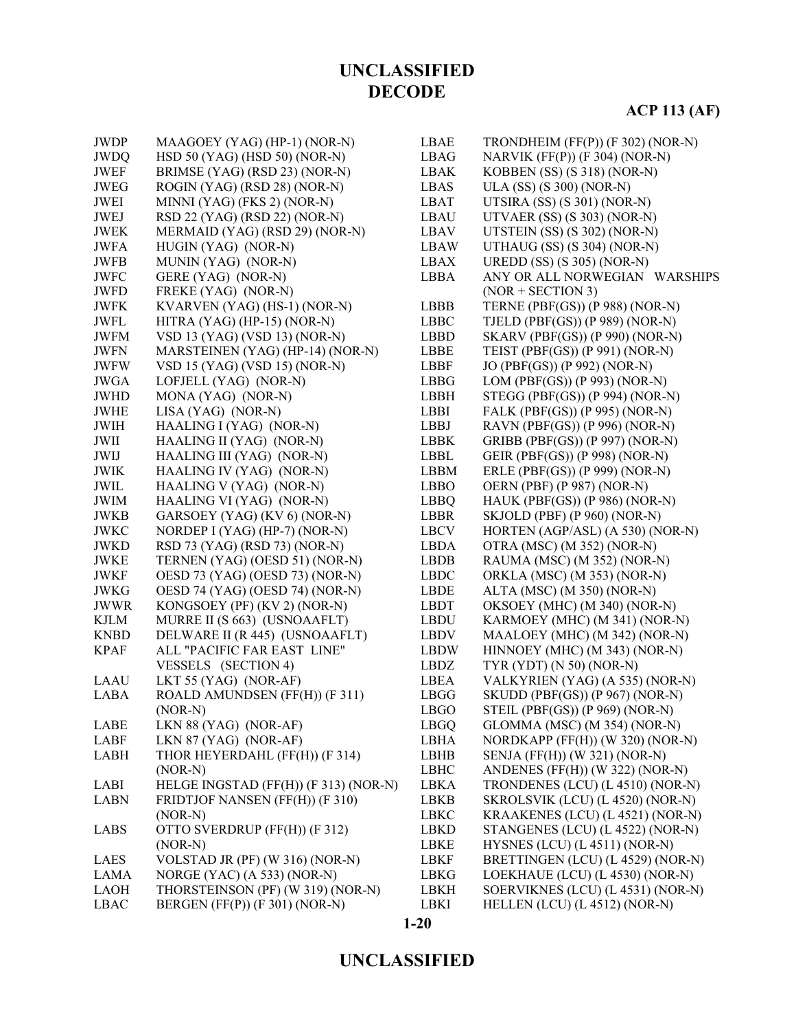| Code | Name |
|---|---|
| JWDP | MAAGOEY (YAG) (HP-1) (NOR-N) |
| JWDQ | HSD 50 (YAG) (HSD 50) (NOR-N) |
| JWEF | BRIMSE (YAG) (RSD 23) (NOR-N) |
| JWEG | ROGIN (YAG) (RSD 28) (NOR-N) |
| JWEI | MINNI (YAG) (FKS 2) (NOR-N) |
| JWEJ | RSD 22 (YAG) (RSD 22) (NOR-N) |
| JWEK | MERMAID (YAG) (RSD 29) (NOR-N) |
| JWFA | HUGIN (YAG) (NOR-N) |
| JWFB | MUNIN (YAG) (NOR-N) |
| JWFC | GERE (YAG) (NOR-N) |
| JWFD | FREKE (YAG) (NOR-N) |
| JWFK | KVARVEN (YAG) (HS-1) (NOR-N) |
| JWFL | HITRA (YAG) (HP-15) (NOR-N) |
| JWFM | VSD 13 (YAG) (VSD 13) (NOR-N) |
| JWFN | MARSTEINEN (YAG) (HP-14) (NOR-N) |
| JWFW | VSD 15 (YAG) (VSD 15) (NOR-N) |
| JWGA | LOFJELL (YAG) (NOR-N) |
| JWHD | MONA (YAG) (NOR-N) |
| JWHE | LISA (YAG) (NOR-N) |
| JWIH | HAALING I (YAG) (NOR-N) |
| JWII | HAALING II (YAG) (NOR-N) |
| JWIJ | HAALING III (YAG) (NOR-N) |
| JWIK | HAALING IV (YAG) (NOR-N) |
| JWIL | HAALING V (YAG) (NOR-N) |
| JWIM | HAALING VI (YAG) (NOR-N) |
| JWKB | GARSOEY (YAG) (KV 6) (NOR-N) |
| JWKC | NORDEP I (YAG) (HP-7) (NOR-N) |
| JWKD | RSD 73 (YAG) (RSD 73) (NOR-N) |
| JWKE | TERNEN (YAG) (OESD 51) (NOR-N) |
| JWKF | OESD 73 (YAG) (OESD 73) (NOR-N) |
| JWKG | OESD 74 (YAG) (OESD 74) (NOR-N) |
| JWWR | KONGSOEY (PF) (KV 2) (NOR-N) |
| KJLM | MURRE II (S 663) (USNOAAFLT) |
| KNBD | DELWARE II (R 445) (USNOAAFLT) |
| KPAF | ALL "PACIFIC FAR EAST LINE" VESSELS (SECTION 4) |
| LAAU | LKT 55 (YAG) (NOR-AF) |
| LABA | ROALD AMUNDSEN (FF(H)) (F 311) (NOR-N) |
| LABE | LKN 88 (YAG) (NOR-AF) |
| LABF | LKN 87 (YAG) (NOR-AF) |
| LABH | THOR HEYERDAHL (FF(H)) (F 314) (NOR-N) |
| LABI | HELGE INGSTAD (FF(H)) (F 313) (NOR-N) |
| LABN | FRIDTJOF NANSEN (FF(H)) (F 310) (NOR-N) |
| LABS | OTTO SVERDRUP (FF(H)) (F 312) (NOR-N) |
| LAES | VOLSTAD JR (PF) (W 316) (NOR-N) |
| LAMA | NORGE (YAC) (A 533) (NOR-N) |
| LAOH | THORSTEINSON (PF) (W 319) (NOR-N) |
| LBAC | BERGEN (FF(P)) (F 301) (NOR-N) |
| LBAE | TRONDHEIM (FF(P)) (F 302) (NOR-N) |
| LBAG | NARVIK (FF(P)) (F 304) (NOR-N) |
| LBAK | KOBBEN (SS) (S 318) (NOR-N) |
| LBAS | ULA (SS) (S 300) (NOR-N) |
| LBAT | UTSIRA (SS) (S 301) (NOR-N) |
| LBAU | UTVAER (SS) (S 303) (NOR-N) |
| LBAV | UTSTEIN (SS) (S 302) (NOR-N) |
| LBAW | UTHAUG (SS) (S 304) (NOR-N) |
| LBAX | UREDD (SS) (S 305) (NOR-N) |
| LBBA | ANY OR ALL NORWEGIAN WARSHIPS (NOR + SECTION 3) |
| LBBB | TERNE (PBF(GS)) (P 988) (NOR-N) |
| LBBC | TJELD (PBF(GS)) (P 989) (NOR-N) |
| LBBD | SKARV (PBF(GS)) (P 990) (NOR-N) |
| LBBE | TEIST (PBF(GS)) (P 991) (NOR-N) |
| LBBF | JO (PBF(GS)) (P 992) (NOR-N) |
| LBBG | LOM (PBF(GS)) (P 993) (NOR-N) |
| LBBH | STEGG (PBF(GS)) (P 994) (NOR-N) |
| LBBI | FALK (PBF(GS)) (P 995) (NOR-N) |
| LBBJ | RAVN (PBF(GS)) (P 996) (NOR-N) |
| LBBK | GRIBB (PBF(GS)) (P 997) (NOR-N) |
| LBBL | GEIR (PBF(GS)) (P 998) (NOR-N) |
| LBBM | ERLE (PBF(GS)) (P 999) (NOR-N) |
| LBBO | OERN (PBF) (P 987) (NOR-N) |
| LBBQ | HAUK (PBF(GS)) (P 986) (NOR-N) |
| LBBR | SKJOLD (PBF) (P 960) (NOR-N) |
| LBCV | HORTEN (AGP/ASL) (A 530) (NOR-N) |
| LBDA | OTRA (MSC) (M 352) (NOR-N) |
| LBDB | RAUMA (MSC) (M 352) (NOR-N) |
| LBDC | ORKLA (MSC) (M 353) (NOR-N) |
| LBDE | ALTA (MSC) (M 350) (NOR-N) |
| LBDT | OKSOEY (MHC) (M 340) (NOR-N) |
| LBDU | KARMOEY (MHC) (M 341) (NOR-N) |
| LBDV | MAALOEY (MHC) (M 342) (NOR-N) |
| LBDW | HINNOEY (MHC) (M 343) (NOR-N) |
| LBDZ | TYR (YDT) (N 50) (NOR-N) |
| LBEA | VALKYRIEN (YAG) (A 535) (NOR-N) |
| LBGG | SKUDD (PBF(GS)) (P 967) (NOR-N) |
| LBGO | STEIL (PBF(GS)) (P 969) (NOR-N) |
| LBGQ | GLOMMA (MSC) (M 354) (NOR-N) |
| LBHA | NORDKAPP (FF(H)) (W 320) (NOR-N) |
| LBHB | SENJA (FF(H)) (W 321) (NOR-N) |
| LBHC | ANDENES (FF(H)) (W 322) (NOR-N) |
| LBKA | TRONDENES (LCU) (L 4510) (NOR-N) |
| LBKB | SKROLSVIK (LCU) (L 4520) (NOR-N) |
| LBKC | KRAAKENES (LCU) (L 4521) (NOR-N) |
| LBKD | STANGENES (LCU) (L 4522) (NOR-N) |
| LBKE | HYSNES (LCU) (L 4511) (NOR-N) |
| LBKF | BRETTINGEN (LCU) (L 4529) (NOR-N) |
| LBKG | LOEKHAUE (LCU) (L 4530) (NOR-N) |
| LBKH | SOERVIKNES (LCU) (L 4531) (NOR-N) |
| LBKI | HELLEN (LCU) (L 4512) (NOR-N) |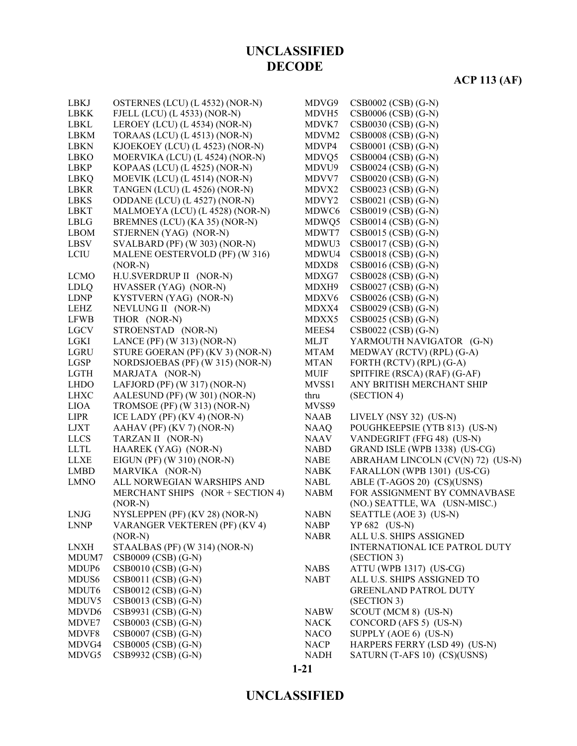# UNCLASSIFIED
## DECODE

**ACP 113 (AF)**

| Call Sign | Name |
|---|---|
| LBKJ | OSTERNES (LCU) (L 4532) (NOR-N) |
| LBKK | FJELL (LCU) (L 4533) (NOR-N) |
| LBKL | LEROEY (LCU) (L 4534) (NOR-N) |
| LBKM | TORAAS (LCU) (L 4513) (NOR-N) |
| LBKN | KJOEKOEY (LCU) (L 4523) (NOR-N) |
| LBKO | MOERVIKA (LCU) (L 4524) (NOR-N) |
| LBKP | KOPAAS (LCU) (L 4525) (NOR-N) |
| LBKQ | MOEVIK (LCU) (L 4514) (NOR-N) |
| LBKR | TANGEN (LCU) (L 4526) (NOR-N) |
| LBKS | ODDANE (LCU) (L 4527) (NOR-N) |
| LBKT | MALMOEYA (LCU) (L 4528) (NOR-N) |
| LBLG | BREMNES (LCU) (KA 35) (NOR-N) |
| LBOM | STJERNEN (YAG) (NOR-N) |
| LBSV | SVALBARD (PF) (W 303) (NOR-N) |
| LCIU | MALENE OESTERVOLD (PF) (W 316) (NOR-N) |
| LCMO | H.U.SVERDRUP II (NOR-N) |
| LDLQ | HVASSER (YAG) (NOR-N) |
| LDNP | KYSTVERN (YAG) (NOR-N) |
| LEHZ | NEVLUNG II (NOR-N) |
| LFWB | THOR (NOR-N) |
| LGCV | STROENSTAD (NOR-N) |
| LGKI | LANCE (PF) (W 313) (NOR-N) |
| LGRU | STURE GOERAN (PF) (KV 3) (NOR-N) |
| LGSP | NORDSJOEBAS (PF) (W 315) (NOR-N) |
| LGTH | MARJATA (NOR-N) |
| LHDO | LAFJORD (PF) (W 317) (NOR-N) |
| LHXC | AALESUND (PF) (W 301) (NOR-N) |
| LIOA | TROMSOE (PF) (W 313) (NOR-N) |
| LIPR | ICE LADY (PF) (KV 4) (NOR-N) |
| LJXT | AAHAV (PF) (KV 7) (NOR-N) |
| LLCS | TARZAN II (NOR-N) |
| LLTL | HAAREK (YAG) (NOR-N) |
| LLXE | EIGUN (PF) (W 310) (NOR-N) |
| LMBD | MARVIKA (NOR-N) |
| LMNO | ALL NORWEGIAN WARSHIPS AND MERCHANT SHIPS (NOR + SECTION 4) (NOR-N) |
| LNJG | NYSLEPPEN (PF) (KV 28) (NOR-N) |
| LNNP | VARANGER VEKTEREN (PF) (KV 4) (NOR-N) |
| LNXH | STAALBAS (PF) (W 314) (NOR-N) |
| MDUM7 | CSB0009 (CSB) (G-N) |
| MDUP6 | CSB0010 (CSB) (G-N) |
| MDUS6 | CSB0011 (CSB) (G-N) |
| MDUT6 | CSB0012 (CSB) (G-N) |
| MDUV5 | CSB0013 (CSB) (G-N) |
| MDVD6 | CSB9931 (CSB) (G-N) |
| MDVE7 | CSB0003 (CSB) (G-N) |
| MDVF8 | CSB0007 (CSB) (G-N) |
| MDVG4 | CSB0005 (CSB) (G-N) |
| MDVG5 | CSB9932 (CSB) (G-N) |
| MDVG9 | CSB0002 (CSB) (G-N) |
| MDVH5 | CSB0006 (CSB) (G-N) |
| MDVK7 | CSB0030 (CSB) (G-N) |
| MDVM2 | CSB0008 (CSB) (G-N) |
| MDVP4 | CSB0001 (CSB) (G-N) |
| MDVQ5 | CSB0004 (CSB) (G-N) |
| MDVU9 | CSB0024 (CSB) (G-N) |
| MDVV7 | CSB0020 (CSB) (G-N) |
| MDVX2 | CSB0023 (CSB) (G-N) |
| MDVY2 | CSB0021 (CSB) (G-N) |
| MDWC6 | CSB0019 (CSB) (G-N) |
| MDWQ5 | CSB0014 (CSB) (G-N) |
| MDWT7 | CSB0015 (CSB) (G-N) |
| MDWU3 | CSB0017 (CSB) (G-N) |
| MDWU4 | CSB0018 (CSB) (G-N) |
| MDXD8 | CSB0016 (CSB) (G-N) |
| MDXG7 | CSB0028 (CSB) (G-N) |
| MDXH9 | CSB0027 (CSB) (G-N) |
| MDXV6 | CSB0026 (CSB) (G-N) |
| MDXX4 | CSB0029 (CSB) (G-N) |
| MDXX5 | CSB0025 (CSB) (G-N) |
| MEES4 | CSB0022 (CSB) (G-N) |
| MLJT | YARMOUTH NAVIGATOR (G-N) |
| MTAM | MEDWAY (RCTV) (RPL) (G-A) |
| MTAN | FORTH (RCTV) (RPL) (G-A) |
| MUIF | SPITFIRE (RSCA) (RAF) (G-AF) |
| MVSS1 thru MVSS9 | ANY BRITISH MERCHANT SHIP (SECTION 4) |
| NAAB | LIVELY (NSY 32) (US-N) |
| NAAQ | POUGHKEEPSIE (YTB 813) (US-N) |
| NAAV | VANDEGRIFT (FFG 48) (US-N) |
| NABD | GRAND ISLE (WPB 1338) (US-CG) |
| NABE | ABRAHAM LINCOLN (CV(N) 72) (US-N) |
| NABK | FARALLON (WPB 1301) (US-CG) |
| NABL | ABLE (T-AGOS 20) (CS)(USNS) |
| NABM | FOR ASSIGNMENT BY COMNAVBASE (NO.) SEATTLE, WA (USN-MISC.) |
| NABN | SEATTLE (AOE 3) (US-N) |
| NABP | YP 682 (US-N) |
| NABR | ALL U.S. SHIPS ASSIGNED INTERNATIONAL ICE PATROL DUTY (SECTION 3) |
| NABS | ATTU (WPB 1317) (US-CG) |
| NABT | ALL U.S. SHIPS ASSIGNED TO GREENLAND PATROL DUTY (SECTION 3) |
| NABW | SCOUT (MCM 8) (US-N) |
| NACK | CONCORD (AFS 5) (US-N) |
| NACO | SUPPLY (AOE 6) (US-N) |
| NACP | HARPERS FERRY (LSD 49) (US-N) |
| NADH | SATURN (T-AFS 10) (CS)(USNS) |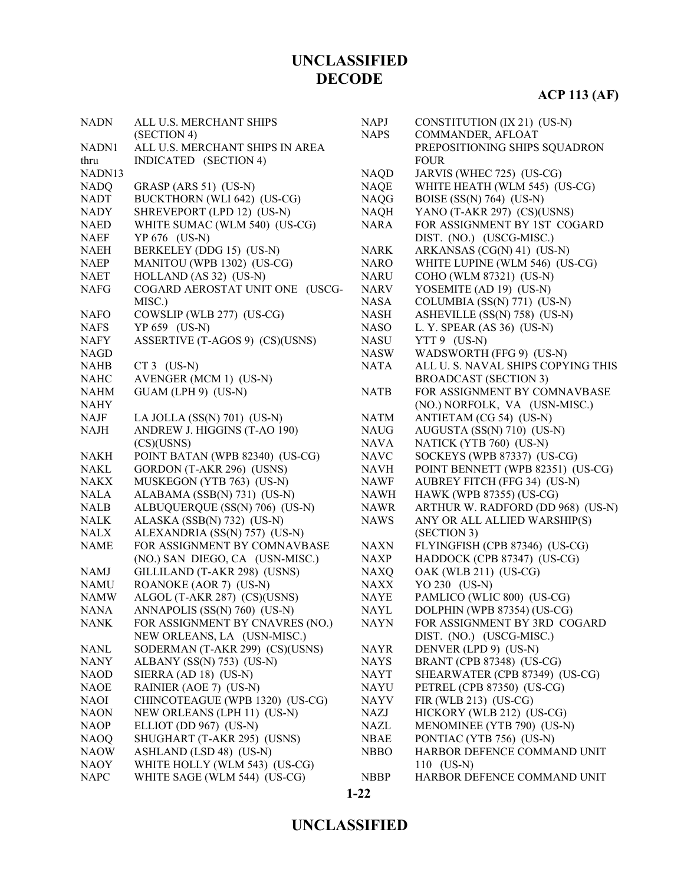| | |
|---|---|
| NADN | ALL U.S. MERCHANT SHIPS (SECTION 4) |
| NADN1 thru NADN13 | ALL U.S. MERCHANT SHIPS IN AREA INDICATED (SECTION 4) |
| NADQ | GRASP (ARS 51) (US-N) |
| NADT | BUCKTHORN (WLI 642) (US-CG) |
| NADY | SHREVEPORT (LPD 12) (US-N) |
| NAED | WHITE SUMAC (WLM 540) (US-CG) |
| NAEF | YP 676 (US-N) |
| NAEH | BERKELEY (DDG 15) (US-N) |
| NAEP | MANITOU (WPB 1302) (US-CG) |
| NAET | HOLLAND (AS 32) (US-N) |
| NAFG | COGARD AEROSTAT UNIT ONE (USCG-MISC.) |
| NAFO | COWSLIP (WLB 277) (US-CG) |
| NAFS | YP 659 (US-N) |
| NAFY | ASSERTIVE (T-AGOS 9) (CS)(USNS) |
| NAGD | |
| NAHB | CT 3 (US-N) |
| NAHC | AVENGER (MCM 1) (US-N) |
| NAHM | GUAM (LPH 9) (US-N) |
| NAHY | |
| NAJF | LA JOLLA (SS(N) 701) (US-N) |
| NAJH | ANDREW J. HIGGINS (T-AO 190) (CS)(USNS) |
| NAKH | POINT BATAN (WPB 82340) (US-CG) |
| NAKL | GORDON (T-AKR 296) (USNS) |
| NAKX | MUSKEGON (YTB 763) (US-N) |
| NALA | ALABAMA (SSB(N) 731) (US-N) |
| NALB | ALBUQUERQUE (SS(N) 706) (US-N) |
| NALK | ALASKA (SSB(N) 732) (US-N) |
| NALX | ALEXANDRIA (SS(N) 757) (US-N) |
| NAME | FOR ASSIGNMENT BY COMNAVBASE (NO.) SAN DIEGO, CA (USN-MISC.) |
| NAMJ | GILLILAND (T-AKR 298) (USNS) |
| NAMU | ROANOKE (AOR 7) (US-N) |
| NAMW | ALGOL (T-AKR 287) (CS)(USNS) |
| NANA | ANNAPOLIS (SS(N) 760) (US-N) |
| NANK | FOR ASSIGNMENT BY CNAVRES (NO.) NEW ORLEANS, LA (USN-MISC.) |
| NANL | SODERMAN (T-AKR 299) (CS)(USNS) |
| NANY | ALBANY (SS(N) 753) (US-N) |
| NAOD | SIERRA (AD 18) (US-N) |
| NAOE | RAINIER (AOE 7) (US-N) |
| NAOI | CHINCOTEAGUE (WPB 1320) (US-CG) |
| NAON | NEW ORLEANS (LPH 11) (US-N) |
| NAOP | ELLIOT (DD 967) (US-N) |
| NAOQ | SHUGHART (T-AKR 295) (USNS) |
| NAOW | ASHLAND (LSD 48) (US-N) |
| NAOY | WHITE HOLLY (WLM 543) (US-CG) |
| NAPC | WHITE SAGE (WLM 544) (US-CG) |
| NAPJ | CONSTITUTION (IX 21) (US-N) |
| NAPS | COMMANDER, AFLOAT PREPOSITIONING SHIPS SQUADRON FOUR |
| NAQD | JARVIS (WHEC 725) (US-CG) |
| NAQE | WHITE HEATH (WLM 545) (US-CG) |
| NAQG | BOISE (SS(N) 764) (US-N) |
| NAQH | YANO (T-AKR 297) (CS)(USNS) |
| NARA | FOR ASSIGNMENT BY 1ST COGARD DIST. (NO.) (USCG-MISC.) |
| NARK | ARKANSAS (CG(N) 41) (US-N) |
| NARO | WHITE LUPINE (WLM 546) (US-CG) |
| NARU | COHO (WLM 87321) (US-N) |
| NARV | YOSEMITE (AD 19) (US-N) |
| NASA | COLUMBIA (SS(N) 771) (US-N) |
| NASH | ASHEVILLE (SS(N) 758) (US-N) |
| NASO | L. Y. SPEAR (AS 36) (US-N) |
| NASU | YTT 9 (US-N) |
| NASW | WADSWORTH (FFG 9) (US-N) |
| NATA | ALL U. S. NAVAL SHIPS COPYING THIS BROADCAST (SECTION 3) |
| NATB | FOR ASSIGNMENT BY COMNAVBASE (NO.) NORFOLK, VA (USN-MISC.) |
| NATM | ANTIETAM (CG 54) (US-N) |
| NAUG | AUGUSTA (SS(N) 710) (US-N) |
| NAVA | NATICK (YTB 760) (US-N) |
| NAVC | SOCKEYS (WPB 87337) (US-CG) |
| NAVH | POINT BENNETT (WPB 82351) (US-CG) |
| NAWF | AUBREY FITCH (FFG 34) (US-N) |
| NAWH | HAWK (WPB 87355) (US-CG) |
| NAWR | ARTHUR W. RADFORD (DD 968) (US-N) |
| NAWS | ANY OR ALL ALLIED WARSHIP(S) (SECTION 3) |
| NAXN | FLYINGFISH (CPB 87346) (US-CG) |
| NAXP | HADDOCK (CPB 87347) (US-CG) |
| NAXQ | OAK (WLB 211) (US-CG) |
| NAXX | YO 230 (US-N) |
| NAYE | PAMLICO (WLIC 800) (US-CG) |
| NAYL | DOLPHIN (WPB 87354) (US-CG) |
| NAYN | FOR ASSIGNMENT BY 3RD COGARD DIST. (NO.) (USCG-MISC.) |
| NAYR | DENVER (LPD 9) (US-N) |
| NAYS | BRANT (CPB 87348) (US-CG) |
| NAYT | SHEARWATER (CPB 87349) (US-CG) |
| NAYU | PETREL (CPB 87350) (US-CG) |
| NAYV | FIR (WLB 213) (US-CG) |
| NAZJ | HICKORY (WLB 212) (US-CG) |
| NAZL | MENOMINEE (YTB 790) (US-N) |
| NBAE | PONTIAC (YTB 756) (US-N) |
| NBBO | HARBOR DEFENCE COMMAND UNIT 110 (US-N) |
| NBBP | HARBOR DEFENCE COMMAND UNIT |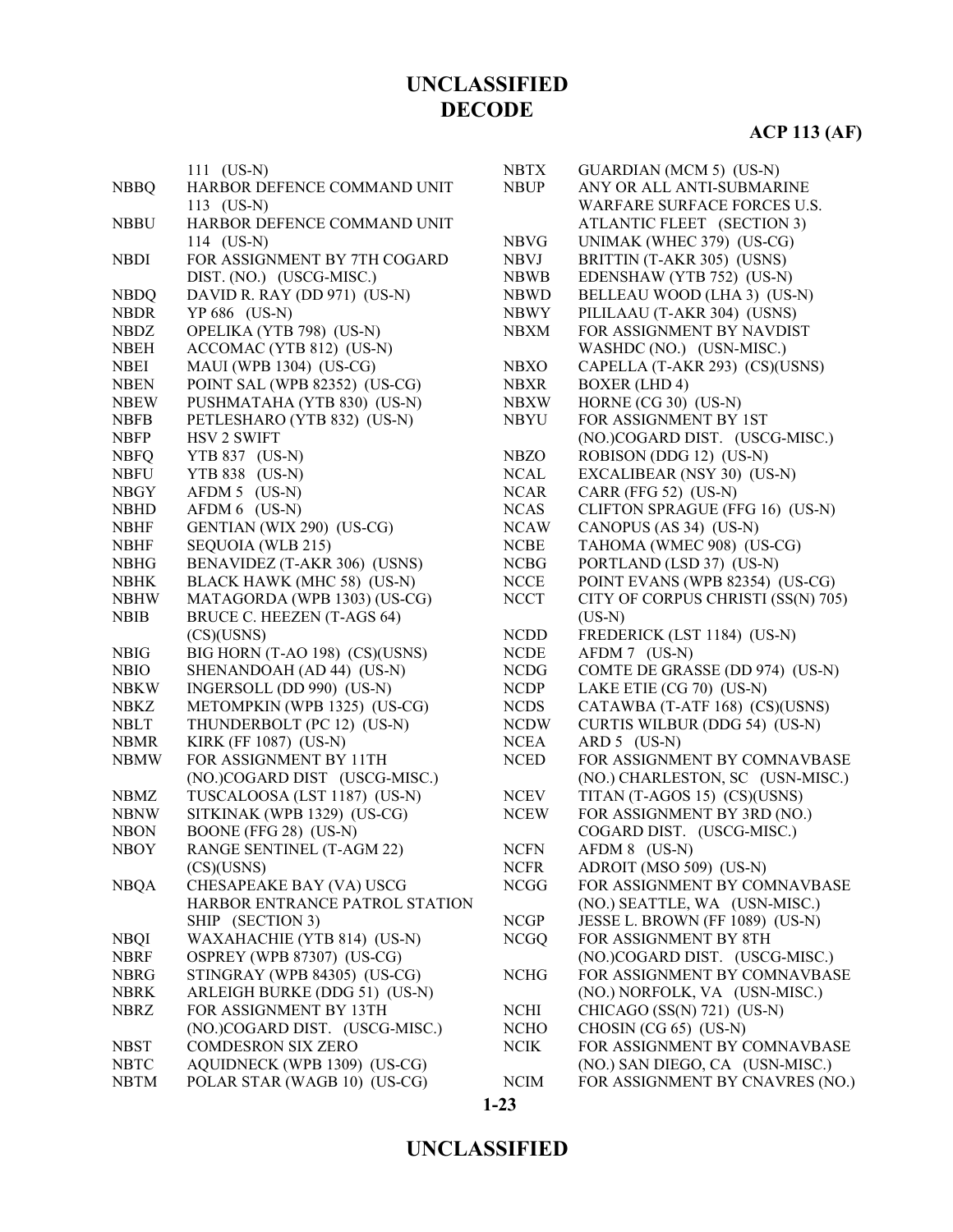| | |
|---|---|
| | 111 (US-N) |
| NBBQ | HARBOR DEFENCE COMMAND UNIT 113 (US-N) |
| NBBU | HARBOR DEFENCE COMMAND UNIT 114 (US-N) |
| NBDI | FOR ASSIGNMENT BY 7TH COGARD DIST. (NO.) (USCG-MISC.) |
| NBDQ | DAVID R. RAY (DD 971) (US-N) |
| NBDR | YP 686 (US-N) |
| NBDZ | OPELIKA (YTB 798) (US-N) |
| NBEH | ACCOMAC (YTB 812) (US-N) |
| NBEI | MAUI (WPB 1304) (US-CG) |
| NBEN | POINT SAL (WPB 82352) (US-CG) |
| NBEW | PUSHMATAHA (YTB 830) (US-N) |
| NBFB | PETLESHARO (YTB 832) (US-N) |
| NBFP | HSV 2 SWIFT |
| NBFQ | YTB 837 (US-N) |
| NBFU | YTB 838 (US-N) |
| NBGY | AFDM 5 (US-N) |
| NBHD | AFDM 6 (US-N) |
| NBHF | GENTIAN (WIX 290) (US-CG) |
| NBHF | SEQUOIA (WLB 215) |
| NBHG | BENAVIDEZ (T-AKR 306) (USNS) |
| NBHK | BLACK HAWK (MHC 58) (US-N) |
| NBHW | MATAGORDA (WPB 1303) (US-CG) |
| NBIB | BRUCE C. HEEZEN (T-AGS 64) (CS)(USNS) |
| NBIG | BIG HORN (T-AO 198) (CS)(USNS) |
| NBIO | SHENANDOAH (AD 44) (US-N) |
| NBKW | INGERSOLL (DD 990) (US-N) |
| NBKZ | METOMPKIN (WPB 1325) (US-CG) |
| NBLT | THUNDERBOLT (PC 12) (US-N) |
| NBMR | KIRK (FF 1087) (US-N) |
| NBMW | FOR ASSIGNMENT BY 11TH (NO.)COGARD DIST (USCG-MISC.) |
| NBMZ | TUSCALOOSA (LST 1187) (US-N) |
| NBNW | SITKINAK (WPB 1329) (US-CG) |
| NBON | BOONE (FFG 28) (US-N) |
| NBOY | RANGE SENTINEL (T-AGM 22) (CS)(USNS) |
| NBQA | CHESAPEAKE BAY (VA) USCG HARBOR ENTRANCE PATROL STATION SHIP (SECTION 3) |
| NBQI | WAXAHACHIE (YTB 814) (US-N) |
| NBRF | OSPREY (WPB 87307) (US-CG) |
| NBRG | STINGRAY (WPB 84305) (US-CG) |
| NBRK | ARLEIGH BURKE (DDG 51) (US-N) |
| NBRZ | FOR ASSIGNMENT BY 13TH (NO.)COGARD DIST. (USCG-MISC.) |
| NBST | COMDESRON SIX ZERO |
| NBTC | AQUIDNECK (WPB 1309) (US-CG) |
| NBTM | POLAR STAR (WAGB 10) (US-CG) |
| NBTX | GUARDIAN (MCM 5) (US-N) |
| NBUP | ANY OR ALL ANTI-SUBMARINE WARFARE SURFACE FORCES U.S. ATLANTIC FLEET (SECTION 3) |
| NBVG | UNIMAK (WHEC 379) (US-CG) |
| NBVJ | BRITTIN (T-AKR 305) (USNS) |
| NBWB | EDENSHAW (YTB 752) (US-N) |
| NBWD | BELLEAU WOOD (LHA 3) (US-N) |
| NBWY | PILILAAU (T-AKR 304) (USNS) |
| NBXM | FOR ASSIGNMENT BY NAVDIST WASHDC (NO.) (USN-MISC.) |
| NBXO | CAPELLA (T-AKR 293) (CS)(USNS) |
| NBXR | BOXER (LHD 4) |
| NBXW | HORNE (CG 30) (US-N) |
| NBYU | FOR ASSIGNMENT BY 1ST (NO.)COGARD DIST. (USCG-MISC.) |
| NBZO | ROBISON (DDG 12) (US-N) |
| NCAL | EXCALIBEAR (NSY 30) (US-N) |
| NCAR | CARR (FFG 52) (US-N) |
| NCAS | CLIFTON SPRAGUE (FFG 16) (US-N) |
| NCAW | CANOPUS (AS 34) (US-N) |
| NCBE | TAHOMA (WMEC 908) (US-CG) |
| NCBG | PORTLAND (LSD 37) (US-N) |
| NCCE | POINT EVANS (WPB 82354) (US-CG) |
| NCCT | CITY OF CORPUS CHRISTI (SS(N) 705) (US-N) |
| NCDD | FREDERICK (LST 1184) (US-N) |
| NCDE | AFDM 7 (US-N) |
| NCDG | COMTE DE GRASSE (DD 974) (US-N) |
| NCDP | LAKE ETIE (CG 70) (US-N) |
| NCDS | CATAWBA (T-ATF 168) (CS)(USNS) |
| NCDW | CURTIS WILBUR (DDG 54) (US-N) |
| NCEA | ARD 5 (US-N) |
| NCED | FOR ASSIGNMENT BY COMNAVBASE (NO.) CHARLESTON, SC (USN-MISC.) |
| NCEV | TITAN (T-AGOS 15) (CS)(USNS) |
| NCEW | FOR ASSIGNMENT BY 3RD (NO.) COGARD DIST. (USCG-MISC.) |
| NCFN | AFDM 8 (US-N) |
| NCFR | ADROIT (MSO 509) (US-N) |
| NCGG | FOR ASSIGNMENT BY COMNAVBASE (NO.) SEATTLE, WA (USN-MISC.) |
| NCGP | JESSE L. BROWN (FF 1089) (US-N) |
| NCGQ | FOR ASSIGNMENT BY 8TH (NO.)COGARD DIST. (USCG-MISC.) |
| NCHG | FOR ASSIGNMENT BY COMNAVBASE (NO.) NORFOLK, VA (USN-MISC.) |
| NCHI | CHICAGO (SS(N) 721) (US-N) |
| NCHO | CHOSIN (CG 65) (US-N) |
| NCIK | FOR ASSIGNMENT BY COMNAVBASE (NO.) SAN DIEGO, CA (USN-MISC.) |
| NCIM | FOR ASSIGNMENT BY CNAVRES (NO.) |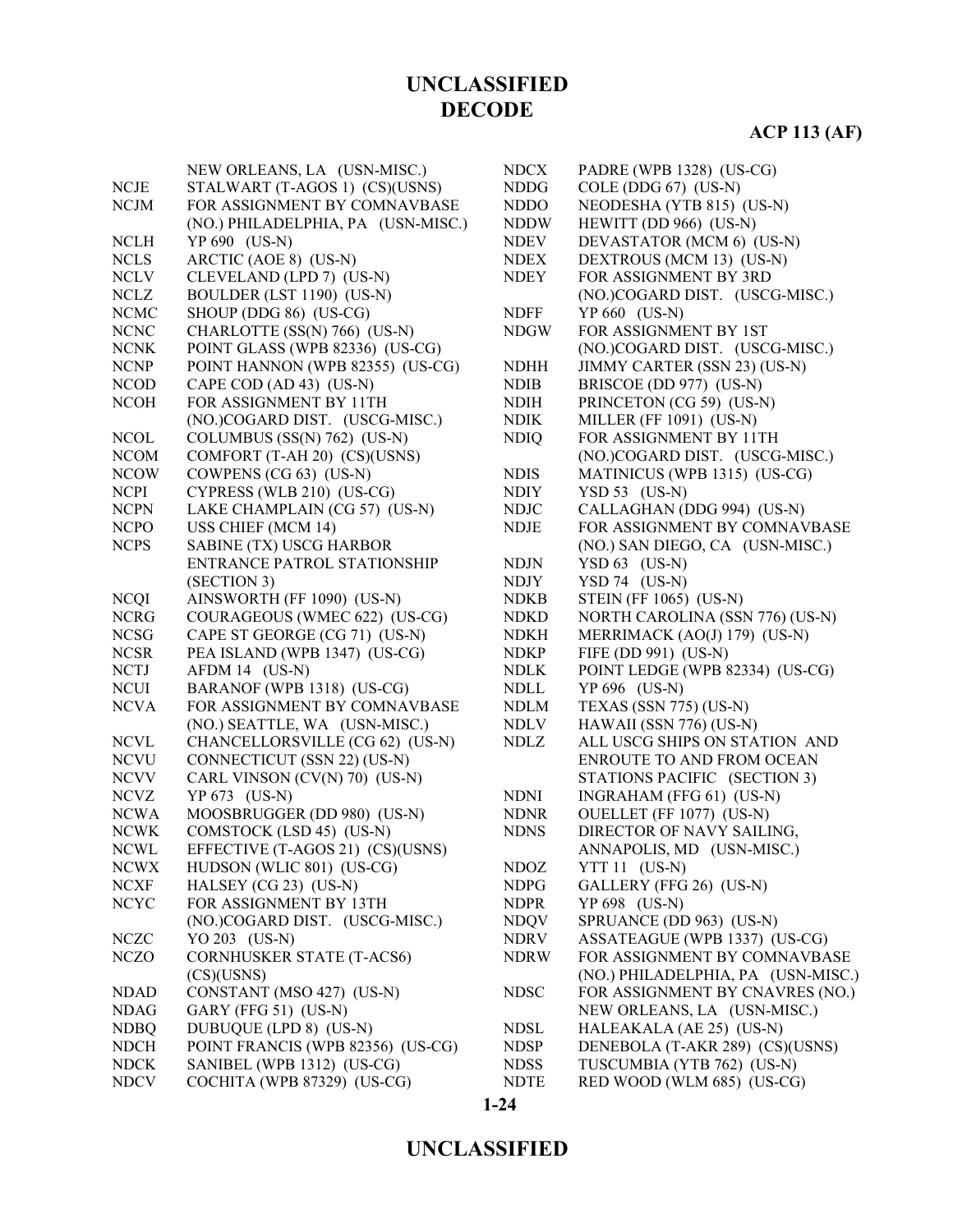| | |
|---|---|
| | NEW ORLEANS, LA (USN-MISC.) |
| NCJE | STALWART (T-AGOS 1) (CS)(USNS) |
| NCJM | FOR ASSIGNMENT BY COMNAVBASE (NO.) PHILADELPHIA, PA (USN-MISC.) |
| NCLH | YP 690 (US-N) |
| NCLS | ARCTIC (AOE 8) (US-N) |
| NCLV | CLEVELAND (LPD 7) (US-N) |
| NCLZ | BOULDER (LST 1190) (US-N) |
| NCMC | SHOUP (DDG 86) (US-CG) |
| NCNC | CHARLOTTE (SS(N) 766) (US-N) |
| NCNK | POINT GLASS (WPB 82336) (US-CG) |
| NCNP | POINT HANNON (WPB 82355) (US-CG) |
| NCOD | CAPE COD (AD 43) (US-N) |
| NCOH | FOR ASSIGNMENT BY 11TH (NO.)COGARD DIST. (USCG-MISC.) |
| NCOL | COLUMBUS (SS(N) 762) (US-N) |
| NCOM | COMFORT (T-AH 20) (CS)(USNS) |
| NCOW | COWPENS (CG 63) (US-N) |
| NCPI | CYPRESS (WLB 210) (US-CG) |
| NCPN | LAKE CHAMPLAIN (CG 57) (US-N) |
| NCPO | USS CHIEF (MCM 14) |
| NCPS | SABINE (TX) USCG HARBOR ENTRANCE PATROL STATIONSHIP (SECTION 3) |
| NCQI | AINSWORTH (FF 1090) (US-N) |
| NCRG | COURAGEOUS (WMEC 622) (US-CG) |
| NCSG | CAPE ST GEORGE (CG 71) (US-N) |
| NCSR | PEA ISLAND (WPB 1347) (US-CG) |
| NCTJ | AFDM 14 (US-N) |
| NCUI | BARANOF (WPB 1318) (US-CG) |
| NCVA | FOR ASSIGNMENT BY COMNAVBASE (NO.) SEATTLE, WA (USN-MISC.) |
| NCVL | CHANCELLORSVILLE (CG 62) (US-N) |
| NCVU | CONNECTICUT (SSN 22) (US-N) |
| NCVV | CARL VINSON (CV(N) 70) (US-N) |
| NCVZ | YP 673 (US-N) |
| NCWA | MOOSBRUGGER (DD 980) (US-N) |
| NCWK | COMSTOCK (LSD 45) (US-N) |
| NCWL | EFFECTIVE (T-AGOS 21) (CS)(USNS) |
| NCWX | HUDSON (WLIC 801) (US-CG) |
| NCXF | HALSEY (CG 23) (US-N) |
| NCYC | FOR ASSIGNMENT BY 13TH (NO.)COGARD DIST. (USCG-MISC.) |
| NCZC | YO 203 (US-N) |
| NCZO | CORNHUSKER STATE (T-ACS6) (CS)(USNS) |
| NDAD | CONSTANT (MSO 427) (US-N) |
| NDAG | GARY (FFG 51) (US-N) |
| NDBQ | DUBUQUE (LPD 8) (US-N) |
| NDCH | POINT FRANCIS (WPB 82356) (US-CG) |
| NDCK | SANIBEL (WPB 1312) (US-CG) |
| NDCV | COCHITA (WPB 87329) (US-CG) |
| NDCX | PADRE (WPB 1328) (US-CG) |
| NDDG | COLE (DDG 67) (US-N) |
| NDDO | NEODESHA (YTB 815) (US-N) |
| NDDW | HEWITT (DD 966) (US-N) |
| NDEV | DEVASTATOR (MCM 6) (US-N) |
| NDEX | DEXTROUS (MCM 13) (US-N) |
| NDEY | FOR ASSIGNMENT BY 3RD (NO.)COGARD DIST. (USCG-MISC.) |
| NDFF | YP 660 (US-N) |
| NDGW | FOR ASSIGNMENT BY 1ST (NO.)COGARD DIST. (USCG-MISC.) |
| NDHH | JIMMY CARTER (SSN 23) (US-N) |
| NDIB | BRISCOE (DD 977) (US-N) |
| NDIH | PRINCETON (CG 59) (US-N) |
| NDIK | MILLER (FF 1091) (US-N) |
| NDIQ | FOR ASSIGNMENT BY 11TH (NO.)COGARD DIST. (USCG-MISC.) |
| NDIS | MATINICUS (WPB 1315) (US-CG) |
| NDIY | YSD 53 (US-N) |
| NDJC | CALLAGHAN (DDG 994) (US-N) |
| NDJE | FOR ASSIGNMENT BY COMNAVBASE (NO.) SAN DIEGO, CA (USN-MISC.) |
| NDJN | YSD 63 (US-N) |
| NDJY | YSD 74 (US-N) |
| NDKB | STEIN (FF 1065) (US-N) |
| NDKD | NORTH CAROLINA (SSN 776) (US-N) |
| NDKH | MERRIMACK (AO(J) 179) (US-N) |
| NDKP | FIFE (DD 991) (US-N) |
| NDLK | POINT LEDGE (WPB 82334) (US-CG) |
| NDLL | YP 696 (US-N) |
| NDLM | TEXAS (SSN 775) (US-N) |
| NDLV | HAWAII (SSN 776) (US-N) |
| NDLZ | ALL USCG SHIPS ON STATION AND ENROUTE TO AND FROM OCEAN STATIONS PACIFIC (SECTION 3) |
| NDNI | INGRAHAM (FFG 61) (US-N) |
| NDNR | OUELLET (FF 1077) (US-N) |
| NDNS | DIRECTOR OF NAVY SAILING, ANNAPOLIS, MD (USN-MISC.) |
| NDOZ | YTT 11 (US-N) |
| NDPG | GALLERY (FFG 26) (US-N) |
| NDPR | YP 698 (US-N) |
| NDQV | SPRUANCE (DD 963) (US-N) |
| NDRV | ASSATEAGUE (WPB 1337) (US-CG) |
| NDRW | FOR ASSIGNMENT BY COMNAVBASE (NO.) PHILADELPHIA, PA (USN-MISC.) |
| NDSC | FOR ASSIGNMENT BY CNAVRES (NO.) NEW ORLEANS, LA (USN-MISC.) |
| NDSL | HALEAKALA (AE 25) (US-N) |
| NDSP | DENEBOLA (T-AKR 289) (CS)(USNS) |
| NDSS | TUSCUMBIA (YTB 762) (US-N) |
| NDTE | RED WOOD (WLM 685) (US-CG) |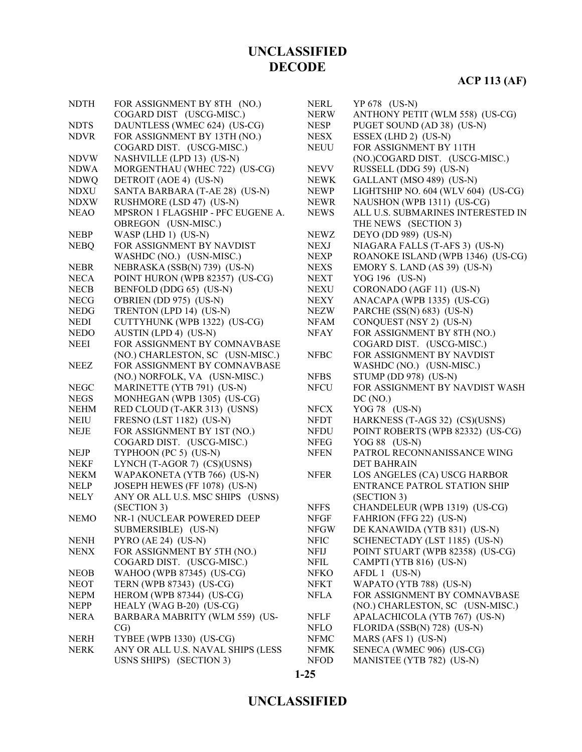# UNCLASSIFIED
# DECODE

**ACP 113 (AF)**

| Code | Description |
|---|---|
| NDTH | FOR ASSIGNMENT BY 8TH (NO.) COGARD DIST (USCG-MISC.) |
| NDTS | DAUNTLESS (WMEC 624) (US-CG) |
| NDVR | FOR ASSIGNMENT BY 13TH (NO.) COGARD DIST. (USCG-MISC.) |
| NDVW | NASHVILLE (LPD 13) (US-N) |
| NDWA | MORGENTHAU (WHEC 722) (US-CG) |
| NDWQ | DETROIT (AOE 4) (US-N) |
| NDXU | SANTA BARBARA (T-AE 28) (US-N) |
| NDXW | RUSHMORE (LSD 47) (US-N) |
| NEAO | MPSRON 1 FLAGSHIP - PFC EUGENE A. OBREGON (USN-MISC.) |
| NEBP | WASP (LHD 1) (US-N) |
| NEBQ | FOR ASSIGNMENT BY NAVDIST WASHDC (NO.) (USN-MISC.) |
| NEBR | NEBRASKA (SSB(N) 739) (US-N) |
| NECA | POINT HURON (WPB 82357) (US-CG) |
| NECB | BENFOLD (DDG 65) (US-N) |
| NECG | O'BRIEN (DD 975) (US-N) |
| NEDG | TRENTON (LPD 14) (US-N) |
| NEDI | CUTTYHUNK (WPB 1322) (US-CG) |
| NEDO | AUSTIN (LPD 4) (US-N) |
| NEEI | FOR ASSIGNMENT BY COMNAVBASE (NO.) CHARLESTON, SC (USN-MISC.) |
| NEEZ | FOR ASSIGNMENT BY COMNAVBASE (NO.) NORFOLK, VA (USN-MISC.) |
| NEGC | MARINETTE (YTB 791) (US-N) |
| NEGS | MONHEGAN (WPB 1305) (US-CG) |
| NEHM | RED CLOUD (T-AKR 313) (USNS) |
| NEIU | FRESNO (LST 1182) (US-N) |
| NEJE | FOR ASSIGNMENT BY 1ST (NO.) COGARD DIST. (USCG-MISC.) |
| NEJP | TYPHOON (PC 5) (US-N) |
| NEKF | LYNCH (T-AGOR 7) (CS)(USNS) |
| NEKM | WAPAKONETA (YTB 766) (US-N) |
| NELP | JOSEPH HEWES (FF 1078) (US-N) |
| NELY | ANY OR ALL U.S. MSC SHIPS (USNS) (SECTION 3) |
| NEMO | NR-1 (NUCLEAR POWERED DEEP SUBMERSIBLE) (US-N) |
| NENH | PYRO (AE 24) (US-N) |
| NENX | FOR ASSIGNMENT BY 5TH (NO.) COGARD DIST. (USCG-MISC.) |
| NEOB | WAHOO (WPB 87345) (US-CG) |
| NEOT | TERN (WPB 87343) (US-CG) |
| NEPM | HEROM (WPB 87344) (US-CG) |
| NEPP | HEALY (WAG B-20) (US-CG) |
| NERA | BARBARA MABRITY (WLM 559) (US-CG) |
| NERH | TYBEE (WPB 1330) (US-CG) |
| NERK | ANY OR ALL U.S. NAVAL SHIPS (LESS USNS SHIPS) (SECTION 3) |
| NERL | YP 678 (US-N) |
| NERW | ANTHONY PETIT (WLM 558) (US-CG) |
| NESP | PUGET SOUND (AD 38) (US-N) |
| NESX | ESSEX (LHD 2) (US-N) |
| NEUU | FOR ASSIGNMENT BY 11TH (NO.)COGARD DIST. (USCG-MISC.) |
| NEVV | RUSSELL (DDG 59) (US-N) |
| NEWK | GALLANT (MSO 489) (US-N) |
| NEWP | LIGHTSHIP NO. 604 (WLV 604) (US-CG) |
| NEWR | NAUSHON (WPB 1311) (US-CG) |
| NEWS | ALL U.S. SUBMARINES INTERESTED IN THE NEWS (SECTION 3) |
| NEWZ | DEYO (DD 989) (US-N) |
| NEXJ | NIAGARA FALLS (T-AFS 3) (US-N) |
| NEXP | ROANOKE ISLAND (WPB 1346) (US-CG) |
| NEXS | EMORY S. LAND (AS 39) (US-N) |
| NEXT | YOG 196 (US-N) |
| NEXU | CORONADO (AGF 11) (US-N) |
| NEXY | ANACAPA (WPB 1335) (US-CG) |
| NEZW | PARCHE (SS(N) 683) (US-N) |
| NFAM | CONQUEST (NSY 2) (US-N) |
| NFAY | FOR ASSIGNMENT BY 8TH (NO.) COGARD DIST. (USCG-MISC.) |
| NFBC | FOR ASSIGNMENT BY NAVDIST WASHDC (NO.) (USN-MISC.) |
| NFBS | STUMP (DD 978) (US-N) |
| NFCU | FOR ASSIGNMENT BY NAVDIST WASH DC (NO.) |
| NFCX | YOG 78 (US-N) |
| NFDT | HARKNESS (T-AGS 32) (CS)(USNS) |
| NFDU | POINT ROBERTS (WPB 82332) (US-CG) |
| NFEG | YOG 88 (US-N) |
| NFEN | PATROL RECONNANISSANCE WING DET BAHRAIN |
| NFER | LOS ANGELES (CA) USCG HARBOR ENTRANCE PATROL STATION SHIP (SECTION 3) |
| NFFS | CHANDELEUR (WPB 1319) (US-CG) |
| NFGF | FAHRION (FFG 22) (US-N) |
| NFGW | DE KANAWIDA (YTB 831) (US-N) |
| NFIC | SCHENECTADY (LST 1185) (US-N) |
| NFIJ | POINT STUART (WPB 82358) (US-CG) |
| NFIL | CAMPTI (YTB 816) (US-N) |
| NFKO | AFDL 1 (US-N) |
| NFKT | WAPATO (YTB 788) (US-N) |
| NFLA | FOR ASSIGNMENT BY COMNAVBASE (NO.) CHARLESTON, SC (USN-MISC.) |
| NFLF | APALACHICOLA (YTB 767) (US-N) |
| NFLO | FLORIDA (SSB(N) 728) (US-N) |
| NFMC | MARS (AFS 1) (US-N) |
| NFMK | SENECA (WMEC 906) (US-CG) |
| NFOD | MANISTEE (YTB 782) (US-N) |

# UNCLASSIFIED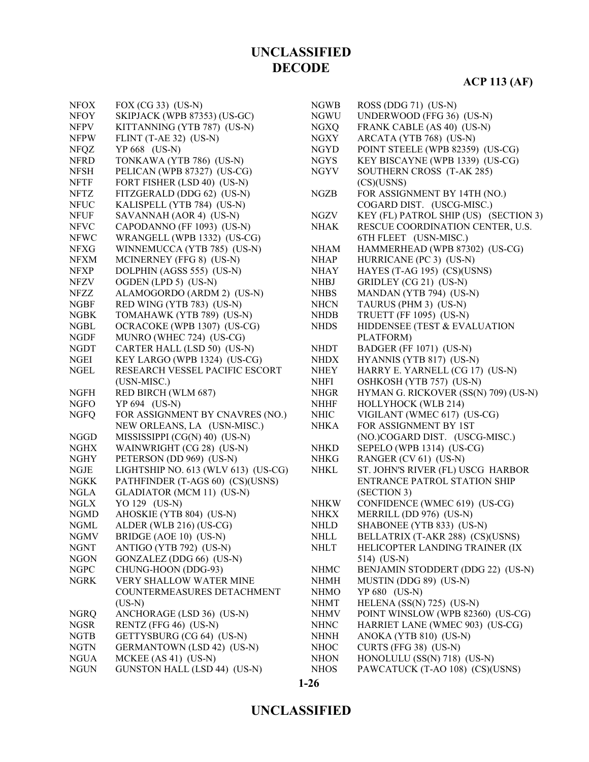| | |
|---|---|
| NFOX | FOX (CG 33) (US-N) |
| NFOY | SKIPJACK (WPB 87353) (US-GC) |
| NFPV | KITTANNING (YTB 787) (US-N) |
| NFPW | FLINT (T-AE 32) (US-N) |
| NFQZ | YP 668 (US-N) |
| NFRD | TONKAWA (YTB 786) (US-N) |
| NFSH | PELICAN (WPB 87327) (US-CG) |
| NFTF | FORT FISHER (LSD 40) (US-N) |
| NFTZ | FITZGERALD (DDG 62) (US-N) |
| NFUC | KALISPELL (YTB 784) (US-N) |
| NFUF | SAVANNAH (AOR 4) (US-N) |
| NFVC | CAPODANNO (FF 1093) (US-N) |
| NFWC | WRANGELL (WPB 1332) (US-CG) |
| NFXG | WINNEMUCCA (YTB 785) (US-N) |
| NFXM | MCINERNEY (FFG 8) (US-N) |
| NFXP | DOLPHIN (AGSS 555) (US-N) |
| NFZV | OGDEN (LPD 5) (US-N) |
| NFZZ | ALAMOGORDO (ARDM 2) (US-N) |
| NGBF | RED WING (YTB 783) (US-N) |
| NGBK | TOMAHAWK (YTB 789) (US-N) |
| NGBL | OCRACOKE (WPB 1307) (US-CG) |
| NGDF | MUNRO (WHEC 724) (US-CG) |
| NGDT | CARTER HALL (LSD 50) (US-N) |
| NGEI | KEY LARGO (WPB 1324) (US-CG) |
| NGEL | RESEARCH VESSEL PACIFIC ESCORT (USN-MISC.) |
| NGFH | RED BIRCH (WLM 687) |
| NGFO | YP 694 (US-N) |
| NGFQ | FOR ASSIGNMENT BY CNAVRES (NO.) NEW ORLEANS, LA (USN-MISC.) |
| NGGD | MISSISSIPPI (CG(N) 40) (US-N) |
| NGHX | WAINWRIGHT (CG 28) (US-N) |
| NGHY | PETERSON (DD 969) (US-N) |
| NGJE | LIGHTSHIP NO. 613 (WLV 613) (US-CG) |
| NGKK | PATHFINDER (T-AGS 60) (CS)(USNS) |
| NGLA | GLADIATOR (MCM 11) (US-N) |
| NGLX | YO 129 (US-N) |
| NGMD | AHOSKIE (YTB 804) (US-N) |
| NGML | ALDER (WLB 216) (US-CG) |
| NGMV | BRIDGE (AOE 10) (US-N) |
| NGNT | ANTIGO (YTB 792) (US-N) |
| NGON | GONZALEZ (DDG 66) (US-N) |
| NGPC | CHUNG-HOON (DDG-93) |
| NGRK | VERY SHALLOW WATER MINE COUNTERMEASURES DETACHMENT (US-N) |
| NGRQ | ANCHORAGE (LSD 36) (US-N) |
| NGSR | RENTZ (FFG 46) (US-N) |
| NGTB | GETTYSBURG (CG 64) (US-N) |
| NGTN | GERMANTOWN (LSD 42) (US-N) |
| NGUA | MCKEE (AS 41) (US-N) |
| NGUN | GUNSTON HALL (LSD 44) (US-N) |
| NGWB | ROSS (DDG 71) (US-N) |
| NGWU | UNDERWOOD (FFG 36) (US-N) |
| NGXQ | FRANK CABLE (AS 40) (US-N) |
| NGXY | ARCATA (YTB 768) (US-N) |
| NGYD | POINT STEELE (WPB 82359) (US-CG) |
| NGYS | KEY BISCAYNE (WPB 1339) (US-CG) |
| NGYV | SOUTHERN CROSS (T-AK 285) (CS)(USNS) |
| NGZB | FOR ASSIGNMENT BY 14TH (NO.) COGARD DIST. (USCG-MISC.) |
| NGZV | KEY (FL) PATROL SHIP (US) (SECTION 3) |
| NHAK | RESCUE COORDINATION CENTER, U.S. 6TH FLEET (USN-MISC.) |
| NHAM | HAMMERHEAD (WPB 87302) (US-CG) |
| NHAP | HURRICANE (PC 3) (US-N) |
| NHAY | HAYES (T-AG 195) (CS)(USNS) |
| NHBJ | GRIDLEY (CG 21) (US-N) |
| NHBS | MANDAN (YTB 794) (US-N) |
| NHCN | TAURUS (PHM 3) (US-N) |
| NHDB | TRUETT (FF 1095) (US-N) |
| NHDS | HIDDENSEE (TEST & EVALUATION PLATFORM) |
| NHDT | BADGER (FF 1071) (US-N) |
| NHDX | HYANNIS (YTB 817) (US-N) |
| NHEY | HARRY E. YARNELL (CG 17) (US-N) |
| NHFI | OSHKOSH (YTB 757) (US-N) |
| NHGR | HYMAN G. RICKOVER (SS(N) 709) (US-N) |
| NHHF | HOLLYHOCK (WLB 214) |
| NHIC | VIGILANT (WMEC 617) (US-CG) |
| NHKA | FOR ASSIGNMENT BY 1ST (NO.)COGARD DIST. (USCG-MISC.) |
| NHKD | SEPELO (WPB 1314) (US-CG) |
| NHKG | RANGER (CV 61) (US-N) |
| NHKL | ST. JOHN'S RIVER (FL) USCG HARBOR ENTRANCE PATROL STATION SHIP (SECTION 3) |
| NHKW | CONFIDENCE (WMEC 619) (US-CG) |
| NHKX | MERRILL (DD 976) (US-N) |
| NHLD | SHABONEE (YTB 833) (US-N) |
| NHLL | BELLATRIX (T-AKR 288) (CS)(USNS) |
| NHLT | HELICOPTER LANDING TRAINER (IX 514) (US-N) |
| NHMC | BENJAMIN STODDERT (DDG 22) (US-N) |
| NHMH | MUSTIN (DDG 89) (US-N) |
| NHMO | YP 680 (US-N) |
| NHMT | HELENA (SS(N) 725) (US-N) |
| NHMV | POINT WINSLOW (WPB 82360) (US-CG) |
| NHNC | HARRIET LANE (WMEC 903) (US-CG) |
| NHNH | ANOKA (YTB 810) (US-N) |
| NHOC | CURTS (FFG 38) (US-N) |
| NHON | HONOLULU (SS(N) 718) (US-N) |
| NHOS | PAWCATUCK (T-AO 108) (CS)(USNS) |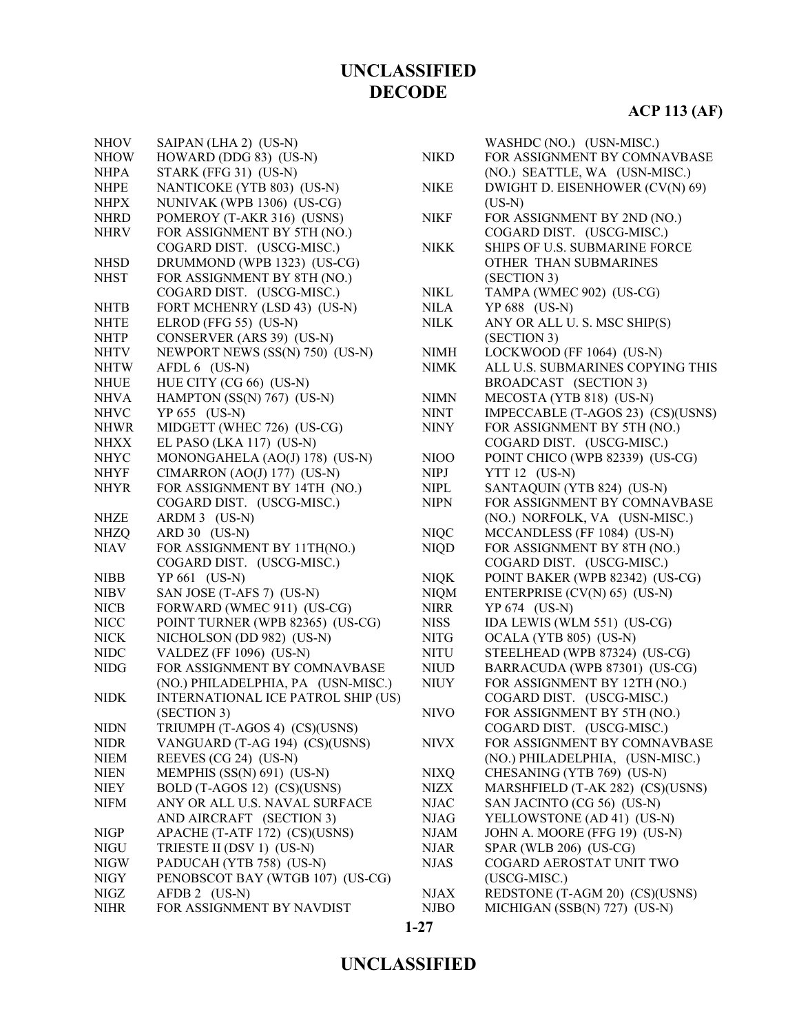| | |
|---|---|
| NHOV | SAIPAN (LHA 2) (US-N) |
| NHOW | HOWARD (DDG 83) (US-N) |
| NHPA | STARK (FFG 31) (US-N) |
| NHPE | NANTICOKE (YTB 803) (US-N) |
| NHPX | NUNIVAK (WPB 1306) (US-CG) |
| NHRD | POMEROY (T-AKR 316) (USNS) |
| NHRV | FOR ASSIGNMENT BY 5TH (NO.) COGARD DIST. (USCG-MISC.) |
| NHSD | DRUMMOND (WPB 1323) (US-CG) |
| NHST | FOR ASSIGNMENT BY 8TH (NO.) COGARD DIST. (USCG-MISC.) |
| NHTB | FORT MCHENRY (LSD 43) (US-N) |
| NHTE | ELROD (FFG 55) (US-N) |
| NHTP | CONSERVER (ARS 39) (US-N) |
| NHTV | NEWPORT NEWS (SS(N) 750) (US-N) |
| NHTW | AFDL 6 (US-N) |
| NHUE | HUE CITY (CG 66) (US-N) |
| NHVA | HAMPTON (SS(N) 767) (US-N) |
| NHVC | YP 655 (US-N) |
| NHWR | MIDGETT (WHEC 726) (US-CG) |
| NHXX | EL PASO (LKA 117) (US-N) |
| NHYC | MONONGAHELA (AO(J) 178) (US-N) |
| NHYF | CIMARRON (AO(J) 177) (US-N) |
| NHYR | FOR ASSIGNMENT BY 14TH (NO.) COGARD DIST. (USCG-MISC.) |
| NHZE | ARDM 3 (US-N) |
| NHZQ | ARD 30 (US-N) |
| NIAV | FOR ASSIGNMENT BY 11TH(NO.) COGARD DIST. (USCG-MISC.) |
| NIBB | YP 661 (US-N) |
| NIBV | SAN JOSE (T-AFS 7) (US-N) |
| NICB | FORWARD (WMEC 911) (US-CG) |
| NICC | POINT TURNER (WPB 82365) (US-CG) |
| NICK | NICHOLSON (DD 982) (US-N) |
| NIDC | VALDEZ (FF 1096) (US-N) |
| NIDG | FOR ASSIGNMENT BY COMNAVBASE (NO.) PHILADELPHIA, PA (USN-MISC.) |
| NIDK | INTERNATIONAL ICE PATROL SHIP (US) (SECTION 3) |
| NIDN | TRIUMPH (T-AGOS 4) (CS)(USNS) |
| NIDR | VANGUARD (T-AG 194) (CS)(USNS) |
| NIEM | REEVES (CG 24) (US-N) |
| NIEN | MEMPHIS (SS(N) 691) (US-N) |
| NIEY | BOLD (T-AGOS 12) (CS)(USNS) |
| NIFM | ANY OR ALL U.S. NAVAL SURFACE AND AIRCRAFT (SECTION 3) |
| NIGP | APACHE (T-ATF 172) (CS)(USNS) |
| NIGU | TRIESTE II (DSV 1) (US-N) |
| NIGW | PADUCAH (YTB 758) (US-N) |
| NIGY | PENOBSCOT BAY (WTGB 107) (US-CG) |
| NIGZ | AFDB 2 (US-N) |
| NIHR | FOR ASSIGNMENT BY NAVDIST WASHDC (NO.) (USN-MISC.) |
| NIKD | FOR ASSIGNMENT BY COMNAVBASE (NO.) SEATTLE, WA (USN-MISC.) |
| NIKE | DWIGHT D. EISENHOWER (CV(N) 69) (US-N) |
| NIKF | FOR ASSIGNMENT BY 2ND (NO.) COGARD DIST. (USCG-MISC.) |
| NIKK | SHIPS OF U.S. SUBMARINE FORCE OTHER THAN SUBMARINES (SECTION 3) |
| NIKL | TAMPA (WMEC 902) (US-CG) |
| NILA | YP 688 (US-N) |
| NILK | ANY OR ALL U. S. MSC SHIP(S) (SECTION 3) |
| NIMH | LOCKWOOD (FF 1064) (US-N) |
| NIMK | ALL U.S. SUBMARINES COPYING THIS BROADCAST (SECTION 3) |
| NIMN | MECOSTA (YTB 818) (US-N) |
| NINT | IMPECCABLE (T-AGOS 23) (CS)(USNS) |
| NINY | FOR ASSIGNMENT BY 5TH (NO.) COGARD DIST. (USCG-MISC.) |
| NIOO | POINT CHICO (WPB 82339) (US-CG) |
| NIPJ | YTT 12 (US-N) |
| NIPL | SANTAQUIN (YTB 824) (US-N) |
| NIPN | FOR ASSIGNMENT BY COMNAVBASE (NO.) NORFOLK, VA (USN-MISC.) |
| NIQC | MCCANDLESS (FF 1084) (US-N) |
| NIQD | FOR ASSIGNMENT BY 8TH (NO.) COGARD DIST. (USCG-MISC.) |
| NIQK | POINT BAKER (WPB 82342) (US-CG) |
| NIQM | ENTERPRISE (CV(N) 65) (US-N) |
| NIRR | YP 674 (US-N) |
| NISS | IDA LEWIS (WLM 551) (US-CG) |
| NITG | OCALA (YTB 805) (US-N) |
| NITU | STEELHEAD (WPB 87324) (US-CG) |
| NIUD | BARRACUDA (WPB 87301) (US-CG) |
| NIUY | FOR ASSIGNMENT BY 12TH (NO.) COGARD DIST. (USCG-MISC.) |
| NIVO | FOR ASSIGNMENT BY 5TH (NO.) COGARD DIST. (USCG-MISC.) |
| NIVX | FOR ASSIGNMENT BY COMNAVBASE (NO.) PHILADELPHIA, (USN-MISC.) |
| NIXQ | CHESANING (YTB 769) (US-N) |
| NIZX | MARSHFIELD (T-AK 282) (CS)(USNS) |
| NJAC | SAN JACINTO (CG 56) (US-N) |
| NJAG | YELLOWSTONE (AD 41) (US-N) |
| NJAM | JOHN A. MOORE (FFG 19) (US-N) |
| NJAR | SPAR (WLB 206) (US-CG) |
| NJAS | COGARD AEROSTAT UNIT TWO (USCG-MISC.) |
| NJAX | REDSTONE (T-AGM 20) (CS)(USNS) |
| NJBO | MICHIGAN (SSB(N) 727) (US-N) |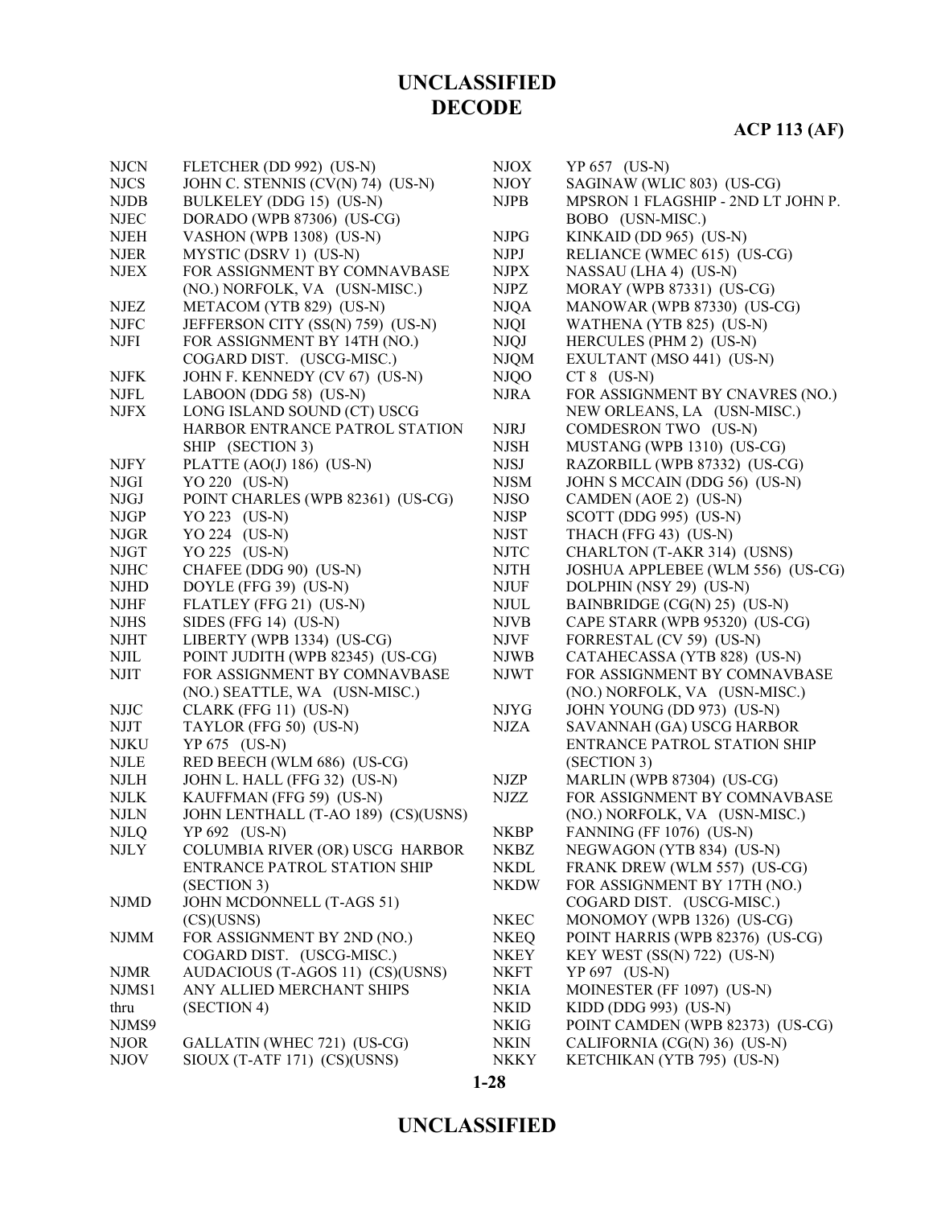| Call Sign | Assignment |
|---|---|
| NJCN | FLETCHER (DD 992) (US-N) |
| NJCS | JOHN C. STENNIS (CV(N) 74) (US-N) |
| NJDB | BULKELEY (DDG 15) (US-N) |
| NJEC | DORADO (WPB 87306) (US-CG) |
| NJEH | VASHON (WPB 1308) (US-N) |
| NJER | MYSTIC (DSRV 1) (US-N) |
| NJEX | FOR ASSIGNMENT BY COMNAVBASE (NO.) NORFOLK, VA (USN-MISC.) |
| NJEZ | METACOM (YTB 829) (US-N) |
| NJFC | JEFFERSON CITY (SS(N) 759) (US-N) |
| NJFI | FOR ASSIGNMENT BY 14TH (NO.) COGARD DIST. (USCG-MISC.) |
| NJFK | JOHN F. KENNEDY (CV 67) (US-N) |
| NJFL | LABOON (DDG 58) (US-N) |
| NJFX | LONG ISLAND SOUND (CT) USCG HARBOR ENTRANCE PATROL STATION SHIP (SECTION 3) |
| NJFY | PLATTE (AO(J) 186) (US-N) |
| NJGI | YO 220 (US-N) |
| NJGJ | POINT CHARLES (WPB 82361) (US-CG) |
| NJGP | YO 223 (US-N) |
| NJGR | YO 224 (US-N) |
| NJGT | YO 225 (US-N) |
| NJHC | CHAFEE (DDG 90) (US-N) |
| NJHD | DOYLE (FFG 39) (US-N) |
| NJHF | FLATLEY (FFG 21) (US-N) |
| NJHS | SIDES (FFG 14) (US-N) |
| NJHT | LIBERTY (WPB 1334) (US-CG) |
| NJIL | POINT JUDITH (WPB 82345) (US-CG) |
| NJIT | FOR ASSIGNMENT BY COMNAVBASE (NO.) SEATTLE, WA (USN-MISC.) |
| NJJC | CLARK (FFG 11) (US-N) |
| NJJT | TAYLOR (FFG 50) (US-N) |
| NJKU | YP 675 (US-N) |
| NJLE | RED BEECH (WLM 686) (US-CG) |
| NJLH | JOHN L. HALL (FFG 32) (US-N) |
| NJLK | KAUFFMAN (FFG 59) (US-N) |
| NJLN | JOHN LENTHALL (T-AO 189) (CS)(USNS) |
| NJLQ | YP 692 (US-N) |
| NJLY | COLUMBIA RIVER (OR) USCG HARBOR ENTRANCE PATROL STATION SHIP (SECTION 3) |
| NJMD | JOHN MCDONNELL (T-AGS 51) (CS)(USNS) |
| NJMM | FOR ASSIGNMENT BY 2ND (NO.) COGARD DIST. (USCG-MISC.) |
| NJMR | AUDACIOUS (T-AGOS 11) (CS)(USNS) |
| NJMS1 thru NJMS9 | ANY ALLIED MERCHANT SHIPS (SECTION 4) |
| NJOR | GALLATIN (WHEC 721) (US-CG) |
| NJOV | SIOUX (T-ATF 171) (CS)(USNS) |
| NJOX | YP 657 (US-N) |
| NJOY | SAGINAW (WLIC 803) (US-CG) |
| NJPB | MPSRON 1 FLAGSHIP - 2ND LT JOHN P. BOBO (USN-MISC.) |
| NJPG | KINKAID (DD 965) (US-N) |
| NJPJ | RELIANCE (WMEC 615) (US-CG) |
| NJPX | NASSAU (LHA 4) (US-N) |
| NJPZ | MORAY (WPB 87331) (US-CG) |
| NJQA | MANOWAR (WPB 87330) (US-CG) |
| NJQI | WATHENA (YTB 825) (US-N) |
| NJQJ | HERCULES (PHM 2) (US-N) |
| NJQM | EXULTANT (MSO 441) (US-N) |
| NJQO | CT 8 (US-N) |
| NJRA | FOR ASSIGNMENT BY CNAVRES (NO.) NEW ORLEANS, LA (USN-MISC.) |
| NJRJ | COMDESRON TWO (US-N) |
| NJSH | MUSTANG (WPB 1310) (US-CG) |
| NJSJ | RAZORBILL (WPB 87332) (US-CG) |
| NJSM | JOHN S MCCAIN (DDG 56) (US-N) |
| NJSO | CAMDEN (AOE 2) (US-N) |
| NJSP | SCOTT (DDG 995) (US-N) |
| NJST | THACH (FFG 43) (US-N) |
| NJTC | CHARLTON (T-AKR 314) (USNS) |
| NJTH | JOSHUA APPLEBEE (WLM 556) (US-CG) |
| NJUF | DOLPHIN (NSY 29) (US-N) |
| NJUL | BAINBRIDGE (CG(N) 25) (US-N) |
| NJVB | CAPE STARR (WPB 95320) (US-CG) |
| NJVF | FORRESTAL (CV 59) (US-N) |
| NJWB | CATAHECASSA (YTB 828) (US-N) |
| NJWT | FOR ASSIGNMENT BY COMNAVBASE (NO.) NORFOLK, VA (USN-MISC.) |
| NJYG | JOHN YOUNG (DD 973) (US-N) |
| NJZA | SAVANNAH (GA) USCG HARBOR ENTRANCE PATROL STATION SHIP (SECTION 3) |
| NJZP | MARLIN (WPB 87304) (US-CG) |
| NJZZ | FOR ASSIGNMENT BY COMNAVBASE (NO.) NORFOLK, VA (USN-MISC.) |
| NKBP | FANNING (FF 1076) (US-N) |
| NKBZ | NEGWAGON (YTB 834) (US-N) |
| NKDL | FRANK DREW (WLM 557) (US-CG) |
| NKDW | FOR ASSIGNMENT BY 17TH (NO.) COGARD DIST. (USCG-MISC.) |
| NKEC | MONOMOY (WPB 1326) (US-CG) |
| NKEQ | POINT HARRIS (WPB 82376) (US-CG) |
| NKEY | KEY WEST (SS(N) 722) (US-N) |
| NKFT | YP 697 (US-N) |
| NKIA | MOINESTER (FF 1097) (US-N) |
| NKID | KIDD (DDG 993) (US-N) |
| NKIG | POINT CAMDEN (WPB 82373) (US-CG) |
| NKIN | CALIFORNIA (CG(N) 36) (US-N) |
| NKKY | KETCHIKAN (YTB 795) (US-N) |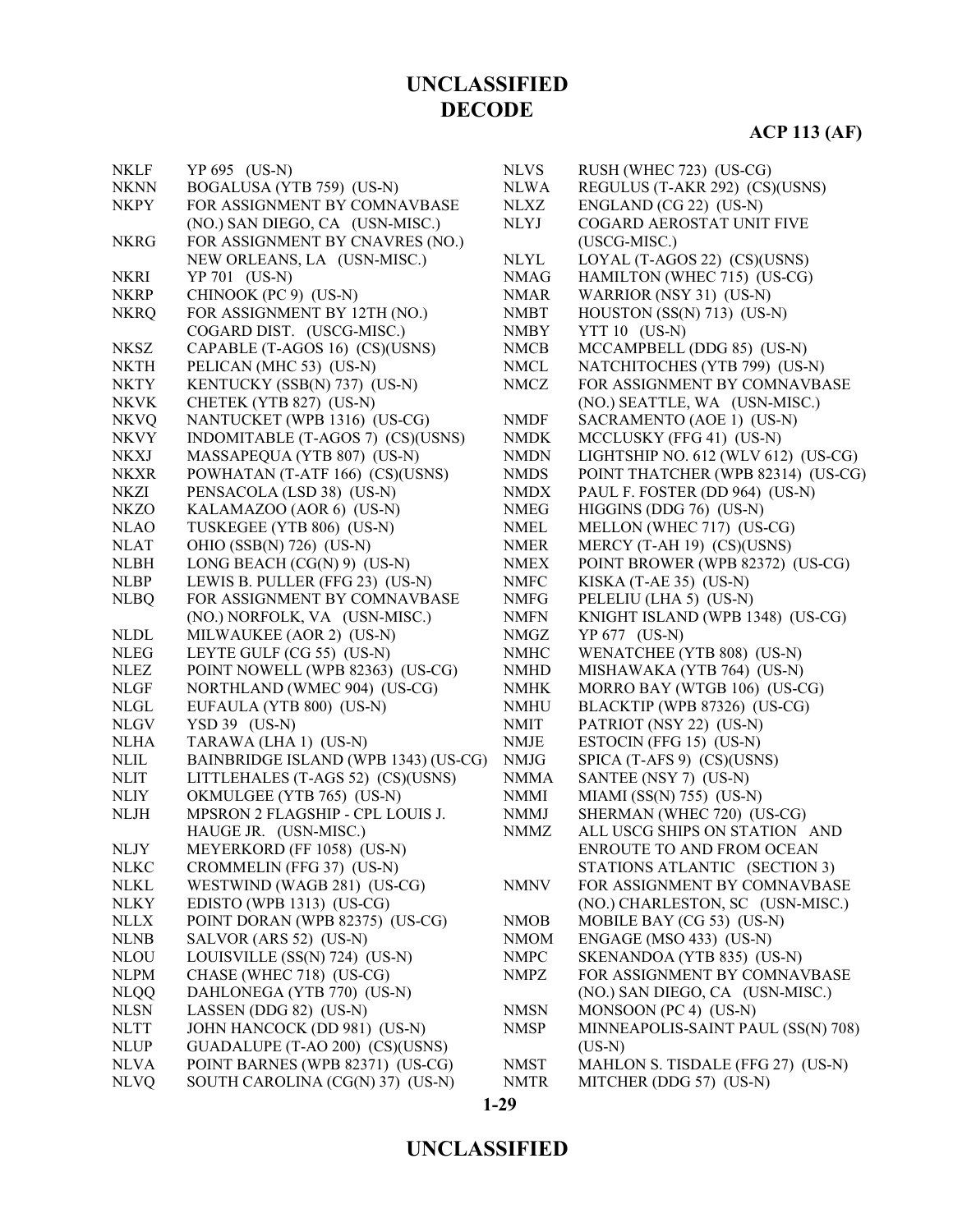| | |
|---|---|
| NKLF | YP 695 (US-N) |
| NKNN | BOGALUSA (YTB 759) (US-N) |
| NKPY | FOR ASSIGNMENT BY COMNAVBASE (NO.) SAN DIEGO, CA (USN-MISC.) |
| NKRG | FOR ASSIGNMENT BY CNAVRES (NO.) NEW ORLEANS, LA (USN-MISC.) |
| NKRI | YP 701 (US-N) |
| NKRP | CHINOOK (PC 9) (US-N) |
| NKRQ | FOR ASSIGNMENT BY 12TH (NO.) COGARD DIST. (USCG-MISC.) |
| NKSZ | CAPABLE (T-AGOS 16) (CS)(USNS) |
| NKTH | PELICAN (MHC 53) (US-N) |
| NKTY | KENTUCKY (SSB(N) 737) (US-N) |
| NKVK | CHETEK (YTB 827) (US-N) |
| NKVQ | NANTUCKET (WPB 1316) (US-CG) |
| NKVY | INDOMITABLE (T-AGOS 7) (CS)(USNS) |
| NKXJ | MASSAPEQUA (YTB 807) (US-N) |
| NKXR | POWHATAN (T-ATF 166) (CS)(USNS) |
| NKZI | PENSACOLA (LSD 38) (US-N) |
| NKZO | KALAMAZOO (AOR 6) (US-N) |
| NLAO | TUSKEGEE (YTB 806) (US-N) |
| NLAT | OHIO (SSB(N) 726) (US-N) |
| NLBH | LONG BEACH (CG(N) 9) (US-N) |
| NLBP | LEWIS B. PULLER (FFG 23) (US-N) |
| NLBQ | FOR ASSIGNMENT BY COMNAVBASE (NO.) NORFOLK, VA (USN-MISC.) |
| NLDL | MILWAUKEE (AOR 2) (US-N) |
| NLEG | LEYTE GULF (CG 55) (US-N) |
| NLEZ | POINT NOWELL (WPB 82363) (US-CG) |
| NLGF | NORTHLAND (WMEC 904) (US-CG) |
| NLGL | EUFAULA (YTB 800) (US-N) |
| NLGV | YSD 39 (US-N) |
| NLHA | TARAWA (LHA 1) (US-N) |
| NLIL | BAINBRIDGE ISLAND (WPB 1343) (US-CG) |
| NLIT | LITTLEHALES (T-AGS 52) (CS)(USNS) |
| NLIY | OKMULGEE (YTB 765) (US-N) |
| NLJH | MPSRON 2 FLAGSHIP - CPL LOUIS J. HAUGE JR. (USN-MISC.) |
| NLJY | MEYERKORD (FF 1058) (US-N) |
| NLKC | CROMMELIN (FFG 37) (US-N) |
| NLKL | WESTWIND (WAGB 281) (US-CG) |
| NLKY | EDISTO (WPB 1313) (US-CG) |
| NLLX | POINT DORAN (WPB 82375) (US-CG) |
| NLNB | SALVOR (ARS 52) (US-N) |
| NLOU | LOUISVILLE (SS(N) 724) (US-N) |
| NLPM | CHASE (WHEC 718) (US-CG) |
| NLQQ | DAHLONEGA (YTB 770) (US-N) |
| NLSN | LASSEN (DDG 82) (US-N) |
| NLTT | JOHN HANCOCK (DD 981) (US-N) |
| NLUP | GUADALUPE (T-AO 200) (CS)(USNS) |
| NLVA | POINT BARNES (WPB 82371) (US-CG) |
| NLVQ | SOUTH CAROLINA (CG(N) 37) (US-N) |
| NLVS | RUSH (WHEC 723) (US-CG) |
| NLWA | REGULUS (T-AKR 292) (CS)(USNS) |
| NLXZ | ENGLAND (CG 22) (US-N) |
| NLYJ | COGARD AEROSTAT UNIT FIVE (USCG-MISC.) |
| NLYL | LOYAL (T-AGOS 22) (CS)(USNS) |
| NMAG | HAMILTON (WHEC 715) (US-CG) |
| NMAR | WARRIOR (NSY 31) (US-N) |
| NMBT | HOUSTON (SS(N) 713) (US-N) |
| NMBY | YTT 10 (US-N) |
| NMCB | MCCAMPBELL (DDG 85) (US-N) |
| NMCL | NATCHITOCHES (YTB 799) (US-N) |
| NMCZ | FOR ASSIGNMENT BY COMNAVBASE (NO.) SEATTLE, WA (USN-MISC.) |
| NMDF | SACRAMENTO (AOE 1) (US-N) |
| NMDK | MCCLUSKY (FFG 41) (US-N) |
| NMDN | LIGHTSHIP NO. 612 (WLV 612) (US-CG) |
| NMDS | POINT THATCHER (WPB 82314) (US-CG) |
| NMDX | PAUL F. FOSTER (DD 964) (US-N) |
| NMEG | HIGGINS (DDG 76) (US-N) |
| NMEL | MELLON (WHEC 717) (US-CG) |
| NMER | MERCY (T-AH 19) (CS)(USNS) |
| NMEX | POINT BROWER (WPB 82372) (US-CG) |
| NMFC | KISKA (T-AE 35) (US-N) |
| NMFG | PELELIU (LHA 5) (US-N) |
| NMFN | KNIGHT ISLAND (WPB 1348) (US-CG) |
| NMGZ | YP 677 (US-N) |
| NMHC | WENATCHEE (YTB 808) (US-N) |
| NMHD | MISHAWAKA (YTB 764) (US-N) |
| NMHK | MORRO BAY (WTGB 106) (US-CG) |
| NMHU | BLACKTIP (WPB 87326) (US-CG) |
| NMIT | PATRIOT (NSY 22) (US-N) |
| NMJE | ESTOCIN (FFG 15) (US-N) |
| NMJG | SPICA (T-AFS 9) (CS)(USNS) |
| NMMA | SANTEE (NSY 7) (US-N) |
| NMMI | MIAMI (SS(N) 755) (US-N) |
| NMMJ | SHERMAN (WHEC 720) (US-CG) |
| NMMZ | ALL USCG SHIPS ON STATION AND ENROUTE TO AND FROM OCEAN STATIONS ATLANTIC (SECTION 3) |
| NMNV | FOR ASSIGNMENT BY COMNAVBASE (NO.) CHARLESTON, SC (USN-MISC.) |
| NMOB | MOBILE BAY (CG 53) (US-N) |
| NMOM | ENGAGE (MSO 433) (US-N) |
| NMPC | SKENANDOA (YTB 835) (US-N) |
| NMPZ | FOR ASSIGNMENT BY COMNAVBASE (NO.) SAN DIEGO, CA (USN-MISC.) |
| NMSN | MONSOON (PC 4) (US-N) |
| NMSP | MINNEAPOLIS-SAINT PAUL (SS(N) 708) (US-N) |
| NMST | MAHLON S. TISDALE (FFG 27) (US-N) |
| NMTR | MITCHER (DDG 57) (US-N) |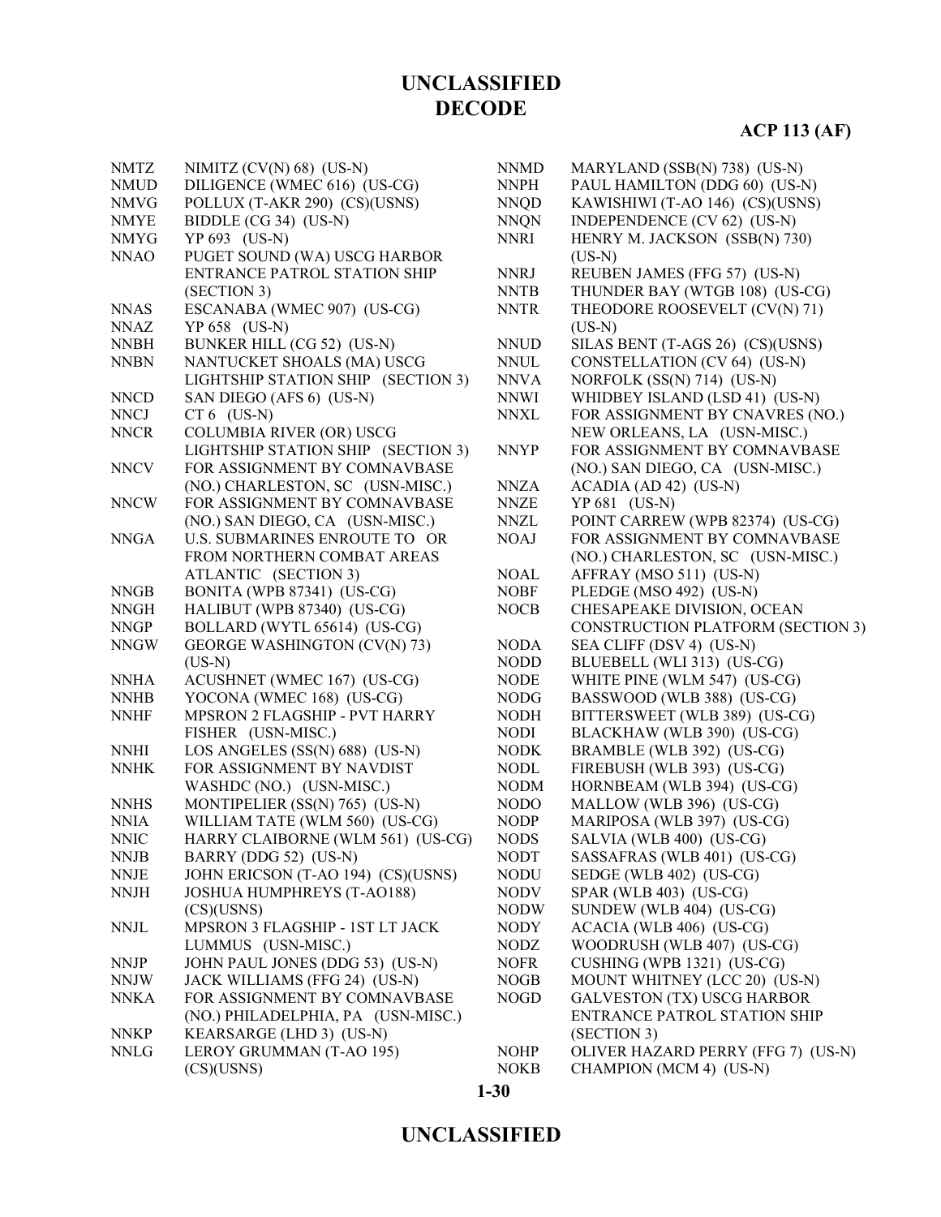| | |
|---|---|
| NMTZ | NIMITZ (CV(N) 68) (US-N) |
| NMUD | DILIGENCE (WMEC 616) (US-CG) |
| NMVG | POLLUX (T-AKR 290) (CS)(USNS) |
| NMYE | BIDDLE (CG 34) (US-N) |
| NMYG | YP 693 (US-N) |
| NNAO | PUGET SOUND (WA) USCG HARBOR ENTRANCE PATROL STATION SHIP (SECTION 3) |
| NNAS | ESCANABA (WMEC 907) (US-CG) |
| NNAZ | YP 658 (US-N) |
| NNBH | BUNKER HILL (CG 52) (US-N) |
| NNBN | NANTUCKET SHOALS (MA) USCG LIGHTSHIP STATION SHIP (SECTION 3) |
| NNCD | SAN DIEGO (AFS 6) (US-N) |
| NNCJ | CT 6 (US-N) |
| NNCR | COLUMBIA RIVER (OR) USCG LIGHTSHIP STATION SHIP (SECTION 3) |
| NNCV | FOR ASSIGNMENT BY COMNAVBASE (NO.) CHARLESTON, SC (USN-MISC.) |
| NNCW | FOR ASSIGNMENT BY COMNAVBASE (NO.) SAN DIEGO, CA (USN-MISC.) |
| NNGA | U.S. SUBMARINES ENROUTE TO OR FROM NORTHERN COMBAT AREAS ATLANTIC (SECTION 3) |
| NNGB | BONITA (WPB 87341) (US-CG) |
| NNGH | HALIBUT (WPB 87340) (US-CG) |
| NNGP | BOLLARD (WYTL 65614) (US-CG) |
| NNGW | GEORGE WASHINGTON (CV(N) 73) (US-N) |
| NNHA | ACUSHNET (WMEC 167) (US-CG) |
| NNHB | YOCONA (WMEC 168) (US-CG) |
| NNHF | MPSRON 2 FLAGSHIP - PVT HARRY FISHER (USN-MISC.) |
| NNHI | LOS ANGELES (SS(N) 688) (US-N) |
| NNHK | FOR ASSIGNMENT BY NAVDIST WASHDC (NO.) (USN-MISC.) |
| NNHS | MONTIPELIER (SS(N) 765) (US-N) |
| NNIA | WILLIAM TATE (WLM 560) (US-CG) |
| NNIC | HARRY CLAIBORNE (WLM 561) (US-CG) |
| NNJB | BARRY (DDG 52) (US-N) |
| NNJE | JOHN ERICSON (T-AO 194) (CS)(USNS) |
| NNJH | JOSHUA HUMPHREYS (T-AO188) (CS)(USNS) |
| NNJL | MPSRON 3 FLAGSHIP - 1ST LT JACK LUMMUS (USN-MISC.) |
| NNJP | JOHN PAUL JONES (DDG 53) (US-N) |
| NNJW | JACK WILLIAMS (FFG 24) (US-N) |
| NNKA | FOR ASSIGNMENT BY COMNAVBASE (NO.) PHILADELPHIA, PA (USN-MISC.) |
| NNKP | KEARSARGE (LHD 3) (US-N) |
| NNLG | LEROY GRUMMAN (T-AO 195) (CS)(USNS) |
| NNMD | MARYLAND (SSB(N) 738) (US-N) |
| NNPH | PAUL HAMILTON (DDG 60) (US-N) |
| NNQD | KAWISHIWI (T-AO 146) (CS)(USNS) |
| NNQN | INDEPENDENCE (CV 62) (US-N) |
| NNRI | HENRY M. JACKSON (SSB(N) 730) (US-N) |
| NNRJ | REUBEN JAMES (FFG 57) (US-N) |
| NNTB | THUNDER BAY (WTGB 108) (US-CG) |
| NNTR | THEODORE ROOSEVELT (CV(N) 71) (US-N) |
| NNUD | SILAS BENT (T-AGS 26) (CS)(USNS) |
| NNUL | CONSTELLATION (CV 64) (US-N) |
| NNVA | NORFOLK (SS(N) 714) (US-N) |
| NNWI | WHIDBEY ISLAND (LSD 41) (US-N) |
| NNXL | FOR ASSIGNMENT BY CNAVRES (NO.) NEW ORLEANS, LA (USN-MISC.) |
| NNYP | FOR ASSIGNMENT BY COMNAVBASE (NO.) SAN DIEGO, CA (USN-MISC.) |
| NNZA | ACADIA (AD 42) (US-N) |
| NNZE | YP 681 (US-N) |
| NNZL | POINT CARREW (WPB 82374) (US-CG) |
| NOAJ | FOR ASSIGNMENT BY COMNAVBASE (NO.) CHARLESTON, SC (USN-MISC.) |
| NOAL | AFFRAY (MSO 511) (US-N) |
| NOBF | PLEDGE (MSO 492) (US-N) |
| NOCB | CHESAPEAKE DIVISION, OCEAN CONSTRUCTION PLATFORM (SECTION 3) |
| NODA | SEA CLIFF (DSV 4) (US-N) |
| NODD | BLUEBELL (WLI 313) (US-CG) |
| NODE | WHITE PINE (WLM 547) (US-CG) |
| NODG | BASSWOOD (WLB 388) (US-CG) |
| NODH | BITTERSWEET (WLB 389) (US-CG) |
| NODI | BLACKHAW (WLB 390) (US-CG) |
| NODK | BRAMBLE (WLB 392) (US-CG) |
| NODL | FIREBUSH (WLB 393) (US-CG) |
| NODM | HORNBEAM (WLB 394) (US-CG) |
| NODO | MALLOW (WLB 396) (US-CG) |
| NODP | MARIPOSA (WLB 397) (US-CG) |
| NODS | SALVIA (WLB 400) (US-CG) |
| NODT | SASSAFRAS (WLB 401) (US-CG) |
| NODU | SEDGE (WLB 402) (US-CG) |
| NODV | SPAR (WLB 403) (US-CG) |
| NODW | SUNDEW (WLB 404) (US-CG) |
| NODY | ACACIA (WLB 406) (US-CG) |
| NODZ | WOODRUSH (WLB 407) (US-CG) |
| NOFR | CUSHING (WPB 1321) (US-CG) |
| NOGB | MOUNT WHITNEY (LCC 20) (US-N) |
| NOGD | GALVESTON (TX) USCG HARBOR ENTRANCE PATROL STATION SHIP (SECTION 3) |
| NOHP | OLIVER HAZARD PERRY (FFG 7) (US-N) |
| NOKB | CHAMPION (MCM 4) (US-N) |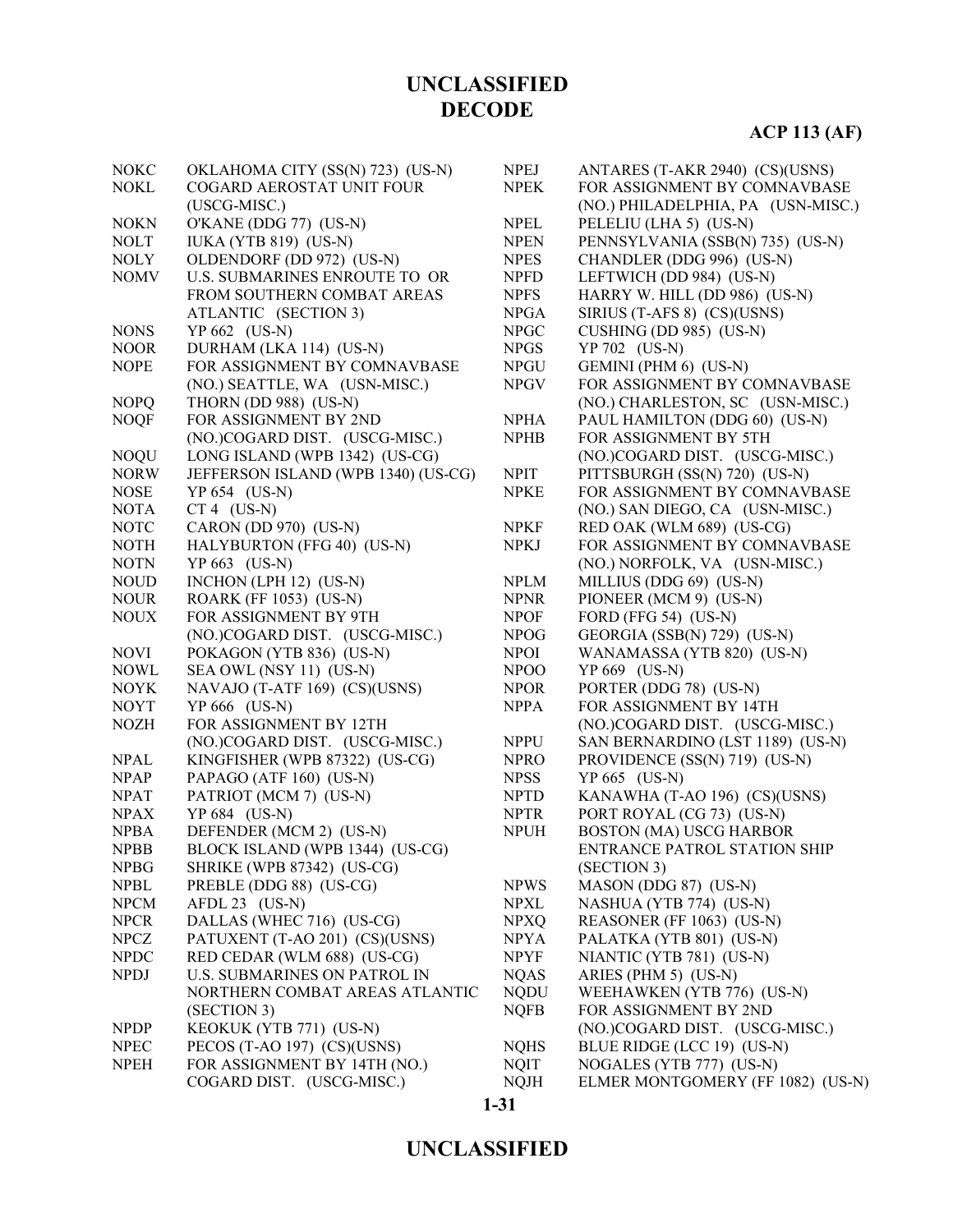| Call Sign | Description |
|---|---|
| NOKC | OKLAHOMA CITY (SS(N) 723) (US-N) |
| NOKL | COGARD AEROSTAT UNIT FOUR (USCG-MISC.) |
| NOKN | O'KANE (DDG 77) (US-N) |
| NOLT | IUKA (YTB 819) (US-N) |
| NOLY | OLDENDORF (DD 972) (US-N) |
| NOMV | U.S. SUBMARINES ENROUTE TO OR FROM SOUTHERN COMBAT AREAS ATLANTIC (SECTION 3) |
| NONS | YP 662 (US-N) |
| NOOR | DURHAM (LKA 114) (US-N) |
| NOPE | FOR ASSIGNMENT BY COMNAVBASE (NO.) SEATTLE, WA (USN-MISC.) |
| NOPQ | THORN (DD 988) (US-N) |
| NOQF | FOR ASSIGNMENT BY 2ND (NO.)COGARD DIST. (USCG-MISC.) |
| NOQU | LONG ISLAND (WPB 1342) (US-CG) |
| NORW | JEFFERSON ISLAND (WPB 1340) (US-CG) |
| NOSE | YP 654 (US-N) |
| NOTA | CT 4 (US-N) |
| NOTC | CARON (DD 970) (US-N) |
| NOTH | HALYBURTON (FFG 40) (US-N) |
| NOTN | YP 663 (US-N) |
| NOUD | INCHON (LPH 12) (US-N) |
| NOUR | ROARK (FF 1053) (US-N) |
| NOUX | FOR ASSIGNMENT BY 9TH (NO.)COGARD DIST. (USCG-MISC.) |
| NOVI | POKAGON (YTB 836) (US-N) |
| NOWL | SEA OWL (NSY 11) (US-N) |
| NOYK | NAVAJO (T-ATF 169) (CS)(USNS) |
| NOYT | YP 666 (US-N) |
| NOZH | FOR ASSIGNMENT BY 12TH (NO.)COGARD DIST. (USCG-MISC.) |
| NPAL | KINGFISHER (WPB 87322) (US-CG) |
| NPAP | PAPAGO (ATF 160) (US-N) |
| NPAT | PATRIOT (MCM 7) (US-N) |
| NPAX | YP 684 (US-N) |
| NPBA | DEFENDER (MCM 2) (US-N) |
| NPBB | BLOCK ISLAND (WPB 1344) (US-CG) |
| NPBG | SHRIKE (WPB 87342) (US-CG) |
| NPBL | PREBLE (DDG 88) (US-CG) |
| NPCM | AFDL 23 (US-N) |
| NPCR | DALLAS (WHEC 716) (US-CG) |
| NPCZ | PATUXENT (T-AO 201) (CS)(USNS) |
| NPDC | RED CEDAR (WLM 688) (US-CG) |
| NPDJ | U.S. SUBMARINES ON PATROL IN NORTHERN COMBAT AREAS ATLANTIC (SECTION 3) |
| NPDP | KEOKUK (YTB 771) (US-N) |
| NPEC | PECOS (T-AO 197) (CS)(USNS) |
| NPEH | FOR ASSIGNMENT BY 14TH (NO.) COGARD DIST. (USCG-MISC.) |
| NPEJ | ANTARES (T-AKR 2940) (CS)(USNS) |
| NPEK | FOR ASSIGNMENT BY COMNAVBASE (NO.) PHILADELPHIA, PA (USN-MISC.) |
| NPEL | PELELIU (LHA 5) (US-N) |
| NPEN | PENNSYLVANIA (SSB(N) 735) (US-N) |
| NPES | CHANDLER (DDG 996) (US-N) |
| NPFD | LEFTWICH (DD 984) (US-N) |
| NPFS | HARRY W. HILL (DD 986) (US-N) |
| NPGA | SIRIUS (T-AFS 8) (CS)(USNS) |
| NPGC | CUSHING (DD 985) (US-N) |
| NPGS | YP 702 (US-N) |
| NPGU | GEMINI (PHM 6) (US-N) |
| NPGV | FOR ASSIGNMENT BY COMNAVBASE (NO.) CHARLESTON, SC (USN-MISC.) |
| NPHA | PAUL HAMILTON (DDG 60) (US-N) |
| NPHB | FOR ASSIGNMENT BY 5TH (NO.)COGARD DIST. (USCG-MISC.) |
| NPIT | PITTSBURGH (SS(N) 720) (US-N) |
| NPKE | FOR ASSIGNMENT BY COMNAVBASE (NO.) SAN DIEGO, CA (USN-MISC.) |
| NPKF | RED OAK (WLM 689) (US-CG) |
| NPKJ | FOR ASSIGNMENT BY COMNAVBASE (NO.) NORFOLK, VA (USN-MISC.) |
| NPLM | MILLIUS (DDG 69) (US-N) |
| NPNR | PIONEER (MCM 9) (US-N) |
| NPOF | FORD (FFG 54) (US-N) |
| NPOG | GEORGIA (SSB(N) 729) (US-N) |
| NPOI | WANAMASSA (YTB 820) (US-N) |
| NPOO | YP 669 (US-N) |
| NPOR | PORTER (DDG 78) (US-N) |
| NPPA | FOR ASSIGNMENT BY 14TH (NO.)COGARD DIST. (USCG-MISC.) |
| NPPU | SAN BERNARDINO (LST 1189) (US-N) |
| NPRO | PROVIDENCE (SS(N) 719) (US-N) |
| NPSS | YP 665 (US-N) |
| NPTD | KANAWHA (T-AO 196) (CS)(USNS) |
| NPTR | PORT ROYAL (CG 73) (US-N) |
| NPUH | BOSTON (MA) USCG HARBOR ENTRANCE PATROL STATION SHIP (SECTION 3) |
| NPWS | MASON (DDG 87) (US-N) |
| NPXL | NASHUA (YTB 774) (US-N) |
| NPXQ | REASONER (FF 1063) (US-N) |
| NPYA | PALATKA (YTB 801) (US-N) |
| NPYF | NIANTIC (YTB 781) (US-N) |
| NQAS | ARIES (PHM 5) (US-N) |
| NQDU | WEEHAWKEN (YTB 776) (US-N) |
| NQFB | FOR ASSIGNMENT BY 2ND (NO.)COGARD DIST. (USCG-MISC.) |
| NQHS | BLUE RIDGE (LCC 19) (US-N) |
| NQIT | NOGALES (YTB 777) (US-N) |
| NQJH | ELMER MONTGOMERY (FF 1082) (US-N) |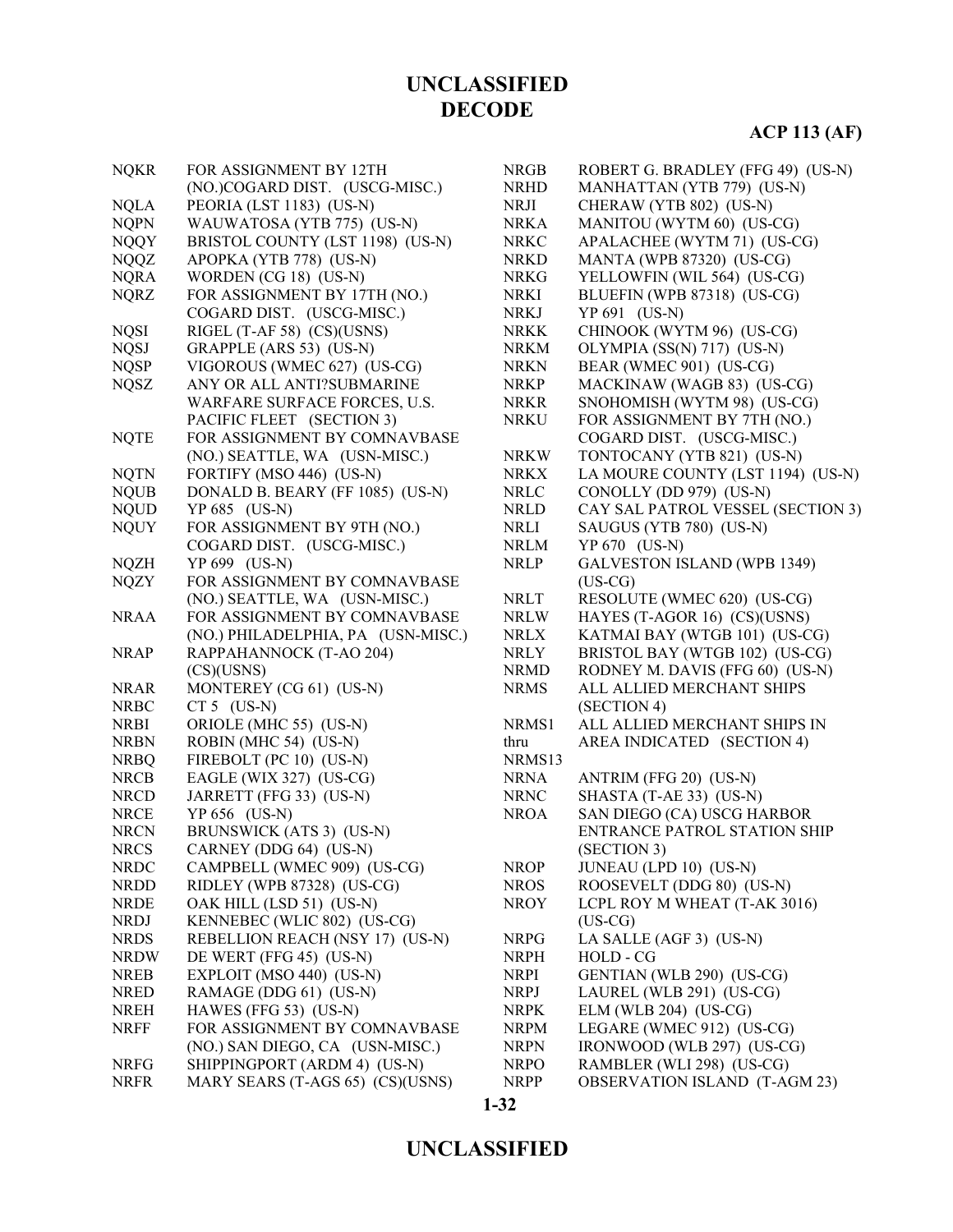| | |
|---|---|
| NQKR | FOR ASSIGNMENT BY 12TH (NO.)COGARD DIST. (USCG-MISC.) |
| NQLA | PEORIA (LST 1183) (US-N) |
| NQPN | WAUWATOSA (YTB 775) (US-N) |
| NQQY | BRISTOL COUNTY (LST 1198) (US-N) |
| NQQZ | APOPKA (YTB 778) (US-N) |
| NQRA | WORDEN (CG 18) (US-N) |
| NQRZ | FOR ASSIGNMENT BY 17TH (NO.) COGARD DIST. (USCG-MISC.) |
| NQSI | RIGEL (T-AF 58) (CS)(USNS) |
| NQSJ | GRAPPLE (ARS 53) (US-N) |
| NQSP | VIGOROUS (WMEC 627) (US-CG) |
| NQSZ | ANY OR ALL ANTI?SUBMARINE WARFARE SURFACE FORCES, U.S. PACIFIC FLEET (SECTION 3) |
| NQTE | FOR ASSIGNMENT BY COMNAVBASE (NO.) SEATTLE, WA (USN-MISC.) |
| NQTN | FORTIFY (MSO 446) (US-N) |
| NQUB | DONALD B. BEARY (FF 1085) (US-N) |
| NQUD | YP 685 (US-N) |
| NQUY | FOR ASSIGNMENT BY 9TH (NO.) COGARD DIST. (USCG-MISC.) |
| NQZH | YP 699 (US-N) |
| NQZY | FOR ASSIGNMENT BY COMNAVBASE (NO.) SEATTLE, WA (USN-MISC.) |
| NRAA | FOR ASSIGNMENT BY COMNAVBASE (NO.) PHILADELPHIA, PA (USN-MISC.) |
| NRAP | RAPPAHANNOCK (T-AO 204) (CS)(USNS) |
| NRAR | MONTEREY (CG 61) (US-N) |
| NRBC | CT 5 (US-N) |
| NRBI | ORIOLE (MHC 55) (US-N) |
| NRBN | ROBIN (MHC 54) (US-N) |
| NRBQ | FIREBOLT (PC 10) (US-N) |
| NRCB | EAGLE (WIX 327) (US-CG) |
| NRCD | JARRETT (FFG 33) (US-N) |
| NRCE | YP 656 (US-N) |
| NRCN | BRUNSWICK (ATS 3) (US-N) |
| NRCS | CARNEY (DDG 64) (US-N) |
| NRDC | CAMPBELL (WMEC 909) (US-CG) |
| NRDD | RIDLEY (WPB 87328) (US-CG) |
| NRDE | OAK HILL (LSD 51) (US-N) |
| NRDJ | KENNEBEC (WLIC 802) (US-CG) |
| NRDS | REBELLION REACH (NSY 17) (US-N) |
| NRDW | DE WERT (FFG 45) (US-N) |
| NREB | EXPLOIT (MSO 440) (US-N) |
| NRED | RAMAGE (DDG 61) (US-N) |
| NREH | HAWES (FFG 53) (US-N) |
| NRFF | FOR ASSIGNMENT BY COMNAVBASE (NO.) SAN DIEGO, CA (USN-MISC.) |
| NRFG | SHIPPINGPORT (ARDM 4) (US-N) |
| NRFR | MARY SEARS (T-AGS 65) (CS)(USNS) |
| NRGB | ROBERT G. BRADLEY (FFG 49) (US-N) |
| NRHD | MANHATTAN (YTB 779) (US-N) |
| NRJI | CHERAW (YTB 802) (US-N) |
| NRKA | MANITOU (WYTM 60) (US-CG) |
| NRKC | APALACHEE (WYTM 71) (US-CG) |
| NRKD | MANTA (WPB 87320) (US-CG) |
| NRKG | YELLOWFIN (WIL 564) (US-CG) |
| NRKI | BLUEFIN (WPB 87318) (US-CG) |
| NRKJ | YP 691 (US-N) |
| NRKK | CHINOOK (WYTM 96) (US-CG) |
| NRKM | OLYMPIA (SS(N) 717) (US-N) |
| NRKN | BEAR (WMEC 901) (US-CG) |
| NRKP | MACKINAW (WAGB 83) (US-CG) |
| NRKR | SNOHOMISH (WYTM 98) (US-CG) |
| NRKU | FOR ASSIGNMENT BY 7TH (NO.) COGARD DIST. (USCG-MISC.) |
| NRKW | TONTOCANY (YTB 821) (US-N) |
| NRKX | LA MOURE COUNTY (LST 1194) (US-N) |
| NRLC | CONOLLY (DD 979) (US-N) |
| NRLD | CAY SAL PATROL VESSEL (SECTION 3) |
| NRLI | SAUGUS (YTB 780) (US-N) |
| NRLM | YP 670 (US-N) |
| NRLP | GALVESTON ISLAND (WPB 1349) (US-CG) |
| NRLT | RESOLUTE (WMEC 620) (US-CG) |
| NRLW | HAYES (T-AGOR 16) (CS)(USNS) |
| NRLX | KATMAI BAY (WTGB 101) (US-CG) |
| NRLY | BRISTOL BAY (WTGB 102) (US-CG) |
| NRMD | RODNEY M. DAVIS (FFG 60) (US-N) |
| NRMS | ALL ALLIED MERCHANT SHIPS (SECTION 4) |
| NRMS1 thru NRMS13 | ALL ALLIED MERCHANT SHIPS IN AREA INDICATED (SECTION 4) |
| NRNA | ANTRIM (FFG 20) (US-N) |
| NRNC | SHASTA (T-AE 33) (US-N) |
| NROA | SAN DIEGO (CA) USCG HARBOR ENTRANCE PATROL STATION SHIP (SECTION 3) |
| NROP | JUNEAU (LPD 10) (US-N) |
| NROS | ROOSEVELT (DDG 80) (US-N) |
| NROY | LCPL ROY M WHEAT (T-AK 3016) (US-CG) |
| NRPG | LA SALLE (AGF 3) (US-N) |
| NRPH | HOLD - CG |
| NRPI | GENTIAN (WLB 290) (US-CG) |
| NRPJ | LAUREL (WLB 291) (US-CG) |
| NRPK | ELM (WLB 204) (US-CG) |
| NRPM | LEGARE (WMEC 912) (US-CG) |
| NRPN | IRONWOOD (WLB 297) (US-CG) |
| NRPO | RAMBLER (WLI 298) (US-CG) |
| NRPP | OBSERVATION ISLAND (T-AGM 23) |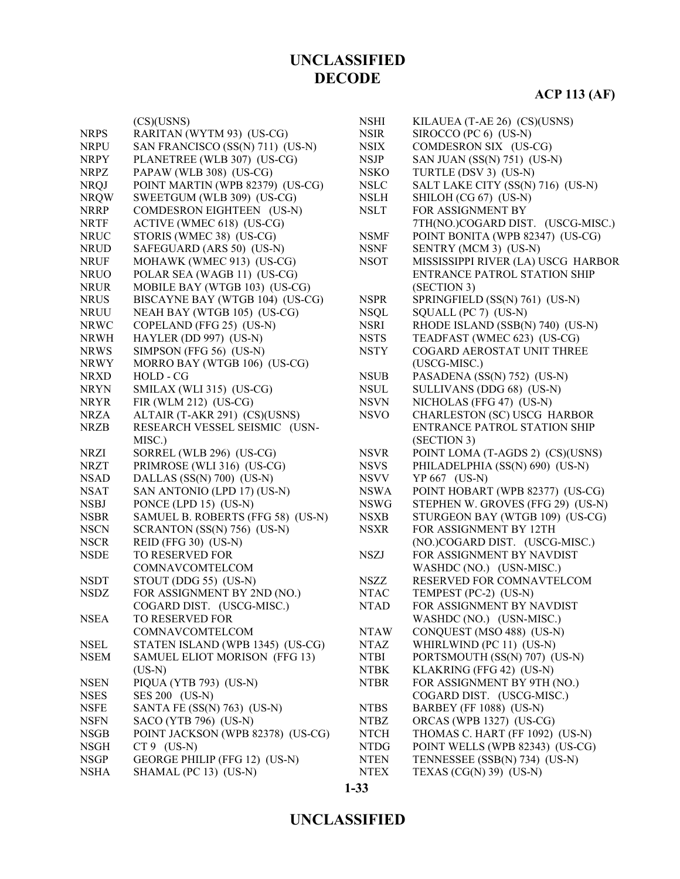| | |
|---|---|
| | (CS)(USNS) |
| NRPS | RARITAN (WYTM 93) (US-CG) |
| NRPU | SAN FRANCISCO (SS(N) 711) (US-N) |
| NRPY | PLANETREE (WLB 307) (US-CG) |
| NRPZ | PAPAW (WLB 308) (US-CG) |
| NRQJ | POINT MARTIN (WPB 82379) (US-CG) |
| NRQW | SWEETGUM (WLB 309) (US-CG) |
| NRRP | COMDESRON EIGHTEEN (US-N) |
| NRTF | ACTIVE (WMEC 618) (US-CG) |
| NRUC | STORIS (WMEC 38) (US-CG) |
| NRUD | SAFEGUARD (ARS 50) (US-N) |
| NRUF | MOHAWK (WMEC 913) (US-CG) |
| NRUO | POLAR SEA (WAGB 11) (US-CG) |
| NRUR | MOBILE BAY (WTGB 103) (US-CG) |
| NRUS | BISCAYNE BAY (WTGB 104) (US-CG) |
| NRUU | NEAH BAY (WTGB 105) (US-CG) |
| NRWC | COPELAND (FFG 25) (US-N) |
| NRWH | HAYLER (DD 997) (US-N) |
| NRWS | SIMPSON (FFG 56) (US-N) |
| NRWY | MORRO BAY (WTGB 106) (US-CG) |
| NRXD | HOLD - CG |
| NRYN | SMILAX (WLI 315) (US-CG) |
| NRYR | FIR (WLM 212) (US-CG) |
| NRZA | ALTAIR (T-AKR 291) (CS)(USNS) |
| NRZB | RESEARCH VESSEL SEISMIC (USN-MISC.) |
| NRZI | SORREL (WLB 296) (US-CG) |
| NRZT | PRIMROSE (WLI 316) (US-CG) |
| NSAD | DALLAS (SS(N) 700) (US-N) |
| NSAT | SAN ANTONIO (LPD 17) (US-N) |
| NSBJ | PONCE (LPD 15) (US-N) |
| NSBR | SAMUEL B. ROBERTS (FFG 58) (US-N) |
| NSCN | SCRANTON (SS(N) 756) (US-N) |
| NSCR | REID (FFG 30) (US-N) |
| NSDE | TO RESERVED FOR COMNAVCOMTELCOM |
| NSDT | STOUT (DDG 55) (US-N) |
| NSDZ | FOR ASSIGNMENT BY 2ND (NO.) COGARD DIST. (USCG-MISC.) |
| NSEA | TO RESERVED FOR COMNAVCOMTELCOM |
| NSEL | STATEN ISLAND (WPB 1345) (US-CG) |
| NSEM | SAMUEL ELIOT MORISON (FFG 13) (US-N) |
| NSEN | PIQUA (YTB 793) (US-N) |
| NSES | SES 200 (US-N) |
| NSFE | SANTA FE (SS(N) 763) (US-N) |
| NSFN | SACO (YTB 796) (US-N) |
| NSGB | POINT JACKSON (WPB 82378) (US-CG) |
| NSGH | CT 9 (US-N) |
| NSGP | GEORGE PHILIP (FFG 12) (US-N) |
| NSHA | SHAMAL (PC 13) (US-N) |
| NSHI | KILAUEA (T-AE 26) (CS)(USNS) |
| NSIR | SIROCCO (PC 6) (US-N) |
| NSIX | COMDESRON SIX (US-CG) |
| NSJP | SAN JUAN (SS(N) 751) (US-N) |
| NSKO | TURTLE (DSV 3) (US-N) |
| NSLC | SALT LAKE CITY (SS(N) 716) (US-N) |
| NSLH | SHILOH (CG 67) (US-N) |
| NSLT | FOR ASSIGNMENT BY 7TH(NO.)COGARD DIST. (USCG-MISC.) |
| NSMF | POINT BONITA (WPB 82347) (US-CG) |
| NSNF | SENTRY (MCM 3) (US-N) |
| NSOT | MISSISSIPPI RIVER (LA) USCG HARBOR ENTRANCE PATROL STATION SHIP (SECTION 3) |
| NSPR | SPRINGFIELD (SS(N) 761) (US-N) |
| NSQL | SQUALL (PC 7) (US-N) |
| NSRI | RHODE ISLAND (SSB(N) 740) (US-N) |
| NSTS | TEADFAST (WMEC 623) (US-CG) |
| NSTY | COGARD AEROSTAT UNIT THREE (USCG-MISC.) |
| NSUB | PASADENA (SS(N) 752) (US-N) |
| NSUL | SULLIVANS (DDG 68) (US-N) |
| NSVN | NICHOLAS (FFG 47) (US-N) |
| NSVO | CHARLESTON (SC) USCG HARBOR ENTRANCE PATROL STATION SHIP (SECTION 3) |
| NSVR | POINT LOMA (T-AGDS 2) (CS)(USNS) |
| NSVS | PHILADELPHIA (SS(N) 690) (US-N) |
| NSVV | YP 667 (US-N) |
| NSWA | POINT HOBART (WPB 82377) (US-CG) |
| NSWG | STEPHEN W. GROVES (FFG 29) (US-N) |
| NSXB | STURGEON BAY (WTGB 109) (US-CG) |
| NSXR | FOR ASSIGNMENT BY 12TH (NO.)COGARD DIST. (USCG-MISC.) |
| NSZJ | FOR ASSIGNMENT BY NAVDIST WASHDC (NO.) (USN-MISC.) |
| NSZZ | RESERVED FOR COMNAVTELCOM |
| NTAC | TEMPEST (PC-2) (US-N) |
| NTAD | FOR ASSIGNMENT BY NAVDIST WASHDC (NO.) (USN-MISC.) |
| NTAW | CONQUEST (MSO 488) (US-N) |
| NTAZ | WHIRLWIND (PC 11) (US-N) |
| NTBI | PORTSMOUTH (SS(N) 707) (US-N) |
| NTBK | KLAKRING (FFG 42) (US-N) |
| NTBR | FOR ASSIGNMENT BY 9TH (NO.) COGARD DIST. (USCG-MISC.) |
| NTBS | BARBEY (FF 1088) (US-N) |
| NTBZ | ORCAS (WPB 1327) (US-CG) |
| NTCH | THOMAS C. HART (FF 1092) (US-N) |
| NTDG | POINT WELLS (WPB 82343) (US-CG) |
| NTEN | TENNESSEE (SSB(N) 734) (US-N) |
| NTEX | TEXAS (CG(N) 39) (US-N) |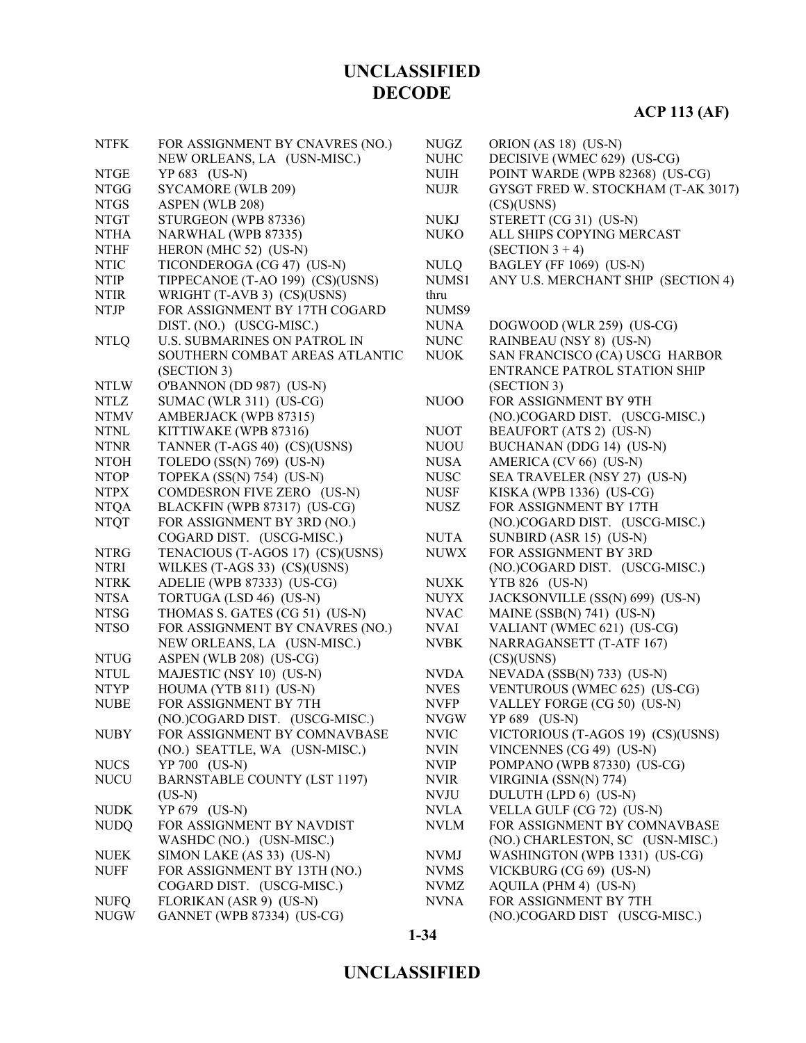# UNCLASSIFIED
# DECODE

**ACP 113 (AF)**

| | |
|---|---|
| NTFK | FOR ASSIGNMENT BY CNAVRES (NO.) NEW ORLEANS, LA (USN-MISC.) |
| NTGE | YP 683 (US-N) |
| NTGG | SYCAMORE (WLB 209) |
| NTGS | ASPEN (WLB 208) |
| NTGT | STURGEON (WPB 87336) |
| NTHA | NARWHAL (WPB 87335) |
| NTHF | HERON (MHC 52) (US-N) |
| NTIC | TICONDEROGA (CG 47) (US-N) |
| NTIP | TIPPECANOE (T-AO 199) (CS)(USNS) |
| NTIR | WRIGHT (T-AVB 3) (CS)(USNS) |
| NTJP | FOR ASSIGNMENT BY 17TH COGARD DIST. (NO.) (USCG-MISC.) |
| NTLQ | U.S. SUBMARINES ON PATROL IN SOUTHERN COMBAT AREAS ATLANTIC (SECTION 3) |
| NTLW | O'BANNON (DD 987) (US-N) |
| NTLZ | SUMAC (WLR 311) (US-CG) |
| NTMV | AMBERJACK (WPB 87315) |
| NTNL | KITTIWAKE (WPB 87316) |
| NTNR | TANNER (T-AGS 40) (CS)(USNS) |
| NTOH | TOLEDO (SS(N) 769) (US-N) |
| NTOP | TOPEKA (SS(N) 754) (US-N) |
| NTPX | COMDESRON FIVE ZERO (US-N) |
| NTQA | BLACKFIN (WPB 87317) (US-CG) |
| NTQT | FOR ASSIGNMENT BY 3RD (NO.) COGARD DIST. (USCG-MISC.) |
| NTRG | TENACIOUS (T-AGOS 17) (CS)(USNS) |
| NTRI | WILKES (T-AGS 33) (CS)(USNS) |
| NTRK | ADELIE (WPB 87333) (US-CG) |
| NTSA | TORTUGA (LSD 46) (US-N) |
| NTSG | THOMAS S. GATES (CG 51) (US-N) |
| NTSO | FOR ASSIGNMENT BY CNAVRES (NO.) NEW ORLEANS, LA (USN-MISC.) |
| NTUG | ASPEN (WLB 208) (US-CG) |
| NTUL | MAJESTIC (NSY 10) (US-N) |
| NTYP | HOUMA (YTB 811) (US-N) |
| NUBE | FOR ASSIGNMENT BY 7TH (NO.)COGARD DIST. (USCG-MISC.) |
| NUBY | FOR ASSIGNMENT BY COMNAVBASE (NO.) SEATTLE, WA (USN-MISC.) |
| NUCS | YP 700 (US-N) |
| NUCU | BARNSTABLE COUNTY (LST 1197) (US-N) |
| NUDK | YP 679 (US-N) |
| NUDQ | FOR ASSIGNMENT BY NAVDIST WASHDC (NO.) (USN-MISC.) |
| NUEK | SIMON LAKE (AS 33) (US-N) |
| NUFF | FOR ASSIGNMENT BY 13TH (NO.) COGARD DIST. (USCG-MISC.) |
| NUFQ | FLORIKAN (ASR 9) (US-N) |
| NUGW | GANNET (WPB 87334) (US-CG) |
| NUGZ | ORION (AS 18) (US-N) |
| NUHC | DECISIVE (WMEC 629) (US-CG) |
| NUIH | POINT WARDE (WPB 82368) (US-CG) |
| NUJR | GYSGT FRED W. STOCKHAM (T-AK 3017) (CS)(USNS) |
| NUKJ | STERETT (CG 31) (US-N) |
| NUKO | ALL SHIPS COPYING MERCAST (SECTION 3 + 4) |
| NULQ | BAGLEY (FF 1069) (US-N) |
| NUMS1 thru NUMS9 | ANY U.S. MERCHANT SHIP (SECTION 4) |
| NUNA | DOGWOOD (WLR 259) (US-CG) |
| NUNC | RAINBEAU (NSY 8) (US-N) |
| NUOK | SAN FRANCISCO (CA) USCG HARBOR ENTRANCE PATROL STATION SHIP (SECTION 3) |
| NUOO | FOR ASSIGNMENT BY 9TH (NO.)COGARD DIST. (USCG-MISC.) |
| NUOT | BEAUFORT (ATS 2) (US-N) |
| NUOU | BUCHANAN (DDG 14) (US-N) |
| NUSA | AMERICA (CV 66) (US-N) |
| NUSC | SEA TRAVELER (NSY 27) (US-N) |
| NUSF | KISKA (WPB 1336) (US-CG) |
| NUSZ | FOR ASSIGNMENT BY 17TH (NO.)COGARD DIST. (USCG-MISC.) |
| NUTA | SUNBIRD (ASR 15) (US-N) |
| NUWX | FOR ASSIGNMENT BY 3RD (NO.)COGARD DIST. (USCG-MISC.) |
| NUXK | YTB 826 (US-N) |
| NUYX | JACKSONVILLE (SS(N) 699) (US-N) |
| NVAC | MAINE (SSB(N) 741) (US-N) |
| NVAI | VALIANT (WMEC 621) (US-CG) |
| NVBK | NARRAGANSETT (T-ATF 167) (CS)(USNS) |
| NVDA | NEVADA (SSB(N) 733) (US-N) |
| NVES | VENTUROUS (WMEC 625) (US-CG) |
| NVFP | VALLEY FORGE (CG 50) (US-N) |
| NVGW | YP 689 (US-N) |
| NVIC | VICTORIOUS (T-AGOS 19) (CS)(USNS) |
| NVIN | VINCENNES (CG 49) (US-N) |
| NVIP | POMPANO (WPB 87330) (US-CG) |
| NVIR | VIRGINIA (SSN(N) 774) |
| NVJU | DULUTH (LPD 6) (US-N) |
| NVLA | VELLA GULF (CG 72) (US-N) |
| NVLM | FOR ASSIGNMENT BY COMNAVBASE (NO.) CHARLESTON, SC (USN-MISC.) |
| NVMJ | WASHINGTON (WPB 1331) (US-CG) |
| NVMS | VICKBURG (CG 69) (US-N) |
| NVMZ | AQUILA (PHM 4) (US-N) |
| NVNA | FOR ASSIGNMENT BY 7TH (NO.)COGARD DIST (USCG-MISC.) |

# UNCLASSIFIED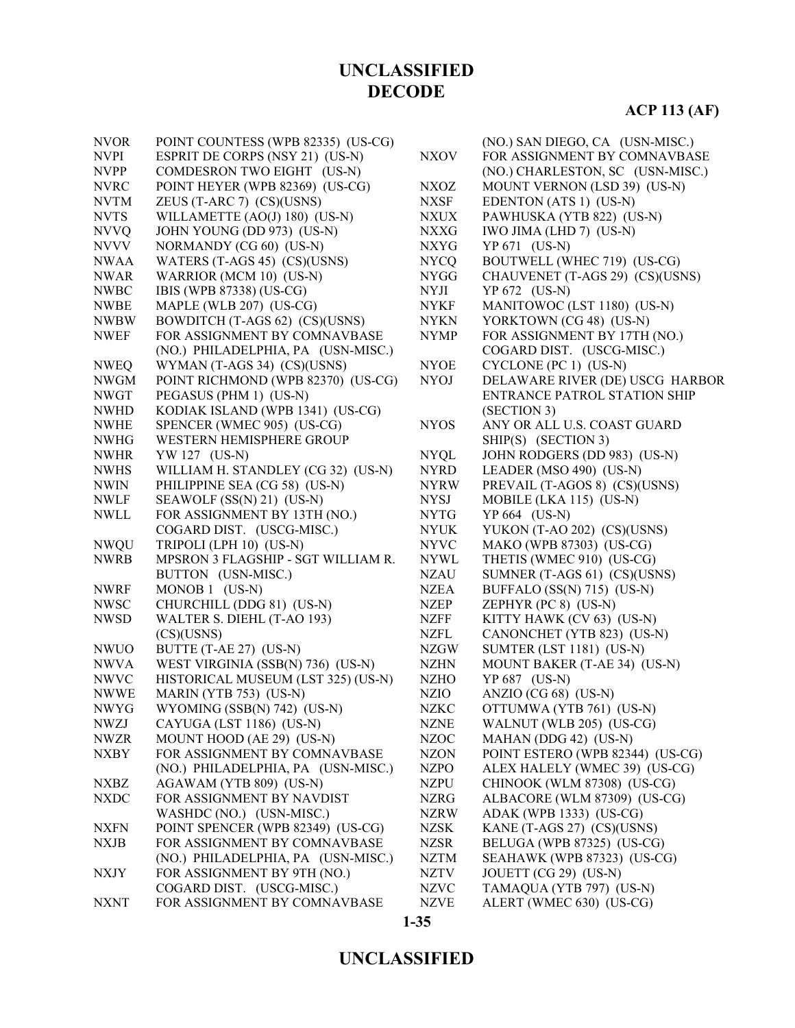**UNCLASSIFIED**
**DECODE**

**ACP 113 (AF)**

| | |
|---|---|
| NVOR | POINT COUNTESS (WPB 82335) (US-CG) |
| NVPI | ESPRIT DE CORPS (NSY 21) (US-N) |
| NVPP | COMDESRON TWO EIGHT (US-N) |
| NVRC | POINT HEYER (WPB 82369) (US-CG) |
| NVTM | ZEUS (T-ARC 7) (CS)(USNS) |
| NVTS | WILLAMETTE (AO(J) 180) (US-N) |
| NVVQ | JOHN YOUNG (DD 973) (US-N) |
| NVVV | NORMANDY (CG 60) (US-N) |
| NWAA | WATERS (T-AGS 45) (CS)(USNS) |
| NWAR | WARRIOR (MCM 10) (US-N) |
| NWBC | IBIS (WPB 87338) (US-CG) |
| NWBE | MAPLE (WLB 207) (US-CG) |
| NWBW | BOWDITCH (T-AGS 62) (CS)(USNS) |
| NWEF | FOR ASSIGNMENT BY COMNAVBASE (NO.) PHILADELPHIA, PA (USN-MISC.) |
| NWEQ | WYMAN (T-AGS 34) (CS)(USNS) |
| NWGM | POINT RICHMOND (WPB 82370) (US-CG) |
| NWGT | PEGASUS (PHM 1) (US-N) |
| NWHD | KODIAK ISLAND (WPB 1341) (US-CG) |
| NWHE | SPENCER (WMEC 905) (US-CG) |
| NWHG | WESTERN HEMISPHERE GROUP |
| NWHR | YW 127 (US-N) |
| NWHS | WILLIAM H. STANDLEY (CG 32) (US-N) |
| NWIN | PHILIPPINE SEA (CG 58) (US-N) |
| NWLF | SEAWOLF (SS(N) 21) (US-N) |
| NWLL | FOR ASSIGNMENT BY 13TH (NO.) COGARD DIST. (USCG-MISC.) |
| NWQU | TRIPOLI (LPH 10) (US-N) |
| NWRB | MPSRON 3 FLAGSHIP - SGT WILLIAM R. BUTTON (USN-MISC.) |
| NWRF | MONOB 1 (US-N) |
| NWSC | CHURCHILL (DDG 81) (US-N) |
| NWSD | WALTER S. DIEHL (T-AO 193) (CS)(USNS) |
| NWUO | BUTTE (T-AE 27) (US-N) |
| NWVA | WEST VIRGINIA (SSB(N) 736) (US-N) |
| NWVC | HISTORICAL MUSEUM (LST 325) (US-N) |
| NWWE | MARIN (YTB 753) (US-N) |
| NWYG | WYOMING (SSB(N) 742) (US-N) |
| NWZJ | CAYUGA (LST 1186) (US-N) |
| NWZR | MOUNT HOOD (AE 29) (US-N) |
| NXBY | FOR ASSIGNMENT BY COMNAVBASE (NO.) PHILADELPHIA, PA (USN-MISC.) |
| NXBZ | AGAWAM (YTB 809) (US-N) |
| NXDC | FOR ASSIGNMENT BY NAVDIST WASHDC (NO.) (USN-MISC.) |
| NXFN | POINT SPENCER (WPB 82349) (US-CG) |
| NXJB | FOR ASSIGNMENT BY COMNAVBASE (NO.) PHILADELPHIA, PA (USN-MISC.) |
| NXJY | FOR ASSIGNMENT BY 9TH (NO.) COGARD DIST. (USCG-MISC.) |
| NXNT | FOR ASSIGNMENT BY COMNAVBASE (NO.) SAN DIEGO, CA (USN-MISC.) |
| NXOV | FOR ASSIGNMENT BY COMNAVBASE (NO.) CHARLESTON, SC (USN-MISC.) |
| NXOZ | MOUNT VERNON (LSD 39) (US-N) |
| NXSF | EDENTON (ATS 1) (US-N) |
| NXUX | PAWHUSKA (YTB 822) (US-N) |
| NXXG | IWO JIMA (LHD 7) (US-N) |
| NXYG | YP 671 (US-N) |
| NYCQ | BOUTWELL (WHEC 719) (US-CG) |
| NYGG | CHAUVENET (T-AGS 29) (CS)(USNS) |
| NYJI | YP 672 (US-N) |
| NYKF | MANITOWOC (LST 1180) (US-N) |
| NYKN | YORKTOWN (CG 48) (US-N) |
| NYMP | FOR ASSIGNMENT BY 17TH (NO.) COGARD DIST. (USCG-MISC.) |
| NYOE | CYCLONE (PC 1) (US-N) |
| NYOJ | DELAWARE RIVER (DE) USCG HARBOR ENTRANCE PATROL STATION SHIP (SECTION 3) |
| NYOS | ANY OR ALL U.S. COAST GUARD SHIP(S) (SECTION 3) |
| NYQL | JOHN RODGERS (DD 983) (US-N) |
| NYRD | LEADER (MSO 490) (US-N) |
| NYRW | PREVAIL (T-AGOS 8) (CS)(USNS) |
| NYSJ | MOBILE (LKA 115) (US-N) |
| NYTG | YP 664 (US-N) |
| NYUK | YUKON (T-AO 202) (CS)(USNS) |
| NYVC | MAKO (WPB 87303) (US-CG) |
| NYWL | THETIS (WMEC 910) (US-CG) |
| NZAU | SUMNER (T-AGS 61) (CS)(USNS) |
| NZEA | BUFFALO (SS(N) 715) (US-N) |
| NZEP | ZEPHYR (PC 8) (US-N) |
| NZFF | KITTY HAWK (CV 63) (US-N) |
| NZFL | CANONCHET (YTB 823) (US-N) |
| NZGW | SUMTER (LST 1181) (US-N) |
| NZHN | MOUNT BAKER (T-AE 34) (US-N) |
| NZHO | YP 687 (US-N) |
| NZIO | ANZIO (CG 68) (US-N) |
| NZKC | OTTUMWA (YTB 761) (US-N) |
| NZNE | WALNUT (WLB 205) (US-CG) |
| NZOC | MAHAN (DDG 42) (US-N) |
| NZON | POINT ESTERO (WPB 82344) (US-CG) |
| NZPO | ALEX HALELY (WMEC 39) (US-CG) |
| NZPU | CHINOOK (WLM 87308) (US-CG) |
| NZRG | ALBACORE (WLM 87309) (US-CG) |
| NZRW | ADAK (WPB 1333) (US-CG) |
| NZSK | KANE (T-AGS 27) (CS)(USNS) |
| NZSR | BELUGA (WPB 87325) (US-CG) |
| NZTM | SEAHAWK (WPB 87323) (US-CG) |
| NZTV | JOUETT (CG 29) (US-N) |
| NZVC | TAMAQUA (YTB 797) (US-N) |
| NZVE | ALERT (WMEC 630) (US-CG) |

**UNCLASSIFIED**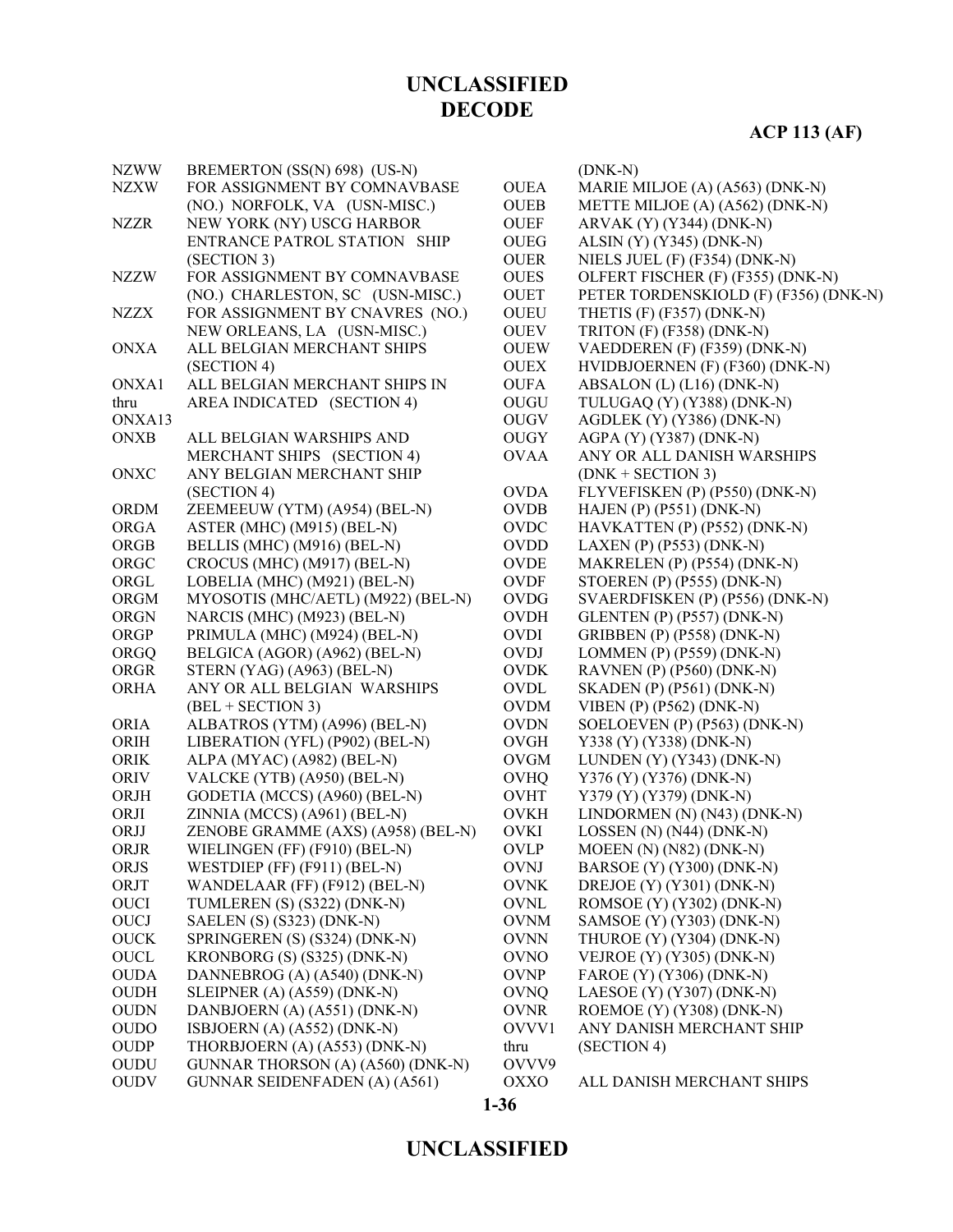| | |
|---|---|
| NZWW | BREMERTON (SS(N) 698) (US-N) |
| NZXW | FOR ASSIGNMENT BY COMNAVBASE (NO.) NORFOLK, VA (USN-MISC.) |
| NZZR | NEW YORK (NY) USCG HARBOR ENTRANCE PATROL STATION SHIP (SECTION 3) |
| NZZW | FOR ASSIGNMENT BY COMNAVBASE (NO.) CHARLESTON, SC (USN-MISC.) |
| NZZX | FOR ASSIGNMENT BY CNAVRES (NO.) NEW ORLEANS, LA (USN-MISC.) |
| ONXA | ALL BELGIAN MERCHANT SHIPS (SECTION 4) |
| ONXA1 thru ONXA13 | ALL BELGIAN MERCHANT SHIPS IN AREA INDICATED (SECTION 4) |
| ONXB | ALL BELGIAN WARSHIPS AND MERCHANT SHIPS (SECTION 4) |
| ONXC | ANY BELGIAN MERCHANT SHIP (SECTION 4) |
| ORDM | ZEEMEEUW (YTM) (A954) (BEL-N) |
| ORGA | ASTER (MHC) (M915) (BEL-N) |
| ORGB | BELLIS (MHC) (M916) (BEL-N) |
| ORGC | CROCUS (MHC) (M917) (BEL-N) |
| ORGL | LOBELIA (MHC) (M921) (BEL-N) |
| ORGM | MYOSOTIS (MHC/AETL) (M922) (BEL-N) |
| ORGN | NARCIS (MHC) (M923) (BEL-N) |
| ORGP | PRIMULA (MHC) (M924) (BEL-N) |
| ORGQ | BELGICA (AGOR) (A962) (BEL-N) |
| ORGR | STERN (YAG) (A963) (BEL-N) |
| ORHA | ANY OR ALL BELGIAN WARSHIPS (BEL + SECTION 3) |
| ORIA | ALBATROS (YTM) (A996) (BEL-N) |
| ORIH | LIBERATION (YFL) (P902) (BEL-N) |
| ORIK | ALPA (MYAC) (A982) (BEL-N) |
| ORIV | VALCKE (YTB) (A950) (BEL-N) |
| ORJH | GODETIA (MCCS) (A960) (BEL-N) |
| ORJI | ZINNIA (MCCS) (A961) (BEL-N) |
| ORJJ | ZENOBE GRAMME (AXS) (A958) (BEL-N) |
| ORJR | WIELINGEN (FF) (F910) (BEL-N) |
| ORJS | WESTDIEP (FF) (F911) (BEL-N) |
| ORJT | WANDELAAR (FF) (F912) (BEL-N) |
| OUCI | TUMLEREN (S) (S322) (DNK-N) |
| OUCJ | SAELEN (S) (S323) (DNK-N) |
| OUCK | SPRINGEREN (S) (S324) (DNK-N) |
| OUCL | KRONBORG (S) (S325) (DNK-N) |
| OUDA | DANNEBROG (A) (A540) (DNK-N) |
| OUDH | SLEIPNER (A) (A559) (DNK-N) |
| OUDN | DANBJOERN (A) (A551) (DNK-N) |
| OUDO | ISBJOERN (A) (A552) (DNK-N) |
| OUDP | THORBJOERN (A) (A553) (DNK-N) |
| OUDU | GUNNAR THORSON (A) (A560) (DNK-N) |
| OUDV | GUNNAR SEIDENFADEN (A) (A561) (DNK-N) |
| OUEA | MARIE MILJOE (A) (A563) (DNK-N) |
| OUEB | METTE MILJOE (A) (A562) (DNK-N) |
| OUEF | ARVAK (Y) (Y344) (DNK-N) |
| OUEG | ALSIN (Y) (Y345) (DNK-N) |
| OUER | NIELS JUEL (F) (F354) (DNK-N) |
| OUES | OLFERT FISCHER (F) (F355) (DNK-N) |
| OUET | PETER TORDENSKIOLD (F) (F356) (DNK-N) |
| OUEU | THETIS (F) (F357) (DNK-N) |
| OUEV | TRITON (F) (F358) (DNK-N) |
| OUEW | VAEDDEREN (F) (F359) (DNK-N) |
| OUEX | HVIDBJOERNEN (F) (F360) (DNK-N) |
| OUFA | ABSALON (L) (L16) (DNK-N) |
| OUGU | TULUGAQ (Y) (Y388) (DNK-N) |
| OUGV | AGDLEK (Y) (Y386) (DNK-N) |
| OUGY | AGPA (Y) (Y387) (DNK-N) |
| OVAA | ANY OR ALL DANISH WARSHIPS (DNK + SECTION 3) |
| OVDA | FLYVEFISKEN (P) (P550) (DNK-N) |
| OVDB | HAJEN (P) (P551) (DNK-N) |
| OVDC | HAVKATTEN (P) (P552) (DNK-N) |
| OVDD | LAXEN (P) (P553) (DNK-N) |
| OVDE | MAKRELEN (P) (P554) (DNK-N) |
| OVDF | STOEREN (P) (P555) (DNK-N) |
| OVDG | SVAERDFISKEN (P) (P556) (DNK-N) |
| OVDH | GLENTEN (P) (P557) (DNK-N) |
| OVDI | GRIBBEN (P) (P558) (DNK-N) |
| OVDJ | LOMMEN (P) (P559) (DNK-N) |
| OVDK | RAVNEN (P) (P560) (DNK-N) |
| OVDL | SKADEN (P) (P561) (DNK-N) |
| OVDM | VIBEN (P) (P562) (DNK-N) |
| OVDN | SOELOEVEN (P) (P563) (DNK-N) |
| OVGH | Y338 (Y) (Y338) (DNK-N) |
| OVGM | LUNDEN (Y) (Y343) (DNK-N) |
| OVHQ | Y376 (Y) (Y376) (DNK-N) |
| OVHT | Y379 (Y) (Y379) (DNK-N) |
| OVKH | LINDORMEN (N) (N43) (DNK-N) |
| OVKI | LOSSEN (N) (N44) (DNK-N) |
| OVLP | MOEEN (N) (N82) (DNK-N) |
| OVNJ | BARSOE (Y) (Y300) (DNK-N) |
| OVNK | DREJOE (Y) (Y301) (DNK-N) |
| OVNL | ROMSOE (Y) (Y302) (DNK-N) |
| OVNM | SAMSOE (Y) (Y303) (DNK-N) |
| OVNN | THUROE (Y) (Y304) (DNK-N) |
| OVNO | VEJROE (Y) (Y305) (DNK-N) |
| OVNP | FAROE (Y) (Y306) (DNK-N) |
| OVNQ | LAESOE (Y) (Y307) (DNK-N) |
| OVNR | ROEMOE (Y) (Y308) (DNK-N) |
| OVVV1 thru OVVV9 | ANY DANISH MERCHANT SHIP (SECTION 4) |
| OXXO | ALL DANISH MERCHANT SHIPS |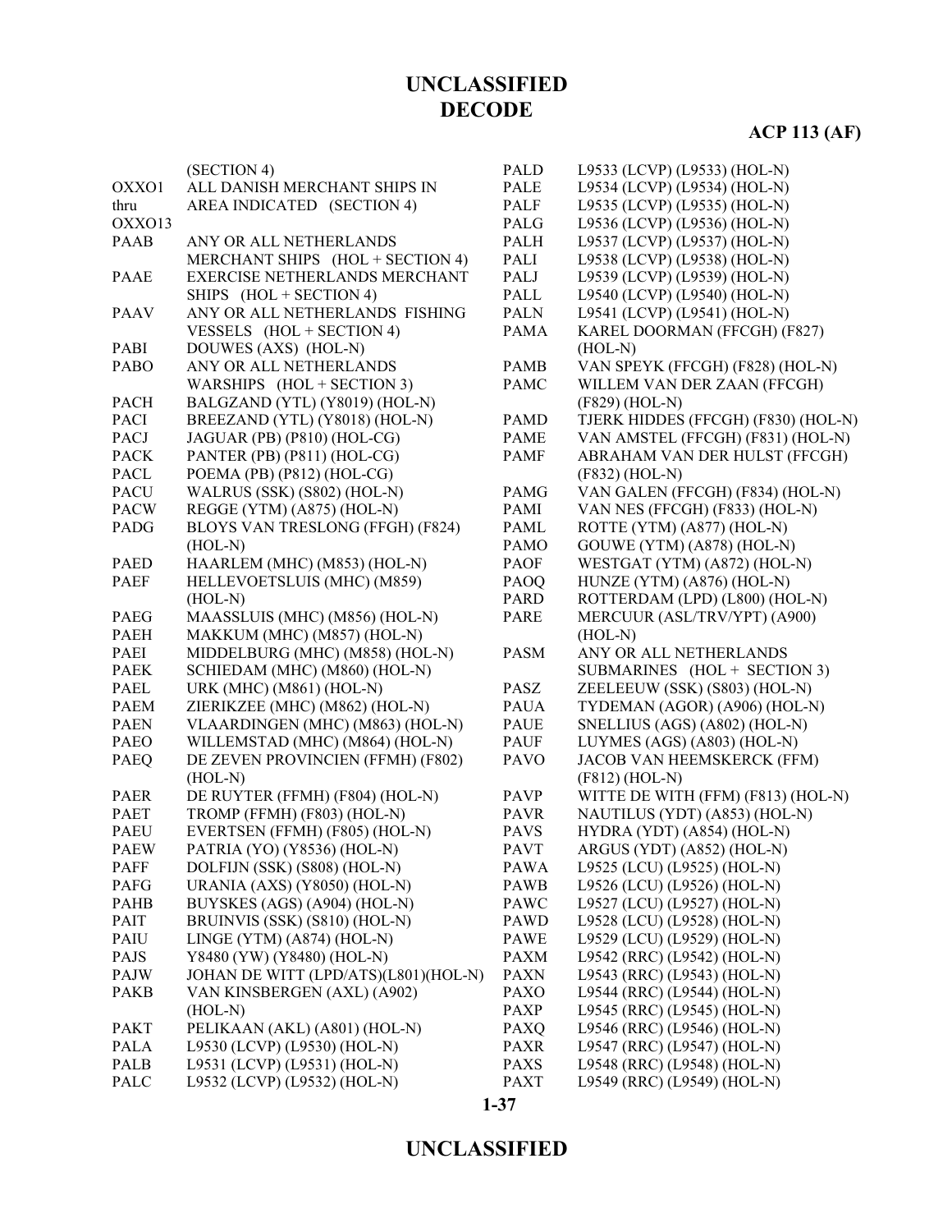| | |
|---|---|
| | (SECTION 4) |
| OXXO1 thru OXXO13 | ALL DANISH MERCHANT SHIPS IN AREA INDICATED (SECTION 4) |
| PAAB | ANY OR ALL NETHERLANDS MERCHANT SHIPS (HOL + SECTION 4) |
| PAAE | EXERCISE NETHERLANDS MERCHANT SHIPS (HOL + SECTION 4) |
| PAAV | ANY OR ALL NETHERLANDS FISHING VESSELS (HOL + SECTION 4) |
| PABI | DOUWES (AXS) (HOL-N) |
| PABO | ANY OR ALL NETHERLANDS WARSHIPS (HOL + SECTION 3) |
| PACH | BALGZAND (YTL) (Y8019) (HOL-N) |
| PACI | BREEZAND (YTL) (Y8018) (HOL-N) |
| PACJ | JAGUAR (PB) (P810) (HOL-CG) |
| PACK | PANTER (PB) (P811) (HOL-CG) |
| PACL | POEMA (PB) (P812) (HOL-CG) |
| PACU | WALRUS (SSK) (S802) (HOL-N) |
| PACW | REGGE (YTM) (A875) (HOL-N) |
| PADG | BLOYS VAN TRESLONG (FFGH) (F824) (HOL-N) |
| PAED | HAARLEM (MHC) (M853) (HOL-N) |
| PAEF | HELLEVOETSLUIS (MHC) (M859) (HOL-N) |
| PAEG | MAASSLUIS (MHC) (M856) (HOL-N) |
| PAEH | MAKKUM (MHC) (M857) (HOL-N) |
| PAEI | MIDDELBURG (MHC) (M858) (HOL-N) |
| PAEK | SCHIEDAM (MHC) (M860) (HOL-N) |
| PAEL | URK (MHC) (M861) (HOL-N) |
| PAEM | ZIERIKZEE (MHC) (M862) (HOL-N) |
| PAEN | VLAARDINGEN (MHC) (M863) (HOL-N) |
| PAEO | WILLEMSTAD (MHC) (M864) (HOL-N) |
| PAEQ | DE ZEVEN PROVINCIEN (FFMH) (F802) (HOL-N) |
| PAER | DE RUYTER (FFMH) (F804) (HOL-N) |
| PAET | TROMP (FFMH) (F803) (HOL-N) |
| PAEU | EVERTSEN (FFMH) (F805) (HOL-N) |
| PAEW | PATRIA (YO) (Y8536) (HOL-N) |
| PAFF | DOLFIJN (SSK) (S808) (HOL-N) |
| PAFG | URANIA (AXS) (Y8050) (HOL-N) |
| PAHB | BUYSKES (AGS) (A904) (HOL-N) |
| PAIT | BRUINVIS (SSK) (S810) (HOL-N) |
| PAIU | LINGE (YTM) (A874) (HOL-N) |
| PAJS | Y8480 (YW) (Y8480) (HOL-N) |
| PAJW | JOHAN DE WITT (LPD/ATS)(L801)(HOL-N) |
| PAKB | VAN KINSBERGEN (AXL) (A902) (HOL-N) |
| PAKT | PELIKAAN (AKL) (A801) (HOL-N) |
| PALA | L9530 (LCVP) (L9530) (HOL-N) |
| PALB | L9531 (LCVP) (L9531) (HOL-N) |
| PALC | L9532 (LCVP) (L9532) (HOL-N) |
| PALD | L9533 (LCVP) (L9533) (HOL-N) |
| PALE | L9534 (LCVP) (L9534) (HOL-N) |
| PALF | L9535 (LCVP) (L9535) (HOL-N) |
| PALG | L9536 (LCVP) (L9536) (HOL-N) |
| PALH | L9537 (LCVP) (L9537) (HOL-N) |
| PALI | L9538 (LCVP) (L9538) (HOL-N) |
| PALJ | L9539 (LCVP) (L9539) (HOL-N) |
| PALL | L9540 (LCVP) (L9540) (HOL-N) |
| PALN | L9541 (LCVP) (L9541) (HOL-N) |
| PAMA | KAREL DOORMAN (FFCGH) (F827) (HOL-N) |
| PAMB | VAN SPEYK (FFCGH) (F828) (HOL-N) |
| PAMC | WILLEM VAN DER ZAAN (FFCGH) (F829) (HOL-N) |
| PAMD | TJERK HIDDES (FFCGH) (F830) (HOL-N) |
| PAME | VAN AMSTEL (FFCGH) (F831) (HOL-N) |
| PAMF | ABRAHAM VAN DER HULST (FFCGH) (F832) (HOL-N) |
| PAMG | VAN GALEN (FFCGH) (F834) (HOL-N) |
| PAMI | VAN NES (FFCGH) (F833) (HOL-N) |
| PAML | ROTTE (YTM) (A877) (HOL-N) |
| PAMO | GOUWE (YTM) (A878) (HOL-N) |
| PAOF | WESTGAT (YTM) (A872) (HOL-N) |
| PAOQ | HUNZE (YTM) (A876) (HOL-N) |
| PARD | ROTTERDAM (LPD) (L800) (HOL-N) |
| PARE | MERCUUR (ASL/TRV/YPT) (A900) (HOL-N) |
| PASM | ANY OR ALL NETHERLANDS SUBMARINES (HOL + SECTION 3) |
| PASZ | ZEELEEUW (SSK) (S803) (HOL-N) |
| PAUA | TYDEMAN (AGOR) (A906) (HOL-N) |
| PAUE | SNELLIUS (AGS) (A802) (HOL-N) |
| PAUF | LUYMES (AGS) (A803) (HOL-N) |
| PAVO | JACOB VAN HEEMSKERCK (FFM) (F812) (HOL-N) |
| PAVP | WITTE DE WITH (FFM) (F813) (HOL-N) |
| PAVR | NAUTILUS (YDT) (A853) (HOL-N) |
| PAVS | HYDRA (YDT) (A854) (HOL-N) |
| PAVT | ARGUS (YDT) (A852) (HOL-N) |
| PAWA | L9525 (LCU) (L9525) (HOL-N) |
| PAWB | L9526 (LCU) (L9526) (HOL-N) |
| PAWC | L9527 (LCU) (L9527) (HOL-N) |
| PAWD | L9528 (LCU) (L9528) (HOL-N) |
| PAWE | L9529 (LCU) (L9529) (HOL-N) |
| PAXM | L9542 (RRC) (L9542) (HOL-N) |
| PAXN | L9543 (RRC) (L9543) (HOL-N) |
| PAXO | L9544 (RRC) (L9544) (HOL-N) |
| PAXP | L9545 (RRC) (L9545) (HOL-N) |
| PAXQ | L9546 (RRC) (L9546) (HOL-N) |
| PAXR | L9547 (RRC) (L9547) (HOL-N) |
| PAXS | L9548 (RRC) (L9548) (HOL-N) |
| PAXT | L9549 (RRC) (L9549) (HOL-N) |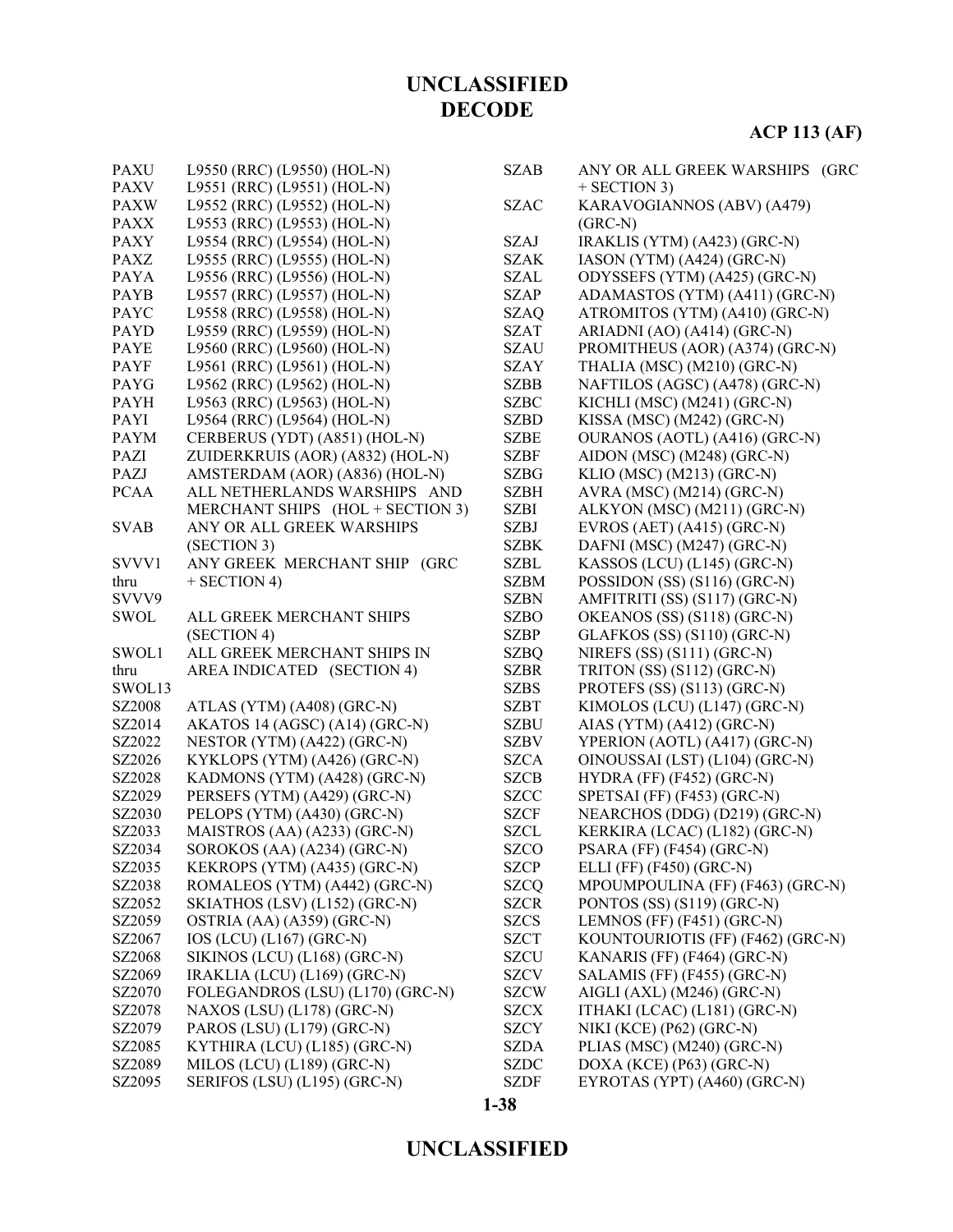| | |
|---|---|
| PAXU | L9550 (RRC) (L9550) (HOL-N) |
| PAXV | L9551 (RRC) (L9551) (HOL-N) |
| PAXW | L9552 (RRC) (L9552) (HOL-N) |
| PAXX | L9553 (RRC) (L9553) (HOL-N) |
| PAXY | L9554 (RRC) (L9554) (HOL-N) |
| PAXZ | L9555 (RRC) (L9555) (HOL-N) |
| PAYA | L9556 (RRC) (L9556) (HOL-N) |
| PAYB | L9557 (RRC) (L9557) (HOL-N) |
| PAYC | L9558 (RRC) (L9558) (HOL-N) |
| PAYD | L9559 (RRC) (L9559) (HOL-N) |
| PAYE | L9560 (RRC) (L9560) (HOL-N) |
| PAYF | L9561 (RRC) (L9561) (HOL-N) |
| PAYG | L9562 (RRC) (L9562) (HOL-N) |
| PAYH | L9563 (RRC) (L9563) (HOL-N) |
| PAYI | L9564 (RRC) (L9564) (HOL-N) |
| PAYM | CERBERUS (YDT) (A851) (HOL-N) |
| PAZI | ZUIDERKRUIS (AOR) (A832) (HOL-N) |
| PAZJ | AMSTERDAM (AOR) (A836) (HOL-N) |
| PCAA | ALL NETHERLANDS WARSHIPS AND MERCHANT SHIPS (HOL + SECTION 3) |
| SVAB | ANY OR ALL GREEK WARSHIPS (SECTION 3) |
| SVVV1 thru SVVV9 | ANY GREEK MERCHANT SHIP (GRC + SECTION 4) |
| SWOL | ALL GREEK MERCHANT SHIPS (SECTION 4) |
| SWOL1 thru SWOL13 | ALL GREEK MERCHANT SHIPS IN AREA INDICATED (SECTION 4) |
| SZ2008 | ATLAS (YTM) (A408) (GRC-N) |
| SZ2014 | AKATOS 14 (AGSC) (A14) (GRC-N) |
| SZ2022 | NESTOR (YTM) (A422) (GRC-N) |
| SZ2026 | KYKLOPS (YTM) (A426) (GRC-N) |
| SZ2028 | KADMONS (YTM) (A428) (GRC-N) |
| SZ2029 | PERSEFS (YTM) (A429) (GRC-N) |
| SZ2030 | PELOPS (YTM) (A430) (GRC-N) |
| SZ2033 | MAISTROS (AA) (A233) (GRC-N) |
| SZ2034 | SOROKOS (AA) (A234) (GRC-N) |
| SZ2035 | KEKROPS (YTM) (A435) (GRC-N) |
| SZ2038 | ROMALEOS (YTM) (A442) (GRC-N) |
| SZ2052 | SKIATHOS (LSV) (L152) (GRC-N) |
| SZ2059 | OSTRIA (AA) (A359) (GRC-N) |
| SZ2067 | IOS (LCU) (L167) (GRC-N) |
| SZ2068 | SIKINOS (LCU) (L168) (GRC-N) |
| SZ2069 | IRAKLIA (LCU) (L169) (GRC-N) |
| SZ2070 | FOLEGANDROS (LSU) (L170) (GRC-N) |
| SZ2078 | NAXOS (LSU) (L178) (GRC-N) |
| SZ2079 | PAROS (LSU) (L179) (GRC-N) |
| SZ2085 | KYTHIRA (LCU) (L185) (GRC-N) |
| SZ2089 | MILOS (LCU) (L189) (GRC-N) |
| SZ2095 | SERIFOS (LSU) (L195) (GRC-N) |
| SZAB | ANY OR ALL GREEK WARSHIPS (GRC + SECTION 3) |
| SZAC | KARAVOGIANNOS (ABV) (A479) (GRC-N) |
| SZAJ | IRAKLIS (YTM) (A423) (GRC-N) |
| SZAK | IASON (YTM) (A424) (GRC-N) |
| SZAL | ODYSSEFS (YTM) (A425) (GRC-N) |
| SZAP | ADAMASTOS (YTM) (A411) (GRC-N) |
| SZAQ | ATROMITOS (YTM) (A410) (GRC-N) |
| SZAT | ARIADNI (AO) (A414) (GRC-N) |
| SZAU | PROMITHEUS (AOR) (A374) (GRC-N) |
| SZAY | THALIA (MSC) (M210) (GRC-N) |
| SZBB | NAFTILOS (AGSC) (A478) (GRC-N) |
| SZBC | KICHLI (MSC) (M241) (GRC-N) |
| SZBD | KISSA (MSC) (M242) (GRC-N) |
| SZBE | OURANOS (AOTL) (A416) (GRC-N) |
| SZBF | AIDON (MSC) (M248) (GRC-N) |
| SZBG | KLIO (MSC) (M213) (GRC-N) |
| SZBH | AVRA (MSC) (M214) (GRC-N) |
| SZBI | ALKYON (MSC) (M211) (GRC-N) |
| SZBJ | EVROS (AET) (A415) (GRC-N) |
| SZBK | DAFNI (MSC) (M247) (GRC-N) |
| SZBL | KASSOS (LCU) (L145) (GRC-N) |
| SZBM | POSSIDON (SS) (S116) (GRC-N) |
| SZBN | AMFITRITI (SS) (S117) (GRC-N) |
| SZBO | OKEANOS (SS) (S118) (GRC-N) |
| SZBP | GLAFKOS (SS) (S110) (GRC-N) |
| SZBQ | NIREFS (SS) (S111) (GRC-N) |
| SZBR | TRITON (SS) (S112) (GRC-N) |
| SZBS | PROTEFS (SS) (S113) (GRC-N) |
| SZBT | KIMOLOS (LCU) (L147) (GRC-N) |
| SZBU | AIAS (YTM) (A412) (GRC-N) |
| SZBV | YPERION (AOTL) (A417) (GRC-N) |
| SZCA | OINOUSSAI (LST) (L104) (GRC-N) |
| SZCB | HYDRA (FF) (F452) (GRC-N) |
| SZCC | SPETSAI (FF) (F453) (GRC-N) |
| SZCF | NEARCHOS (DDG) (D219) (GRC-N) |
| SZCL | KERKIRA (LCAC) (L182) (GRC-N) |
| SZCO | PSARA (FF) (F454) (GRC-N) |
| SZCP | ELLI (FF) (F450) (GRC-N) |
| SZCQ | MPOUMPOULINA (FF) (F463) (GRC-N) |
| SZCR | PONTOS (SS) (S119) (GRC-N) |
| SZCS | LEMNOS (FF) (F451) (GRC-N) |
| SZCT | KOUNTOURIOTIS (FF) (F462) (GRC-N) |
| SZCU | KANARIS (FF) (F464) (GRC-N) |
| SZCV | SALAMIS (FF) (F455) (GRC-N) |
| SZCW | AIGLI (AXL) (M246) (GRC-N) |
| SZCX | ITHAKI (LCAC) (L181) (GRC-N) |
| SZCY | NIKI (KCE) (P62) (GRC-N) |
| SZDA | PLIAS (MSC) (M240) (GRC-N) |
| SZDC | DOXA (KCE) (P63) (GRC-N) |
| SZDF | EYROTAS (YPT) (A460) (GRC-N) |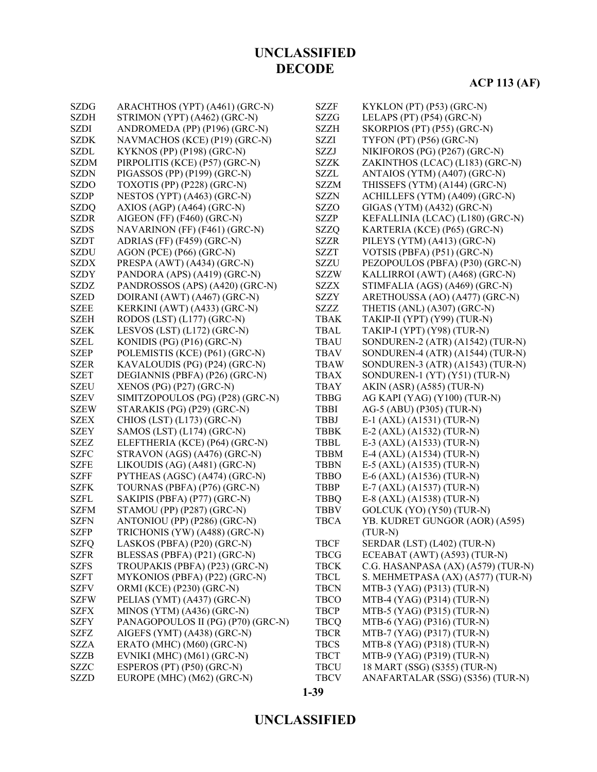**UNCLASSIFIED**
**DECODE**

**ACP 113 (AF)**

| | |
|---|---|
| SZDG | ARACHTHOS (YPT) (A461) (GRC-N) |
| SZDH | STRIMON (YPT) (A462) (GRC-N) |
| SZDI | ANDROMEDA (PP) (P196) (GRC-N) |
| SZDK | NAVMACHOS (KCE) (P19) (GRC-N) |
| SZDL | KYKNOS (PP) (P198) (GRC-N) |
| SZDM | PIRPOLITIS (KCE) (P57) (GRC-N) |
| SZDN | PIGASSOS (PP) (P199) (GRC-N) |
| SZDO | TOXOTIS (PP) (P228) (GRC-N) |
| SZDP | NESTOS (YPT) (A463) (GRC-N) |
| SZDQ | AXIOS (AGP) (A464) (GRC-N) |
| SZDR | AIGEON (FF) (F460) (GRC-N) |
| SZDS | NAVARINON (FF) (F461) (GRC-N) |
| SZDT | ADRIAS (FF) (F459) (GRC-N) |
| SZDU | AGON (PCE) (P66) (GRC-N) |
| SZDX | PRESPA (AWT) (A434) (GRC-N) |
| SZDY | PANDORA (APS) (A419) (GRC-N) |
| SZDZ | PANDROSSOS (APS) (A420) (GRC-N) |
| SZED | DOIRANI (AWT) (A467) (GRC-N) |
| SZEE | KERKINI (AWT) (A433) (GRC-N) |
| SZEH | RODOS (LST) (L177) (GRC-N) |
| SZEK | LESVOS (LST) (L172) (GRC-N) |
| SZEL | KONIDIS (PG) (P16) (GRC-N) |
| SZEP | POLEMISTIS (KCE) (P61) (GRC-N) |
| SZER | KAVALOUDIS (PG) (P24) (GRC-N) |
| SZET | DEGIANNIS (PBFA) (P26) (GRC-N) |
| SZEU | XENOS (PG) (P27) (GRC-N) |
| SZEV | SIMITZOPOULOS (PG) (P28) (GRC-N) |
| SZEW | STARAKIS (PG) (P29) (GRC-N) |
| SZEX | CHIOS (LST) (L173) (GRC-N) |
| SZEY | SAMOS (LST) (L174) (GRC-N) |
| SZEZ | ELEFTHERIA (KCE) (P64) (GRC-N) |
| SZFC | STRAVON (AGS) (A476) (GRC-N) |
| SZFE | LIKOUDIS (AG) (A481) (GRC-N) |
| SZFF | PYTHEAS (AGSC) (A474) (GRC-N) |
| SZFK | TOURNAS (PBFA) (P76) (GRC-N) |
| SZFL | SAKIPIS (PBFA) (P77) (GRC-N) |
| SZFM | STAMOU (PP) (P287) (GRC-N) |
| SZFN | ANTONIOU (PP) (P286) (GRC-N) |
| SZFP | TRICHONIS (YW) (A488) (GRC-N) |
| SZFQ | LASKOS (PBFA) (P20) (GRC-N) |
| SZFR | BLESSAS (PBFA) (P21) (GRC-N) |
| SZFS | TROUPAKIS (PBFA) (P23) (GRC-N) |
| SZFT | MYKONIOS (PBFA) (P22) (GRC-N) |
| SZFV | ORMI (KCE) (P230) (GRC-N) |
| SZFW | PELIAS (YMT) (A437) (GRC-N) |
| SZFX | MINOS (YTM) (A436) (GRC-N) |
| SZFY | PANAGOPOULOS II (PG) (P70) (GRC-N) |
| SZFZ | AIGEFS (YMT) (A438) (GRC-N) |
| SZZA | ERATO (MHC) (M60) (GRC-N) |
| SZZB | EVNIKI (MHC) (M61) (GRC-N) |
| SZZC | ESPEROS (PT) (P50) (GRC-N) |
| SZZD | EUROPE (MHC) (M62) (GRC-N) |
| SZZF | KYKLON (PT) (P53) (GRC-N) |
| SZZG | LELAPS (PT) (P54) (GRC-N) |
| SZZH | SKORPIOS (PT) (P55) (GRC-N) |
| SZZI | TYFON (PT) (P56) (GRC-N) |
| SZZJ | NIKIFOROS (PG) (P267) (GRC-N) |
| SZZK | ZAKINTHOS (LCAC) (L183) (GRC-N) |
| SZZL | ANTAIOS (YTM) (A407) (GRC-N) |
| SZZM | THISSEFS (YTM) (A144) (GRC-N) |
| SZZN | ACHILLEFS (YTM) (A409) (GRC-N) |
| SZZO | GIGAS (YTM) (A432) (GRC-N) |
| SZZP | KEFALLINIA (LCAC) (L180) (GRC-N) |
| SZZQ | KARTERIA (KCE) (P65) (GRC-N) |
| SZZR | PILEYS (YTM) (A413) (GRC-N) |
| SZZT | VOTSIS (PBFA) (P51) (GRC-N) |
| SZZU | PEZOPOULOS (PBFA) (P30) (GRC-N) |
| SZZW | KALLIRROI (AWT) (A468) (GRC-N) |
| SZZX | STIMFALIA (AGS) (A469) (GRC-N) |
| SZZY | ARETHOUSSA (AO) (A477) (GRC-N) |
| SZZZ | THETIS (ANL) (A307) (GRC-N) |
| TBAK | TAKIP-II (YPT) (Y99) (TUR-N) |
| TBAL | TAKIP-I (YPT) (Y98) (TUR-N) |
| TBAU | SONDUREN-2 (ATR) (A1542) (TUR-N) |
| TBAV | SONDUREN-4 (ATR) (A1544) (TUR-N) |
| TBAW | SONDUREN-3 (ATR) (A1543) (TUR-N) |
| TBAX | SONDUREN-1 (YT) (Y51) (TUR-N) |
| TBAY | AKIN (ASR) (A585) (TUR-N) |
| TBBG | AG KAPI (YAG) (Y100) (TUR-N) |
| TBBI | AG-5 (ABU) (P305) (TUR-N) |
| TBBJ | E-1 (AXL) (A1531) (TUR-N) |
| TBBK | E-2 (AXL) (A1532) (TUR-N) |
| TBBL | E-3 (AXL) (A1533) (TUR-N) |
| TBBM | E-4 (AXL) (A1534) (TUR-N) |
| TBBN | E-5 (AXL) (A1535) (TUR-N) |
| TBBO | E-6 (AXL) (A1536) (TUR-N) |
| TBBP | E-7 (AXL) (A1537) (TUR-N) |
| TBBQ | E-8 (AXL) (A1538) (TUR-N) |
| TBBV | GOLCUK (YO) (Y50) (TUR-N) |
| TBCA | YB. KUDRET GUNGOR (AOR) (A595) (TUR-N) |
| TBCF | SERDAR (LST) (L402) (TUR-N) |
| TBCG | ECEABAT (AWT) (A593) (TUR-N) |
| TBCK | C.G. HASANPASA (AX) (A579) (TUR-N) |
| TBCL | S. MEHMETPASA (AX) (A577) (TUR-N) |
| TBCN | MTB-3 (YAG) (P313) (TUR-N) |
| TBCO | MTB-4 (YAG) (P314) (TUR-N) |
| TBCP | MTB-5 (YAG) (P315) (TUR-N) |
| TBCQ | MTB-6 (YAG) (P316) (TUR-N) |
| TBCR | MTB-7 (YAG) (P317) (TUR-N) |
| TBCS | MTB-8 (YAG) (P318) (TUR-N) |
| TBCT | MTB-9 (YAG) (P319) (TUR-N) |
| TBCU | 18 MART (SSG) (S355) (TUR-N) |
| TBCV | ANAFARTALAR (SSG) (S356) (TUR-N) |

**UNCLASSIFIED**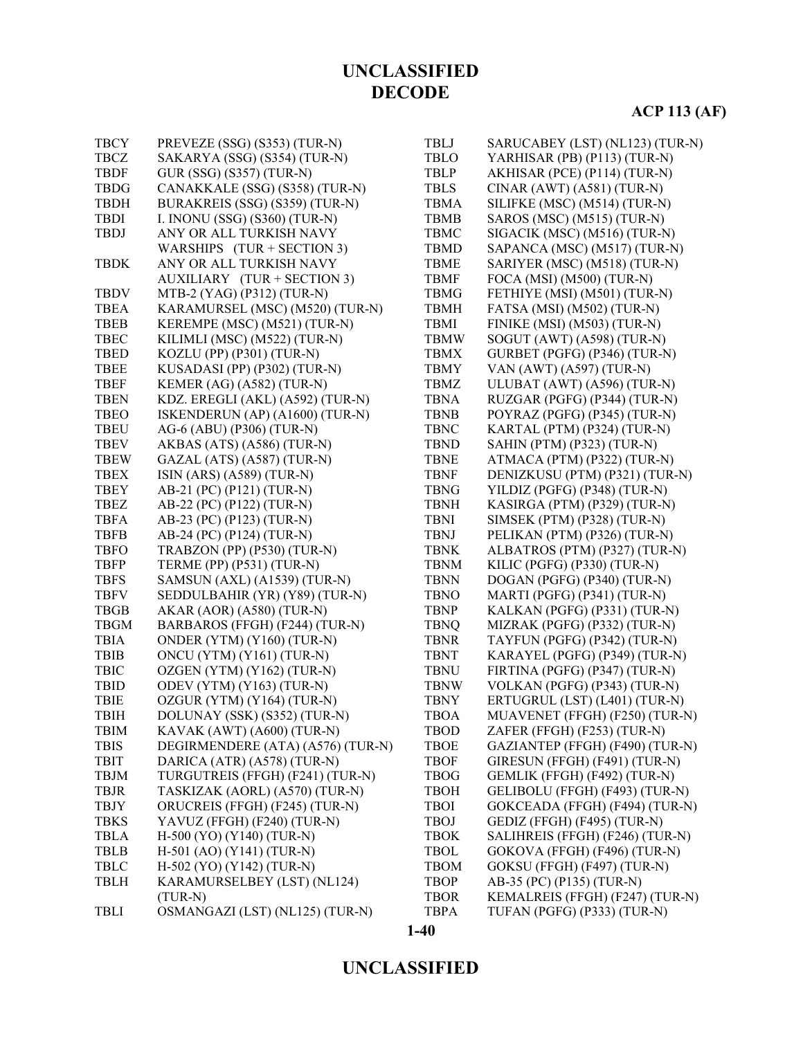# UNCLASSIFIED
# DECODE

**ACP 113 (AF)**

| | |
|---|---|
| TBCY | PREVEZE (SSG) (S353) (TUR-N) |
| TBCZ | SAKARYA (SSG) (S354) (TUR-N) |
| TBDF | GUR (SSG) (S357) (TUR-N) |
| TBDG | CANAKKALE (SSG) (S358) (TUR-N) |
| TBDH | BURAKREIS (SSG) (S359) (TUR-N) |
| TBDI | I. INONU (SSG) (S360) (TUR-N) |
| TBDJ | ANY OR ALL TURKISH NAVY WARSHIPS (TUR + SECTION 3) |
| TBDK | ANY OR ALL TURKISH NAVY AUXILIARY (TUR + SECTION 3) |
| TBDV | MTB-2 (YAG) (P312) (TUR-N) |
| TBEA | KARAMURSEL (MSC) (M520) (TUR-N) |
| TBEB | KEREMPE (MSC) (M521) (TUR-N) |
| TBEC | KILIMLI (MSC) (M522) (TUR-N) |
| TBED | KOZLU (PP) (P301) (TUR-N) |
| TBEE | KUSADASI (PP) (P302) (TUR-N) |
| TBEF | KEMER (AG) (A582) (TUR-N) |
| TBEN | KDZ. EREGLI (AKL) (A592) (TUR-N) |
| TBEO | ISKENDERUN (AP) (A1600) (TUR-N) |
| TBEU | AG-6 (ABU) (P306) (TUR-N) |
| TBEV | AKBAS (ATS) (A586) (TUR-N) |
| TBEW | GAZAL (ATS) (A587) (TUR-N) |
| TBEX | ISIN (ARS) (A589) (TUR-N) |
| TBEY | AB-21 (PC) (P121) (TUR-N) |
| TBEZ | AB-22 (PC) (P122) (TUR-N) |
| TBFA | AB-23 (PC) (P123) (TUR-N) |
| TBFB | AB-24 (PC) (P124) (TUR-N) |
| TBFO | TRABZON (PP) (P530) (TUR-N) |
| TBFP | TERME (PP) (P531) (TUR-N) |
| TBFS | SAMSUN (AXL) (A1539) (TUR-N) |
| TBFV | SEDDULBAHIR (YR) (Y89) (TUR-N) |
| TBGB | AKAR (AOR) (A580) (TUR-N) |
| TBGM | BARBAROS (FFGH) (F244) (TUR-N) |
| TBIA | ONDER (YTM) (Y160) (TUR-N) |
| TBIB | ONCU (YTM) (Y161) (TUR-N) |
| TBIC | OZGEN (YTM) (Y162) (TUR-N) |
| TBID | ODEV (YTM) (Y163) (TUR-N) |
| TBIE | OZGUR (YTM) (Y164) (TUR-N) |
| TBIH | DOLUNAY (SSK) (S352) (TUR-N) |
| TBIM | KAVAK (AWT) (A600) (TUR-N) |
| TBIS | DEGIRMENDERE (ATA) (A576) (TUR-N) |
| TBIT | DARICA (ATR) (A578) (TUR-N) |
| TBJM | TURGUTREIS (FFGH) (F241) (TUR-N) |
| TBJR | TASKIZAK (AORL) (A570) (TUR-N) |
| TBJY | ORUCREIS (FFGH) (F245) (TUR-N) |
| TBKS | YAVUZ (FFGH) (F240) (TUR-N) |
| TBLA | H-500 (YO) (Y140) (TUR-N) |
| TBLB | H-501 (AO) (Y141) (TUR-N) |
| TBLC | H-502 (YO) (Y142) (TUR-N) |
| TBLH | KARAMURSELBEY (LST) (NL124) (TUR-N) |
| TBLI | OSMANGAZI (LST) (NL125) (TUR-N) |
| TBLJ | SARUCABEY (LST) (NL123) (TUR-N) |
| TBLO | YARHISAR (PB) (P113) (TUR-N) |
| TBLP | AKHISAR (PCE) (P114) (TUR-N) |
| TBLS | CINAR (AWT) (A581) (TUR-N) |
| TBMA | SILIFKE (MSC) (M514) (TUR-N) |
| TBMB | SAROS (MSC) (M515) (TUR-N) |
| TBMC | SIGACIK (MSC) (M516) (TUR-N) |
| TBMD | SAPANCA (MSC) (M517) (TUR-N) |
| TBME | SARIYER (MSC) (M518) (TUR-N) |
| TBMF | FOCA (MSI) (M500) (TUR-N) |
| TBMG | FETHIYE (MSI) (M501) (TUR-N) |
| TBMH | FATSA (MSI) (M502) (TUR-N) |
| TBMI | FINIKE (MSI) (M503) (TUR-N) |
| TBMW | SOGUT (AWT) (A598) (TUR-N) |
| TBMX | GURBET (PGFG) (P346) (TUR-N) |
| TBMY | VAN (AWT) (A597) (TUR-N) |
| TBMZ | ULUBAT (AWT) (A596) (TUR-N) |
| TBNA | RUZGAR (PGFG) (P344) (TUR-N) |
| TBNB | POYRAZ (PGFG) (P345) (TUR-N) |
| TBNC | KARTAL (PTM) (P324) (TUR-N) |
| TBND | SAHIN (PTM) (P323) (TUR-N) |
| TBNE | ATMACA (PTM) (P322) (TUR-N) |
| TBNF | DENIZKUSU (PTM) (P321) (TUR-N) |
| TBNG | YILDIZ (PGFG) (P348) (TUR-N) |
| TBNH | KASIRGA (PTM) (P329) (TUR-N) |
| TBNI | SIMSEK (PTM) (P328) (TUR-N) |
| TBNJ | PELIKAN (PTM) (P326) (TUR-N) |
| TBNK | ALBATROS (PTM) (P327) (TUR-N) |
| TBNM | KILIC (PGFG) (P330) (TUR-N) |
| TBNN | DOGAN (PGFG) (P340) (TUR-N) |
| TBNO | MARTI (PGFG) (P341) (TUR-N) |
| TBNP | KALKAN (PGFG) (P331) (TUR-N) |
| TBNQ | MIZRAK (PGFG) (P332) (TUR-N) |
| TBNR | TAYFUN (PGFG) (P342) (TUR-N) |
| TBNT | KARAYEL (PGFG) (P349) (TUR-N) |
| TBNU | FIRTINA (PGFG) (P347) (TUR-N) |
| TBNW | VOLKAN (PGFG) (P343) (TUR-N) |
| TBNY | ERTUGRUL (LST) (L401) (TUR-N) |
| TBOA | MUAVENET (FFGH) (F250) (TUR-N) |
| TBOD | ZAFER (FFGH) (F253) (TUR-N) |
| TBOE | GAZIANTEP (FFGH) (F490) (TUR-N) |
| TBOF | GIRESUN (FFGH) (F491) (TUR-N) |
| TBOG | GEMLIK (FFGH) (F492) (TUR-N) |
| TBOH | GELIBOLU (FFGH) (F493) (TUR-N) |
| TBOI | GOKCEADA (FFGH) (F494) (TUR-N) |
| TBOJ | GEDIZ (FFGH) (F495) (TUR-N) |
| TBOK | SALIHREIS (FFGH) (F246) (TUR-N) |
| TBOL | GOKOVA (FFGH) (F496) (TUR-N) |
| TBOM | GOKSU (FFGH) (F497) (TUR-N) |
| TBOP | AB-35 (PC) (P135) (TUR-N) |
| TBOR | KEMALREIS (FFGH) (F247) (TUR-N) |
| TBPA | TUFAN (PGFG) (P333) (TUR-N) |

# UNCLASSIFIED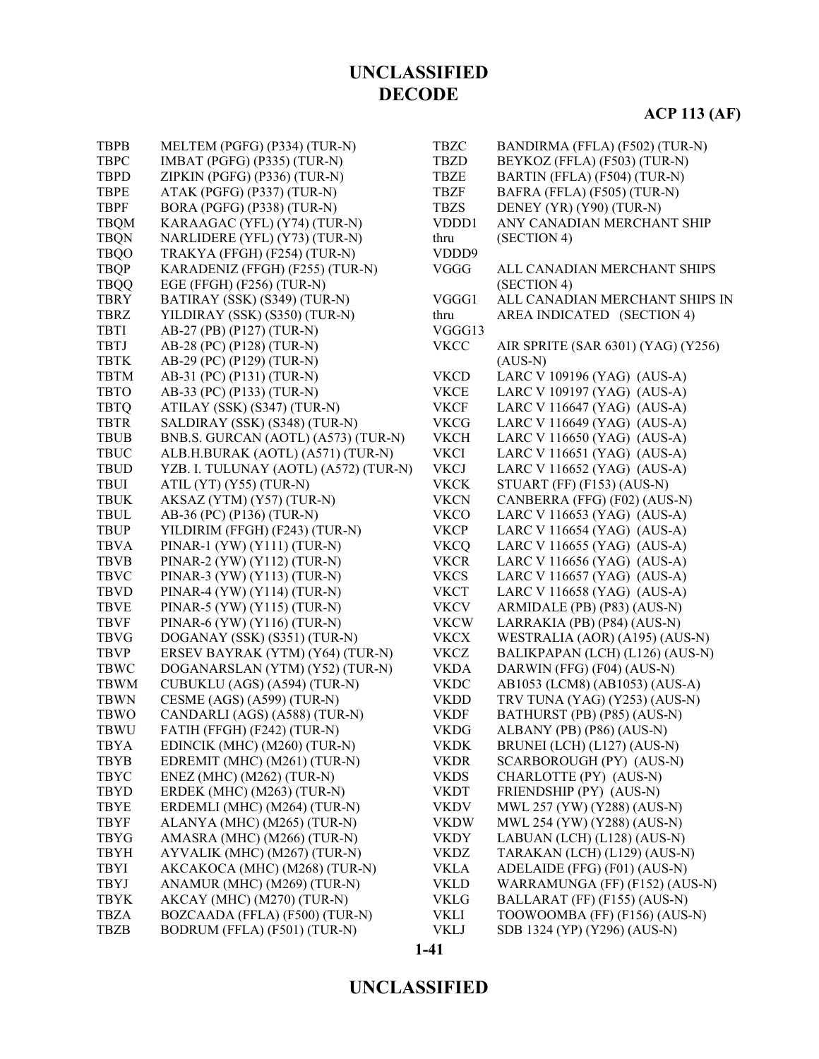**UNCLASSIFIED**
**DECODE**

**ACP 113 (AF)**

| | |
|---|---|
| TBPB | MELTEM (PGFG) (P334) (TUR-N) |
| TBPC | IMBAT (PGFG) (P335) (TUR-N) |
| TBPD | ZIPKIN (PGFG) (P336) (TUR-N) |
| TBPE | ATAK (PGFG) (P337) (TUR-N) |
| TBPF | BORA (PGFG) (P338) (TUR-N) |
| TBQM | KARAAGAC (YFL) (Y74) (TUR-N) |
| TBQN | NARLIDERE (YFL) (Y73) (TUR-N) |
| TBQO | TRAKYA (FFGH) (F254) (TUR-N) |
| TBQP | KARADENIZ (FFGH) (F255) (TUR-N) |
| TBQQ | EGE (FFGH) (F256) (TUR-N) |
| TBRY | BATIRAY (SSK) (S349) (TUR-N) |
| TBRZ | YILDIRAY (SSK) (S350) (TUR-N) |
| TBTI | AB-27 (PB) (P127) (TUR-N) |
| TBTJ | AB-28 (PC) (P128) (TUR-N) |
| TBTK | AB-29 (PC) (P129) (TUR-N) |
| TBTM | AB-31 (PC) (P131) (TUR-N) |
| TBTO | AB-33 (PC) (P133) (TUR-N) |
| TBTQ | ATILAY (SSK) (S347) (TUR-N) |
| TBTR | SALDIRAY (SSK) (S348) (TUR-N) |
| TBUB | BNB.S. GURCAN (AOTL) (A573) (TUR-N) |
| TBUC | ALB.H.BURAK (AOTL) (A571) (TUR-N) |
| TBUD | YZB. I. TULUNAY (AOTL) (A572) (TUR-N) |
| TBUI | ATIL (YT) (Y55) (TUR-N) |
| TBUK | AKSAZ (YTM) (Y57) (TUR-N) |
| TBUL | AB-36 (PC) (P136) (TUR-N) |
| TBUP | YILDIRIM (FFGH) (F243) (TUR-N) |
| TBVA | PINAR-1 (YW) (Y111) (TUR-N) |
| TBVB | PINAR-2 (YW) (Y112) (TUR-N) |
| TBVC | PINAR-3 (YW) (Y113) (TUR-N) |
| TBVD | PINAR-4 (YW) (Y114) (TUR-N) |
| TBVE | PINAR-5 (YW) (Y115) (TUR-N) |
| TBVF | PINAR-6 (YW) (Y116) (TUR-N) |
| TBVG | DOGANAY (SSK) (S351) (TUR-N) |
| TBVP | ERSEV BAYRAK (YTM) (Y64) (TUR-N) |
| TBWC | DOGANARSLAN (YTM) (Y52) (TUR-N) |
| TBWM | CUBUKLU (AGS) (A594) (TUR-N) |
| TBWN | CESME (AGS) (A599) (TUR-N) |
| TBWO | CANDARLI (AGS) (A588) (TUR-N) |
| TBWU | FATIH (FFGH) (F242) (TUR-N) |
| TBYA | EDINCIK (MHC) (M260) (TUR-N) |
| TBYB | EDREMIT (MHC) (M261) (TUR-N) |
| TBYC | ENEZ (MHC) (M262) (TUR-N) |
| TBYD | ERDEK (MHC) (M263) (TUR-N) |
| TBYE | ERDEMLI (MHC) (M264) (TUR-N) |
| TBYF | ALANYA (MHC) (M265) (TUR-N) |
| TBYG | AMASRA (MHC) (M266) (TUR-N) |
| TBYH | AYVALIK (MHC) (M267) (TUR-N) |
| TBYI | AKCAKOCA (MHC) (M268) (TUR-N) |
| TBYJ | ANAMUR (MHC) (M269) (TUR-N) |
| TBYK | AKCAY (MHC) (M270) (TUR-N) |
| TBZA | BOZCAADA (FFLA) (F500) (TUR-N) |
| TBZB | BODRUM (FFLA) (F501) (TUR-N) |
| TBZC | BANDIRMA (FFLA) (F502) (TUR-N) |
| TBZD | BEYKOZ (FFLA) (F503) (TUR-N) |
| TBZE | BARTIN (FFLA) (F504) (TUR-N) |
| TBZF | BAFRA (FFLA) (F505) (TUR-N) |
| TBZS | DENEY (YR) (Y90) (TUR-N) |
| VDDD1 thru VDDD9 | ANY CANADIAN MERCHANT SHIP (SECTION 4) |
| VGGG | ALL CANADIAN MERCHANT SHIPS (SECTION 4) |
| VGGG1 thru VGGG13 | ALL CANADIAN MERCHANT SHIPS IN AREA INDICATED (SECTION 4) |
| VKCC | AIR SPRITE (SAR 6301) (YAG) (Y256) (AUS-N) |
| VKCD | LARC V 109196 (YAG) (AUS-A) |
| VKCE | LARC V 109197 (YAG) (AUS-A) |
| VKCF | LARC V 116647 (YAG) (AUS-A) |
| VKCG | LARC V 116649 (YAG) (AUS-A) |
| VKCH | LARC V 116650 (YAG) (AUS-A) |
| VKCI | LARC V 116651 (YAG) (AUS-A) |
| VKCJ | LARC V 116652 (YAG) (AUS-A) |
| VKCK | STUART (FF) (F153) (AUS-N) |
| VKCN | CANBERRA (FFG) (F02) (AUS-N) |
| VKCO | LARC V 116653 (YAG) (AUS-A) |
| VKCP | LARC V 116654 (YAG) (AUS-A) |
| VKCQ | LARC V 116655 (YAG) (AUS-A) |
| VKCR | LARC V 116656 (YAG) (AUS-A) |
| VKCS | LARC V 116657 (YAG) (AUS-A) |
| VKCT | LARC V 116658 (YAG) (AUS-A) |
| VKCV | ARMIDALE (PB) (P83) (AUS-N) |
| VKCW | LARRAKIA (PB) (P84) (AUS-N) |
| VKCX | WESTRALIA (AOR) (A195) (AUS-N) |
| VKCZ | BALIKPAPAN (LCH) (L126) (AUS-N) |
| VKDA | DARWIN (FFG) (F04) (AUS-N) |
| VKDC | AB1053 (LCM8) (AB1053) (AUS-A) |
| VKDD | TRV TUNA (YAG) (Y253) (AUS-N) |
| VKDF | BATHURST (PB) (P85) (AUS-N) |
| VKDG | ALBANY (PB) (P86) (AUS-N) |
| VKDK | BRUNEI (LCH) (L127) (AUS-N) |
| VKDR | SCARBOROUGH (PY) (AUS-N) |
| VKDS | CHARLOTTE (PY) (AUS-N) |
| VKDT | FRIENDSHIP (PY) (AUS-N) |
| VKDV | MWL 257 (YW) (Y288) (AUS-N) |
| VKDW | MWL 254 (YW) (Y288) (AUS-N) |
| VKDY | LABUAN (LCH) (L128) (AUS-N) |
| VKDZ | TARAKAN (LCH) (L129) (AUS-N) |
| VKLA | ADELAIDE (FFG) (F01) (AUS-N) |
| VKLD | WARRAMUNGA (FF) (F152) (AUS-N) |
| VKLG | BALLARAT (FF) (F155) (AUS-N) |
| VKLI | TOOWOOMBA (FF) (F156) (AUS-N) |
| VKLJ | SDB 1324 (YP) (Y296) (AUS-N) |

**UNCLASSIFIED**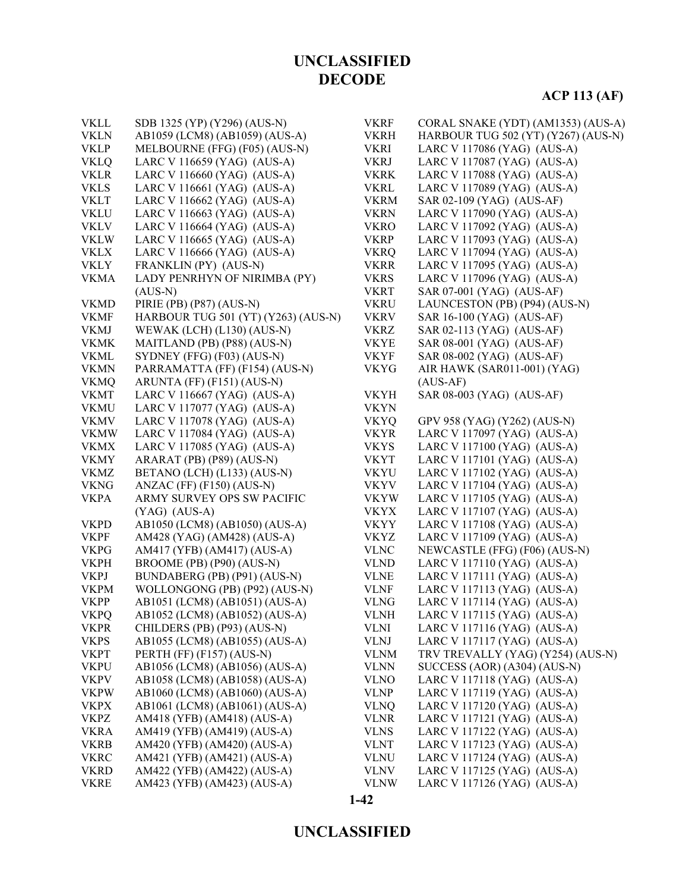**UNCLASSIFIED**
**DECODE**

**ACP 113 (AF)**

| | |
|---|---|
| VKLL | SDB 1325 (YP) (Y296) (AUS-N) |
| VKLN | AB1059 (LCM8) (AB1059) (AUS-A) |
| VKLP | MELBOURNE (FFG) (F05) (AUS-N) |
| VKLQ | LARC V 116659 (YAG) (AUS-A) |
| VKLR | LARC V 116660 (YAG) (AUS-A) |
| VKLS | LARC V 116661 (YAG) (AUS-A) |
| VKLT | LARC V 116662 (YAG) (AUS-A) |
| VKLU | LARC V 116663 (YAG) (AUS-A) |
| VKLV | LARC V 116664 (YAG) (AUS-A) |
| VKLW | LARC V 116665 (YAG) (AUS-A) |
| VKLX | LARC V 116666 (YAG) (AUS-A) |
| VKLY | FRANKLIN (PY) (AUS-N) |
| VKMA | LADY PENRHYN OF NIRIMBA (PY) (AUS-N) |
| VKMD | PIRIE (PB) (P87) (AUS-N) |
| VKMF | HARBOUR TUG 501 (YT) (Y263) (AUS-N) |
| VKMJ | WEWAK (LCH) (L130) (AUS-N) |
| VKMK | MAITLAND (PB) (P88) (AUS-N) |
| VKML | SYDNEY (FFG) (F03) (AUS-N) |
| VKMN | PARRAMATTA (FF) (F154) (AUS-N) |
| VKMQ | ARUNTA (FF) (F151) (AUS-N) |
| VKMT | LARC V 116667 (YAG) (AUS-A) |
| VKMU | LARC V 117077 (YAG) (AUS-A) |
| VKMV | LARC V 117078 (YAG) (AUS-A) |
| VKMW | LARC V 117084 (YAG) (AUS-A) |
| VKMX | LARC V 117085 (YAG) (AUS-A) |
| VKMY | ARARAT (PB) (P89) (AUS-N) |
| VKMZ | BETANO (LCH) (L133) (AUS-N) |
| VKNG | ANZAC (FF) (F150) (AUS-N) |
| VKPA | ARMY SURVEY OPS SW PACIFIC (YAG) (AUS-A) |
| VKPD | AB1050 (LCM8) (AB1050) (AUS-A) |
| VKPF | AM428 (YAG) (AM428) (AUS-A) |
| VKPG | AM417 (YFB) (AM417) (AUS-A) |
| VKPH | BROOME (PB) (P90) (AUS-N) |
| VKPJ | BUNDABERG (PB) (P91) (AUS-N) |
| VKPM | WOLLONGONG (PB) (P92) (AUS-N) |
| VKPP | AB1051 (LCM8) (AB1051) (AUS-A) |
| VKPQ | AB1052 (LCM8) (AB1052) (AUS-A) |
| VKPR | CHILDERS (PB) (P93) (AUS-N) |
| VKPS | AB1055 (LCM8) (AB1055) (AUS-A) |
| VKPT | PERTH (FF) (F157) (AUS-N) |
| VKPU | AB1056 (LCM8) (AB1056) (AUS-A) |
| VKPV | AB1058 (LCM8) (AB1058) (AUS-A) |
| VKPW | AB1060 (LCM8) (AB1060) (AUS-A) |
| VKPX | AB1061 (LCM8) (AB1061) (AUS-A) |
| VKPZ | AM418 (YFB) (AM418) (AUS-A) |
| VKRA | AM419 (YFB) (AM419) (AUS-A) |
| VKRB | AM420 (YFB) (AM420) (AUS-A) |
| VKRC | AM421 (YFB) (AM421) (AUS-A) |
| VKRD | AM422 (YFB) (AM422) (AUS-A) |
| VKRE | AM423 (YFB) (AM423) (AUS-A) |
| VKRF | CORAL SNAKE (YDT) (AM1353) (AUS-A) |
| VKRH | HARBOUR TUG 502 (YT) (Y267) (AUS-N) |
| VKRI | LARC V 117086 (YAG) (AUS-A) |
| VKRJ | LARC V 117087 (YAG) (AUS-A) |
| VKRK | LARC V 117088 (YAG) (AUS-A) |
| VKRL | LARC V 117089 (YAG) (AUS-A) |
| VKRM | SAR 02-109 (YAG) (AUS-AF) |
| VKRN | LARC V 117090 (YAG) (AUS-A) |
| VKRO | LARC V 117092 (YAG) (AUS-A) |
| VKRP | LARC V 117093 (YAG) (AUS-A) |
| VKRQ | LARC V 117094 (YAG) (AUS-A) |
| VKRR | LARC V 117095 (YAG) (AUS-A) |
| VKRS | LARC V 117096 (YAG) (AUS-A) |
| VKRT | SAR 07-001 (YAG) (AUS-AF) |
| VKRU | LAUNCESTON (PB) (P94) (AUS-N) |
| VKRV | SAR 16-100 (YAG) (AUS-AF) |
| VKRZ | SAR 02-113 (YAG) (AUS-AF) |
| VKYE | SAR 08-001 (YAG) (AUS-AF) |
| VKYF | SAR 08-002 (YAG) (AUS-AF) |
| VKYG | AIR HAWK (SAR011-001) (YAG) (AUS-AF) |
| VKYH | SAR 08-003 (YAG) (AUS-AF) |
| VKYN | |
| VKYQ | GPV 958 (YAG) (Y262) (AUS-N) |
| VKYR | LARC V 117097 (YAG) (AUS-A) |
| VKYS | LARC V 117100 (YAG) (AUS-A) |
| VKYT | LARC V 117101 (YAG) (AUS-A) |
| VKYU | LARC V 117102 (YAG) (AUS-A) |
| VKYV | LARC V 117104 (YAG) (AUS-A) |
| VKYW | LARC V 117105 (YAG) (AUS-A) |
| VKYX | LARC V 117107 (YAG) (AUS-A) |
| VKYY | LARC V 117108 (YAG) (AUS-A) |
| VKYZ | LARC V 117109 (YAG) (AUS-A) |
| VLNC | NEWCASTLE (FFG) (F06) (AUS-N) |
| VLND | LARC V 117110 (YAG) (AUS-A) |
| VLNE | LARC V 117111 (YAG) (AUS-A) |
| VLNF | LARC V 117113 (YAG) (AUS-A) |
| VLNG | LARC V 117114 (YAG) (AUS-A) |
| VLNH | LARC V 117115 (YAG) (AUS-A) |
| VLNI | LARC V 117116 (YAG) (AUS-A) |
| VLNJ | LARC V 117117 (YAG) (AUS-A) |
| VLNM | TRV TREVALLY (YAG) (Y254) (AUS-N) |
| VLNN | SUCCESS (AOR) (A304) (AUS-N) |
| VLNO | LARC V 117118 (YAG) (AUS-A) |
| VLNP | LARC V 117119 (YAG) (AUS-A) |
| VLNQ | LARC V 117120 (YAG) (AUS-A) |
| VLNR | LARC V 117121 (YAG) (AUS-A) |
| VLNS | LARC V 117122 (YAG) (AUS-A) |
| VLNT | LARC V 117123 (YAG) (AUS-A) |
| VLNU | LARC V 117124 (YAG) (AUS-A) |
| VLNV | LARC V 117125 (YAG) (AUS-A) |
| VLNW | LARC V 117126 (YAG) (AUS-A) |

**UNCLASSIFIED**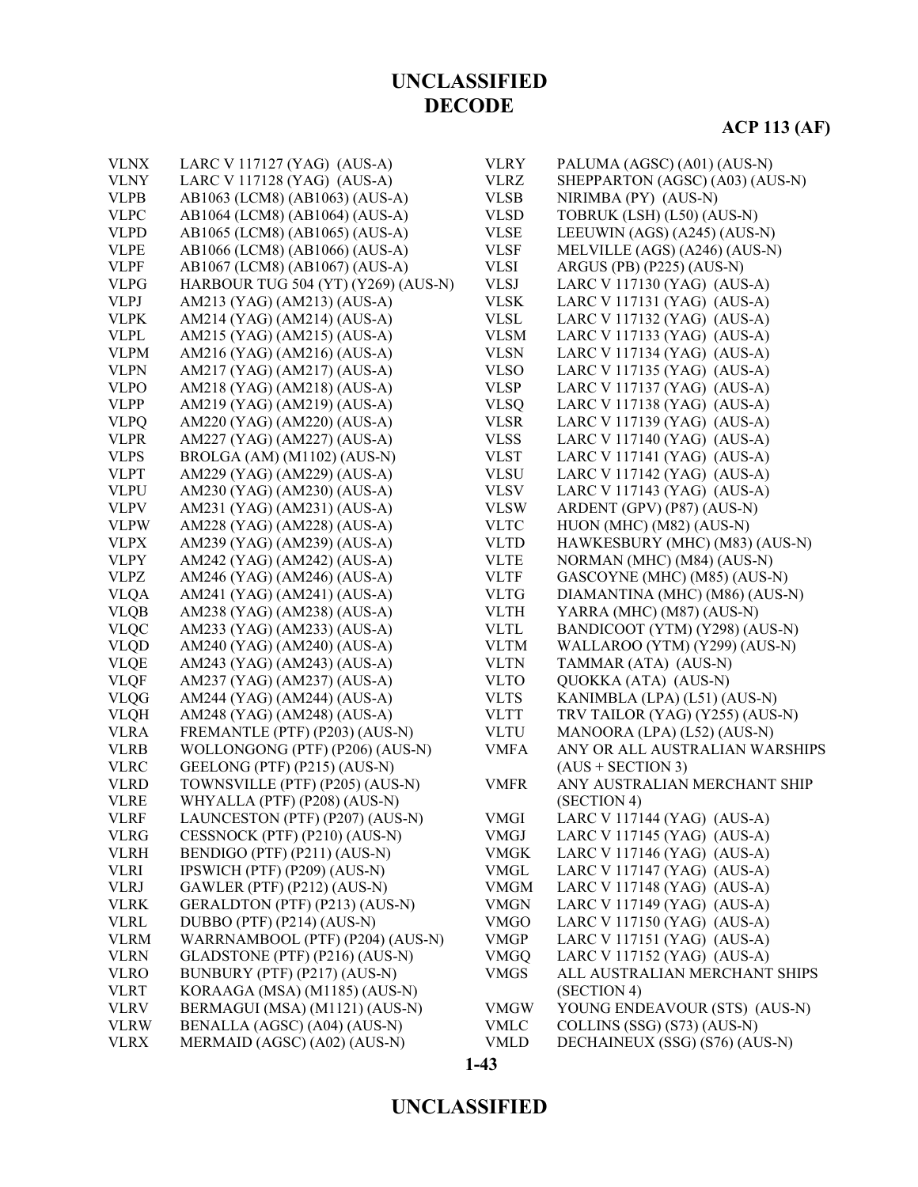# UNCLASSIFIED
# DECODE

**ACP 113 (AF)**

| | |
|---|---|
| VLNX | LARC V 117127 (YAG) (AUS-A) |
| VLNY | LARC V 117128 (YAG) (AUS-A) |
| VLPB | AB1063 (LCM8) (AB1063) (AUS-A) |
| VLPC | AB1064 (LCM8) (AB1064) (AUS-A) |
| VLPD | AB1065 (LCM8) (AB1065) (AUS-A) |
| VLPE | AB1066 (LCM8) (AB1066) (AUS-A) |
| VLPF | AB1067 (LCM8) (AB1067) (AUS-A) |
| VLPG | HARBOUR TUG 504 (YT) (Y269) (AUS-N) |
| VLPJ | AM213 (YAG) (AM213) (AUS-A) |
| VLPK | AM214 (YAG) (AM214) (AUS-A) |
| VLPL | AM215 (YAG) (AM215) (AUS-A) |
| VLPM | AM216 (YAG) (AM216) (AUS-A) |
| VLPN | AM217 (YAG) (AM217) (AUS-A) |
| VLPO | AM218 (YAG) (AM218) (AUS-A) |
| VLPP | AM219 (YAG) (AM219) (AUS-A) |
| VLPQ | AM220 (YAG) (AM220) (AUS-A) |
| VLPR | AM227 (YAG) (AM227) (AUS-A) |
| VLPS | BROLGA (AM) (M1102) (AUS-N) |
| VLPT | AM229 (YAG) (AM229) (AUS-A) |
| VLPU | AM230 (YAG) (AM230) (AUS-A) |
| VLPV | AM231 (YAG) (AM231) (AUS-A) |
| VLPW | AM228 (YAG) (AM228) (AUS-A) |
| VLPX | AM239 (YAG) (AM239) (AUS-A) |
| VLPY | AM242 (YAG) (AM242) (AUS-A) |
| VLPZ | AM246 (YAG) (AM246) (AUS-A) |
| VLQA | AM241 (YAG) (AM241) (AUS-A) |
| VLQB | AM238 (YAG) (AM238) (AUS-A) |
| VLQC | AM233 (YAG) (AM233) (AUS-A) |
| VLQD | AM240 (YAG) (AM240) (AUS-A) |
| VLQE | AM243 (YAG) (AM243) (AUS-A) |
| VLQF | AM237 (YAG) (AM237) (AUS-A) |
| VLQG | AM244 (YAG) (AM244) (AUS-A) |
| VLQH | AM248 (YAG) (AM248) (AUS-A) |
| VLRA | FREMANTLE (PTF) (P203) (AUS-N) |
| VLRB | WOLLONGONG (PTF) (P206) (AUS-N) |
| VLRC | GEELONG (PTF) (P215) (AUS-N) |
| VLRD | TOWNSVILLE (PTF) (P205) (AUS-N) |
| VLRE | WHYALLA (PTF) (P208) (AUS-N) |
| VLRF | LAUNCESTON (PTF) (P207) (AUS-N) |
| VLRG | CESSNOCK (PTF) (P210) (AUS-N) |
| VLRH | BENDIGO (PTF) (P211) (AUS-N) |
| VLRI | IPSWICH (PTF) (P209) (AUS-N) |
| VLRJ | GAWLER (PTF) (P212) (AUS-N) |
| VLRK | GERALDTON (PTF) (P213) (AUS-N) |
| VLRL | DUBBO (PTF) (P214) (AUS-N) |
| VLRM | WARRNAMBOOL (PTF) (P204) (AUS-N) |
| VLRN | GLADSTONE (PTF) (P216) (AUS-N) |
| VLRO | BUNBURY (PTF) (P217) (AUS-N) |
| VLRT | KORAAGA (MSA) (M1185) (AUS-N) |
| VLRV | BERMAGUI (MSA) (M1121) (AUS-N) |
| VLRW | BENALLA (AGSC) (A04) (AUS-N) |
| VLRX | MERMAID (AGSC) (A02) (AUS-N) |
| VLRY | PALUMA (AGSC) (A01) (AUS-N) |
| VLRZ | SHEPPARTON (AGSC) (A03) (AUS-N) |
| VLSB | NIRIMBA (PY) (AUS-N) |
| VLSD | TOBRUK (LSH) (L50) (AUS-N) |
| VLSE | LEEUWIN (AGS) (A245) (AUS-N) |
| VLSF | MELVILLE (AGS) (A246) (AUS-N) |
| VLSI | ARGUS (PB) (P225) (AUS-N) |
| VLSJ | LARC V 117130 (YAG) (AUS-A) |
| VLSK | LARC V 117131 (YAG) (AUS-A) |
| VLSL | LARC V 117132 (YAG) (AUS-A) |
| VLSM | LARC V 117133 (YAG) (AUS-A) |
| VLSN | LARC V 117134 (YAG) (AUS-A) |
| VLSO | LARC V 117135 (YAG) (AUS-A) |
| VLSP | LARC V 117137 (YAG) (AUS-A) |
| VLSQ | LARC V 117138 (YAG) (AUS-A) |
| VLSR | LARC V 117139 (YAG) (AUS-A) |
| VLSS | LARC V 117140 (YAG) (AUS-A) |
| VLST | LARC V 117141 (YAG) (AUS-A) |
| VLSU | LARC V 117142 (YAG) (AUS-A) |
| VLSV | LARC V 117143 (YAG) (AUS-A) |
| VLSW | ARDENT (GPV) (P87) (AUS-N) |
| VLTC | HUON (MHC) (M82) (AUS-N) |
| VLTD | HAWKESBURY (MHC) (M83) (AUS-N) |
| VLTE | NORMAN (MHC) (M84) (AUS-N) |
| VLTF | GASCOYNE (MHC) (M85) (AUS-N) |
| VLTG | DIAMANTINA (MHC) (M86) (AUS-N) |
| VLTH | YARRA (MHC) (M87) (AUS-N) |
| VLTL | BANDICOOT (YTM) (Y298) (AUS-N) |
| VLTM | WALLAROO (YTM) (Y299) (AUS-N) |
| VLTN | TAMMAR (ATA) (AUS-N) |
| VLTO | QUOKKA (ATA) (AUS-N) |
| VLTS | KANIMBLA (LPA) (L51) (AUS-N) |
| VLTT | TRV TAILOR (YAG) (Y255) (AUS-N) |
| VLTU | MANOORA (LPA) (L52) (AUS-N) |
| VMFA | ANY OR ALL AUSTRALIAN WARSHIPS (AUS + SECTION 3) |
| VMFR | ANY AUSTRALIAN MERCHANT SHIP (SECTION 4) |
| VMGI | LARC V 117144 (YAG) (AUS-A) |
| VMGJ | LARC V 117145 (YAG) (AUS-A) |
| VMGK | LARC V 117146 (YAG) (AUS-A) |
| VMGL | LARC V 117147 (YAG) (AUS-A) |
| VMGM | LARC V 117148 (YAG) (AUS-A) |
| VMGN | LARC V 117149 (YAG) (AUS-A) |
| VMGO | LARC V 117150 (YAG) (AUS-A) |
| VMGP | LARC V 117151 (YAG) (AUS-A) |
| VMGQ | LARC V 117152 (YAG) (AUS-A) |
| VMGS | ALL AUSTRALIAN MERCHANT SHIPS (SECTION 4) |
| VMGW | YOUNG ENDEAVOUR (STS) (AUS-N) |
| VMLC | COLLINS (SSG) (S73) (AUS-N) |
| VMLD | DECHAINEUX (SSG) (S76) (AUS-N) |

# UNCLASSIFIED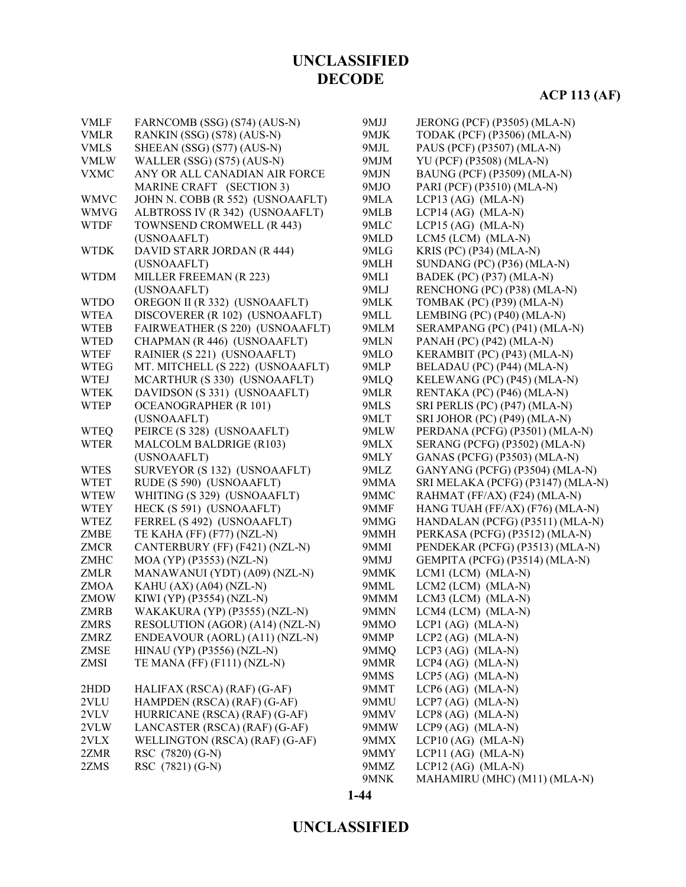# DECODE

| | |
|---|---|
| VMLF | FARNCOMB (SSG) (S74) (AUS-N) |
| VMLR | RANKIN (SSG) (S78) (AUS-N) |
| VMLS | SHEEAN (SSG) (S77) (AUS-N) |
| VMLW | WALLER (SSG) (S75) (AUS-N) |
| VXMC | ANY OR ALL CANADIAN AIR FORCE MARINE CRAFT (SECTION 3) |
| WMVC | JOHN N. COBB (R 552) (USNOAAFLT) |
| WMVG | ALBTROSS IV (R 342) (USNOAAFLT) |
| WTDF | TOWNSEND CROMWELL (R 443) (USNOAAFLT) |
| WTDK | DAVID STARR JORDAN (R 444) (USNOAAFLT) |
| WTDM | MILLER FREEMAN (R 223) (USNOAAFLT) |
| WTDO | OREGON II (R 332) (USNOAAFLT) |
| WTEA | DISCOVERER (R 102) (USNOAAFLT) |
| WTEB | FAIRWEATHER (S 220) (USNOAAFLT) |
| WTED | CHAPMAN (R 446) (USNOAAFLT) |
| WTEF | RAINIER (S 221) (USNOAAFLT) |
| WTEG | MT. MITCHELL (S 222) (USNOAAFLT) |
| WTEJ | MCARTHUR (S 330) (USNOAAFLT) |
| WTEK | DAVIDSON (S 331) (USNOAAFLT) |
| WTEP | OCEANOGRAPHER (R 101) (USNOAAFLT) |
| WTEQ | PEIRCE (S 328) (USNOAAFLT) |
| WTER | MALCOLM BALDRIGE (R103) (USNOAAFLT) |
| WTES | SURVEYOR (S 132) (USNOAAFLT) |
| WTET | RUDE (S 590) (USNOAAFLT) |
| WTEW | WHITING (S 329) (USNOAAFLT) |
| WTEY | HECK (S 591) (USNOAAFLT) |
| WTEZ | FERREL (S 492) (USNOAAFLT) |
| ZMBE | TE KAHA (FF) (F77) (NZL-N) |
| ZMCR | CANTERBURY (FF) (F421) (NZL-N) |
| ZMHC | MOA (YP) (P3553) (NZL-N) |
| ZMLR | MANAWANUI (YDT) (A09) (NZL-N) |
| ZMOA | KAHU (AX) (A04) (NZL-N) |
| ZMOW | KIWI (YP) (P3554) (NZL-N) |
| ZMRB | WAKAKURA (YP) (P3555) (NZL-N) |
| ZMRS | RESOLUTION (AGOR) (A14) (NZL-N) |
| ZMRZ | ENDEAVOUR (AORL) (A11) (NZL-N) |
| ZMSE | HINAU (YP) (P3556) (NZL-N) |
| ZMSI | TE MANA (FF) (F111) (NZL-N) |
| 2HDD | HALIFAX (RSCA) (RAF) (G-AF) |
| 2VLU | HAMPDEN (RSCA) (RAF) (G-AF) |
| 2VLV | HURRICANE (RSCA) (RAF) (G-AF) |
| 2VLW | LANCASTER (RSCA) (RAF) (G-AF) |
| 2VLX | WELLINGTON (RSCA) (RAF) (G-AF) |
| 2ZMR | RSC (7820) (G-N) |
| 2ZMS | RSC (7821) (G-N) |
| 9MJJ | JERONG (PCF) (P3505) (MLA-N) |
| 9MJK | TODAK (PCF) (P3506) (MLA-N) |
| 9MJL | PAUS (PCF) (P3507) (MLA-N) |
| 9MJM | YU (PCF) (P3508) (MLA-N) |
| 9MJN | BAUNG (PCF) (P3509) (MLA-N) |
| 9MJO | PARI (PCF) (P3510) (MLA-N) |
| 9MLA | LCP13 (AG) (MLA-N) |
| 9MLB | LCP14 (AG) (MLA-N) |
| 9MLC | LCP15 (AG) (MLA-N) |
| 9MLD | LCM5 (LCM) (MLA-N) |
| 9MLG | KRIS (PC) (P34) (MLA-N) |
| 9MLH | SUNDANG (PC) (P36) (MLA-N) |
| 9MLI | BADEK (PC) (P37) (MLA-N) |
| 9MLJ | RENCHONG (PC) (P38) (MLA-N) |
| 9MLK | TOMBAK (PC) (P39) (MLA-N) |
| 9MLL | LEMBING (PC) (P40) (MLA-N) |
| 9MLM | SERAMPANG (PC) (P41) (MLA-N) |
| 9MLN | PANAH (PC) (P42) (MLA-N) |
| 9MLO | KERAMBIT (PC) (P43) (MLA-N) |
| 9MLP | BELADAU (PC) (P44) (MLA-N) |
| 9MLQ | KELEWANG (PC) (P45) (MLA-N) |
| 9MLR | RENTAKA (PC) (P46) (MLA-N) |
| 9MLS | SRI PERLIS (PC) (P47) (MLA-N) |
| 9MLT | SRI JOHOR (PC) (P49) (MLA-N) |
| 9MLW | PERDANA (PCFG) (P3501) (MLA-N) |
| 9MLX | SERANG (PCFG) (P3502) (MLA-N) |
| 9MLY | GANAS (PCFG) (P3503) (MLA-N) |
| 9MLZ | GANYANG (PCFG) (P3504) (MLA-N) |
| 9MMA | SRI MELAKA (PCFG) (P3147) (MLA-N) |
| 9MMC | RAHMAT (FF/AX) (F24) (MLA-N) |
| 9MMF | HANG TUAH (FF/AX) (F76) (MLA-N) |
| 9MMG | HANDALAN (PCFG) (P3511) (MLA-N) |
| 9MMH | PERKASA (PCFG) (P3512) (MLA-N) |
| 9MMI | PENDEKAR (PCFG) (P3513) (MLA-N) |
| 9MMJ | GEMPITA (PCFG) (P3514) (MLA-N) |
| 9MMK | LCM1 (LCM) (MLA-N) |
| 9MML | LCM2 (LCM) (MLA-N) |
| 9MMM | LCM3 (LCM) (MLA-N) |
| 9MMN | LCM4 (LCM) (MLA-N) |
| 9MMO | LCP1 (AG) (MLA-N) |
| 9MMP | LCP2 (AG) (MLA-N) |
| 9MMQ | LCP3 (AG) (MLA-N) |
| 9MMR | LCP4 (AG) (MLA-N) |
| 9MMS | LCP5 (AG) (MLA-N) |
| 9MMT | LCP6 (AG) (MLA-N) |
| 9MMU | LCP7 (AG) (MLA-N) |
| 9MMV | LCP8 (AG) (MLA-N) |
| 9MMW | LCP9 (AG) (MLA-N) |
| 9MMX | LCP10 (AG) (MLA-N) |
| 9MMY | LCP11 (AG) (MLA-N) |
| 9MMZ | LCP12 (AG) (MLA-N) |
| 9MNK | MAHAMIRU (MHC) (M11) (MLA-N) |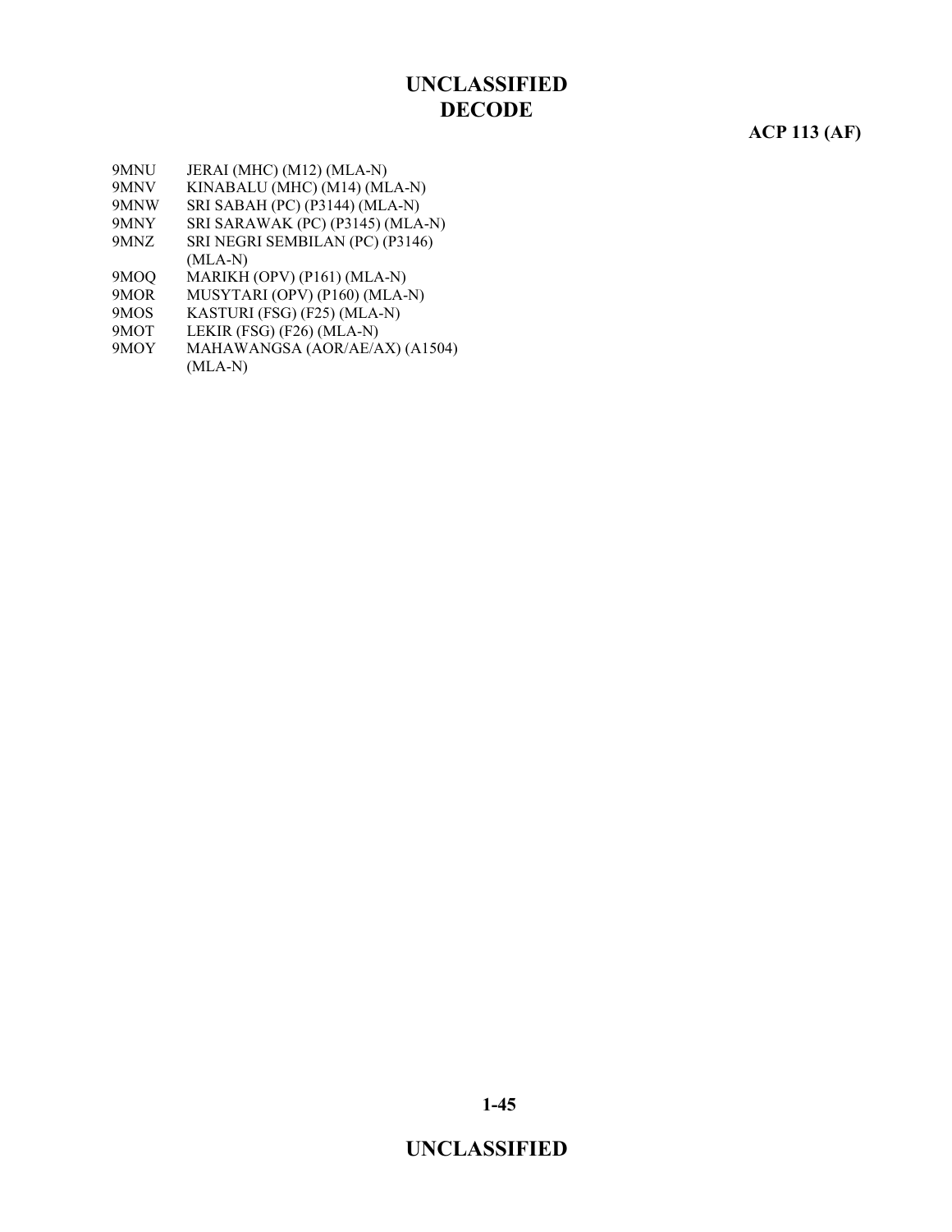9MNU JERAI (MHC) (M12) (MLA-N)
9MNV KINABALU (MHC) (M14) (MLA-N)
9MNW SRI SABAH (PC) (P3144) (MLA-N)
9MNY SRI SARAWAK (PC) (P3145) (MLA-N)
9MNZ SRI NEGRI SEMBILAN (PC) (P3146) (MLA-N)
9MOQ MARIKH (OPV) (P161) (MLA-N)
9MOR MUSYTARI (OPV) (P160) (MLA-N)
9MOS KASTURI (FSG) (F25) (MLA-N)
9MOT LEKIR (FSG) (F26) (MLA-N)
9MOY MAHAWANGSA (AOR/AE/AX) (A1504) (MLA-N)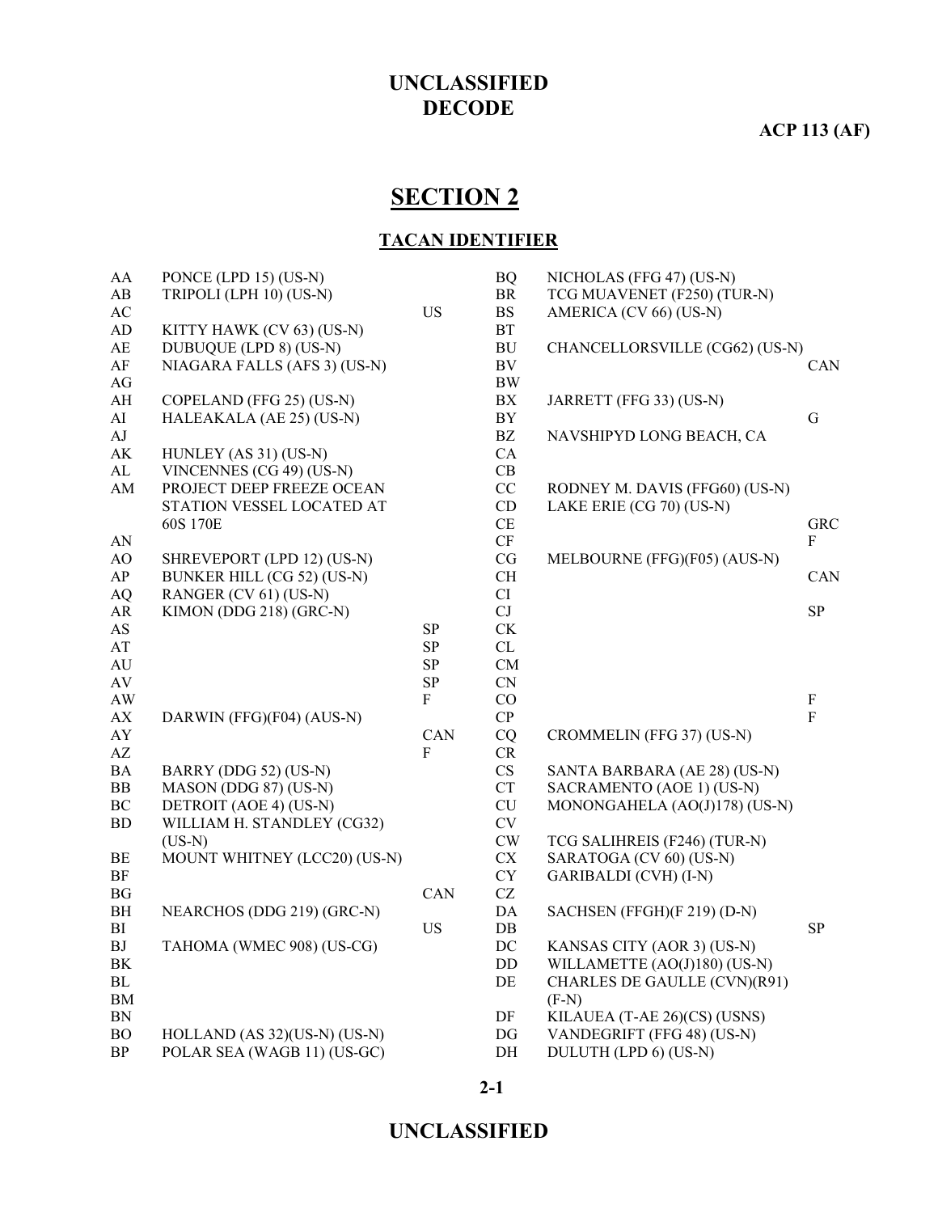# UNCLASSIFIED
# DECODE

**ACP 113 (AF)**

## SECTION 2

### TACAN IDENTIFIER

| Code | Name | Country |
|---|---|---|
| AA | PONCE (LPD 15) (US-N) | |
| AB | TRIPOLI (LPH 10) (US-N) | |
| AC | | US |
| AD | KITTY HAWK (CV 63) (US-N) | |
| AE | DUBUQUE (LPD 8) (US-N) | |
| AF | NIAGARA FALLS (AFS 3) (US-N) | |
| AG | | |
| AH | COPELAND (FFG 25) (US-N) | |
| AI | HALEAKALA (AE 25) (US-N) | |
| AJ | | |
| AK | HUNLEY (AS 31) (US-N) | |
| AL | VINCENNES (CG 49) (US-N) | |
| AM | PROJECT DEEP FREEZE OCEAN STATION VESSEL LOCATED AT 60S 170E | |
| AN | | |
| AO | SHREVEPORT (LPD 12) (US-N) | |
| AP | BUNKER HILL (CG 52) (US-N) | |
| AQ | RANGER (CV 61) (US-N) | |
| AR | KIMON (DDG 218) (GRC-N) | |
| AS | | SP |
| AT | | SP |
| AU | | SP |
| AV | | SP |
| AW | | F |
| AX | DARWIN (FFG)(F04) (AUS-N) | |
| AY | | CAN |
| AZ | | F |
| BA | BARRY (DDG 52) (US-N) | |
| BB | MASON (DDG 87) (US-N) | |
| BC | DETROIT (AOE 4) (US-N) | |
| BD | WILLIAM H. STANDLEY (CG32) (US-N) | |
| BE | MOUNT WHITNEY (LCC20) (US-N) | |
| BF | | |
| BG | | CAN |
| BH | NEARCHOS (DDG 219) (GRC-N) | |
| BI | | US |
| BJ | TAHOMA (WMEC 908) (US-CG) | |
| BK | | |
| BL | | |
| BM | | |
| BN | | |
| BO | HOLLAND (AS 32)(US-N) (US-N) | |
| BP | POLAR SEA (WAGB 11) (US-GC) | |
| BQ | NICHOLAS (FFG 47) (US-N) | |
| BR | TCG MUAVENET (F250) (TUR-N) | |
| BS | AMERICA (CV 66) (US-N) | |
| BT | | |
| BU | CHANCELLORSVILLE (CG62) (US-N) | |
| BV | | CAN |
| BW | | |
| BX | JARRETT (FFG 33) (US-N) | |
| BY | | G |
| BZ | NAVSHIPYD LONG BEACH, CA | |
| CA | | |
| CB | | |
| CC | RODNEY M. DAVIS (FFG60) (US-N) | |
| CD | LAKE ERIE (CG 70) (US-N) | |
| CE | | GRC |
| CF | | F |
| CG | MELBOURNE (FFG)(F05) (AUS-N) | |
| CH | | CAN |
| CI | | |
| CJ | | SP |
| CK | | |
| CL | | |
| CM | | |
| CN | | |
| CO | | F |
| CP | | F |
| CQ | CROMMELIN (FFG 37) (US-N) | |
| CR | | |
| CS | SANTA BARBARA (AE 28) (US-N) | |
| CT | SACRAMENTO (AOE 1) (US-N) | |
| CU | MONONGAHELA (AO(J)178) (US-N) | |
| CV | | |
| CW | TCG SALIHREIS (F246) (TUR-N) | |
| CX | SARATOGA (CV 60) (US-N) | |
| CY | GARIBALDI (CVH) (I-N) | |
| CZ | | |
| DA | SACHSEN (FFGH)(F 219) (D-N) | |
| DB | | SP |
| DC | KANSAS CITY (AOR 3) (US-N) | |
| DD | WILLAMETTE (AO(J)180) (US-N) | |
| DE | CHARLES DE GAULLE (CVN)(R91) (F-N) | |
| DF | KILAUEA (T-AE 26)(CS) (USNS) | |
| DG | VANDEGRIFT (FFG 48) (US-N) | |
| DH | DULUTH (LPD 6) (US-N) | |

# UNCLASSIFIED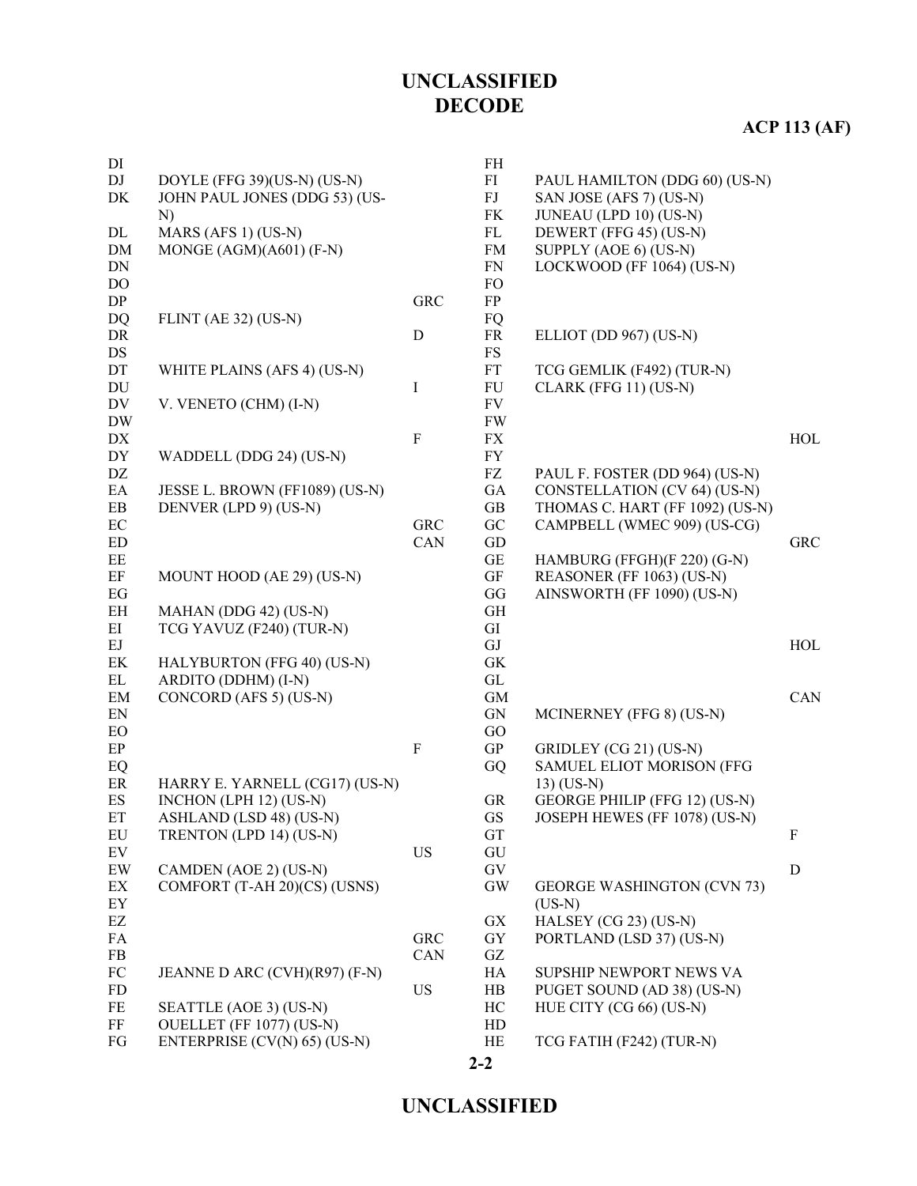# DECODE

**ACP 113 (AF)**

| Code | Ship | Country |
|---|---|---|
| DI | | |
| DJ | DOYLE (FFG 39)(US-N) (US-N) | |
| DK | JOHN PAUL JONES (DDG 53) (US-N) | |
| DL | MARS (AFS 1) (US-N) | |
| DM | MONGE (AGM)(A601) (F-N) | |
| DN | | |
| DO | | |
| DP | | GRC |
| DQ | FLINT (AE 32) (US-N) | |
| DR | | D |
| DS | | |
| DT | WHITE PLAINS (AFS 4) (US-N) | |
| DU | | I |
| DV | V. VENETO (CHM) (I-N) | |
| DW | | |
| DX | | F |
| DY | WADDELL (DDG 24) (US-N) | |
| DZ | | |
| EA | JESSE L. BROWN (FF1089) (US-N) | |
| EB | DENVER (LPD 9) (US-N) | |
| EC | | GRC |
| ED | | CAN |
| EE | | |
| EF | MOUNT HOOD (AE 29) (US-N) | |
| EG | | |
| EH | MAHAN (DDG 42) (US-N) | |
| EI | TCG YAVUZ (F240) (TUR-N) | |
| EJ | | |
| EK | HALYBURTON (FFG 40) (US-N) | |
| EL | ARDITO (DDHM) (I-N) | |
| EM | CONCORD (AFS 5) (US-N) | |
| EN | | |
| EO | | |
| EP | | F |
| EQ | | |
| ER | HARRY E. YARNELL (CG17) (US-N) | |
| ES | INCHON (LPH 12) (US-N) | |
| ET | ASHLAND (LSD 48) (US-N) | |
| EU | TRENTON (LPD 14) (US-N) | |
| EV | | US |
| EW | CAMDEN (AOE 2) (US-N) | |
| EX | COMFORT (T-AH 20)(CS) (USNS) | |
| EY | | |
| EZ | | |
| FA | | GRC |
| FB | | CAN |
| FC | JEANNE D ARC (CVH)(R97) (F-N) | |
| FD | | US |
| FE | SEATTLE (AOE 3) (US-N) | |
| FF | OUELLET (FF 1077) (US-N) | |
| FG | ENTERPRISE (CV(N) 65) (US-N) | |
| FH | | |
| FI | PAUL HAMILTON (DDG 60) (US-N) | |
| FJ | SAN JOSE (AFS 7) (US-N) | |
| FK | JUNEAU (LPD 10) (US-N) | |
| FL | DEWERT (FFG 45) (US-N) | |
| FM | SUPPLY (AOE 6) (US-N) | |
| FN | LOCKWOOD (FF 1064) (US-N) | |
| FO | | |
| FP | | |
| FQ | | |
| FR | ELLIOT (DD 967) (US-N) | |
| FS | | |
| FT | TCG GEMLIK (F492) (TUR-N) | |
| FU | CLARK (FFG 11) (US-N) | |
| FV | | |
| FW | | |
| FX | | HOL |
| FY | | |
| FZ | PAUL F. FOSTER (DD 964) (US-N) | |
| GA | CONSTELLATION (CV 64) (US-N) | |
| GB | THOMAS C. HART (FF 1092) (US-N) | |
| GC | CAMPBELL (WMEC 909) (US-CG) | |
| GD | | GRC |
| GE | HAMBURG (FFGH)(F 220) (G-N) | |
| GF | REASONER (FF 1063) (US-N) | |
| GG | AINSWORTH (FF 1090) (US-N) | |
| GH | | |
| GI | | |
| GJ | | HOL |
| GK | | |
| GL | | |
| GM | | CAN |
| GN | MCINERNEY (FFG 8) (US-N) | |
| GO | | |
| GP | GRIDLEY (CG 21) (US-N) | |
| GQ | SAMUEL ELIOT MORISON (FFG 13) (US-N) | |
| GR | GEORGE PHILIP (FFG 12) (US-N) | |
| GS | JOSEPH HEWES (FF 1078) (US-N) | |
| GT | | F |
| GU | | |
| GV | | D |
| GW | GEORGE WASHINGTON (CVN 73) (US-N) | |
| GX | HALSEY (CG 23) (US-N) | |
| GY | PORTLAND (LSD 37) (US-N) | |
| GZ | | |
| HA | SUPSHIP NEWPORT NEWS VA | |
| HB | PUGET SOUND (AD 38) (US-N) | |
| HC | HUE CITY (CG 66) (US-N) | |
| HD | | |
| HE | TCG FATIH (F242) (TUR-N) | |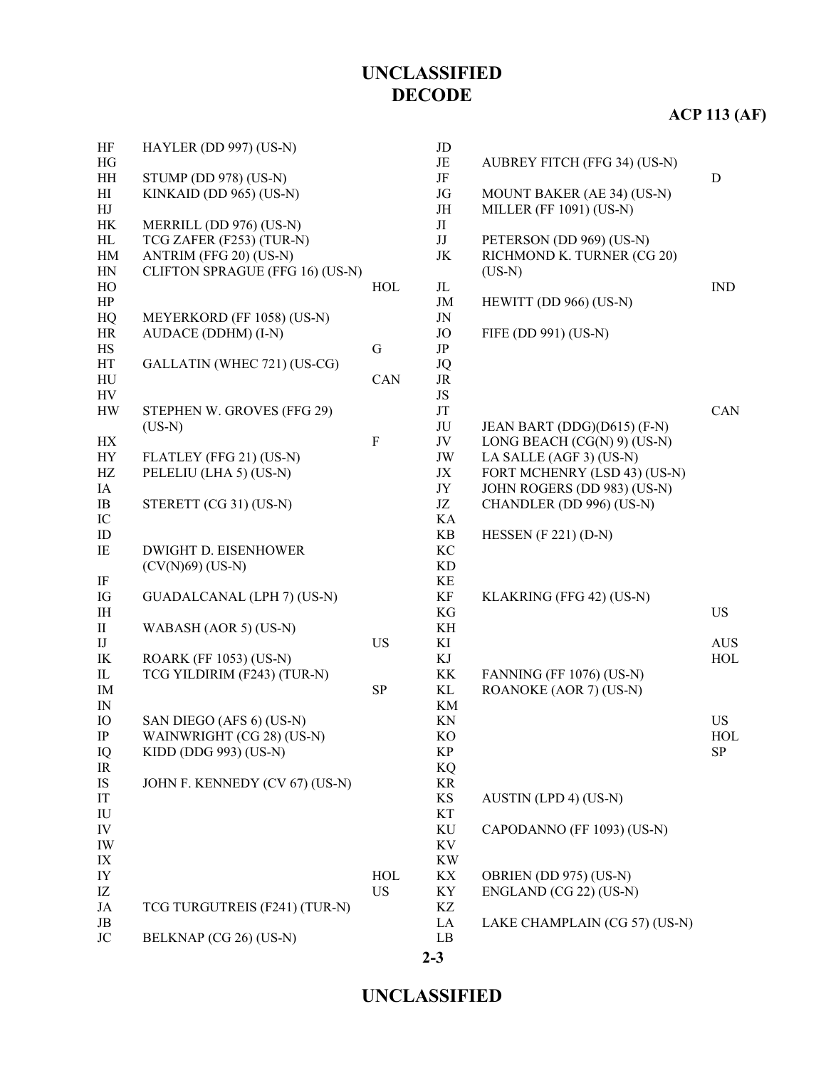# UNCLASSIFIED
# DECODE

**ACP 113 (AF)**

| Code | Ship | Nation |
|---|---|---|
| HF | HAYLER (DD 997) (US-N) | |
| HG | | |
| HH | STUMP (DD 978) (US-N) | |
| HI | KINKAID (DD 965) (US-N) | |
| HJ | | |
| HK | MERRILL (DD 976) (US-N) | |
| HL | TCG ZAFER (F253) (TUR-N) | |
| HM | ANTRIM (FFG 20) (US-N) | |
| HN | CLIFTON SPRAGUE (FFG 16) (US-N) | |
| HO | | HOL |
| HP | | |
| HQ | MEYERKORD (FF 1058) (US-N) | |
| HR | AUDACE (DDHM) (I-N) | |
| HS | | G |
| HT | GALLATIN (WHEC 721) (US-CG) | |
| HU | | CAN |
| HV | | |
| HW | STEPHEN W. GROVES (FFG 29) (US-N) | |
| HX | | F |
| HY | FLATLEY (FFG 21) (US-N) | |
| HZ | PELELIU (LHA 5) (US-N) | |
| IA | | |
| IB | STERETT (CG 31) (US-N) | |
| IC | | |
| ID | | |
| IE | DWIGHT D. EISENHOWER (CV(N)69) (US-N) | |
| IF | | |
| IG | GUADALCANAL (LPH 7) (US-N) | |
| IH | | |
| II | WABASH (AOR 5) (US-N) | |
| IJ | | US |
| IK | ROARK (FF 1053) (US-N) | |
| IL | TCG YILDIRIM (F243) (TUR-N) | |
| IM | | SP |
| IN | | |
| IO | SAN DIEGO (AFS 6) (US-N) | |
| IP | WAINWRIGHT (CG 28) (US-N) | |
| IQ | KIDD (DDG 993) (US-N) | |
| IR | | |
| IS | JOHN F. KENNEDY (CV 67) (US-N) | |
| IT | | |
| IU | | |
| IV | | |
| IW | | |
| IX | | |
| IY | | HOL |
| IZ | | US |
| JA | TCG TURGUTREIS (F241) (TUR-N) | |
| JB | | |
| JC | BELKNAP (CG 26) (US-N) | |
| JD | | |
| JE | AUBREY FITCH (FFG 34) (US-N) | |
| JF | | D |
| JG | MOUNT BAKER (AE 34) (US-N) | |
| JH | MILLER (FF 1091) (US-N) | |
| JI | | |
| JJ | PETERSON (DD 969) (US-N) | |
| JK | RICHMOND K. TURNER (CG 20) (US-N) | |
| JL | | IND |
| JM | HEWITT (DD 966) (US-N) | |
| JN | | |
| JO | FIFE (DD 991) (US-N) | |
| JP | | |
| JQ | | |
| JR | | |
| JS | | |
| JT | | CAN |
| JU | JEAN BART (DDG)(D615) (F-N) | |
| JV | LONG BEACH (CG(N) 9) (US-N) | |
| JW | LA SALLE (AGF 3) (US-N) | |
| JX | FORT MCHENRY (LSD 43) (US-N) | |
| JY | JOHN ROGERS (DD 983) (US-N) | |
| JZ | CHANDLER (DD 996) (US-N) | |
| KA | | |
| KB | HESSEN (F 221) (D-N) | |
| KC | | |
| KD | | |
| KE | | |
| KF | KLAKRING (FFG 42) (US-N) | |
| KG | | US |
| KH | | |
| KI | | AUS |
| KJ | | HOL |
| KK | FANNING (FF 1076) (US-N) | |
| KL | ROANOKE (AOR 7) (US-N) | |
| KM | | |
| KN | | US |
| KO | | HOL |
| KP | | SP |
| KQ | | |
| KR | | |
| KS | AUSTIN (LPD 4) (US-N) | |
| KT | | |
| KU | CAPODANNO (FF 1093) (US-N) | |
| KV | | |
| KW | | |
| KX | OBRIEN (DD 975) (US-N) | |
| KY | ENGLAND (CG 22) (US-N) | |
| KZ | | |
| LA | LAKE CHAMPLAIN (CG 57) (US-N) | |
| LB | | |

# UNCLASSIFIED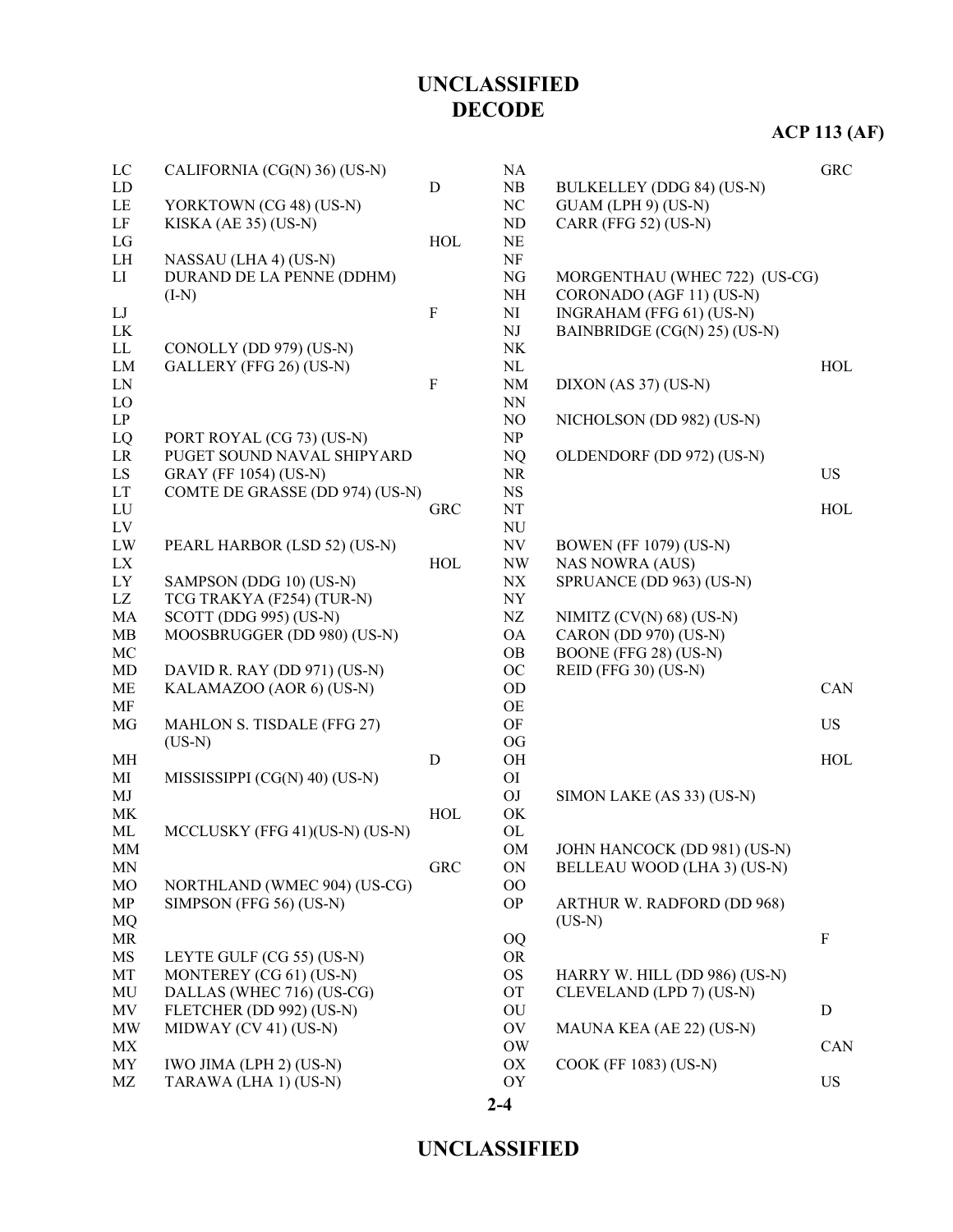# UNCLASSIFIED
# DECODE

**ACP 113 (AF)**

| | | |
|---|---|---|
| LC | CALIFORNIA (CG(N) 36) (US-N) | |
| LD | | D |
| LE | YORKTOWN (CG 48) (US-N) | |
| LF | KISKA (AE 35) (US-N) | |
| LG | | HOL |
| LH | NASSAU (LHA 4) (US-N) | |
| LI | DURAND DE LA PENNE (DDHM) (I-N) | |
| LJ | | F |
| LK | | |
| LL | CONOLLY (DD 979) (US-N) | |
| LM | GALLERY (FFG 26) (US-N) | |
| LN | | F |
| LO | | |
| LP | | |
| LQ | PORT ROYAL (CG 73) (US-N) | |
| LR | PUGET SOUND NAVAL SHIPYARD | |
| LS | GRAY (FF 1054) (US-N) | |
| LT | COMTE DE GRASSE (DD 974) (US-N) | |
| LU | | GRC |
| LV | | |
| LW | PEARL HARBOR (LSD 52) (US-N) | |
| LX | | HOL |
| LY | SAMPSON (DDG 10) (US-N) | |
| LZ | TCG TRAKYA (F254) (TUR-N) | |
| MA | SCOTT (DDG 995) (US-N) | |
| MB | MOOSBRUGGER (DD 980) (US-N) | |
| MC | | |
| MD | DAVID R. RAY (DD 971) (US-N) | |
| ME | KALAMAZOO (AOR 6) (US-N) | |
| MF | | |
| MG | MAHLON S. TISDALE (FFG 27) (US-N) | |
| MH | | D |
| MI | MISSISSIPPI (CG(N) 40) (US-N) | |
| MJ | | |
| MK | | HOL |
| ML | MCCLUSKY (FFG 41)(US-N) (US-N) | |
| MM | | |
| MN | | GRC |
| MO | NORTHLAND (WMEC 904) (US-CG) | |
| MP | SIMPSON (FFG 56) (US-N) | |
| MQ | | |
| MR | | |
| MS | LEYTE GULF (CG 55) (US-N) | |
| MT | MONTEREY (CG 61) (US-N) | |
| MU | DALLAS (WHEC 716) (US-CG) | |
| MV | FLETCHER (DD 992) (US-N) | |
| MW | MIDWAY (CV 41) (US-N) | |
| MX | | |
| MY | IWO JIMA (LPH 2) (US-N) | |
| MZ | TARAWA (LHA 1) (US-N) | |
| NA | | GRC |
| NB | BULKELLEY (DDG 84) (US-N) | |
| NC | GUAM (LPH 9) (US-N) | |
| ND | CARR (FFG 52) (US-N) | |
| NE | | |
| NF | | |
| NG | MORGENTHAU (WHEC 722) (US-CG) | |
| NH | CORONADO (AGF 11) (US-N) | |
| NI | INGRAHAM (FFG 61) (US-N) | |
| NJ | BAINBRIDGE (CG(N) 25) (US-N) | |
| NK | | |
| NL | | HOL |
| NM | DIXON (AS 37) (US-N) | |
| NN | | |
| NO | NICHOLSON (DD 982) (US-N) | |
| NP | | |
| NQ | OLDENDORF (DD 972) (US-N) | |
| NR | | US |
| NS | | |
| NT | | HOL |
| NU | | |
| NV | BOWEN (FF 1079) (US-N) | |
| NW | NAS NOWRA (AUS) | |
| NX | SPRUANCE (DD 963) (US-N) | |
| NY | | |
| NZ | NIMITZ (CV(N) 68) (US-N) | |
| OA | CARON (DD 970) (US-N) | |
| OB | BOONE (FFG 28) (US-N) | |
| OC | REID (FFG 30) (US-N) | |
| OD | | CAN |
| OE | | |
| OF | | US |
| OG | | |
| OH | | HOL |
| OI | | |
| OJ | SIMON LAKE (AS 33) (US-N) | |
| OK | | |
| OL | | |
| OM | JOHN HANCOCK (DD 981) (US-N) | |
| ON | BELLEAU WOOD (LHA 3) (US-N) | |
| OO | | |
| OP | ARTHUR W. RADFORD (DD 968) (US-N) | |
| OQ | | F |
| OR | | |
| OS | HARRY W. HILL (DD 986) (US-N) | |
| OT | CLEVELAND (LPD 7) (US-N) | |
| OU | | D |
| OV | MAUNA KEA (AE 22) (US-N) | |
| OW | | CAN |
| OX | COOK (FF 1083) (US-N) | |
| OY | | US |

# UNCLASSIFIED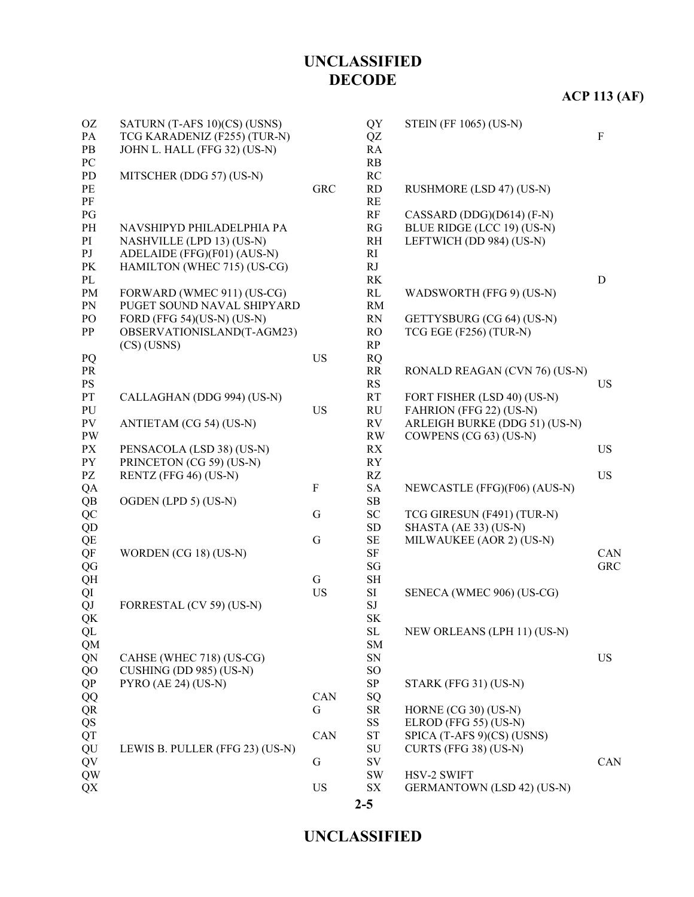# UNCLASSIFIED
# DECODE

**ACP 113 (AF)**

| Code | Name | | Code | Name | |
|---|---|---|---|---|---|
| OZ | SATURN (T-AFS 10)(CS) (USNS) | | QY | STEIN (FF 1065) (US-N) | |
| PA | TCG KARADENIZ (F255) (TUR-N) | | QZ | | F |
| PB | JOHN L. HALL (FFG 32) (US-N) | | RA | | |
| PC | | | RB | | |
| PD | MITSCHER (DDG 57) (US-N) | | RC | | |
| PE | | GRC | RD | RUSHMORE (LSD 47) (US-N) | |
| PF | | | RE | | |
| PG | | | RF | CASSARD (DDG)(D614) (F-N) | |
| PH | NAVSHIPYD PHILADELPHIA PA | | RG | BLUE RIDGE (LCC 19) (US-N) | |
| PI | NASHVILLE (LPD 13) (US-N) | | RH | LEFTWICH (DD 984) (US-N) | |
| PJ | ADELAIDE (FFG)(F01) (AUS-N) | | RI | | |
| PK | HAMILTON (WHEC 715) (US-CG) | | RJ | | |
| PL | | | RK | | D |
| PM | FORWARD (WMEC 911) (US-CG) | | RL | WADSWORTH (FFG 9) (US-N) | |
| PN | PUGET SOUND NAVAL SHIPYARD | | RM | | |
| PO | FORD (FFG 54)(US-N) (US-N) | | RN | GETTYSBURG (CG 64) (US-N) | |
| PP | OBSERVATIONISLAND(T-AGM23) (CS) (USNS) | | RO | TCG EGE (F256) (TUR-N) | |
| | | | RP | | |
| PQ | | US | RQ | | |
| PR | | | RR | RONALD REAGAN (CVN 76) (US-N) | |
| PS | | | RS | | US |
| PT | CALLAGHAN (DDG 994) (US-N) | | RT | FORT FISHER (LSD 40) (US-N) | |
| PU | | US | RU | FAHRION (FFG 22) (US-N) | |
| PV | ANTIETAM (CG 54) (US-N) | | RV | ARLEIGH BURKE (DDG 51) (US-N) | |
| PW | | | RW | COWPENS (CG 63) (US-N) | |
| PX | PENSACOLA (LSD 38) (US-N) | | RX | | US |
| PY | PRINCETON (CG 59) (US-N) | | RY | | |
| PZ | RENTZ (FFG 46) (US-N) | | RZ | | US |
| QA | | F | SA | NEWCASTLE (FFG)(F06) (AUS-N) | |
| QB | OGDEN (LPD 5) (US-N) | | SB | | |
| QC | | G | SC | TCG GIRESUN (F491) (TUR-N) | |
| QD | | | SD | SHASTA (AE 33) (US-N) | |
| QE | | G | SE | MILWAUKEE (AOR 2) (US-N) | |
| QF | WORDEN (CG 18) (US-N) | | SF | | CAN |
| QG | | | SG | | GRC |
| QH | | G | SH | | |
| QI | | US | SI | SENECA (WMEC 906) (US-CG) | |
| QJ | FORRESTAL (CV 59) (US-N) | | SJ | | |
| QK | | | SK | | |
| QL | | | SL | NEW ORLEANS (LPH 11) (US-N) | |
| QM | | | SM | | |
| QN | CAHSE (WHEC 718) (US-CG) | | SN | | US |
| QO | CUSHING (DD 985) (US-N) | | SO | | |
| QP | PYRO (AE 24) (US-N) | | SP | STARK (FFG 31) (US-N) | |
| QQ | | CAN | SQ | | |
| QR | | G | SR | HORNE (CG 30) (US-N) | |
| QS | | | SS | ELROD (FFG 55) (US-N) | |
| QT | | CAN | ST | SPICA (T-AFS 9)(CS) (USNS) | |
| QU | LEWIS B. PULLER (FFG 23) (US-N) | | SU | CURTS (FFG 38) (US-N) | |
| QV | | G | SV | | CAN |
| QW | | | SW | HSV-2 SWIFT | |
| QX | | US | SX | GERMANTOWN (LSD 42) (US-N) | |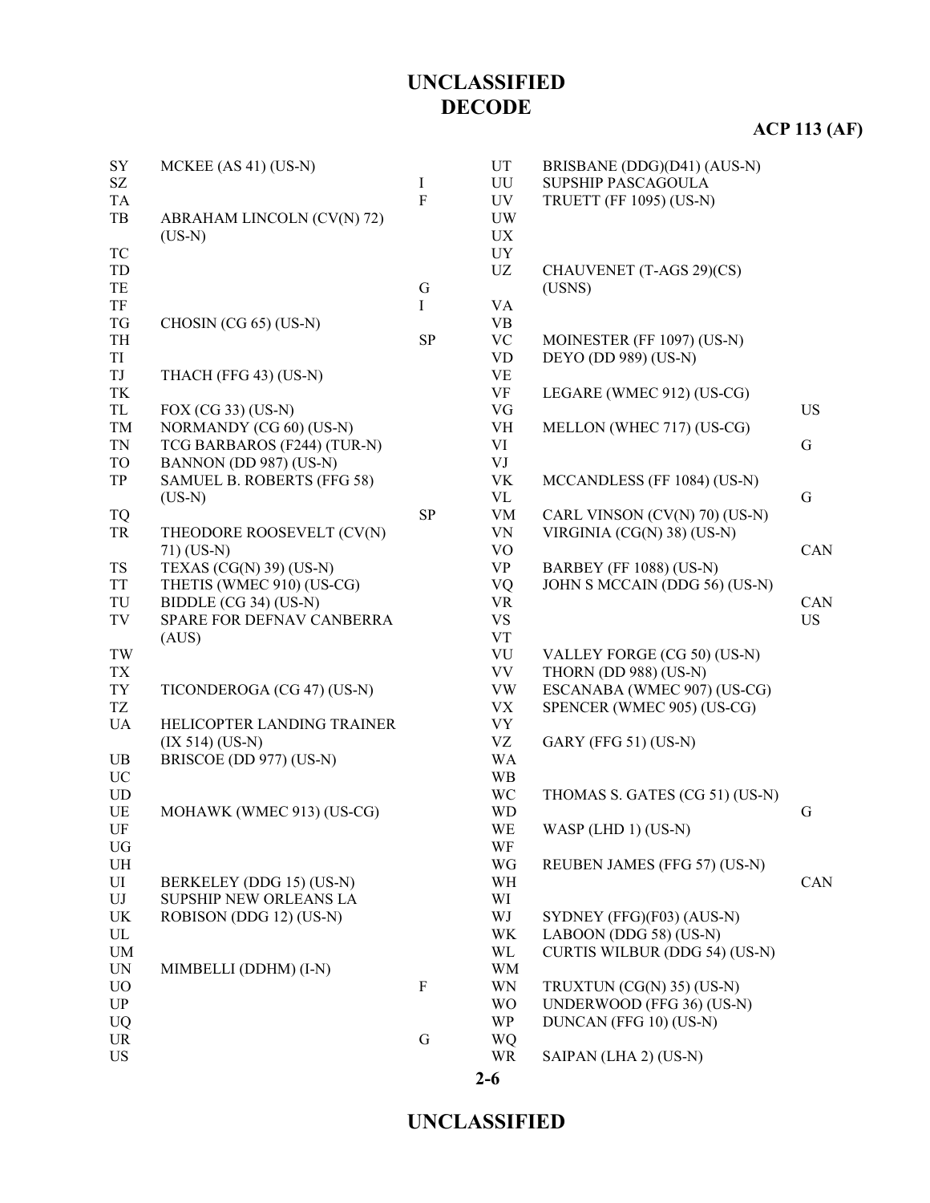# DECODE

| Code | Name | |
|---|---|---|
| SY | MCKEE (AS 41) (US-N) | |
| SZ | | I |
| TA | | F |
| TB | ABRAHAM LINCOLN (CV(N) 72) (US-N) | |
| TC | | |
| TD | | |
| TE | | G |
| TF | | I |
| TG | CHOSIN (CG 65) (US-N) | |
| TH | | SP |
| TI | | |
| TJ | THACH (FFG 43) (US-N) | |
| TK | | |
| TL | FOX (CG 33) (US-N) | |
| TM | NORMANDY (CG 60) (US-N) | |
| TN | TCG BARBAROS (F244) (TUR-N) | |
| TO | BANNON (DD 987) (US-N) | |
| TP | SAMUEL B. ROBERTS (FFG 58) (US-N) | |
| TQ | | SP |
| TR | THEODORE ROOSEVELT (CV(N) 71) (US-N) | |
| TS | TEXAS (CG(N) 39) (US-N) | |
| TT | THETIS (WMEC 910) (US-CG) | |
| TU | BIDDLE (CG 34) (US-N) | |
| TV | SPARE FOR DEFNAV CANBERRA (AUS) | |
| TW | | |
| TX | | |
| TY | TICONDEROGA (CG 47) (US-N) | |
| TZ | | |
| UA | HELICOPTER LANDING TRAINER (IX 514) (US-N) | |
| UB | BRISCOE (DD 977) (US-N) | |
| UC | | |
| UD | | |
| UE | MOHAWK (WMEC 913) (US-CG) | |
| UF | | |
| UG | | |
| UH | | |
| UI | BERKELEY (DDG 15) (US-N) | |
| UJ | SUPSHIP NEW ORLEANS LA | |
| UK | ROBISON (DDG 12) (US-N) | |
| UL | | |
| UM | | |
| UN | MIMBELLI (DDHM) (I-N) | |
| UO | | F |
| UP | | |
| UQ | | |
| UR | | G |
| US | | |

| Code | Name | |
|---|---|---|
| UT | BRISBANE (DDG)(D41) (AUS-N) | |
| UU | SUPSHIP PASCAGOULA | |
| UV | TRUETT (FF 1095) (US-N) | |
| UW | | |
| UX | | |
| UY | | |
| UZ | CHAUVENET (T-AGS 29)(CS) (USNS) | |
| VA | | |
| VB | | |
| VC | MOINESTER (FF 1097) (US-N) | |
| VD | DEYO (DD 989) (US-N) | |
| VE | | |
| VF | LEGARE (WMEC 912) (US-CG) | |
| VG | | US |
| VH | MELLON (WHEC 717) (US-CG) | |
| VI | | G |
| VJ | | |
| VK | MCCANDLESS (FF 1084) (US-N) | |
| VL | | G |
| VM | CARL VINSON (CV(N) 70) (US-N) | |
| VN | VIRGINIA (CG(N) 38) (US-N) | |
| VO | | CAN |
| VP | BARBEY (FF 1088) (US-N) | |
| VQ | JOHN S MCCAIN (DDG 56) (US-N) | |
| VR | | CAN |
| VS | | US |
| VT | | |
| VU | VALLEY FORGE (CG 50) (US-N) | |
| VV | THORN (DD 988) (US-N) | |
| VW | ESCANABA (WMEC 907) (US-CG) | |
| VX | SPENCER (WMEC 905) (US-CG) | |
| VY | | |
| VZ | GARY (FFG 51) (US-N) | |
| WA | | |
| WB | | |
| WC | THOMAS S. GATES (CG 51) (US-N) | |
| WD | | G |
| WE | WASP (LHD 1) (US-N) | |
| WF | | |
| WG | REUBEN JAMES (FFG 57) (US-N) | |
| WH | | CAN |
| WI | | |
| WJ | SYDNEY (FFG)(F03) (AUS-N) | |
| WK | LABOON (DDG 58) (US-N) | |
| WL | CURTIS WILBUR (DDG 54) (US-N) | |
| WM | | |
| WN | TRUXTUN (CG(N) 35) (US-N) | |
| WO | UNDERWOOD (FFG 36) (US-N) | |
| WP | DUNCAN (FFG 10) (US-N) | |
| WQ | | |
| WR | SAIPAN (LHA 2) (US-N) | |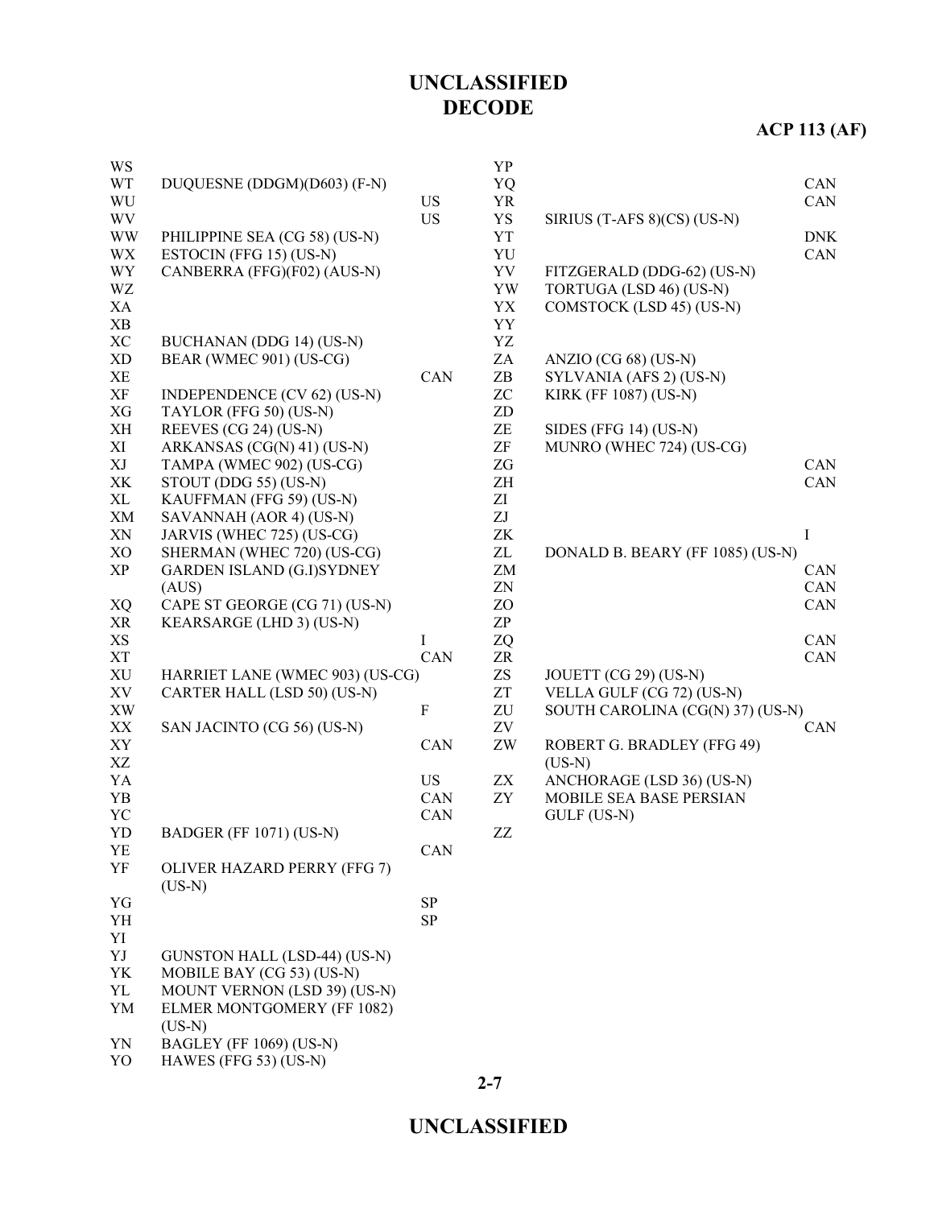# UNCLASSIFIED
# DECODE

**ACP 113 (AF)**

| Code | Name | Nation |
|---|---|---|
| WS | | |
| WT | DUQUESNE (DDGM)(D603) (F-N) | |
| WU | | US |
| WV | | US |
| WW | PHILIPPINE SEA (CG 58) (US-N) | |
| WX | ESTOCIN (FFG 15) (US-N) | |
| WY | CANBERRA (FFG)(F02) (AUS-N) | |
| WZ | | |
| XA | | |
| XB | | |
| XC | BUCHANAN (DDG 14) (US-N) | |
| XD | BEAR (WMEC 901) (US-CG) | |
| XE | | CAN |
| XF | INDEPENDENCE (CV 62) (US-N) | |
| XG | TAYLOR (FFG 50) (US-N) | |
| XH | REEVES (CG 24) (US-N) | |
| XI | ARKANSAS (CG(N) 41) (US-N) | |
| XJ | TAMPA (WMEC 902) (US-CG) | |
| XK | STOUT (DDG 55) (US-N) | |
| XL | KAUFFMAN (FFG 59) (US-N) | |
| XM | SAVANNAH (AOR 4) (US-N) | |
| XN | JARVIS (WHEC 725) (US-CG) | |
| XO | SHERMAN (WHEC 720) (US-CG) | |
| XP | GARDEN ISLAND (G.I)SYDNEY (AUS) | |
| XQ | CAPE ST GEORGE (CG 71) (US-N) | |
| XR | KEARSARGE (LHD 3) (US-N) | |
| XS | | I |
| XT | | CAN |
| XU | HARRIET LANE (WMEC 903) (US-CG) | |
| XV | CARTER HALL (LSD 50) (US-N) | |
| XW | | F |
| XX | SAN JACINTO (CG 56) (US-N) | |
| XY | | CAN |
| XZ | | |
| YA | | US |
| YB | | CAN |
| YC | | CAN |
| YD | BADGER (FF 1071) (US-N) | |
| YE | | CAN |
| YF | OLIVER HAZARD PERRY (FFG 7) (US-N) | |
| YG | | SP |
| YH | | SP |
| YI | | |
| YJ | GUNSTON HALL (LSD-44) (US-N) | |
| YK | MOBILE BAY (CG 53) (US-N) | |
| YL | MOUNT VERNON (LSD 39) (US-N) | |
| YM | ELMER MONTGOMERY (FF 1082) (US-N) | |
| YN | BAGLEY (FF 1069) (US-N) | |
| YO | HAWES (FFG 53) (US-N) | |
| YP | | |
| YQ | | CAN |
| YR | | CAN |
| YS | SIRIUS (T-AFS 8)(CS) (US-N) | |
| YT | | DNK |
| YU | | CAN |
| YV | FITZGERALD (DDG-62) (US-N) | |
| YW | TORTUGA (LSD 46) (US-N) | |
| YX | COMSTOCK (LSD 45) (US-N) | |
| YY | | |
| YZ | | |
| ZA | ANZIO (CG 68) (US-N) | |
| ZB | SYLVANIA (AFS 2) (US-N) | |
| ZC | KIRK (FF 1087) (US-N) | |
| ZD | | |
| ZE | SIDES (FFG 14) (US-N) | |
| ZF | MUNRO (WHEC 724) (US-CG) | |
| ZG | | CAN |
| ZH | | CAN |
| ZI | | |
| ZJ | | |
| ZK | | I |
| ZL | DONALD B. BEARY (FF 1085) (US-N) | |
| ZM | | CAN |
| ZN | | CAN |
| ZO | | CAN |
| ZP | | |
| ZQ | | CAN |
| ZR | | CAN |
| ZS | JOUETT (CG 29) (US-N) | |
| ZT | VELLA GULF (CG 72) (US-N) | |
| ZU | SOUTH CAROLINA (CG(N) 37) (US-N) | |
| ZV | | CAN |
| ZW | ROBERT G. BRADLEY (FFG 49) (US-N) | |
| ZX | ANCHORAGE (LSD 36) (US-N) | |
| ZY | MOBILE SEA BASE PERSIAN GULF (US-N) | |
| ZZ | | |

# UNCLASSIFIED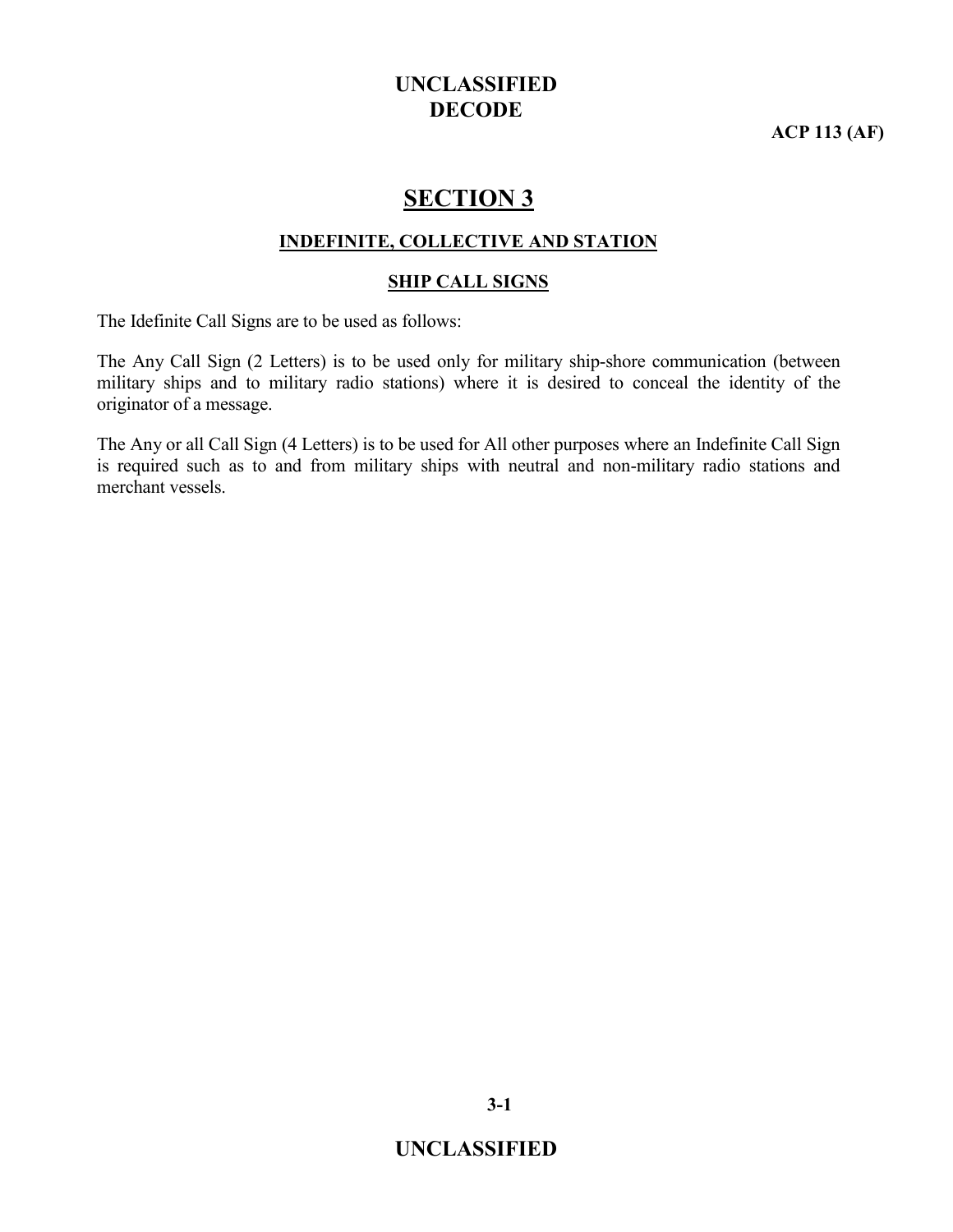# SECTION 3

## INDEFINITE, COLLECTIVE AND STATION

## SHIP CALL SIGNS

The Idefinite Call Signs are to be used as follows:

The Any Call Sign (2 Letters) is to be used only for military ship-shore communication (between military ships and to military radio stations) where it is desired to conceal the identity of the originator of a message.

The Any or all Call Sign (4 Letters) is to be used for All other purposes where an Indefinite Call Sign is required such as to and from military ships with neutral and non-military radio stations and merchant vessels.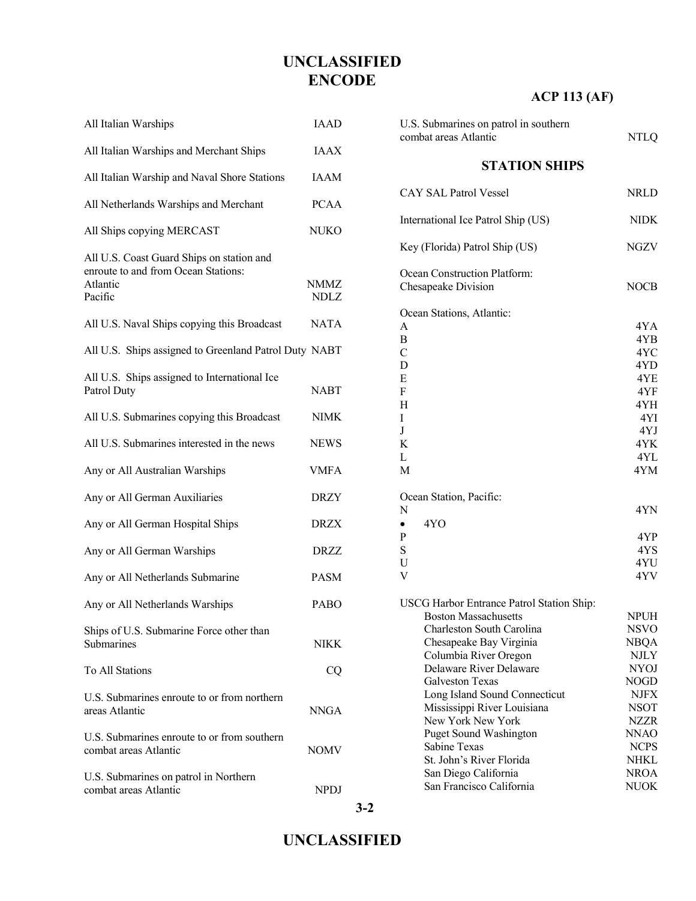# UNCLASSIFIED
# ENCODE

| | |
|---|---|
| All Italian Warships | IAAD |
| All Italian Warships and Merchant Ships | IAAX |
| All Italian Warship and Naval Shore Stations | IAAM |
| All Netherlands Warships and Merchant | PCAA |
| All Ships copying MERCAST | NUKO |
| All U.S. Coast Guard Ships on station and enroute to and from Ocean Stations: | |
| Atlantic | NMMZ |
| Pacific | NDLZ |
| All U.S. Naval Ships copying this Broadcast | NATA |
| All U.S. Ships assigned to Greenland Patrol Duty | NABT |
| All U.S. Ships assigned to International Ice Patrol Duty | NABT |
| All U.S. Submarines copying this Broadcast | NIMK |
| All U.S. Submarines interested in the news | NEWS |
| Any or All Australian Warships | VMFA |
| Any or All German Auxiliaries | DRZY |
| Any or All German Hospital Ships | DRZX |
| Any or All German Warships | DRZZ |
| Any or All Netherlands Submarine | PASM |
| Any or All Netherlands Warships | PABO |
| Ships of U.S. Submarine Force other than Submarines | NIKK |
| To All Stations | CQ |
| U.S. Submarines enroute to or from northern areas Atlantic | NNGA |
| U.S. Submarines enroute to or from southern combat areas Atlantic | NOMV |
| U.S. Submarines on patrol in Northern combat areas Atlantic | NPDJ |
| U.S. Submarines on patrol in southern combat areas Atlantic | NTLQ |

## STATION SHIPS

| | |
|---|---|
| CAY SAL Patrol Vessel | NRLD |
| International Ice Patrol Ship (US) | NIDK |
| Key (Florida) Patrol Ship (US) | NGZV |
| Ocean Construction Platform: | |
| Chesapeake Division | NOCB |
| Ocean Stations, Atlantic: | |
| A | 4YA |
| B | 4YB |
| C | 4YC |
| D | 4YD |
| E | 4YE |
| F | 4YF |
| H | 4YH |
| I | 4YI |
| J | 4YJ |
| K | 4YK |
| L | 4YL |
| M | 4YM |
| Ocean Station, Pacific: | |
| N | 4YN |
| • | 4YO |
| P | 4YP |
| S | 4YS |
| U | 4YU |
| V | 4YV |
| USCG Harbor Entrance Patrol Station Ship: | |
| Boston Massachusetts | NPUH |
| Charleston South Carolina | NSVO |
| Chesapeake Bay Virginia | NBQA |
| Columbia River Oregon | NJLY |
| Delaware River Delaware | NYOJ |
| Galveston Texas | NOGD |
| Long Island Sound Connecticut | NJFX |
| Mississippi River Louisiana | NSOT |
| New York New York | NZZR |
| Puget Sound Washington | NNAO |
| Sabine Texas | NCPS |
| St. John's River Florida | NHKL |
| San Diego California | NROA |
| San Francisco California | NUOK |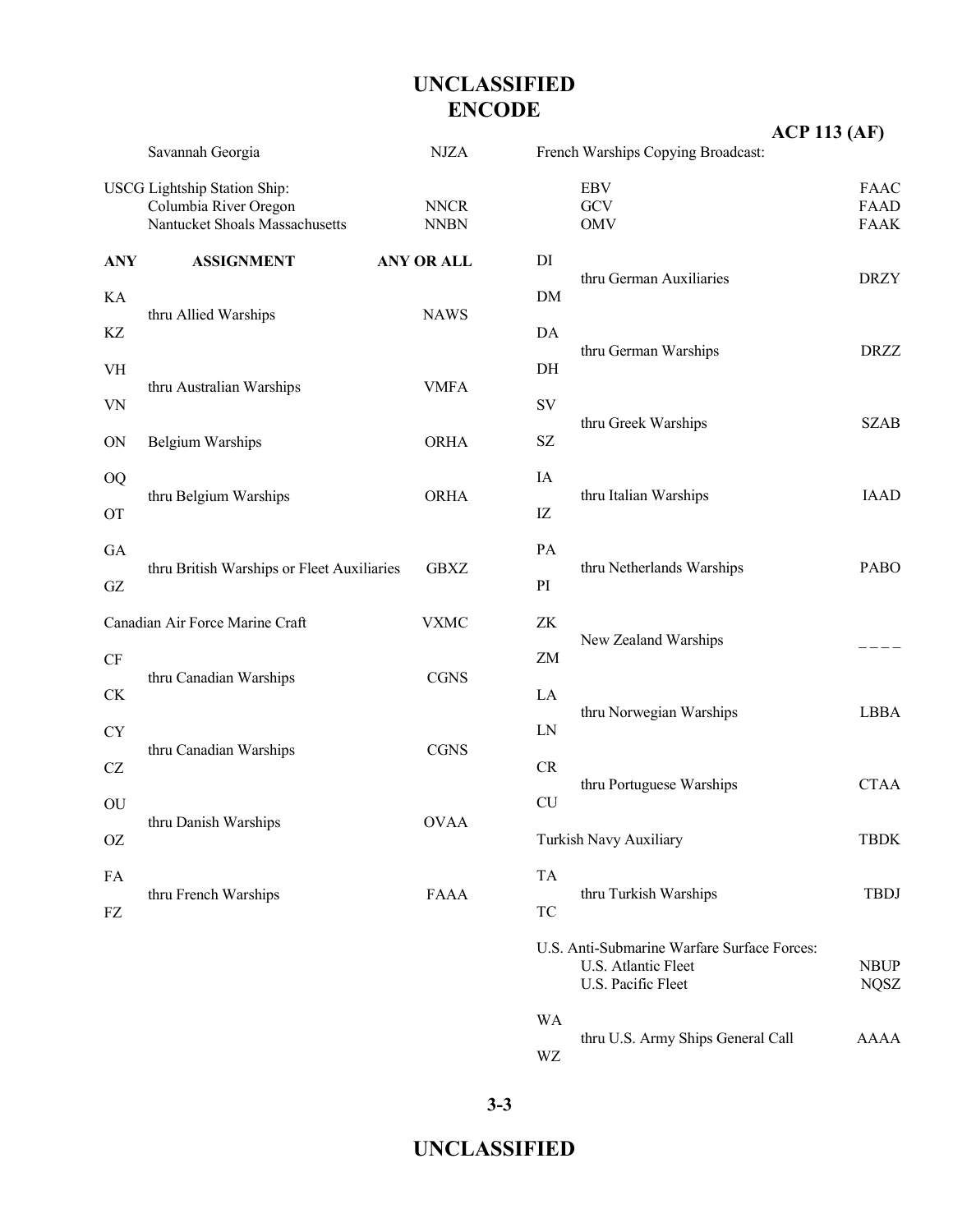# UNCLASSIFIED
# ENCODE

| ANY | ASSIGNMENT | ANY OR ALL |
|---|---|---|
| | Savannah Georgia | NJZA |
| | USCG Lightship Station Ship: | |
| | Columbia River Oregon | NNCR |
| | Nantucket Shoals Massachusetts | NNBN |
| KA thru KZ | Allied Warships | NAWS |
| VH thru VN | Australian Warships | VMFA |
| ON | Belgium Warships | ORHA |
| OQ thru OT | Belgium Warships | ORHA |
| GA thru GZ | British Warships or Fleet Auxiliaries | GBXZ |
| | Canadian Air Force Marine Craft | VXMC |
| CF thru CK | Canadian Warships | CGNS |
| CY thru CZ | Canadian Warships | CGNS |
| OU thru OZ | Danish Warships | OVAA |
| FA thru FZ | French Warships | FAAA |
| | French Warships Copying Broadcast: | |
| | EBV | FAAC |
| | GCV | FAAD |
| | OMV | FAAK |
| DI thru DM | German Auxiliaries | DRZY |
| DA thru DH | German Warships | DRZZ |
| SV thru SZ | Greek Warships | SZAB |
| IA thru IZ | Italian Warships | IAAD |
| PA thru PI | Netherlands Warships | PABO |
| ZK thru ZM | New Zealand Warships | _ _ _ _ |
| LA thru LN | Norwegian Warships | LBBA |
| CR thru CU | Portuguese Warships | CTAA |
| | Turkish Navy Auxiliary | TBDK |
| TA thru TC | Turkish Warships | TBDJ |
| | U.S. Anti-Submarine Warfare Surface Forces: | |
| | U.S. Atlantic Fleet | NBUP |
| | U.S. Pacific Fleet | NQSZ |
| WA thru WZ | U.S. Army Ships General Call | AAAA |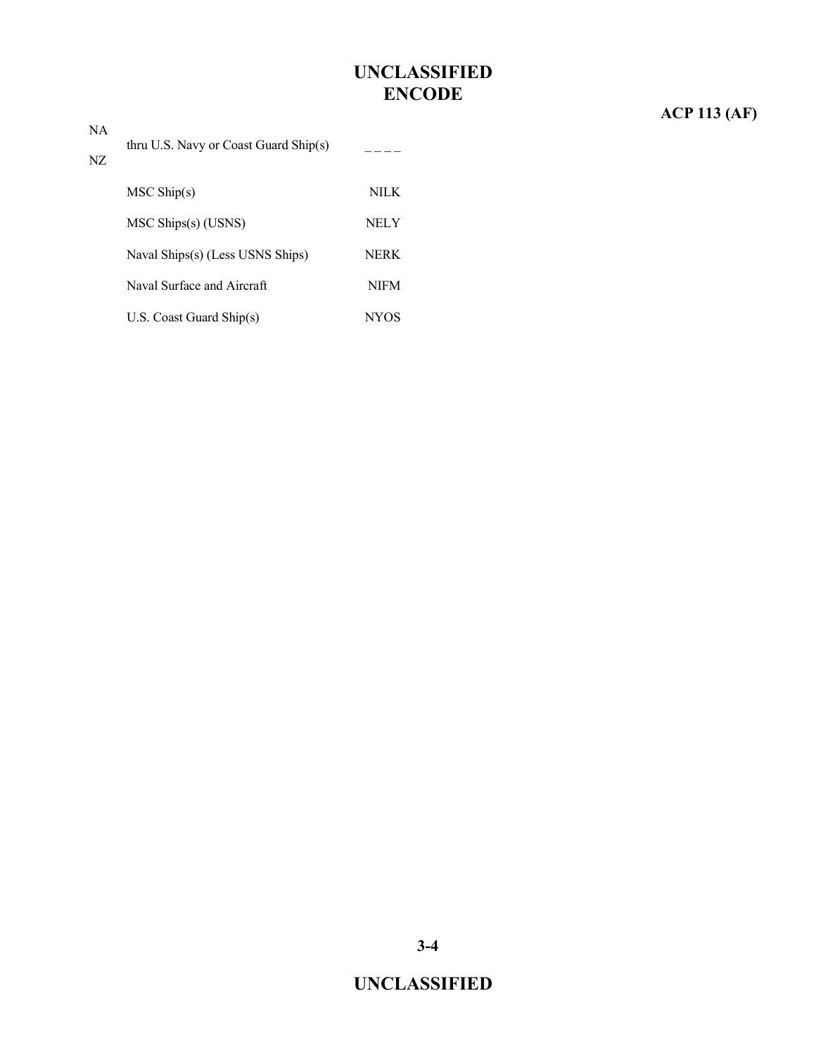| | | |
|---|---|---|
| NA<br>NZ | thru U.S. Navy or Coast Guard Ship(s) | _ _ _ _ |
| | MSC Ship(s) | NILK |
| | MSC Ships(s) (USNS) | NELY |
| | Naval Ships(s) (Less USNS Ships) | NERK |
| | Naval Surface and Aircraft | NIFM |
| | U.S. Coast Guard Ship(s) | NYOS |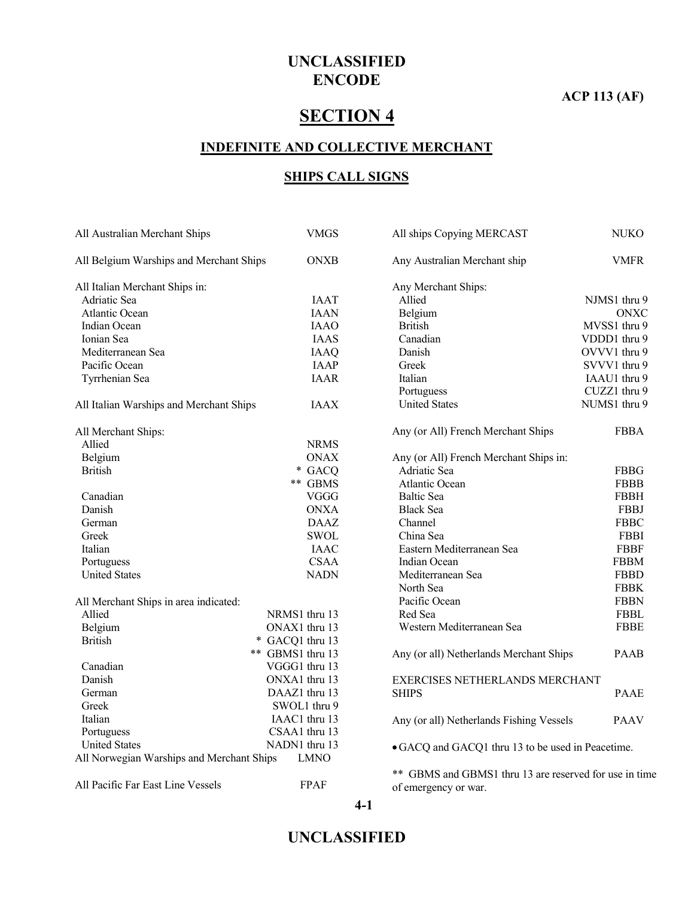# SECTION 4

## INDEFINITE AND COLLECTIVE MERCHANT

## SHIPS CALL SIGNS

| | |
|---|---|
| All Australian Merchant Ships | VMGS |
| All Belgium Warships and Merchant Ships | ONXB |
| All Italian Merchant Ships in: | |
| Adriatic Sea | IAAT |
| Atlantic Ocean | IAAN |
| Indian Ocean | IAAO |
| Ionian Sea | IAAS |
| Mediterranean Sea | IAAQ |
| Pacific Ocean | IAAP |
| Tyrrhenian Sea | IAAR |
| All Italian Warships and Merchant Ships | IAAX |
| All Merchant Ships: | |
| Allied | NRMS |
| Belgium | ONAX |
| British | * GACQ |
| | ** GBMS |
| Canadian | VGGG |
| Danish | ONXA |
| German | DAAZ |
| Greek | SWOL |
| Italian | IAAC |
| Portuguess | CSAA |
| United States | NADN |
| All Merchant Ships in area indicated: | |
| Allied | NRMS1 thru 13 |
| Belgium | ONAX1 thru 13 |
| British | * GACQ1 thru 13 |
| | ** GBMS1 thru 13 |
| Canadian | VGGG1 thru 13 |
| Danish | ONXA1 thru 13 |
| German | DAAZ1 thru 13 |
| Greek | SWOL1 thru 9 |
| Italian | IAAC1 thru 13 |
| Portuguess | CSAA1 thru 13 |
| United States | NADN1 thru 13 |
| All Norwegian Warships and Merchant Ships | LMNO |
| All Pacific Far East Line Vessels | FPAF |
| All ships Copying MERCAST | NUKO |
| Any Australian Merchant ship | VMFR |
| Any Merchant Ships: | |
| Allied | NJMS1 thru 9 |
| Belgium | ONXC |
| British | MVSS1 thru 9 |
| Canadian | VDDD1 thru 9 |
| Danish | OVVV1 thru 9 |
| Greek | SVVV1 thru 9 |
| Italian | IAAU1 thru 9 |
| Portuguess | CUZZ1 thru 9 |
| United States | NUMS1 thru 9 |
| Any (or All) French Merchant Ships | FBBA |
| Any (or All) French Merchant Ships in: | |
| Adriatic Sea | FBBG |
| Atlantic Ocean | FBBB |
| Baltic Sea | FBBH |
| Black Sea | FBBJ |
| Channel | FBBC |
| China Sea | FBBI |
| Eastern Mediterranean Sea | FBBF |
| Indian Ocean | FBBM |
| Mediterranean Sea | FBBD |
| North Sea | FBBK |
| Pacific Ocean | FBBN |
| Red Sea | FBBL |
| Western Mediterranean Sea | FBBE |
| Any (or all) Netherlands Merchant Ships | PAAB |
| EXERCISES NETHERLANDS MERCHANT SHIPS | PAAE |
| Any (or all) Netherlands Fishing Vessels | PAAV |

- GACQ and GACQ1 thru 13 to be used in Peacetime.

** GBMS and GBMS1 thru 13 are reserved for use in time of emergency or war.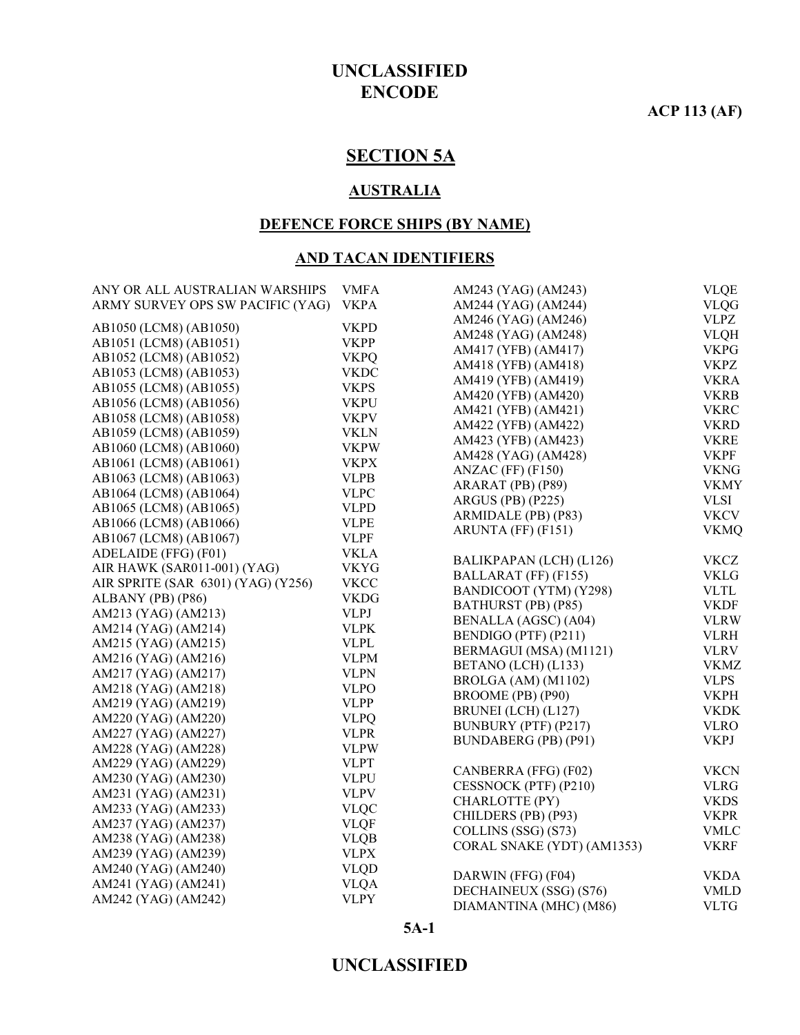# SECTION 5A

## AUSTRALIA

### DEFENCE FORCE SHIPS (BY NAME)

### AND TACAN IDENTIFIERS

| Name | Call Sign |
|---|---|
| ANY OR ALL AUSTRALIAN WARSHIPS | VMFA |
| ARMY SURVEY OPS SW PACIFIC (YAG) | VKPA |
| AB1050 (LCM8) (AB1050) | VKPD |
| AB1051 (LCM8) (AB1051) | VKPP |
| AB1052 (LCM8) (AB1052) | VKPQ |
| AB1053 (LCM8) (AB1053) | VKDC |
| AB1055 (LCM8) (AB1055) | VKPS |
| AB1056 (LCM8) (AB1056) | VKPU |
| AB1058 (LCM8) (AB1058) | VKPV |
| AB1059 (LCM8) (AB1059) | VKLN |
| AB1060 (LCM8) (AB1060) | VKPW |
| AB1061 (LCM8) (AB1061) | VKPX |
| AB1063 (LCM8) (AB1063) | VLPB |
| AB1064 (LCM8) (AB1064) | VLPC |
| AB1065 (LCM8) (AB1065) | VLPD |
| AB1066 (LCM8) (AB1066) | VLPE |
| AB1067 (LCM8) (AB1067) | VLPF |
| ADELAIDE (FFG) (F01) | VKLA |
| AIR HAWK (SAR011-001) (YAG) | VKYG |
| AIR SPRITE (SAR 6301) (YAG) (Y256) | VKCC |
| ALBANY (PB) (P86) | VKDG |
| AM213 (YAG) (AM213) | VLPJ |
| AM214 (YAG) (AM214) | VLPK |
| AM215 (YAG) (AM215) | VLPL |
| AM216 (YAG) (AM216) | VLPM |
| AM217 (YAG) (AM217) | VLPN |
| AM218 (YAG) (AM218) | VLPO |
| AM219 (YAG) (AM219) | VLPP |
| AM220 (YAG) (AM220) | VLPQ |
| AM227 (YAG) (AM227) | VLPR |
| AM228 (YAG) (AM228) | VLPW |
| AM229 (YAG) (AM229) | VLPT |
| AM230 (YAG) (AM230) | VLPU |
| AM231 (YAG) (AM231) | VLPV |
| AM233 (YAG) (AM233) | VLQC |
| AM237 (YAG) (AM237) | VLQF |
| AM238 (YAG) (AM238) | VLQB |
| AM239 (YAG) (AM239) | VLPX |
| AM240 (YAG) (AM240) | VLQD |
| AM241 (YAG) (AM241) | VLQA |
| AM242 (YAG) (AM242) | VLPY |
| AM243 (YAG) (AM243) | VLQE |
| AM244 (YAG) (AM244) | VLQG |
| AM246 (YAG) (AM246) | VLPZ |
| AM248 (YAG) (AM248) | VLQH |
| AM417 (YFB) (AM417) | VKPG |
| AM418 (YFB) (AM418) | VKPZ |
| AM419 (YFB) (AM419) | VKRA |
| AM420 (YFB) (AM420) | VKRB |
| AM421 (YFB) (AM421) | VKRC |
| AM422 (YFB) (AM422) | VKRD |
| AM423 (YFB) (AM423) | VKRE |
| AM428 (YAG) (AM428) | VKPF |
| ANZAC (FF) (F150) | VKNG |
| ARARAT (PB) (P89) | VKMY |
| ARGUS (PB) (P225) | VLSI |
| ARMIDALE (PB) (P83) | VKCV |
| ARUNTA (FF) (F151) | VKMQ |
| BALIKPAPAN (LCH) (L126) | VKCZ |
| BALLARAT (FF) (F155) | VKLG |
| BANDICOOT (YTM) (Y298) | VLTL |
| BATHURST (PB) (P85) | VKDF |
| BENALLA (AGSC) (A04) | VLRW |
| BENDIGO (PTF) (P211) | VLRH |
| BERMAGUI (MSA) (M1121) | VLRV |
| BETANO (LCH) (L133) | VKMZ |
| BROLGA (AM) (M1102) | VLPS |
| BROOME (PB) (P90) | VKPH |
| BRUNEI (LCH) (L127) | VKDK |
| BUNBURY (PTF) (P217) | VLRO |
| BUNDABERG (PB) (P91) | VKPJ |
| CANBERRA (FFG) (F02) | VKCN |
| CESSNOCK (PTF) (P210) | VLRG |
| CHARLOTTE (PY) | VKDS |
| CHILDERS (PB) (P93) | VKPR |
| COLLINS (SSG) (S73) | VMLC |
| CORAL SNAKE (YDT) (AM1353) | VKRF |
| DARWIN (FFG) (F04) | VKDA |
| DECHAINEUX (SSG) (S76) | VMLD |
| DIAMANTINA (MHC) (M86) | VLTG |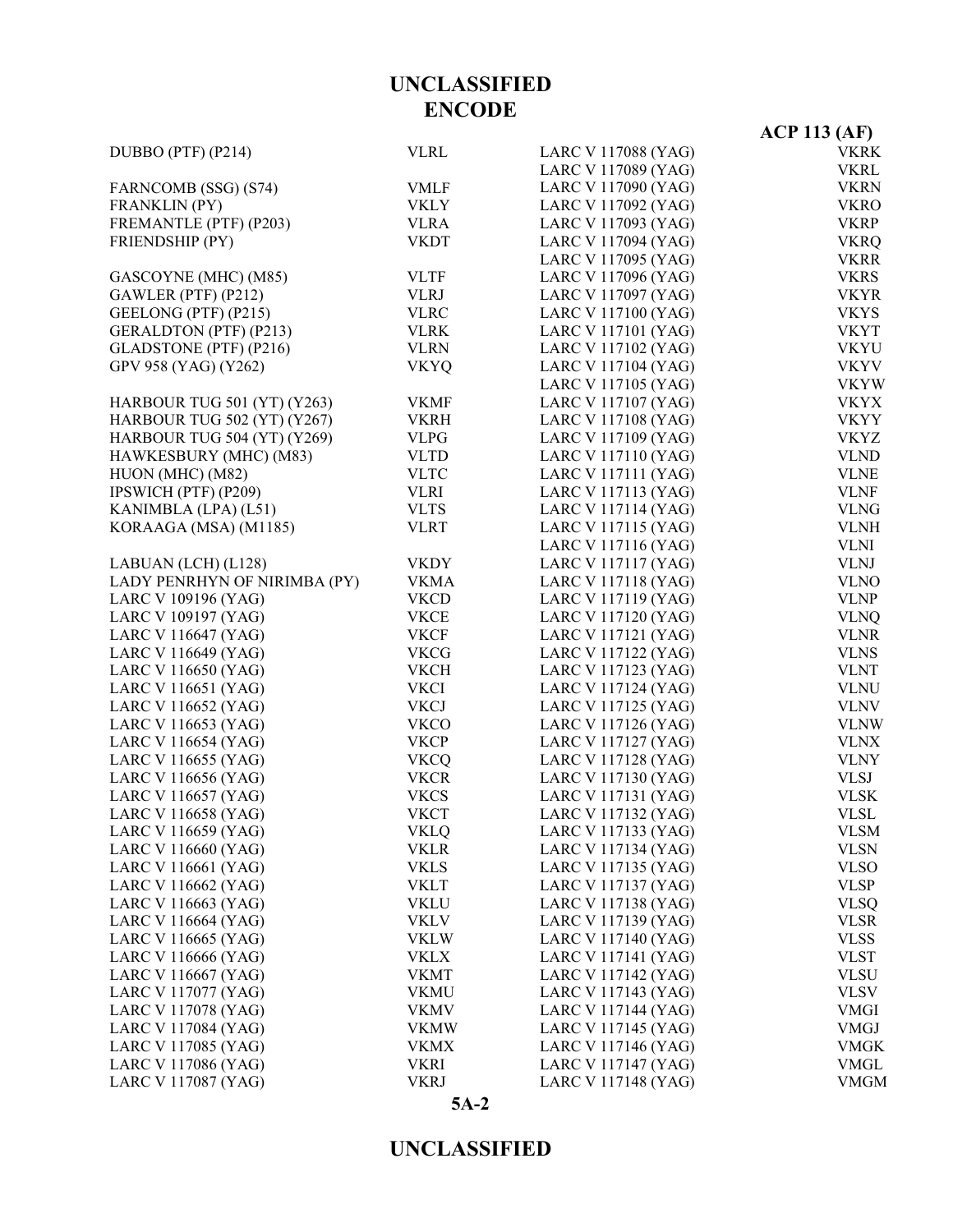**UNCLASSIFIED**
**ENCODE**

**ACP 113 (AF)**

| | |
|---|---|
| DUBBO (PTF) (P214) | VLRL |
| | |
| FARNCOMB (SSG) (S74) | VMLF |
| FRANKLIN (PY) | VKLY |
| FREMANTLE (PTF) (P203) | VLRA |
| FRIENDSHIP (PY) | VKDT |
| | |
| GASCOYNE (MHC) (M85) | VLTF |
| GAWLER (PTF) (P212) | VLRJ |
| GEELONG (PTF) (P215) | VLRC |
| GERALDTON (PTF) (P213) | VLRK |
| GLADSTONE (PTF) (P216) | VLRN |
| GPV 958 (YAG) (Y262) | VKYQ |
| | |
| HARBOUR TUG 501 (YT) (Y263) | VKMF |
| HARBOUR TUG 502 (YT) (Y267) | VKRH |
| HARBOUR TUG 504 (YT) (Y269) | VLPG |
| HAWKESBURY (MHC) (M83) | VLTD |
| HUON (MHC) (M82) | VLTC |
| IPSWICH (PTF) (P209) | VLRI |
| KANIMBLA (LPA) (L51) | VLTS |
| KORAAGA (MSA) (M1185) | VLRT |
| | |
| LABUAN (LCH) (L128) | VKDY |
| LADY PENRHYN OF NIRIMBA (PY) | VKMA |
| LARC V 109196 (YAG) | VKCD |
| LARC V 109197 (YAG) | VKCE |
| LARC V 116647 (YAG) | VKCF |
| LARC V 116649 (YAG) | VKCG |
| LARC V 116650 (YAG) | VKCH |
| LARC V 116651 (YAG) | VKCI |
| LARC V 116652 (YAG) | VKCJ |
| LARC V 116653 (YAG) | VKCO |
| LARC V 116654 (YAG) | VKCP |
| LARC V 116655 (YAG) | VKCQ |
| LARC V 116656 (YAG) | VKCR |
| LARC V 116657 (YAG) | VKCS |
| LARC V 116658 (YAG) | VKCT |
| LARC V 116659 (YAG) | VKLQ |
| LARC V 116660 (YAG) | VKLR |
| LARC V 116661 (YAG) | VKLS |
| LARC V 116662 (YAG) | VKLT |
| LARC V 116663 (YAG) | VKLU |
| LARC V 116664 (YAG) | VKLV |
| LARC V 116665 (YAG) | VKLW |
| LARC V 116666 (YAG) | VKLX |
| LARC V 116667 (YAG) | VKMT |
| LARC V 117077 (YAG) | VKMU |
| LARC V 117078 (YAG) | VKMV |
| LARC V 117084 (YAG) | VKMW |
| LARC V 117085 (YAG) | VKMX |
| LARC V 117086 (YAG) | VKRI |
| LARC V 117087 (YAG) | VKRJ |
| LARC V 117088 (YAG) | VKRK |
| LARC V 117089 (YAG) | VKRL |
| LARC V 117090 (YAG) | VKRN |
| LARC V 117092 (YAG) | VKRO |
| LARC V 117093 (YAG) | VKRP |
| LARC V 117094 (YAG) | VKRQ |
| LARC V 117095 (YAG) | VKRR |
| LARC V 117096 (YAG) | VKRS |
| LARC V 117097 (YAG) | VKYR |
| LARC V 117100 (YAG) | VKYS |
| LARC V 117101 (YAG) | VKYT |
| LARC V 117102 (YAG) | VKYU |
| LARC V 117104 (YAG) | VKYV |
| LARC V 117105 (YAG) | VKYW |
| LARC V 117107 (YAG) | VKYX |
| LARC V 117108 (YAG) | VKYY |
| LARC V 117109 (YAG) | VKYZ |
| LARC V 117110 (YAG) | VLND |
| LARC V 117111 (YAG) | VLNE |
| LARC V 117113 (YAG) | VLNF |
| LARC V 117114 (YAG) | VLNG |
| LARC V 117115 (YAG) | VLNH |
| LARC V 117116 (YAG) | VLNI |
| LARC V 117117 (YAG) | VLNJ |
| LARC V 117118 (YAG) | VLNO |
| LARC V 117119 (YAG) | VLNP |
| LARC V 117120 (YAG) | VLNQ |
| LARC V 117121 (YAG) | VLNR |
| LARC V 117122 (YAG) | VLNS |
| LARC V 117123 (YAG) | VLNT |
| LARC V 117124 (YAG) | VLNU |
| LARC V 117125 (YAG) | VLNV |
| LARC V 117126 (YAG) | VLNW |
| LARC V 117127 (YAG) | VLNX |
| LARC V 117128 (YAG) | VLNY |
| LARC V 117130 (YAG) | VLSJ |
| LARC V 117131 (YAG) | VLSK |
| LARC V 117132 (YAG) | VLSL |
| LARC V 117133 (YAG) | VLSM |
| LARC V 117134 (YAG) | VLSN |
| LARC V 117135 (YAG) | VLSO |
| LARC V 117137 (YAG) | VLSP |
| LARC V 117138 (YAG) | VLSQ |
| LARC V 117139 (YAG) | VLSR |
| LARC V 117140 (YAG) | VLSS |
| LARC V 117141 (YAG) | VLST |
| LARC V 117142 (YAG) | VLSU |
| LARC V 117143 (YAG) | VLSV |
| LARC V 117144 (YAG) | VMGI |
| LARC V 117145 (YAG) | VMGJ |
| LARC V 117146 (YAG) | VMGK |
| LARC V 117147 (YAG) | VMGL |
| LARC V 117148 (YAG) | VMGM |

5A-2

**UNCLASSIFIED**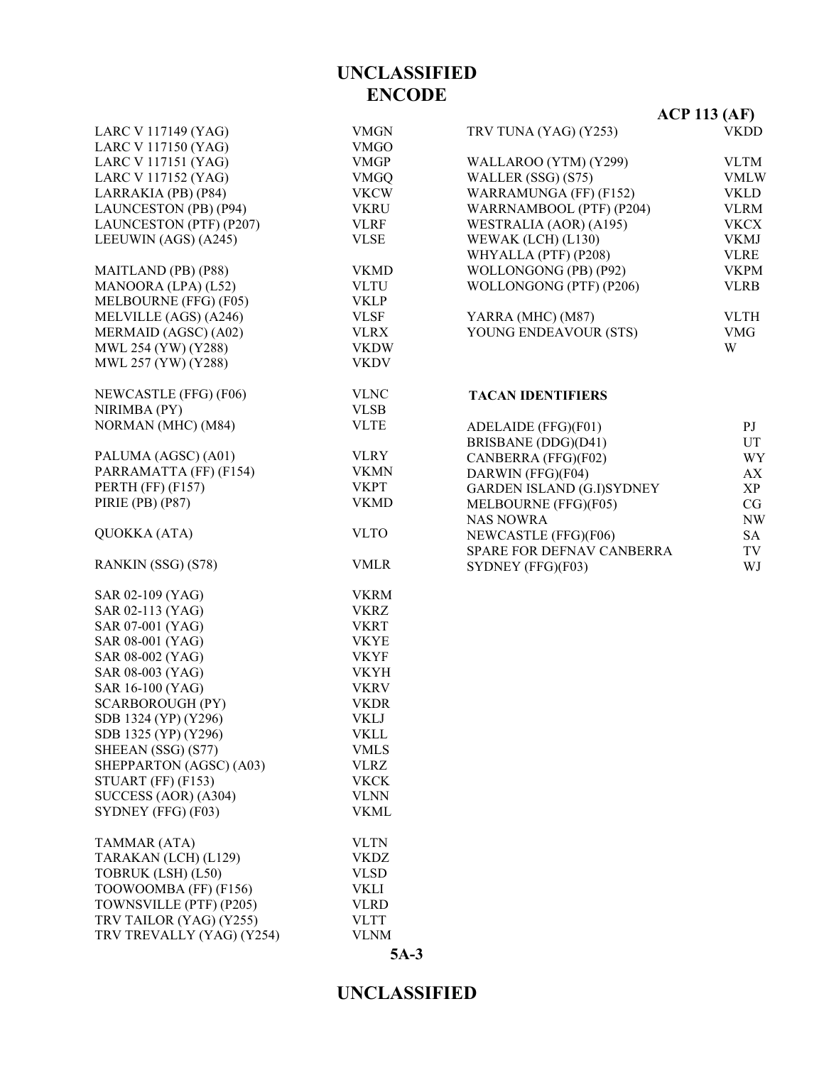# UNCLASSIFIED
## ENCODE

**ACP 113 (AF)**

| | |
|---|---|
| LARC V 117149 (YAG) | VMGN |
| LARC V 117150 (YAG) | VMGO |
| LARC V 117151 (YAG) | VMGP |
| LARC V 117152 (YAG) | VMGQ |
| LARRAKIA (PB) (P84) | VKCW |
| LAUNCESTON (PB) (P94) | VKRU |
| LAUNCESTON (PTF) (P207) | VLRF |
| LEEUWIN (AGS) (A245) | VLSE |
| | |
| MAITLAND (PB) (P88) | VKMD |
| MANOORA (LPA) (L52) | VLTU |
| MELBOURNE (FFG) (F05) | VKLP |
| MELVILLE (AGS) (A246) | VLSF |
| MERMAID (AGSC) (A02) | VLRX |
| MWL 254 (YW) (Y288) | VKDW |
| MWL 257 (YW) (Y288) | VKDV |
| | |
| NEWCASTLE (FFG) (F06) | VLNC |
| NIRIMBA (PY) | VLSB |
| NORMAN (MHC) (M84) | VLTE |
| | |
| PALUMA (AGSC) (A01) | VLRY |
| PARRAMATTA (FF) (F154) | VKMN |
| PERTH (FF) (F157) | VKPT |
| PIRIE (PB) (P87) | VKMD |
| | |
| QUOKKA (ATA) | VLTO |
| | |
| RANKIN (SSG) (S78) | VMLR |
| | |
| SAR 02-109 (YAG) | VKRM |
| SAR 02-113 (YAG) | VKRZ |
| SAR 07-001 (YAG) | VKRT |
| SAR 08-001 (YAG) | VKYE |
| SAR 08-002 (YAG) | VKYF |
| SAR 08-003 (YAG) | VKYH |
| SAR 16-100 (YAG) | VKRV |
| SCARBOROUGH (PY) | VKDR |
| SDB 1324 (YP) (Y296) | VKLJ |
| SDB 1325 (YP) (Y296) | VKLL |
| SHEEAN (SSG) (S77) | VMLS |
| SHEPPARTON (AGSC) (A03) | VLRZ |
| STUART (FF) (F153) | VKCK |
| SUCCESS (AOR) (A304) | VLNN |
| SYDNEY (FFG) (F03) | VKML |
| | |
| TAMMAR (ATA) | VLTN |
| TARAKAN (LCH) (L129) | VKDZ |
| TOBRUK (LSH) (L50) | VLSD |
| TOOWOOMBA (FF) (F156) | VKLI |
| TOWNSVILLE (PTF) (P205) | VLRD |
| TRV TAILOR (YAG) (Y255) | VLTT |
| TRV TREVALLY (YAG) (Y254) | VLNM |
| TRV TUNA (YAG) (Y253) | VKDD |
| | |
| WALLAROO (YTM) (Y299) | VLTM |
| WALLER (SSG) (S75) | VMLW |
| WARRAMUNGA (FF) (F152) | VKLD |
| WARRNAMBOOL (PTF) (P204) | VLRM |
| WESTRALIA (AOR) (A195) | VKCX |
| WEWAK (LCH) (L130) | VKMJ |
| WHYALLA (PTF) (P208) | VLRE |
| WOLLONGONG (PB) (P92) | VKPM |
| WOLLONGONG (PTF) (P206) | VLRB |
| | |
| YARRA (MHC) (M87) | VLTH |
| YOUNG ENDEAVOUR (STS) | VMGW |

### TACAN IDENTIFIERS

| | |
|---|---|
| ADELAIDE (FFG)(F01) | PJ |
| BRISBANE (DDG)(D41) | UT |
| CANBERRA (FFG)(F02) | WY |
| DARWIN (FFG)(F04) | AX |
| GARDEN ISLAND (G.I)SYDNEY | XP |
| MELBOURNE (FFG)(F05) | CG |
| NAS NOWRA | NW |
| NEWCASTLE (FFG)(F06) | SA |
| SPARE FOR DEFNAV CANBERRA | TV |
| SYDNEY (FFG)(F03) | WJ |

5A-3

# UNCLASSIFIED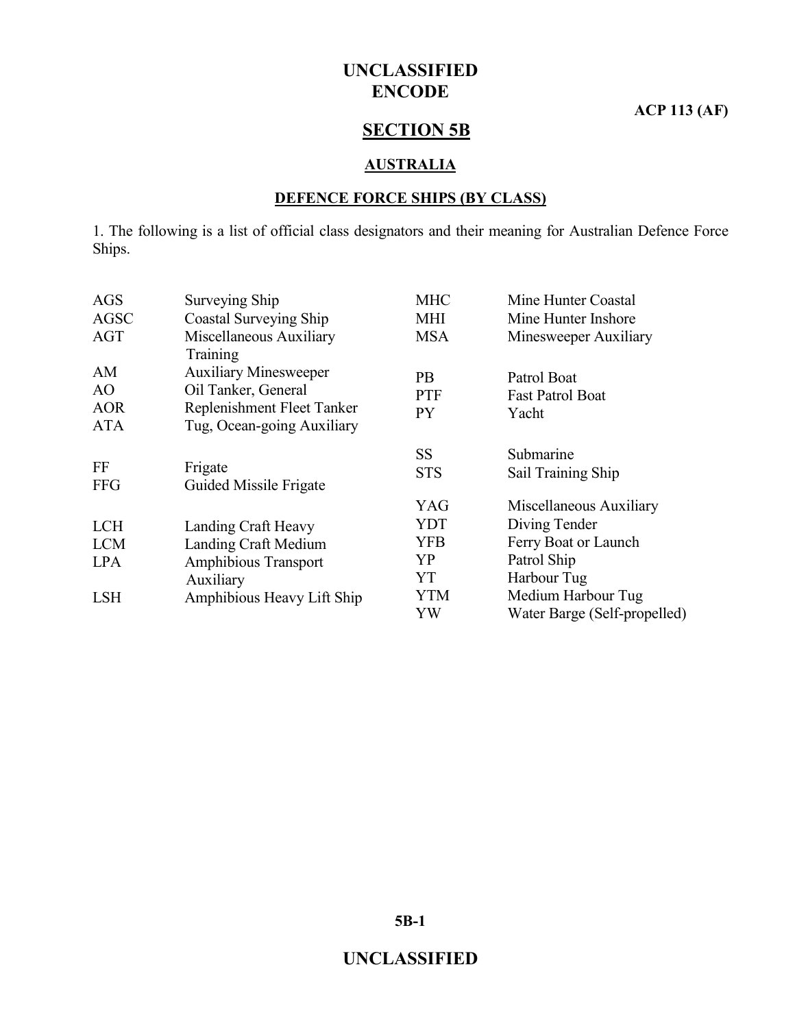# SECTION 5B

## AUSTRALIA

### DEFENCE FORCE SHIPS (BY CLASS)

1. The following is a list of official class designators and their meaning for Australian Defence Force Ships.

| Designator | Meaning |
|---|---|
| AGS | Surveying Ship |
| AGSC | Coastal Surveying Ship |
| AGT | Miscellaneous Auxiliary Training |
| AM | Auxiliary Minesweeper |
| AO | Oil Tanker, General |
| AOR | Replenishment Fleet Tanker |
| ATA | Tug, Ocean-going Auxiliary |
| FF | Frigate |
| FFG | Guided Missile Frigate |
| LCH | Landing Craft Heavy |
| LCM | Landing Craft Medium |
| LPA | Amphibious Transport Auxiliary |
| LSH | Amphibious Heavy Lift Ship |
| MHC | Mine Hunter Coastal |
| MHI | Mine Hunter Inshore |
| MSA | Minesweeper Auxiliary |
| PB | Patrol Boat |
| PTF | Fast Patrol Boat |
| PY | Yacht |
| SS | Submarine |
| STS | Sail Training Ship |
| YAG | Miscellaneous Auxiliary |
| YDT | Diving Tender |
| YFB | Ferry Boat or Launch |
| YP | Patrol Ship |
| YT | Harbour Tug |
| YTM | Medium Harbour Tug |
| YW | Water Barge (Self-propelled) |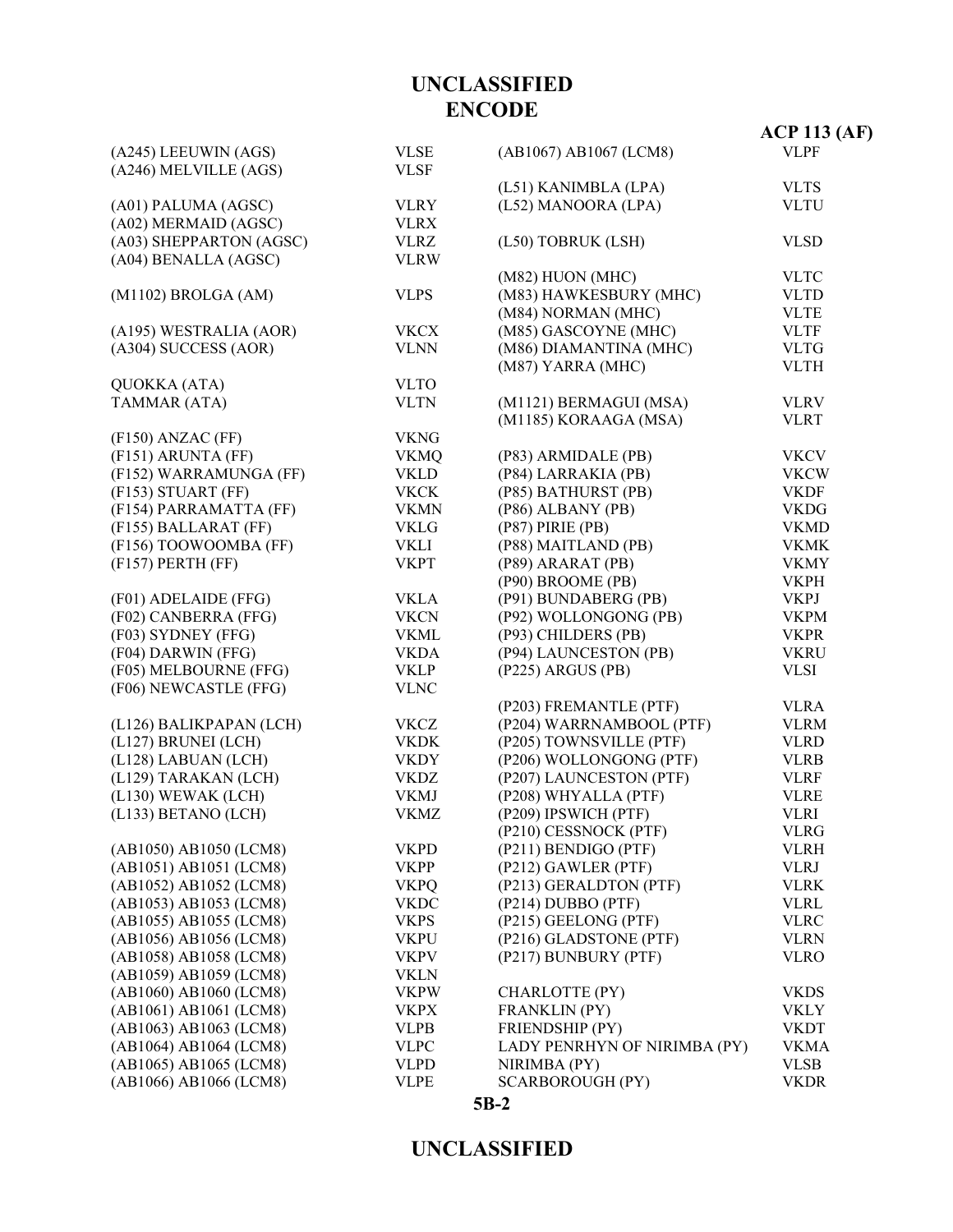# ENCODE

| Ship | Call Sign |
|---|---|
| (A245) LEEUWIN (AGS) | VLSE |
| (A246) MELVILLE (AGS) | VLSF |
| | |
| (A01) PALUMA (AGSC) | VLRY |
| (A02) MERMAID (AGSC) | VLRX |
| (A03) SHEPPARTON (AGSC) | VLRZ |
| (A04) BENALLA (AGSC) | VLRW |
| | |
| (M1102) BROLGA (AM) | VLPS |
| | |
| (A195) WESTRALIA (AOR) | VKCX |
| (A304) SUCCESS (AOR) | VLNN |
| | |
| QUOKKA (ATA) | VLTO |
| TAMMAR (ATA) | VLTN |
| | |
| (F150) ANZAC (FF) | VKNG |
| (F151) ARUNTA (FF) | VKMQ |
| (F152) WARRAMUNGA (FF) | VKLD |
| (F153) STUART (FF) | VKCK |
| (F154) PARRAMATTA (FF) | VKMN |
| (F155) BALLARAT (FF) | VKLG |
| (F156) TOOWOOMBA (FF) | VKLI |
| (F157) PERTH (FF) | VKPT |
| | |
| (F01) ADELAIDE (FFG) | VKLA |
| (F02) CANBERRA (FFG) | VKCN |
| (F03) SYDNEY (FFG) | VKML |
| (F04) DARWIN (FFG) | VKDA |
| (F05) MELBOURNE (FFG) | VKLP |
| (F06) NEWCASTLE (FFG) | VLNC |
| | |
| (L126) BALIKPAPAN (LCH) | VKCZ |
| (L127) BRUNEI (LCH) | VKDK |
| (L128) LABUAN (LCH) | VKDY |
| (L129) TARAKAN (LCH) | VKDZ |
| (L130) WEWAK (LCH) | VKMJ |
| (L133) BETANO (LCH) | VKMZ |
| | |
| (AB1050) AB1050 (LCM8) | VKPD |
| (AB1051) AB1051 (LCM8) | VKPP |
| (AB1052) AB1052 (LCM8) | VKPQ |
| (AB1053) AB1053 (LCM8) | VKDC |
| (AB1055) AB1055 (LCM8) | VKPS |
| (AB1056) AB1056 (LCM8) | VKPU |
| (AB1058) AB1058 (LCM8) | VKPV |
| (AB1059) AB1059 (LCM8) | VKLN |
| (AB1060) AB1060 (LCM8) | VKPW |
| (AB1061) AB1061 (LCM8) | VKPX |
| (AB1063) AB1063 (LCM8) | VLPB |
| (AB1064) AB1064 (LCM8) | VLPC |
| (AB1065) AB1065 (LCM8) | VLPD |
| (AB1066) AB1066 (LCM8) | VLPE |
| (AB1067) AB1067 (LCM8) | VLPF |
| | |
| (L51) KANIMBLA (LPA) | VLTS |
| (L52) MANOORA (LPA) | VLTU |
| | |
| (L50) TOBRUK (LSH) | VLSD |
| | |
| (M82) HUON (MHC) | VLTC |
| (M83) HAWKESBURY (MHC) | VLTD |
| (M84) NORMAN (MHC) | VLTE |
| (M85) GASCOYNE (MHC) | VLTF |
| (M86) DIAMANTINA (MHC) | VLTG |
| (M87) YARRA (MHC) | VLTH |
| | |
| (M1121) BERMAGUI (MSA) | VLRV |
| (M1185) KORAAGA (MSA) | VLRT |
| | |
| (P83) ARMIDALE (PB) | VKCV |
| (P84) LARRAKIA (PB) | VKCW |
| (P85) BATHURST (PB) | VKDF |
| (P86) ALBANY (PB) | VKDG |
| (P87) PIRIE (PB) | VKMD |
| (P88) MAITLAND (PB) | VKMK |
| (P89) ARARAT (PB) | VKMY |
| (P90) BROOME (PB) | VKPH |
| (P91) BUNDABERG (PB) | VKPJ |
| (P92) WOLLONGONG (PB) | VKPM |
| (P93) CHILDERS (PB) | VKPR |
| (P94) LAUNCESTON (PB) | VKRU |
| (P225) ARGUS (PB) | VLSI |
| | |
| (P203) FREMANTLE (PTF) | VLRA |
| (P204) WARRNAMBOOL (PTF) | VLRM |
| (P205) TOWNSVILLE (PTF) | VLRD |
| (P206) WOLLONGONG (PTF) | VLRB |
| (P207) LAUNCESTON (PTF) | VLRF |
| (P208) WHYALLA (PTF) | VLRE |
| (P209) IPSWICH (PTF) | VLRI |
| (P210) CESSNOCK (PTF) | VLRG |
| (P211) BENDIGO (PTF) | VLRH |
| (P212) GAWLER (PTF) | VLRJ |
| (P213) GERALDTON (PTF) | VLRK |
| (P214) DUBBO (PTF) | VLRL |
| (P215) GEELONG (PTF) | VLRC |
| (P216) GLADSTONE (PTF) | VLRN |
| (P217) BUNBURY (PTF) | VLRO |
| | |
| CHARLOTTE (PY) | VKDS |
| FRANKLIN (PY) | VKLY |
| FRIENDSHIP (PY) | VKDT |
| LADY PENRHYN OF NIRIMBA (PY) | VKMA |
| NIRIMBA (PY) | VLSB |
| SCARBOROUGH (PY) | VKDR |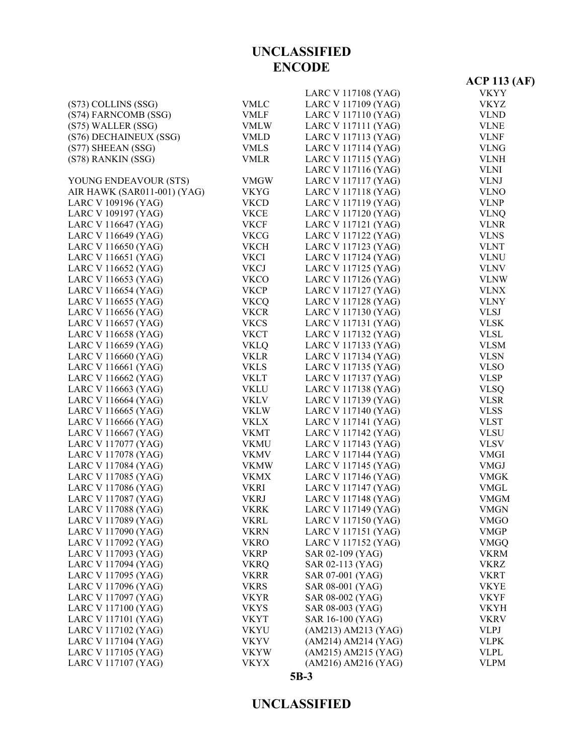# UNCLASSIFIED
# ENCODE

| | |
|---|---|
| (S73) COLLINS (SSG) | VMLC |
| (S74) FARNCOMB (SSG) | VMLF |
| (S75) WALLER (SSG) | VMLW |
| (S76) DECHAINEUX (SSG) | VMLD |
| (S77) SHEEAN (SSG) | VMLS |
| (S78) RANKIN (SSG) | VMLR |
| | |
| YOUNG ENDEAVOUR (STS) | VMGW |
| AIR HAWK (SAR011-001) (YAG) | VKYG |
| LARC V 109196 (YAG) | VKCD |
| LARC V 109197 (YAG) | VKCE |
| LARC V 116647 (YAG) | VKCF |
| LARC V 116649 (YAG) | VKCG |
| LARC V 116650 (YAG) | VKCH |
| LARC V 116651 (YAG) | VKCI |
| LARC V 116652 (YAG) | VKCJ |
| LARC V 116653 (YAG) | VKCO |
| LARC V 116654 (YAG) | VKCP |
| LARC V 116655 (YAG) | VKCQ |
| LARC V 116656 (YAG) | VKCR |
| LARC V 116657 (YAG) | VKCS |
| LARC V 116658 (YAG) | VKCT |
| LARC V 116659 (YAG) | VKLQ |
| LARC V 116660 (YAG) | VKLR |
| LARC V 116661 (YAG) | VKLS |
| LARC V 116662 (YAG) | VKLT |
| LARC V 116663 (YAG) | VKLU |
| LARC V 116664 (YAG) | VKLV |
| LARC V 116665 (YAG) | VKLW |
| LARC V 116666 (YAG) | VKLX |
| LARC V 116667 (YAG) | VKMT |
| LARC V 117077 (YAG) | VKMU |
| LARC V 117078 (YAG) | VKMV |
| LARC V 117084 (YAG) | VKMW |
| LARC V 117085 (YAG) | VKMX |
| LARC V 117086 (YAG) | VKRI |
| LARC V 117087 (YAG) | VKRJ |
| LARC V 117088 (YAG) | VKRK |
| LARC V 117089 (YAG) | VKRL |
| LARC V 117090 (YAG) | VKRN |
| LARC V 117092 (YAG) | VKRO |
| LARC V 117093 (YAG) | VKRP |
| LARC V 117094 (YAG) | VKRQ |
| LARC V 117095 (YAG) | VKRR |
| LARC V 117096 (YAG) | VKRS |
| LARC V 117097 (YAG) | VKYR |
| LARC V 117100 (YAG) | VKYS |
| LARC V 117101 (YAG) | VKYT |
| LARC V 117102 (YAG) | VKYU |
| LARC V 117104 (YAG) | VKYV |
| LARC V 117105 (YAG) | VKYW |
| LARC V 117107 (YAG) | VKYX |
| LARC V 117108 (YAG) | VKYY |
| LARC V 117109 (YAG) | VKYZ |
| LARC V 117110 (YAG) | VLND |
| LARC V 117111 (YAG) | VLNE |
| LARC V 117113 (YAG) | VLNF |
| LARC V 117114 (YAG) | VLNG |
| LARC V 117115 (YAG) | VLNH |
| LARC V 117116 (YAG) | VLNI |
| LARC V 117117 (YAG) | VLNJ |
| LARC V 117118 (YAG) | VLNO |
| LARC V 117119 (YAG) | VLNP |
| LARC V 117120 (YAG) | VLNQ |
| LARC V 117121 (YAG) | VLNR |
| LARC V 117122 (YAG) | VLNS |
| LARC V 117123 (YAG) | VLNT |
| LARC V 117124 (YAG) | VLNU |
| LARC V 117125 (YAG) | VLNV |
| LARC V 117126 (YAG) | VLNW |
| LARC V 117127 (YAG) | VLNX |
| LARC V 117128 (YAG) | VLNY |
| LARC V 117130 (YAG) | VLSJ |
| LARC V 117131 (YAG) | VLSK |
| LARC V 117132 (YAG) | VLSL |
| LARC V 117133 (YAG) | VLSM |
| LARC V 117134 (YAG) | VLSN |
| LARC V 117135 (YAG) | VLSO |
| LARC V 117137 (YAG) | VLSP |
| LARC V 117138 (YAG) | VLSQ |
| LARC V 117139 (YAG) | VLSR |
| LARC V 117140 (YAG) | VLSS |
| LARC V 117141 (YAG) | VLST |
| LARC V 117142 (YAG) | VLSU |
| LARC V 117143 (YAG) | VLSV |
| LARC V 117144 (YAG) | VMGI |
| LARC V 117145 (YAG) | VMGJ |
| LARC V 117146 (YAG) | VMGK |
| LARC V 117147 (YAG) | VMGL |
| LARC V 117148 (YAG) | VMGM |
| LARC V 117149 (YAG) | VMGN |
| LARC V 117150 (YAG) | VMGO |
| LARC V 117151 (YAG) | VMGP |
| LARC V 117152 (YAG) | VMGQ |
| SAR 02-109 (YAG) | VKRM |
| SAR 02-113 (YAG) | VKRZ |
| SAR 07-001 (YAG) | VKRT |
| SAR 08-001 (YAG) | VKYE |
| SAR 08-002 (YAG) | VKYF |
| SAR 08-003 (YAG) | VKYH |
| SAR 16-100 (YAG) | VKRV |
| (AM213) AM213 (YAG) | VLPJ |
| (AM214) AM214 (YAG) | VLPK |
| (AM215) AM215 (YAG) | VLPL |
| (AM216) AM216 (YAG) | VLPM |

# UNCLASSIFIED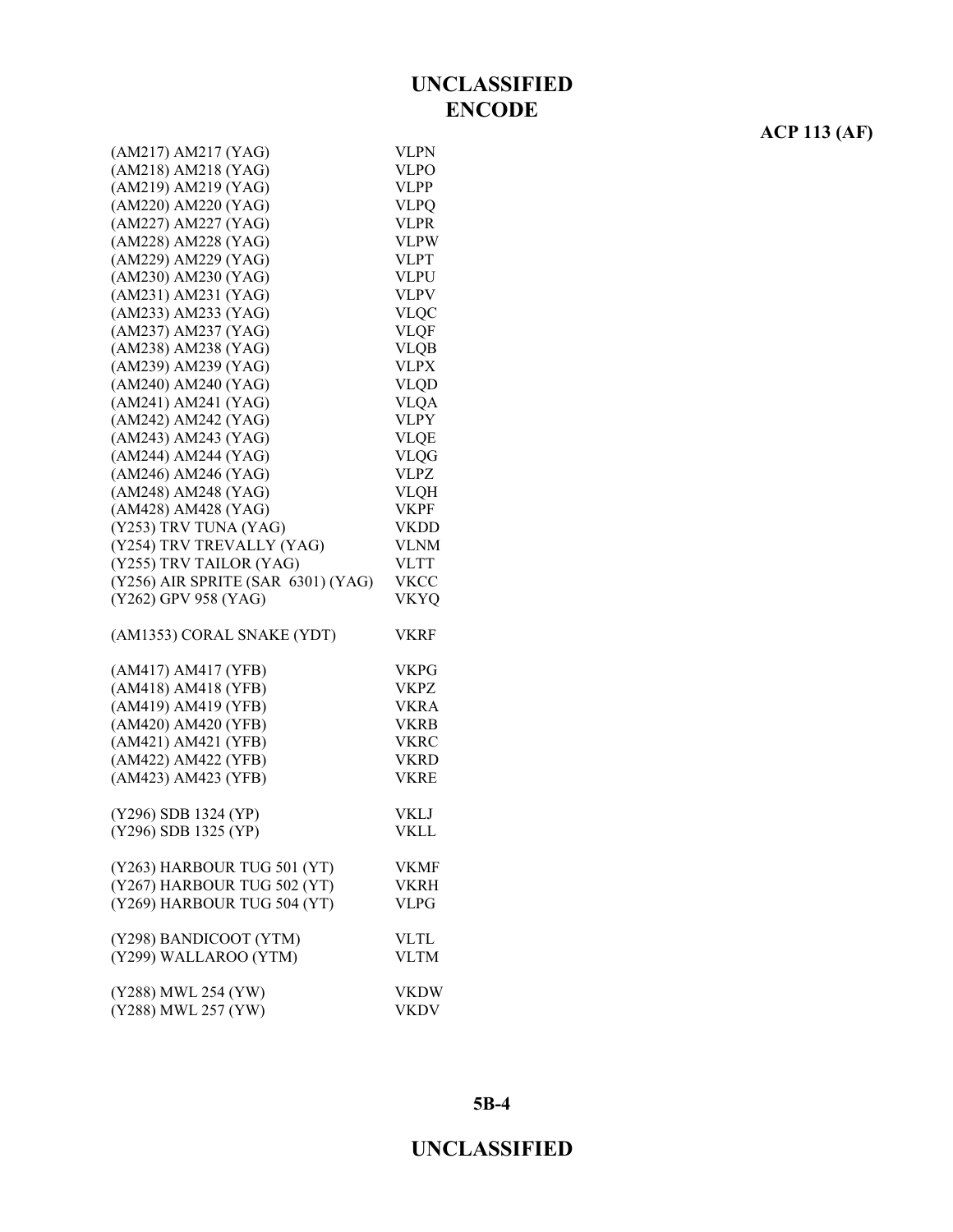## ENCODE

| | |
|---|---|
| (AM217) AM217 (YAG) | VLPN |
| (AM218) AM218 (YAG) | VLPO |
| (AM219) AM219 (YAG) | VLPP |
| (AM220) AM220 (YAG) | VLPQ |
| (AM227) AM227 (YAG) | VLPR |
| (AM228) AM228 (YAG) | VLPW |
| (AM229) AM229 (YAG) | VLPT |
| (AM230) AM230 (YAG) | VLPU |
| (AM231) AM231 (YAG) | VLPV |
| (AM233) AM233 (YAG) | VLQC |
| (AM237) AM237 (YAG) | VLQF |
| (AM238) AM238 (YAG) | VLQB |
| (AM239) AM239 (YAG) | VLPX |
| (AM240) AM240 (YAG) | VLQD |
| (AM241) AM241 (YAG) | VLQA |
| (AM242) AM242 (YAG) | VLPY |
| (AM243) AM243 (YAG) | VLQE |
| (AM244) AM244 (YAG) | VLQG |
| (AM246) AM246 (YAG) | VLPZ |
| (AM248) AM248 (YAG) | VLQH |
| (AM428) AM428 (YAG) | VKPF |
| (Y253) TRV TUNA (YAG) | VKDD |
| (Y254) TRV TREVALLY (YAG) | VLNM |
| (Y255) TRV TAILOR (YAG) | VLTT |
| (Y256) AIR SPRITE (SAR 6301) (YAG) | VKCC |
| (Y262) GPV 958 (YAG) | VKYQ |
| | |
| (AM1353) CORAL SNAKE (YDT) | VKRF |
| | |
| (AM417) AM417 (YFB) | VKPG |
| (AM418) AM418 (YFB) | VKPZ |
| (AM419) AM419 (YFB) | VKRA |
| (AM420) AM420 (YFB) | VKRB |
| (AM421) AM421 (YFB) | VKRC |
| (AM422) AM422 (YFB) | VKRD |
| (AM423) AM423 (YFB) | VKRE |
| | |
| (Y296) SDB 1324 (YP) | VKLJ |
| (Y296) SDB 1325 (YP) | VKLL |
| | |
| (Y263) HARBOUR TUG 501 (YT) | VKMF |
| (Y267) HARBOUR TUG 502 (YT) | VKRH |
| (Y269) HARBOUR TUG 504 (YT) | VLPG |
| | |
| (Y298) BANDICOOT (YTM) | VLTL |
| (Y299) WALLAROO (YTM) | VLTM |
| | |
| (Y288) MWL 254 (YW) | VKDW |
| (Y288) MWL 257 (YW) | VKDV |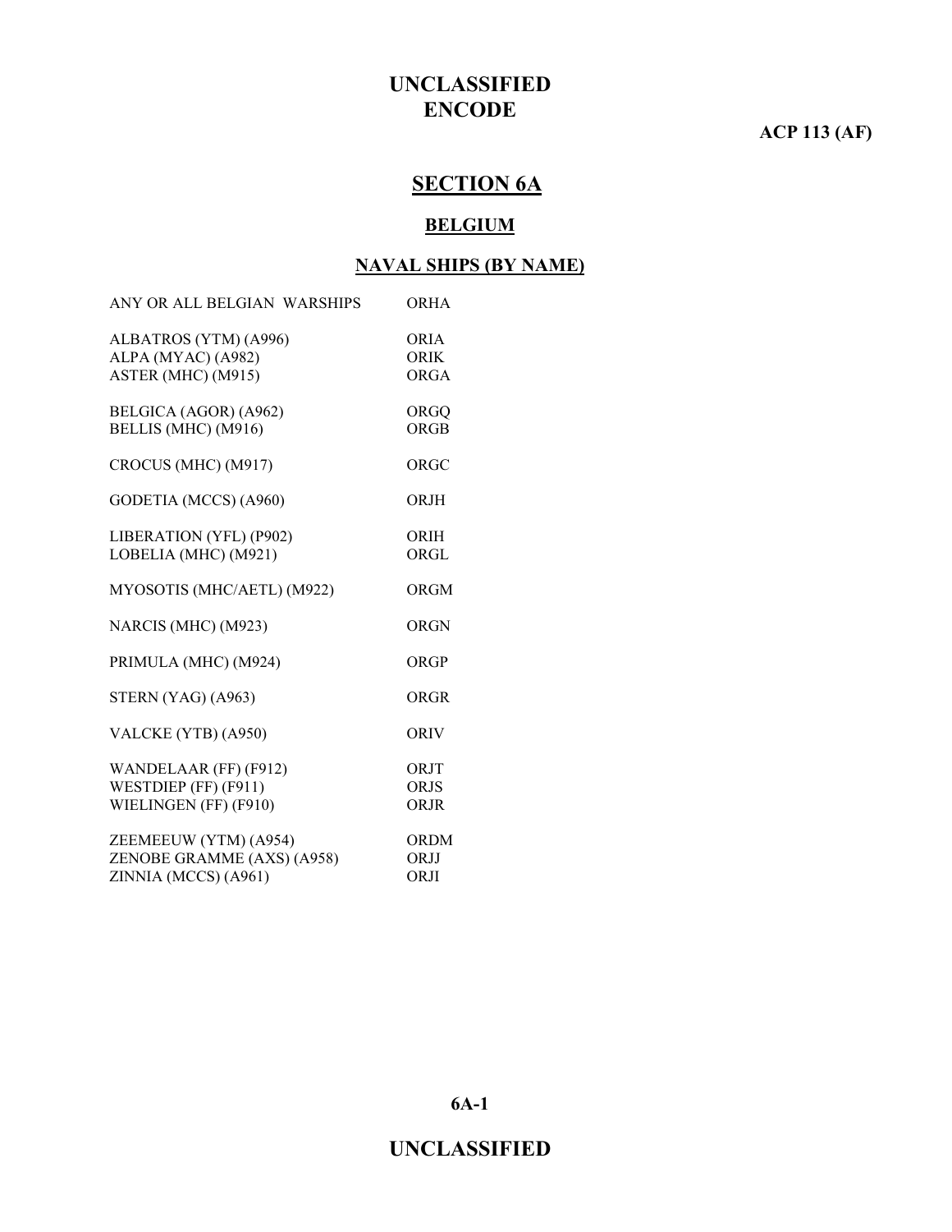# SECTION 6A

## BELGIUM

### NAVAL SHIPS (BY NAME)

| | |
|---|---|
| ANY OR ALL BELGIAN WARSHIPS | ORHA |
| ALBATROS (YTM) (A996) | ORIA |
| ALPA (MYAC) (A982) | ORIK |
| ASTER (MHC) (M915) | ORGA |
| BELGICA (AGOR) (A962) | ORGQ |
| BELLIS (MHC) (M916) | ORGB |
| CROCUS (MHC) (M917) | ORGC |
| GODETIA (MCCS) (A960) | ORJH |
| LIBERATION (YFL) (P902) | ORIH |
| LOBELIA (MHC) (M921) | ORGL |
| MYOSOTIS (MHC/AETL) (M922) | ORGM |
| NARCIS (MHC) (M923) | ORGN |
| PRIMULA (MHC) (M924) | ORGP |
| STERN (YAG) (A963) | ORGR |
| VALCKE (YTB) (A950) | ORIV |
| WANDELAAR (FF) (F912) | ORJT |
| WESTDIEP (FF) (F911) | ORJS |
| WIELINGEN (FF) (F910) | ORJR |
| ZEEMEEUW (YTM) (A954) | ORDM |
| ZENOBE GRAMME (AXS) (A958) | ORJJ |
| ZINNIA (MCCS) (A961) | ORJI |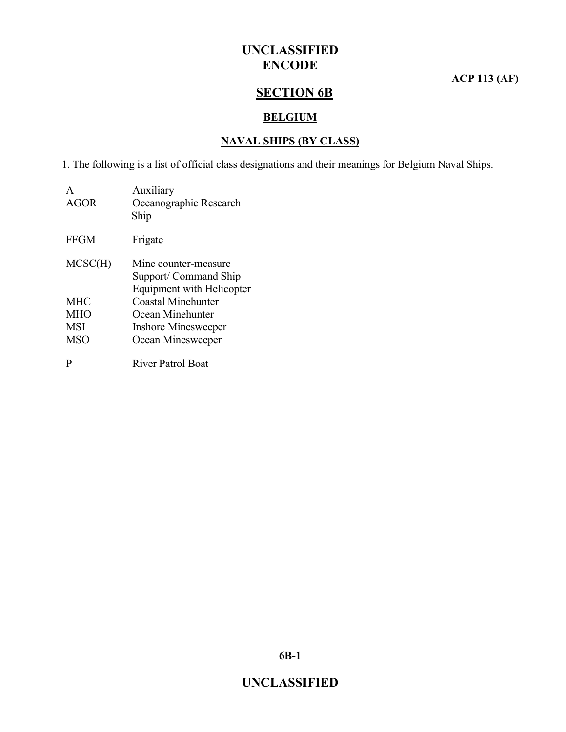# SECTION 6B

## BELGIUM

### NAVAL SHIPS (BY CLASS)

1. The following is a list of official class designations and their meanings for Belgium Naval Ships.

| | |
|---|---|
| A | Auxiliary |
| AGOR | Oceanographic Research Ship |
| FFGM | Frigate |
| MCSC(H) | Mine counter-measure Support/ Command Ship Equipment with Helicopter |
| MHC | Coastal Minehunter |
| MHO | Ocean Minehunter |
| MSI | Inshore Minesweeper |
| MSO | Ocean Minesweeper |
| P | River Patrol Boat |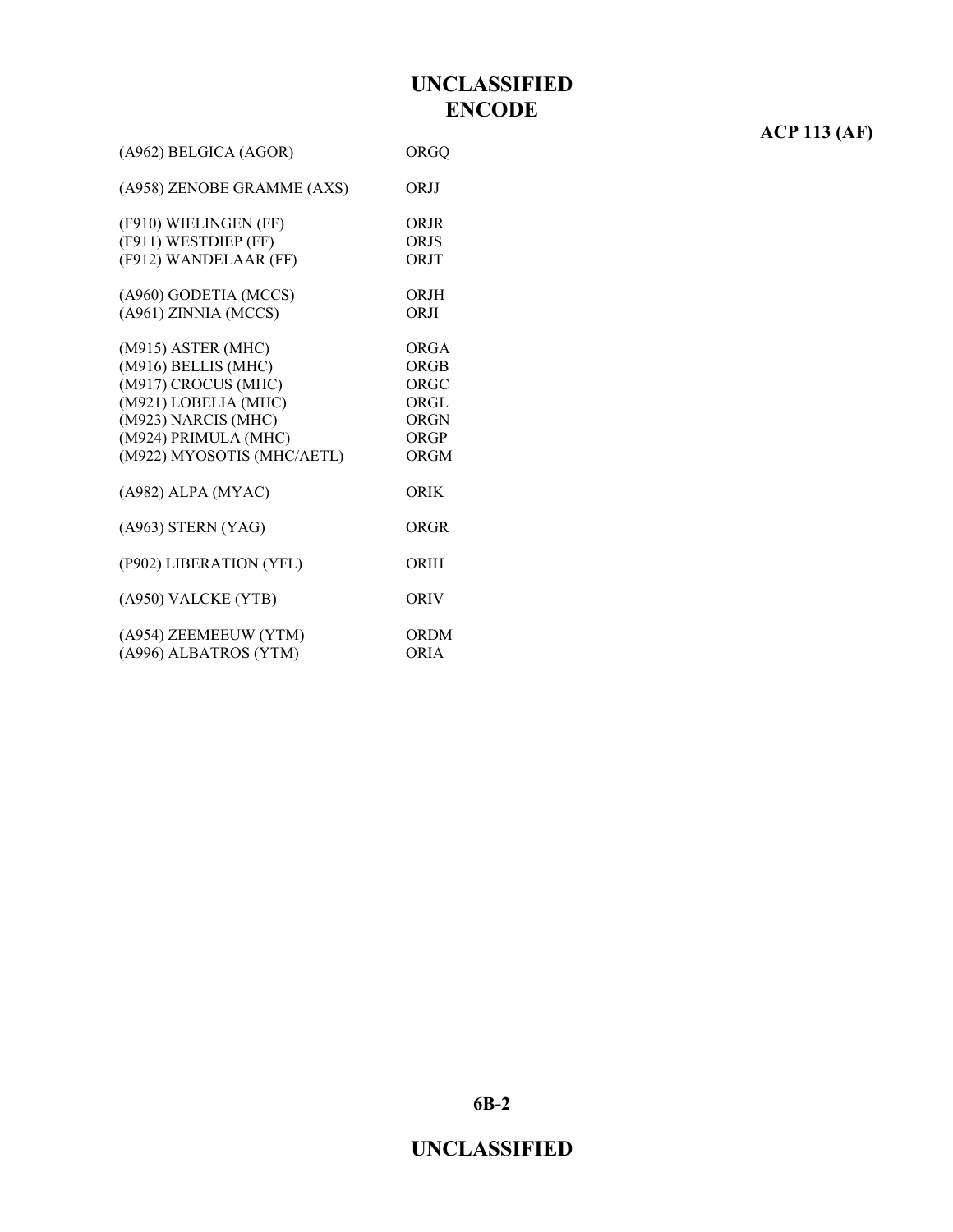| | |
|---|---|
| (A962) BELGICA (AGOR) | ORGQ |
| | |
| (A958) ZENOBE GRAMME (AXS) | ORJJ |
| | |
| (F910) WIELINGEN (FF) | ORJR |
| (F911) WESTDIEP (FF) | ORJS |
| (F912) WANDELAAR (FF) | ORJT |
| | |
| (A960) GODETIA (MCCS) | ORJH |
| (A961) ZINNIA (MCCS) | ORJI |
| | |
| (M915) ASTER (MHC) | ORGA |
| (M916) BELLIS (MHC) | ORGB |
| (M917) CROCUS (MHC) | ORGC |
| (M921) LOBELIA (MHC) | ORGL |
| (M923) NARCIS (MHC) | ORGN |
| (M924) PRIMULA (MHC) | ORGP |
| (M922) MYOSOTIS (MHC/AETL) | ORGM |
| | |
| (A982) ALPA (MYAC) | ORIK |
| | |
| (A963) STERN (YAG) | ORGR |
| | |
| (P902) LIBERATION (YFL) | ORIH |
| | |
| (A950) VALCKE (YTB) | ORIV |
| | |
| (A954) ZEEMEEUW (YTM) | ORDM |
| (A996) ALBATROS (YTM) | ORIA |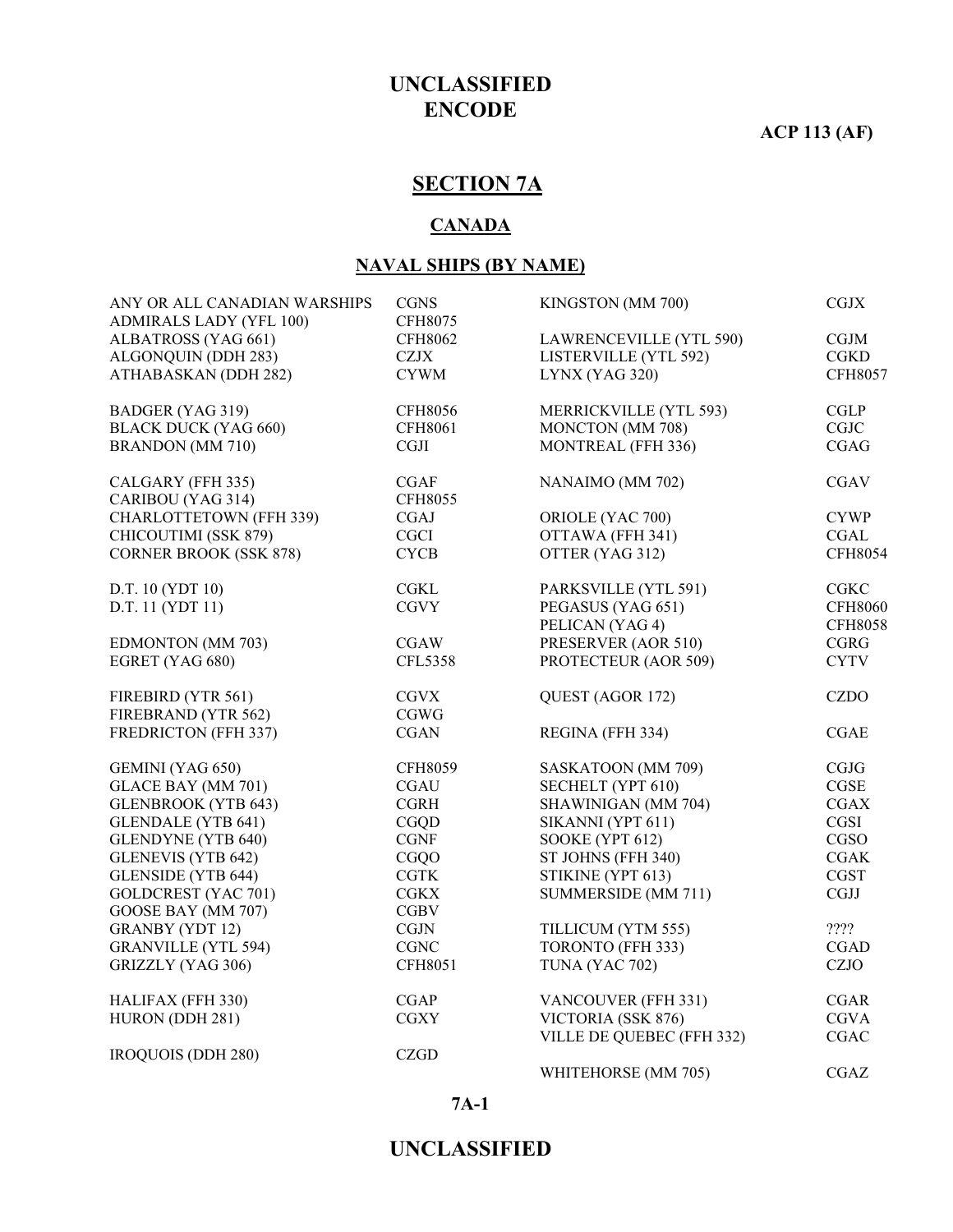# SECTION 7A

## CANADA

### NAVAL SHIPS (BY NAME)

| Ship | Call Sign |
|---|---|
| ANY OR ALL CANADIAN WARSHIPS | CGNS |
| ADMIRALS LADY (YFL 100) | CFH8075 |
| ALBATROSS (YAG 661) | CFH8062 |
| ALGONQUIN (DDH 283) | CZJX |
| ATHABASKAN (DDH 282) | CYWM |
| BADGER (YAG 319) | CFH8056 |
| BLACK DUCK (YAG 660) | CFH8061 |
| BRANDON (MM 710) | CGJI |
| CALGARY (FFH 335) | CGAF |
| CARIBOU (YAG 314) | CFH8055 |
| CHARLOTTETOWN (FFH 339) | CGAJ |
| CHICOUTIMI (SSK 879) | CGCI |
| CORNER BROOK (SSK 878) | CYCB |
| D.T. 10 (YDT 10) | CGKL |
| D.T. 11 (YDT 11) | CGVY |
| EDMONTON (MM 703) | CGAW |
| EGRET (YAG 680) | CFL5358 |
| FIREBIRD (YTR 561) | CGVX |
| FIREBRAND (YTR 562) | CGWG |
| FREDRICTON (FFH 337) | CGAN |
| GEMINI (YAG 650) | CFH8059 |
| GLACE BAY (MM 701) | CGAU |
| GLENBROOK (YTB 643) | CGRH |
| GLENDALE (YTB 641) | CGQD |
| GLENDYNE (YTB 640) | CGNF |
| GLENEVIS (YTB 642) | CGQO |
| GLENSIDE (YTB 644) | CGTK |
| GOLDCREST (YAC 701) | CGKX |
| GOOSE BAY (MM 707) | CGBV |
| GRANBY (YDT 12) | CGJN |
| GRANVILLE (YTL 594) | CGNC |
| GRIZZLY (YAG 306) | CFH8051 |
| HALIFAX (FFH 330) | CGAP |
| HURON (DDH 281) | CGXY |
| IROQUOIS (DDH 280) | CZGD |
| KINGSTON (MM 700) | CGJX |
| LAWRENCEVILLE (YTL 590) | CGJM |
| LISTERVILLE (YTL 592) | CGKD |
| LYNX (YAG 320) | CFH8057 |
| MERRICKVILLE (YTL 593) | CGLP |
| MONCTON (MM 708) | CGJC |
| MONTREAL (FFH 336) | CGAG |
| NANAIMO (MM 702) | CGAV |
| ORIOLE (YAC 700) | CYWP |
| OTTAWA (FFH 341) | CGAL |
| OTTER (YAG 312) | CFH8054 |
| PARKSVILLE (YTL 591) | CGKC |
| PEGASUS (YAG 651) | CFH8060 |
| PELICAN (YAG 4) | CFH8058 |
| PRESERVER (AOR 510) | CGRG |
| PROTECTEUR (AOR 509) | CYTV |
| QUEST (AGOR 172) | CZDO |
| REGINA (FFH 334) | CGAE |
| SASKATOON (MM 709) | CGJG |
| SECHELT (YPT 610) | CGSE |
| SHAWINIGAN (MM 704) | CGAX |
| SIKANNI (YPT 611) | CGSI |
| SOOKE (YPT 612) | CGSO |
| ST JOHNS (FFH 340) | CGAK |
| STIKINE (YPT 613) | CGST |
| SUMMERSIDE (MM 711) | CGJJ |
| TILLICUM (YTM 555) | ???? |
| TORONTO (FFH 333) | CGAD |
| TUNA (YAC 702) | CZJO |
| VANCOUVER (FFH 331) | CGAR |
| VICTORIA (SSK 876) | CGVA |
| VILLE DE QUEBEC (FFH 332) | CGAC |
| WHITEHORSE (MM 705) | CGAZ |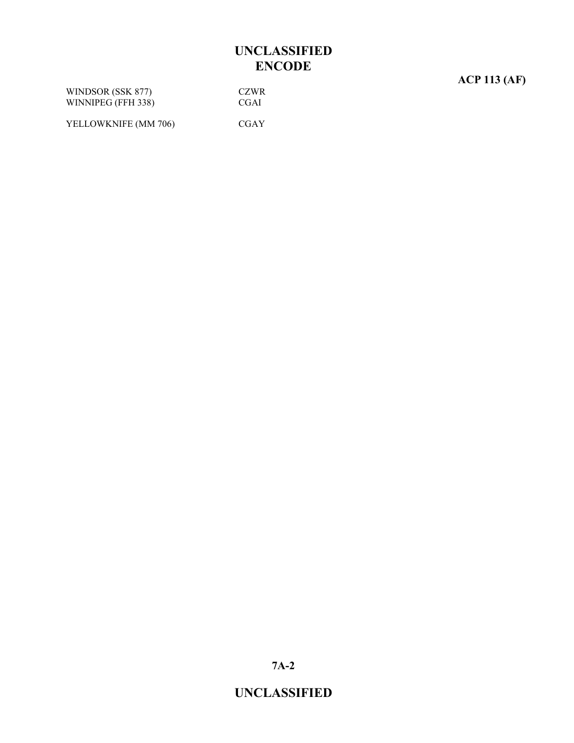| | |
|---|---|
| WINDSOR (SSK 877) | CZWR |
| WINNIPEG (FFH 338) | CGAI |
| YELLOWKNIFE (MM 706) | CGAY |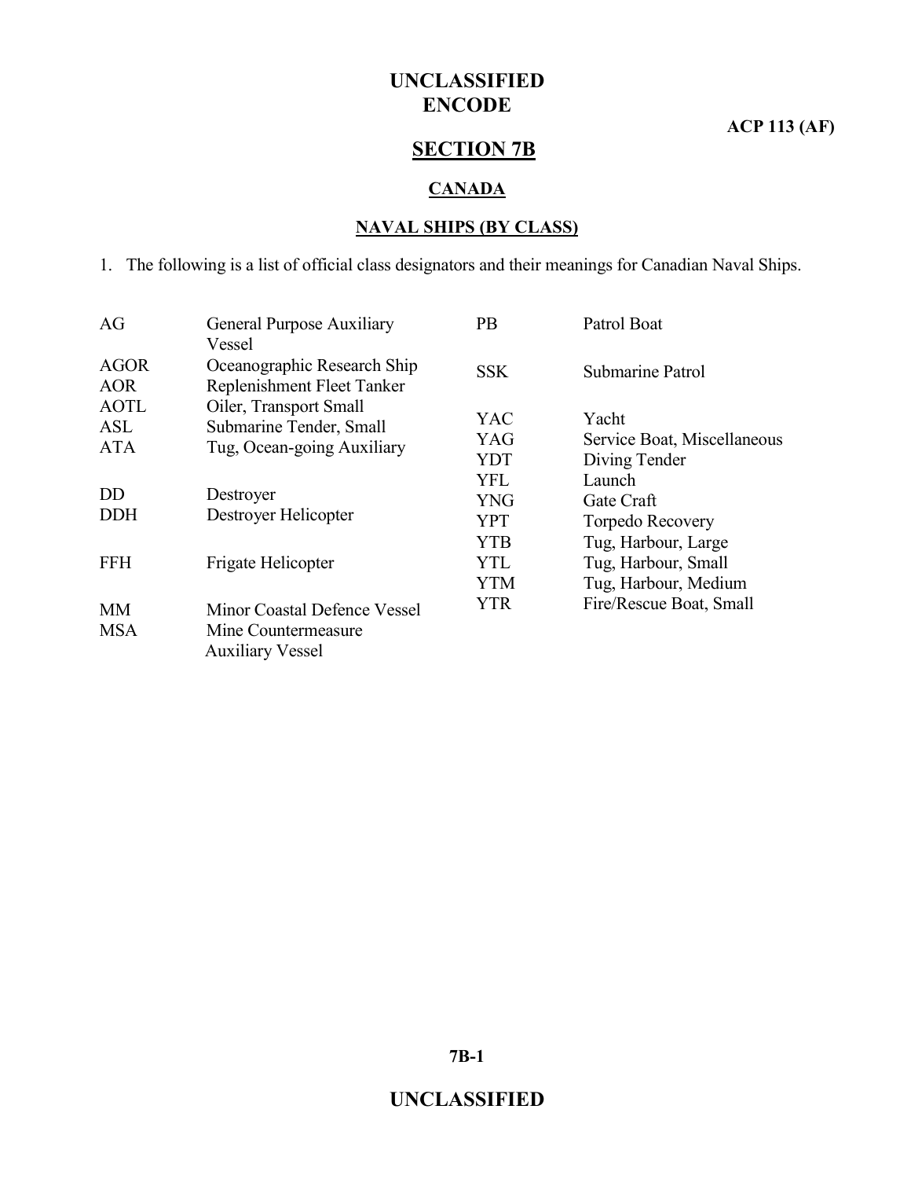# SECTION 7B

## CANADA

### NAVAL SHIPS (BY CLASS)

1. The following is a list of official class designators and their meanings for Canadian Naval Ships.

| Designator | Meaning |
|---|---|
| AG | General Purpose Auxiliary Vessel |
| AGOR | Oceanographic Research Ship |
| AOR | Replenishment Fleet Tanker |
| AOTL | Oiler, Transport Small |
| ASL | Submarine Tender, Small |
| ATA | Tug, Ocean-going Auxiliary |
| DD | Destroyer |
| DDH | Destroyer Helicopter |
| FFH | Frigate Helicopter |
| MM | Minor Coastal Defence Vessel |
| MSA | Mine Countermeasure Auxiliary Vessel |
| PB | Patrol Boat |
| SSK | Submarine Patrol |
| YAC | Yacht |
| YAG | Service Boat, Miscellaneous |
| YDT | Diving Tender |
| YFL | Launch |
| YNG | Gate Craft |
| YPT | Torpedo Recovery |
| YTB | Tug, Harbour, Large |
| YTL | Tug, Harbour, Small |
| YTM | Tug, Harbour, Medium |
| YTR | Fire/Rescue Boat, Small |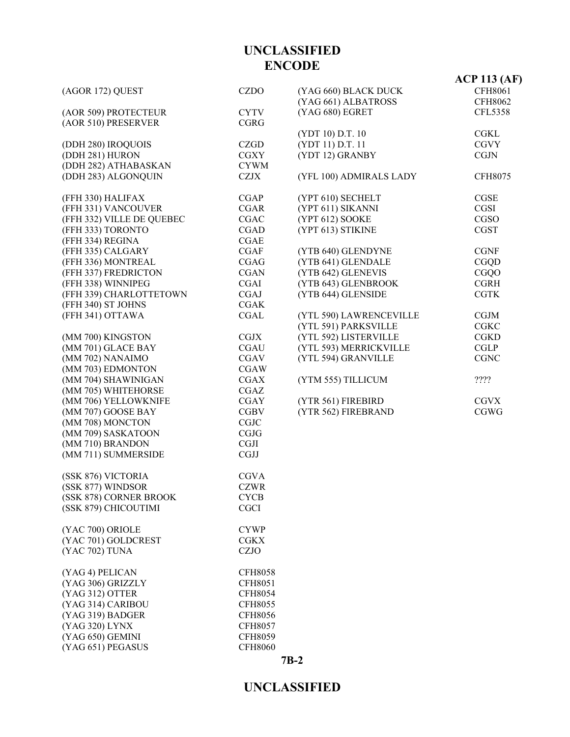**UNCLASSIFIED**

**ENCODE**

**ACP 113 (AF)**

| Ship | Call Sign |
|---|---|
| (AGOR 172) QUEST | CZDO |
| | |
| (AOR 509) PROTECTEUR | CYTV |
| (AOR 510) PRESERVER | CGRG |
| | |
| (DDH 280) IROQUOIS | CZGD |
| (DDH 281) HURON | CGXY |
| (DDH 282) ATHABASKAN | CYWM |
| (DDH 283) ALGONQUIN | CZJX |
| | |
| (FFH 330) HALIFAX | CGAP |
| (FFH 331) VANCOUVER | CGAR |
| (FFH 332) VILLE DE QUEBEC | CGAC |
| (FFH 333) TORONTO | CGAD |
| (FFH 334) REGINA | CGAE |
| (FFH 335) CALGARY | CGAF |
| (FFH 336) MONTREAL | CGAG |
| (FFH 337) FREDRICTON | CGAN |
| (FFH 338) WINNIPEG | CGAI |
| (FFH 339) CHARLOTTETOWN | CGAJ |
| (FFH 340) ST JOHNS | CGAK |
| (FFH 341) OTTAWA | CGAL |
| | |
| (MM 700) KINGSTON | CGJX |
| (MM 701) GLACE BAY | CGAU |
| (MM 702) NANAIMO | CGAV |
| (MM 703) EDMONTON | CGAW |
| (MM 704) SHAWINIGAN | CGAX |
| (MM 705) WHITEHORSE | CGAZ |
| (MM 706) YELLOWKNIFE | CGAY |
| (MM 707) GOOSE BAY | CGBV |
| (MM 708) MONCTON | CGJC |
| (MM 709) SASKATOON | CGJG |
| (MM 710) BRANDON | CGJI |
| (MM 711) SUMMERSIDE | CGJJ |
| | |
| (SSK 876) VICTORIA | CGVA |
| (SSK 877) WINDSOR | CZWR |
| (SSK 878) CORNER BROOK | CYCB |
| (SSK 879) CHICOUTIMI | CGCI |
| | |
| (YAC 700) ORIOLE | CYWP |
| (YAC 701) GOLDCREST | CGKX |
| (YAC 702) TUNA | CZJO |
| | |
| (YAG 4) PELICAN | CFH8058 |
| (YAG 306) GRIZZLY | CFH8051 |
| (YAG 312) OTTER | CFH8054 |
| (YAG 314) CARIBOU | CFH8055 |
| (YAG 319) BADGER | CFH8056 |
| (YAG 320) LYNX | CFH8057 |
| (YAG 650) GEMINI | CFH8059 |
| (YAG 651) PEGASUS | CFH8060 |
| (YAG 660) BLACK DUCK | CFH8061 |
| (YAG 661) ALBATROSS | CFH8062 |
| (YAG 680) EGRET | CFL5358 |
| | |
| (YDT 10) D.T. 10 | CGKL |
| (YDT 11) D.T. 11 | CGVY |
| (YDT 12) GRANBY | CGJN |
| | |
| (YFL 100) ADMIRALS LADY | CFH8075 |
| | |
| (YPT 610) SECHELT | CGSE |
| (YPT 611) SIKANNI | CGSI |
| (YPT 612) SOOKE | CGSO |
| (YPT 613) STIKINE | CGST |
| | |
| (YTB 640) GLENDYNE | CGNF |
| (YTB 641) GLENDALE | CGQD |
| (YTB 642) GLENEVIS | CGQO |
| (YTB 643) GLENBROOK | CGRH |
| (YTB 644) GLENSIDE | CGTK |
| | |
| (YTL 590) LAWRENCEVILLE | CGJM |
| (YTL 591) PARKSVILLE | CGKC |
| (YTL 592) LISTERVILLE | CGKD |
| (YTL 593) MERRICKVILLE | CGLP |
| (YTL 594) GRANVILLE | CGNC |
| | |
| (YTM 555) TILLICUM | ???? |
| | |
| (YTR 561) FIREBIRD | CGVX |
| (YTR 562) FIREBRAND | CGWG |

**UNCLASSIFIED**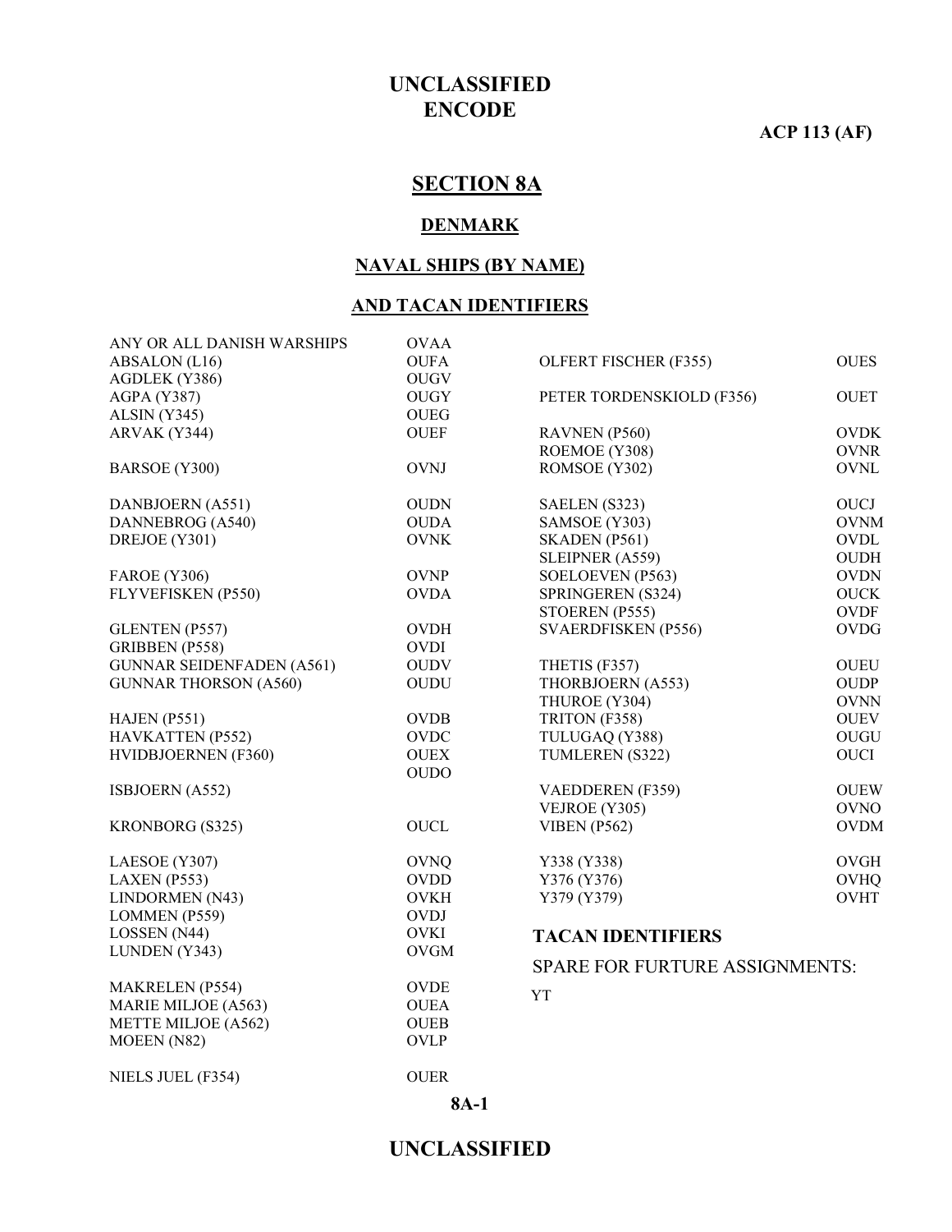# SECTION 8A

## DENMARK

### NAVAL SHIPS (BY NAME)

### AND TACAN IDENTIFIERS

| | |
|---|---|
| ANY OR ALL DANISH WARSHIPS | OVAA |
| ABSALON (L16) | OUFA |
| AGDLEK (Y386) | OUGV |
| AGPA (Y387) | OUGY |
| ALSIN (Y345) | OUEG |
| ARVAK (Y344) | OUEF |
| BARSOE (Y300) | OVNJ |
| DANBJOERN (A551) | OUDN |
| DANNEBROG (A540) | OUDA |
| DREJOE (Y301) | OVNK |
| FAROE (Y306) | OVNP |
| FLYVEFISKEN (P550) | OVDA |
| GLENTEN (P557) | OVDH |
| GRIBBEN (P558) | OVDI |
| GUNNAR SEIDENFADEN (A561) | OUDV |
| GUNNAR THORSON (A560) | OUDU |
| HAJEN (P551) | OVDB |
| HAVKATTEN (P552) | OVDC |
| HVIDBJOERNEN (F360) | OUEX |
| | OUDO |
| ISBJOERN (A552) | |
| KRONBORG (S325) | OUCL |
| LAESOE (Y307) | OVNQ |
| LAXEN (P553) | OVDD |
| LINDORMEN (N43) | OVKH |
| LOMMEN (P559) | OVDJ |
| LOSSEN (N44) | OVKI |
| LUNDEN (Y343) | OVGM |
| MAKRELEN (P554) | OVDE |
| MARIE MILJOE (A563) | OUEA |
| METTE MILJOE (A562) | OUEB |
| MOEEN (N82) | OVLP |
| NIELS JUEL (F354) | OUER |
| OLFERT FISCHER (F355) | OUES |
| PETER TORDENSKIOLD (F356) | OUET |
| RAVNEN (P560) | OVDK |
| ROEMOE (Y308) | OVNR |
| ROMSOE (Y302) | OVNL |
| SAELEN (S323) | OUCJ |
| SAMSOE (Y303) | OVNM |
| SKADEN (P561) | OVDL |
| SLEIPNER (A559) | OUDH |
| SOELOEVEN (P563) | OVDN |
| SPRINGEREN (S324) | OUCK |
| STOEREN (P555) | OVDF |
| SVAERDFISKEN (P556) | OVDG |
| THETIS (F357) | OUEU |
| THORBJOERN (A553) | OUDP |
| THUROE (Y304) | OVNN |
| TRITON (F358) | OUEV |
| TULUGAQ (Y388) | OUGU |
| TUMLEREN (S322) | OUCI |
| VAEDDEREN (F359) | OUEW |
| VEJROE (Y305) | OVNO |
| VIBEN (P562) | OVDM |
| Y338 (Y338) | OVGH |
| Y376 (Y376) | OVHQ |
| Y379 (Y379) | OVHT |

## TACAN IDENTIFIERS

SPARE FOR FURTURE ASSIGNMENTS:

YT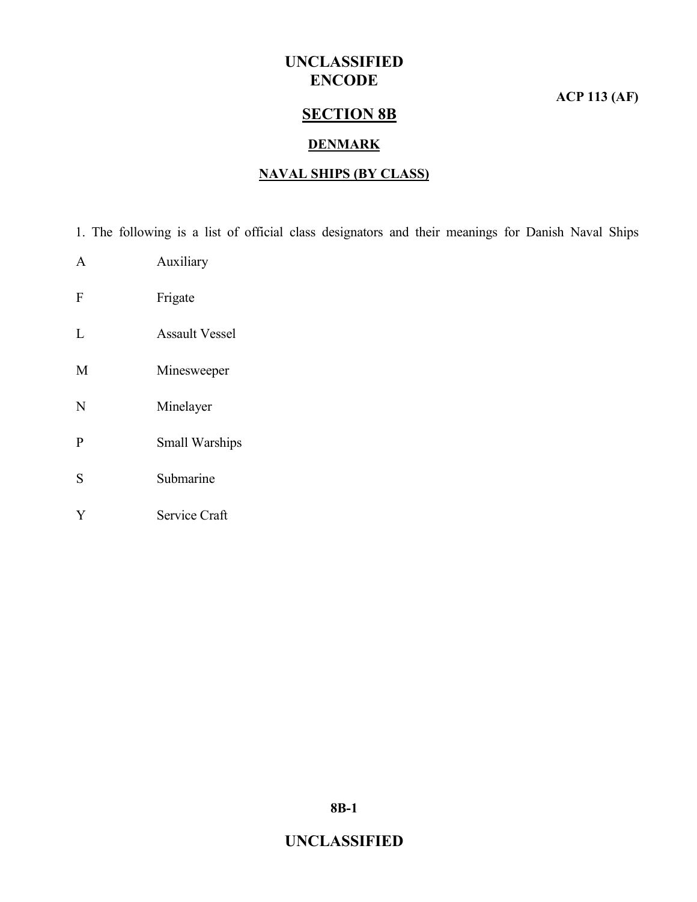# SECTION 8B

## DENMARK

### NAVAL SHIPS (BY CLASS)

1. The following is a list of official class designators and their meanings for Danish Naval Ships

| | |
|---|---|
| A | Auxiliary |
| F | Frigate |
| L | Assault Vessel |
| M | Minesweeper |
| N | Minelayer |
| P | Small Warships |
| S | Submarine |
| Y | Service Craft |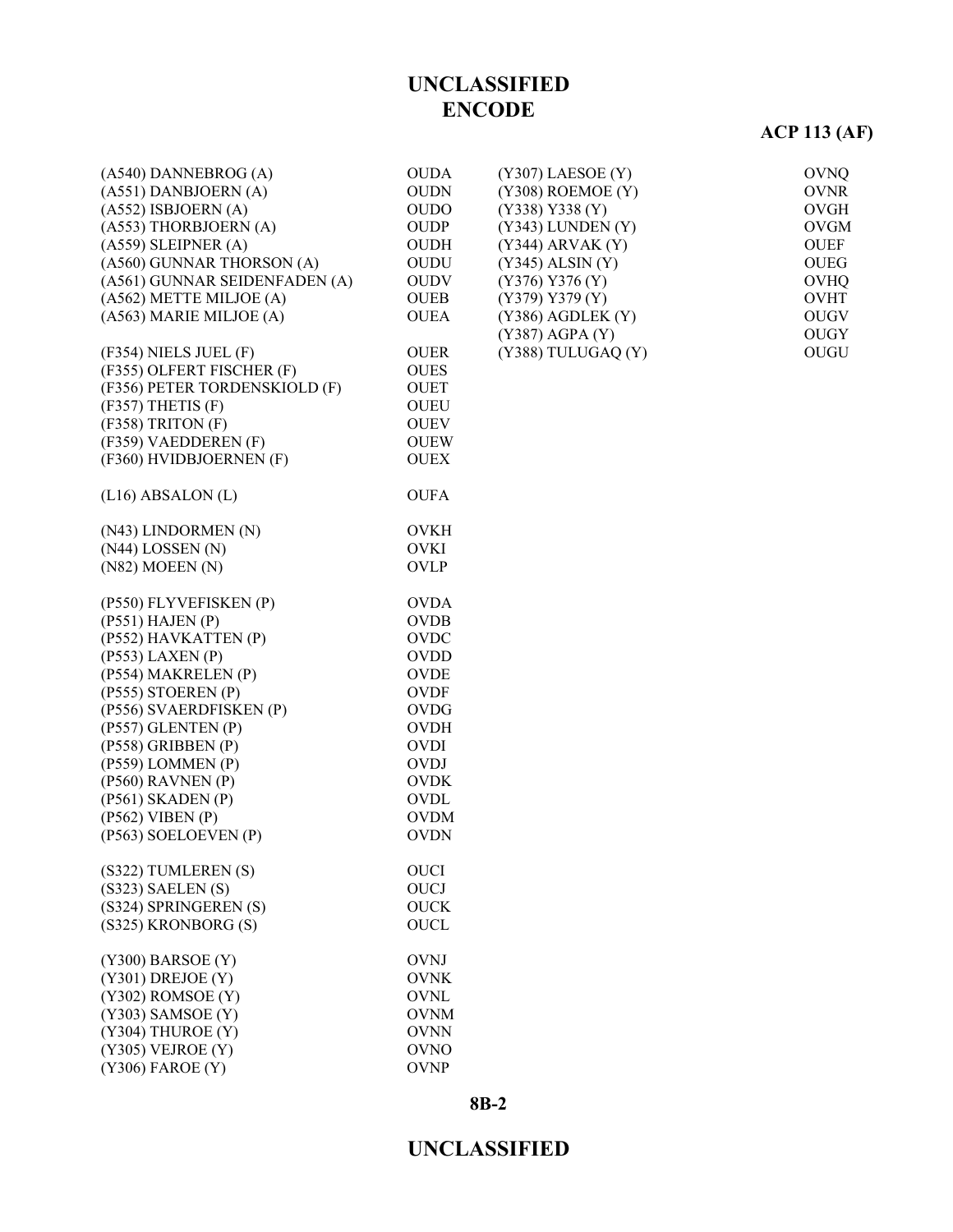UNCLASSIFIED
ENCODE

ACP 113 (AF)

| | |
|---|---|
| (A540) DANNEBROG (A) | OUDA |
| (A551) DANBJOERN (A) | OUDN |
| (A552) ISBJOERN (A) | OUDO |
| (A553) THORBJOERN (A) | OUDP |
| (A559) SLEIPNER (A) | OUDH |
| (A560) GUNNAR THORSON (A) | OUDU |
| (A561) GUNNAR SEIDENFADEN (A) | OUDV |
| (A562) METTE MILJOE (A) | OUEB |
| (A563) MARIE MILJOE (A) | OUEA |
| | |
| (F354) NIELS JUEL (F) | OUER |
| (F355) OLFERT FISCHER (F) | OUES |
| (F356) PETER TORDENSKIOLD (F) | OUET |
| (F357) THETIS (F) | OUEU |
| (F358) TRITON (F) | OUEV |
| (F359) VAEDDEREN (F) | OUEW |
| (F360) HVIDBJOERNEN (F) | OUEX |
| | |
| (L16) ABSALON (L) | OUFA |
| | |
| (N43) LINDORMEN (N) | OVKH |
| (N44) LOSSEN (N) | OVKI |
| (N82) MOEEN (N) | OVLP |
| | |
| (P550) FLYVEFISKEN (P) | OVDA |
| (P551) HAJEN (P) | OVDB |
| (P552) HAVKATTEN (P) | OVDC |
| (P553) LAXEN (P) | OVDD |
| (P554) MAKRELEN (P) | OVDE |
| (P555) STOEREN (P) | OVDF |
| (P556) SVAERDFISKEN (P) | OVDG |
| (P557) GLENTEN (P) | OVDH |
| (P558) GRIBBEN (P) | OVDI |
| (P559) LOMMEN (P) | OVDJ |
| (P560) RAVNEN (P) | OVDK |
| (P561) SKADEN (P) | OVDL |
| (P562) VIBEN (P) | OVDM |
| (P563) SOELOEVEN (P) | OVDN |
| | |
| (S322) TUMLEREN (S) | OUCI |
| (S323) SAELEN (S) | OUCJ |
| (S324) SPRINGEREN (S) | OUCK |
| (S325) KRONBORG (S) | OUCL |
| | |
| (Y300) BARSOE (Y) | OVNJ |
| (Y301) DREJOE (Y) | OVNK |
| (Y302) ROMSOE (Y) | OVNL |
| (Y303) SAMSOE (Y) | OVNM |
| (Y304) THUROE (Y) | OVNN |
| (Y305) VEJROE (Y) | OVNO |
| (Y306) FAROE (Y) | OVNP |
| (Y307) LAESOE (Y) | OVNQ |
| (Y308) ROEMOE (Y) | OVNR |
| (Y338) Y338 (Y) | OVGH |
| (Y343) LUNDEN (Y) | OVGM |
| (Y344) ARVAK (Y) | OUEF |
| (Y345) ALSIN (Y) | OUEG |
| (Y376) Y376 (Y) | OVHQ |
| (Y379) Y379 (Y) | OVHT |
| (Y386) AGDLEK (Y) | OUGV |
| (Y387) AGPA (Y) | OUGY |
| (Y388) TULUGAQ (Y) | OUGU |

8B-2

UNCLASSIFIED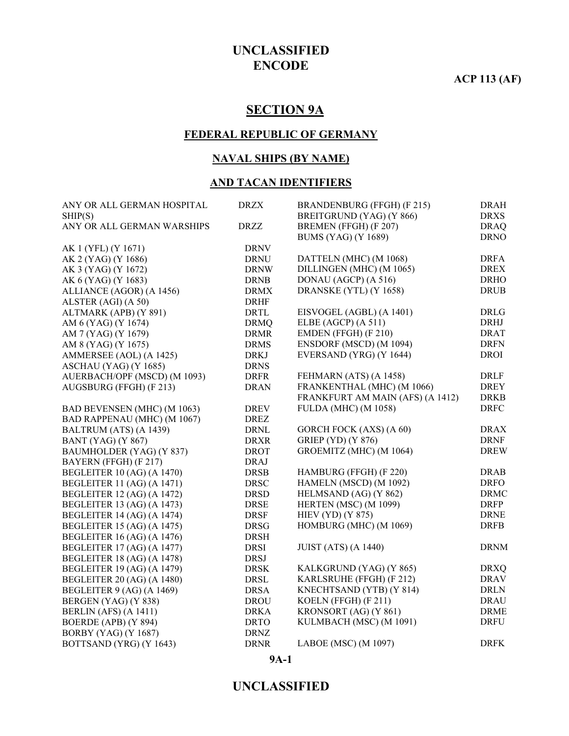# SECTION 9A

## FEDERAL REPUBLIC OF GERMANY

### NAVAL SHIPS (BY NAME)

### AND TACAN IDENTIFIERS

| Name | Code |
|---|---|
| ANY OR ALL GERMAN HOSPITAL SHIP(S) | DRZX |
| ANY OR ALL GERMAN WARSHIPS | DRZZ |
| | |
| AK 1 (YFL) (Y 1671) | DRNV |
| AK 2 (YAG) (Y 1686) | DRNU |
| AK 3 (YAG) (Y 1672) | DRNW |
| AK 6 (YAG) (Y 1683) | DRNB |
| ALLIANCE (AGOR) (A 1456) | DRMX |
| ALSTER (AGI) (A 50) | DRHF |
| ALTMARK (APB) (Y 891) | DRTL |
| AM 6 (YAG) (Y 1674) | DRMQ |
| AM 7 (YAG) (Y 1679) | DRMR |
| AM 8 (YAG) (Y 1675) | DRMS |
| AMMERSEE (AOL) (A 1425) | DRKJ |
| ASCHAU (YAG) (Y 1685) | DRNS |
| AUERBACH/OPF (MSCD) (M 1093) | DRFR |
| AUGSBURG (FFGH) (F 213) | DRAN |
| | |
| BAD BEVENSEN (MHC) (M 1063) | DREV |
| BAD RAPPENAU (MHC) (M 1067) | DREZ |
| BALTRUM (ATS) (A 1439) | DRNL |
| BANT (YAG) (Y 867) | DRXR |
| BAUMHOLDER (YAG) (Y 837) | DROT |
| BAYERN (FFGH) (F 217) | DRAJ |
| BEGLEITER 10 (AG) (A 1470) | DRSB |
| BEGLEITER 11 (AG) (A 1471) | DRSC |
| BEGLEITER 12 (AG) (A 1472) | DRSD |
| BEGLEITER 13 (AG) (A 1473) | DRSE |
| BEGLEITER 14 (AG) (A 1474) | DRSF |
| BEGLEITER 15 (AG) (A 1475) | DRSG |
| BEGLEITER 16 (AG) (A 1476) | DRSH |
| BEGLEITER 17 (AG) (A 1477) | DRSI |
| BEGLEITER 18 (AG) (A 1478) | DRSJ |
| BEGLEITER 19 (AG) (A 1479) | DRSK |
| BEGLEITER 20 (AG) (A 1480) | DRSL |
| BEGLEITER 9 (AG) (A 1469) | DRSA |
| BERGEN (YAG) (Y 838) | DROU |
| BERLIN (AFS) (A 1411) | DRKA |
| BOERDE (APB) (Y 894) | DRTO |
| BORBY (YAG) (Y 1687) | DRNZ |
| BOTTSAND (YRG) (Y 1643) | DRNR |
| BRANDENBURG (FFGH) (F 215) | DRAH |
| BREITGRUND (YAG) (Y 866) | DRXS |
| BREMEN (FFGH) (F 207) | DRAQ |
| BUMS (YAG) (Y 1689) | DRNO |
| | |
| DATTELN (MHC) (M 1068) | DRFA |
| DILLINGEN (MHC) (M 1065) | DREX |
| DONAU (AGCP) (A 516) | DRHO |
| DRANSKE (YTL) (Y 1658) | DRUB |
| | |
| EISVOGEL (AGBL) (A 1401) | DRLG |
| ELBE (AGCP) (A 511) | DRHJ |
| EMDEN (FFGH) (F 210) | DRAT |
| ENSDORF (MSCD) (M 1094) | DRFN |
| EVERSAND (YRG) (Y 1644) | DROI |
| | |
| FEHMARN (ATS) (A 1458) | DRLF |
| FRANKENTHAL (MHC) (M 1066) | DREY |
| FRANKFURT AM MAIN (AFS) (A 1412) | DRKB |
| FULDA (MHC) (M 1058) | DRFC |
| | |
| GORCH FOCK (AXS) (A 60) | DRAX |
| GRIEP (YD) (Y 876) | DRNF |
| GROEMITZ (MHC) (M 1064) | DREW |
| | |
| HAMBURG (FFGH) (F 220) | DRAB |
| HAMELN (MSCD) (M 1092) | DRFO |
| HELMSAND (AG) (Y 862) | DRMC |
| HERTEN (MSC) (M 1099) | DRFP |
| HIEV (YD) (Y 875) | DRNE |
| HOMBURG (MHC) (M 1069) | DRFB |
| | |
| JUIST (ATS) (A 1440) | DRNM |
| | |
| KALKGRUND (YAG) (Y 865) | DRXQ |
| KARLSRUHE (FFGH) (F 212) | DRAV |
| KNECHTSAND (YTB) (Y 814) | DRLN |
| KOELN (FFGH) (F 211) | DRAU |
| KRONSORT (AG) (Y 861) | DRME |
| KULMBACH (MSC) (M 1091) | DRFU |
| | |
| LABOE (MSC) (M 1097) | DRFK |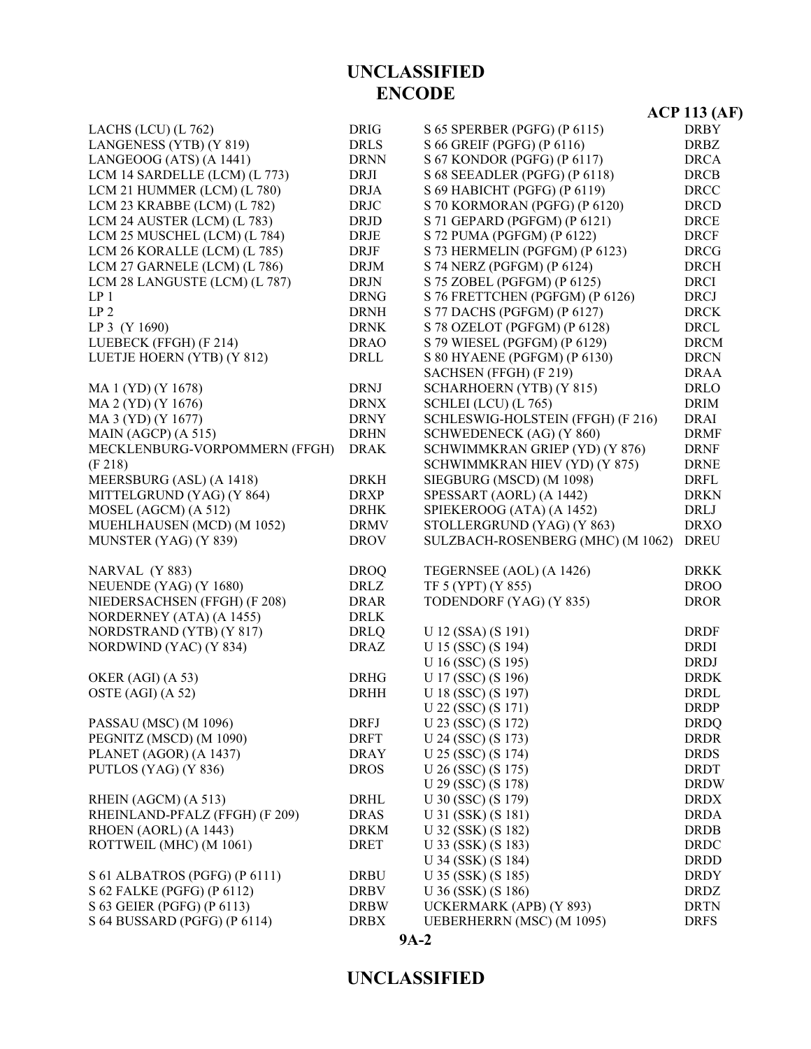# UNCLASSIFIED

## ENCODE

**ACP 113 (AF)**

| | |
|---|---|
| LACHS (LCU) (L 762) | DRIG |
| LANGENESS (YTB) (Y 819) | DRLS |
| LANGEOOG (ATS) (A 1441) | DRNN |
| LCM 14 SARDELLE (LCM) (L 773) | DRJI |
| LCM 21 HUMMER (LCM) (L 780) | DRJA |
| LCM 23 KRABBE (LCM) (L 782) | DRJC |
| LCM 24 AUSTER (LCM) (L 783) | DRJD |
| LCM 25 MUSCHEL (LCM) (L 784) | DRJE |
| LCM 26 KORALLE (LCM) (L 785) | DRJF |
| LCM 27 GARNELE (LCM) (L 786) | DRJM |
| LCM 28 LANGUSTE (LCM) (L 787) | DRJN |
| LP 1 | DRNG |
| LP 2 | DRNH |
| LP 3 (Y 1690) | DRNK |
| LUEBECK (FFGH) (F 214) | DRAO |
| LUETJE HOERN (YTB) (Y 812) | DRLL |
| | |
| MA 1 (YD) (Y 1678) | DRNJ |
| MA 2 (YD) (Y 1676) | DRNX |
| MA 3 (YD) (Y 1677) | DRNY |
| MAIN (AGCP) (A 515) | DRHN |
| MECKLENBURG-VORPOMMERN (FFGH) (F 218) | DRAK |
| MEERSBURG (ASL) (A 1418) | DRKH |
| MITTELGRUND (YAG) (Y 864) | DRXP |
| MOSEL (AGCM) (A 512) | DRHK |
| MUEHLHAUSEN (MCD) (M 1052) | DRMV |
| MUNSTER (YAG) (Y 839) | DROV |
| | |
| NARVAL (Y 883) | DROQ |
| NEUENDE (YAG) (Y 1680) | DRLZ |
| NIEDERSACHSEN (FFGH) (F 208) | DRAR |
| NORDERNEY (ATA) (A 1455) | DRLK |
| NORDSTRAND (YTB) (Y 817) | DRLQ |
| NORDWIND (YAC) (Y 834) | DRAZ |
| | |
| OKER (AGI) (A 53) | DRHG |
| OSTE (AGI) (A 52) | DRHH |
| | |
| PASSAU (MSC) (M 1096) | DRFJ |
| PEGNITZ (MSCD) (M 1090) | DRFT |
| PLANET (AGOR) (A 1437) | DRAY |
| PUTLOS (YAG) (Y 836) | DROS |
| | |
| RHEIN (AGCM) (A 513) | DRHL |
| RHEINLAND-PFALZ (FFGH) (F 209) | DRAS |
| RHOEN (AORL) (A 1443) | DRKM |
| ROTTWEIL (MHC) (M 1061) | DRET |
| | |
| S 61 ALBATROS (PGFG) (P 6111) | DRBU |
| S 62 FALKE (PGFG) (P 6112) | DRBV |
| S 63 GEIER (PGFG) (P 6113) | DRBW |
| S 64 BUSSARD (PGFG) (P 6114) | DRBX |
| S 65 SPERBER (PGFG) (P 6115) | DRBY |
| S 66 GREIF (PGFG) (P 6116) | DRBZ |
| S 67 KONDOR (PGFG) (P 6117) | DRCA |
| S 68 SEEADLER (PGFG) (P 6118) | DRCB |
| S 69 HABICHT (PGFG) (P 6119) | DRCC |
| S 70 KORMORAN (PGFG) (P 6120) | DRCD |
| S 71 GEPARD (PGFGM) (P 6121) | DRCE |
| S 72 PUMA (PGFGM) (P 6122) | DRCF |
| S 73 HERMELIN (PGFGM) (P 6123) | DRCG |
| S 74 NERZ (PGFGM) (P 6124) | DRCH |
| S 75 ZOBEL (PGFGM) (P 6125) | DRCI |
| S 76 FRETTCHEN (PGFGM) (P 6126) | DRCJ |
| S 77 DACHS (PGFGM) (P 6127) | DRCK |
| S 78 OZELOT (PGFGM) (P 6128) | DRCL |
| S 79 WIESEL (PGFGM) (P 6129) | DRCM |
| S 80 HYAENE (PGFGM) (P 6130) | DRCN |
| SACHSEN (FFGH) (F 219) | DRAA |
| SCHARHOERN (YTB) (Y 815) | DRLO |
| SCHLEI (LCU) (L 765) | DRIM |
| SCHLESWIG-HOLSTEIN (FFGH) (F 216) | DRAI |
| SCHWEDENECK (AG) (Y 860) | DRMF |
| SCHWIMMKRAN GRIEP (YD) (Y 876) | DRNF |
| SCHWIMMKRAN HIEV (YD) (Y 875) | DRNE |
| SIEGBURG (MSCD) (M 1098) | DRFL |
| SPESSART (AORL) (A 1442) | DRKN |
| SPIEKEROOG (ATA) (A 1452) | DRLJ |
| STOLLERGRUND (YAG) (Y 863) | DRXO |
| SULZBACH-ROSENBERG (MHC) (M 1062) | DREU |
| | |
| TEGERNSEE (AOL) (A 1426) | DRKK |
| TF 5 (YPT) (Y 855) | DROO |
| TODENDORF (YAG) (Y 835) | DROR |
| | |
| U 12 (SSA) (S 191) | DRDF |
| U 15 (SSC) (S 194) | DRDI |
| U 16 (SSC) (S 195) | DRDJ |
| U 17 (SSC) (S 196) | DRDK |
| U 18 (SSC) (S 197) | DRDL |
| U 22 (SSC) (S 171) | DRDP |
| U 23 (SSC) (S 172) | DRDQ |
| U 24 (SSC) (S 173) | DRDR |
| U 25 (SSC) (S 174) | DRDS |
| U 26 (SSC) (S 175) | DRDT |
| U 29 (SSC) (S 178) | DRDW |
| U 30 (SSC) (S 179) | DRDX |
| U 31 (SSK) (S 181) | DRDA |
| U 32 (SSK) (S 182) | DRDB |
| U 33 (SSK) (S 183) | DRDC |
| U 34 (SSK) (S 184) | DRDD |
| U 35 (SSK) (S 185) | DRDY |
| U 36 (SSK) (S 186) | DRDZ |
| UCKERMARK (APB) (Y 893) | DRTN |
| UEBERHERRN (MSC) (M 1095) | DRFS |

9A-2

# UNCLASSIFIED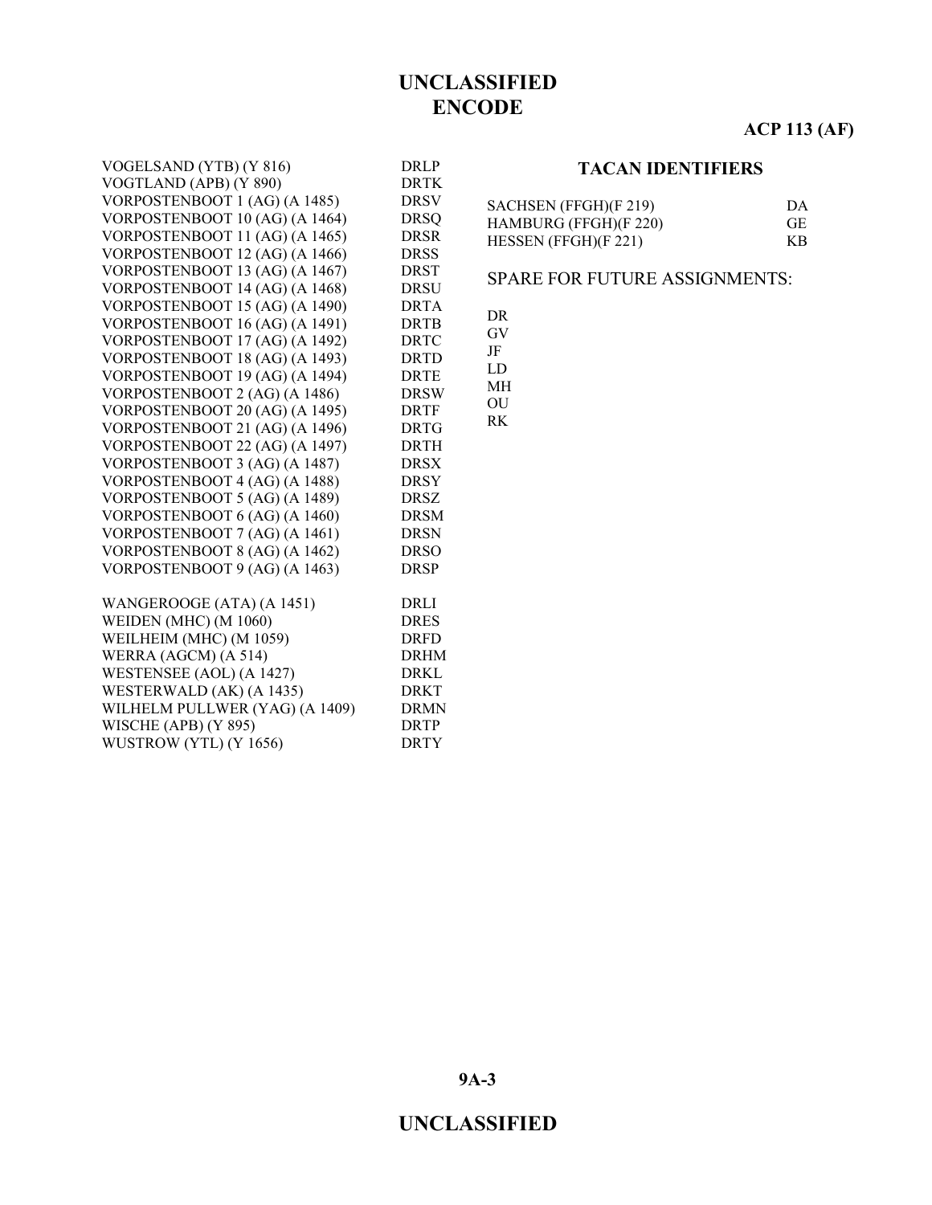| | |
|---|---|
| VOGELSAND (YTB) (Y 816) | DRLP |
| VOGTLAND (APB) (Y 890) | DRTK |
| VORPOSTENBOOT 1 (AG) (A 1485) | DRSV |
| VORPOSTENBOOT 10 (AG) (A 1464) | DRSQ |
| VORPOSTENBOOT 11 (AG) (A 1465) | DRSR |
| VORPOSTENBOOT 12 (AG) (A 1466) | DRSS |
| VORPOSTENBOOT 13 (AG) (A 1467) | DRST |
| VORPOSTENBOOT 14 (AG) (A 1468) | DRSU |
| VORPOSTENBOOT 15 (AG) (A 1490) | DRTA |
| VORPOSTENBOOT 16 (AG) (A 1491) | DRTB |
| VORPOSTENBOOT 17 (AG) (A 1492) | DRTC |
| VORPOSTENBOOT 18 (AG) (A 1493) | DRTD |
| VORPOSTENBOOT 19 (AG) (A 1494) | DRTE |
| VORPOSTENBOOT 2 (AG) (A 1486) | DRSW |
| VORPOSTENBOOT 20 (AG) (A 1495) | DRTF |
| VORPOSTENBOOT 21 (AG) (A 1496) | DRTG |
| VORPOSTENBOOT 22 (AG) (A 1497) | DRTH |
| VORPOSTENBOOT 3 (AG) (A 1487) | DRSX |
| VORPOSTENBOOT 4 (AG) (A 1488) | DRSY |
| VORPOSTENBOOT 5 (AG) (A 1489) | DRSZ |
| VORPOSTENBOOT 6 (AG) (A 1460) | DRSM |
| VORPOSTENBOOT 7 (AG) (A 1461) | DRSN |
| VORPOSTENBOOT 8 (AG) (A 1462) | DRSO |
| VORPOSTENBOOT 9 (AG) (A 1463) | DRSP |
| WANGEROOGE (ATA) (A 1451) | DRLI |
| WEIDEN (MHC) (M 1060) | DRES |
| WEILHEIM (MHC) (M 1059) | DRFD |
| WERRA (AGCM) (A 514) | DRHM |
| WESTENSEE (AOL) (A 1427) | DRKL |
| WESTERWALD (AK) (A 1435) | DRKT |
| WILHELM PULLWER (YAG) (A 1409) | DRMN |
| WISCHE (APB) (Y 895) | DRTP |
| WUSTROW (YTL) (Y 1656) | DRTY |

## TACAN IDENTIFIERS

| | |
|---|---|
| SACHSEN (FFGH)(F 219) | DA |
| HAMBURG (FFGH)(F 220) | GE |
| HESSEN (FFGH)(F 221) | KB |

SPARE FOR FUTURE ASSIGNMENTS:

DR
GV
JF
LD
MH
OU
RK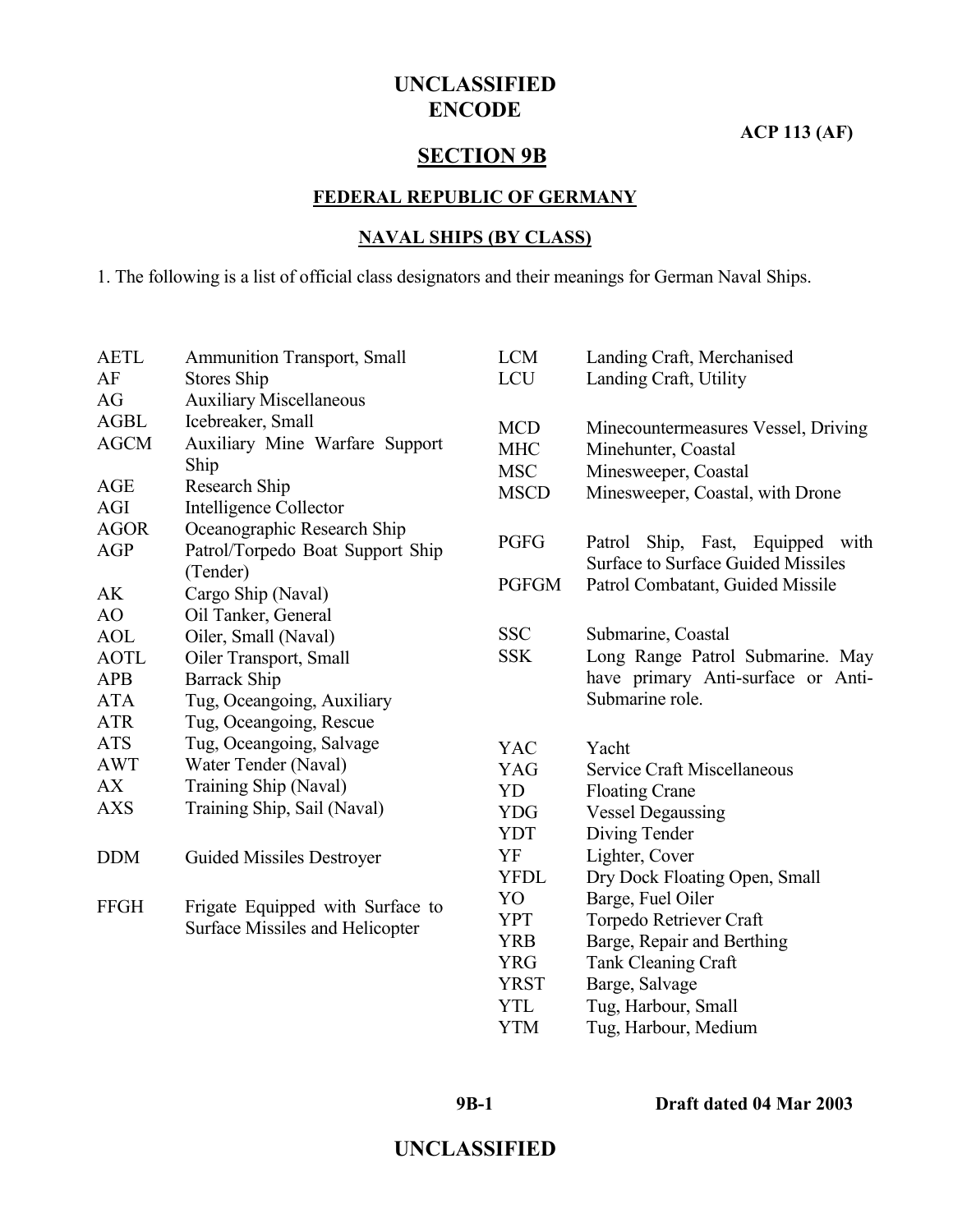# SECTION 9B

## FEDERAL REPUBLIC OF GERMANY

### NAVAL SHIPS (BY CLASS)

1. The following is a list of official class designators and their meanings for German Naval Ships.

| Designator | Meaning |
|---|---|
| AETL | Ammunition Transport, Small |
| AF | Stores Ship |
| AG | Auxiliary Miscellaneous |
| AGBL | Icebreaker, Small |
| AGCM | Auxiliary Mine Warfare Support Ship |
| AGE | Research Ship |
| AGI | Intelligence Collector |
| AGOR | Oceanographic Research Ship |
| AGP | Patrol/Torpedo Boat Support Ship (Tender) |
| AK | Cargo Ship (Naval) |
| AO | Oil Tanker, General |
| AOL | Oiler, Small (Naval) |
| AOTL | Oiler Transport, Small |
| APB | Barrack Ship |
| ATA | Tug, Oceangoing, Auxiliary |
| ATR | Tug, Oceangoing, Rescue |
| ATS | Tug, Oceangoing, Salvage |
| AWT | Water Tender (Naval) |
| AX | Training Ship (Naval) |
| AXS | Training Ship, Sail (Naval) |
| DDM | Guided Missiles Destroyer |
| FFGH | Frigate Equipped with Surface to Surface Missiles and Helicopter |
| LCM | Landing Craft, Merchanised |
| LCU | Landing Craft, Utility |
| MCD | Minecountermeasures Vessel, Driving |
| MHC | Minehunter, Coastal |
| MSC | Minesweeper, Coastal |
| MSCD | Minesweeper, Coastal, with Drone |
| PGFG | Patrol Ship, Fast, Equipped with Surface to Surface Guided Missiles |
| PGFGM | Patrol Combatant, Guided Missile |
| SSC | Submarine, Coastal |
| SSK | Long Range Patrol Submarine. May have primary Anti-surface or Anti-Submarine role. |
| YAC | Yacht |
| YAG | Service Craft Miscellaneous |
| YD | Floating Crane |
| YDG | Vessel Degaussing |
| YDT | Diving Tender |
| YF | Lighter, Cover |
| YFDL | Dry Dock Floating Open, Small |
| YO | Barge, Fuel Oiler |
| YPT | Torpedo Retriever Craft |
| YRB | Barge, Repair and Berthing |
| YRG | Tank Cleaning Craft |
| YRST | Barge, Salvage |
| YTL | Tug, Harbour, Small |
| YTM | Tug, Harbour, Medium |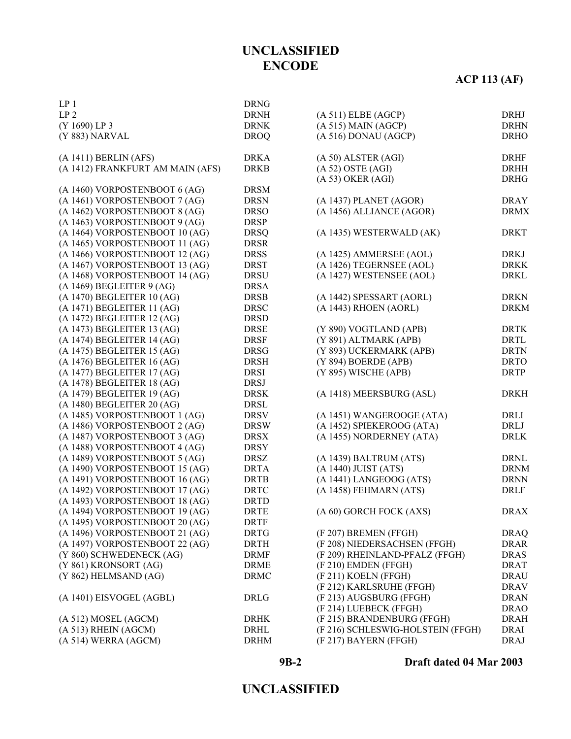| | |
|---|---|
| LP 1 | DRNG |
| LP 2 | DRNH |
| (Y 1690) LP 3 | DRNK |
| (Y 883) NARVAL | DROQ |
| | |
| (A 1411) BERLIN (AFS) | DRKA |
| (A 1412) FRANKFURT AM MAIN (AFS) | DRKB |
| | |
| (A 1460) VORPOSTENBOOT 6 (AG) | DRSM |
| (A 1461) VORPOSTENBOOT 7 (AG) | DRSN |
| (A 1462) VORPOSTENBOOT 8 (AG) | DRSO |
| (A 1463) VORPOSTENBOOT 9 (AG) | DRSP |
| (A 1464) VORPOSTENBOOT 10 (AG) | DRSQ |
| (A 1465) VORPOSTENBOOT 11 (AG) | DRSR |
| (A 1466) VORPOSTENBOOT 12 (AG) | DRSS |
| (A 1467) VORPOSTENBOOT 13 (AG) | DRST |
| (A 1468) VORPOSTENBOOT 14 (AG) | DRSU |
| (A 1469) BEGLEITER 9 (AG) | DRSA |
| (A 1470) BEGLEITER 10 (AG) | DRSB |
| (A 1471) BEGLEITER 11 (AG) | DRSC |
| (A 1472) BEGLEITER 12 (AG) | DRSD |
| (A 1473) BEGLEITER 13 (AG) | DRSE |
| (A 1474) BEGLEITER 14 (AG) | DRSF |
| (A 1475) BEGLEITER 15 (AG) | DRSG |
| (A 1476) BEGLEITER 16 (AG) | DRSH |
| (A 1477) BEGLEITER 17 (AG) | DRSI |
| (A 1478) BEGLEITER 18 (AG) | DRSJ |
| (A 1479) BEGLEITER 19 (AG) | DRSK |
| (A 1480) BEGLEITER 20 (AG) | DRSL |
| (A 1485) VORPOSTENBOOT 1 (AG) | DRSV |
| (A 1486) VORPOSTENBOOT 2 (AG) | DRSW |
| (A 1487) VORPOSTENBOOT 3 (AG) | DRSX |
| (A 1488) VORPOSTENBOOT 4 (AG) | DRSY |
| (A 1489) VORPOSTENBOOT 5 (AG) | DRSZ |
| (A 1490) VORPOSTENBOOT 15 (AG) | DRTA |
| (A 1491) VORPOSTENBOOT 16 (AG) | DRTB |
| (A 1492) VORPOSTENBOOT 17 (AG) | DRTC |
| (A 1493) VORPOSTENBOOT 18 (AG) | DRTD |
| (A 1494) VORPOSTENBOOT 19 (AG) | DRTE |
| (A 1495) VORPOSTENBOOT 20 (AG) | DRTF |
| (A 1496) VORPOSTENBOOT 21 (AG) | DRTG |
| (A 1497) VORPOSTENBOOT 22 (AG) | DRTH |
| (Y 860) SCHWEDENECK (AG) | DRMF |
| (Y 861) KRONSORT (AG) | DRME |
| (Y 862) HELMSAND (AG) | DRMC |
| | |
| (A 1401) EISVOGEL (AGBL) | DRLG |
| | |
| (A 512) MOSEL (AGCM) | DRHK |
| (A 513) RHEIN (AGCM) | DRHL |
| (A 514) WERRA (AGCM) | DRHM |
| | |
| (A 511) ELBE (AGCP) | DRHJ |
| (A 515) MAIN (AGCP) | DRHN |
| (A 516) DONAU (AGCP) | DRHO |
| | |
| (A 50) ALSTER (AGI) | DRHF |
| (A 52) OSTE (AGI) | DRHH |
| (A 53) OKER (AGI) | DRHG |
| | |
| (A 1437) PLANET (AGOR) | DRAY |
| (A 1456) ALLIANCE (AGOR) | DRMX |
| | |
| (A 1435) WESTERWALD (AK) | DRKT |
| | |
| (A 1425) AMMERSEE (AOL) | DRKJ |
| (A 1426) TEGERNSEE (AOL) | DRKK |
| (A 1427) WESTENSEE (AOL) | DRKL |
| | |
| (A 1442) SPESSART (AORL) | DRKN |
| (A 1443) RHOEN (AORL) | DRKM |
| | |
| (Y 890) VOGTLAND (APB) | DRTK |
| (Y 891) ALTMARK (APB) | DRTL |
| (Y 893) UCKERMARK (APB) | DRTN |
| (Y 894) BOERDE (APB) | DRTO |
| (Y 895) WISCHE (APB) | DRTP |
| | |
| (A 1418) MEERSBURG (ASL) | DRKH |
| | |
| (A 1451) WANGEROOGE (ATA) | DRLI |
| (A 1452) SPIEKEROOG (ATA) | DRLJ |
| (A 1455) NORDERNEY (ATA) | DRLK |
| | |
| (A 1439) BALTRUM (ATS) | DRNL |
| (A 1440) JUIST (ATS) | DRNM |
| (A 1441) LANGEOOG (ATS) | DRNN |
| (A 1458) FEHMARN (ATS) | DRLF |
| | |
| (A 60) GORCH FOCK (AXS) | DRAX |
| | |
| (F 207) BREMEN (FFGH) | DRAQ |
| (F 208) NIEDERSACHSEN (FFGH) | DRAR |
| (F 209) RHEINLAND-PFALZ (FFGH) | DRAS |
| (F 210) EMDEN (FFGH) | DRAT |
| (F 211) KOELN (FFGH) | DRAU |
| (F 212) KARLSRUHE (FFGH) | DRAV |
| (F 213) AUGSBURG (FFGH) | DRAN |
| (F 214) LUEBECK (FFGH) | DRAO |
| (F 215) BRANDENBURG (FFGH) | DRAH |
| (F 216) SCHLESWIG-HOLSTEIN (FFGH) | DRAI |
| (F 217) BAYERN (FFGH) | DRAJ |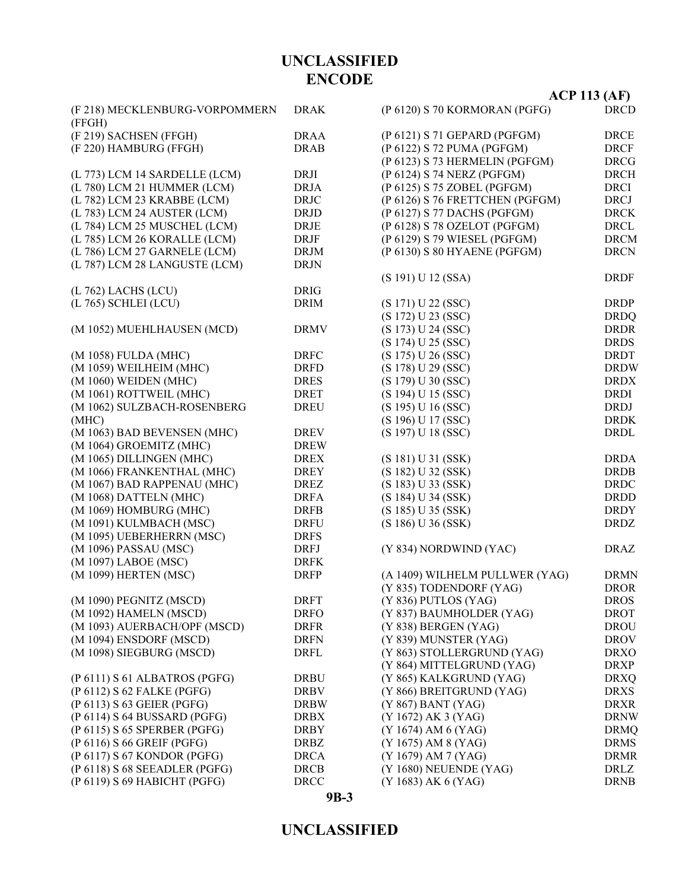**UNCLASSIFIED**
**ENCODE**

**ACP 113 (AF)**

| | |
|---|---|
| (F 218) MECKLENBURG-VORPOMMERN (FFGH) | DRAK |
| (F 219) SACHSEN (FFGH) | DRAA |
| (F 220) HAMBURG (FFGH) | DRAB |
| | |
| (L 773) LCM 14 SARDELLE (LCM) | DRJI |
| (L 780) LCM 21 HUMMER (LCM) | DRJA |
| (L 782) LCM 23 KRABBE (LCM) | DRJC |
| (L 783) LCM 24 AUSTER (LCM) | DRJD |
| (L 784) LCM 25 MUSCHEL (LCM) | DRJE |
| (L 785) LCM 26 KORALLE (LCM) | DRJF |
| (L 786) LCM 27 GARNELE (LCM) | DRJM |
| (L 787) LCM 28 LANGUSTE (LCM) | DRJN |
| | |
| (L 762) LACHS (LCU) | DRIG |
| (L 765) SCHLEI (LCU) | DRIM |
| | |
| (M 1052) MUEHLHAUSEN (MCD) | DRMV |
| | |
| (M 1058) FULDA (MHC) | DRFC |
| (M 1059) WEILHEIM (MHC) | DRFD |
| (M 1060) WEIDEN (MHC) | DRES |
| (M 1061) ROTTWEIL (MHC) | DRET |
| (M 1062) SULZBACH-ROSENBERG (MHC) | DREU |
| (M 1063) BAD BEVENSEN (MHC) | DREV |
| (M 1064) GROEMITZ (MHC) | DREW |
| (M 1065) DILLINGEN (MHC) | DREX |
| (M 1066) FRANKENTHAL (MHC) | DREY |
| (M 1067) BAD RAPPENAU (MHC) | DREZ |
| (M 1068) DATTELN (MHC) | DRFA |
| (M 1069) HOMBURG (MHC) | DRFB |
| (M 1091) KULMBACH (MSC) | DRFU |
| (M 1095) UEBERHERRN (MSC) | DRFS |
| (M 1096) PASSAU (MSC) | DRFJ |
| (M 1097) LABOE (MSC) | DRFK |
| (M 1099) HERTEN (MSC) | DRFP |
| | |
| (M 1090) PEGNITZ (MSCD) | DRFT |
| (M 1092) HAMELN (MSCD) | DRFO |
| (M 1093) AUERBACH/OPF (MSCD) | DRFR |
| (M 1094) ENSDORF (MSCD) | DRFN |
| (M 1098) SIEGBURG (MSCD) | DRFL |
| | |
| (P 6111) S 61 ALBATROS (PGFG) | DRBU |
| (P 6112) S 62 FALKE (PGFG) | DRBV |
| (P 6113) S 63 GEIER (PGFG) | DRBW |
| (P 6114) S 64 BUSSARD (PGFG) | DRBX |
| (P 6115) S 65 SPERBER (PGFG) | DRBY |
| (P 6116) S 66 GREIF (PGFG) | DRBZ |
| (P 6117) S 67 KONDOR (PGFG) | DRCA |
| (P 6118) S 68 SEEADLER (PGFG) | DRCB |
| (P 6119) S 69 HABICHT (PGFG) | DRCC |
| (P 6120) S 70 KORMORAN (PGFG) | DRCD |
| | |
| (P 6121) S 71 GEPARD (PGFGM) | DRCE |
| (P 6122) S 72 PUMA (PGFGM) | DRCF |
| (P 6123) S 73 HERMELIN (PGFGM) | DRCG |
| (P 6124) S 74 NERZ (PGFGM) | DRCH |
| (P 6125) S 75 ZOBEL (PGFGM) | DRCI |
| (P 6126) S 76 FRETTCHEN (PGFGM) | DRCJ |
| (P 6127) S 77 DACHS (PGFGM) | DRCK |
| (P 6128) S 78 OZELOT (PGFGM) | DRCL |
| (P 6129) S 79 WIESEL (PGFGM) | DRCM |
| (P 6130) S 80 HYAENE (PGFGM) | DRCN |
| | |
| (S 191) U 12 (SSA) | DRDF |
| | |
| (S 171) U 22 (SSC) | DRDP |
| (S 172) U 23 (SSC) | DRDQ |
| (S 173) U 24 (SSC) | DRDR |
| (S 174) U 25 (SSC) | DRDS |
| (S 175) U 26 (SSC) | DRDT |
| (S 178) U 29 (SSC) | DRDW |
| (S 179) U 30 (SSC) | DRDX |
| (S 194) U 15 (SSC) | DRDI |
| (S 195) U 16 (SSC) | DRDJ |
| (S 196) U 17 (SSC) | DRDK |
| (S 197) U 18 (SSC) | DRDL |
| | |
| (S 181) U 31 (SSK) | DRDA |
| (S 182) U 32 (SSK) | DRDB |
| (S 183) U 33 (SSK) | DRDC |
| (S 184) U 34 (SSK) | DRDD |
| (S 185) U 35 (SSK) | DRDY |
| (S 186) U 36 (SSK) | DRDZ |
| | |
| (Y 834) NORDWIND (YAC) | DRAZ |
| | |
| (A 1409) WILHELM PULLWER (YAG) | DRMN |
| (Y 835) TODENDORF (YAG) | DROR |
| (Y 836) PUTLOS (YAG) | DROS |
| (Y 837) BAUMHOLDER (YAG) | DROT |
| (Y 838) BERGEN (YAG) | DROU |
| (Y 839) MUNSTER (YAG) | DROV |
| (Y 863) STOLLERGRUND (YAG) | DRXO |
| (Y 864) MITTELGRUND (YAG) | DRXP |
| (Y 865) KALKGRUND (YAG) | DRXQ |
| (Y 866) BREITGRUND (YAG) | DRXS |
| (Y 867) BANT (YAG) | DRXR |
| (Y 1672) AK 3 (YAG) | DRNW |
| (Y 1674) AM 6 (YAG) | DRMQ |
| (Y 1675) AM 8 (YAG) | DRMS |
| (Y 1679) AM 7 (YAG) | DRMR |
| (Y 1680) NEUENDE (YAG) | DRLZ |
| (Y 1683) AK 6 (YAG) | DRNB |

**UNCLASSIFIED**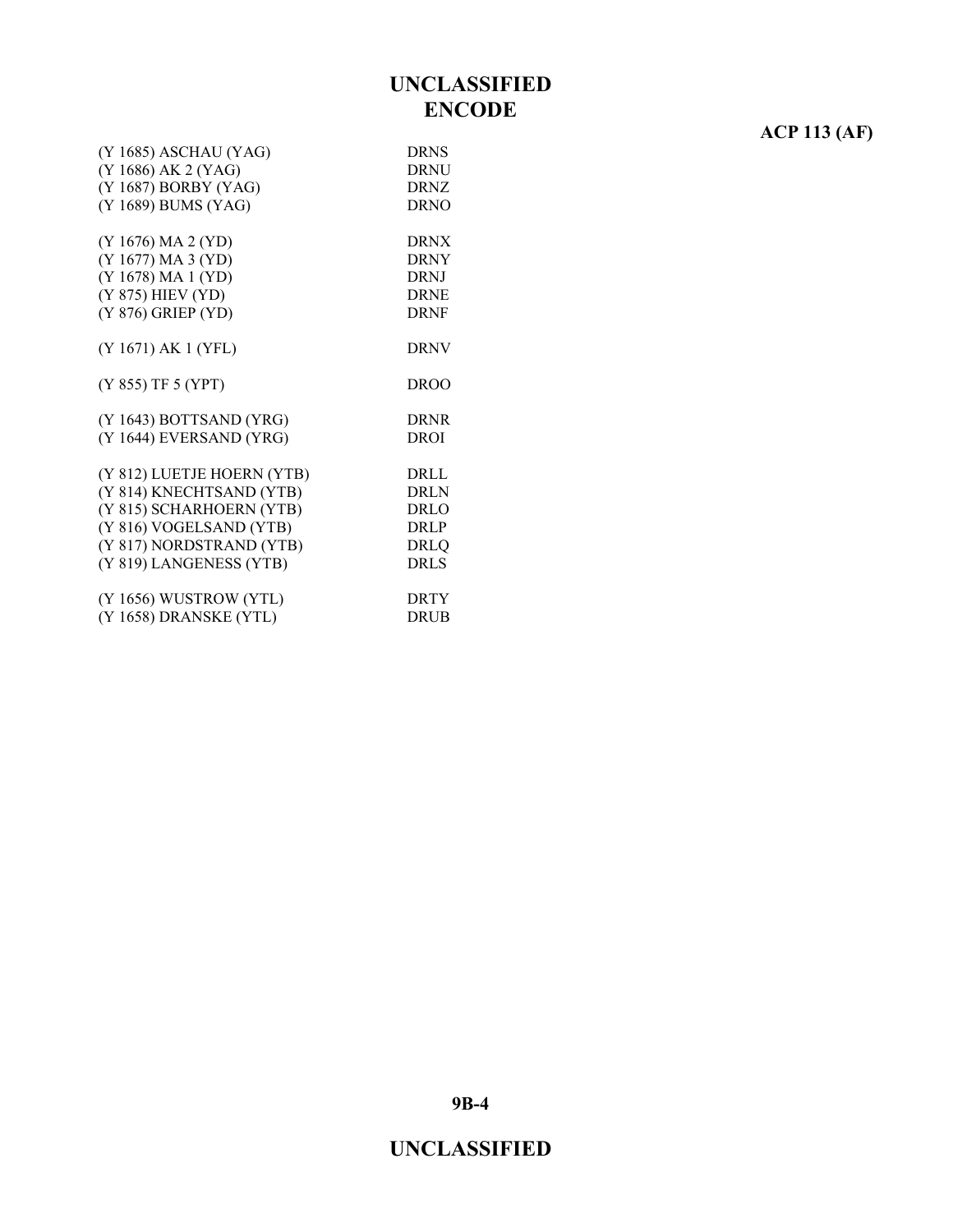**ENCODE**

| | |
|---|---|
| (Y 1685) ASCHAU (YAG) | DRNS |
| (Y 1686) AK 2 (YAG) | DRNU |
| (Y 1687) BORBY (YAG) | DRNZ |
| (Y 1689) BUMS (YAG) | DRNO |
| | |
| (Y 1676) MA 2 (YD) | DRNX |
| (Y 1677) MA 3 (YD) | DRNY |
| (Y 1678) MA 1 (YD) | DRNJ |
| (Y 875) HIEV (YD) | DRNE |
| (Y 876) GRIEP (YD) | DRNF |
| | |
| (Y 1671) AK 1 (YFL) | DRNV |
| | |
| (Y 855) TF 5 (YPT) | DROO |
| | |
| (Y 1643) BOTTSAND (YRG) | DRNR |
| (Y 1644) EVERSAND (YRG) | DROI |
| | |
| (Y 812) LUETJE HOERN (YTB) | DRLL |
| (Y 814) KNECHTSAND (YTB) | DRLN |
| (Y 815) SCHARHOERN (YTB) | DRLO |
| (Y 816) VOGELSAND (YTB) | DRLP |
| (Y 817) NORDSTRAND (YTB) | DRLQ |
| (Y 819) LANGENESS (YTB) | DRLS |
| | |
| (Y 1656) WUSTROW (YTL) | DRTY |
| (Y 1658) DRANSKE (YTL) | DRUB |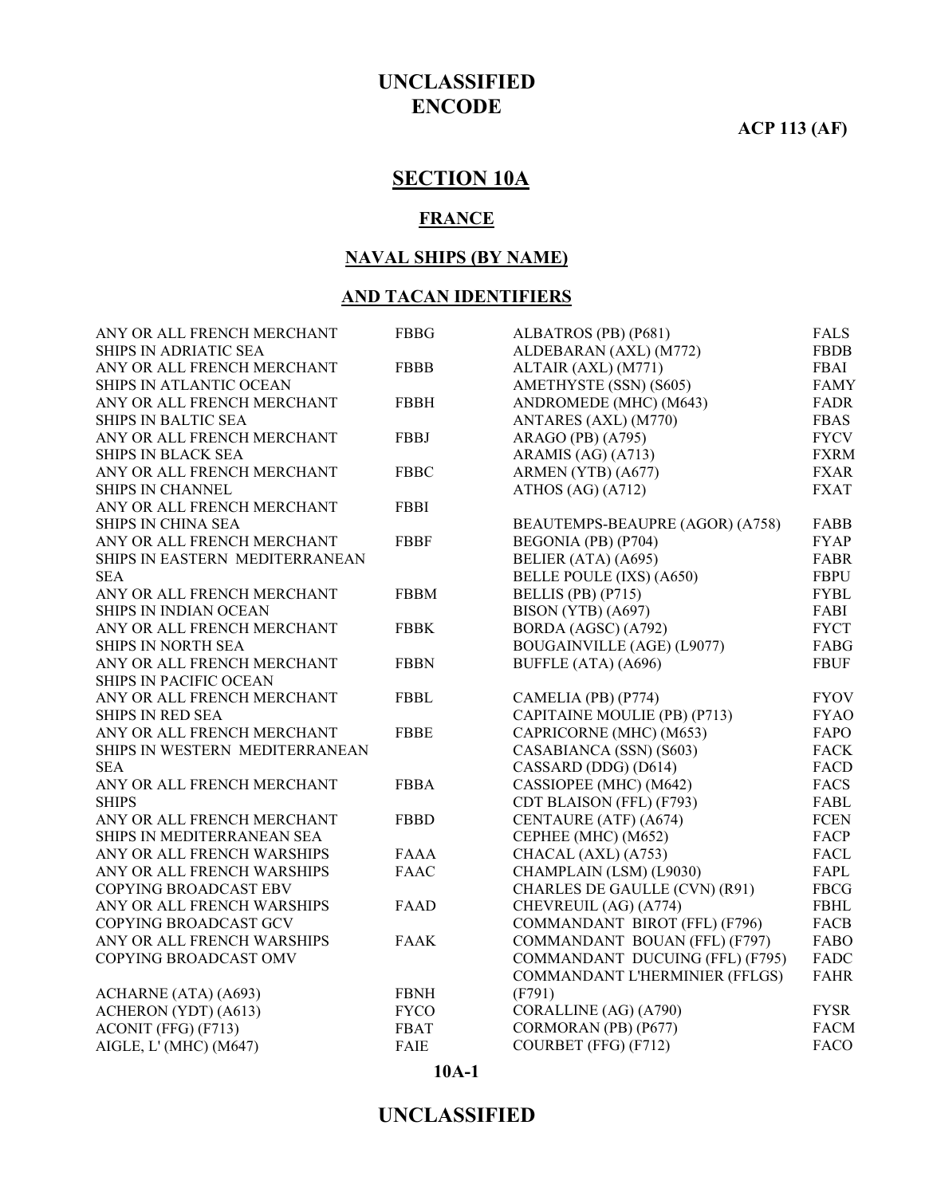**UNCLASSIFIED**
**ENCODE**

**ACP 113 (AF)**

# SECTION 10A

## FRANCE

## NAVAL SHIPS (BY NAME)

## AND TACAN IDENTIFIERS

| Name | Call Sign |
|---|---|
| ANY OR ALL FRENCH MERCHANT SHIPS IN ADRIATIC SEA | FBBG |
| ANY OR ALL FRENCH MERCHANT SHIPS IN ATLANTIC OCEAN | FBBB |
| ANY OR ALL FRENCH MERCHANT SHIPS IN BALTIC SEA | FBBH |
| ANY OR ALL FRENCH MERCHANT SHIPS IN BLACK SEA | FBBJ |
| ANY OR ALL FRENCH MERCHANT SHIPS IN CHANNEL | FBBC |
| ANY OR ALL FRENCH MERCHANT SHIPS IN CHINA SEA | FBBI |
| ANY OR ALL FRENCH MERCHANT SHIPS IN EASTERN MEDITERRANEAN SEA | FBBF |
| ANY OR ALL FRENCH MERCHANT SHIPS IN INDIAN OCEAN | FBBM |
| ANY OR ALL FRENCH MERCHANT SHIPS IN NORTH SEA | FBBK |
| ANY OR ALL FRENCH MERCHANT SHIPS IN PACIFIC OCEAN | FBBN |
| ANY OR ALL FRENCH MERCHANT SHIPS IN RED SEA | FBBL |
| ANY OR ALL FRENCH MERCHANT SHIPS IN WESTERN MEDITERRANEAN SEA | FBBE |
| ANY OR ALL FRENCH MERCHANT SHIPS | FBBA |
| ANY OR ALL FRENCH MERCHANT SHIPS IN MEDITERRANEAN SEA | FBBD |
| ANY OR ALL FRENCH WARSHIPS | FAAA |
| ANY OR ALL FRENCH WARSHIPS COPYING BROADCAST EBV | FAAC |
| ANY OR ALL FRENCH WARSHIPS COPYING BROADCAST GCV | FAAD |
| ANY OR ALL FRENCH WARSHIPS COPYING BROADCAST OMV | FAAK |
| ACHARNE (ATA) (A693) | FBNH |
| ACHERON (YDT) (A613) | FYCO |
| ACONIT (FFG) (F713) | FBAT |
| AIGLE, L' (MHC) (M647) | FAIE |
| ALBATROS (PB) (P681) | FALS |
| ALDEBARAN (AXL) (M772) | FBDB |
| ALTAIR (AXL) (M771) | FBAI |
| AMETHYSTE (SSN) (S605) | FAMY |
| ANDROMEDE (MHC) (M643) | FADR |
| ANTARES (AXL) (M770) | FBAS |
| ARAGO (PB) (A795) | FYCV |
| ARAMIS (AG) (A713) | FXRM |
| ARMEN (YTB) (A677) | FXAR |
| ATHOS (AG) (A712) | FXAT |
| BEAUTEMPS-BEAUPRE (AGOR) (A758) | FABB |
| BEGONIA (PB) (P704) | FYAP |
| BELIER (ATA) (A695) | FABR |
| BELLE POULE (IXS) (A650) | FBPU |
| BELLIS (PB) (P715) | FYBL |
| BISON (YTB) (A697) | FABI |
| BORDA (AGSC) (A792) | FYCT |
| BOUGAINVILLE (AGE) (L9077) | FABG |
| BUFFLE (ATA) (A696) | FBUF |
| CAMELIA (PB) (P774) | FYOV |
| CAPITAINE MOULIE (PB) (P713) | FYAO |
| CAPRICORNE (MHC) (M653) | FAPO |
| CASABIANCA (SSN) (S603) | FACK |
| CASSARD (DDG) (D614) | FACD |
| CASSIOPEE (MHC) (M642) | FACS |
| CDT BLAISON (FFL) (F793) | FABL |
| CENTAURE (ATF) (A674) | FCEN |
| CEPHEE (MHC) (M652) | FACP |
| CHACAL (AXL) (A753) | FACL |
| CHAMPLAIN (LSM) (L9030) | FAPL |
| CHARLES DE GAULLE (CVN) (R91) | FBCG |
| CHEVREUIL (AG) (A774) | FBHL |
| COMMANDANT BIROT (FFL) (F796) | FACB |
| COMMANDANT BOUAN (FFL) (F797) | FABO |
| COMMANDANT DUCUING (FFL) (F795) | FADC |
| COMMANDANT L'HERMINIER (FFLGS) (F791) | FAHR |
| CORALLINE (AG) (A790) | FYSR |
| CORMORAN (PB) (P677) | FACM |
| COURBET (FFG) (F712) | FACO |

**UNCLASSIFIED**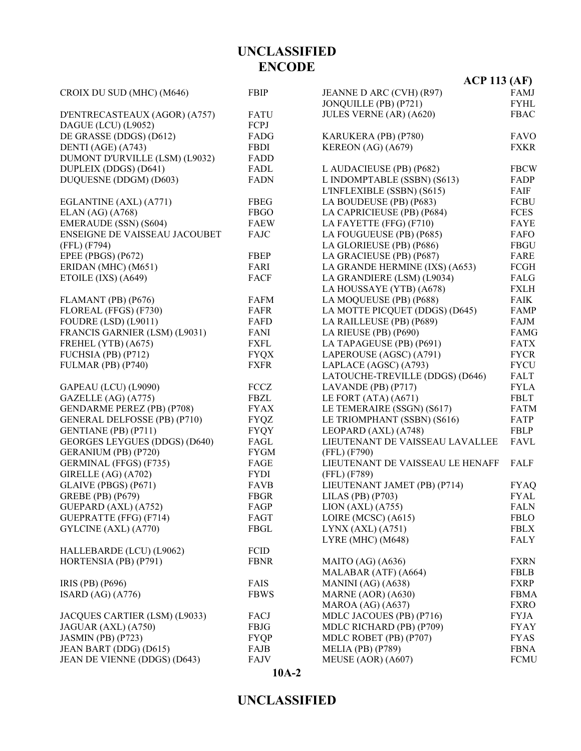**UNCLASSIFIED**
**ENCODE**

**ACP 113 (AF)**

| Name | Call Sign |
|---|---|
| CROIX DU SUD (MHC) (M646) | FBIP |
| | |
| D'ENTRECASTEAUX (AGOR) (A757) | FATU |
| DAGUE (LCU) (L9052) | FCPJ |
| DE GRASSE (DDGS) (D612) | FADG |
| DENTI (AGE) (A743) | FBDI |
| DUMONT D'URVILLE (LSM) (L9032) | FADD |
| DUPLEIX (DDGS) (D641) | FADL |
| DUQUESNE (DDGM) (D603) | FADN |
| | |
| EGLANTINE (AXL) (A771) | FBEG |
| ELAN (AG) (A768) | FBGO |
| EMERAUDE (SSN) (S604) | FAEW |
| ENSEIGNE DE VAISSEAU JACOUBET (FFL) (F794) | FAJC |
| EPEE (PBGS) (P672) | FBEP |
| ERIDAN (MHC) (M651) | FARI |
| ETOILE (IXS) (A649) | FACF |
| | |
| FLAMANT (PB) (P676) | FAFM |
| FLOREAL (FFGS) (F730) | FAFR |
| FOUDRE (LSD) (L9011) | FAFD |
| FRANCIS GARNIER (LSM) (L9031) | FANI |
| FREHEL (YTB) (A675) | FXFL |
| FUCHSIA (PB) (P712) | FYQX |
| FULMAR (PB) (P740) | FXFR |
| | |
| GAPEAU (LCU) (L9090) | FCCZ |
| GAZELLE (AG) (A775) | FBZL |
| GENDARME PEREZ (PB) (P708) | FYAX |
| GENERAL DELFOSSE (PB) (P710) | FYQZ |
| GENTIANE (PB) (P711) | FYQY |
| GEORGES LEYGUES (DDGS) (D640) | FAGL |
| GERANIUM (PB) (P720) | FYGM |
| GERMINAL (FFGS) (F735) | FAGE |
| GIRELLE (AG) (A702) | FYDI |
| GLAIVE (PBGS) (P671) | FAVB |
| GREBE (PB) (P679) | FBGR |
| GUEPARD (AXL) (A752) | FAGP |
| GUEPRATTE (FFG) (F714) | FAGT |
| GYLCINE (AXL) (A770) | FBGL |
| | |
| HALLEBARDE (LCU) (L9062) | FCID |
| HORTENSIA (PB) (P791) | FBNR |
| | |
| IRIS (PB) (P696) | FAIS |
| ISARD (AG) (A776) | FBWS |
| | |
| JACQUES CARTIER (LSM) (L9033) | FACJ |
| JAGUAR (AXL) (A750) | FBJG |
| JASMIN (PB) (P723) | FYQP |
| JEAN BART (DDG) (D615) | FAJB |
| JEAN DE VIENNE (DDGS) (D643) | FAJV |
| JEANNE D ARC (CVH) (R97) | FAMJ |
| JONQUILLE (PB) (P721) | FYHL |
| JULES VERNE (AR) (A620) | FBAC |
| | |
| KARUKERA (PB) (P780) | FAVO |
| KEREON (AG) (A679) | FXKR |
| | |
| L AUDACIEUSE (PB) (P682) | FBCW |
| L INDOMPTABLE (SSBN) (S613) | FADP |
| L'INFLEXIBLE (SSBN) (S615) | FAIF |
| LA BOUDEUSE (PB) (P683) | FCBU |
| LA CAPRICIEUSE (PB) (P684) | FCES |
| LA FAYETTE (FFG) (F710) | FAYE |
| LA FOUGUEUSE (PB) (P685) | FAFO |
| LA GLORIEUSE (PB) (P686) | FBGU |
| LA GRACIEUSE (PB) (P687) | FARE |
| LA GRANDE HERMINE (IXS) (A653) | FCGH |
| LA GRANDIERE (LSM) (L9034) | FALG |
| LA HOUSSAYE (YTB) (A678) | FXLH |
| LA MOQUEUSE (PB) (P688) | FAIK |
| LA MOTTE PICQUET (DDGS) (D645) | FAMP |
| LA RAILLEUSE (PB) (P689) | FAJM |
| LA RIEUSE (PB) (P690) | FAMG |
| LA TAPAGEUSE (PB) (P691) | FATX |
| LAPEROUSE (AGSC) (A791) | FYCR |
| LAPLACE (AGSC) (A793) | FYCU |
| LATOUCHE-TREVILLE (DDGS) (D646) | FALT |
| LAVANDE (PB) (P717) | FYLA |
| LE FORT (ATA) (A671) | FBLT |
| LE TEMERAIRE (SSGN) (S617) | FATM |
| LE TRIOMPHANT (SSBN) (S616) | FATP |
| LEOPARD (AXL) (A748) | FBLP |
| LIEUTENANT DE VAISSEAU LAVALLEE (FFL) (F790) | FAVL |
| LIEUTENANT DE VAISSEAU LE HENAFF (FFL) (F789) | FALF |
| LIEUTENANT JAMET (PB) (P714) | FYAQ |
| LILAS (PB) (P703) | FYAL |
| LION (AXL) (A755) | FALN |
| LOIRE (MCSC) (A615) | FBLO |
| LYNX (AXL) (A751) | FBLX |
| LYRE (MHC) (M648) | FALY |
| | |
| MAITO (AG) (A636) | FXRN |
| MALABAR (ATF) (A664) | FBLB |
| MANINI (AG) (A638) | FXRP |
| MARNE (AOR) (A630) | FBMA |
| MAROA (AG) (A637) | FXRO |
| MDLC JACOUES (PB) (P716) | FYJA |
| MDLC RICHARD (PB) (P709) | FYAY |
| MDLC ROBET (PB) (P707) | FYAS |
| MELIA (PB) (P789) | FBNA |
| MEUSE (AOR) (A607) | FCMU |

**10A-2**

**UNCLASSIFIED**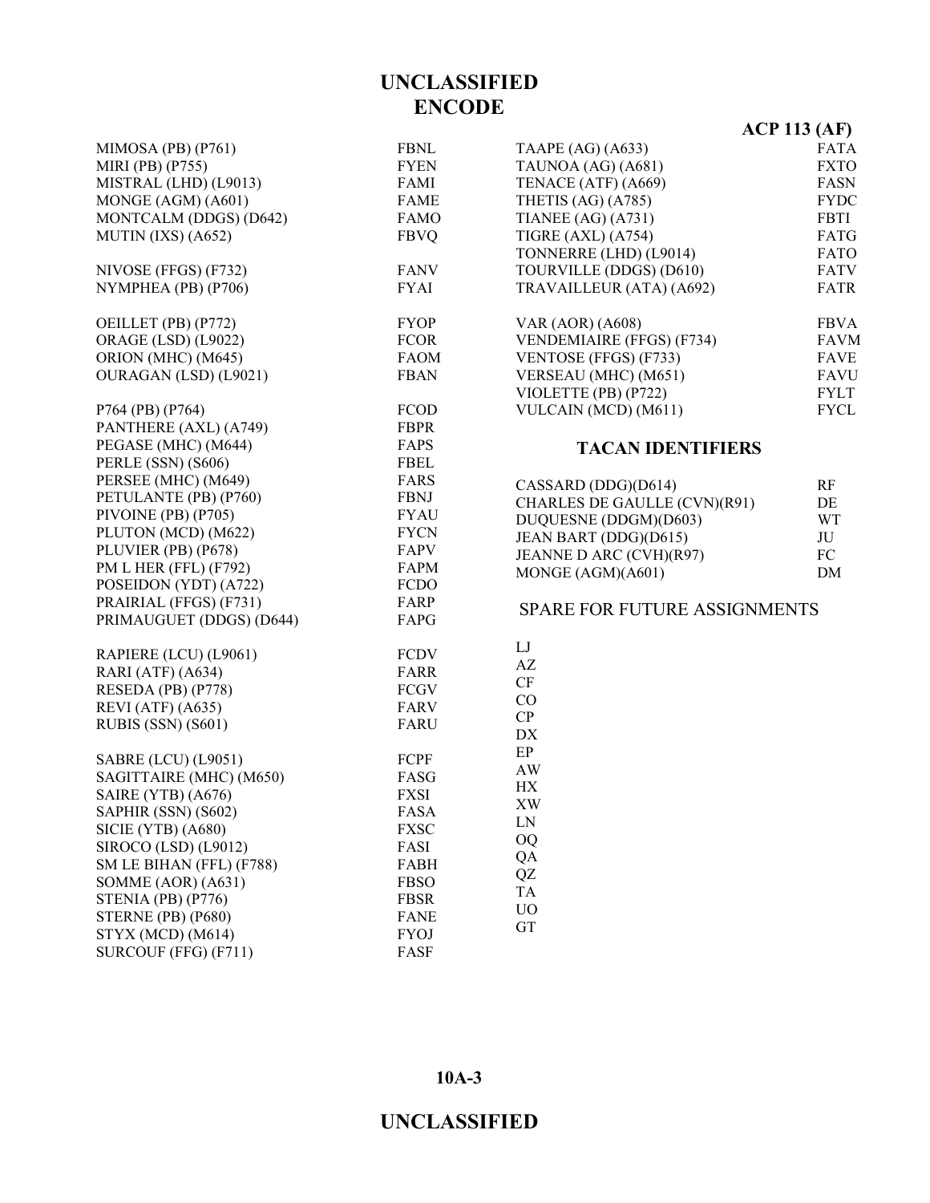# UNCLASSIFIED
## ENCODE

**ACP 113 (AF)**

| | |
|---|---|
| MIMOSA (PB) (P761) | FBNL |
| MIRI (PB) (P755) | FYEN |
| MISTRAL (LHD) (L9013) | FAMI |
| MONGE (AGM) (A601) | FAME |
| MONTCALM (DDGS) (D642) | FAMO |
| MUTIN (IXS) (A652) | FBVQ |
| | |
| NIVOSE (FFGS) (F732) | FANV |
| NYMPHEA (PB) (P706) | FYAI |
| | |
| OEILLET (PB) (P772) | FYOP |
| ORAGE (LSD) (L9022) | FCOR |
| ORION (MHC) (M645) | FAOM |
| OURAGAN (LSD) (L9021) | FBAN |
| | |
| P764 (PB) (P764) | FCOD |
| PANTHERE (AXL) (A749) | FBPR |
| PEGASE (MHC) (M644) | FAPS |
| PERLE (SSN) (S606) | FBEL |
| PERSEE (MHC) (M649) | FARS |
| PETULANTE (PB) (P760) | FBNJ |
| PIVOINE (PB) (P705) | FYAU |
| PLUTON (MCD) (M622) | FYCN |
| PLUVIER (PB) (P678) | FAPV |
| PM L HER (FFL) (F792) | FAPM |
| POSEIDON (YDT) (A722) | FCDO |
| PRAIRIAL (FFGS) (F731) | FARP |
| PRIMAUGUET (DDGS) (D644) | FAPG |
| | |
| RAPIERE (LCU) (L9061) | FCDV |
| RARI (ATF) (A634) | FARR |
| RESEDA (PB) (P778) | FCGV |
| REVI (ATF) (A635) | FARV |
| RUBIS (SSN) (S601) | FARU |
| | |
| SABRE (LCU) (L9051) | FCPF |
| SAGITTAIRE (MHC) (M650) | FASG |
| SAIRE (YTB) (A676) | FXSI |
| SAPHIR (SSN) (S602) | FASA |
| SICIE (YTB) (A680) | FXSC |
| SIROCO (LSD) (L9012) | FASI |
| SM LE BIHAN (FFL) (F788) | FABH |
| SOMME (AOR) (A631) | FBSO |
| STENIA (PB) (P776) | FBSR |
| STERNE (PB) (P680) | FANE |
| STYX (MCD) (M614) | FYOJ |
| SURCOUF (FFG) (F711) | FASF |
| | |
| TAAPE (AG) (A633) | FATA |
| TAUNOA (AG) (A681) | FXTO |
| TENACE (ATF) (A669) | FASN |
| THETIS (AG) (A785) | FYDC |
| TIANEE (AG) (A731) | FBTI |
| TIGRE (AXL) (A754) | FATG |
| TONNERRE (LHD) (L9014) | FATO |
| TOURVILLE (DDGS) (D610) | FATV |
| TRAVAILLEUR (ATA) (A692) | FATR |
| | |
| VAR (AOR) (A608) | FBVA |
| VENDEMIAIRE (FFGS) (F734) | FAVM |
| VENTOSE (FFGS) (F733) | FAVE |
| VERSEAU (MHC) (M651) | FAVU |
| VIOLETTE (PB) (P722) | FYLT |
| VULCAIN (MCD) (M611) | FYCL |

### TACAN IDENTIFIERS

| | |
|---|---|
| CASSARD (DDG)(D614) | RF |
| CHARLES DE GAULLE (CVN)(R91) | DE |
| DUQUESNE (DDGM)(D603) | WT |
| JEAN BART (DDG)(D615) | JU |
| JEANNE D ARC (CVH)(R97) | FC |
| MONGE (AGM)(A601) | DM |

SPARE FOR FUTURE ASSIGNMENTS

LJ
AZ
CF
CO
CP
DX
EP
AW
HX
XW
LN
OQ
QA
QZ
TA
UO
GT

UNCLASSIFIED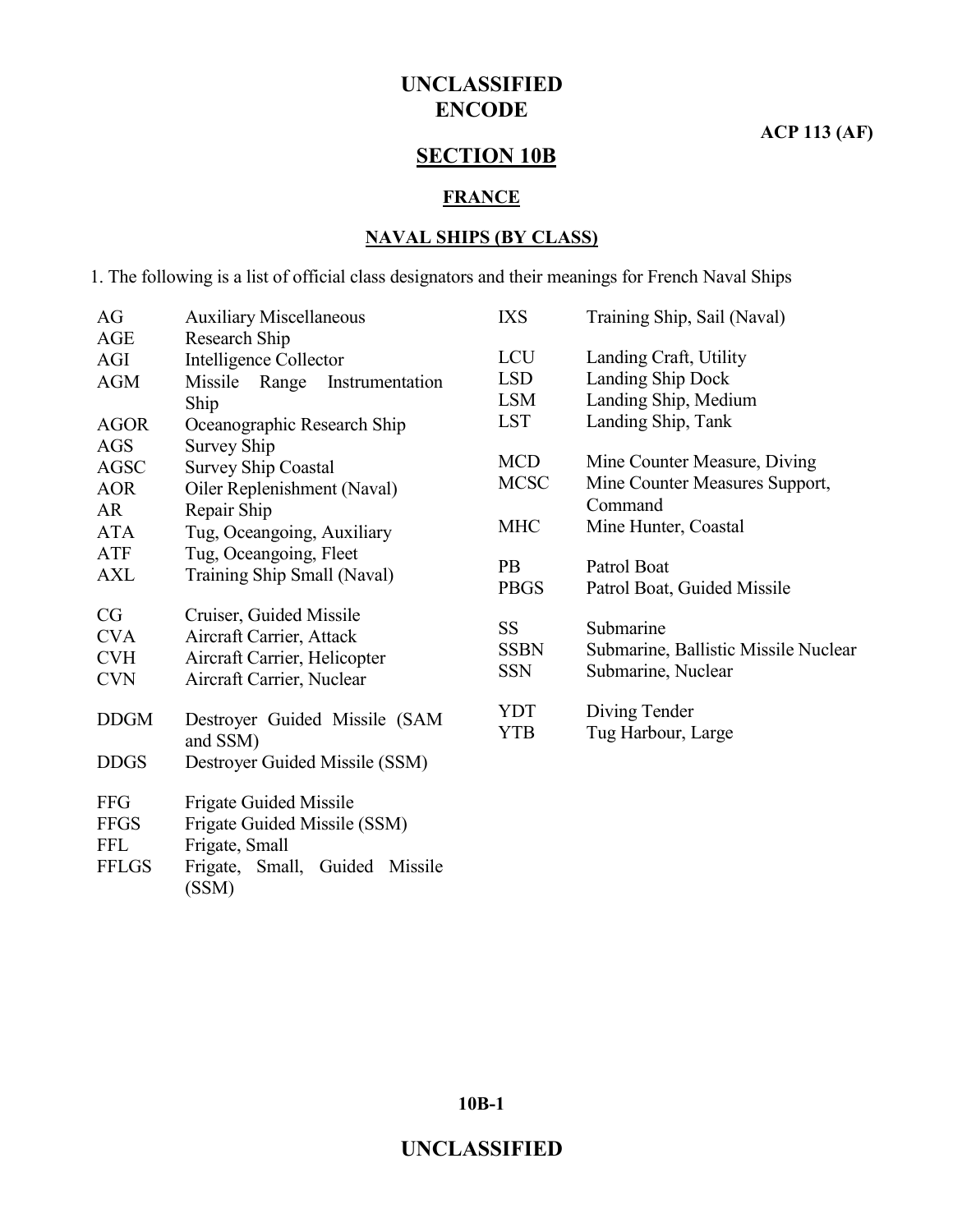# SECTION 10B

## FRANCE

### NAVAL SHIPS (BY CLASS)

1. The following is a list of official class designators and their meanings for French Naval Ships

| | |
|---|---|
| AG | Auxiliary Miscellaneous |
| AGE | Research Ship |
| AGI | Intelligence Collector |
| AGM | Missile Range Instrumentation Ship |
| AGOR | Oceanographic Research Ship |
| AGS | Survey Ship |
| AGSC | Survey Ship Coastal |
| AOR | Oiler Replenishment (Naval) |
| AR | Repair Ship |
| ATA | Tug, Oceangoing, Auxiliary |
| ATF | Tug, Oceangoing, Fleet |
| AXL | Training Ship Small (Naval) |
| CG | Cruiser, Guided Missile |
| CVA | Aircraft Carrier, Attack |
| CVH | Aircraft Carrier, Helicopter |
| CVN | Aircraft Carrier, Nuclear |
| DDGM | Destroyer Guided Missile (SAM and SSM) |
| DDGS | Destroyer Guided Missile (SSM) |
| FFG | Frigate Guided Missile |
| FFGS | Frigate Guided Missile (SSM) |
| FFL | Frigate, Small |
| FFLGS | Frigate, Small, Guided Missile (SSM) |
| IXS | Training Ship, Sail (Naval) |
| LCU | Landing Craft, Utility |
| LSD | Landing Ship Dock |
| LSM | Landing Ship, Medium |
| LST | Landing Ship, Tank |
| MCD | Mine Counter Measure, Diving |
| MCSC | Mine Counter Measures Support, Command |
| MHC | Mine Hunter, Coastal |
| PB | Patrol Boat |
| PBGS | Patrol Boat, Guided Missile |
| SS | Submarine |
| SSBN | Submarine, Ballistic Missile Nuclear |
| SSN | Submarine, Nuclear |
| YDT | Diving Tender |
| YTB | Tug Harbour, Large |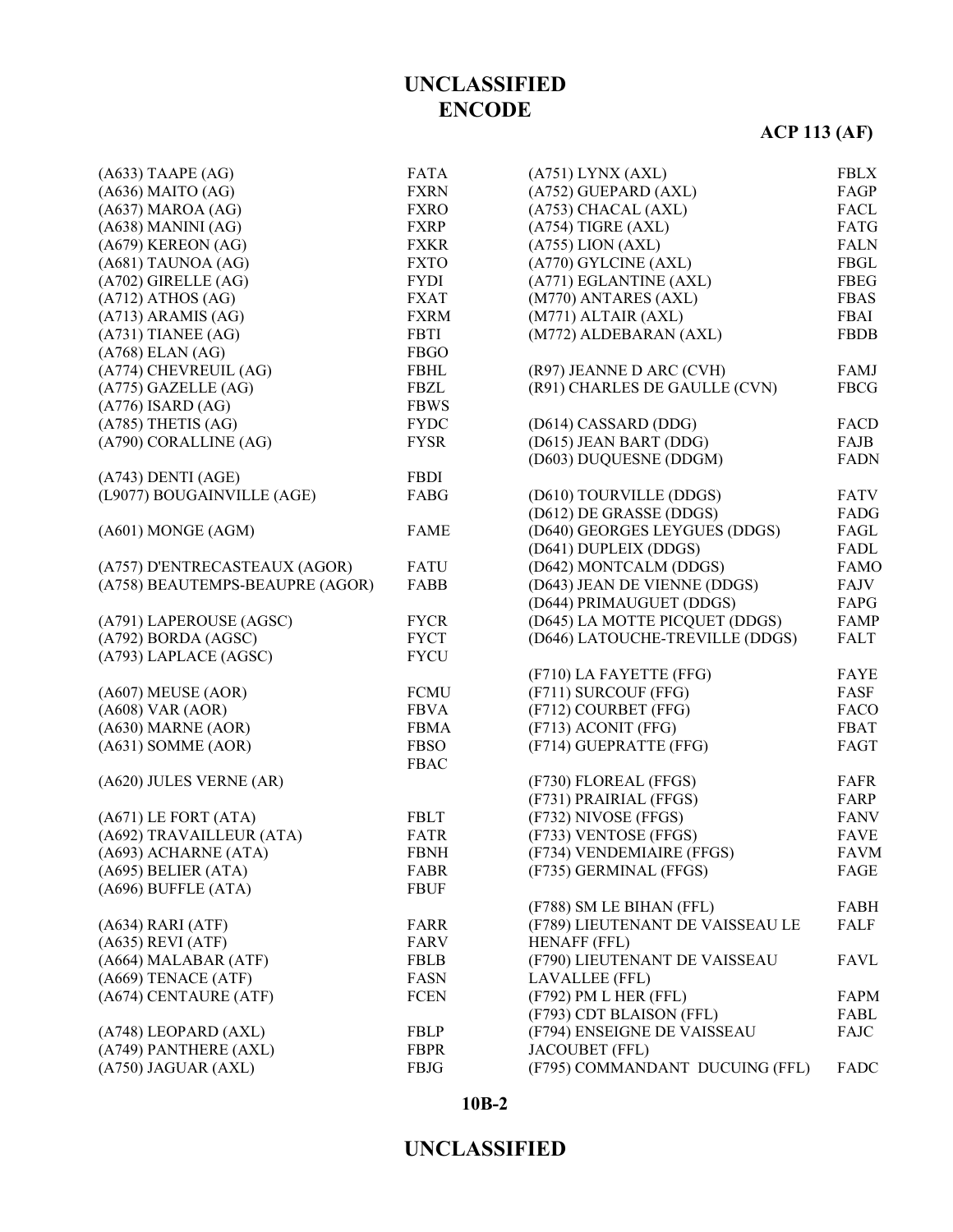# UNCLASSIFIED
# ENCODE

**ACP 113 (AF)**

| | |
|---|---|
| (A633) TAAPE (AG) | FATA |
| (A636) MAITO (AG) | FXRN |
| (A637) MAROA (AG) | FXRO |
| (A638) MANINI (AG) | FXRP |
| (A679) KEREON (AG) | FXKR |
| (A681) TAUNOA (AG) | FXTO |
| (A702) GIRELLE (AG) | FYDI |
| (A712) ATHOS (AG) | FXAT |
| (A713) ARAMIS (AG) | FXRM |
| (A731) TIANEE (AG) | FBTI |
| (A768) ELAN (AG) | FBGO |
| (A774) CHEVREUIL (AG) | FBHL |
| (A775) GAZELLE (AG) | FBZL |
| (A776) ISARD (AG) | FBWS |
| (A785) THETIS (AG) | FYDC |
| (A790) CORALLINE (AG) | FYSR |
| | |
| (A743) DENTI (AGE) | FBDI |
| (L9077) BOUGAINVILLE (AGE) | FABG |
| | |
| (A601) MONGE (AGM) | FAME |
| | |
| (A757) D'ENTRECASTEAUX (AGOR) | FATU |
| (A758) BEAUTEMPS-BEAUPRE (AGOR) | FABB |
| | |
| (A791) LAPEROUSE (AGSC) | FYCR |
| (A792) BORDA (AGSC) | FYCT |
| (A793) LAPLACE (AGSC) | FYCU |
| | |
| (A607) MEUSE (AOR) | FCMU |
| (A608) VAR (AOR) | FBVA |
| (A630) MARNE (AOR) | FBMA |
| (A631) SOMME (AOR) | FBSO |
| | FBAC |
| (A620) JULES VERNE (AR) | |
| | |
| (A671) LE FORT (ATA) | FBLT |
| (A692) TRAVAILLEUR (ATA) | FATR |
| (A693) ACHARNE (ATA) | FBNH |
| (A695) BELIER (ATA) | FABR |
| (A696) BUFFLE (ATA) | FBUF |
| | |
| (A634) RARI (ATF) | FARR |
| (A635) REVI (ATF) | FARV |
| (A664) MALABAR (ATF) | FBLB |
| (A669) TENACE (ATF) | FASN |
| (A674) CENTAURE (ATF) | FCEN |
| | |
| (A748) LEOPARD (AXL) | FBLP |
| (A749) PANTHERE (AXL) | FBPR |
| (A750) JAGUAR (AXL) | FBJG |
| (A751) LYNX (AXL) | FBLX |
| (A752) GUEPARD (AXL) | FAGP |
| (A753) CHACAL (AXL) | FACL |
| (A754) TIGRE (AXL) | FATG |
| (A755) LION (AXL) | FALN |
| (A770) GYLCINE (AXL) | FBGL |
| (A771) EGLANTINE (AXL) | FBEG |
| (M770) ANTARES (AXL) | FBAS |
| (M771) ALTAIR (AXL) | FBAI |
| (M772) ALDEBARAN (AXL) | FBDB |
| | |
| (R97) JEANNE D ARC (CVH) | FAMJ |
| (R91) CHARLES DE GAULLE (CVN) | FBCG |
| | |
| (D614) CASSARD (DDG) | FACD |
| (D615) JEAN BART (DDG) | FAJB |
| (D603) DUQUESNE (DDGM) | FADN |
| | |
| (D610) TOURVILLE (DDGS) | FATV |
| (D612) DE GRASSE (DDGS) | FADG |
| (D640) GEORGES LEYGUES (DDGS) | FAGL |
| (D641) DUPLEIX (DDGS) | FADL |
| (D642) MONTCALM (DDGS) | FAMO |
| (D643) JEAN DE VIENNE (DDGS) | FAJV |
| (D644) PRIMAUGUET (DDGS) | FAPG |
| (D645) LA MOTTE PICQUET (DDGS) | FAMP |
| (D646) LATOUCHE-TREVILLE (DDGS) | FALT |
| | |
| (F710) LA FAYETTE (FFG) | FAYE |
| (F711) SURCOUF (FFG) | FASF |
| (F712) COURBET (FFG) | FACO |
| (F713) ACONIT (FFG) | FBAT |
| (F714) GUEPRATTE (FFG) | FAGT |
| | |
| (F730) FLOREAL (FFGS) | FAFR |
| (F731) PRAIRIAL (FFGS) | FARP |
| (F732) NIVOSE (FFGS) | FANV |
| (F733) VENTOSE (FFGS) | FAVE |
| (F734) VENDEMIAIRE (FFGS) | FAVM |
| (F735) GERMINAL (FFGS) | FAGE |
| | |
| (F788) SM LE BIHAN (FFL) | FABH |
| (F789) LIEUTENANT DE VAISSEAU LE HENAFF (FFL) | FALF |
| (F790) LIEUTENANT DE VAISSEAU LAVALLEE (FFL) | FAVL |
| (F792) PM L HER (FFL) | FAPM |
| (F793) CDT BLAISON (FFL) | FABL |
| (F794) ENSEIGNE DE VAISSEAU JACOUBET (FFL) | FAJC |
| (F795) COMMANDANT DUCUING (FFL) | FADC |

**10B-2**

# UNCLASSIFIED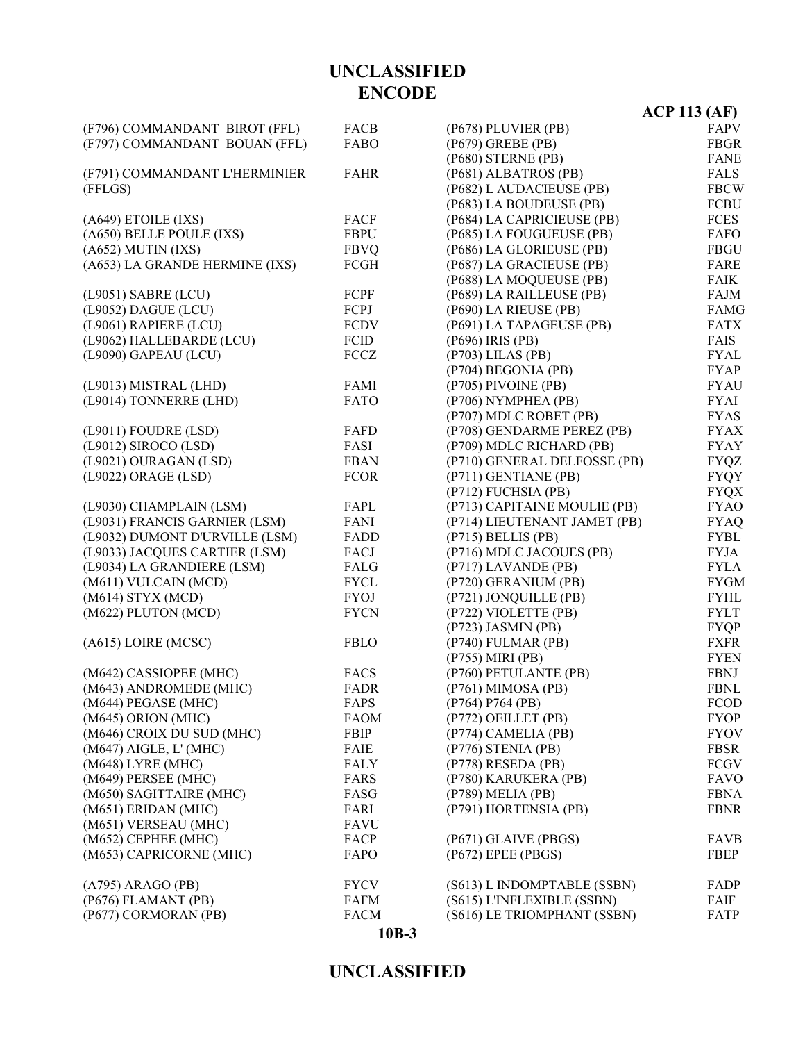# ENCODE

| | |
|---|---|
| (F796) COMMANDANT BIROT (FFL) | FACB |
| (F797) COMMANDANT BOUAN (FFL) | FABO |
| | |
| (F791) COMMANDANT L'HERMINIER (FFLGS) | FAHR |
| | |
| (A649) ETOILE (IXS) | FACF |
| (A650) BELLE POULE (IXS) | FBPU |
| (A652) MUTIN (IXS) | FBVQ |
| (A653) LA GRANDE HERMINE (IXS) | FCGH |
| | |
| (L9051) SABRE (LCU) | FCPF |
| (L9052) DAGUE (LCU) | FCPJ |
| (L9061) RAPIERE (LCU) | FCDV |
| (L9062) HALLEBARDE (LCU) | FCID |
| (L9090) GAPEAU (LCU) | FCCZ |
| | |
| (L9013) MISTRAL (LHD) | FAMI |
| (L9014) TONNERRE (LHD) | FATO |
| | |
| (L9011) FOUDRE (LSD) | FAFD |
| (L9012) SIROCO (LSD) | FASI |
| (L9021) OURAGAN (LSD) | FBAN |
| (L9022) ORAGE (LSD) | FCOR |
| | |
| (L9030) CHAMPLAIN (LSM) | FAPL |
| (L9031) FRANCIS GARNIER (LSM) | FANI |
| (L9032) DUMONT D'URVILLE (LSM) | FADD |
| (L9033) JACQUES CARTIER (LSM) | FACJ |
| (L9034) LA GRANDIERE (LSM) | FALG |
| (M611) VULCAIN (MCD) | FYCL |
| (M614) STYX (MCD) | FYOJ |
| (M622) PLUTON (MCD) | FYCN |
| | |
| (A615) LOIRE (MCSC) | FBLO |
| | |
| (M642) CASSIOPEE (MHC) | FACS |
| (M643) ANDROMEDE (MHC) | FADR |
| (M644) PEGASE (MHC) | FAPS |
| (M645) ORION (MHC) | FAOM |
| (M646) CROIX DU SUD (MHC) | FBIP |
| (M647) AIGLE, L' (MHC) | FAIE |
| (M648) LYRE (MHC) | FALY |
| (M649) PERSEE (MHC) | FARS |
| (M650) SAGITTAIRE (MHC) | FASG |
| (M651) ERIDAN (MHC) | FARI |
| (M651) VERSEAU (MHC) | FAVU |
| (M652) CEPHEE (MHC) | FACP |
| (M653) CAPRICORNE (MHC) | FAPO |
| | |
| (A795) ARAGO (PB) | FYCV |
| (P676) FLAMANT (PB) | FAFM |
| (P677) CORMORAN (PB) | FACM |
| (P678) PLUVIER (PB) | FAPV |
| (P679) GREBE (PB) | FBGR |
| (P680) STERNE (PB) | FANE |
| (P681) ALBATROS (PB) | FALS |
| (P682) L AUDACIEUSE (PB) | FBCW |
| (P683) LA BOUDEUSE (PB) | FCBU |
| (P684) LA CAPRICIEUSE (PB) | FCES |
| (P685) LA FOUGUEUSE (PB) | FAFO |
| (P686) LA GLORIEUSE (PB) | FBGU |
| (P687) LA GRACIEUSE (PB) | FARE |
| (P688) LA MOQUEUSE (PB) | FAIK |
| (P689) LA RAILLEUSE (PB) | FAJM |
| (P690) LA RIEUSE (PB) | FAMG |
| (P691) LA TAPAGEUSE (PB) | FATX |
| (P696) IRIS (PB) | FAIS |
| (P703) LILAS (PB) | FYAL |
| (P704) BEGONIA (PB) | FYAP |
| (P705) PIVOINE (PB) | FYAU |
| (P706) NYMPHEA (PB) | FYAI |
| (P707) MDLC ROBET (PB) | FYAS |
| (P708) GENDARME PEREZ (PB) | FYAX |
| (P709) MDLC RICHARD (PB) | FYAY |
| (P710) GENERAL DELFOSSE (PB) | FYQZ |
| (P711) GENTIANE (PB) | FYQY |
| (P712) FUCHSIA (PB) | FYQX |
| (P713) CAPITAINE MOULIE (PB) | FYAO |
| (P714) LIEUTENANT JAMET (PB) | FYAQ |
| (P715) BELLIS (PB) | FYBL |
| (P716) MDLC JACOUES (PB) | FYJA |
| (P717) LAVANDE (PB) | FYLA |
| (P720) GERANIUM (PB) | FYGM |
| (P721) JONQUILLE (PB) | FYHL |
| (P722) VIOLETTE (PB) | FYLT |
| (P723) JASMIN (PB) | FYQP |
| (P740) FULMAR (PB) | FXFR |
| (P755) MIRI (PB) | FYEN |
| (P760) PETULANTE (PB) | FBNJ |
| (P761) MIMOSA (PB) | FBNL |
| (P764) P764 (PB) | FCOD |
| (P772) OEILLET (PB) | FYOP |
| (P774) CAMELIA (PB) | FYOV |
| (P776) STENIA (PB) | FBSR |
| (P778) RESEDA (PB) | FCGV |
| (P780) KARUKERA (PB) | FAVO |
| (P789) MELIA (PB) | FBNA |
| (P791) HORTENSIA (PB) | FBNR |
| | |
| (P671) GLAIVE (PBGS) | FAVB |
| (P672) EPEE (PBGS) | FBEP |
| | |
| (S613) L INDOMPTABLE (SSBN) | FADP |
| (S615) L'INFLEXIBLE (SSBN) | FAIF |
| (S616) LE TRIOMPHANT (SSBN) | FATP |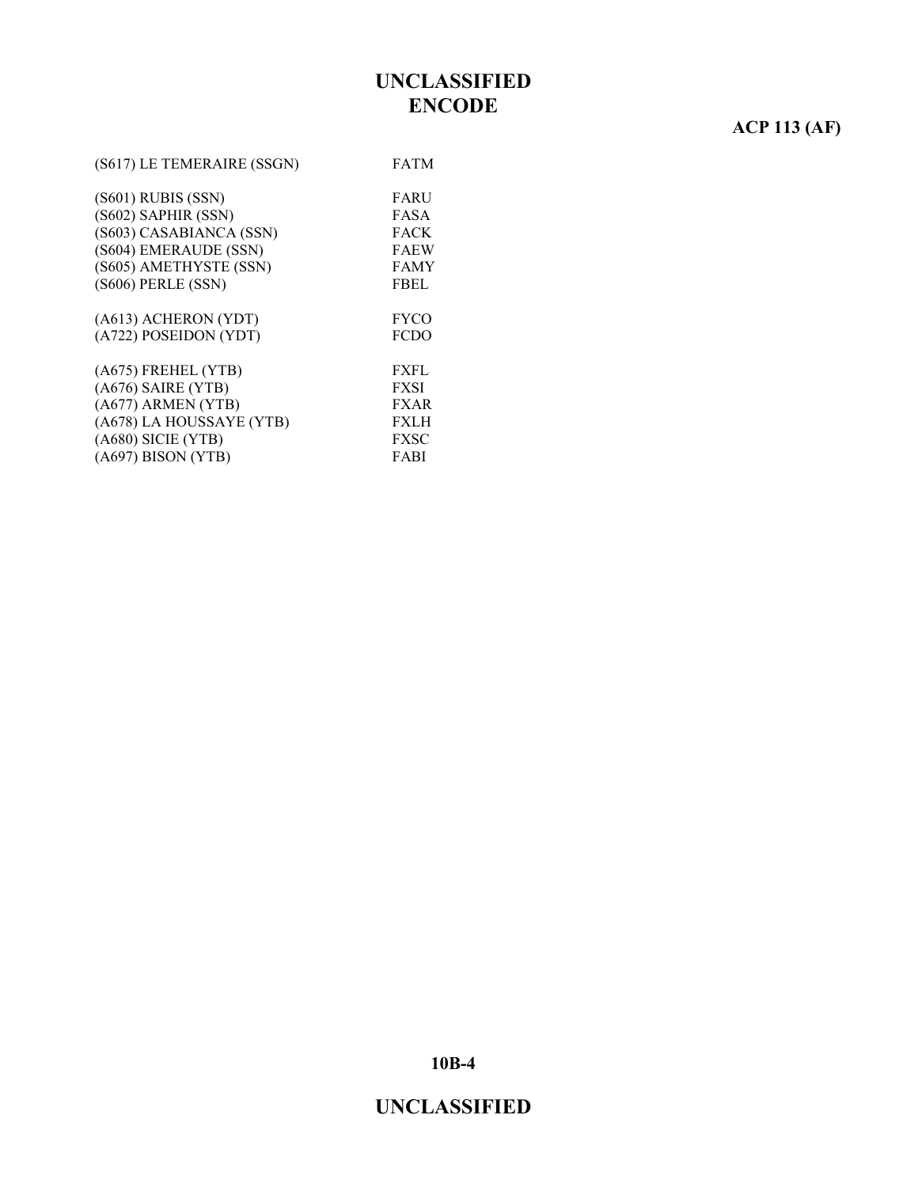| | |
|---|---|
| (S617) LE TEMERAIRE (SSGN) | FATM |
| | |
| (S601) RUBIS (SSN) | FARU |
| (S602) SAPHIR (SSN) | FASA |
| (S603) CASABIANCA (SSN) | FACK |
| (S604) EMERAUDE (SSN) | FAEW |
| (S605) AMETHYSTE (SSN) | FAMY |
| (S606) PERLE (SSN) | FBEL |
| | |
| (A613) ACHERON (YDT) | FYCO |
| (A722) POSEIDON (YDT) | FCDO |
| | |
| (A675) FREHEL (YTB) | FXFL |
| (A676) SAIRE (YTB) | FXSI |
| (A677) ARMEN (YTB) | FXAR |
| (A678) LA HOUSSAYE (YTB) | FXLH |
| (A680) SICIE (YTB) | FXSC |
| (A697) BISON (YTB) | FABI |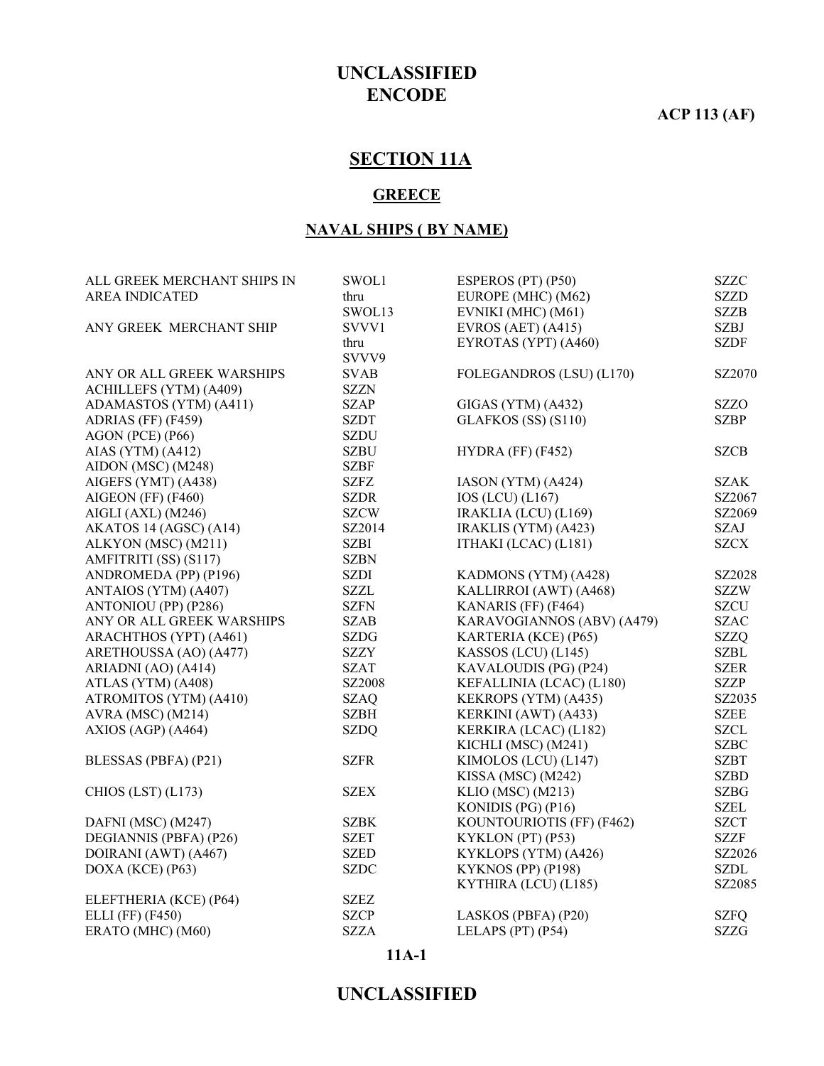# UNCLASSIFIED
# ENCODE

**ACP 113 (AF)**

## SECTION 11A

### GREECE

### NAVAL SHIPS ( BY NAME)

| | |
|---|---|
| ALL GREEK MERCHANT SHIPS IN AREA INDICATED | SWOL1 thru SWOL13 |
| ANY GREEK MERCHANT SHIP | SVVV1 thru SVVV9 |
| ANY OR ALL GREEK WARSHIPS | SVAB |
| ACHILLEFS (YTM) (A409) | SZZN |
| ADAMASTOS (YTM) (A411) | SZAP |
| ADRIAS (FF) (F459) | SZDT |
| AGON (PCE) (P66) | SZDU |
| AIAS (YTM) (A412) | SZBU |
| AIDON (MSC) (M248) | SZBF |
| AIGEFS (YMT) (A438) | SZFZ |
| AIGEON (FF) (F460) | SZDR |
| AIGLI (AXL) (M246) | SZCW |
| AKATOS 14 (AGSC) (A14) | SZ2014 |
| ALKYON (MSC) (M211) | SZBI |
| AMFITRITI (SS) (S117) | SZBN |
| ANDROMEDA (PP) (P196) | SZDI |
| ANTAIOS (YTM) (A407) | SZZL |
| ANTONIOU (PP) (P286) | SZFN |
| ANY OR ALL GREEK WARSHIPS | SZAB |
| ARACHTHOS (YPT) (A461) | SZDG |
| ARETHOUSSA (AO) (A477) | SZZY |
| ARIADNI (AO) (A414) | SZAT |
| ATLAS (YTM) (A408) | SZ2008 |
| ATROMITOS (YTM) (A410) | SZAQ |
| AVRA (MSC) (M214) | SZBH |
| AXIOS (AGP) (A464) | SZDQ |
| BLESSAS (PBFA) (P21) | SZFR |
| CHIOS (LST) (L173) | SZEX |
| DAFNI (MSC) (M247) | SZBK |
| DEGIANNIS (PBFA) (P26) | SZET |
| DOIRANI (AWT) (A467) | SZED |
| DOXA (KCE) (P63) | SZDC |
| ELEFTHERIA (KCE) (P64) | SZEZ |
| ELLI (FF) (F450) | SZCP |
| ERATO (MHC) (M60) | SZZA |
| ESPEROS (PT) (P50) | SZZC |
| EUROPE (MHC) (M62) | SZZD |
| EVNIKI (MHC) (M61) | SZZB |
| EVROS (AET) (A415) | SZBJ |
| EYROTAS (YPT) (A460) | SZDF |
| FOLEGANDROS (LSU) (L170) | SZ2070 |
| GIGAS (YTM) (A432) | SZZO |
| GLAFKOS (SS) (S110) | SZBP |
| HYDRA (FF) (F452) | SZCB |
| IASON (YTM) (A424) | SZAK |
| IOS (LCU) (L167) | SZ2067 |
| IRAKLIA (LCU) (L169) | SZ2069 |
| IRAKLIS (YTM) (A423) | SZAJ |
| ITHAKI (LCAC) (L181) | SZCX |
| KADMONS (YTM) (A428) | SZ2028 |
| KALLIRROI (AWT) (A468) | SZZW |
| KANARIS (FF) (F464) | SZCU |
| KARAVOGIANNOS (ABV) (A479) | SZAC |
| KARTERIA (KCE) (P65) | SZZQ |
| KASSOS (LCU) (L145) | SZBL |
| KAVALOUDIS (PG) (P24) | SZER |
| KEFALLINIA (LCAC) (L180) | SZZP |
| KEKROPS (YTM) (A435) | SZ2035 |
| KERKINI (AWT) (A433) | SZEE |
| KERKIRA (LCAC) (L182) | SZCL |
| KICHLI (MSC) (M241) | SZBC |
| KIMOLOS (LCU) (L147) | SZBT |
| KISSA (MSC) (M242) | SZBD |
| KLIO (MSC) (M213) | SZBG |
| KONIDIS (PG) (P16) | SZEL |
| KOUNTOURIOTIS (FF) (F462) | SZCT |
| KYKLON (PT) (P53) | SZZF |
| KYKLOPS (YTM) (A426) | SZ2026 |
| KYKNOS (PP) (P198) | SZDL |
| KYTHIRA (LCU) (L185) | SZ2085 |
| LASKOS (PBFA) (P20) | SZFQ |
| LELAPS (PT) (P54) | SZZG |

# UNCLASSIFIED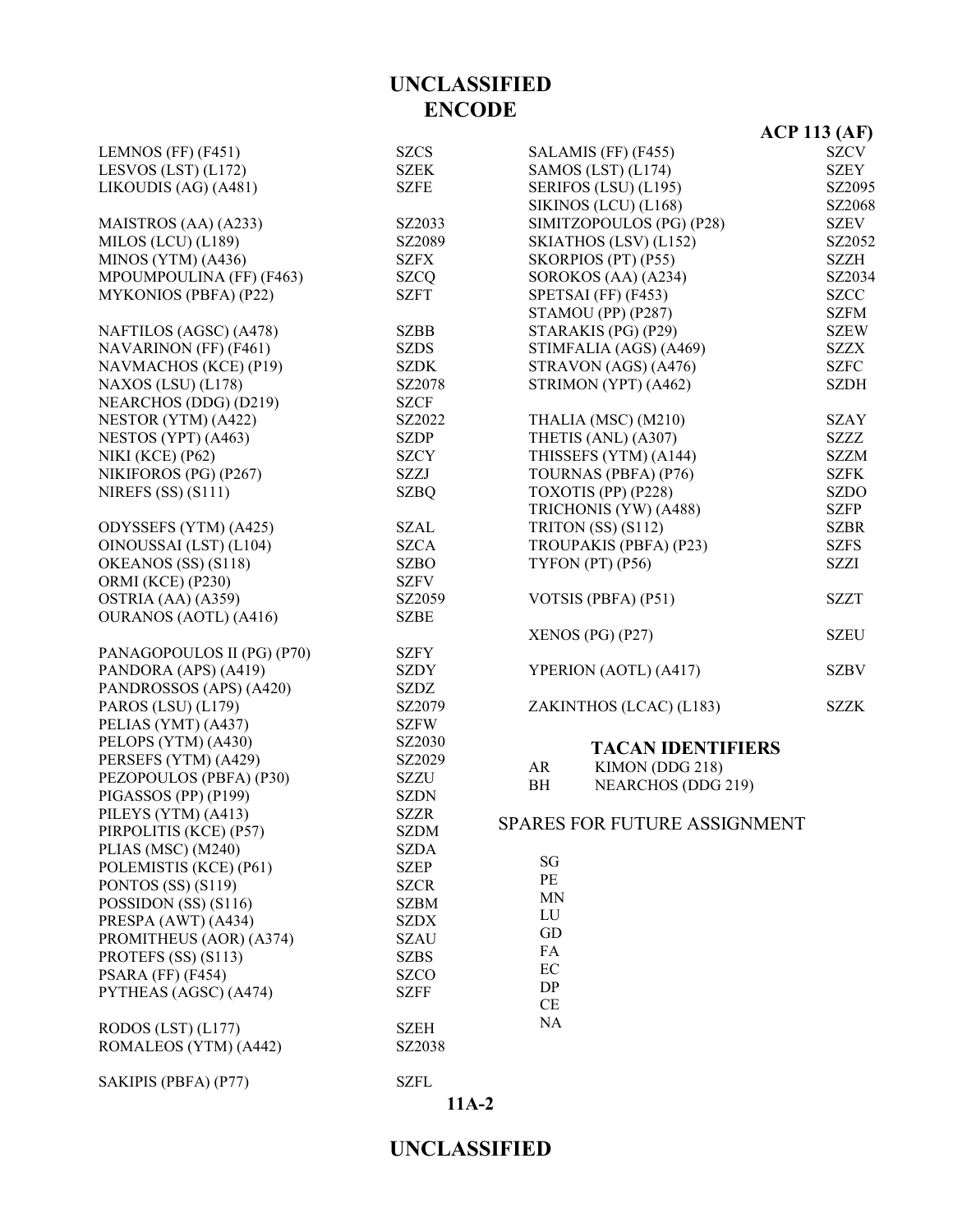# ENCODE

| | |
|---|---|
| LEMNOS (FF) (F451) | SZCS |
| LESVOS (LST) (L172) | SZEK |
| LIKOUDIS (AG) (A481) | SZFE |
| | |
| MAISTROS (AA) (A233) | SZ2033 |
| MILOS (LCU) (L189) | SZ2089 |
| MINOS (YTM) (A436) | SZFX |
| MPOUMPOULINA (FF) (F463) | SZCQ |
| MYKONIOS (PBFA) (P22) | SZFT |
| | |
| NAFTILOS (AGSC) (A478) | SZBB |
| NAVARINON (FF) (F461) | SZDS |
| NAVMACHOS (KCE) (P19) | SZDK |
| NAXOS (LSU) (L178) | SZ2078 |
| NEARCHOS (DDG) (D219) | SZCF |
| NESTOR (YTM) (A422) | SZ2022 |
| NESTOS (YPT) (A463) | SZDP |
| NIKI (KCE) (P62) | SZCY |
| NIKIFOROS (PG) (P267) | SZZJ |
| NIREFS (SS) (S111) | SZBQ |
| | |
| ODYSSEFS (YTM) (A425) | SZAL |
| OINOUSSAI (LST) (L104) | SZCA |
| OKEANOS (SS) (S118) | SZBO |
| ORMI (KCE) (P230) | SZFV |
| OSTRIA (AA) (A359) | SZ2059 |
| OURANOS (AOTL) (A416) | SZBE |
| | |
| PANAGOPOULOS II (PG) (P70) | SZFY |
| PANDORA (APS) (A419) | SZDY |
| PANDROSSOS (APS) (A420) | SZDZ |
| PAROS (LSU) (L179) | SZ2079 |
| PELIAS (YMT) (A437) | SZFW |
| PELOPS (YTM) (A430) | SZ2030 |
| PERSEFS (YTM) (A429) | SZ2029 |
| PEZOPOULOS (PBFA) (P30) | SZZU |
| PIGASSOS (PP) (P199) | SZDN |
| PILEYS (YTM) (A413) | SZZR |
| PIRPOLITIS (KCE) (P57) | SZDM |
| PLIAS (MSC) (M240) | SZDA |
| POLEMISTIS (KCE) (P61) | SZEP |
| PONTOS (SS) (S119) | SZCR |
| POSSIDON (SS) (S116) | SZBM |
| PRESPA (AWT) (A434) | SZDX |
| PROMITHEUS (AOR) (A374) | SZAU |
| PROTEFS (SS) (S113) | SZBS |
| PSARA (FF) (F454) | SZCO |
| PYTHEAS (AGSC) (A474) | SZFF |
| | |
| RODOS (LST) (L177) | SZEH |
| ROMALEOS (YTM) (A442) | SZ2038 |
| | |
| SAKIPIS (PBFA) (P77) | SZFL |
| SALAMIS (FF) (F455) | SZCV |
| SAMOS (LST) (L174) | SZEY |
| SERIFOS (LSU) (L195) | SZ2095 |
| SIKINOS (LCU) (L168) | SZ2068 |
| SIMITZOPOULOS (PG) (P28) | SZEV |
| SKIATHOS (LSV) (L152) | SZ2052 |
| SKORPIOS (PT) (P55) | SZZH |
| SOROKOS (AA) (A234) | SZ2034 |
| SPETSAI (FF) (F453) | SZCC |
| STAMOU (PP) (P287) | SZFM |
| STARAKIS (PG) (P29) | SZEW |
| STIMFALIA (AGS) (A469) | SZZX |
| STRAVON (AGS) (A476) | SZFC |
| STRIMON (YPT) (A462) | SZDH |
| | |
| THALIA (MSC) (M210) | SZAY |
| THETIS (ANL) (A307) | SZZZ |
| THISSEFS (YTM) (A144) | SZZM |
| TOURNAS (PBFA) (P76) | SZFK |
| TOXOTIS (PP) (P228) | SZDO |
| TRICHONIS (YW) (A488) | SZFP |
| TRITON (SS) (S112) | SZBR |
| TROUPAKIS (PBFA) (P23) | SZFS |
| TYFON (PT) (P56) | SZZI |
| | |
| VOTSIS (PBFA) (P51) | SZZT |
| | |
| XENOS (PG) (P27) | SZEU |
| | |
| YPERION (AOTL) (A417) | SZBV |
| | |
| ZAKINTHOS (LCAC) (L183) | SZZK |

## TACAN IDENTIFIERS

| | |
|---|---|
| AR | KIMON (DDG 218) |
| BH | NEARCHOS (DDG 219) |

SPARES FOR FUTURE ASSIGNMENT

SG
PE
MN
LU
GD
FA
EC
DP
CE
NA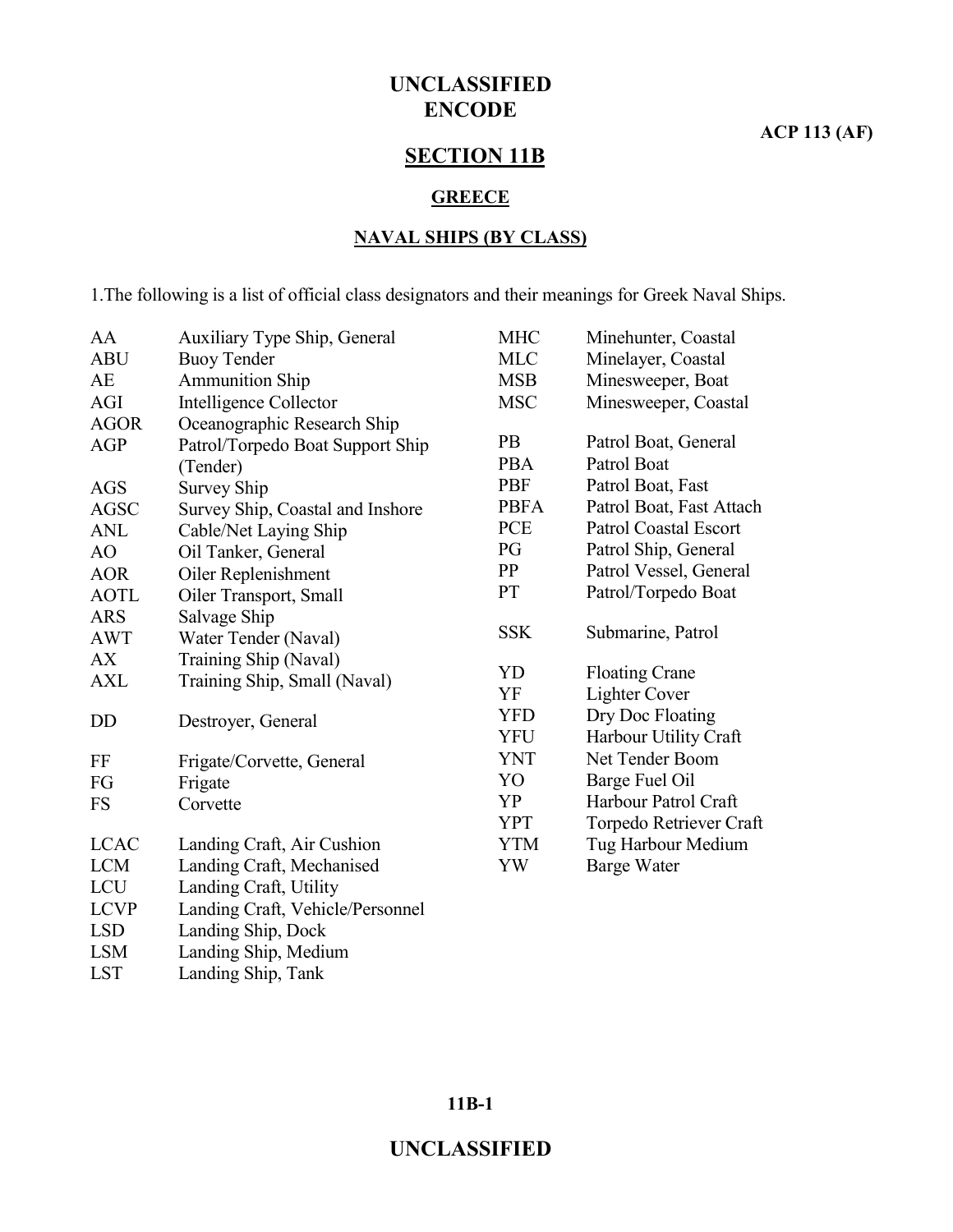# SECTION 11B

## GREECE

### NAVAL SHIPS (BY CLASS)

1.The following is a list of official class designators and their meanings for Greek Naval Ships.

| | |
|---|---|
| AA | Auxiliary Type Ship, General |
| ABU | Buoy Tender |
| AE | Ammunition Ship |
| AGI | Intelligence Collector |
| AGOR | Oceanographic Research Ship |
| AGP | Patrol/Torpedo Boat Support Ship (Tender) |
| AGS | Survey Ship |
| AGSC | Survey Ship, Coastal and Inshore |
| ANL | Cable/Net Laying Ship |
| AO | Oil Tanker, General |
| AOR | Oiler Replenishment |
| AOTL | Oiler Transport, Small |
| ARS | Salvage Ship |
| AWT | Water Tender (Naval) |
| AX | Training Ship (Naval) |
| AXL | Training Ship, Small (Naval) |
| DD | Destroyer, General |
| FF | Frigate/Corvette, General |
| FG | Frigate |
| FS | Corvette |
| LCAC | Landing Craft, Air Cushion |
| LCM | Landing Craft, Mechanised |
| LCU | Landing Craft, Utility |
| LCVP | Landing Craft, Vehicle/Personnel |
| LSD | Landing Ship, Dock |
| LSM | Landing Ship, Medium |
| LST | Landing Ship, Tank |
| MHC | Minehunter, Coastal |
| MLC | Minelayer, Coastal |
| MSB | Minesweeper, Boat |
| MSC | Minesweeper, Coastal |
| PB | Patrol Boat, General |
| PBA | Patrol Boat |
| PBF | Patrol Boat, Fast |
| PBFA | Patrol Boat, Fast Attach |
| PCE | Patrol Coastal Escort |
| PG | Patrol Ship, General |
| PP | Patrol Vessel, General |
| PT | Patrol/Torpedo Boat |
| SSK | Submarine, Patrol |
| YD | Floating Crane |
| YF | Lighter Cover |
| YFD | Dry Doc Floating |
| YFU | Harbour Utility Craft |
| YNT | Net Tender Boom |
| YO | Barge Fuel Oil |
| YP | Harbour Patrol Craft |
| YPT | Torpedo Retriever Craft |
| YTM | Tug Harbour Medium |
| YW | Barge Water |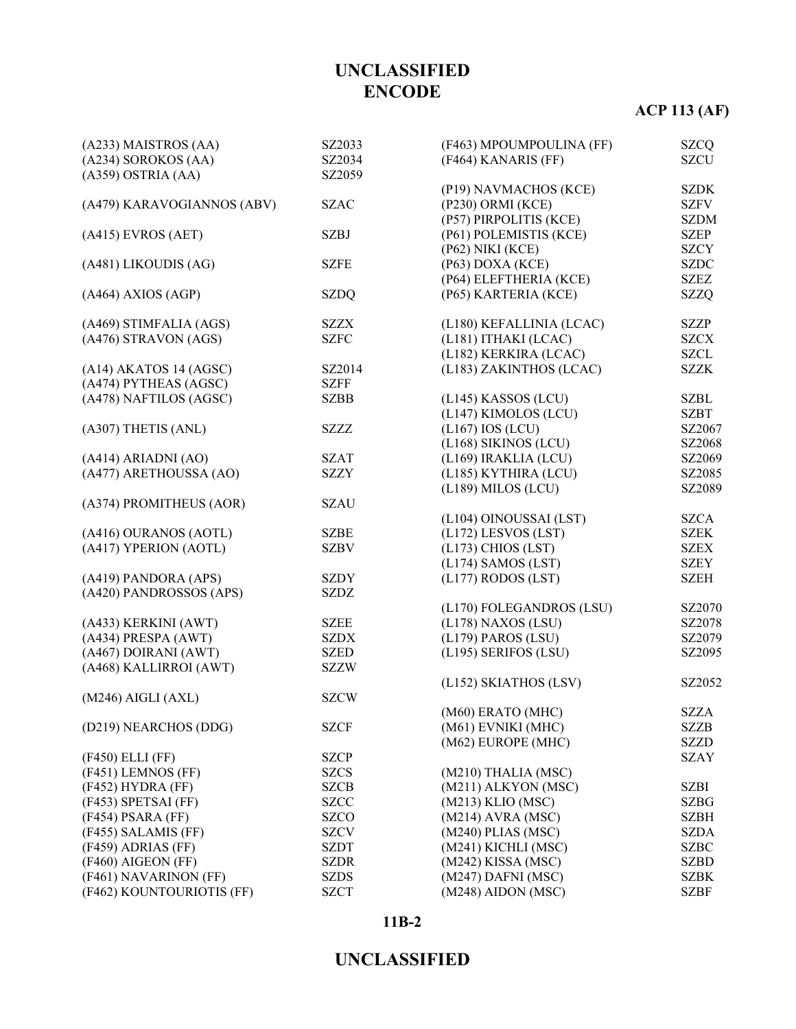| | |
|---|---|
| (A233) MAISTROS (AA) | SZ2033 |
| (A234) SOROKOS (AA) | SZ2034 |
| (A359) OSTRIA (AA) | SZ2059 |
| | |
| (A479) KARAVOGIANNOS (ABV) | SZAC |
| | |
| (A415) EVROS (AET) | SZBJ |
| | |
| (A481) LIKOUDIS (AG) | SZFE |
| | |
| (A464) AXIOS (AGP) | SZDQ |
| | |
| (A469) STIMFALIA (AGS) | SZZX |
| (A476) STRAVON (AGS) | SZFC |
| | |
| (A14) AKATOS 14 (AGSC) | SZ2014 |
| (A474) PYTHEAS (AGSC) | SZFF |
| (A478) NAFTILOS (AGSC) | SZBB |
| | |
| (A307) THETIS (ANL) | SZZZ |
| | |
| (A414) ARIADNI (AO) | SZAT |
| (A477) ARETHOUSSA (AO) | SZZY |
| | |
| (A374) PROMITHEUS (AOR) | SZAU |
| | |
| (A416) OURANOS (AOTL) | SZBE |
| (A417) YPERION (AOTL) | SZBV |
| | |
| (A419) PANDORA (APS) | SZDY |
| (A420) PANDROSSOS (APS) | SZDZ |
| | |
| (A433) KERKINI (AWT) | SZEE |
| (A434) PRESPA (AWT) | SZDX |
| (A467) DOIRANI (AWT) | SZED |
| (A468) KALLIRROI (AWT) | SZZW |
| | |
| (M246) AIGLI (AXL) | SZCW |
| | |
| (D219) NEARCHOS (DDG) | SZCF |
| | |
| (F450) ELLI (FF) | SZCP |
| (F451) LEMNOS (FF) | SZCS |
| (F452) HYDRA (FF) | SZCB |
| (F453) SPETSAI (FF) | SZCC |
| (F454) PSARA (FF) | SZCO |
| (F455) SALAMIS (FF) | SZCV |
| (F459) ADRIAS (FF) | SZDT |
| (F460) AIGEON (FF) | SZDR |
| (F461) NAVARINON (FF) | SZDS |
| (F462) KOUNTOURIOTIS (FF) | SZCT |
| (F463) MPOUMPOULINA (FF) | SZCQ |
| (F464) KANARIS (FF) | SZCU |
| | |
| (P19) NAVMACHOS (KCE) | SZDK |
| (P230) ORMI (KCE) | SZFV |
| (P57) PIRPOLITIS (KCE) | SZDM |
| (P61) POLEMISTIS (KCE) | SZEP |
| (P62) NIKI (KCE) | SZCY |
| (P63) DOXA (KCE) | SZDC |
| (P64) ELEFTHERIA (KCE) | SZEZ |
| (P65) KARTERIA (KCE) | SZZQ |
| | |
| (L180) KEFALLINIA (LCAC) | SZZP |
| (L181) ITHAKI (LCAC) | SZCX |
| (L182) KERKIRA (LCAC) | SZCL |
| (L183) ZAKINTHOS (LCAC) | SZZK |
| | |
| (L145) KASSOS (LCU) | SZBL |
| (L147) KIMOLOS (LCU) | SZBT |
| (L167) IOS (LCU) | SZ2067 |
| (L168) SIKINOS (LCU) | SZ2068 |
| (L169) IRAKLIA (LCU) | SZ2069 |
| (L185) KYTHIRA (LCU) | SZ2085 |
| (L189) MILOS (LCU) | SZ2089 |
| | |
| (L104) OINOUSSAI (LST) | SZCA |
| (L172) LESVOS (LST) | SZEK |
| (L173) CHIOS (LST) | SZEX |
| (L174) SAMOS (LST) | SZEY |
| (L177) RODOS (LST) | SZEH |
| | |
| (L170) FOLEGANDROS (LSU) | SZ2070 |
| (L178) NAXOS (LSU) | SZ2078 |
| (L179) PAROS (LSU) | SZ2079 |
| (L195) SERIFOS (LSU) | SZ2095 |
| | |
| (L152) SKIATHOS (LSV) | SZ2052 |
| | |
| (M60) ERATO (MHC) | SZZA |
| (M61) EVNIKI (MHC) | SZZB |
| (M62) EUROPE (MHC) | SZZD |
| | SZAY |
| (M210) THALIA (MSC) | |
| (M211) ALKYON (MSC) | SZBI |
| (M213) KLIO (MSC) | SZBG |
| (M214) AVRA (MSC) | SZBH |
| (M240) PLIAS (MSC) | SZDA |
| (M241) KICHLI (MSC) | SZBC |
| (M242) KISSA (MSC) | SZBD |
| (M247) DAFNI (MSC) | SZBK |
| (M248) AIDON (MSC) | SZBF |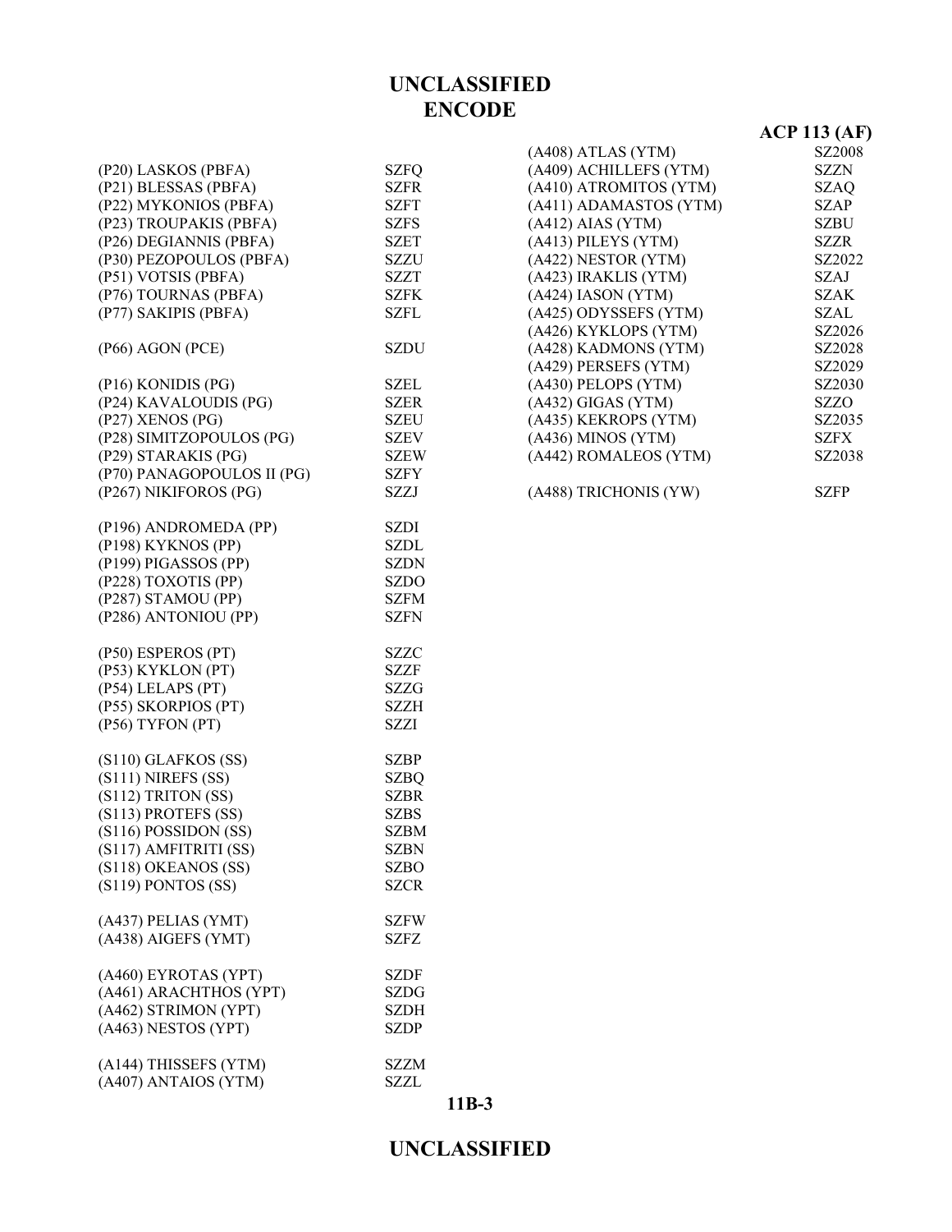| | |
|---|---|
| (P20) LASKOS (PBFA) | SZFQ |
| (P21) BLESSAS (PBFA) | SZFR |
| (P22) MYKONIOS (PBFA) | SZFT |
| (P23) TROUPAKIS (PBFA) | SZFS |
| (P26) DEGIANNIS (PBFA) | SZET |
| (P30) PEZOPOULOS (PBFA) | SZZU |
| (P51) VOTSIS (PBFA) | SZZT |
| (P76) TOURNAS (PBFA) | SZFK |
| (P77) SAKIPIS (PBFA) | SZFL |
| | |
| (P66) AGON (PCE) | SZDU |
| | |
| (P16) KONIDIS (PG) | SZEL |
| (P24) KAVALOUDIS (PG) | SZER |
| (P27) XENOS (PG) | SZEU |
| (P28) SIMITZOPOULOS (PG) | SZEV |
| (P29) STARAKIS (PG) | SZEW |
| (P70) PANAGOPOULOS II (PG) | SZFY |
| (P267) NIKIFOROS (PG) | SZZJ |
| | |
| (P196) ANDROMEDA (PP) | SZDI |
| (P198) KYKNOS (PP) | SZDL |
| (P199) PIGASSOS (PP) | SZDN |
| (P228) TOXOTIS (PP) | SZDO |
| (P287) STAMOU (PP) | SZFM |
| (P286) ANTONIOU (PP) | SZFN |
| | |
| (P50) ESPEROS (PT) | SZZC |
| (P53) KYKLON (PT) | SZZF |
| (P54) LELAPS (PT) | SZZG |
| (P55) SKORPIOS (PT) | SZZH |
| (P56) TYFON (PT) | SZZI |
| | |
| (S110) GLAFKOS (SS) | SZBP |
| (S111) NIREFS (SS) | SZBQ |
| (S112) TRITON (SS) | SZBR |
| (S113) PROTEFS (SS) | SZBS |
| (S116) POSSIDON (SS) | SZBM |
| (S117) AMFITRITI (SS) | SZBN |
| (S118) OKEANOS (SS) | SZBO |
| (S119) PONTOS (SS) | SZCR |
| | |
| (A437) PELIAS (YMT) | SZFW |
| (A438) AIGEFS (YMT) | SZFZ |
| | |
| (A460) EYROTAS (YPT) | SZDF |
| (A461) ARACHTHOS (YPT) | SZDG |
| (A462) STRIMON (YPT) | SZDH |
| (A463) NESTOS (YPT) | SZDP |
| | |
| (A144) THISSEFS (YTM) | SZZM |
| (A407) ANTAIOS (YTM) | SZZL |
| (A408) ATLAS (YTM) | SZ2008 |
| (A409) ACHILLEFS (YTM) | SZZN |
| (A410) ATROMITOS (YTM) | SZAQ |
| (A411) ADAMASTOS (YTM) | SZAP |
| (A412) AIAS (YTM) | SZBU |
| (A413) PILEYS (YTM) | SZZR |
| (A422) NESTOR (YTM) | SZ2022 |
| (A423) IRAKLIS (YTM) | SZAJ |
| (A424) IASON (YTM) | SZAK |
| (A425) ODYSSEFS (YTM) | SZAL |
| (A426) KYKLOPS (YTM) | SZ2026 |
| (A428) KADMONS (YTM) | SZ2028 |
| (A429) PERSEFS (YTM) | SZ2029 |
| (A430) PELOPS (YTM) | SZ2030 |
| (A432) GIGAS (YTM) | SZZO |
| (A435) KEKROPS (YTM) | SZ2035 |
| (A436) MINOS (YTM) | SZFX |
| (A442) ROMALEOS (YTM) | SZ2038 |
| | |
| (A488) TRICHONIS (YW) | SZFP |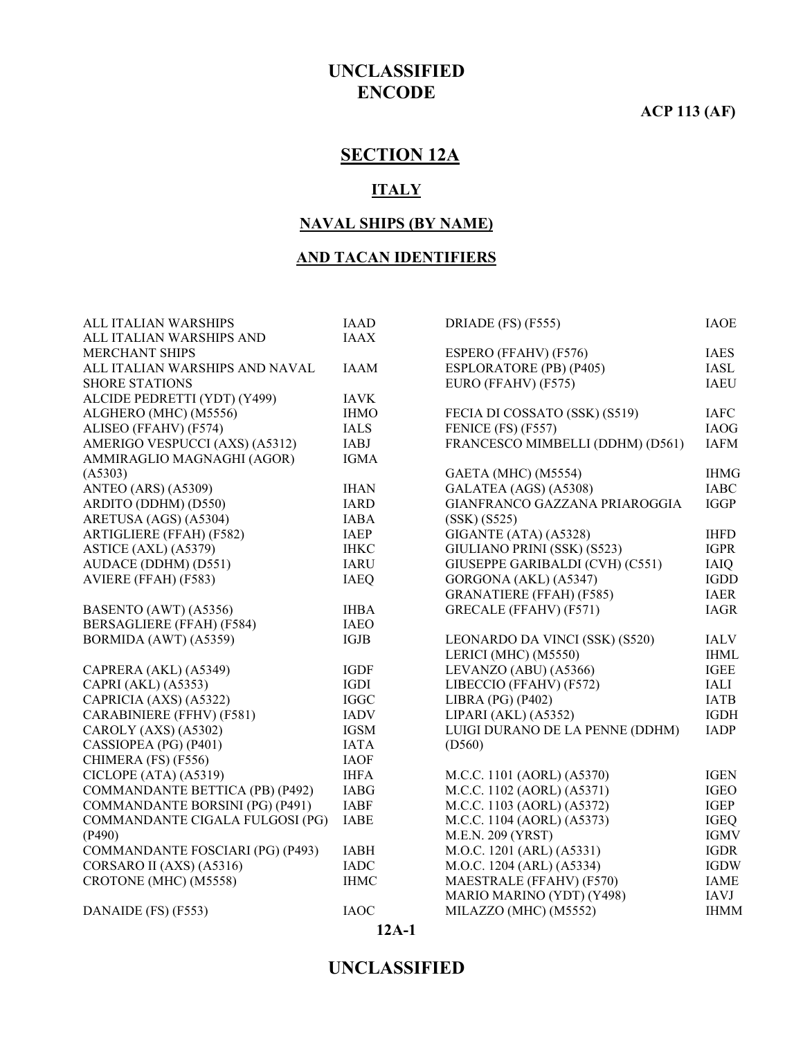UNCLASSIFIED
ENCODE

ACP 113 (AF)

# SECTION 12A

## ITALY

## NAVAL SHIPS (BY NAME)

## AND TACAN IDENTIFIERS

| Name | Identifier |
|---|---|
| ALL ITALIAN WARSHIPS | IAAD |
| ALL ITALIAN WARSHIPS AND MERCHANT SHIPS | IAAX |
| ALL ITALIAN WARSHIPS AND NAVAL SHORE STATIONS | IAAM |
| ALCIDE PEDRETTI (YDT) (Y499) | IAVK |
| ALGHERO (MHC) (M5556) | IHMO |
| ALISEO (FFAHV) (F574) | IALS |
| AMERIGO VESPUCCI (AXS) (A5312) | IABJ |
| AMMIRAGLIO MAGNAGHI (AGOR) (A5303) | IGMA |
| ANTEO (ARS) (A5309) | IHAN |
| ARDITO (DDHM) (D550) | IARD |
| ARETUSA (AGS) (A5304) | IABA |
| ARTIGLIERE (FFAH) (F582) | IAEP |
| ASTICE (AXL) (A5379) | IHKC |
| AUDACE (DDHM) (D551) | IARU |
| AVIERE (FFAH) (F583) | IAEQ |
| | |
| BASENTO (AWT) (A5356) | IHBA |
| BERSAGLIERE (FFAH) (F584) | IAEO |
| BORMIDA (AWT) (A5359) | IGJB |
| | |
| CAPRERA (AKL) (A5349) | IGDF |
| CAPRI (AKL) (A5353) | IGDI |
| CAPRICIA (AXS) (A5322) | IGGC |
| CARABINIERE (FFHV) (F581) | IADV |
| CAROLY (AXS) (A5302) | IGSM |
| CASSIOPEA (PG) (P401) | IATA |
| CHIMERA (FS) (F556) | IAOF |
| CICLOPE (ATA) (A5319) | IHFA |
| COMMANDANTE BETTICA (PB) (P492) | IABG |
| COMMANDANTE BORSINI (PG) (P491) | IABF |
| COMMANDANTE CIGALA FULGOSI (PG) (P490) | IABE |
| COMMANDANTE FOSCIARI (PG) (P493) | IABH |
| CORSARO II (AXS) (A5316) | IADC |
| CROTONE (MHC) (M5558) | IHMC |
| | |
| DANAIDE (FS) (F553) | IAOC |
| DRIADE (FS) (F555) | IAOE |
| | |
| ESPERO (FFAHV) (F576) | IAES |
| ESPLORATORE (PB) (P405) | IASL |
| EURO (FFAHV) (F575) | IAEU |
| | |
| FECIA DI COSSATO (SSK) (S519) | IAFC |
| FENICE (FS) (F557) | IAOG |
| FRANCESCO MIMBELLI (DDHM) (D561) | IAFM |
| | |
| GAETA (MHC) (M5554) | IHMG |
| GALATEA (AGS) (A5308) | IABC |
| GIANFRANCO GAZZANA PRIAROGGIA (SSK) (S525) | IGGP |
| GIGANTE (ATA) (A5328) | IHFD |
| GIULIANO PRINI (SSK) (S523) | IGPR |
| GIUSEPPE GARIBALDI (CVH) (C551) | IAIQ |
| GORGONA (AKL) (A5347) | IGDD |
| GRANATIERE (FFAH) (F585) | IAER |
| GRECALE (FFAHV) (F571) | IAGR |
| | |
| LEONARDO DA VINCI (SSK) (S520) | IALV |
| LERICI (MHC) (M5550) | IHML |
| LEVANZO (ABU) (A5366) | IGEE |
| LIBECCIO (FFAHV) (F572) | IALI |
| LIBRA (PG) (P402) | IATB |
| LIPARI (AKL) (A5352) | IGDH |
| LUIGI DURANO DE LA PENNE (DDHM) (D560) | IADP |
| | |
| M.C.C. 1101 (AORL) (A5370) | IGEN |
| M.C.C. 1102 (AORL) (A5371) | IGEO |
| M.C.C. 1103 (AORL) (A5372) | IGEP |
| M.C.C. 1104 (AORL) (A5373) | IGEQ |
| M.E.N. 209 (YRST) | IGMV |
| M.O.C. 1201 (ARL) (A5331) | IGDR |
| M.O.C. 1204 (ARL) (A5334) | IGDW |
| MAESTRALE (FFAHV) (F570) | IAME |
| MARIO MARINO (YDT) (Y498) | IAVJ |
| MILAZZO (MHC) (M5552) | IHMM |

UNCLASSIFIED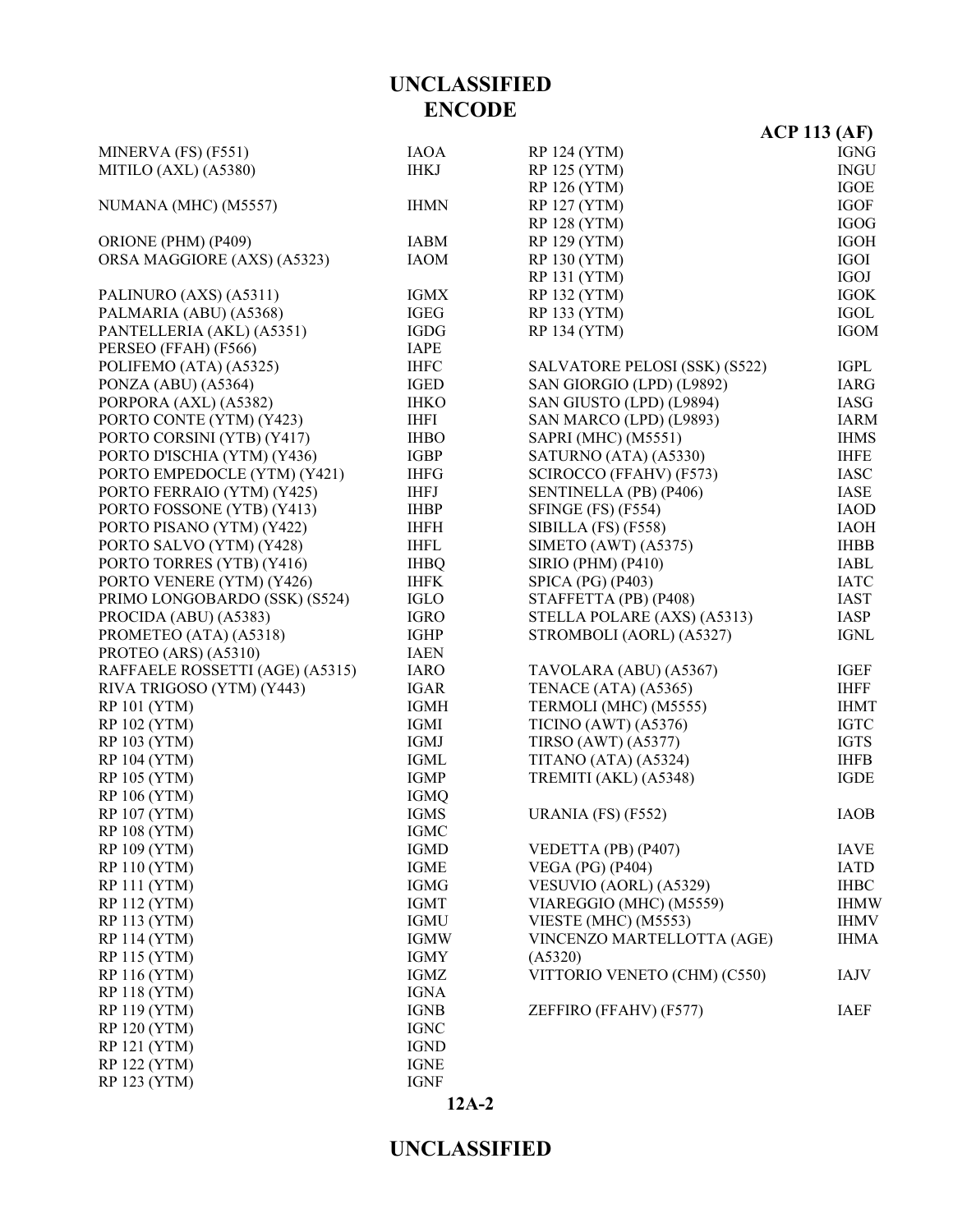# UNCLASSIFIED
# ENCODE

**ACP 113 (AF)**

| Ship | Call Sign |
|---|---|
| MINERVA (FS) (F551) | IAOA |
| MITILO (AXL) (A5380) | IHKJ |
| NUMANA (MHC) (M5557) | IHMN |
| ORIONE (PHM) (P409) | IABM |
| ORSA MAGGIORE (AXS) (A5323) | IAOM |
| PALINURO (AXS) (A5311) | IGMX |
| PALMARIA (ABU) (A5368) | IGEG |
| PANTELLERIA (AKL) (A5351) | IGDG |
| PERSEO (FFAH) (F566) | IAPE |
| POLIFEMO (ATA) (A5325) | IHFC |
| PONZA (ABU) (A5364) | IGED |
| PORPORA (AXL) (A5382) | IHKO |
| PORTO CONTE (YTM) (Y423) | IHFI |
| PORTO CORSINI (YTB) (Y417) | IHBO |
| PORTO D'ISCHIA (YTM) (Y436) | IGBP |
| PORTO EMPEDOCLE (YTM) (Y421) | IHFG |
| PORTO FERRAIO (YTM) (Y425) | IHFJ |
| PORTO FOSSONE (YTB) (Y413) | IHBP |
| PORTO PISANO (YTM) (Y422) | IHFH |
| PORTO SALVO (YTM) (Y428) | IHFL |
| PORTO TORRES (YTB) (Y416) | IHBQ |
| PORTO VENERE (YTM) (Y426) | IHFK |
| PRIMO LONGOBARDO (SSK) (S524) | IGLO |
| PROCIDA (ABU) (A5383) | IGRO |
| PROMETEO (ATA) (A5318) | IGHP |
| PROTEO (ARS) (A5310) | IAEN |
| RAFFAELE ROSSETTI (AGE) (A5315) | IARO |
| RIVA TRIGOSO (YTM) (Y443) | IGAR |
| RP 101 (YTM) | IGMH |
| RP 102 (YTM) | IGMI |
| RP 103 (YTM) | IGMJ |
| RP 104 (YTM) | IGML |
| RP 105 (YTM) | IGMP |
| RP 106 (YTM) | IGMQ |
| RP 107 (YTM) | IGMS |
| RP 108 (YTM) | IGMC |
| RP 109 (YTM) | IGMD |
| RP 110 (YTM) | IGME |
| RP 111 (YTM) | IGMG |
| RP 112 (YTM) | IGMT |
| RP 113 (YTM) | IGMU |
| RP 114 (YTM) | IGMW |
| RP 115 (YTM) | IGMY |
| RP 116 (YTM) | IGMZ |
| RP 118 (YTM) | IGNA |
| RP 119 (YTM) | IGNB |
| RP 120 (YTM) | IGNC |
| RP 121 (YTM) | IGND |
| RP 122 (YTM) | IGNE |
| RP 123 (YTM) | IGNF |
| RP 124 (YTM) | IGNG |
| RP 125 (YTM) | INGU |
| RP 126 (YTM) | IGOE |
| RP 127 (YTM) | IGOF |
| RP 128 (YTM) | IGOG |
| RP 129 (YTM) | IGOH |
| RP 130 (YTM) | IGOI |
| RP 131 (YTM) | IGOJ |
| RP 132 (YTM) | IGOK |
| RP 133 (YTM) | IGOL |
| RP 134 (YTM) | IGOM |
| SALVATORE PELOSI (SSK) (S522) | IGPL |
| SAN GIORGIO (LPD) (L9892) | IARG |
| SAN GIUSTO (LPD) (L9894) | IASG |
| SAN MARCO (LPD) (L9893) | IARM |
| SAPRI (MHC) (M5551) | IHMS |
| SATURNO (ATA) (A5330) | IHFE |
| SCIROCCO (FFAHV) (F573) | IASC |
| SENTINELLA (PB) (P406) | IASE |
| SFINGE (FS) (F554) | IAOD |
| SIBILLA (FS) (F558) | IAOH |
| SIMETO (AWT) (A5375) | IHBB |
| SIRIO (PHM) (P410) | IABL |
| SPICA (PG) (P403) | IATC |
| STAFFETTA (PB) (P408) | IAST |
| STELLA POLARE (AXS) (A5313) | IASP |
| STROMBOLI (AORL) (A5327) | IGNL |
| TAVOLARA (ABU) (A5367) | IGEF |
| TENACE (ATA) (A5365) | IHFF |
| TERMOLI (MHC) (M5555) | IHMT |
| TICINO (AWT) (A5376) | IGTC |
| TIRSO (AWT) (A5377) | IGTS |
| TITANO (ATA) (A5324) | IHFB |
| TREMITI (AKL) (A5348) | IGDE |
| URANIA (FS) (F552) | IAOB |
| VEDETTA (PB) (P407) | IAVE |
| VEGA (PG) (P404) | IATD |
| VESUVIO (AORL) (A5329) | IHBC |
| VIAREGGIO (MHC) (M5559) | IHMW |
| VIESTE (MHC) (M5553) | IHMV |
| VINCENZO MARTELLOTTA (AGE) (A5320) | IHMA |
| VITTORIO VENETO (CHM) (C550) | IAJV |
| ZEFFIRO (FFAHV) (F577) | IAEF |

# UNCLASSIFIED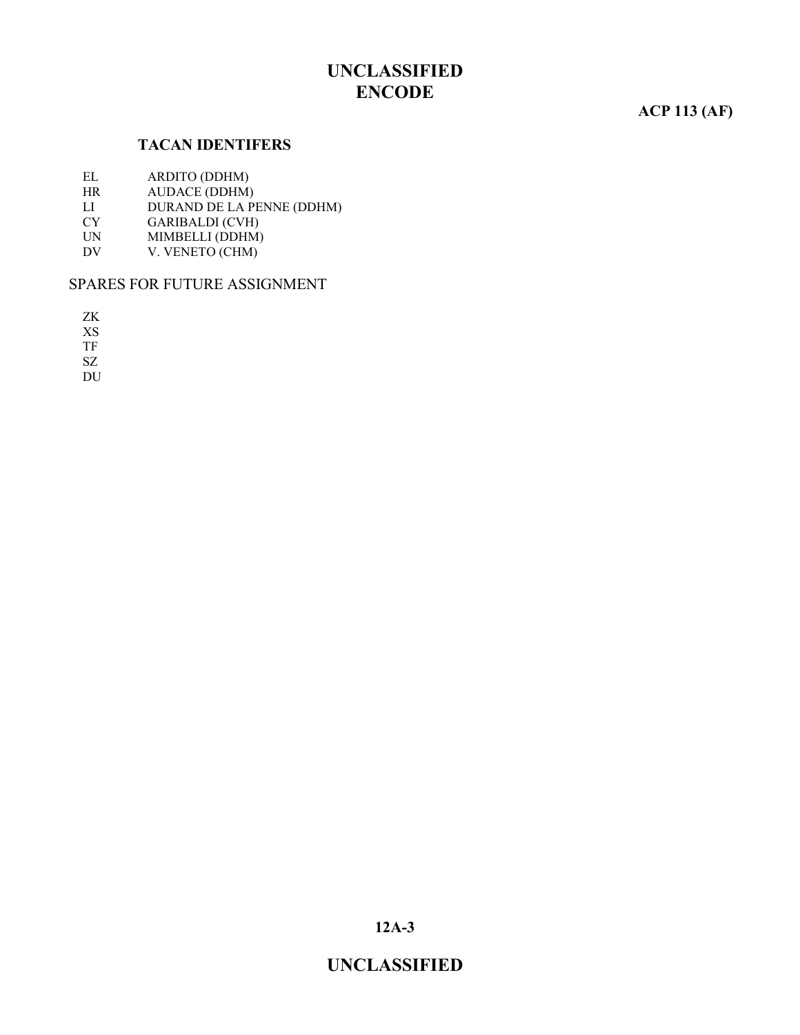### TACAN IDENTIFERS

| | |
|---|---|
| EL | ARDITO (DDHM) |
| HR | AUDACE (DDHM) |
| LI | DURAND DE LA PENNE (DDHM) |
| CY | GARIBALDI (CVH) |
| UN | MIMBELLI (DDHM) |
| DV | V. VENETO (CHM) |

SPARES FOR FUTURE ASSIGNMENT

ZK
XS
TF
SZ
DU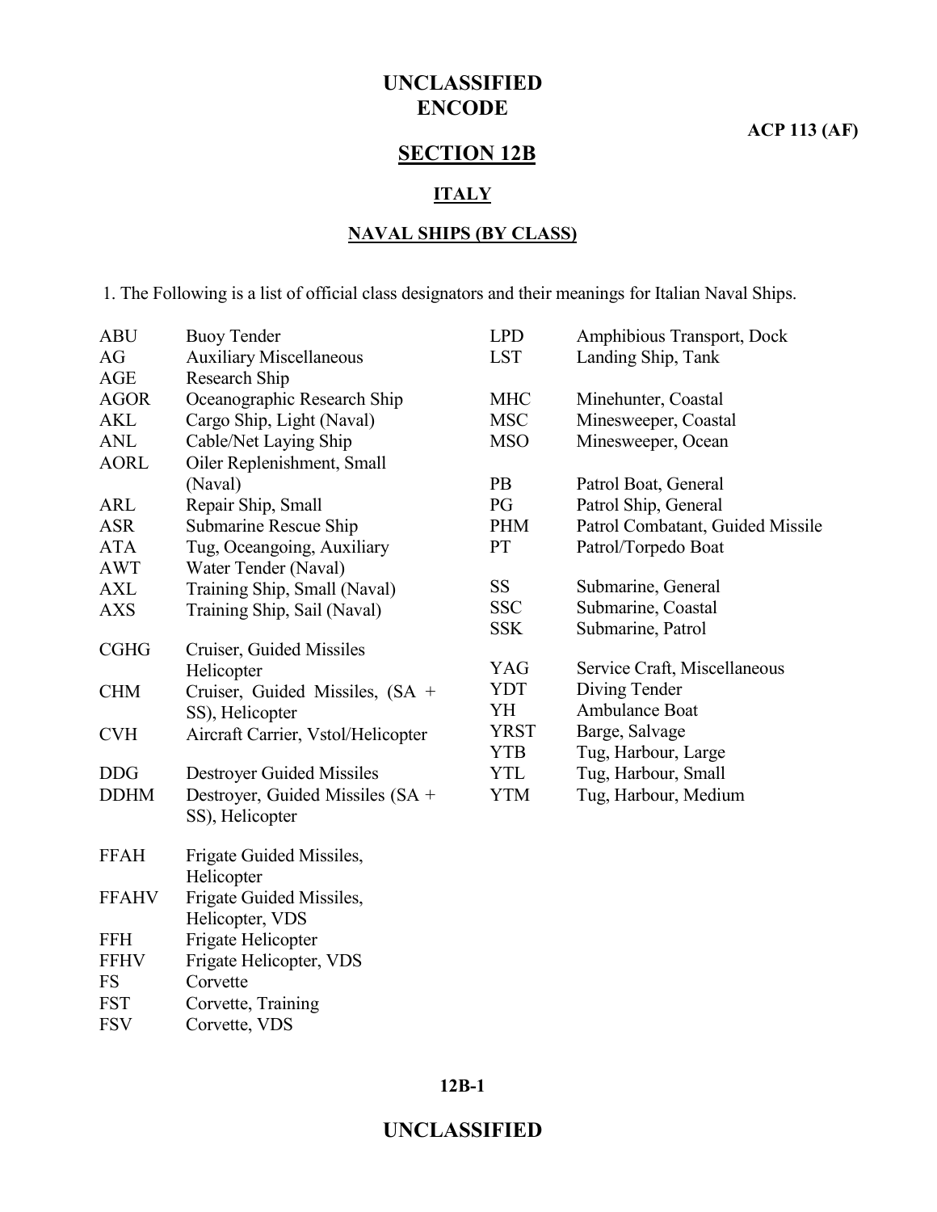# SECTION 12B

## ITALY

### NAVAL SHIPS (BY CLASS)

1. The Following is a list of official class designators and their meanings for Italian Naval Ships.

| Designator | Meaning |
|---|---|
| ABU | Buoy Tender |
| AG | Auxiliary Miscellaneous |
| AGE | Research Ship |
| AGOR | Oceanographic Research Ship |
| AKL | Cargo Ship, Light (Naval) |
| ANL | Cable/Net Laying Ship |
| AORL | Oiler Replenishment, Small (Naval) |
| ARL | Repair Ship, Small |
| ASR | Submarine Rescue Ship |
| ATA | Tug, Oceangoing, Auxiliary |
| AWT | Water Tender (Naval) |
| AXL | Training Ship, Small (Naval) |
| AXS | Training Ship, Sail (Naval) |
| CGHG | Cruiser, Guided Missiles Helicopter |
| CHM | Cruiser, Guided Missiles, (SA + SS), Helicopter |
| CVH | Aircraft Carrier, Vstol/Helicopter |
| DDG | Destroyer Guided Missiles |
| DDHM | Destroyer, Guided Missiles (SA + SS), Helicopter |
| FFAH | Frigate Guided Missiles, Helicopter |
| FFAHV | Frigate Guided Missiles, Helicopter, VDS |
| FFH | Frigate Helicopter |
| FFHV | Frigate Helicopter, VDS |
| FS | Corvette |
| FST | Corvette, Training |
| FSV | Corvette, VDS |
| LPD | Amphibious Transport, Dock |
| LST | Landing Ship, Tank |
| MHC | Minehunter, Coastal |
| MSC | Minesweeper, Coastal |
| MSO | Minesweeper, Ocean |
| PB | Patrol Boat, General |
| PG | Patrol Ship, General |
| PHM | Patrol Combatant, Guided Missile |
| PT | Patrol/Torpedo Boat |
| SS | Submarine, General |
| SSC | Submarine, Coastal |
| SSK | Submarine, Patrol |
| YAG | Service Craft, Miscellaneous |
| YDT | Diving Tender |
| YH | Ambulance Boat |
| YRST | Barge, Salvage |
| YTB | Tug, Harbour, Large |
| YTL | Tug, Harbour, Small |
| YTM | Tug, Harbour, Medium |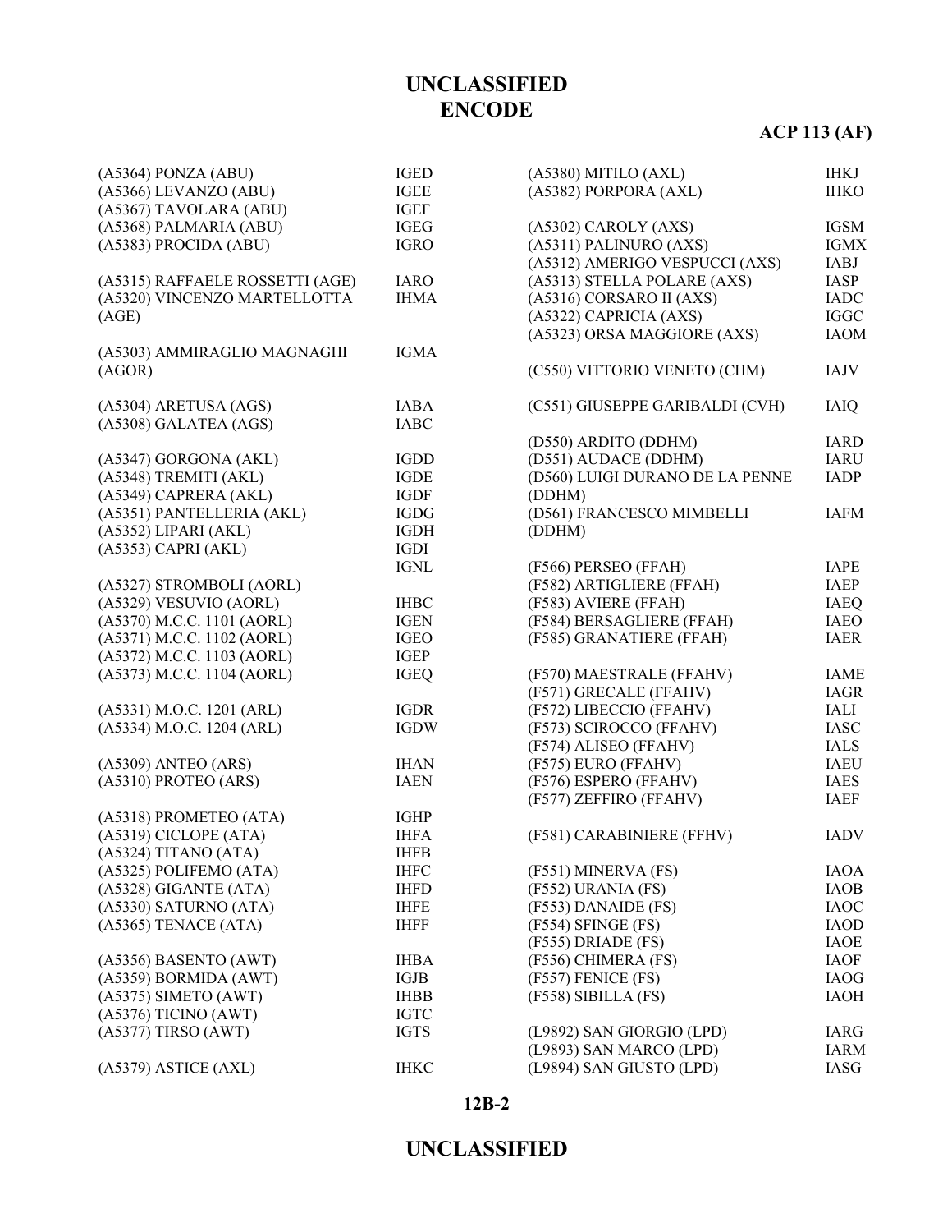| Ship | Call Sign |
| --- | --- |
| (A5364) PONZA (ABU) | IGED |
| (A5366) LEVANZO (ABU) | IGEE |
| (A5367) TAVOLARA (ABU) | IGEF |
| (A5368) PALMARIA (ABU) | IGEG |
| (A5383) PROCIDA (ABU) | IGRO |
| | |
| (A5315) RAFFAELE ROSSETTI (AGE) | IARO |
| (A5320) VINCENZO MARTELLOTTA (AGE) | IHMA |
| | |
| (A5303) AMMIRAGLIO MAGNAGHI (AGOR) | IGMA |
| | |
| (A5304) ARETUSA (AGS) | IABA |
| (A5308) GALATEA (AGS) | IABC |
| | |
| (A5347) GORGONA (AKL) | IGDD |
| (A5348) TREMITI (AKL) | IGDE |
| (A5349) CAPRERA (AKL) | IGDF |
| (A5351) PANTELLERIA (AKL) | IGDG |
| (A5352) LIPARI (AKL) | IGDH |
| (A5353) CAPRI (AKL) | IGDI |
| | IGNL |
| (A5327) STROMBOLI (AORL) | |
| (A5329) VESUVIO (AORL) | IHBC |
| (A5370) M.C.C. 1101 (AORL) | IGEN |
| (A5371) M.C.C. 1102 (AORL) | IGEO |
| (A5372) M.C.C. 1103 (AORL) | IGEP |
| (A5373) M.C.C. 1104 (AORL) | IGEQ |
| | |
| (A5331) M.O.C. 1201 (ARL) | IGDR |
| (A5334) M.O.C. 1204 (ARL) | IGDW |
| | |
| (A5309) ANTEO (ARS) | IHAN |
| (A5310) PROTEO (ARS) | IAEN |
| | |
| (A5318) PROMETEO (ATA) | IGHP |
| (A5319) CICLOPE (ATA) | IHFA |
| (A5324) TITANO (ATA) | IHFB |
| (A5325) POLIFEMO (ATA) | IHFC |
| (A5328) GIGANTE (ATA) | IHFD |
| (A5330) SATURNO (ATA) | IHFE |
| (A5365) TENACE (ATA) | IHFF |
| | |
| (A5356) BASENTO (AWT) | IHBA |
| (A5359) BORMIDA (AWT) | IGJB |
| (A5375) SIMETO (AWT) | IHBB |
| (A5376) TICINO (AWT) | IGTC |
| (A5377) TIRSO (AWT) | IGTS |
| | |
| (A5379) ASTICE (AXL) | IHKC |
| (A5380) MITILO (AXL) | IHKJ |
| (A5382) PORPORA (AXL) | IHKO |
| | |
| (A5302) CAROLY (AXS) | IGSM |
| (A5311) PALINURO (AXS) | IGMX |
| (A5312) AMERIGO VESPUCCI (AXS) | IABJ |
| (A5313) STELLA POLARE (AXS) | IASP |
| (A5316) CORSARO II (AXS) | IADC |
| (A5322) CAPRICIA (AXS) | IGGC |
| (A5323) ORSA MAGGIORE (AXS) | IAOM |
| | |
| (C550) VITTORIO VENETO (CHM) | IAJV |
| | |
| (C551) GIUSEPPE GARIBALDI (CVH) | IAIQ |
| | |
| (D550) ARDITO (DDHM) | IARD |
| (D551) AUDACE (DDHM) | IARU |
| (D560) LUIGI DURANO DE LA PENNE (DDHM) | IADP |
| (D561) FRANCESCO MIMBELLI (DDHM) | IAFM |
| | |
| (F566) PERSEO (FFAH) | IAPE |
| (F582) ARTIGLIERE (FFAH) | IAEP |
| (F583) AVIERE (FFAH) | IAEQ |
| (F584) BERSAGLIERE (FFAH) | IAEO |
| (F585) GRANATIERE (FFAH) | IAER |
| | |
| (F570) MAESTRALE (FFAHV) | IAME |
| (F571) GRECALE (FFAHV) | IAGR |
| (F572) LIBECCIO (FFAHV) | IALI |
| (F573) SCIROCCO (FFAHV) | IASC |
| (F574) ALISEO (FFAHV) | IALS |
| (F575) EURO (FFAHV) | IAEU |
| (F576) ESPERO (FFAHV) | IAES |
| (F577) ZEFFIRO (FFAHV) | IAEF |
| | |
| (F581) CARABINIERE (FFHV) | IADV |
| | |
| (F551) MINERVA (FS) | IAOA |
| (F552) URANIA (FS) | IAOB |
| (F553) DANAIDE (FS) | IAOC |
| (F554) SFINGE (FS) | IAOD |
| (F555) DRIADE (FS) | IAOE |
| (F556) CHIMERA (FS) | IAOF |
| (F557) FENICE (FS) | IAOG |
| (F558) SIBILLA (FS) | IAOH |
| | |
| (L9892) SAN GIORGIO (LPD) | IARG |
| (L9893) SAN MARCO (LPD) | IARM |
| (L9894) SAN GIUSTO (LPD) | IASG |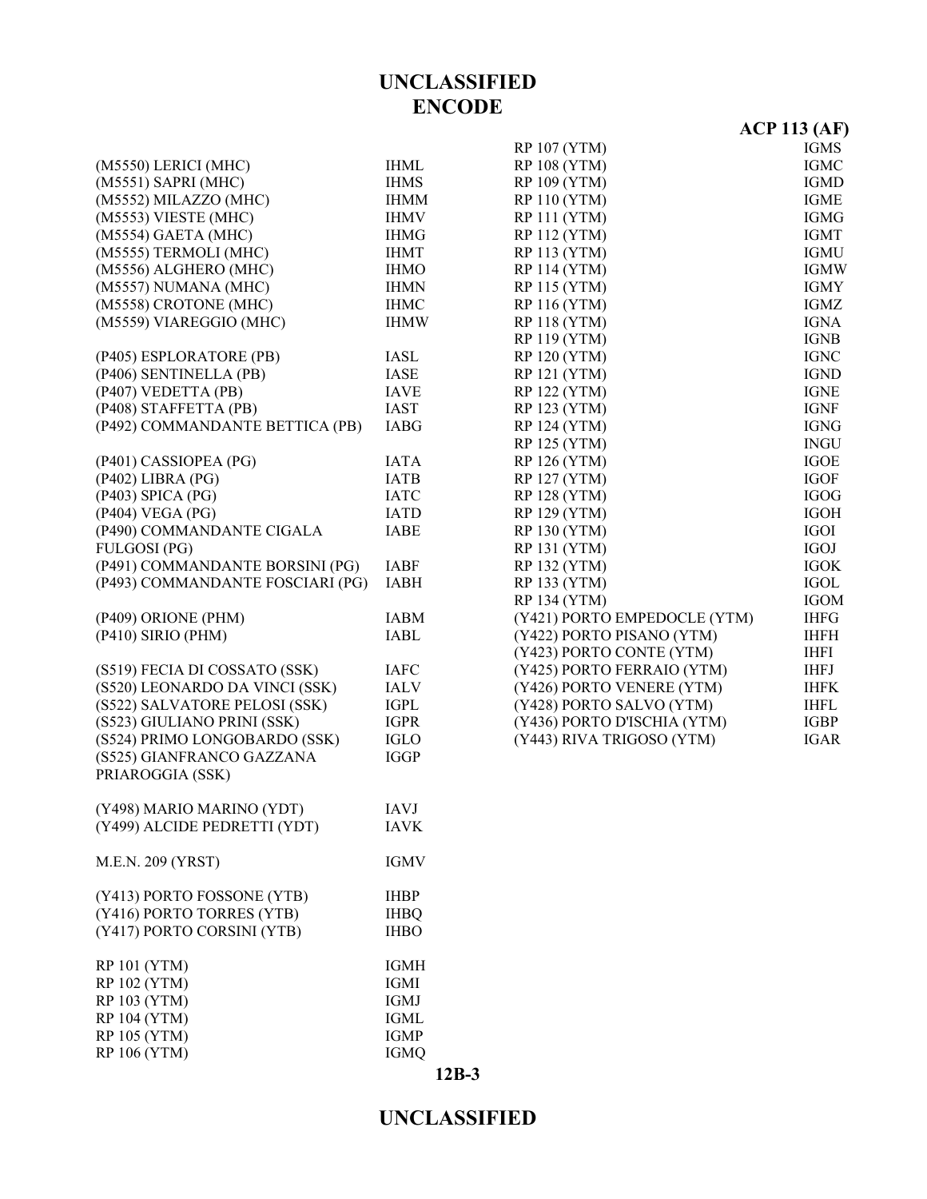# UNCLASSIFIED
# ENCODE

| | |
|---|---|
| (M5550) LERICI (MHC) | IHML |
| (M5551) SAPRI (MHC) | IHMS |
| (M5552) MILAZZO (MHC) | IHMM |
| (M5553) VIESTE (MHC) | IHMV |
| (M5554) GAETA (MHC) | IHMG |
| (M5555) TERMOLI (MHC) | IHMT |
| (M5556) ALGHERO (MHC) | IHMO |
| (M5557) NUMANA (MHC) | IHMN |
| (M5558) CROTONE (MHC) | IHMC |
| (M5559) VIAREGGIO (MHC) | IHMW |
| | |
| (P405) ESPLORATORE (PB) | IASL |
| (P406) SENTINELLA (PB) | IASE |
| (P407) VEDETTA (PB) | IAVE |
| (P408) STAFFETTA (PB) | IAST |
| (P492) COMMANDANTE BETTICA (PB) | IABG |
| | |
| (P401) CASSIOPEA (PG) | IATA |
| (P402) LIBRA (PG) | IATB |
| (P403) SPICA (PG) | IATC |
| (P404) VEGA (PG) | IATD |
| (P490) COMMANDANTE CIGALA FULGOSI (PG) | IABE |
| (P491) COMMANDANTE BORSINI (PG) | IABF |
| (P493) COMMANDANTE FOSCIARI (PG) | IABH |
| | |
| (P409) ORIONE (PHM) | IABM |
| (P410) SIRIO (PHM) | IABL |
| | |
| (S519) FECIA DI COSSATO (SSK) | IAFC |
| (S520) LEONARDO DA VINCI (SSK) | IALV |
| (S522) SALVATORE PELOSI (SSK) | IGPL |
| (S523) GIULIANO PRINI (SSK) | IGPR |
| (S524) PRIMO LONGOBARDO (SSK) | IGLO |
| (S525) GIANFRANCO GAZZANA PRIAROGGIA (SSK) | IGGP |
| | |
| (Y498) MARIO MARINO (YDT) | IAVJ |
| (Y499) ALCIDE PEDRETTI (YDT) | IAVK |
| | |
| M.E.N. 209 (YRST) | IGMV |
| | |
| (Y413) PORTO FOSSONE (YTB) | IHBP |
| (Y416) PORTO TORRES (YTB) | IHBQ |
| (Y417) PORTO CORSINI (YTB) | IHBO |
| | |
| RP 101 (YTM) | IGMH |
| RP 102 (YTM) | IGMI |
| RP 103 (YTM) | IGMJ |
| RP 104 (YTM) | IGML |
| RP 105 (YTM) | IGMP |
| RP 106 (YTM) | IGMQ |
| RP 107 (YTM) | IGMS |
| RP 108 (YTM) | IGMC |
| RP 109 (YTM) | IGMD |
| RP 110 (YTM) | IGME |
| RP 111 (YTM) | IGMG |
| RP 112 (YTM) | IGMT |
| RP 113 (YTM) | IGMU |
| RP 114 (YTM) | IGMW |
| RP 115 (YTM) | IGMY |
| RP 116 (YTM) | IGMZ |
| RP 118 (YTM) | IGNA |
| RP 119 (YTM) | IGNB |
| RP 120 (YTM) | IGNC |
| RP 121 (YTM) | IGND |
| RP 122 (YTM) | IGNE |
| RP 123 (YTM) | IGNF |
| RP 124 (YTM) | IGNG |
| RP 125 (YTM) | INGU |
| RP 126 (YTM) | IGOE |
| RP 127 (YTM) | IGOF |
| RP 128 (YTM) | IGOG |
| RP 129 (YTM) | IGOH |
| RP 130 (YTM) | IGOI |
| RP 131 (YTM) | IGOJ |
| RP 132 (YTM) | IGOK |
| RP 133 (YTM) | IGOL |
| RP 134 (YTM) | IGOM |
| (Y421) PORTO EMPEDOCLE (YTM) | IHFG |
| (Y422) PORTO PISANO (YTM) | IHFH |
| (Y423) PORTO CONTE (YTM) | IHFI |
| (Y425) PORTO FERRAIO (YTM) | IHFJ |
| (Y426) PORTO VENERE (YTM) | IHFK |
| (Y428) PORTO SALVO (YTM) | IHFL |
| (Y436) PORTO D'ISCHIA (YTM) | IGBP |
| (Y443) RIVA TRIGOSO (YTM) | IGAR |

# UNCLASSIFIED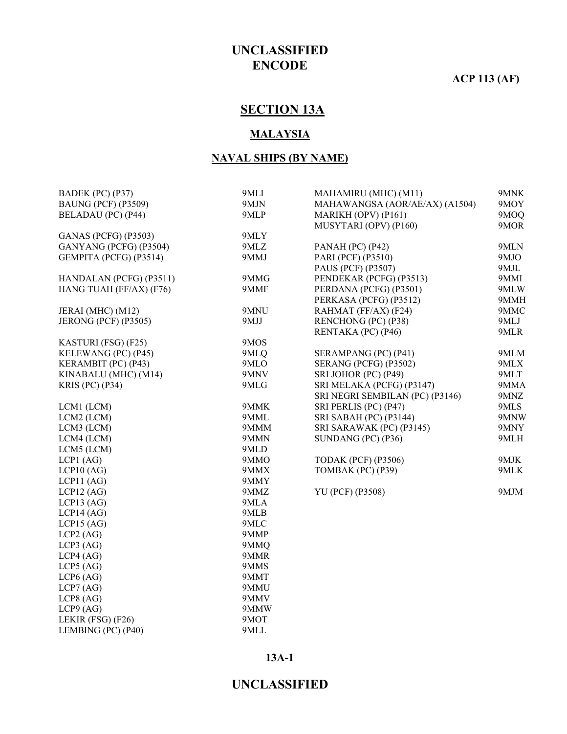# SECTION 13A

## MALAYSIA

### NAVAL SHIPS (BY NAME)

| Name | Call Sign |
|---|---|
| BADEK (PC) (P37) | 9MLI |
| BAUNG (PCF) (P3509) | 9MJN |
| BELADAU (PC) (P44) | 9MLP |
| GANAS (PCFG) (P3503) | 9MLY |
| GANYANG (PCFG) (P3504) | 9MLZ |
| GEMPITA (PCFG) (P3514) | 9MMJ |
| HANDALAN (PCFG) (P3511) | 9MMG |
| HANG TUAH (FF/AX) (F76) | 9MMF |
| JERAI (MHC) (M12) | 9MNU |
| JERONG (PCF) (P3505) | 9MJJ |
| KASTURI (FSG) (F25) | 9MOS |
| KELEWANG (PC) (P45) | 9MLQ |
| KERAMBIT (PC) (P43) | 9MLO |
| KINABALU (MHC) (M14) | 9MNV |
| KRIS (PC) (P34) | 9MLG |
| LCM1 (LCM) | 9MMK |
| LCM2 (LCM) | 9MML |
| LCM3 (LCM) | 9MMM |
| LCM4 (LCM) | 9MMN |
| LCM5 (LCM) | 9MLD |
| LCP1 (AG) | 9MMO |
| LCP10 (AG) | 9MMX |
| LCP11 (AG) | 9MMY |
| LCP12 (AG) | 9MMZ |
| LCP13 (AG) | 9MLA |
| LCP14 (AG) | 9MLB |
| LCP15 (AG) | 9MLC |
| LCP2 (AG) | 9MMP |
| LCP3 (AG) | 9MMQ |
| LCP4 (AG) | 9MMR |
| LCP5 (AG) | 9MMS |
| LCP6 (AG) | 9MMT |
| LCP7 (AG) | 9MMU |
| LCP8 (AG) | 9MMV |
| LCP9 (AG) | 9MMW |
| LEKIR (FSG) (F26) | 9MOT |
| LEMBING (PC) (P40) | 9MLL |
| MAHAMIRU (MHC) (M11) | 9MNK |
| MAHAWANGSA (AOR/AE/AX) (A1504) | 9MOY |
| MARIKH (OPV) (P161) | 9MOQ |
| MUSYTARI (OPV) (P160) | 9MOR |
| PANAH (PC) (P42) | 9MLN |
| PARI (PCF) (P3510) | 9MJO |
| PAUS (PCF) (P3507) | 9MJL |
| PENDEKAR (PCFG) (P3513) | 9MMI |
| PERDANA (PCFG) (P3501) | 9MLW |
| PERKASA (PCFG) (P3512) | 9MMH |
| RAHMAT (FF/AX) (F24) | 9MMC |
| RENCHONG (PC) (P38) | 9MLJ |
| RENTAKA (PC) (P46) | 9MLR |
| SERAMPANG (PC) (P41) | 9MLM |
| SERANG (PCFG) (P3502) | 9MLX |
| SRI JOHOR (PC) (P49) | 9MLT |
| SRI MELAKA (PCFG) (P3147) | 9MMA |
| SRI NEGRI SEMBILAN (PC) (P3146) | 9MNZ |
| SRI PERLIS (PC) (P47) | 9MLS |
| SRI SABAH (PC) (P3144) | 9MNW |
| SRI SARAWAK (PC) (P3145) | 9MNY |
| SUNDANG (PC) (P36) | 9MLH |
| TODAK (PCF) (P3506) | 9MJK |
| TOMBAK (PC) (P39) | 9MLK |
| YU (PCF) (P3508) | 9MJM |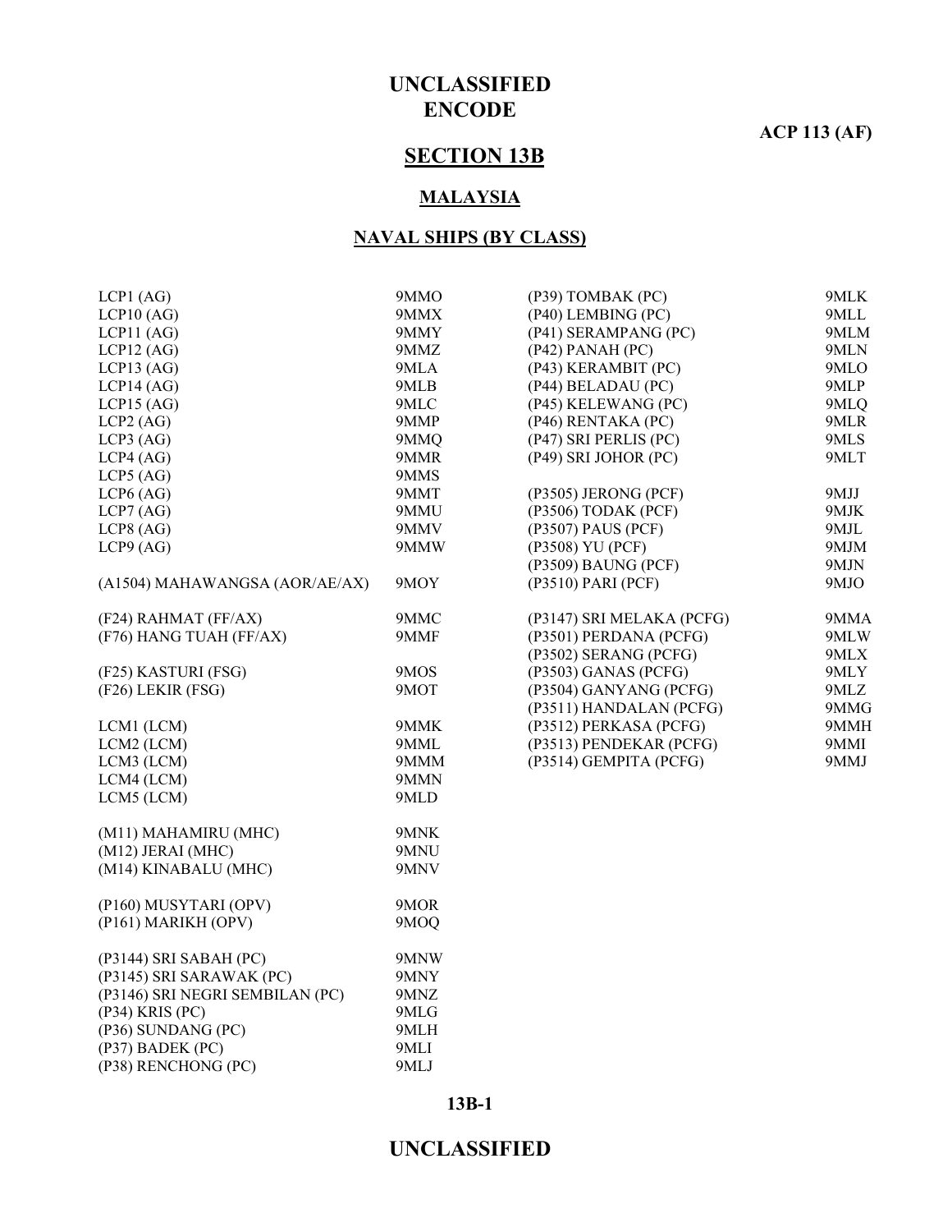# UNCLASSIFIED
# ENCODE

**ACP 113 (AF)**

## SECTION 13B

### MALAYSIA

### NAVAL SHIPS (BY CLASS)

| | |
|---|---|
| LCP1 (AG) | 9MMO |
| LCP10 (AG) | 9MMX |
| LCP11 (AG) | 9MMY |
| LCP12 (AG) | 9MMZ |
| LCP13 (AG) | 9MLA |
| LCP14 (AG) | 9MLB |
| LCP15 (AG) | 9MLC |
| LCP2 (AG) | 9MMP |
| LCP3 (AG) | 9MMQ |
| LCP4 (AG) | 9MMR |
| LCP5 (AG) | 9MMS |
| LCP6 (AG) | 9MMT |
| LCP7 (AG) | 9MMU |
| LCP8 (AG) | 9MMV |
| LCP9 (AG) | 9MMW |
| | |
| (A1504) MAHAWANGSA (AOR/AE/AX) | 9MOY |
| | |
| (F24) RAHMAT (FF/AX) | 9MMC |
| (F76) HANG TUAH (FF/AX) | 9MMF |
| | |
| (F25) KASTURI (FSG) | 9MOS |
| (F26) LEKIR (FSG) | 9MOT |
| | |
| LCM1 (LCM) | 9MMK |
| LCM2 (LCM) | 9MML |
| LCM3 (LCM) | 9MMM |
| LCM4 (LCM) | 9MMN |
| LCM5 (LCM) | 9MLD |
| | |
| (M11) MAHAMIRU (MHC) | 9MNK |
| (M12) JERAI (MHC) | 9MNU |
| (M14) KINABALU (MHC) | 9MNV |
| | |
| (P160) MUSYTARI (OPV) | 9MOR |
| (P161) MARIKH (OPV) | 9MOQ |
| | |
| (P3144) SRI SABAH (PC) | 9MNW |
| (P3145) SRI SARAWAK (PC) | 9MNY |
| (P3146) SRI NEGRI SEMBILAN (PC) | 9MNZ |
| (P34) KRIS (PC) | 9MLG |
| (P36) SUNDANG (PC) | 9MLH |
| (P37) BADEK (PC) | 9MLI |
| (P38) RENCHONG (PC) | 9MLJ |
| (P39) TOMBAK (PC) | 9MLK |
| (P40) LEMBING (PC) | 9MLL |
| (P41) SERAMPANG (PC) | 9MLM |
| (P42) PANAH (PC) | 9MLN |
| (P43) KERAMBIT (PC) | 9MLO |
| (P44) BELADAU (PC) | 9MLP |
| (P45) KELEWANG (PC) | 9MLQ |
| (P46) RENTAKA (PC) | 9MLR |
| (P47) SRI PERLIS (PC) | 9MLS |
| (P49) SRI JOHOR (PC) | 9MLT |
| | |
| (P3505) JERONG (PCF) | 9MJJ |
| (P3506) TODAK (PCF) | 9MJK |
| (P3507) PAUS (PCF) | 9MJL |
| (P3508) YU (PCF) | 9MJM |
| (P3509) BAUNG (PCF) | 9MJN |
| (P3510) PARI (PCF) | 9MJO |
| | |
| (P3147) SRI MELAKA (PCFG) | 9MMA |
| (P3501) PERDANA (PCFG) | 9MLW |
| (P3502) SERANG (PCFG) | 9MLX |
| (P3503) GANAS (PCFG) | 9MLY |
| (P3504) GANYANG (PCFG) | 9MLZ |
| (P3511) HANDALAN (PCFG) | 9MMG |
| (P3512) PERKASA (PCFG) | 9MMH |
| (P3513) PENDEKAR (PCFG) | 9MMI |
| (P3514) GEMPITA (PCFG) | 9MMJ |

**UNCLASSIFIED**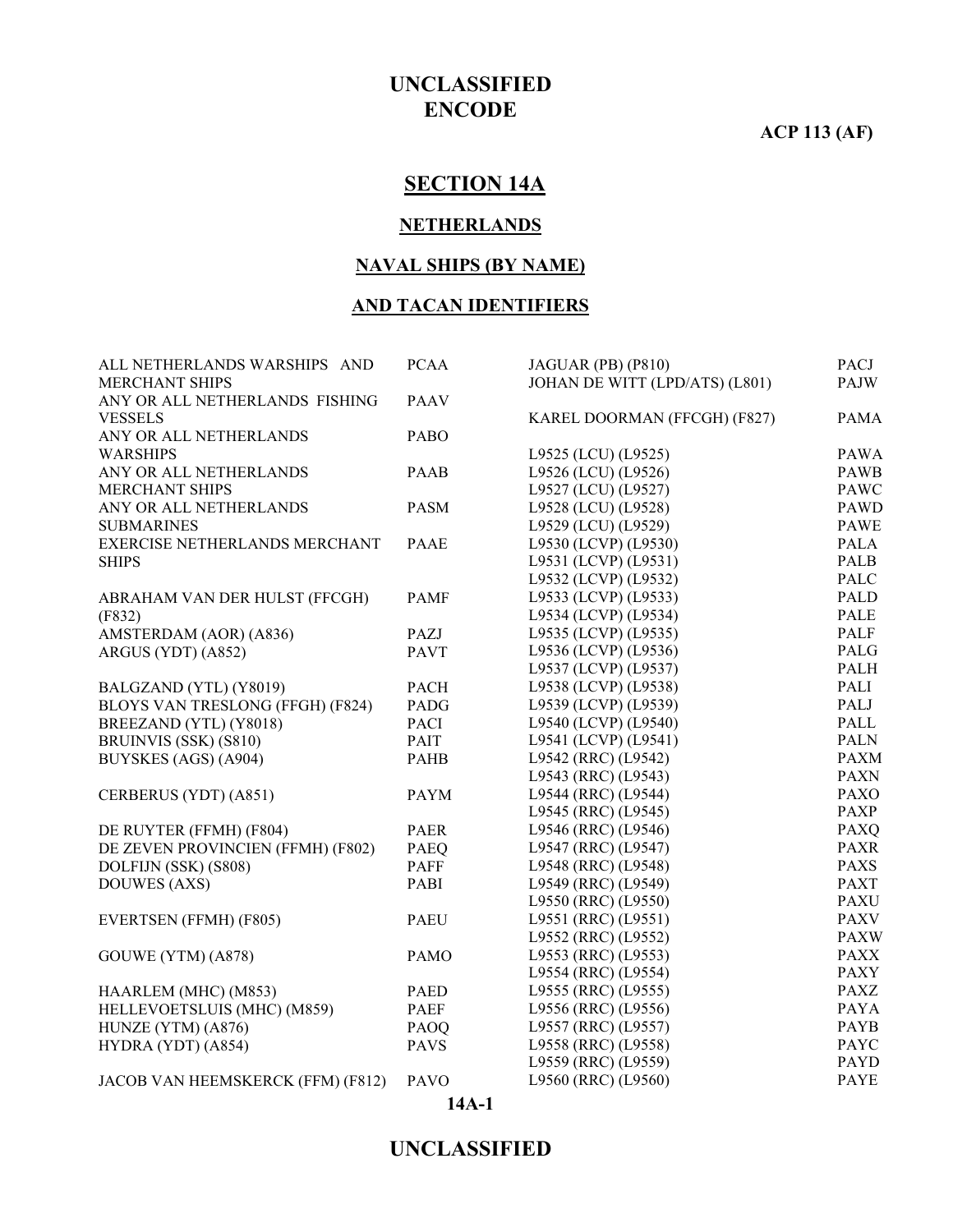**UNCLASSIFIED**
**ENCODE**

**ACP 113 (AF)**

# SECTION 14A

## NETHERLANDS

## NAVAL SHIPS (BY NAME)

## AND TACAN IDENTIFIERS

| | |
|---|---|
| ALL NETHERLANDS WARSHIPS AND MERCHANT SHIPS | PCAA |
| ANY OR ALL NETHERLANDS FISHING VESSELS | PAAV |
| ANY OR ALL NETHERLANDS WARSHIPS | PABO |
| ANY OR ALL NETHERLANDS MERCHANT SHIPS | PAAB |
| ANY OR ALL NETHERLANDS SUBMARINES | PASM |
| EXERCISE NETHERLANDS MERCHANT SHIPS | PAAE |
| | |
| ABRAHAM VAN DER HULST (FFCGH) (F832) | PAMF |
| AMSTERDAM (AOR) (A836) | PAZJ |
| ARGUS (YDT) (A852) | PAVT |
| | |
| BALGZAND (YTL) (Y8019) | PACH |
| BLOYS VAN TRESLONG (FFGH) (F824) | PADG |
| BREEZAND (YTL) (Y8018) | PACI |
| BRUINVIS (SSK) (S810) | PAIT |
| BUYSKES (AGS) (A904) | PAHB |
| | |
| CERBERUS (YDT) (A851) | PAYM |
| | |
| DE RUYTER (FFMH) (F804) | PAER |
| DE ZEVEN PROVINCIEN (FFMH) (F802) | PAEQ |
| DOLFIJN (SSK) (S808) | PAFF |
| DOUWES (AXS) | PABI |
| | |
| EVERTSEN (FFMH) (F805) | PAEU |
| | |
| GOUWE (YTM) (A878) | PAMO |
| | |
| HAARLEM (MHC) (M853) | PAED |
| HELLEVOETSLUIS (MHC) (M859) | PAEF |
| HUNZE (YTM) (A876) | PAOQ |
| HYDRA (YDT) (A854) | PAVS |
| | |
| JACOB VAN HEEMSKERCK (FFM) (F812) | PAVO |
| JAGUAR (PB) (P810) | PACJ |
| JOHAN DE WITT (LPD/ATS) (L801) | PAJW |
| | |
| KAREL DOORMAN (FFCGH) (F827) | PAMA |
| | |
| L9525 (LCU) (L9525) | PAWA |
| L9526 (LCU) (L9526) | PAWB |
| L9527 (LCU) (L9527) | PAWC |
| L9528 (LCU) (L9528) | PAWD |
| L9529 (LCU) (L9529) | PAWE |
| L9530 (LCVP) (L9530) | PALA |
| L9531 (LCVP) (L9531) | PALB |
| L9532 (LCVP) (L9532) | PALC |
| L9533 (LCVP) (L9533) | PALD |
| L9534 (LCVP) (L9534) | PALE |
| L9535 (LCVP) (L9535) | PALF |
| L9536 (LCVP) (L9536) | PALG |
| L9537 (LCVP) (L9537) | PALH |
| L9538 (LCVP) (L9538) | PALI |
| L9539 (LCVP) (L9539) | PALJ |
| L9540 (LCVP) (L9540) | PALL |
| L9541 (LCVP) (L9541) | PALN |
| L9542 (RRC) (L9542) | PAXM |
| L9543 (RRC) (L9543) | PAXN |
| L9544 (RRC) (L9544) | PAXO |
| L9545 (RRC) (L9545) | PAXP |
| L9546 (RRC) (L9546) | PAXQ |
| L9547 (RRC) (L9547) | PAXR |
| L9548 (RRC) (L9548) | PAXS |
| L9549 (RRC) (L9549) | PAXT |
| L9550 (RRC) (L9550) | PAXU |
| L9551 (RRC) (L9551) | PAXV |
| L9552 (RRC) (L9552) | PAXW |
| L9553 (RRC) (L9553) | PAXX |
| L9554 (RRC) (L9554) | PAXY |
| L9555 (RRC) (L9555) | PAXZ |
| L9556 (RRC) (L9556) | PAYA |
| L9557 (RRC) (L9557) | PAYB |
| L9558 (RRC) (L9558) | PAYC |
| L9559 (RRC) (L9559) | PAYD |
| L9560 (RRC) (L9560) | PAYE |

**UNCLASSIFIED**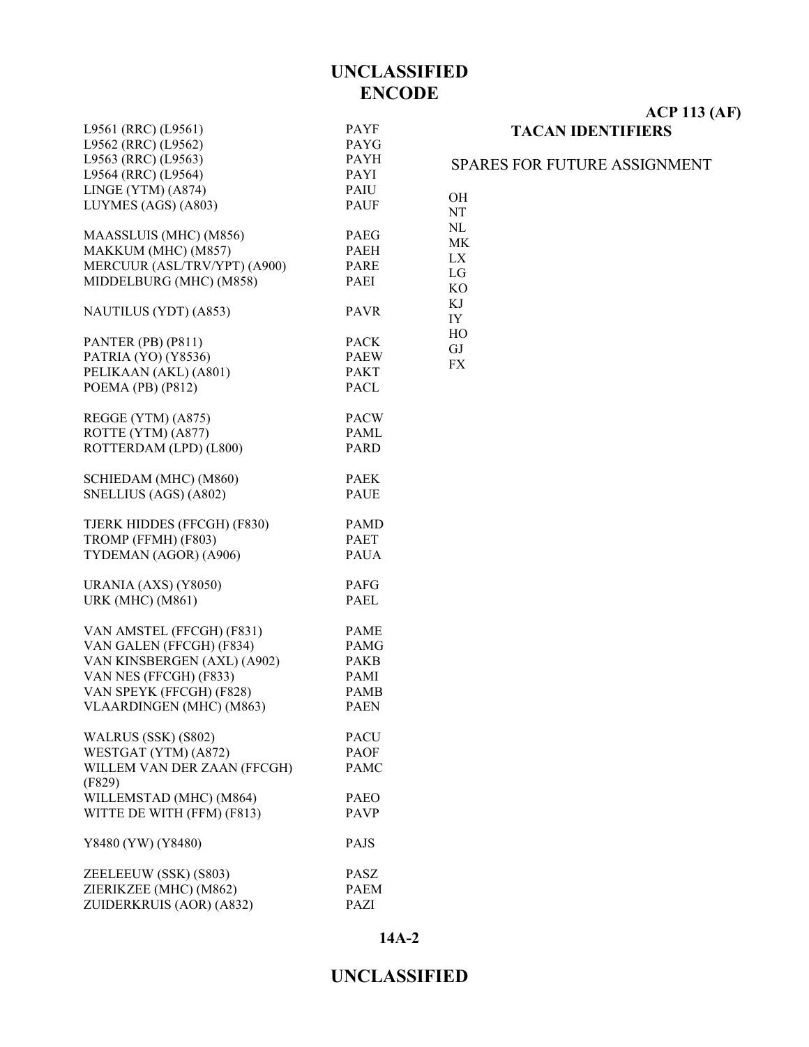**ENCODE**

| | |
|---|---|
| L9561 (RRC) (L9561) | PAYF |
| L9562 (RRC) (L9562) | PAYG |
| L9563 (RRC) (L9563) | PAYH |
| L9564 (RRC) (L9564) | PAYI |
| LINGE (YTM) (A874) | PAIU |
| LUYMES (AGS) (A803) | PAUF |
| | |
| MAASSLUIS (MHC) (M856) | PAEG |
| MAKKUM (MHC) (M857) | PAEH |
| MERCUUR (ASL/TRV/YPT) (A900) | PARE |
| MIDDELBURG (MHC) (M858) | PAEI |
| | |
| NAUTILUS (YDT) (A853) | PAVR |
| | |
| PANTER (PB) (P811) | PACK |
| PATRIA (YO) (Y8536) | PAEW |
| PELIKAAN (AKL) (A801) | PAKT |
| POEMA (PB) (P812) | PACL |
| | |
| REGGE (YTM) (A875) | PACW |
| ROTTE (YTM) (A877) | PAML |
| ROTTERDAM (LPD) (L800) | PARD |
| | |
| SCHIEDAM (MHC) (M860) | PAEK |
| SNELLIUS (AGS) (A802) | PAUE |
| | |
| TJERK HIDDES (FFCGH) (F830) | PAMD |
| TROMP (FFMH) (F803) | PAET |
| TYDEMAN (AGOR) (A906) | PAUA |
| | |
| URANIA (AXS) (Y8050) | PAFG |
| URK (MHC) (M861) | PAEL |
| | |
| VAN AMSTEL (FFCGH) (F831) | PAME |
| VAN GALEN (FFCGH) (F834) | PAMG |
| VAN KINSBERGEN (AXL) (A902) | PAKB |
| VAN NES (FFCGH) (F833) | PAMI |
| VAN SPEYK (FFCGH) (F828) | PAMB |
| VLAARDINGEN (MHC) (M863) | PAEN |
| | |
| WALRUS (SSK) (S802) | PACU |
| WESTGAT (YTM) (A872) | PAOF |
| WILLEM VAN DER ZAAN (FFCGH) (F829) | PAMC |
| WILLEMSTAD (MHC) (M864) | PAEO |
| WITTE DE WITH (FFM) (F813) | PAVP |
| | |
| Y8480 (YW) (Y8480) | PAJS |
| | |
| ZEELEEUW (SSK) (S803) | PASZ |
| ZIERIKZEE (MHC) (M862) | PAEM |
| ZUIDERKRUIS (AOR) (A832) | PAZI |

## TACAN IDENTIFIERS

SPARES FOR FUTURE ASSIGNMENT

OH
NT
NL
MK
LX
LG
KO
KJ
IY
HO
GJ
FX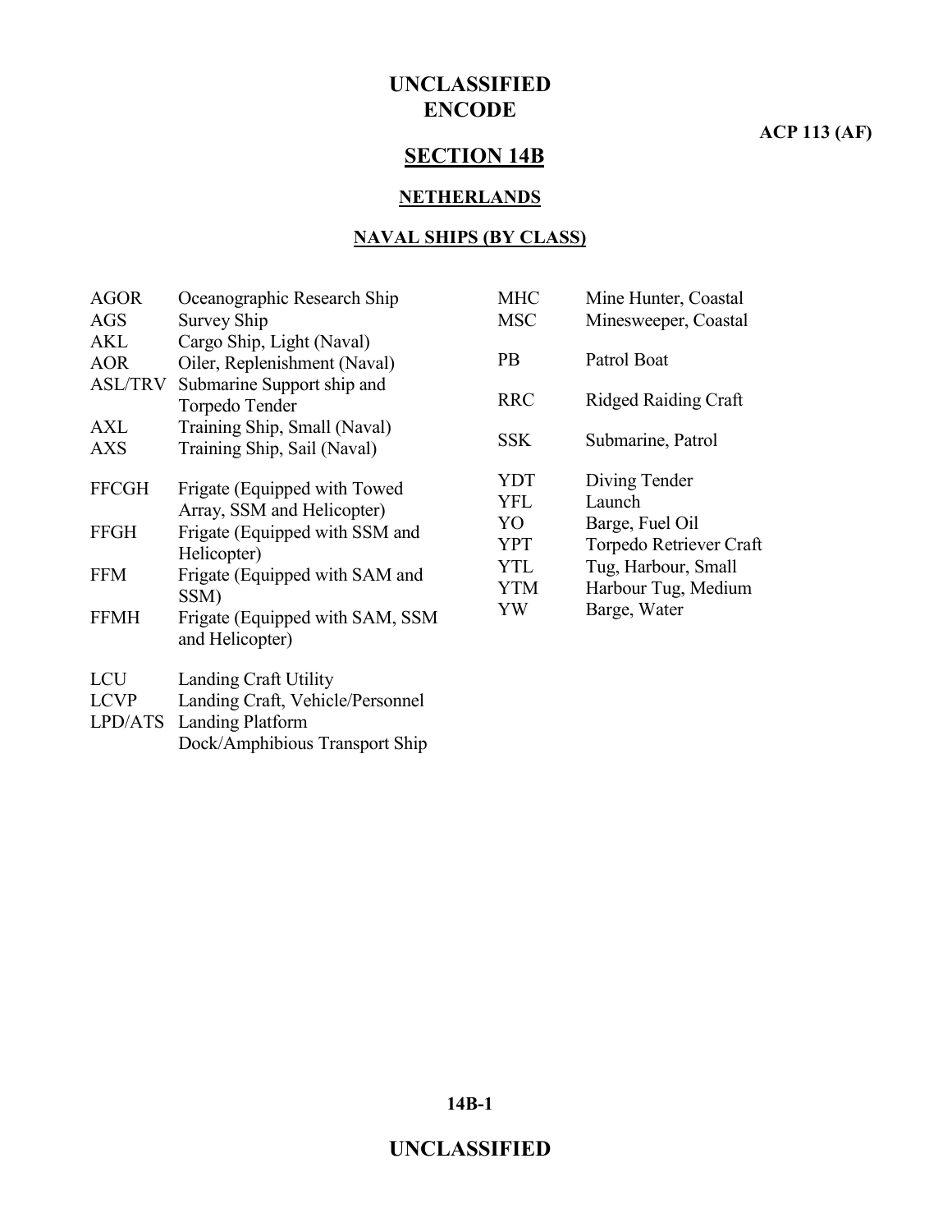# SECTION 14B

## NETHERLANDS

### NAVAL SHIPS (BY CLASS)

| | |
|---|---|
| AGOR | Oceanographic Research Ship |
| AGS | Survey Ship |
| AKL | Cargo Ship, Light (Naval) |
| AOR | Oiler, Replenishment (Naval) |
| ASL/TRV | Submarine Support ship and Torpedo Tender |
| AXL | Training Ship, Small (Naval) |
| AXS | Training Ship, Sail (Naval) |
| FFCGH | Frigate (Equipped with Towed Array, SSM and Helicopter) |
| FFGH | Frigate (Equipped with SSM and Helicopter) |
| FFM | Frigate (Equipped with SAM and SSM) |
| FFMH | Frigate (Equipped with SAM, SSM and Helicopter) |
| LCU | Landing Craft Utility |
| LCVP | Landing Craft, Vehicle/Personnel |
| LPD/ATS | Landing Platform Dock/Amphibious Transport Ship |
| MHC | Mine Hunter, Coastal |
| MSC | Minesweeper, Coastal |
| PB | Patrol Boat |
| RRC | Ridged Raiding Craft |
| SSK | Submarine, Patrol |
| YDT | Diving Tender |
| YFL | Launch |
| YO | Barge, Fuel Oil |
| YPT | Torpedo Retriever Craft |
| YTL | Tug, Harbour, Small |
| YTM | Harbour Tug, Medium |
| YW | Barge, Water |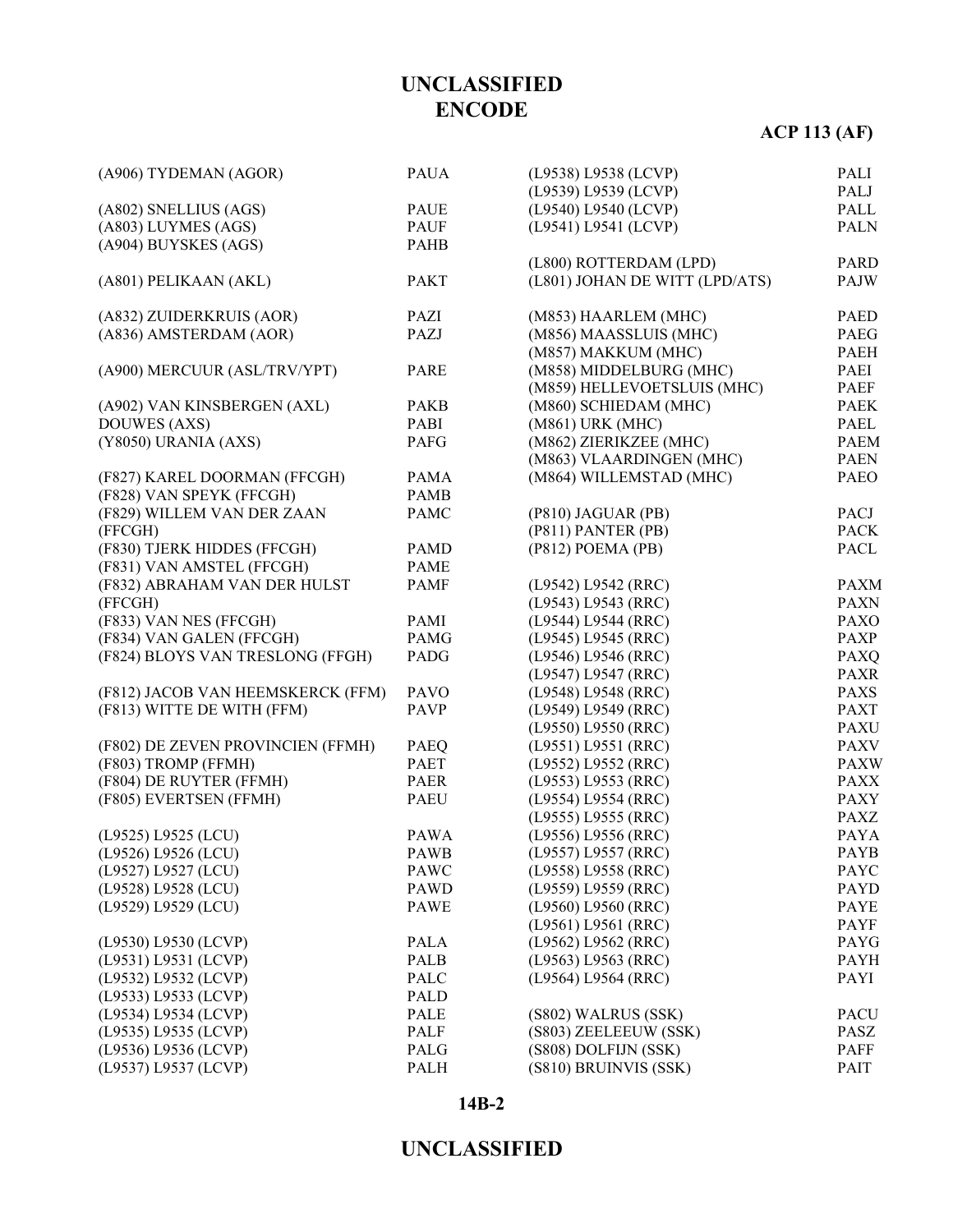| | |
|---|---|
| (A906) TYDEMAN (AGOR) | PAUA |
| | |
| (A802) SNELLIUS (AGS) | PAUE |
| (A803) LUYMES (AGS) | PAUF |
| (A904) BUYSKES (AGS) | PAHB |
| | |
| (A801) PELIKAAN (AKL) | PAKT |
| | |
| (A832) ZUIDERKRUIS (AOR) | PAZI |
| (A836) AMSTERDAM (AOR) | PAZJ |
| | |
| (A900) MERCUUR (ASL/TRV/YPT) | PARE |
| | |
| (A902) VAN KINSBERGEN (AXL) | PAKB |
| DOUWES (AXS) | PABI |
| (Y8050) URANIA (AXS) | PAFG |
| | |
| (F827) KAREL DOORMAN (FFCGH) | PAMA |
| (F828) VAN SPEYK (FFCGH) | PAMB |
| (F829) WILLEM VAN DER ZAAN (FFCGH) | PAMC |
| (F830) TJERK HIDDES (FFCGH) | PAMD |
| (F831) VAN AMSTEL (FFCGH) | PAME |
| (F832) ABRAHAM VAN DER HULST (FFCGH) | PAMF |
| (F833) VAN NES (FFCGH) | PAMI |
| (F834) VAN GALEN (FFCGH) | PAMG |
| (F824) BLOYS VAN TRESLONG (FFGH) | PADG |
| | |
| (F812) JACOB VAN HEEMSKERCK (FFM) | PAVO |
| (F813) WITTE DE WITH (FFM) | PAVP |
| | |
| (F802) DE ZEVEN PROVINCIEN (FFMH) | PAEQ |
| (F803) TROMP (FFMH) | PAET |
| (F804) DE RUYTER (FFMH) | PAER |
| (F805) EVERTSEN (FFMH) | PAEU |
| | |
| (L9525) L9525 (LCU) | PAWA |
| (L9526) L9526 (LCU) | PAWB |
| (L9527) L9527 (LCU) | PAWC |
| (L9528) L9528 (LCU) | PAWD |
| (L9529) L9529 (LCU) | PAWE |
| | |
| (L9530) L9530 (LCVP) | PALA |
| (L9531) L9531 (LCVP) | PALB |
| (L9532) L9532 (LCVP) | PALC |
| (L9533) L9533 (LCVP) | PALD |
| (L9534) L9534 (LCVP) | PALE |
| (L9535) L9535 (LCVP) | PALF |
| (L9536) L9536 (LCVP) | PALG |
| (L9537) L9537 (LCVP) | PALH |
| (L9538) L9538 (LCVP) | PALI |
| (L9539) L9539 (LCVP) | PALJ |
| (L9540) L9540 (LCVP) | PALL |
| (L9541) L9541 (LCVP) | PALN |
| | |
| (L800) ROTTERDAM (LPD) | PARD |
| (L801) JOHAN DE WITT (LPD/ATS) | PAJW |
| | |
| (M853) HAARLEM (MHC) | PAED |
| (M856) MAASSLUIS (MHC) | PAEG |
| (M857) MAKKUM (MHC) | PAEH |
| (M858) MIDDELBURG (MHC) | PAEI |
| (M859) HELLEVOETSLUIS (MHC) | PAEF |
| (M860) SCHIEDAM (MHC) | PAEK |
| (M861) URK (MHC) | PAEL |
| (M862) ZIERIKZEE (MHC) | PAEM |
| (M863) VLAARDINGEN (MHC) | PAEN |
| (M864) WILLEMSTAD (MHC) | PAEO |
| | |
| (P810) JAGUAR (PB) | PACJ |
| (P811) PANTER (PB) | PACK |
| (P812) POEMA (PB) | PACL |
| | |
| (L9542) L9542 (RRC) | PAXM |
| (L9543) L9543 (RRC) | PAXN |
| (L9544) L9544 (RRC) | PAXO |
| (L9545) L9545 (RRC) | PAXP |
| (L9546) L9546 (RRC) | PAXQ |
| (L9547) L9547 (RRC) | PAXR |
| (L9548) L9548 (RRC) | PAXS |
| (L9549) L9549 (RRC) | PAXT |
| (L9550) L9550 (RRC) | PAXU |
| (L9551) L9551 (RRC) | PAXV |
| (L9552) L9552 (RRC) | PAXW |
| (L9553) L9553 (RRC) | PAXX |
| (L9554) L9554 (RRC) | PAXY |
| (L9555) L9555 (RRC) | PAXZ |
| (L9556) L9556 (RRC) | PAYA |
| (L9557) L9557 (RRC) | PAYB |
| (L9558) L9558 (RRC) | PAYC |
| (L9559) L9559 (RRC) | PAYD |
| (L9560) L9560 (RRC) | PAYE |
| (L9561) L9561 (RRC) | PAYF |
| (L9562) L9562 (RRC) | PAYG |
| (L9563) L9563 (RRC) | PAYH |
| (L9564) L9564 (RRC) | PAYI |
| | |
| (S802) WALRUS (SSK) | PACU |
| (S803) ZEELEEUW (SSK) | PASZ |
| (S808) DOLFIJN (SSK) | PAFF |
| (S810) BRUINVIS (SSK) | PAIT |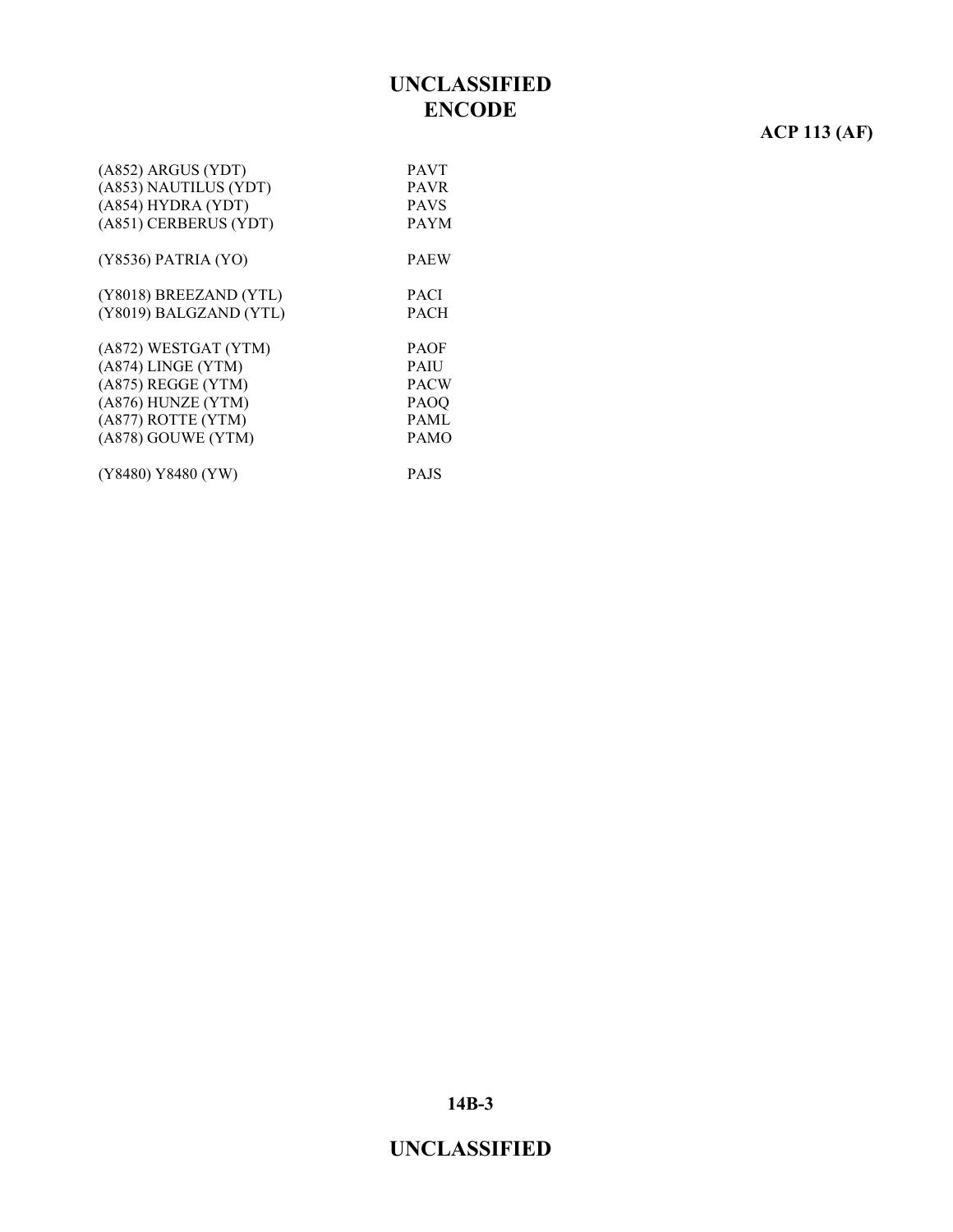| | |
|---|---|
| (A852) ARGUS (YDT) | PAVT |
| (A853) NAUTILUS (YDT) | PAVR |
| (A854) HYDRA (YDT) | PAVS |
| (A851) CERBERUS (YDT) | PAYM |
| | |
| (Y8536) PATRIA (YO) | PAEW |
| | |
| (Y8018) BREEZAND (YTL) | PACI |
| (Y8019) BALGZAND (YTL) | PACH |
| | |
| (A872) WESTGAT (YTM) | PAOF |
| (A874) LINGE (YTM) | PAIU |
| (A875) REGGE (YTM) | PACW |
| (A876) HUNZE (YTM) | PAOQ |
| (A877) ROTTE (YTM) | PAML |
| (A878) GOUWE (YTM) | PAMO |
| | |
| (Y8480) Y8480 (YW) | PAJS |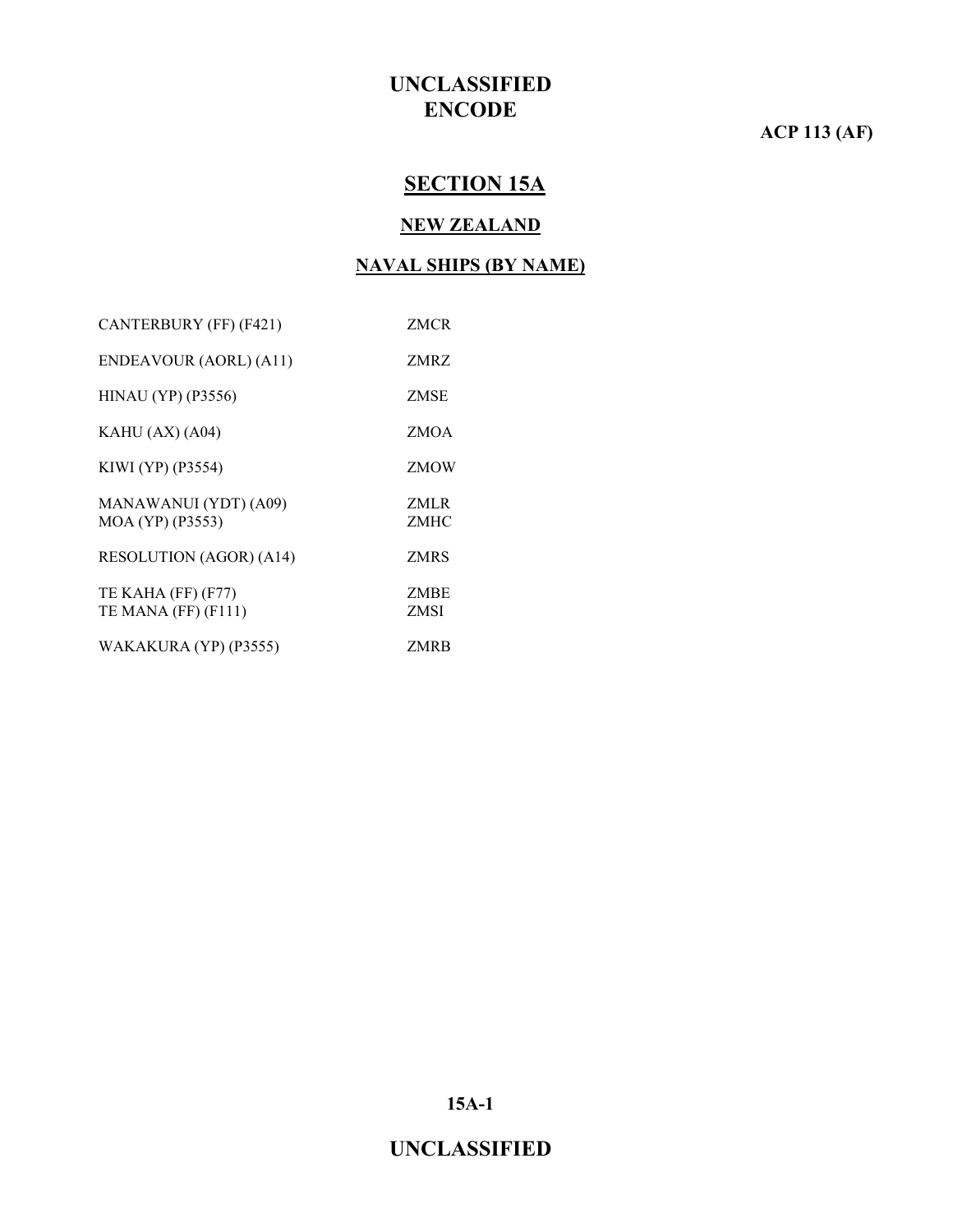# SECTION 15A

## NEW ZEALAND

### NAVAL SHIPS (BY NAME)

| | |
|---|---|
| CANTERBURY (FF) (F421) | ZMCR |
| ENDEAVOUR (AORL) (A11) | ZMRZ |
| HINAU (YP) (P3556) | ZMSE |
| KAHU (AX) (A04) | ZMOA |
| KIWI (YP) (P3554) | ZMOW |
| MANAWANUI (YDT) (A09) | ZMLR |
| MOA (YP) (P3553) | ZMHC |
| RESOLUTION (AGOR) (A14) | ZMRS |
| TE KAHA (FF) (F77) | ZMBE |
| TE MANA (FF) (F111) | ZMSI |
| WAKAKURA (YP) (P3555) | ZMRB |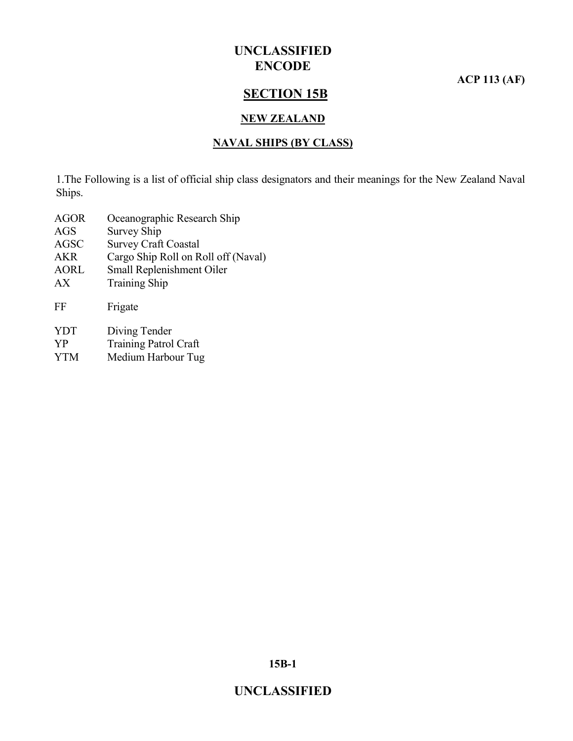## SECTION 15B

### NEW ZEALAND

### NAVAL SHIPS (BY CLASS)

1.The Following is a list of official ship class designators and their meanings for the New Zealand Naval Ships.

| | |
|---|---|
| AGOR | Oceanographic Research Ship |
| AGS | Survey Ship |
| AGSC | Survey Craft Coastal |
| AKR | Cargo Ship Roll on Roll off (Naval) |
| AORL | Small Replenishment Oiler |
| AX | Training Ship |
| FF | Frigate |
| YDT | Diving Tender |
| YP | Training Patrol Craft |
| YTM | Medium Harbour Tug |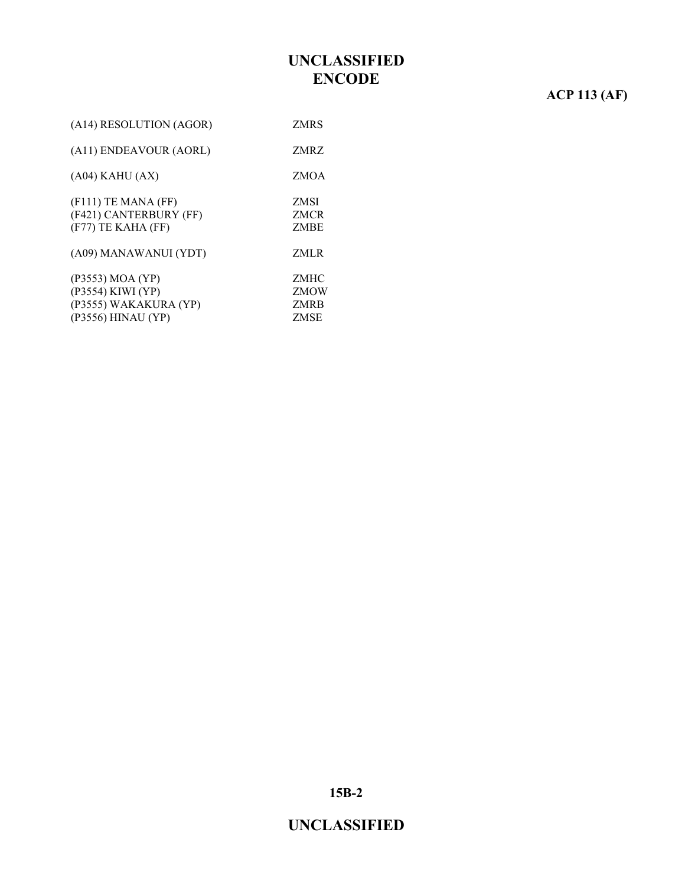| | |
|---|---|
| (A14) RESOLUTION (AGOR) | ZMRS |
| (A11) ENDEAVOUR (AORL) | ZMRZ |
| (A04) KAHU (AX) | ZMOA |
| (F111) TE MANA (FF) | ZMSI |
| (F421) CANTERBURY (FF) | ZMCR |
| (F77) TE KAHA (FF) | ZMBE |
| (A09) MANAWANUI (YDT) | ZMLR |
| (P3553) MOA (YP) | ZMHC |
| (P3554) KIWI (YP) | ZMOW |
| (P3555) WAKAKURA (YP) | ZMRB |
| (P3556) HINAU (YP) | ZMSE |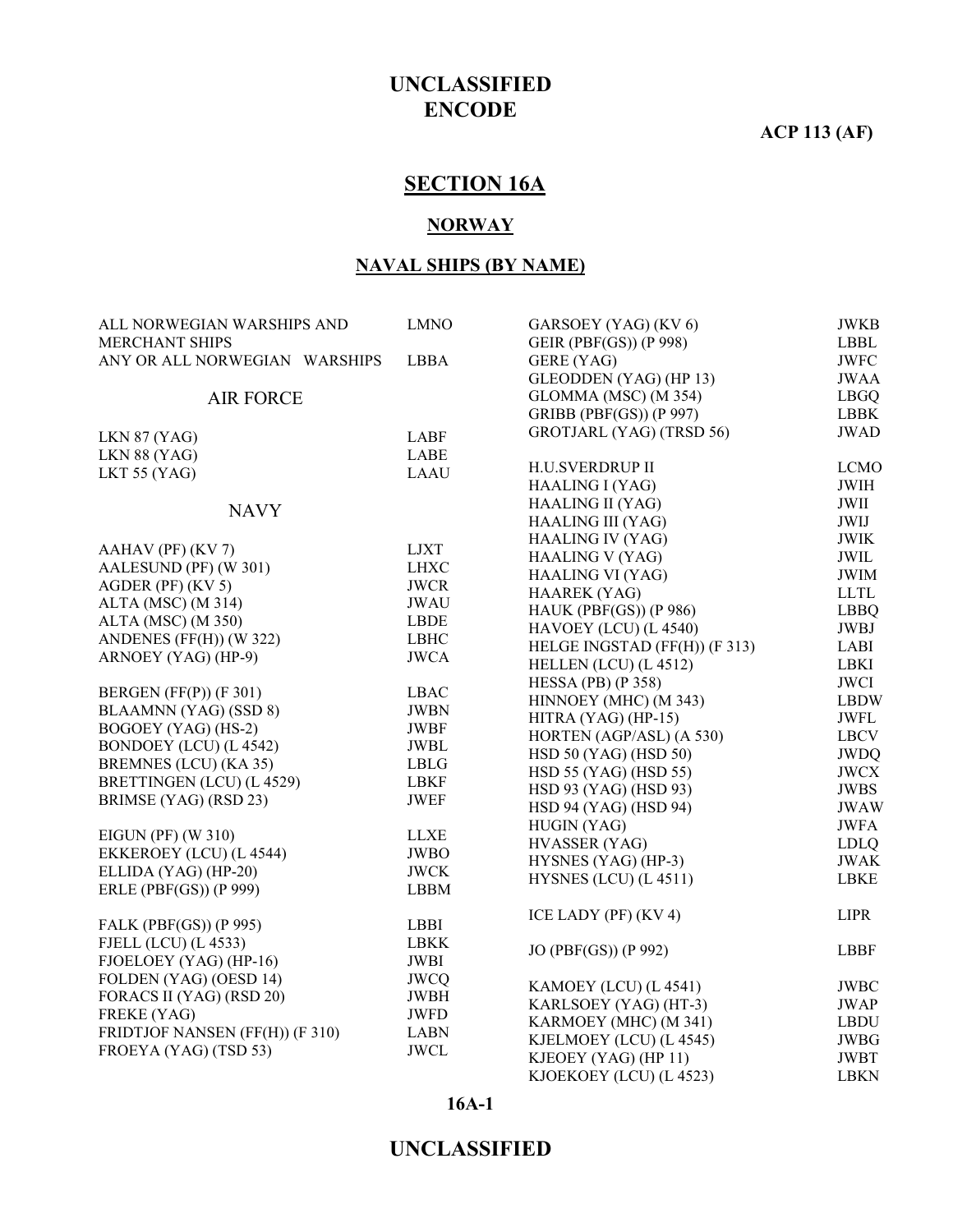# SECTION 16A

## NORWAY

### NAVAL SHIPS (BY NAME)

| | |
|---|---|
| ALL NORWEGIAN WARSHIPS AND MERCHANT SHIPS | LMNO |
| ANY OR ALL NORWEGIAN WARSHIPS | LBBA |

AIR FORCE

| | |
|---|---|
| LKN 87 (YAG) | LABF |
| LKN 88 (YAG) | LABE |
| LKT 55 (YAG) | LAAU |

NAVY

| | |
|---|---|
| AAHAV (PF) (KV 7) | LJXT |
| AALESUND (PF) (W 301) | LHXC |
| AGDER (PF) (KV 5) | JWCR |
| ALTA (MSC) (M 314) | JWAU |
| ALTA (MSC) (M 350) | LBDE |
| ANDENES (FF(H)) (W 322) | LBHC |
| ARNOEY (YAG) (HP-9) | JWCA |
| BERGEN (FF(P)) (F 301) | LBAC |
| BLAAMNN (YAG) (SSD 8) | JWBN |
| BOGOEY (YAG) (HS-2) | JWBF |
| BONDOEY (LCU) (L 4542) | JWBL |
| BREMNES (LCU) (KA 35) | LBLG |
| BRETTINGEN (LCU) (L 4529) | LBKF |
| BRIMSE (YAG) (RSD 23) | JWEF |
| EIGUN (PF) (W 310) | LLXE |
| EKKEROEY (LCU) (L 4544) | JWBO |
| ELLIDA (YAG) (HP-20) | JWCK |
| ERLE (PBF(GS)) (P 999) | LBBM |
| FALK (PBF(GS)) (P 995) | LBBI |
| FJELL (LCU) (L 4533) | LBKK |
| FJOELOEY (YAG) (HP-16) | JWBI |
| FOLDEN (YAG) (OESD 14) | JWCQ |
| FORACS II (YAG) (RSD 20) | JWBH |
| FREKE (YAG) | JWFD |
| FRIDTJOF NANSEN (FF(H)) (F 310) | LABN |
| FROEYA (YAG) (TSD 53) | JWCL |
| GARSOEY (YAG) (KV 6) | JWKB |
| GEIR (PBF(GS)) (P 998) | LBBL |
| GERE (YAG) | JWFC |
| GLEODDEN (YAG) (HP 13) | JWAA |
| GLOMMA (MSC) (M 354) | LBGQ |
| GRIBB (PBF(GS)) (P 997) | LBBK |
| GROTJARL (YAG) (TRSD 56) | JWAD |
| H.U.SVERDRUP II | LCMO |
| HAALING I (YAG) | JWIH |
| HAALING II (YAG) | JWII |
| HAALING III (YAG) | JWIJ |
| HAALING IV (YAG) | JWIK |
| HAALING V (YAG) | JWIL |
| HAALING VI (YAG) | JWIM |
| HAAREK (YAG) | LLTL |
| HAUK (PBF(GS)) (P 986) | LBBQ |
| HAVOEY (LCU) (L 4540) | JWBJ |
| HELGE INGSTAD (FF(H)) (F 313) | LABI |
| HELLEN (LCU) (L 4512) | LBKI |
| HESSA (PB) (P 358) | JWCI |
| HINNOEY (MHC) (M 343) | LBDW |
| HITRA (YAG) (HP-15) | JWFL |
| HORTEN (AGP/ASL) (A 530) | LBCV |
| HSD 50 (YAG) (HSD 50) | JWDQ |
| HSD 55 (YAG) (HSD 55) | JWCX |
| HSD 93 (YAG) (HSD 93) | JWBS |
| HSD 94 (YAG) (HSD 94) | JWAW |
| HUGIN (YAG) | JWFA |
| HVASSER (YAG) | LDLQ |
| HYSNES (YAG) (HP-3) | JWAK |
| HYSNES (LCU) (L 4511) | LBKE |
| ICE LADY (PF) (KV 4) | LIPR |
| JO (PBF(GS)) (P 992) | LBBF |
| KAMOEY (LCU) (L 4541) | JWBC |
| KARLSOEY (YAG) (HT-3) | JWAP |
| KARMOEY (MHC) (M 341) | LBDU |
| KJELMOEY (LCU) (L 4545) | JWBG |
| KJEOEY (YAG) (HP 11) | JWBT |
| KJOEKOEY (LCU) (L 4523) | LBKN |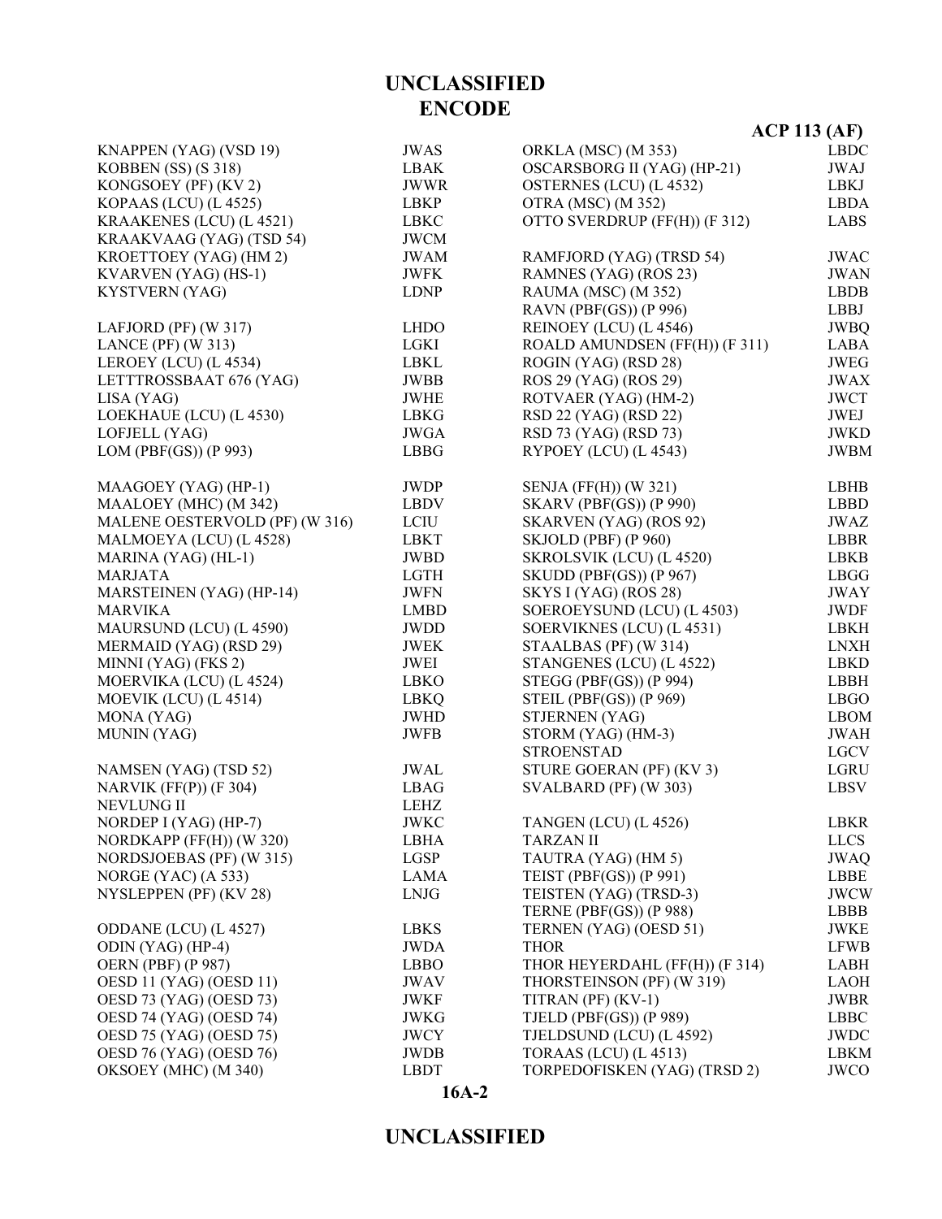# UNCLASSIFIED
## ENCODE

**ACP 113 (AF)**

| | |
|---|---|
| KNAPPEN (YAG) (VSD 19) | JWAS |
| KOBBEN (SS) (S 318) | LBAK |
| KONGSOEY (PF) (KV 2) | JWWR |
| KOPAAS (LCU) (L 4525) | LBKP |
| KRAAKENES (LCU) (L 4521) | LBKC |
| KRAAKVAAG (YAG) (TSD 54) | JWCM |
| KROETTOEY (YAG) (HM 2) | JWAM |
| KVARVEN (YAG) (HS-1) | JWFK |
| KYSTVERN (YAG) | LDNP |
| | |
| LAFJORD (PF) (W 317) | LHDO |
| LANCE (PF) (W 313) | LGKI |
| LEROEY (LCU) (L 4534) | LBKL |
| LETTTROSSBAAT 676 (YAG) | JWBB |
| LISA (YAG) | JWHE |
| LOEKHAUE (LCU) (L 4530) | LBKG |
| LOFJELL (YAG) | JWGA |
| LOM (PBF(GS)) (P 993) | LBBG |
| | |
| MAAGOEY (YAG) (HP-1) | JWDP |
| MAALOEY (MHC) (M 342) | LBDV |
| MALENE OESTERVOLD (PF) (W 316) | LCIU |
| MALMOEYA (LCU) (L 4528) | LBKT |
| MARINA (YAG) (HL-1) | JWBD |
| MARJATA | LGTH |
| MARSTEINEN (YAG) (HP-14) | JWFN |
| MARVIKA | LMBD |
| MAURSUND (LCU) (L 4590) | JWDD |
| MERMAID (YAG) (RSD 29) | JWEK |
| MINNI (YAG) (FKS 2) | JWEI |
| MOERVIKA (LCU) (L 4524) | LBKO |
| MOEVIK (LCU) (L 4514) | LBKQ |
| MONA (YAG) | JWHD |
| MUNIN (YAG) | JWFB |
| | |
| NAMSEN (YAG) (TSD 52) | JWAL |
| NARVIK (FF(P)) (F 304) | LBAG |
| NEVLUNG II | LEHZ |
| NORDEP I (YAG) (HP-7) | JWKC |
| NORDKAPP (FF(H)) (W 320) | LBHA |
| NORDSJOEBAS (PF) (W 315) | LGSP |
| NORGE (YAC) (A 533) | LAMA |
| NYSLEPPEN (PF) (KV 28) | LNJG |
| | |
| ODDANE (LCU) (L 4527) | LBKS |
| ODIN (YAG) (HP-4) | JWDA |
| OERN (PBF) (P 987) | LBBO |
| OESD 11 (YAG) (OESD 11) | JWAV |
| OESD 73 (YAG) (OESD 73) | JWKF |
| OESD 74 (YAG) (OESD 74) | JWKG |
| OESD 75 (YAG) (OESD 75) | JWCY |
| OESD 76 (YAG) (OESD 76) | JWDB |
| OKSOEY (MHC) (M 340) | LBDT |
| ORKLA (MSC) (M 353) | LBDC |
| OSCARSBORG II (YAG) (HP-21) | JWAJ |
| OSTERNES (LCU) (L 4532) | LBKJ |
| OTRA (MSC) (M 352) | LBDA |
| OTTO SVERDRUP (FF(H)) (F 312) | LABS |
| | |
| RAMFJORD (YAG) (TRSD 54) | JWAC |
| RAMNES (YAG) (ROS 23) | JWAN |
| RAUMA (MSC) (M 352) | LBDB |
| RAVN (PBF(GS)) (P 996) | LBBJ |
| REINOEY (LCU) (L 4546) | JWBQ |
| ROALD AMUNDSEN (FF(H)) (F 311) | LABA |
| ROGIN (YAG) (RSD 28) | JWEG |
| ROS 29 (YAG) (ROS 29) | JWAX |
| ROTVAER (YAG) (HM-2) | JWCT |
| RSD 22 (YAG) (RSD 22) | JWEJ |
| RSD 73 (YAG) (RSD 73) | JWKD |
| RYPOEY (LCU) (L 4543) | JWBM |
| | |
| SENJA (FF(H)) (W 321) | LBHB |
| SKARV (PBF(GS)) (P 990) | LBBD |
| SKARVEN (YAG) (ROS 92) | JWAZ |
| SKJOLD (PBF) (P 960) | LBBR |
| SKROLSVIK (LCU) (L 4520) | LBKB |
| SKUDD (PBF(GS)) (P 967) | LBGG |
| SKYS I (YAG) (ROS 28) | JWAY |
| SOEROEYSUND (LCU) (L 4503) | JWDF |
| SOERVIKNES (LCU) (L 4531) | LBKH |
| STAALBAS (PF) (W 314) | LNXH |
| STANGENES (LCU) (L 4522) | LBKD |
| STEGG (PBF(GS)) (P 994) | LBBH |
| STEIL (PBF(GS)) (P 969) | LBGO |
| STJERNEN (YAG) | LBOM |
| STORM (YAG) (HM-3) | JWAH |
| STROENSTAD | LGCV |
| STURE GOERAN (PF) (KV 3) | LGRU |
| SVALBARD (PF) (W 303) | LBSV |
| | |
| TANGEN (LCU) (L 4526) | LBKR |
| TARZAN II | LLCS |
| TAUTRA (YAG) (HM 5) | JWAQ |
| TEIST (PBF(GS)) (P 991) | LBBE |
| TEISTEN (YAG) (TRSD-3) | JWCW |
| TERNE (PBF(GS)) (P 988) | LBBB |
| TERNEN (YAG) (OESD 51) | JWKE |
| THOR | LFWB |
| THOR HEYERDAHL (FF(H)) (F 314) | LABH |
| THORSTEINSON (PF) (W 319) | LAOH |
| TITRAN (PF) (KV-1) | JWBR |
| TJELD (PBF(GS)) (P 989) | LBBC |
| TJELDSUND (LCU) (L 4592) | JWDC |
| TORAAS (LCU) (L 4513) | LBKM |
| TORPEDOFISKEN (YAG) (TRSD 2) | JWCO |

16A-2

# UNCLASSIFIED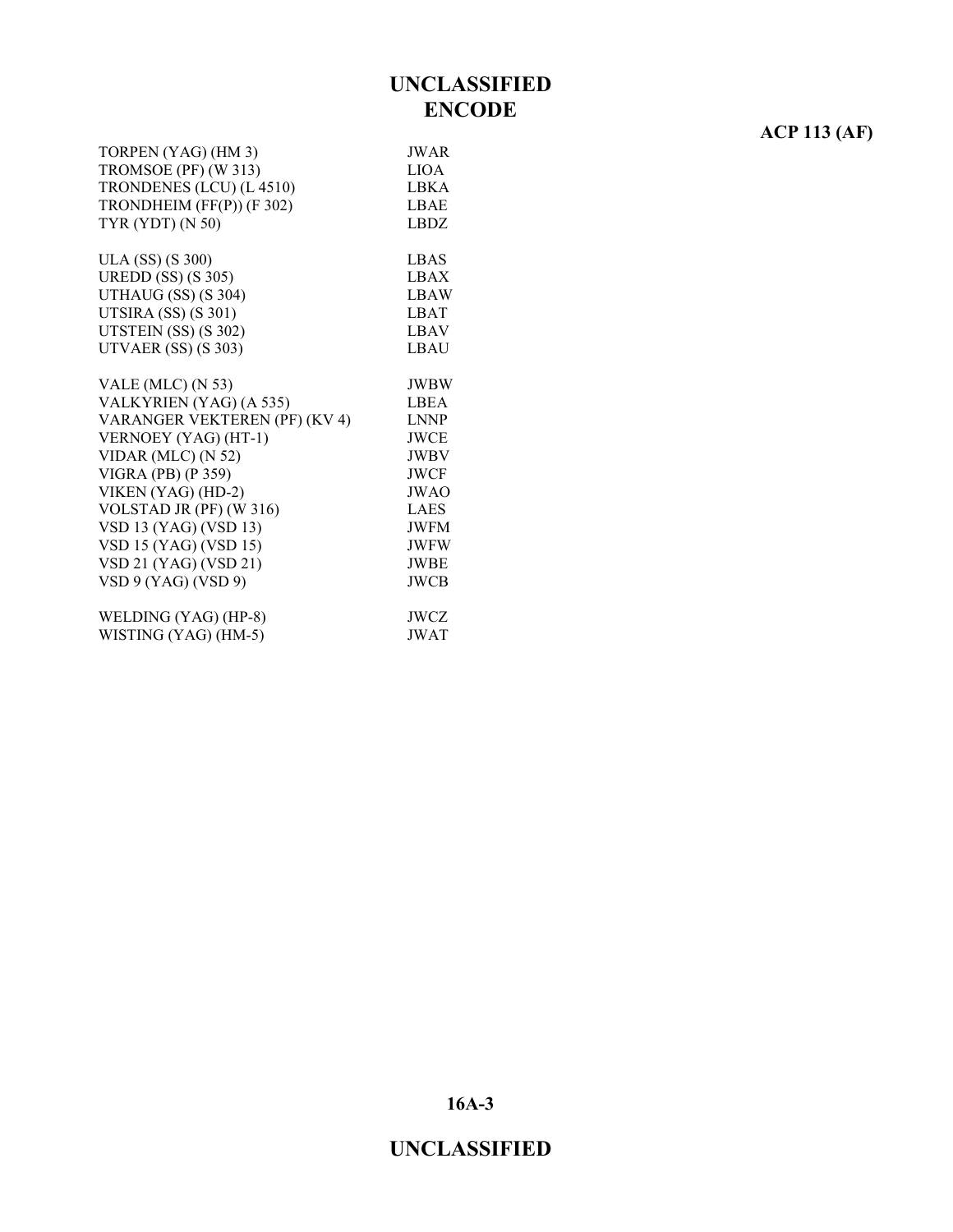**ENCODE**

| | |
|---|---|
| TORPEN (YAG) (HM 3) | JWAR |
| TROMSOE (PF) (W 313) | LIOA |
| TRONDENES (LCU) (L 4510) | LBKA |
| TRONDHEIM (FF(P)) (F 302) | LBAE |
| TYR (YDT) (N 50) | LBDZ |
| | |
| ULA (SS) (S 300) | LBAS |
| UREDD (SS) (S 305) | LBAX |
| UTHAUG (SS) (S 304) | LBAW |
| UTSIRA (SS) (S 301) | LBAT |
| UTSTEIN (SS) (S 302) | LBAV |
| UTVAER (SS) (S 303) | LBAU |
| | |
| VALE (MLC) (N 53) | JWBW |
| VALKYRIEN (YAG) (A 535) | LBEA |
| VARANGER VEKTEREN (PF) (KV 4) | LNNP |
| VERNOEY (YAG) (HT-1) | JWCE |
| VIDAR (MLC) (N 52) | JWBV |
| VIGRA (PB) (P 359) | JWCF |
| VIKEN (YAG) (HD-2) | JWAO |
| VOLSTAD JR (PF) (W 316) | LAES |
| VSD 13 (YAG) (VSD 13) | JWFM |
| VSD 15 (YAG) (VSD 15) | JWFW |
| VSD 21 (YAG) (VSD 21) | JWBE |
| VSD 9 (YAG) (VSD 9) | JWCB |
| | |
| WELDING (YAG) (HP-8) | JWCZ |
| WISTING (YAG) (HM-5) | JWAT |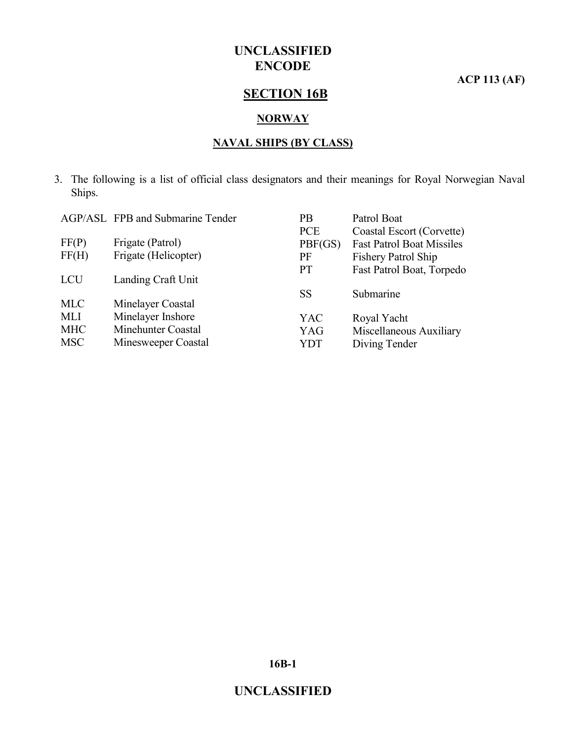# SECTION 16B

## NORWAY

### NAVAL SHIPS (BY CLASS)

3. The following is a list of official class designators and their meanings for Royal Norwegian Naval Ships.

| Designator | Meaning |
|---|---|
| AGP/ASL | FPB and Submarine Tender |
| FF(P) | Frigate (Patrol) |
| FF(H) | Frigate (Helicopter) |
| LCU | Landing Craft Unit |
| MLC | Minelayer Coastal |
| MLI | Minelayer Inshore |
| MHC | Minehunter Coastal |
| MSC | Minesweeper Coastal |
| PB | Patrol Boat |
| PCE | Coastal Escort (Corvette) |
| PBF(GS) | Fast Patrol Boat Missiles |
| PF | Fishery Patrol Ship |
| PT | Fast Patrol Boat, Torpedo |
| SS | Submarine |
| YAC | Royal Yacht |
| YAG | Miscellaneous Auxiliary |
| YDT | Diving Tender |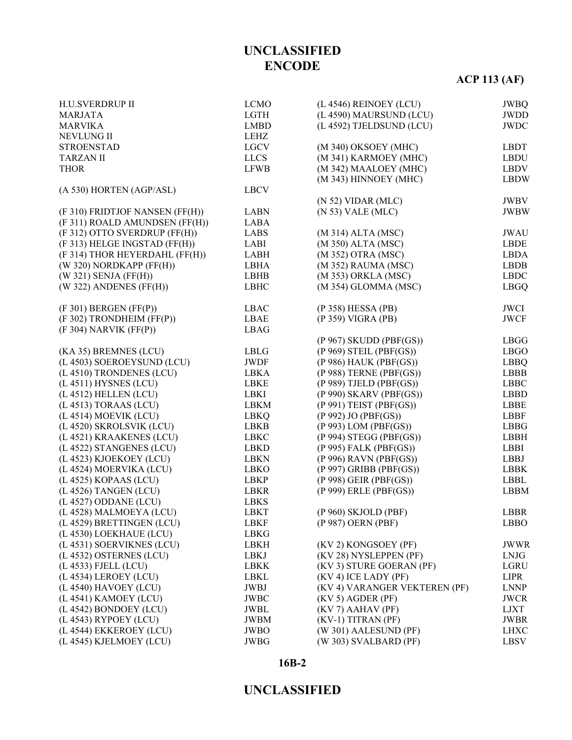**UNCLASSIFIED**
**ENCODE**

**ACP 113 (AF)**

| | |
|---|---|
| H.U.SVERDRUP II | LCMO |
| MARJATA | LGTH |
| MARVIKA | LMBD |
| NEVLUNG II | LEHZ |
| STROENSTAD | LGCV |
| TARZAN II | LLCS |
| THOR | LFWB |
| | |
| (A 530) HORTEN (AGP/ASL) | LBCV |
| | |
| (F 310) FRIDTJOF NANSEN (FF(H)) | LABN |
| (F 311) ROALD AMUNDSEN (FF(H)) | LABA |
| (F 312) OTTO SVERDRUP (FF(H)) | LABS |
| (F 313) HELGE INGSTAD (FF(H)) | LABI |
| (F 314) THOR HEYERDAHL (FF(H)) | LABH |
| (W 320) NORDKAPP (FF(H)) | LBHA |
| (W 321) SENJA (FF(H)) | LBHB |
| (W 322) ANDENES (FF(H)) | LBHC |
| | |
| (F 301) BERGEN (FF(P)) | LBAC |
| (F 302) TRONDHEIM (FF(P)) | LBAE |
| (F 304) NARVIK (FF(P)) | LBAG |
| | |
| (KA 35) BREMNES (LCU) | LBLG |
| (L 4503) SOEROEYSUND (LCU) | JWDF |
| (L 4510) TRONDENES (LCU) | LBKA |
| (L 4511) HYSNES (LCU) | LBKE |
| (L 4512) HELLEN (LCU) | LBKI |
| (L 4513) TORAAS (LCU) | LBKM |
| (L 4514) MOEVIK (LCU) | LBKQ |
| (L 4520) SKROLSVIK (LCU) | LBKB |
| (L 4521) KRAAKENES (LCU) | LBKC |
| (L 4522) STANGENES (LCU) | LBKD |
| (L 4523) KJOEKOEY (LCU) | LBKN |
| (L 4524) MOERVIKA (LCU) | LBKO |
| (L 4525) KOPAAS (LCU) | LBKP |
| (L 4526) TANGEN (LCU) | LBKR |
| (L 4527) ODDANE (LCU) | LBKS |
| (L 4528) MALMOEYA (LCU) | LBKT |
| (L 4529) BRETTINGEN (LCU) | LBKF |
| (L 4530) LOEKHAUE (LCU) | LBKG |
| (L 4531) SOERVIKNES (LCU) | LBKH |
| (L 4532) OSTERNES (LCU) | LBKJ |
| (L 4533) FJELL (LCU) | LBKK |
| (L 4534) LEROEY (LCU) | LBKL |
| (L 4540) HAVOEY (LCU) | JWBJ |
| (L 4541) KAMOEY (LCU) | JWBC |
| (L 4542) BONDOEY (LCU) | JWBL |
| (L 4543) RYPOEY (LCU) | JWBM |
| (L 4544) EKKEROEY (LCU) | JWBO |
| (L 4545) KJELMOEY (LCU) | JWBG |
| (L 4546) REINOEY (LCU) | JWBQ |
| (L 4590) MAURSUND (LCU) | JWDD |
| (L 4592) TJELDSUND (LCU) | JWDC |
| | |
| (M 340) OKSOEY (MHC) | LBDT |
| (M 341) KARMOEY (MHC) | LBDU |
| (M 342) MAALOEY (MHC) | LBDV |
| (M 343) HINNOEY (MHC) | LBDW |
| | |
| (N 52) VIDAR (MLC) | JWBV |
| (N 53) VALE (MLC) | JWBW |
| | |
| (M 314) ALTA (MSC) | JWAU |
| (M 350) ALTA (MSC) | LBDE |
| (M 352) OTRA (MSC) | LBDA |
| (M 352) RAUMA (MSC) | LBDB |
| (M 353) ORKLA (MSC) | LBDC |
| (M 354) GLOMMA (MSC) | LBGQ |
| | |
| (P 358) HESSA (PB) | JWCI |
| (P 359) VIGRA (PB) | JWCF |
| | |
| (P 967) SKUDD (PBF(GS)) | LBGG |
| (P 969) STEIL (PBF(GS)) | LBGO |
| (P 986) HAUK (PBF(GS)) | LBBQ |
| (P 988) TERNE (PBF(GS)) | LBBB |
| (P 989) TJELD (PBF(GS)) | LBBC |
| (P 990) SKARV (PBF(GS)) | LBBD |
| (P 991) TEIST (PBF(GS)) | LBBE |
| (P 992) JO (PBF(GS)) | LBBF |
| (P 993) LOM (PBF(GS)) | LBBG |
| (P 994) STEGG (PBF(GS)) | LBBH |
| (P 995) FALK (PBF(GS)) | LBBI |
| (P 996) RAVN (PBF(GS)) | LBBJ |
| (P 997) GRIBB (PBF(GS)) | LBBK |
| (P 998) GEIR (PBF(GS)) | LBBL |
| (P 999) ERLE (PBF(GS)) | LBBM |
| | |
| (P 960) SKJOLD (PBF) | LBBR |
| (P 987) OERN (PBF) | LBBO |
| | |
| (KV 2) KONGSOEY (PF) | JWWR |
| (KV 28) NYSLEPPEN (PF) | LNJG |
| (KV 3) STURE GOERAN (PF) | LGRU |
| (KV 4) ICE LADY (PF) | LIPR |
| (KV 4) VARANGER VEKTEREN (PF) | LNNP |
| (KV 5) AGDER (PF) | JWCR |
| (KV 7) AAHAV (PF) | LJXT |
| (KV-1) TITRAN (PF) | JWBR |
| (W 301) AALESUND (PF) | LHXC |
| (W 303) SVALBARD (PF) | LBSV |

**UNCLASSIFIED**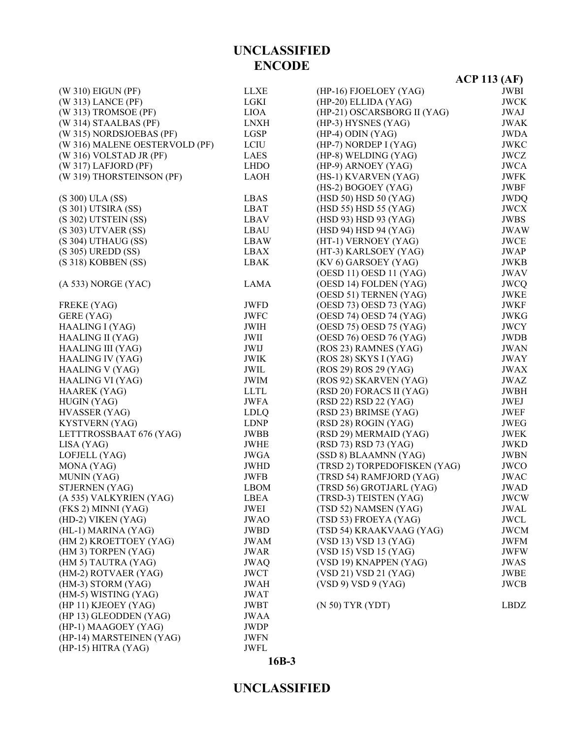# UNCLASSIFIED
# ENCODE

**ACP 113 (AF)**

| | |
|---|---|
| (W 310) EIGUN (PF) | LLXE |
| (W 313) LANCE (PF) | LGKI |
| (W 313) TROMSOE (PF) | LIOA |
| (W 314) STAALBAS (PF) | LNXH |
| (W 315) NORDSJOEBAS (PF) | LGSP |
| (W 316) MALENE OESTERVOLD (PF) | LCIU |
| (W 316) VOLSTAD JR (PF) | LAES |
| (W 317) LAFJORD (PF) | LHDO |
| (W 319) THORSTEINSON (PF) | LAOH |
| | |
| (S 300) ULA (SS) | LBAS |
| (S 301) UTSIRA (SS) | LBAT |
| (S 302) UTSTEIN (SS) | LBAV |
| (S 303) UTVAER (SS) | LBAU |
| (S 304) UTHAUG (SS) | LBAW |
| (S 305) UREDD (SS) | LBAX |
| (S 318) KOBBEN (SS) | LBAK |
| | |
| (A 533) NORGE (YAC) | LAMA |
| | |
| FREKE (YAG) | JWFD |
| GERE (YAG) | JWFC |
| HAALING I (YAG) | JWIH |
| HAALING II (YAG) | JWII |
| HAALING III (YAG) | JWIJ |
| HAALING IV (YAG) | JWIK |
| HAALING V (YAG) | JWIL |
| HAALING VI (YAG) | JWIM |
| HAAREK (YAG) | LLTL |
| HUGIN (YAG) | JWFA |
| HVASSER (YAG) | LDLQ |
| KYSTVERN (YAG) | LDNP |
| LETTTROSSBAAT 676 (YAG) | JWBB |
| LISA (YAG) | JWHE |
| LOFJELL (YAG) | JWGA |
| MONA (YAG) | JWHD |
| MUNIN (YAG) | JWFB |
| STJERNEN (YAG) | LBOM |
| (A 535) VALKYRIEN (YAG) | LBEA |
| (FKS 2) MINNI (YAG) | JWEI |
| (HD-2) VIKEN (YAG) | JWAO |
| (HL-1) MARINA (YAG) | JWBD |
| (HM 2) KROETTOEY (YAG) | JWAM |
| (HM 3) TORPEN (YAG) | JWAR |
| (HM 5) TAUTRA (YAG) | JWAQ |
| (HM-2) ROTVAER (YAG) | JWCT |
| (HM-3) STORM (YAG) | JWAH |
| (HM-5) WISTING (YAG) | JWAT |
| (HP 11) KJEOEY (YAG) | JWBT |
| (HP 13) GLEODDEN (YAG) | JWAA |
| (HP-1) MAAGOEY (YAG) | JWDP |
| (HP-14) MARSTEINEN (YAG) | JWFN |
| (HP-15) HITRA (YAG) | JWFL |
| (HP-16) FJOELOEY (YAG) | JWBI |
| (HP-20) ELLIDA (YAG) | JWCK |
| (HP-21) OSCARSBORG II (YAG) | JWAJ |
| (HP-3) HYSNES (YAG) | JWAK |
| (HP-4) ODIN (YAG) | JWDA |
| (HP-7) NORDEP I (YAG) | JWKC |
| (HP-8) WELDING (YAG) | JWCZ |
| (HP-9) ARNOEY (YAG) | JWCA |
| (HS-1) KVARVEN (YAG) | JWFK |
| (HS-2) BOGOEY (YAG) | JWBF |
| (HSD 50) HSD 50 (YAG) | JWDQ |
| (HSD 55) HSD 55 (YAG) | JWCX |
| (HSD 93) HSD 93 (YAG) | JWBS |
| (HSD 94) HSD 94 (YAG) | JWAW |
| (HT-1) VERNOEY (YAG) | JWCE |
| (HT-3) KARLSOEY (YAG) | JWAP |
| (KV 6) GARSOEY (YAG) | JWKB |
| (OESD 11) OESD 11 (YAG) | JWAV |
| (OESD 14) FOLDEN (YAG) | JWCQ |
| (OESD 51) TERNEN (YAG) | JWKE |
| (OESD 73) OESD 73 (YAG) | JWKF |
| (OESD 74) OESD 74 (YAG) | JWKG |
| (OESD 75) OESD 75 (YAG) | JWCY |
| (OESD 76) OESD 76 (YAG) | JWDB |
| (ROS 23) RAMNES (YAG) | JWAN |
| (ROS 28) SKYS I (YAG) | JWAY |
| (ROS 29) ROS 29 (YAG) | JWAX |
| (ROS 92) SKARVEN (YAG) | JWAZ |
| (RSD 20) FORACS II (YAG) | JWBH |
| (RSD 22) RSD 22 (YAG) | JWEJ |
| (RSD 23) BRIMSE (YAG) | JWEF |
| (RSD 28) ROGIN (YAG) | JWEG |
| (RSD 29) MERMAID (YAG) | JWEK |
| (RSD 73) RSD 73 (YAG) | JWKD |
| (SSD 8) BLAAMNN (YAG) | JWBN |
| (TRSD 2) TORPEDOFISKEN (YAG) | JWCO |
| (TRSD 54) RAMFJORD (YAG) | JWAC |
| (TRSD 56) GROTJARL (YAG) | JWAD |
| (TRSD-3) TEISTEN (YAG) | JWCW |
| (TSD 52) NAMSEN (YAG) | JWAL |
| (TSD 53) FROEYA (YAG) | JWCL |
| (TSD 54) KRAAKVAAG (YAG) | JWCM |
| (VSD 13) VSD 13 (YAG) | JWFM |
| (VSD 15) VSD 15 (YAG) | JWFW |
| (VSD 19) KNAPPEN (YAG) | JWAS |
| (VSD 21) VSD 21 (YAG) | JWBE |
| (VSD 9) VSD 9 (YAG) | JWCB |
| | |
| (N 50) TYR (YDT) | LBDZ |

16B-3

# UNCLASSIFIED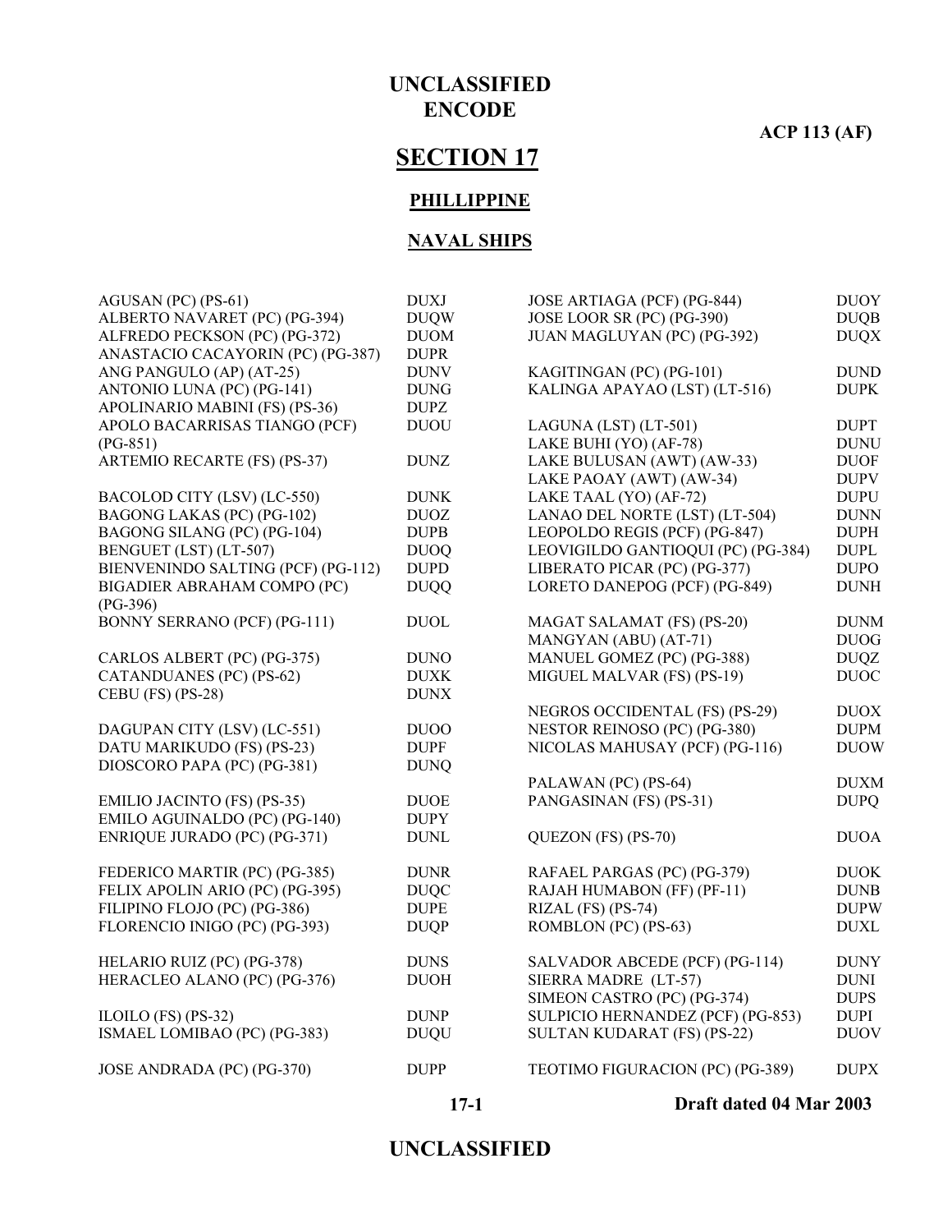**UNCLASSIFIED**
**ENCODE**

**ACP 113 (AF)**

# SECTION 17

## PHILLIPPINE

## NAVAL SHIPS

| Ship | Call Sign |
|---|---|
| AGUSAN (PC) (PS-61) | DUXJ |
| ALBERTO NAVARET (PC) (PG-394) | DUQW |
| ALFREDO PECKSON (PC) (PG-372) | DUOM |
| ANASTACIO CACAYORIN (PC) (PG-387) | DUPR |
| ANG PANGULO (AP) (AT-25) | DUNV |
| ANTONIO LUNA (PC) (PG-141) | DUNG |
| APOLINARIO MABINI (FS) (PS-36) | DUPZ |
| APOLO BACARRISAS TIANGO (PCF) (PG-851) | DUOU |
| ARTEMIO RECARTE (FS) (PS-37) | DUNZ |
| BACOLOD CITY (LSV) (LC-550) | DUNK |
| BAGONG LAKAS (PC) (PG-102) | DUOZ |
| BAGONG SILANG (PC) (PG-104) | DUPB |
| BENGUET (LST) (LT-507) | DUOQ |
| BIENVENINDO SALTING (PCF) (PG-112) | DUPD |
| BIGADIER ABRAHAM COMPO (PC) (PG-396) | DUQQ |
| BONNY SERRANO (PCF) (PG-111) | DUOL |
| CARLOS ALBERT (PC) (PG-375) | DUNO |
| CATANDUANES (PC) (PS-62) | DUXK |
| CEBU (FS) (PS-28) | DUNX |
| DAGUPAN CITY (LSV) (LC-551) | DUOO |
| DATU MARIKUDO (FS) (PS-23) | DUPF |
| DIOSCORO PAPA (PC) (PG-381) | DUNQ |
| EMILIO JACINTO (FS) (PS-35) | DUOE |
| EMILO AGUINALDO (PC) (PG-140) | DUPY |
| ENRIQUE JURADO (PC) (PG-371) | DUNL |
| FEDERICO MARTIR (PC) (PG-385) | DUNR |
| FELIX APOLIN ARIO (PC) (PG-395) | DUQC |
| FILIPINO FLOJO (PC) (PG-386) | DUPE |
| FLORENCIO INIGO (PC) (PG-393) | DUQP |
| HELARIO RUIZ (PC) (PG-378) | DUNS |
| HERACLEO ALANO (PC) (PG-376) | DUOH |
| ILOILO (FS) (PS-32) | DUNP |
| ISMAEL LOMIBAO (PC) (PG-383) | DUQU |
| JOSE ANDRADA (PC) (PG-370) | DUPP |
| JOSE ARTIAGA (PCF) (PG-844) | DUOY |
| JOSE LOOR SR (PC) (PG-390) | DUQB |
| JUAN MAGLUYAN (PC) (PG-392) | DUQX |
| KAGITINGAN (PC) (PG-101) | DUND |
| KALINGA APAYAO (LST) (LT-516) | DUPK |
| LAGUNA (LST) (LT-501) | DUPT |
| LAKE BUHI (YO) (AF-78) | DUNU |
| LAKE BULUSAN (AWT) (AW-33) | DUOF |
| LAKE PAOAY (AWT) (AW-34) | DUPV |
| LAKE TAAL (YO) (AF-72) | DUPU |
| LANAO DEL NORTE (LST) (LT-504) | DUNN |
| LEOPOLDO REGIS (PCF) (PG-847) | DUPH |
| LEOVIGILDO GANTIOQUI (PC) (PG-384) | DUPL |
| LIBERATO PICAR (PC) (PG-377) | DUPO |
| LORETO DANEPOG (PCF) (PG-849) | DUNH |
| MAGAT SALAMAT (FS) (PS-20) | DUNM |
| MANGYAN (ABU) (AT-71) | DUOG |
| MANUEL GOMEZ (PC) (PG-388) | DUQZ |
| MIGUEL MALVAR (FS) (PS-19) | DUOC |
| NEGROS OCCIDENTAL (FS) (PS-29) | DUOX |
| NESTOR REINOSO (PC) (PG-380) | DUPM |
| NICOLAS MAHUSAY (PCF) (PG-116) | DUOW |
| PALAWAN (PC) (PS-64) | DUXM |
| PANGASINAN (FS) (PS-31) | DUPQ |
| QUEZON (FS) (PS-70) | DUOA |
| RAFAEL PARGAS (PC) (PG-379) | DUOK |
| RAJAH HUMABON (FF) (PF-11) | DUNB |
| RIZAL (FS) (PS-74) | DUPW |
| ROMBLON (PC) (PS-63) | DUXL |
| SALVADOR ABCEDE (PCF) (PG-114) | DUNY |
| SIERRA MADRE (LT-57) | DUNI |
| SIMEON CASTRO (PC) (PG-374) | DUPS |
| SULPICIO HERNANDEZ (PCF) (PG-853) | DUPI |
| SULTAN KUDARAT (FS) (PS-22) | DUOV |
| TEOTIMO FIGURACION (PC) (PG-389) | DUPX |

Draft dated 04 Mar 2003

**UNCLASSIFIED**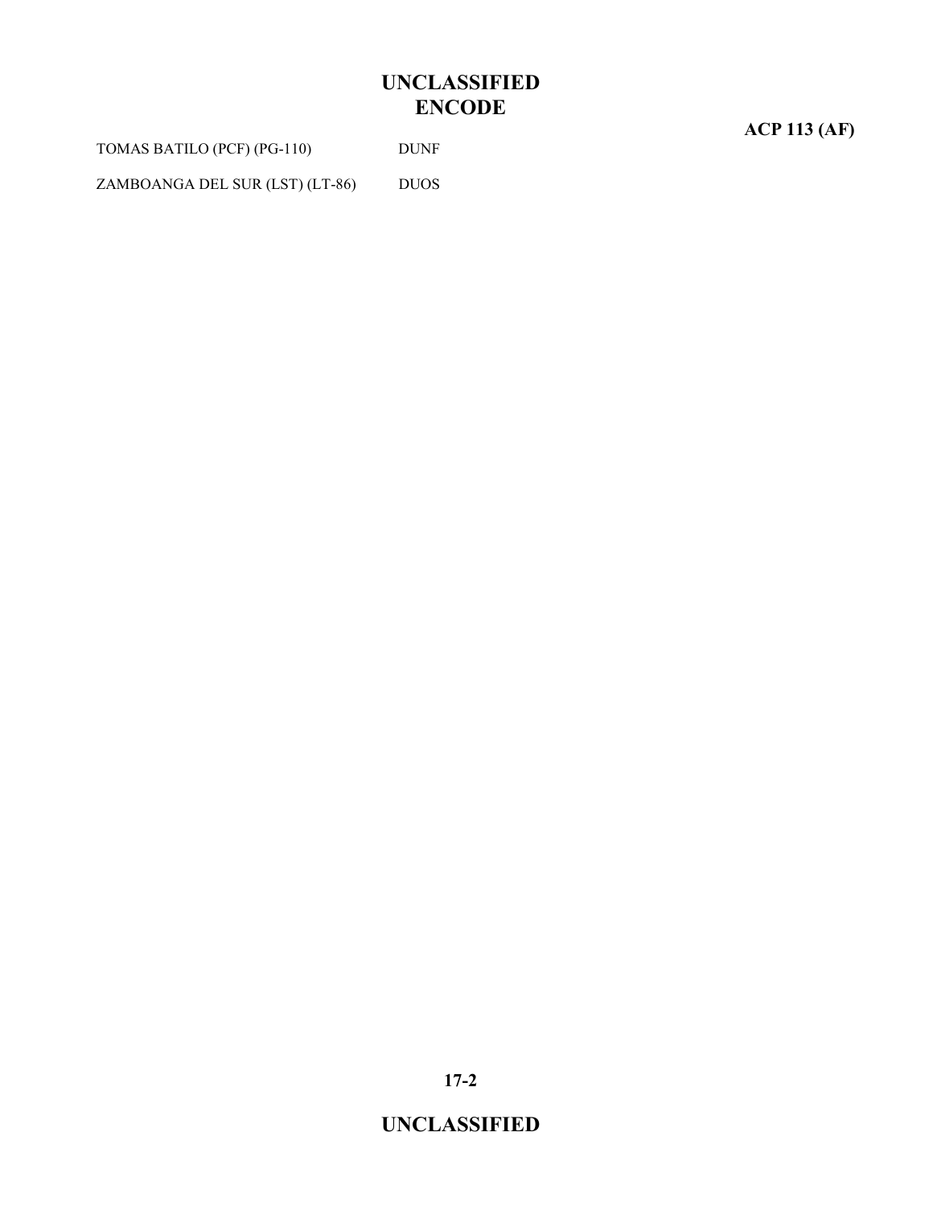| | |
|---|---|
| TOMAS BATILO (PCF) (PG-110) | DUNF |
| ZAMBOANGA DEL SUR (LST) (LT-86) | DUOS |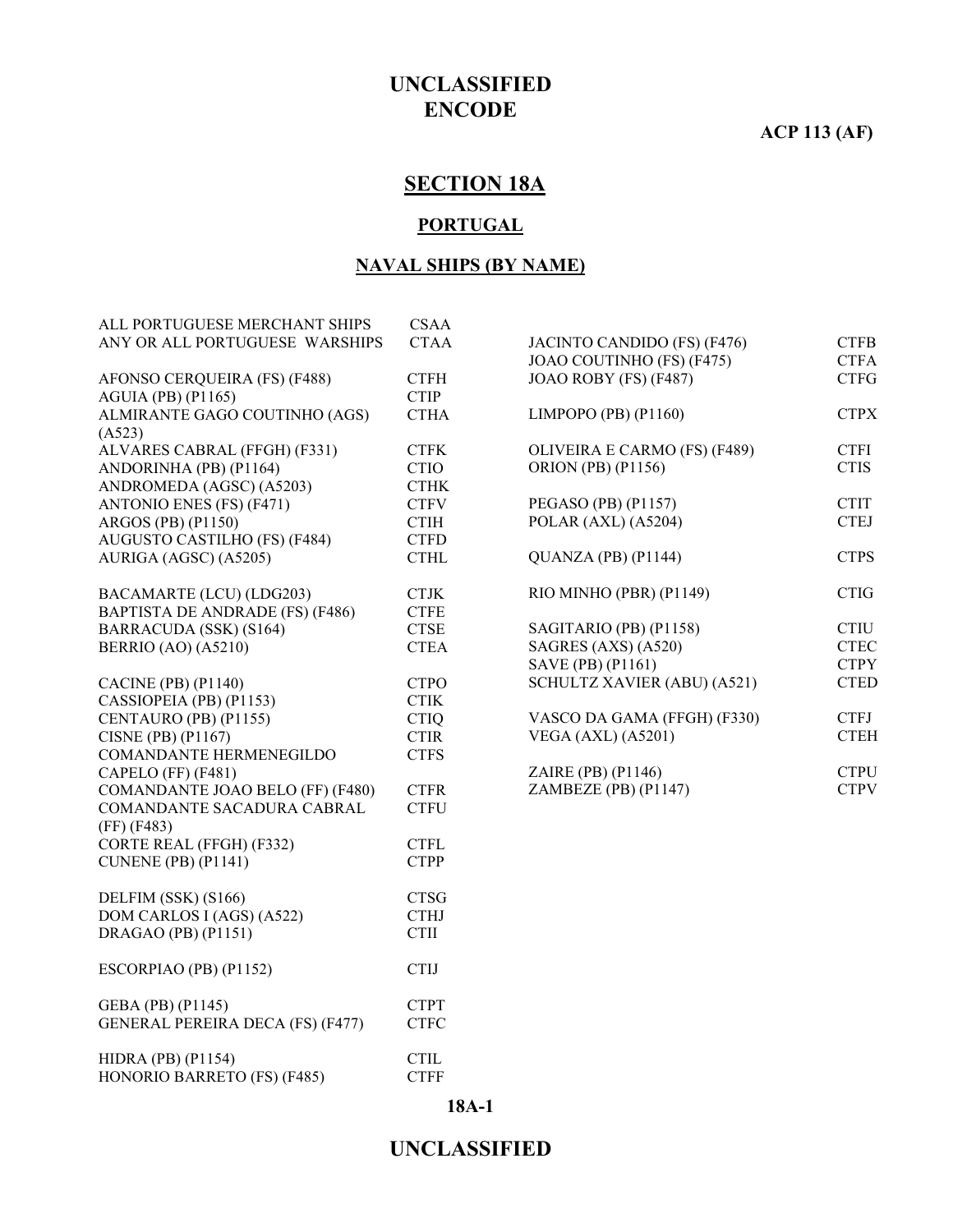# UNCLASSIFIED
# ENCODE

**ACP 113 (AF)**

## SECTION 18A

### PORTUGAL

### NAVAL SHIPS (BY NAME)

| | |
|---|---|
| ALL PORTUGUESE MERCHANT SHIPS | CSAA |
| ANY OR ALL PORTUGUESE WARSHIPS | CTAA |
| | |
| AFONSO CERQUEIRA (FS) (F488) | CTFH |
| AGUIA (PB) (P1165) | CTIP |
| ALMIRANTE GAGO COUTINHO (AGS) (A523) | CTHA |
| ALVARES CABRAL (FFGH) (F331) | CTFK |
| ANDORINHA (PB) (P1164) | CTIO |
| ANDROMEDA (AGSC) (A5203) | CTHK |
| ANTONIO ENES (FS) (F471) | CTFV |
| ARGOS (PB) (P1150) | CTIH |
| AUGUSTO CASTILHO (FS) (F484) | CTFD |
| AURIGA (AGSC) (A5205) | CTHL |
| | |
| BACAMARTE (LCU) (LDG203) | CTJK |
| BAPTISTA DE ANDRADE (FS) (F486) | CTFE |
| BARRACUDA (SSK) (S164) | CTSE |
| BERRIO (AO) (A5210) | CTEA |
| | |
| CACINE (PB) (P1140) | CTPO |
| CASSIOPEIA (PB) (P1153) | CTIK |
| CENTAURO (PB) (P1155) | CTIQ |
| CISNE (PB) (P1167) | CTIR |
| COMANDANTE HERMENEGILDO CAPELO (FF) (F481) | CTFS |
| COMANDANTE JOAO BELO (FF) (F480) | CTFR |
| COMANDANTE SACADURA CABRAL (FF) (F483) | CTFU |
| CORTE REAL (FFGH) (F332) | CTFL |
| CUNENE (PB) (P1141) | CTPP |
| | |
| DELFIM (SSK) (S166) | CTSG |
| DOM CARLOS I (AGS) (A522) | CTHJ |
| DRAGAO (PB) (P1151) | CTII |
| | |
| ESCORPIAO (PB) (P1152) | CTIJ |
| | |
| GEBA (PB) (P1145) | CTPT |
| GENERAL PEREIRA DECA (FS) (F477) | CTFC |
| | |
| HIDRA (PB) (P1154) | CTIL |
| HONORIO BARRETO (FS) (F485) | CTFF |
| | |
| JACINTO CANDIDO (FS) (F476) | CTFB |
| JOAO COUTINHO (FS) (F475) | CTFA |
| JOAO ROBY (FS) (F487) | CTFG |
| | |
| LIMPOPO (PB) (P1160) | CTPX |
| | |
| OLIVEIRA E CARMO (FS) (F489) | CTFI |
| ORION (PB) (P1156) | CTIS |
| | |
| PEGASO (PB) (P1157) | CTIT |
| POLAR (AXL) (A5204) | CTEJ |
| | |
| QUANZA (PB) (P1144) | CTPS |
| | |
| RIO MINHO (PBR) (P1149) | CTIG |
| | |
| SAGITARIO (PB) (P1158) | CTIU |
| SAGRES (AXS) (A520) | CTEC |
| SAVE (PB) (P1161) | CTPY |
| SCHULTZ XAVIER (ABU) (A521) | CTED |
| | |
| VASCO DA GAMA (FFGH) (F330) | CTFJ |
| VEGA (AXL) (A5201) | CTEH |
| | |
| ZAIRE (PB) (P1146) | CTPU |
| ZAMBEZE (PB) (P1147) | CTPV |

18A-1

UNCLASSIFIED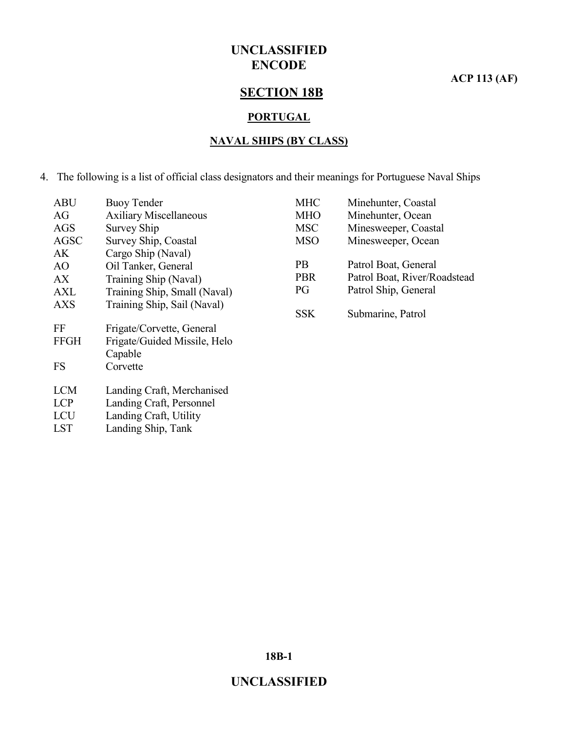## SECTION 18B

### PORTUGAL

### NAVAL SHIPS (BY CLASS)

4. The following is a list of official class designators and their meanings for Portuguese Naval Ships

| Designator | Meaning |
|---|---|
| ABU | Buoy Tender |
| AG | Axiliary Miscellaneous |
| AGS | Survey Ship |
| AGSC | Survey Ship, Coastal |
| AK | Cargo Ship (Naval) |
| AO | Oil Tanker, General |
| AX | Training Ship (Naval) |
| AXL | Training Ship, Small (Naval) |
| AXS | Training Ship, Sail (Naval) |
| FF | Frigate/Corvette, General |
| FFGH | Frigate/Guided Missile, Helo Capable |
| FS | Corvette |
| LCM | Landing Craft, Merchanised |
| LCP | Landing Craft, Personnel |
| LCU | Landing Craft, Utility |
| LST | Landing Ship, Tank |
| MHC | Minehunter, Coastal |
| MHO | Minehunter, Ocean |
| MSC | Minesweeper, Coastal |
| MSO | Minesweeper, Ocean |
| PB | Patrol Boat, General |
| PBR | Patrol Boat, River/Roadstead |
| PG | Patrol Ship, General |
| SSK | Submarine, Patrol |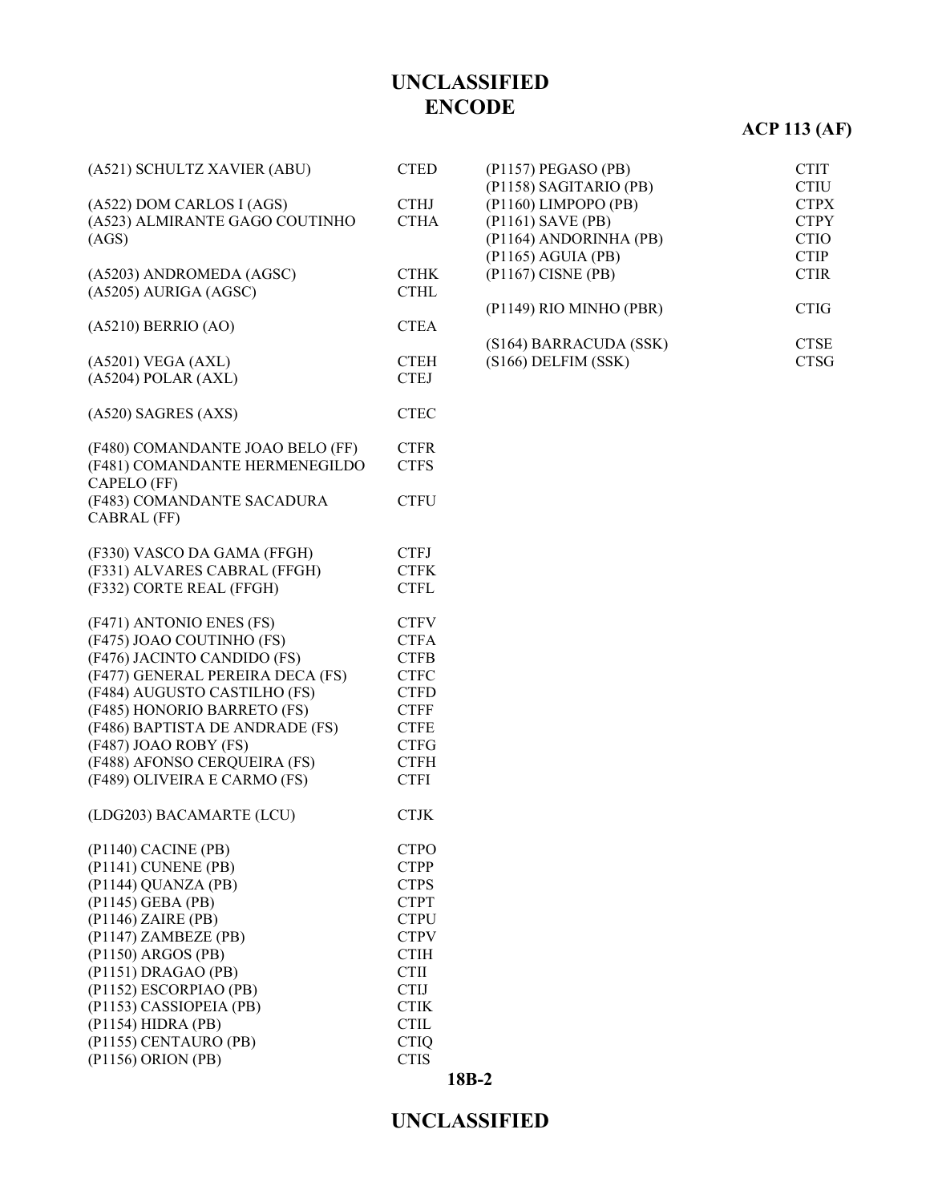**UNCLASSIFIED**
**ENCODE**

**ACP 113 (AF)**

| | |
|---|---|
| (A521) SCHULTZ XAVIER (ABU) | CTED |
| | |
| (A522) DOM CARLOS I (AGS) | CTHJ |
| (A523) ALMIRANTE GAGO COUTINHO (AGS) | CTHA |
| | |
| (A5203) ANDROMEDA (AGSC) | CTHK |
| (A5205) AURIGA (AGSC) | CTHL |
| | |
| (A5210) BERRIO (AO) | CTEA |
| | |
| (A5201) VEGA (AXL) | CTEH |
| (A5204) POLAR (AXL) | CTEJ |
| | |
| (A520) SAGRES (AXS) | CTEC |
| | |
| (F480) COMANDANTE JOAO BELO (FF) | CTFR |
| (F481) COMANDANTE HERMENEGILDO CAPELO (FF) | CTFS |
| (F483) COMANDANTE SACADURA CABRAL (FF) | CTFU |
| | |
| (F330) VASCO DA GAMA (FFGH) | CTFJ |
| (F331) ALVARES CABRAL (FFGH) | CTFK |
| (F332) CORTE REAL (FFGH) | CTFL |
| | |
| (F471) ANTONIO ENES (FS) | CTFV |
| (F475) JOAO COUTINHO (FS) | CTFA |
| (F476) JACINTO CANDIDO (FS) | CTFB |
| (F477) GENERAL PEREIRA DECA (FS) | CTFC |
| (F484) AUGUSTO CASTILHO (FS) | CTFD |
| (F485) HONORIO BARRETO (FS) | CTFF |
| (F486) BAPTISTA DE ANDRADE (FS) | CTFE |
| (F487) JOAO ROBY (FS) | CTFG |
| (F488) AFONSO CERQUEIRA (FS) | CTFH |
| (F489) OLIVEIRA E CARMO (FS) | CTFI |
| | |
| (LDG203) BACAMARTE (LCU) | CTJK |
| | |
| (P1140) CACINE (PB) | CTPO |
| (P1141) CUNENE (PB) | CTPP |
| (P1144) QUANZA (PB) | CTPS |
| (P1145) GEBA (PB) | CTPT |
| (P1146) ZAIRE (PB) | CTPU |
| (P1147) ZAMBEZE (PB) | CTPV |
| (P1150) ARGOS (PB) | CTIH |
| (P1151) DRAGAO (PB) | CTII |
| (P1152) ESCORPIAO (PB) | CTIJ |
| (P1153) CASSIOPEIA (PB) | CTIK |
| (P1154) HIDRA (PB) | CTIL |
| (P1155) CENTAURO (PB) | CTIQ |
| (P1156) ORION (PB) | CTIS |
| (P1157) PEGASO (PB) | CTIT |
| (P1158) SAGITARIO (PB) | CTIU |
| (P1160) LIMPOPO (PB) | CTPX |
| (P1161) SAVE (PB) | CTPY |
| (P1164) ANDORINHA (PB) | CTIO |
| (P1165) AGUIA (PB) | CTIP |
| (P1167) CISNE (PB) | CTIR |
| | |
| (P1149) RIO MINHO (PBR) | CTIG |
| | |
| (S164) BARRACUDA (SSK) | CTSE |
| (S166) DELFIM (SSK) | CTSG |

**UNCLASSIFIED**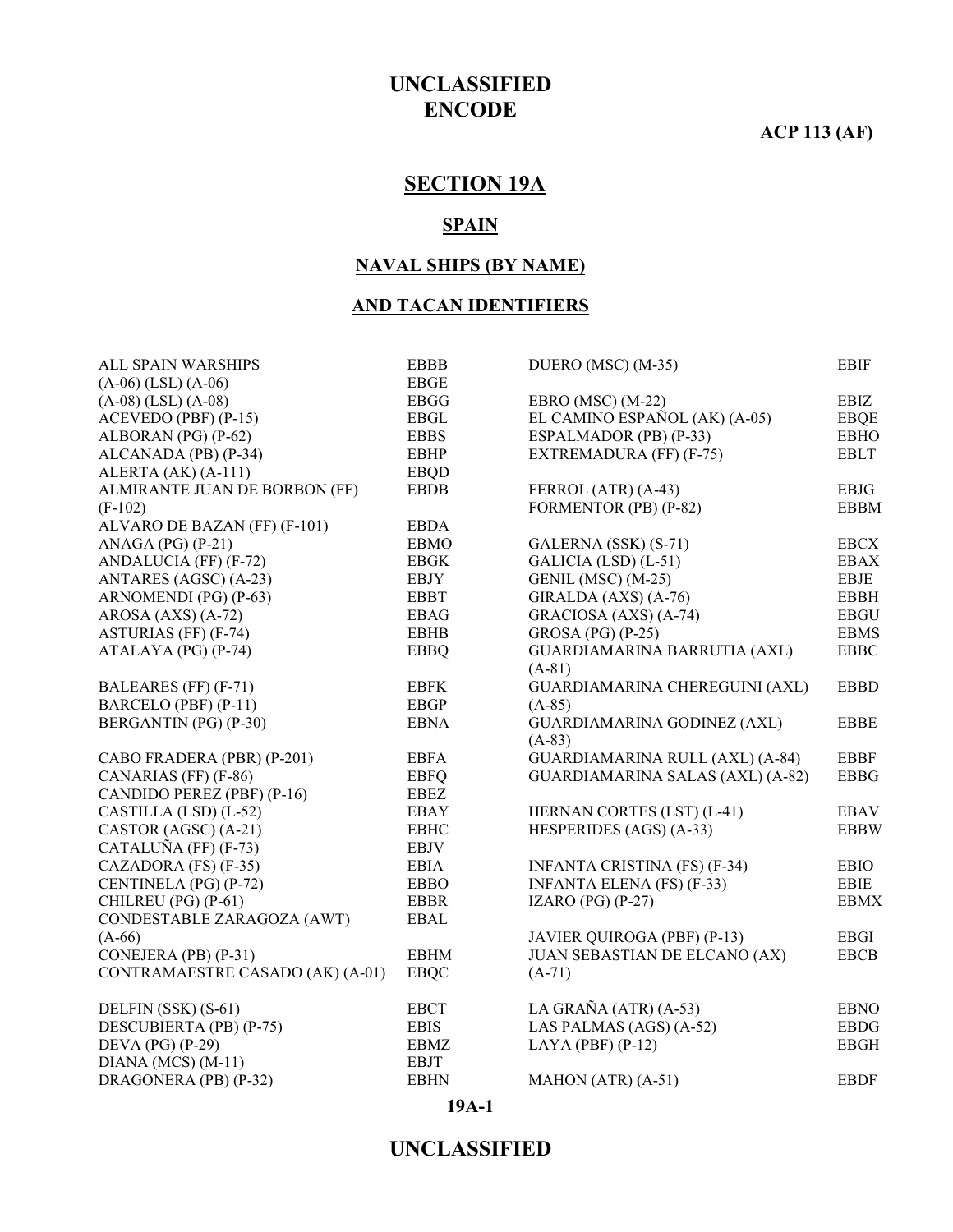## SECTION 19A

### SPAIN

### NAVAL SHIPS (BY NAME)

### AND TACAN IDENTIFIERS

| Name | Call Sign |
|---|---|
| ALL SPAIN WARSHIPS | EBBB |
| (A-06) (LSL) (A-06) | EBGE |
| (A-08) (LSL) (A-08) | EBGG |
| ACEVEDO (PBF) (P-15) | EBGL |
| ALBORAN (PG) (P-62) | EBBS |
| ALCANADA (PB) (P-34) | EBHP |
| ALERTA (AK) (A-111) | EBQD |
| ALMIRANTE JUAN DE BORBON (FF) (F-102) | EBDB |
| ALVARO DE BAZAN (FF) (F-101) | EBDA |
| ANAGA (PG) (P-21) | EBMO |
| ANDALUCIA (FF) (F-72) | EBGK |
| ANTARES (AGSC) (A-23) | EBJY |
| ARNOMENDI (PG) (P-63) | EBBT |
| AROSA (AXS) (A-72) | EBAG |
| ASTURIAS (FF) (F-74) | EBHB |
| ATALAYA (PG) (P-74) | EBBQ |
| BALEARES (FF) (F-71) | EBFK |
| BARCELO (PBF) (P-11) | EBGP |
| BERGANTIN (PG) (P-30) | EBNA |
| CABO FRADERA (PBR) (P-201) | EBFA |
| CANARIAS (FF) (F-86) | EBFQ |
| CANDIDO PEREZ (PBF) (P-16) | EBEZ |
| CASTILLA (LSD) (L-52) | EBAY |
| CASTOR (AGSC) (A-21) | EBHC |
| CATALUÑA (FF) (F-73) | EBJV |
| CAZADORA (FS) (F-35) | EBIA |
| CENTINELA (PG) (P-72) | EBBO |
| CHILREU (PG) (P-61) | EBBR |
| CONDESTABLE ZARAGOZA (AWT) (A-66) | EBAL |
| CONEJERA (PB) (P-31) | EBHM |
| CONTRAMAESTRE CASADO (AK) (A-01) | EBQC |
| DELFIN (SSK) (S-61) | EBCT |
| DESCUBIERTA (PB) (P-75) | EBIS |
| DEVA (PG) (P-29) | EBMZ |
| DIANA (MCS) (M-11) | EBJT |
| DRAGONERA (PB) (P-32) | EBHN |
| DUERO (MSC) (M-35) | EBIF |
| EBRO (MSC) (M-22) | EBIZ |
| EL CAMINO ESPAÑOL (AK) (A-05) | EBQE |
| ESPALMADOR (PB) (P-33) | EBHO |
| EXTREMADURA (FF) (F-75) | EBLT |
| FERROL (ATR) (A-43) | EBJG |
| FORMENTOR (PB) (P-82) | EBBM |
| GALERNA (SSK) (S-71) | EBCX |
| GALICIA (LSD) (L-51) | EBAX |
| GENIL (MSC) (M-25) | EBJE |
| GIRALDA (AXS) (A-76) | EBBH |
| GRACIOSA (AXS) (A-74) | EBGU |
| GROSA (PG) (P-25) | EBMS |
| GUARDIAMARINA BARRUTIA (AXL) (A-81) | EBBC |
| GUARDIAMARINA CHEREGUINI (AXL) (A-85) | EBBD |
| GUARDIAMARINA GODINEZ (AXL) (A-83) | EBBE |
| GUARDIAMARINA RULL (AXL) (A-84) | EBBF |
| GUARDIAMARINA SALAS (AXL) (A-82) | EBBG |
| HERNAN CORTES (LST) (L-41) | EBAV |
| HESPERIDES (AGS) (A-33) | EBBW |
| INFANTA CRISTINA (FS) (F-34) | EBIO |
| INFANTA ELENA (FS) (F-33) | EBIE |
| IZARO (PG) (P-27) | EBMX |
| JAVIER QUIROGA (PBF) (P-13) | EBGI |
| JUAN SEBASTIAN DE ELCANO (AX) (A-71) | EBCB |
| LA GRAÑA (ATR) (A-53) | EBNO |
| LAS PALMAS (AGS) (A-52) | EBDG |
| LAYA (PBF) (P-12) | EBGH |
| MAHON (ATR) (A-51) | EBDF |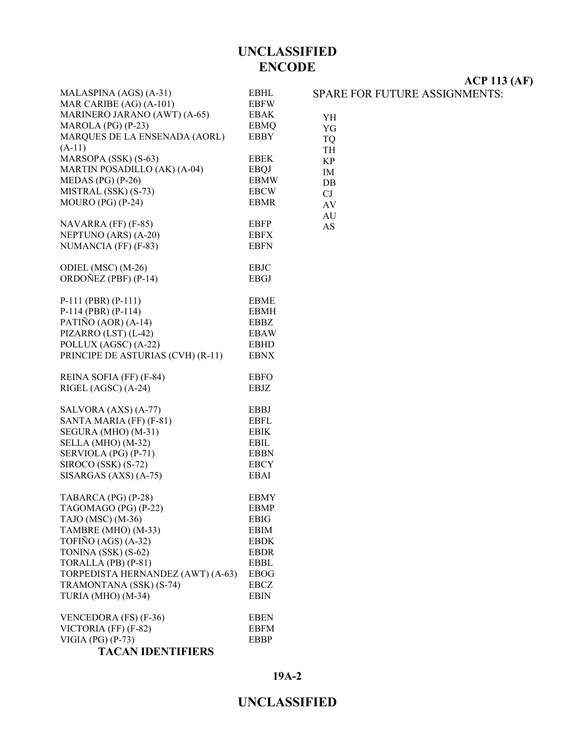## ENCODE

| | |
|---|---|
| MALASPINA (AGS) (A-31) | EBHL |
| MAR CARIBE (AG) (A-101) | EBFW |
| MARINERO JARANO (AWT) (A-65) | EBAK |
| MAROLA (PG) (P-23) | EBMQ |
| MARQUES DE LA ENSENADA (AORL) (A-11) | EBBY |
| MARSOPA (SSK) (S-63) | EBEK |
| MARTIN POSADILLO (AK) (A-04) | EBQJ |
| MEDAS (PG) (P-26) | EBMW |
| MISTRAL (SSK) (S-73) | EBCW |
| MOURO (PG) (P-24) | EBMR |
| | |
| NAVARRA (FF) (F-85) | EBFP |
| NEPTUNO (ARS) (A-20) | EBFX |
| NUMANCIA (FF) (F-83) | EBFN |
| | |
| ODIEL (MSC) (M-26) | EBJC |
| ORDOÑEZ (PBF) (P-14) | EBGJ |
| | |
| P-111 (PBR) (P-111) | EBME |
| P-114 (PBR) (P-114) | EBMH |
| PATIÑO (AOR) (A-14) | EBBZ |
| PIZARRO (LST) (L-42) | EBAW |
| POLLUX (AGSC) (A-22) | EBHD |
| PRINCIPE DE ASTURIAS (CVH) (R-11) | EBNX |
| | |
| REINA SOFIA (FF) (F-84) | EBFO |
| RIGEL (AGSC) (A-24) | EBJZ |
| | |
| SALVORA (AXS) (A-77) | EBBJ |
| SANTA MARIA (FF) (F-81) | EBFL |
| SEGURA (MHO) (M-31) | EBIK |
| SELLA (MHO) (M-32) | EBIL |
| SERVIOLA (PG) (P-71) | EBBN |
| SIROCO (SSK) (S-72) | EBCY |
| SISARGAS (AXS) (A-75) | EBAI |
| | |
| TABARCA (PG) (P-28) | EBMY |
| TAGOMAGO (PG) (P-22) | EBMP |
| TAJO (MSC) (M-36) | EBIG |
| TAMBRE (MHO) (M-33) | EBIM |
| TOFIÑO (AGS) (A-32) | EBDK |
| TONINA (SSK) (S-62) | EBDR |
| TORALLA (PB) (P-81) | EBBL |
| TORPEDISTA HERNANDEZ (AWT) (A-63) | EBOG |
| TRAMONTANA (SSK) (S-74) | EBCZ |
| TURIA (MHO) (M-34) | EBIN |
| | |
| VENCEDORA (FS) (F-36) | EBEN |
| VICTORIA (FF) (F-82) | EBFM |
| VIGIA (PG) (P-73) | EBBP |

**TACAN IDENTIFIERS**

SPARE FOR FUTURE ASSIGNMENTS:

YH
YG
TQ
TH
KP
IM
DB
CJ
AV
AU
AS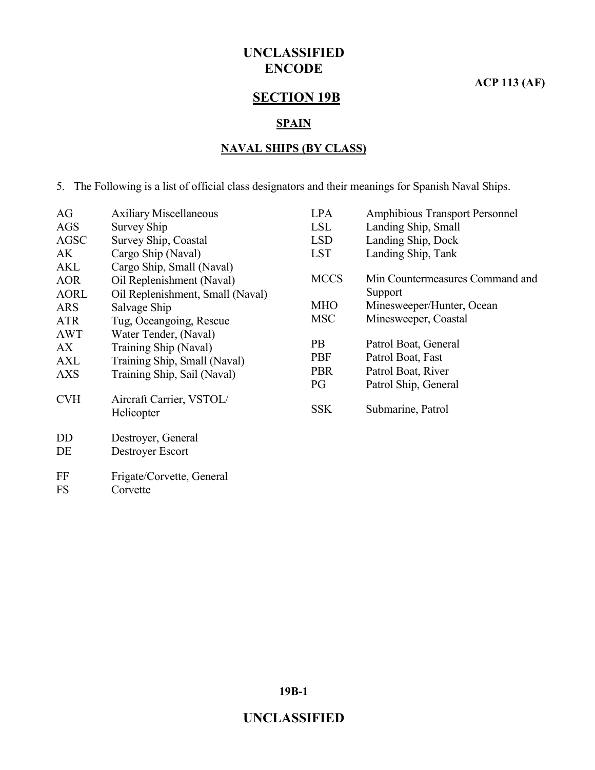## SECTION 19B

### SPAIN

### NAVAL SHIPS (BY CLASS)

5. The Following is a list of official class designators and their meanings for Spanish Naval Ships.

| | |
|---|---|
| AG | Axiliary Miscellaneous |
| AGS | Survey Ship |
| AGSC | Survey Ship, Coastal |
| AK | Cargo Ship (Naval) |
| AKL | Cargo Ship, Small (Naval) |
| AOR | Oil Replenishment (Naval) |
| AORL | Oil Replenishment, Small (Naval) |
| ARS | Salvage Ship |
| ATR | Tug, Oceangoing, Rescue |
| AWT | Water Tender, (Naval) |
| AX | Training Ship (Naval) |
| AXL | Training Ship, Small (Naval) |
| AXS | Training Ship, Sail (Naval) |
| CVH | Aircraft Carrier, VSTOL/ Helicopter |
| DD | Destroyer, General |
| DE | Destroyer Escort |
| FF | Frigate/Corvette, General |
| FS | Corvette |
| LPA | Amphibious Transport Personnel |
| LSL | Landing Ship, Small |
| LSD | Landing Ship, Dock |
| LST | Landing Ship, Tank |
| MCCS | Min Countermeasures Command and Support |
| MHO | Minesweeper/Hunter, Ocean |
| MSC | Minesweeper, Coastal |
| PB | Patrol Boat, General |
| PBF | Patrol Boat, Fast |
| PBR | Patrol Boat, River |
| PG | Patrol Ship, General |
| SSK | Submarine, Patrol |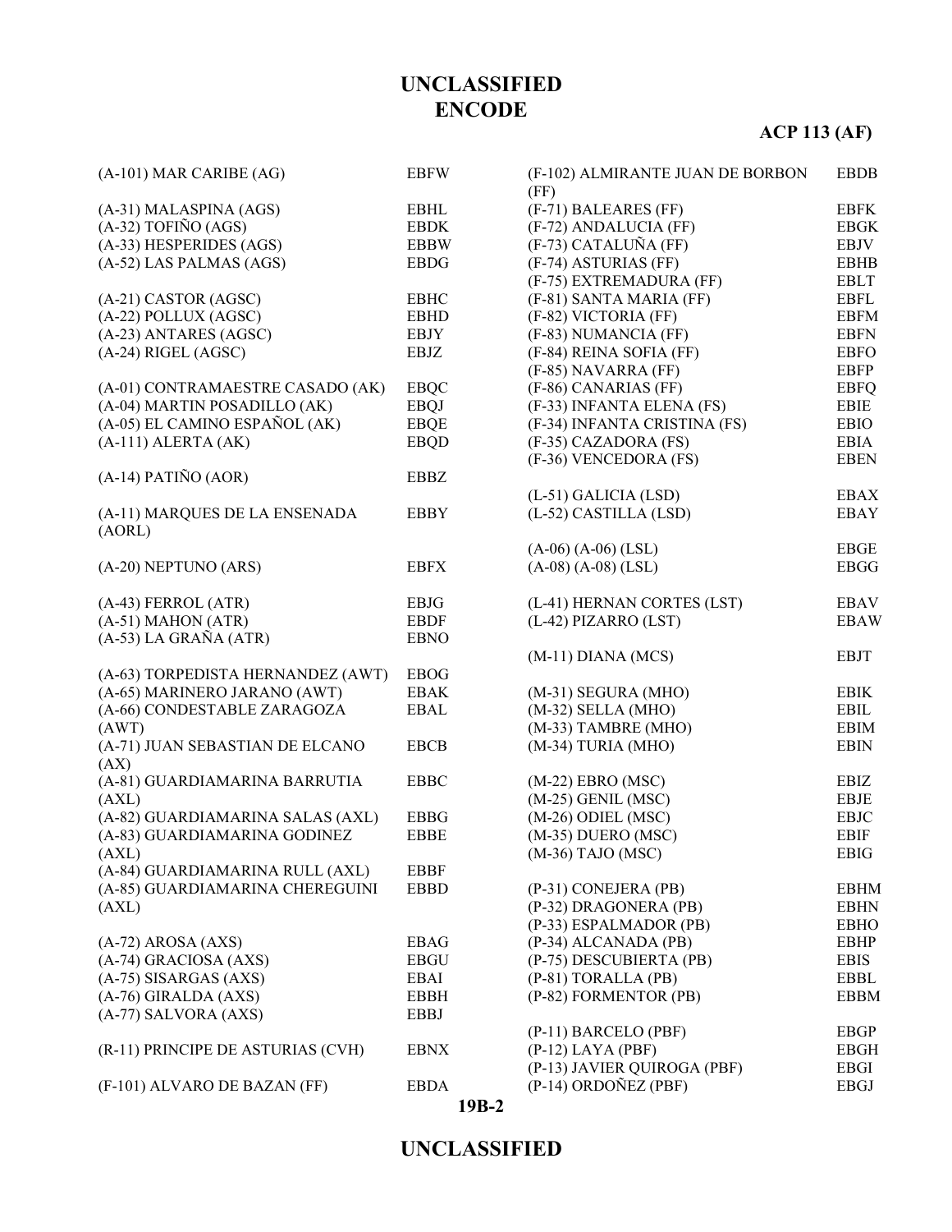| | |
|---|---|
| (A-101) MAR CARIBE (AG) | EBFW |
| | |
| (A-31) MALASPINA (AGS) | EBHL |
| (A-32) TOFIÑO (AGS) | EBDK |
| (A-33) HESPERIDES (AGS) | EBBW |
| (A-52) LAS PALMAS (AGS) | EBDG |
| | |
| (A-21) CASTOR (AGSC) | EBHC |
| (A-22) POLLUX (AGSC) | EBHD |
| (A-23) ANTARES (AGSC) | EBJY |
| (A-24) RIGEL (AGSC) | EBJZ |
| | |
| (A-01) CONTRAMAESTRE CASADO (AK) | EBQC |
| (A-04) MARTIN POSADILLO (AK) | EBQJ |
| (A-05) EL CAMINO ESPAÑOL (AK) | EBQE |
| (A-111) ALERTA (AK) | EBQD |
| | |
| (A-14) PATIÑO (AOR) | EBBZ |
| | |
| (A-11) MARQUES DE LA ENSENADA (AORL) | EBBY |
| | |
| (A-20) NEPTUNO (ARS) | EBFX |
| | |
| (A-43) FERROL (ATR) | EBJG |
| (A-51) MAHON (ATR) | EBDF |
| (A-53) LA GRAÑA (ATR) | EBNO |
| | |
| (A-63) TORPEDISTA HERNANDEZ (AWT) | EBOG |
| (A-65) MARINERO JARANO (AWT) | EBAK |
| (A-66) CONDESTABLE ZARAGOZA (AWT) | EBAL |
| (A-71) JUAN SEBASTIAN DE ELCANO (AX) | EBCB |
| (A-81) GUARDIAMARINA BARRUTIA (AXL) | EBBC |
| (A-82) GUARDIAMARINA SALAS (AXL) | EBBG |
| (A-83) GUARDIAMARINA GODINEZ (AXL) | EBBE |
| (A-84) GUARDIAMARINA RULL (AXL) | EBBF |
| (A-85) GUARDIAMARINA CHEREGUINI (AXL) | EBBD |
| | |
| (A-72) AROSA (AXS) | EBAG |
| (A-74) GRACIOSA (AXS) | EBGU |
| (A-75) SISARGAS (AXS) | EBAI |
| (A-76) GIRALDA (AXS) | EBBH |
| (A-77) SALVORA (AXS) | EBBJ |
| | |
| (R-11) PRINCIPE DE ASTURIAS (CVH) | EBNX |
| | |
| (F-101) ALVARO DE BAZAN (FF) | EBDA |
| (F-102) ALMIRANTE JUAN DE BORBON (FF) | EBDB |
| (F-71) BALEARES (FF) | EBFK |
| (F-72) ANDALUCIA (FF) | EBGK |
| (F-73) CATALUÑA (FF) | EBJV |
| (F-74) ASTURIAS (FF) | EBHB |
| (F-75) EXTREMADURA (FF) | EBLT |
| (F-81) SANTA MARIA (FF) | EBFL |
| (F-82) VICTORIA (FF) | EBFM |
| (F-83) NUMANCIA (FF) | EBFN |
| (F-84) REINA SOFIA (FF) | EBFO |
| (F-85) NAVARRA (FF) | EBFP |
| (F-86) CANARIAS (FF) | EBFQ |
| (F-33) INFANTA ELENA (FS) | EBIE |
| (F-34) INFANTA CRISTINA (FS) | EBIO |
| (F-35) CAZADORA (FS) | EBIA |
| (F-36) VENCEDORA (FS) | EBEN |
| | |
| (L-51) GALICIA (LSD) | EBAX |
| (L-52) CASTILLA (LSD) | EBAY |
| | |
| (A-06) (A-06) (LSL) | EBGE |
| (A-08) (A-08) (LSL) | EBGG |
| | |
| (L-41) HERNAN CORTES (LST) | EBAV |
| (L-42) PIZARRO (LST) | EBAW |
| | |
| (M-11) DIANA (MCS) | EBJT |
| | |
| (M-31) SEGURA (MHO) | EBIK |
| (M-32) SELLA (MHO) | EBIL |
| (M-33) TAMBRE (MHO) | EBIM |
| (M-34) TURIA (MHO) | EBIN |
| | |
| (M-22) EBRO (MSC) | EBIZ |
| (M-25) GENIL (MSC) | EBJE |
| (M-26) ODIEL (MSC) | EBJC |
| (M-35) DUERO (MSC) | EBIF |
| (M-36) TAJO (MSC) | EBIG |
| | |
| (P-31) CONEJERA (PB) | EBHM |
| (P-32) DRAGONERA (PB) | EBHN |
| (P-33) ESPALMADOR (PB) | EBHO |
| (P-34) ALCANADA (PB) | EBHP |
| (P-75) DESCUBIERTA (PB) | EBIS |
| (P-81) TORALLA (PB) | EBBL |
| (P-82) FORMENTOR (PB) | EBBM |
| | |
| (P-11) BARCELO (PBF) | EBGP |
| (P-12) LAYA (PBF) | EBGH |
| (P-13) JAVIER QUIROGA (PBF) | EBGI |
| (P-14) ORDOÑEZ (PBF) | EBGJ |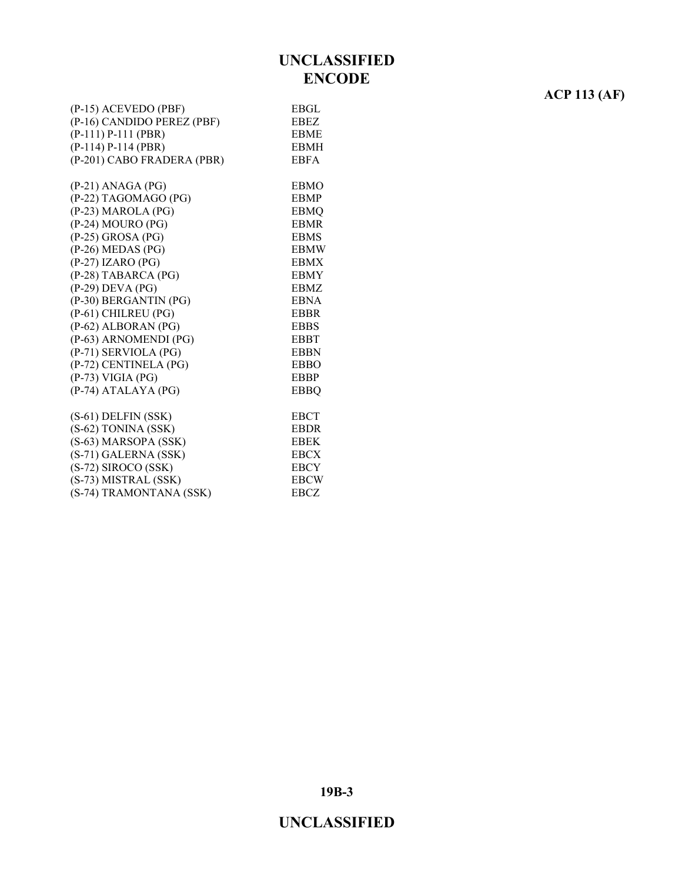| | |
|---|---|
| (P-15) ACEVEDO (PBF) | EBGL |
| (P-16) CANDIDO PEREZ (PBF) | EBEZ |
| (P-111) P-111 (PBR) | EBME |
| (P-114) P-114 (PBR) | EBMH |
| (P-201) CABO FRADERA (PBR) | EBFA |
| | |
| (P-21) ANAGA (PG) | EBMO |
| (P-22) TAGOMAGO (PG) | EBMP |
| (P-23) MAROLA (PG) | EBMQ |
| (P-24) MOURO (PG) | EBMR |
| (P-25) GROSA (PG) | EBMS |
| (P-26) MEDAS (PG) | EBMW |
| (P-27) IZARO (PG) | EBMX |
| (P-28) TABARCA (PG) | EBMY |
| (P-29) DEVA (PG) | EBMZ |
| (P-30) BERGANTIN (PG) | EBNA |
| (P-61) CHILREU (PG) | EBBR |
| (P-62) ALBORAN (PG) | EBBS |
| (P-63) ARNOMENDI (PG) | EBBT |
| (P-71) SERVIOLA (PG) | EBBN |
| (P-72) CENTINELA (PG) | EBBO |
| (P-73) VIGIA (PG) | EBBP |
| (P-74) ATALAYA (PG) | EBBQ |
| | |
| (S-61) DELFIN (SSK) | EBCT |
| (S-62) TONINA (SSK) | EBDR |
| (S-63) MARSOPA (SSK) | EBEK |
| (S-71) GALERNA (SSK) | EBCX |
| (S-72) SIROCO (SSK) | EBCY |
| (S-73) MISTRAL (SSK) | EBCW |
| (S-74) TRAMONTANA (SSK) | EBCZ |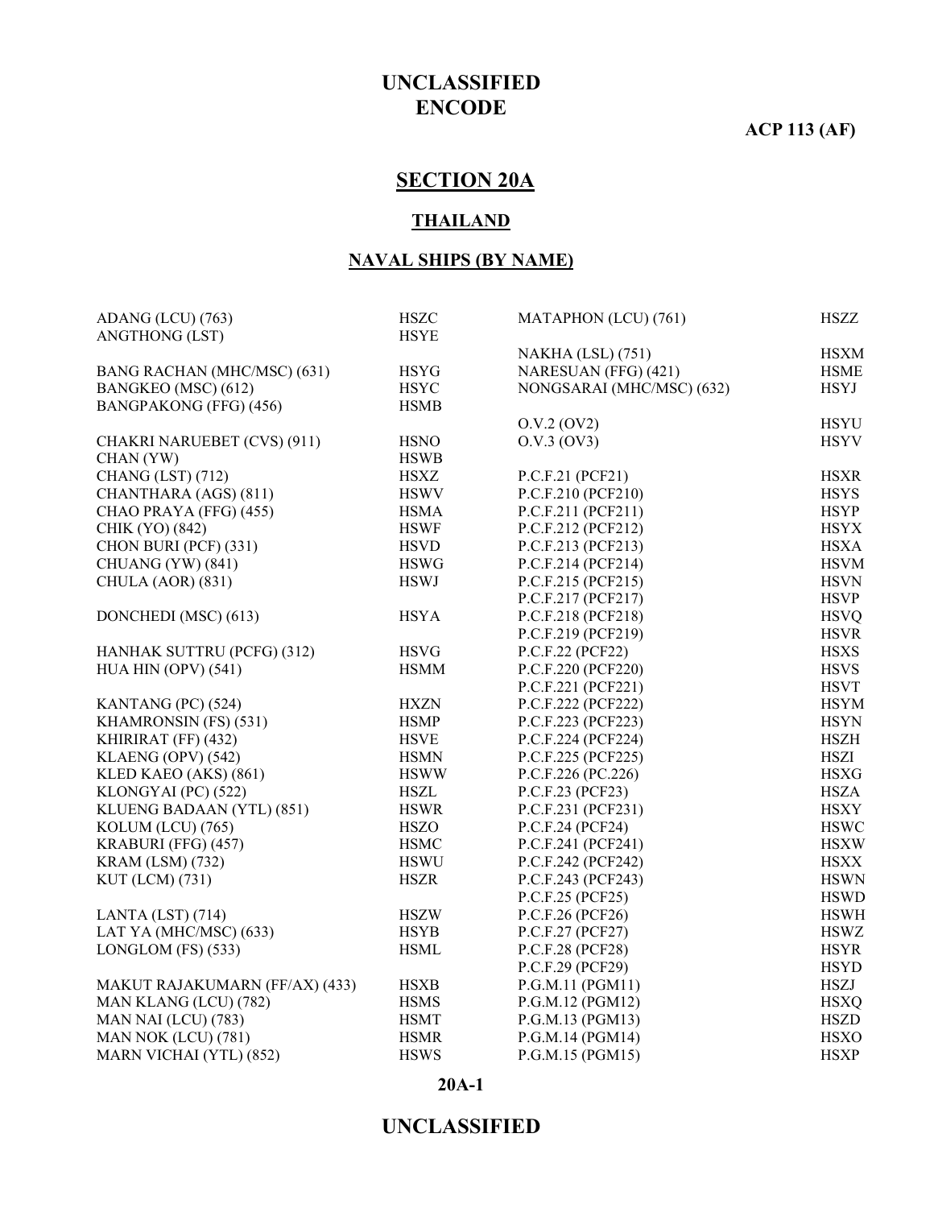# UNCLASSIFIED
# ENCODE

**ACP 113 (AF)**

## SECTION 20A

### THAILAND

### NAVAL SHIPS (BY NAME)

| Ship | Call Sign |
|---|---|
| ADANG (LCU) (763) | HSZC |
| ANGTHONG (LST) | HSYE |
| | |
| BANG RACHAN (MHC/MSC) (631) | HSYG |
| BANGKEO (MSC) (612) | HSYC |
| BANGPAKONG (FFG) (456) | HSMB |
| | |
| CHAKRI NARUEBET (CVS) (911) | HSNO |
| CHAN (YW) | HSWB |
| CHANG (LST) (712) | HSXZ |
| CHANTHARA (AGS) (811) | HSWV |
| CHAO PRAYA (FFG) (455) | HSMA |
| CHIK (YO) (842) | HSWF |
| CHON BURI (PCF) (331) | HSVD |
| CHUANG (YW) (841) | HSWG |
| CHULA (AOR) (831) | HSWJ |
| | |
| DONCHEDI (MSC) (613) | HSYA |
| | |
| HANHAK SUTTRU (PCFG) (312) | HSVG |
| HUA HIN (OPV) (541) | HSMM |
| | |
| KANTANG (PC) (524) | HXZN |
| KHAMRONSIN (FS) (531) | HSMP |
| KHIRIRAT (FF) (432) | HSVE |
| KLAENG (OPV) (542) | HSMN |
| KLED KAEO (AKS) (861) | HSWW |
| KLONGYAI (PC) (522) | HSZL |
| KLUENG BADAAN (YTL) (851) | HSWR |
| KOLUM (LCU) (765) | HSZO |
| KRABURI (FFG) (457) | HSMC |
| KRAM (LSM) (732) | HSWU |
| KUT (LCM) (731) | HSZR |
| | |
| LANTA (LST) (714) | HSZW |
| LAT YA (MHC/MSC) (633) | HSYB |
| LONGLOM (FS) (533) | HSML |
| | |
| MAKUT RAJAKUMARN (FF/AX) (433) | HSXB |
| MAN KLANG (LCU) (782) | HSMS |
| MAN NAI (LCU) (783) | HSMT |
| MAN NOK (LCU) (781) | HSMR |
| MARN VICHAI (YTL) (852) | HSWS |
| MATAPHON (LCU) (761) | HSZZ |
| | |
| NAKHA (LSL) (751) | HSXM |
| NARESUAN (FFG) (421) | HSME |
| NONGSARAI (MHC/MSC) (632) | HSYJ |
| | |
| O.V.2 (OV2) | HSYU |
| O.V.3 (OV3) | HSYV |
| | |
| P.C.F.21 (PCF21) | HSXR |
| P.C.F.210 (PCF210) | HSYS |
| P.C.F.211 (PCF211) | HSYP |
| P.C.F.212 (PCF212) | HSYX |
| P.C.F.213 (PCF213) | HSXA |
| P.C.F.214 (PCF214) | HSVM |
| P.C.F.215 (PCF215) | HSVN |
| P.C.F.217 (PCF217) | HSVP |
| P.C.F.218 (PCF218) | HSVQ |
| P.C.F.219 (PCF219) | HSVR |
| P.C.F.22 (PCF22) | HSXS |
| P.C.F.220 (PCF220) | HSVS |
| P.C.F.221 (PCF221) | HSVT |
| P.C.F.222 (PCF222) | HSYM |
| P.C.F.223 (PCF223) | HSYN |
| P.C.F.224 (PCF224) | HSZH |
| P.C.F.225 (PCF225) | HSZI |
| P.C.F.226 (PC.226) | HSXG |
| P.C.F.23 (PCF23) | HSZA |
| P.C.F.231 (PCF231) | HSXY |
| P.C.F.24 (PCF24) | HSWC |
| P.C.F.241 (PCF241) | HSXW |
| P.C.F.242 (PCF242) | HSXX |
| P.C.F.243 (PCF243) | HSWN |
| P.C.F.25 (PCF25) | HSWD |
| P.C.F.26 (PCF26) | HSWH |
| P.C.F.27 (PCF27) | HSWZ |
| P.C.F.28 (PCF28) | HSYR |
| P.C.F.29 (PCF29) | HSYD |
| P.G.M.11 (PGM11) | HSZJ |
| P.G.M.12 (PGM12) | HSXQ |
| P.G.M.13 (PGM13) | HSZD |
| P.G.M.14 (PGM14) | HSXO |
| P.G.M.15 (PGM15) | HSXP |

**20A-1**

# UNCLASSIFIED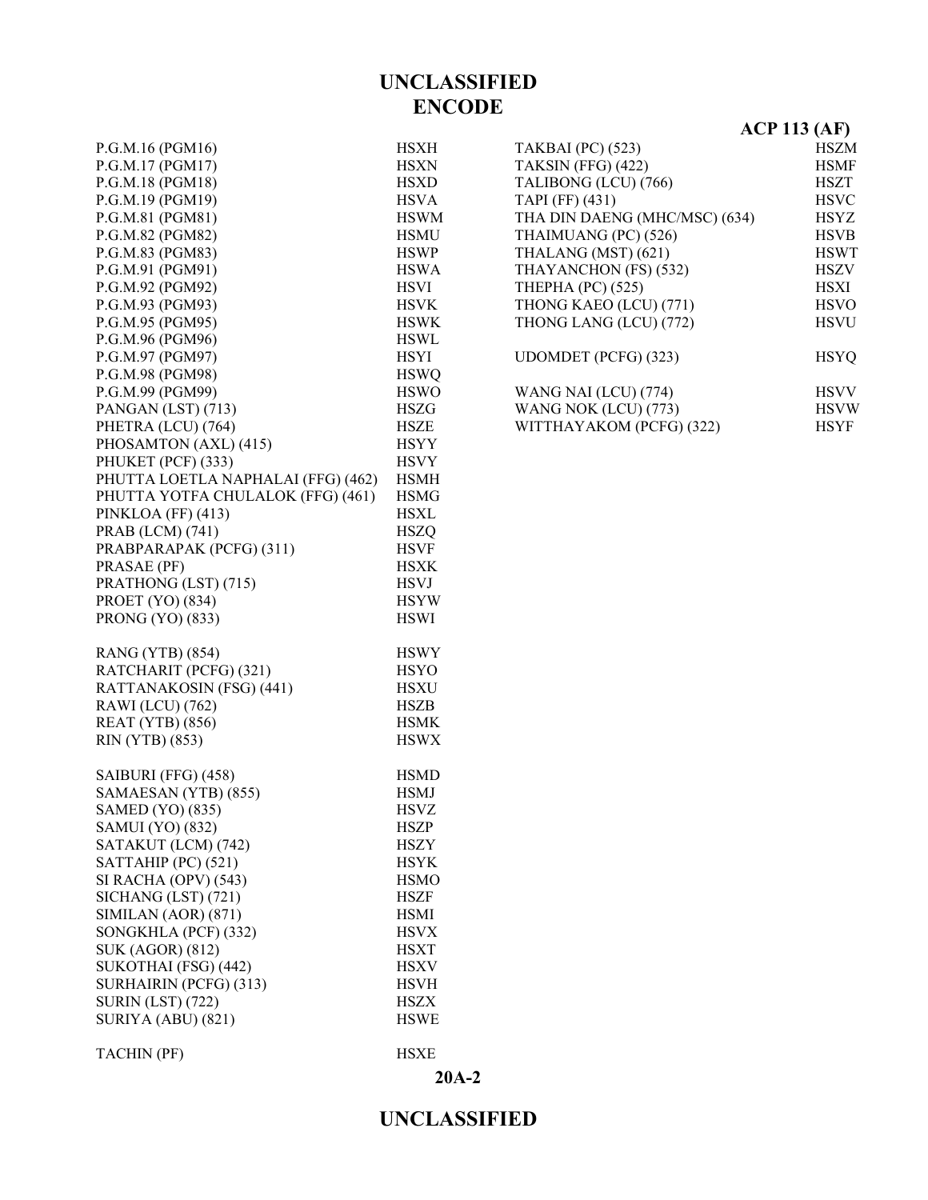| | |
|---|---|
| P.G.M.16 (PGM16) | HSXH |
| P.G.M.17 (PGM17) | HSXN |
| P.G.M.18 (PGM18) | HSXD |
| P.G.M.19 (PGM19) | HSVA |
| P.G.M.81 (PGM81) | HSWM |
| P.G.M.82 (PGM82) | HSMU |
| P.G.M.83 (PGM83) | HSWP |
| P.G.M.91 (PGM91) | HSWA |
| P.G.M.92 (PGM92) | HSVI |
| P.G.M.93 (PGM93) | HSVK |
| P.G.M.95 (PGM95) | HSWK |
| P.G.M.96 (PGM96) | HSWL |
| P.G.M.97 (PGM97) | HSYI |
| P.G.M.98 (PGM98) | HSWQ |
| P.G.M.99 (PGM99) | HSWO |
| PANGAN (LST) (713) | HSZG |
| PHETRA (LCU) (764) | HSZE |
| PHOSAMTON (AXL) (415) | HSYY |
| PHUKET (PCF) (333) | HSVY |
| PHUTTA LOETLA NAPHALAI (FFG) (462) | HSMH |
| PHUTTA YOTFA CHULALOK (FFG) (461) | HSMG |
| PINKLOA (FF) (413) | HSXL |
| PRAB (LCM) (741) | HSZQ |
| PRABPARAPAK (PCFG) (311) | HSVF |
| PRASAE (PF) | HSXK |
| PRATHONG (LST) (715) | HSVJ |
| PROET (YO) (834) | HSYW |
| PRONG (YO) (833) | HSWI |
| | |
| RANG (YTB) (854) | HSWY |
| RATCHARIT (PCFG) (321) | HSYO |
| RATTANAKOSIN (FSG) (441) | HSXU |
| RAWI (LCU) (762) | HSZB |
| REAT (YTB) (856) | HSMK |
| RIN (YTB) (853) | HSWX |
| | |
| SAIBURI (FFG) (458) | HSMD |
| SAMAESAN (YTB) (855) | HSMJ |
| SAMED (YO) (835) | HSVZ |
| SAMUI (YO) (832) | HSZP |
| SATAKUT (LCM) (742) | HSZY |
| SATTAHIP (PC) (521) | HSYK |
| SI RACHA (OPV) (543) | HSMO |
| SICHANG (LST) (721) | HSZF |
| SIMILAN (AOR) (871) | HSMI |
| SONGKHLA (PCF) (332) | HSVX |
| SUK (AGOR) (812) | HSXT |
| SUKOTHAI (FSG) (442) | HSXV |
| SURHAIRIN (PCFG) (313) | HSVH |
| SURIN (LST) (722) | HSZX |
| SURIYA (ABU) (821) | HSWE |
| | |
| TACHIN (PF) | HSXE |
| TAKBAI (PC) (523) | HSZM |
| TAKSIN (FFG) (422) | HSMF |
| TALIBONG (LCU) (766) | HSZT |
| TAPI (FF) (431) | HSVC |
| THA DIN DAENG (MHC/MSC) (634) | HSYZ |
| THAIMUANG (PC) (526) | HSVB |
| THALANG (MST) (621) | HSWT |
| THAYANCHON (FS) (532) | HSZV |
| THEPHA (PC) (525) | HSXI |
| THONG KAEO (LCU) (771) | HSVO |
| THONG LANG (LCU) (772) | HSVU |
| | |
| UDOMDET (PCFG) (323) | HSYQ |
| | |
| WANG NAI (LCU) (774) | HSVV |
| WANG NOK (LCU) (773) | HSVW |
| WITTHAYAKOM (PCFG) (322) | HSYF |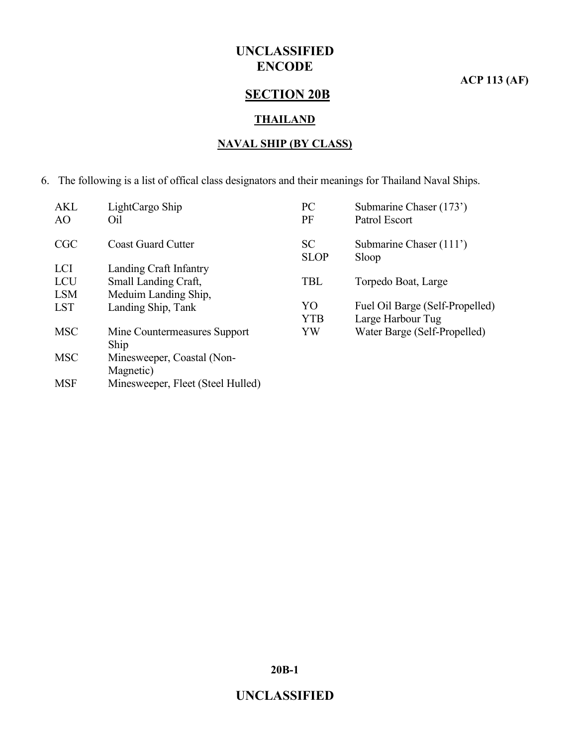# UNCLASSIFIED
# ENCODE

## SECTION 20B

### THAILAND

### NAVAL SHIP (BY CLASS)

6. The following is a list of offical class designators and their meanings for Thailand Naval Ships.

| | |
|---|---|
| AKL | LightCargo Ship |
| AO | Oil |
| CGC | Coast Guard Cutter |
| LCI | Landing Craft Infantry |
| LCU | Small Landing Craft, |
| LSM | Meduim Landing Ship, |
| LST | Landing Ship, Tank |
| MSC | Mine Countermeasures Support Ship |
| MSC | Minesweeper, Coastal (Non-Magnetic) |
| MSF | Minesweeper, Fleet (Steel Hulled) |
| PC | Submarine Chaser (173') |
| PF | Patrol Escort |
| SC | Submarine Chaser (111') |
| SLOP | Sloop |
| TBL | Torpedo Boat, Large |
| YO | Fuel Oil Barge (Self-Propelled) |
| YTB | Large Harbour Tug |
| YW | Water Barge (Self-Propelled) |

UNCLASSIFIED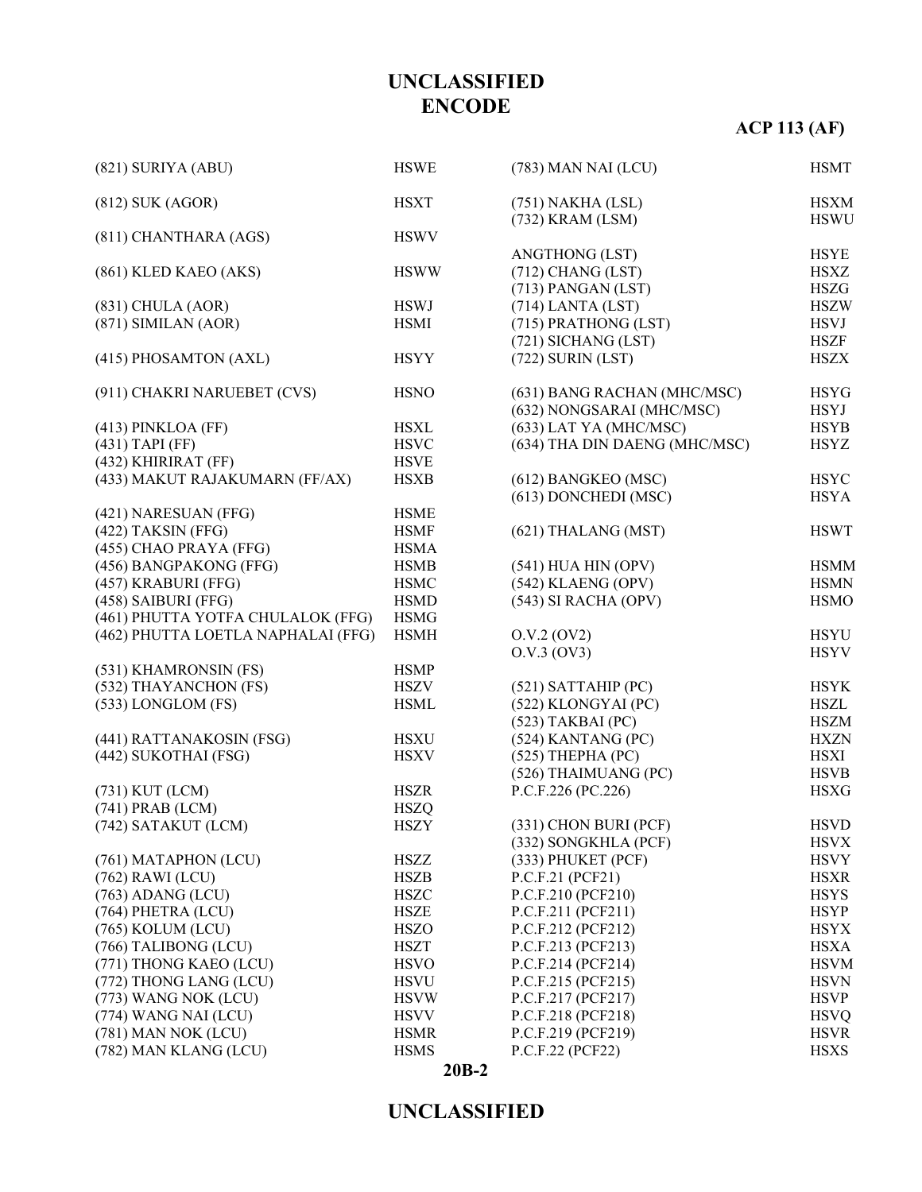# UNCLASSIFIED
# ENCODE

**ACP 113 (AF)**

| | |
|---|---|
| (821) SURIYA (ABU) | HSWE |
| | |
| (812) SUK (AGOR) | HSXT |
| | |
| (811) CHANTHARA (AGS) | HSWV |
| | |
| (861) KLED KAEO (AKS) | HSWW |
| | |
| (831) CHULA (AOR) | HSWJ |
| (871) SIMILAN (AOR) | HSMI |
| | |
| (415) PHOSAMTON (AXL) | HSYY |
| | |
| (911) CHAKRI NARUEBET (CVS) | HSNO |
| | |
| (413) PINKLOA (FF) | HSXL |
| (431) TAPI (FF) | HSVC |
| (432) KHIRIRAT (FF) | HSVE |
| (433) MAKUT RAJAKUMARN (FF/AX) | HSXB |
| | |
| (421) NARESUAN (FFG) | HSME |
| (422) TAKSIN (FFG) | HSMF |
| (455) CHAO PRAYA (FFG) | HSMA |
| (456) BANGPAKONG (FFG) | HSMB |
| (457) KRABURI (FFG) | HSMC |
| (458) SAIBURI (FFG) | HSMD |
| (461) PHUTTA YOTFA CHULALOK (FFG) | HSMG |
| (462) PHUTTA LOETLA NAPHALAI (FFG) | HSMH |
| | |
| (531) KHAMRONSIN (FS) | HSMP |
| (532) THAYANCHON (FS) | HSZV |
| (533) LONGLOM (FS) | HSML |
| | |
| (441) RATTANAKOSIN (FSG) | HSXU |
| (442) SUKOTHAI (FSG) | HSXV |
| | |
| (731) KUT (LCM) | HSZR |
| (741) PRAB (LCM) | HSZQ |
| (742) SATAKUT (LCM) | HSZY |
| | |
| (761) MATAPHON (LCU) | HSZZ |
| (762) RAWI (LCU) | HSZB |
| (763) ADANG (LCU) | HSZC |
| (764) PHETRA (LCU) | HSZE |
| (765) KOLUM (LCU) | HSZO |
| (766) TALIBONG (LCU) | HSZT |
| (771) THONG KAEO (LCU) | HSVO |
| (772) THONG LANG (LCU) | HSVU |
| (773) WANG NOK (LCU) | HSVW |
| (774) WANG NAI (LCU) | HSVV |
| (781) MAN NOK (LCU) | HSMR |
| (782) MAN KLANG (LCU) | HSMS |
| (783) MAN NAI (LCU) | HSMT |
| | |
| (751) NAKHA (LSL) | HSXM |
| (732) KRAM (LSM) | HSWU |
| | |
| ANGTHONG (LST) | HSYE |
| (712) CHANG (LST) | HSXZ |
| (713) PANGAN (LST) | HSZG |
| (714) LANTA (LST) | HSZW |
| (715) PRATHONG (LST) | HSVJ |
| (721) SICHANG (LST) | HSZF |
| (722) SURIN (LST) | HSZX |
| | |
| (631) BANG RACHAN (MHC/MSC) | HSYG |
| (632) NONGSARAI (MHC/MSC) | HSYJ |
| (633) LAT YA (MHC/MSC) | HSYB |
| (634) THA DIN DAENG (MHC/MSC) | HSYZ |
| | |
| (612) BANGKEO (MSC) | HSYC |
| (613) DONCHEDI (MSC) | HSYA |
| | |
| (621) THALANG (MST) | HSWT |
| | |
| (541) HUA HIN (OPV) | HSMM |
| (542) KLAENG (OPV) | HSMN |
| (543) SI RACHA (OPV) | HSMO |
| | |
| O.V.2 (OV2) | HSYU |
| O.V.3 (OV3) | HSYV |
| | |
| (521) SATTAHIP (PC) | HSYK |
| (522) KLONGYAI (PC) | HSZL |
| (523) TAKBAI (PC) | HSZM |
| (524) KANTANG (PC) | HXZN |
| (525) THEPHA (PC) | HSXI |
| (526) THAIMUANG (PC) | HSVB |
| P.C.F.226 (PC.226) | HSXG |
| | |
| (331) CHON BURI (PCF) | HSVD |
| (332) SONGKHLA (PCF) | HSVX |
| (333) PHUKET (PCF) | HSVY |
| P.C.F.21 (PCF21) | HSXR |
| P.C.F.210 (PCF210) | HSYS |
| P.C.F.211 (PCF211) | HSYP |
| P.C.F.212 (PCF212) | HSYX |
| P.C.F.213 (PCF213) | HSXA |
| P.C.F.214 (PCF214) | HSVM |
| P.C.F.215 (PCF215) | HSVN |
| P.C.F.217 (PCF217) | HSVP |
| P.C.F.218 (PCF218) | HSVQ |
| P.C.F.219 (PCF219) | HSVR |
| P.C.F.22 (PCF22) | HSXS |

# UNCLASSIFIED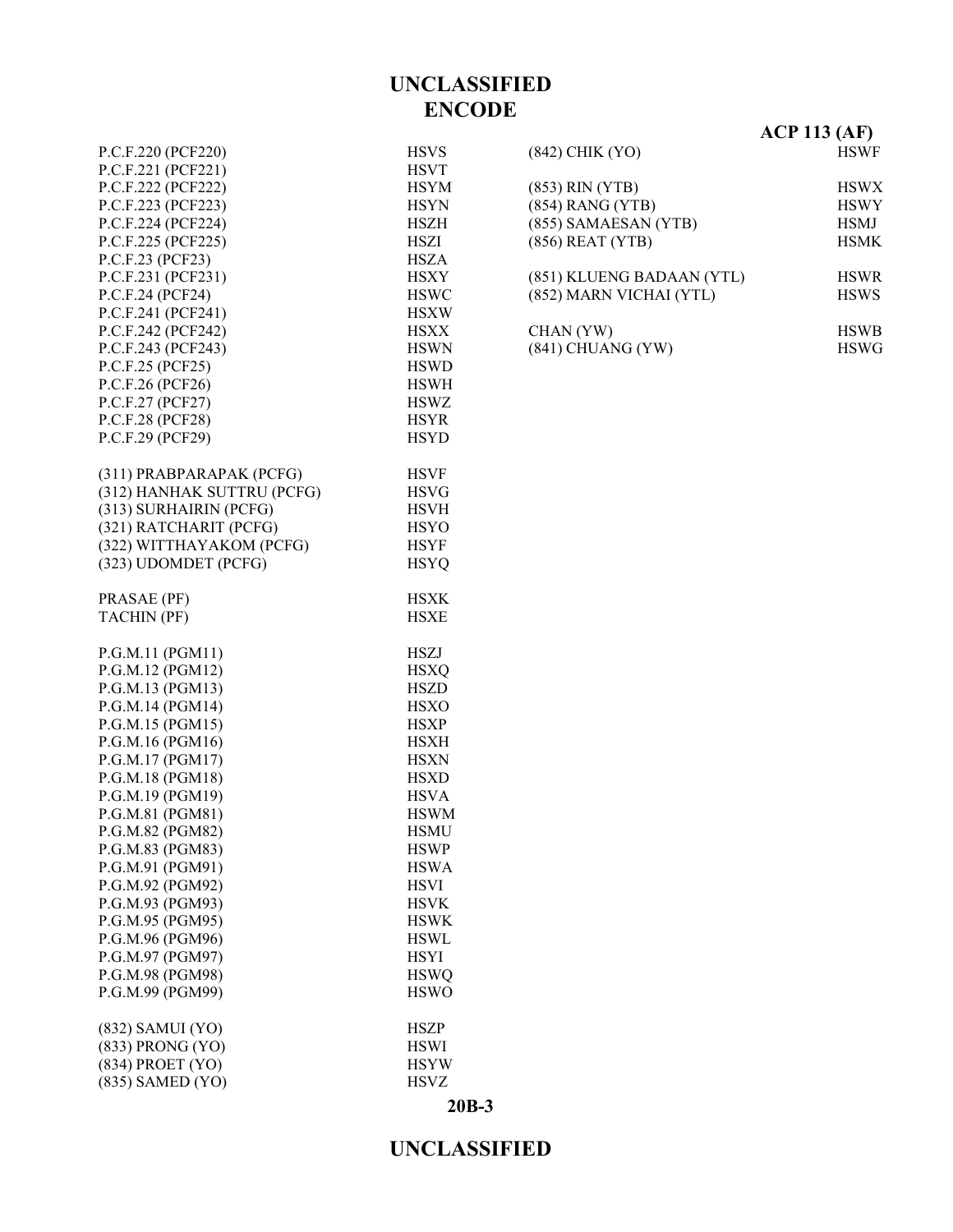# UNCLASSIFIED
## ENCODE

**ACP 113 (AF)**

| | |
|---|---|
| P.C.F.220 (PCF220) | HSVS |
| P.C.F.221 (PCF221) | HSVT |
| P.C.F.222 (PCF222) | HSYM |
| P.C.F.223 (PCF223) | HSYN |
| P.C.F.224 (PCF224) | HSZH |
| P.C.F.225 (PCF225) | HSZI |
| P.C.F.23 (PCF23) | HSZA |
| P.C.F.231 (PCF231) | HSXY |
| P.C.F.24 (PCF24) | HSWC |
| P.C.F.241 (PCF241) | HSXW |
| P.C.F.242 (PCF242) | HSXX |
| P.C.F.243 (PCF243) | HSWN |
| P.C.F.25 (PCF25) | HSWD |
| P.C.F.26 (PCF26) | HSWH |
| P.C.F.27 (PCF27) | HSWZ |
| P.C.F.28 (PCF28) | HSYR |
| P.C.F.29 (PCF29) | HSYD |
| | |
| (311) PRABPARAPAK (PCFG) | HSVF |
| (312) HANHAK SUTTRU (PCFG) | HSVG |
| (313) SURHAIRIN (PCFG) | HSVH |
| (321) RATCHARIT (PCFG) | HSYO |
| (322) WITTHAYAKOM (PCFG) | HSYF |
| (323) UDOMDET (PCFG) | HSYQ |
| | |
| PRASAE (PF) | HSXK |
| TACHIN (PF) | HSXE |
| | |
| P.G.M.11 (PGM11) | HSZJ |
| P.G.M.12 (PGM12) | HSXQ |
| P.G.M.13 (PGM13) | HSZD |
| P.G.M.14 (PGM14) | HSXO |
| P.G.M.15 (PGM15) | HSXP |
| P.G.M.16 (PGM16) | HSXH |
| P.G.M.17 (PGM17) | HSXN |
| P.G.M.18 (PGM18) | HSXD |
| P.G.M.19 (PGM19) | HSVA |
| P.G.M.81 (PGM81) | HSWM |
| P.G.M.82 (PGM82) | HSMU |
| P.G.M.83 (PGM83) | HSWP |
| P.G.M.91 (PGM91) | HSWA |
| P.G.M.92 (PGM92) | HSVI |
| P.G.M.93 (PGM93) | HSVK |
| P.G.M.95 (PGM95) | HSWK |
| P.G.M.96 (PGM96) | HSWL |
| P.G.M.97 (PGM97) | HSYI |
| P.G.M.98 (PGM98) | HSWQ |
| P.G.M.99 (PGM99) | HSWO |
| | |
| (832) SAMUI (YO) | HSZP |
| (833) PRONG (YO) | HSWI |
| (834) PROET (YO) | HSYW |
| (835) SAMED (YO) | HSVZ |
| (842) CHIK (YO) | HSWF |
| | |
| (853) RIN (YTB) | HSWX |
| (854) RANG (YTB) | HSWY |
| (855) SAMAESAN (YTB) | HSMJ |
| (856) REAT (YTB) | HSMK |
| | |
| (851) KLUENG BADAAN (YTL) | HSWR |
| (852) MARN VICHAI (YTL) | HSWS |
| | |
| CHAN (YW) | HSWB |
| (841) CHUANG (YW) | HSWG |

20B-3

UNCLASSIFIED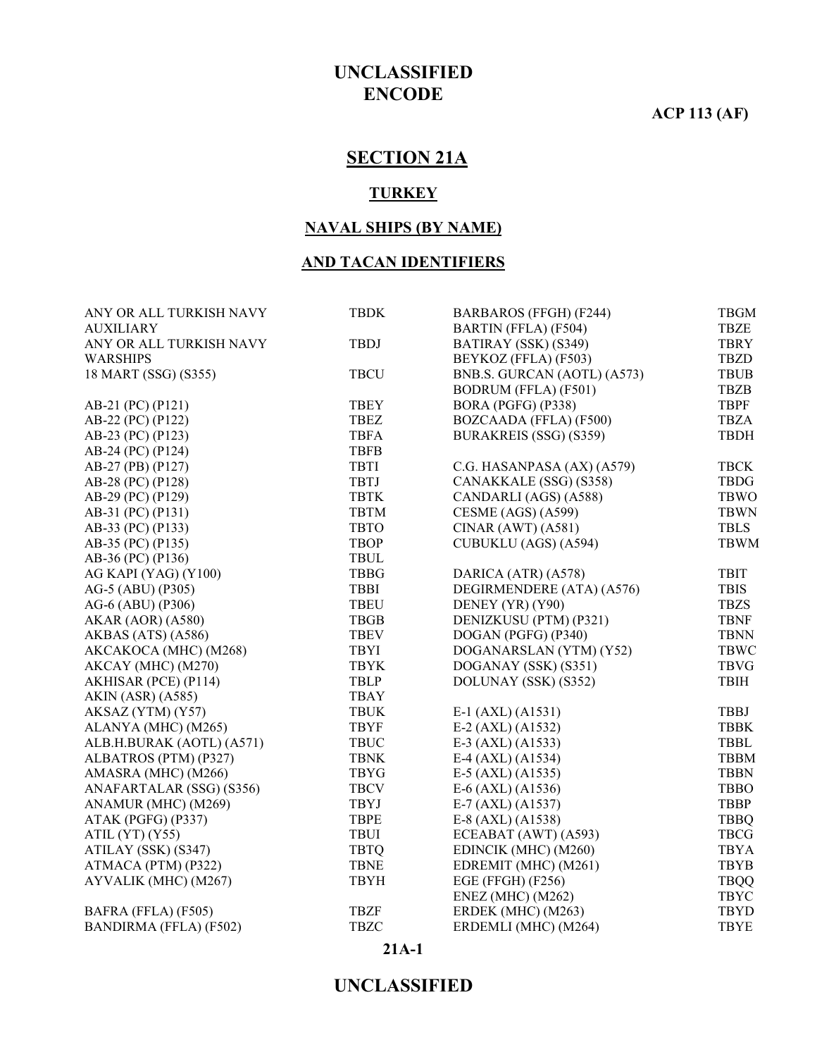**UNCLASSIFIED**
**ENCODE**

**ACP 113 (AF)**

# SECTION 21A

## TURKEY

## NAVAL SHIPS (BY NAME)

## AND TACAN IDENTIFIERS

| | |
|---|---|
| ANY OR ALL TURKISH NAVY AUXILIARY | TBDK |
| ANY OR ALL TURKISH NAVY WARSHIPS | TBDJ |
| 18 MART (SSG) (S355) | TBCU |
| | |
| AB-21 (PC) (P121) | TBEY |
| AB-22 (PC) (P122) | TBEZ |
| AB-23 (PC) (P123) | TBFA |
| AB-24 (PC) (P124) | TBFB |
| AB-27 (PB) (P127) | TBTI |
| AB-28 (PC) (P128) | TBTJ |
| AB-29 (PC) (P129) | TBTK |
| AB-31 (PC) (P131) | TBTM |
| AB-33 (PC) (P133) | TBTO |
| AB-35 (PC) (P135) | TBOP |
| AB-36 (PC) (P136) | TBUL |
| AG KAPI (YAG) (Y100) | TBBG |
| AG-5 (ABU) (P305) | TBBI |
| AG-6 (ABU) (P306) | TBEU |
| AKAR (AOR) (A580) | TBGB |
| AKBAS (ATS) (A586) | TBEV |
| AKCAKOCA (MHC) (M268) | TBYI |
| AKCAY (MHC) (M270) | TBYK |
| AKHISAR (PCE) (P114) | TBLP |
| AKIN (ASR) (A585) | TBAY |
| AKSAZ (YTM) (Y57) | TBUK |
| ALANYA (MHC) (M265) | TBYF |
| ALB.H.BURAK (AOTL) (A571) | TBUC |
| ALBATROS (PTM) (P327) | TBNK |
| AMASRA (MHC) (M266) | TBYG |
| ANAFARTALAR (SSG) (S356) | TBCV |
| ANAMUR (MHC) (M269) | TBYJ |
| ATAK (PGFG) (P337) | TBPE |
| ATIL (YT) (Y55) | TBUI |
| ATILAY (SSK) (S347) | TBTQ |
| ATMACA (PTM) (P322) | TBNE |
| AYVALIK (MHC) (M267) | TBYH |
| | |
| BAFRA (FFLA) (F505) | TBZF |
| BANDIRMA (FFLA) (F502) | TBZC |
| BARBAROS (FFGH) (F244) | TBGM |
| BARTIN (FFLA) (F504) | TBZE |
| BATIRAY (SSK) (S349) | TBRY |
| BEYKOZ (FFLA) (F503) | TBZD |
| BNB.S. GURCAN (AOTL) (A573) | TBUB |
| BODRUM (FFLA) (F501) | TBZB |
| BORA (PGFG) (P338) | TBPF |
| BOZCAADA (FFLA) (F500) | TBZA |
| BURAKREIS (SSG) (S359) | TBDH |
| | |
| C.G. HASANPASA (AX) (A579) | TBCK |
| CANAKKALE (SSG) (S358) | TBDG |
| CANDARLI (AGS) (A588) | TBWO |
| CESME (AGS) (A599) | TBWN |
| CINAR (AWT) (A581) | TBLS |
| CUBUKLU (AGS) (A594) | TBWM |
| | |
| DARICA (ATR) (A578) | TBIT |
| DEGIRMENDERE (ATA) (A576) | TBIS |
| DENEY (YR) (Y90) | TBZS |
| DENIZKUSU (PTM) (P321) | TBNF |
| DOGAN (PGFG) (P340) | TBNN |
| DOGANARSLAN (YTM) (Y52) | TBWC |
| DOGANAY (SSK) (S351) | TBVG |
| DOLUNAY (SSK) (S352) | TBIH |
| | |
| E-1 (AXL) (A1531) | TBBJ |
| E-2 (AXL) (A1532) | TBBK |
| E-3 (AXL) (A1533) | TBBL |
| E-4 (AXL) (A1534) | TBBM |
| E-5 (AXL) (A1535) | TBBN |
| E-6 (AXL) (A1536) | TBBO |
| E-7 (AXL) (A1537) | TBBP |
| E-8 (AXL) (A1538) | TBBQ |
| ECEABAT (AWT) (A593) | TBCG |
| EDINCIK (MHC) (M260) | TBYA |
| EDREMIT (MHC) (M261) | TBYB |
| EGE (FFGH) (F256) | TBQQ |
| ENEZ (MHC) (M262) | TBYC |
| ERDEK (MHC) (M263) | TBYD |
| ERDEMLI (MHC) (M264) | TBYE |

**UNCLASSIFIED**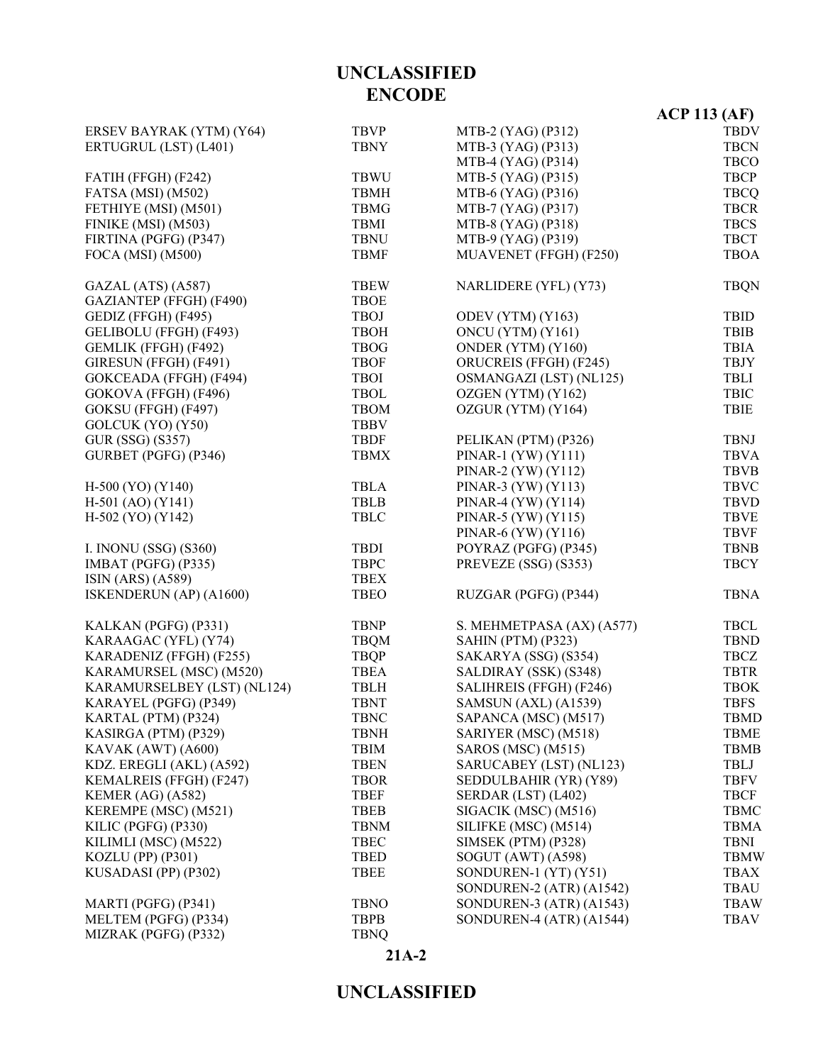# UNCLASSIFIED
## ENCODE

**ACP 113 (AF)**

| Ship | Call Sign |
|---|---|
| ERSEV BAYRAK (YTM) (Y64) | TBVP |
| ERTUGRUL (LST) (L401) | TBNY |
| | |
| FATIH (FFGH) (F242) | TBWU |
| FATSA (MSI) (M502) | TBMH |
| FETHIYE (MSI) (M501) | TBMG |
| FINIKE (MSI) (M503) | TBMI |
| FIRTINA (PGFG) (P347) | TBNU |
| FOCA (MSI) (M500) | TBMF |
| | |
| GAZAL (ATS) (A587) | TBEW |
| GAZIANTEP (FFGH) (F490) | TBOE |
| GEDIZ (FFGH) (F495) | TBOJ |
| GELIBOLU (FFGH) (F493) | TBOH |
| GEMLIK (FFGH) (F492) | TBOG |
| GIRESUN (FFGH) (F491) | TBOF |
| GOKCEADA (FFGH) (F494) | TBOI |
| GOKOVA (FFGH) (F496) | TBOL |
| GOKSU (FFGH) (F497) | TBOM |
| GOLCUK (YO) (Y50) | TBBV |
| GUR (SSG) (S357) | TBDF |
| GURBET (PGFG) (P346) | TBMX |
| | |
| H-500 (YO) (Y140) | TBLA |
| H-501 (AO) (Y141) | TBLB |
| H-502 (YO) (Y142) | TBLC |
| | |
| I. INONU (SSG) (S360) | TBDI |
| IMBAT (PGFG) (P335) | TBPC |
| ISIN (ARS) (A589) | TBEX |
| ISKENDERUN (AP) (A1600) | TBEO |
| | |
| KALKAN (PGFG) (P331) | TBNP |
| KARAAGAC (YFL) (Y74) | TBQM |
| KARADENIZ (FFGH) (F255) | TBQP |
| KARAMURSEL (MSC) (M520) | TBEA |
| KARAMURSELBEY (LST) (NL124) | TBLH |
| KARAYEL (PGFG) (P349) | TBNT |
| KARTAL (PTM) (P324) | TBNC |
| KASIRGA (PTM) (P329) | TBNH |
| KAVAK (AWT) (A600) | TBIM |
| KDZ. EREGLI (AKL) (A592) | TBEN |
| KEMALREIS (FFGH) (F247) | TBOR |
| KEMER (AG) (A582) | TBEF |
| KEREMPE (MSC) (M521) | TBEB |
| KILIC (PGFG) (P330) | TBNM |
| KILIMLI (MSC) (M522) | TBEC |
| KOZLU (PP) (P301) | TBED |
| KUSADASI (PP) (P302) | TBEE |
| | |
| MARTI (PGFG) (P341) | TBNO |
| MELTEM (PGFG) (P334) | TBPB |
| MIZRAK (PGFG) (P332) | TBNQ |
| MTB-2 (YAG) (P312) | TBDV |
| MTB-3 (YAG) (P313) | TBCN |
| MTB-4 (YAG) (P314) | TBCO |
| MTB-5 (YAG) (P315) | TBCP |
| MTB-6 (YAG) (P316) | TBCQ |
| MTB-7 (YAG) (P317) | TBCR |
| MTB-8 (YAG) (P318) | TBCS |
| MTB-9 (YAG) (P319) | TBCT |
| MUAVENET (FFGH) (F250) | TBOA |
| | |
| NARLIDERE (YFL) (Y73) | TBQN |
| | |
| ODEV (YTM) (Y163) | TBID |
| ONCU (YTM) (Y161) | TBIB |
| ONDER (YTM) (Y160) | TBIA |
| ORUCREIS (FFGH) (F245) | TBJY |
| OSMANGAZI (LST) (NL125) | TBLI |
| OZGEN (YTM) (Y162) | TBIC |
| OZGUR (YTM) (Y164) | TBIE |
| | |
| PELIKAN (PTM) (P326) | TBNJ |
| PINAR-1 (YW) (Y111) | TBVA |
| PINAR-2 (YW) (Y112) | TBVB |
| PINAR-3 (YW) (Y113) | TBVC |
| PINAR-4 (YW) (Y114) | TBVD |
| PINAR-5 (YW) (Y115) | TBVE |
| PINAR-6 (YW) (Y116) | TBVF |
| POYRAZ (PGFG) (P345) | TBNB |
| PREVEZE (SSG) (S353) | TBCY |
| | |
| RUZGAR (PGFG) (P344) | TBNA |
| | |
| S. MEHMETPASA (AX) (A577) | TBCL |
| SAHIN (PTM) (P323) | TBND |
| SAKARYA (SSG) (S354) | TBCZ |
| SALDIRAY (SSK) (S348) | TBTR |
| SALIHREIS (FFGH) (F246) | TBOK |
| SAMSUN (AXL) (A1539) | TBFS |
| SAPANCA (MSC) (M517) | TBMD |
| SARIYER (MSC) (M518) | TBME |
| SAROS (MSC) (M515) | TBMB |
| SARUCABEY (LST) (NL123) | TBLJ |
| SEDDULBAHIR (YR) (Y89) | TBFV |
| SERDAR (LST) (L402) | TBCF |
| SIGACIK (MSC) (M516) | TBMC |
| SILIFKE (MSC) (M514) | TBMA |
| SIMSEK (PTM) (P328) | TBNI |
| SOGUT (AWT) (A598) | TBMW |
| SONDUREN-1 (YT) (Y51) | TBAX |
| SONDUREN-2 (ATR) (A1542) | TBAU |
| SONDUREN-3 (ATR) (A1543) | TBAW |
| SONDUREN-4 (ATR) (A1544) | TBAV |

21A-2

# UNCLASSIFIED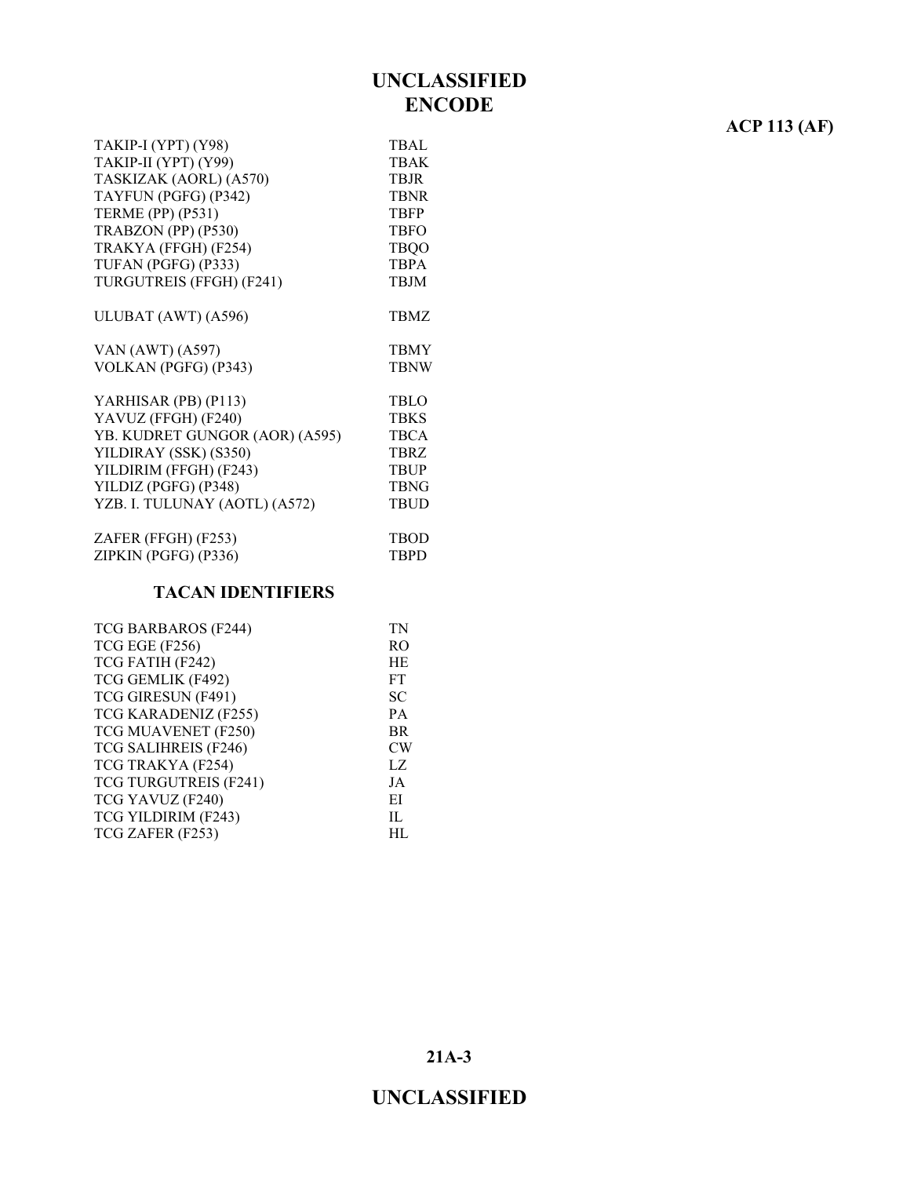| | |
|---|---|
| TAKIP-I (YPT) (Y98) | TBAL |
| TAKIP-II (YPT) (Y99) | TBAK |
| TASKIZAK (AORL) (A570) | TBJR |
| TAYFUN (PGFG) (P342) | TBNR |
| TERME (PP) (P531) | TBFP |
| TRABZON (PP) (P530) | TBFO |
| TRAKYA (FFGH) (F254) | TBQO |
| TUFAN (PGFG) (P333) | TBPA |
| TURGUTREIS (FFGH) (F241) | TBJM |
| | |
| ULUBAT (AWT) (A596) | TBMZ |
| | |
| VAN (AWT) (A597) | TBMY |
| VOLKAN (PGFG) (P343) | TBNW |
| | |
| YARHISAR (PB) (P113) | TBLO |
| YAVUZ (FFGH) (F240) | TBKS |
| YB. KUDRET GUNGOR (AOR) (A595) | TBCA |
| YILDIRAY (SSK) (S350) | TBRZ |
| YILDIRIM (FFGH) (F243) | TBUP |
| YILDIZ (PGFG) (P348) | TBNG |
| YZB. I. TULUNAY (AOTL) (A572) | TBUD |
| | |
| ZAFER (FFGH) (F253) | TBOD |
| ZIPKIN (PGFG) (P336) | TBPD |

## TACAN IDENTIFIERS

| | |
|---|---|
| TCG BARBAROS (F244) | TN |
| TCG EGE (F256) | RO |
| TCG FATIH (F242) | HE |
| TCG GEMLIK (F492) | FT |
| TCG GIRESUN (F491) | SC |
| TCG KARADENIZ (F255) | PA |
| TCG MUAVENET (F250) | BR |
| TCG SALIHREIS (F246) | CW |
| TCG TRAKYA (F254) | LZ |
| TCG TURGUTREIS (F241) | JA |
| TCG YAVUZ (F240) | EI |
| TCG YILDIRIM (F243) | IL |
| TCG ZAFER (F253) | HL |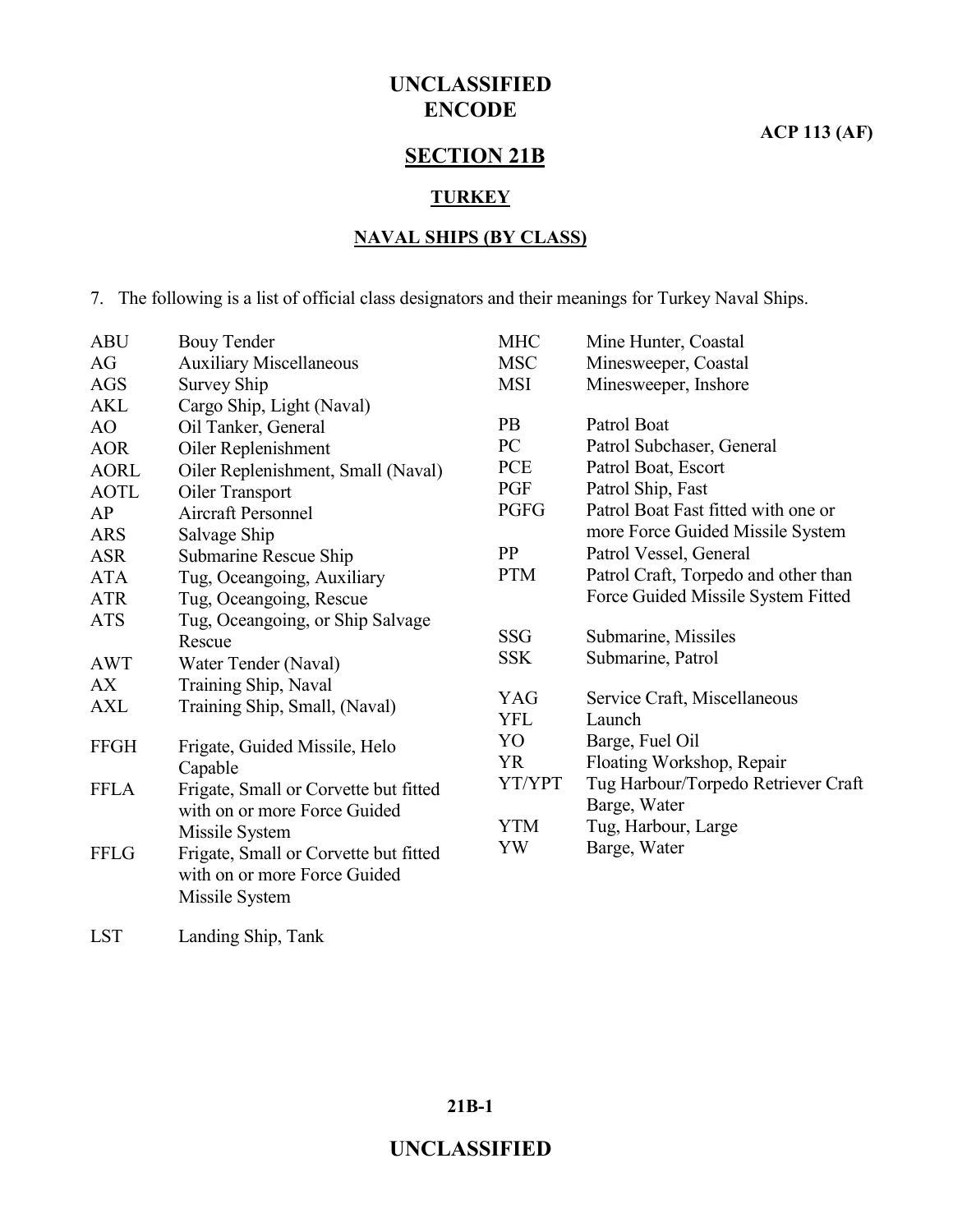# SECTION 21B

## TURKEY

### NAVAL SHIPS (BY CLASS)

7. The following is a list of official class designators and their meanings for Turkey Naval Ships.

| Designator | Meaning |
|---|---|
| ABU | Bouy Tender |
| AG | Auxiliary Miscellaneous |
| AGS | Survey Ship |
| AKL | Cargo Ship, Light (Naval) |
| AO | Oil Tanker, General |
| AOR | Oiler Replenishment |
| AORL | Oiler Replenishment, Small (Naval) |
| AOTL | Oiler Transport |
| AP | Aircraft Personnel |
| ARS | Salvage Ship |
| ASR | Submarine Rescue Ship |
| ATA | Tug, Oceangoing, Auxiliary |
| ATR | Tug, Oceangoing, Rescue |
| ATS | Tug, Oceangoing, or Ship Salvage Rescue |
| AWT | Water Tender (Naval) |
| AX | Training Ship, Naval |
| AXL | Training Ship, Small, (Naval) |
| FFGH | Frigate, Guided Missile, Helo Capable |
| FFLA | Frigate, Small or Corvette but fitted with on or more Force Guided Missile System |
| FFLG | Frigate, Small or Corvette but fitted with on or more Force Guided Missile System |
| LST | Landing Ship, Tank |
| MHC | Mine Hunter, Coastal |
| MSC | Minesweeper, Coastal |
| MSI | Minesweeper, Inshore |
| PB | Patrol Boat |
| PC | Patrol Subchaser, General |
| PCE | Patrol Boat, Escort |
| PGF | Patrol Ship, Fast |
| PGFG | Patrol Boat Fast fitted with one or more Force Guided Missile System |
| PP | Patrol Vessel, General |
| PTM | Patrol Craft, Torpedo and other than Force Guided Missile System Fitted |
| SSG | Submarine, Missiles |
| SSK | Submarine, Patrol |
| YAG | Service Craft, Miscellaneous |
| YFL | Launch |
| YO | Barge, Fuel Oil |
| YR | Floating Workshop, Repair |
| YT/YPT | Tug Harbour/Torpedo Retriever Craft Barge, Water |
| YTM | Tug, Harbour, Large |
| YW | Barge, Water |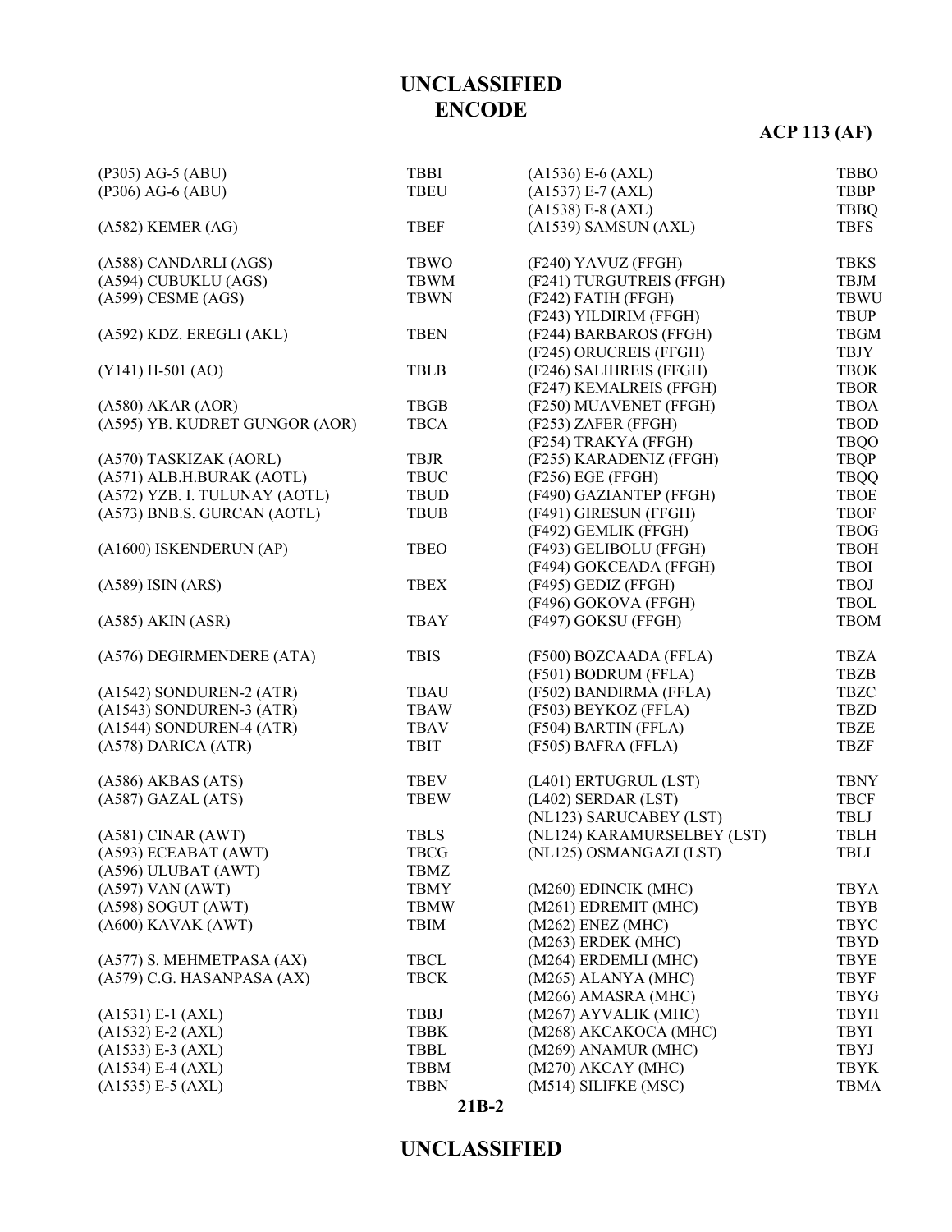| | |
|---|---|
| (P305) AG-5 (ABU) | TBBI |
| (P306) AG-6 (ABU) | TBEU |
| | |
| (A582) KEMER (AG) | TBEF |
| | |
| (A588) CANDARLI (AGS) | TBWO |
| (A594) CUBUKLU (AGS) | TBWM |
| (A599) CESME (AGS) | TBWN |
| | |
| (A592) KDZ. EREGLI (AKL) | TBEN |
| | |
| (Y141) H-501 (AO) | TBLB |
| | |
| (A580) AKAR (AOR) | TBGB |
| (A595) YB. KUDRET GUNGOR (AOR) | TBCA |
| | |
| (A570) TASKIZAK (AORL) | TBJR |
| (A571) ALB.H.BURAK (AOTL) | TBUC |
| (A572) YZB. I. TULUNAY (AOTL) | TBUD |
| (A573) BNB.S. GURCAN (AOTL) | TBUB |
| | |
| (A1600) ISKENDERUN (AP) | TBEO |
| | |
| (A589) ISIN (ARS) | TBEX |
| | |
| (A585) AKIN (ASR) | TBAY |
| | |
| (A576) DEGIRMENDERE (ATA) | TBIS |
| | |
| (A1542) SONDUREN-2 (ATR) | TBAU |
| (A1543) SONDUREN-3 (ATR) | TBAW |
| (A1544) SONDUREN-4 (ATR) | TBAV |
| (A578) DARICA (ATR) | TBIT |
| | |
| (A586) AKBAS (ATS) | TBEV |
| (A587) GAZAL (ATS) | TBEW |
| | |
| (A581) CINAR (AWT) | TBLS |
| (A593) ECEABAT (AWT) | TBCG |
| (A596) ULUBAT (AWT) | TBMZ |
| (A597) VAN (AWT) | TBMY |
| (A598) SOGUT (AWT) | TBMW |
| (A600) KAVAK (AWT) | TBIM |
| | |
| (A577) S. MEHMETPASA (AX) | TBCL |
| (A579) C.G. HASANPASA (AX) | TBCK |
| | |
| (A1531) E-1 (AXL) | TBBJ |
| (A1532) E-2 (AXL) | TBBK |
| (A1533) E-3 (AXL) | TBBL |
| (A1534) E-4 (AXL) | TBBM |
| (A1535) E-5 (AXL) | TBBN |
| (A1536) E-6 (AXL) | TBBO |
| (A1537) E-7 (AXL) | TBBP |
| (A1538) E-8 (AXL) | TBBQ |
| (A1539) SAMSUN (AXL) | TBFS |
| | |
| (F240) YAVUZ (FFGH) | TBKS |
| (F241) TURGUTREIS (FFGH) | TBJM |
| (F242) FATIH (FFGH) | TBWU |
| (F243) YILDIRIM (FFGH) | TBUP |
| (F244) BARBAROS (FFGH) | TBGM |
| (F245) ORUCREIS (FFGH) | TBJY |
| (F246) SALIHREIS (FFGH) | TBOK |
| (F247) KEMALREIS (FFGH) | TBOR |
| (F250) MUAVENET (FFGH) | TBOA |
| (F253) ZAFER (FFGH) | TBOD |
| (F254) TRAKYA (FFGH) | TBQO |
| (F255) KARADENIZ (FFGH) | TBQP |
| (F256) EGE (FFGH) | TBQQ |
| (F490) GAZIANTEP (FFGH) | TBOE |
| (F491) GIRESUN (FFGH) | TBOF |
| (F492) GEMLIK (FFGH) | TBOG |
| (F493) GELIBOLU (FFGH) | TBOH |
| (F494) GOKCEADA (FFGH) | TBOI |
| (F495) GEDIZ (FFGH) | TBOJ |
| (F496) GOKOVA (FFGH) | TBOL |
| (F497) GOKSU (FFGH) | TBOM |
| | |
| (F500) BOZCAADA (FFLA) | TBZA |
| (F501) BODRUM (FFLA) | TBZB |
| (F502) BANDIRMA (FFLA) | TBZC |
| (F503) BEYKOZ (FFLA) | TBZD |
| (F504) BARTIN (FFLA) | TBZE |
| (F505) BAFRA (FFLA) | TBZF |
| | |
| (L401) ERTUGRUL (LST) | TBNY |
| (L402) SERDAR (LST) | TBCF |
| (NL123) SARUCABEY (LST) | TBLJ |
| (NL124) KARAMURSELBEY (LST) | TBLH |
| (NL125) OSMANGAZI (LST) | TBLI |
| | |
| (M260) EDINCIK (MHC) | TBYA |
| (M261) EDREMIT (MHC) | TBYB |
| (M262) ENEZ (MHC) | TBYC |
| (M263) ERDEK (MHC) | TBYD |
| (M264) ERDEMLI (MHC) | TBYE |
| (M265) ALANYA (MHC) | TBYF |
| (M266) AMASRA (MHC) | TBYG |
| (M267) AYVALIK (MHC) | TBYH |
| (M268) AKCAKOCA (MHC) | TBYI |
| (M269) ANAMUR (MHC) | TBYJ |
| (M270) AKCAY (MHC) | TBYK |
| (M514) SILIFKE (MSC) | TBMA |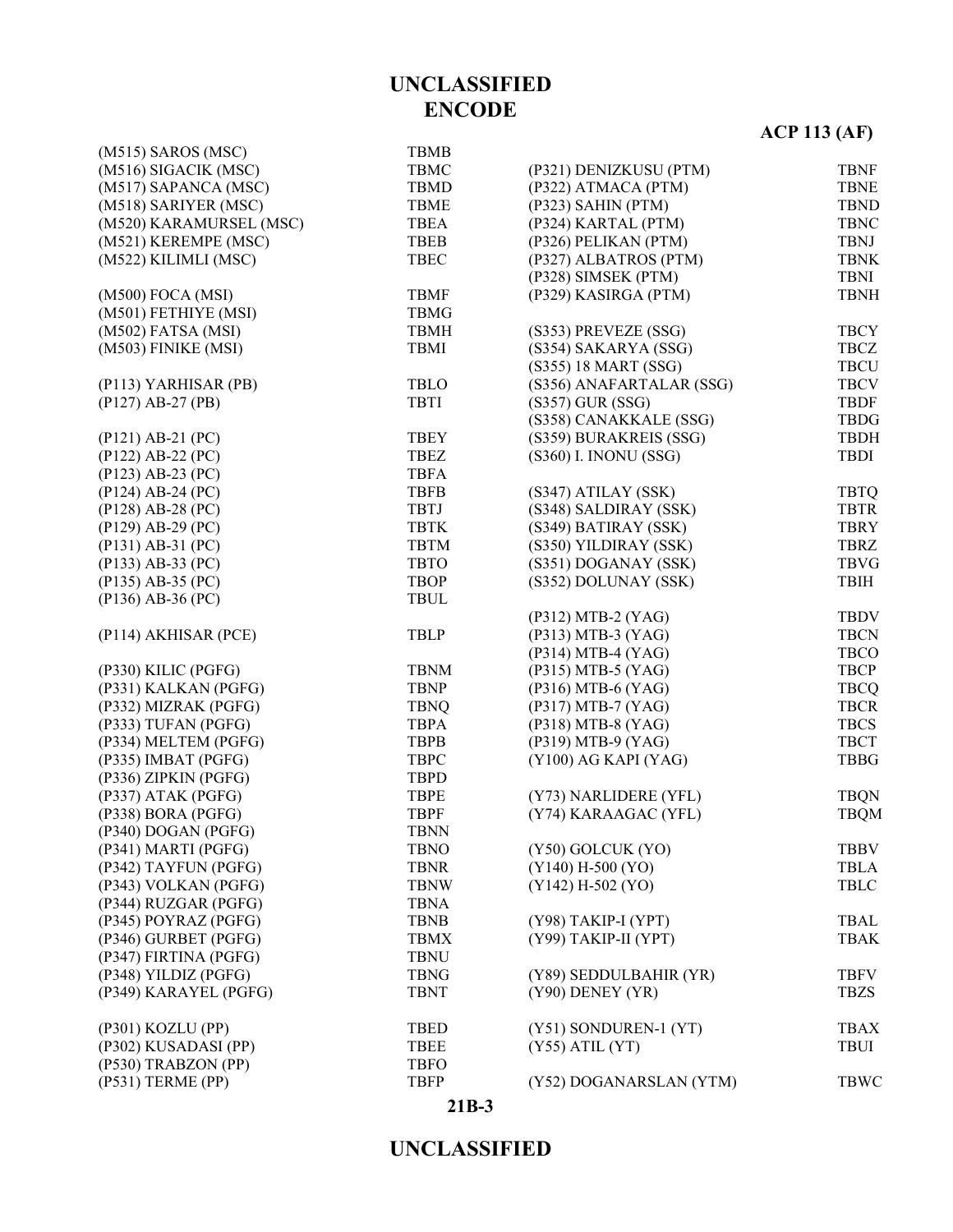# UNCLASSIFIED
# ENCODE

**ACP 113 (AF)**

| | |
|---|---|
| (M515) SAROS (MSC) | TBMB |
| (M516) SIGACIK (MSC) | TBMC |
| (M517) SAPANCA (MSC) | TBMD |
| (M518) SARIYER (MSC) | TBME |
| (M520) KARAMURSEL (MSC) | TBEA |
| (M521) KEREMPE (MSC) | TBEB |
| (M522) KILIMLI (MSC) | TBEC |
| | |
| (M500) FOCA (MSI) | TBMF |
| (M501) FETHIYE (MSI) | TBMG |
| (M502) FATSA (MSI) | TBMH |
| (M503) FINIKE (MSI) | TBMI |
| | |
| (P113) YARHISAR (PB) | TBLO |
| (P127) AB-27 (PB) | TBTI |
| | |
| (P121) AB-21 (PC) | TBEY |
| (P122) AB-22 (PC) | TBEZ |
| (P123) AB-23 (PC) | TBFA |
| (P124) AB-24 (PC) | TBFB |
| (P128) AB-28 (PC) | TBTJ |
| (P129) AB-29 (PC) | TBTK |
| (P131) AB-31 (PC) | TBTM |
| (P133) AB-33 (PC) | TBTO |
| (P135) AB-35 (PC) | TBOP |
| (P136) AB-36 (PC) | TBUL |
| | |
| (P114) AKHISAR (PCE) | TBLP |
| | |
| (P330) KILIC (PGFG) | TBNM |
| (P331) KALKAN (PGFG) | TBNP |
| (P332) MIZRAK (PGFG) | TBNQ |
| (P333) TUFAN (PGFG) | TBPA |
| (P334) MELTEM (PGFG) | TBPB |
| (P335) IMBAT (PGFG) | TBPC |
| (P336) ZIPKIN (PGFG) | TBPD |
| (P337) ATAK (PGFG) | TBPE |
| (P338) BORA (PGFG) | TBPF |
| (P340) DOGAN (PGFG) | TBNN |
| (P341) MARTI (PGFG) | TBNO |
| (P342) TAYFUN (PGFG) | TBNR |
| (P343) VOLKAN (PGFG) | TBNW |
| (P344) RUZGAR (PGFG) | TBNA |
| (P345) POYRAZ (PGFG) | TBNB |
| (P346) GURBET (PGFG) | TBMX |
| (P347) FIRTINA (PGFG) | TBNU |
| (P348) YILDIZ (PGFG) | TBNG |
| (P349) KARAYEL (PGFG) | TBNT |
| | |
| (P301) KOZLU (PP) | TBED |
| (P302) KUSADASI (PP) | TBEE |
| (P530) TRABZON (PP) | TBFO |
| (P531) TERME (PP) | TBFP |
| | |
| (P321) DENIZKUSU (PTM) | TBNF |
| (P322) ATMACA (PTM) | TBNE |
| (P323) SAHIN (PTM) | TBND |
| (P324) KARTAL (PTM) | TBNC |
| (P326) PELIKAN (PTM) | TBNJ |
| (P327) ALBATROS (PTM) | TBNK |
| (P328) SIMSEK (PTM) | TBNI |
| (P329) KASIRGA (PTM) | TBNH |
| | |
| (S353) PREVEZE (SSG) | TBCY |
| (S354) SAKARYA (SSG) | TBCZ |
| (S355) 18 MART (SSG) | TBCU |
| (S356) ANAFARTALAR (SSG) | TBCV |
| (S357) GUR (SSG) | TBDF |
| (S358) CANAKKALE (SSG) | TBDG |
| (S359) BURAKREIS (SSG) | TBDH |
| (S360) I. INONU (SSG) | TBDI |
| | |
| (S347) ATILAY (SSK) | TBTQ |
| (S348) SALDIRAY (SSK) | TBTR |
| (S349) BATIRAY (SSK) | TBRY |
| (S350) YILDIRAY (SSK) | TBRZ |
| (S351) DOGANAY (SSK) | TBVG |
| (S352) DOLUNAY (SSK) | TBIH |
| | |
| (P312) MTB-2 (YAG) | TBDV |
| (P313) MTB-3 (YAG) | TBCN |
| (P314) MTB-4 (YAG) | TBCO |
| (P315) MTB-5 (YAG) | TBCP |
| (P316) MTB-6 (YAG) | TBCQ |
| (P317) MTB-7 (YAG) | TBCR |
| (P318) MTB-8 (YAG) | TBCS |
| (P319) MTB-9 (YAG) | TBCT |
| (Y100) AG KAPI (YAG) | TBBG |
| | |
| (Y73) NARLIDERE (YFL) | TBQN |
| (Y74) KARAAGAC (YFL) | TBQM |
| | |
| (Y50) GOLCUK (YO) | TBBV |
| (Y140) H-500 (YO) | TBLA |
| (Y142) H-502 (YO) | TBLC |
| | |
| (Y98) TAKIP-I (YPT) | TBAL |
| (Y99) TAKIP-II (YPT) | TBAK |
| | |
| (Y89) SEDDULBAHIR (YR) | TBFV |
| (Y90) DENEY (YR) | TBZS |
| | |
| (Y51) SONDUREN-1 (YT) | TBAX |
| (Y55) ATIL (YT) | TBUI |
| | |
| (Y52) DOGANARSLAN (YTM) | TBWC |

**21B-3**

# UNCLASSIFIED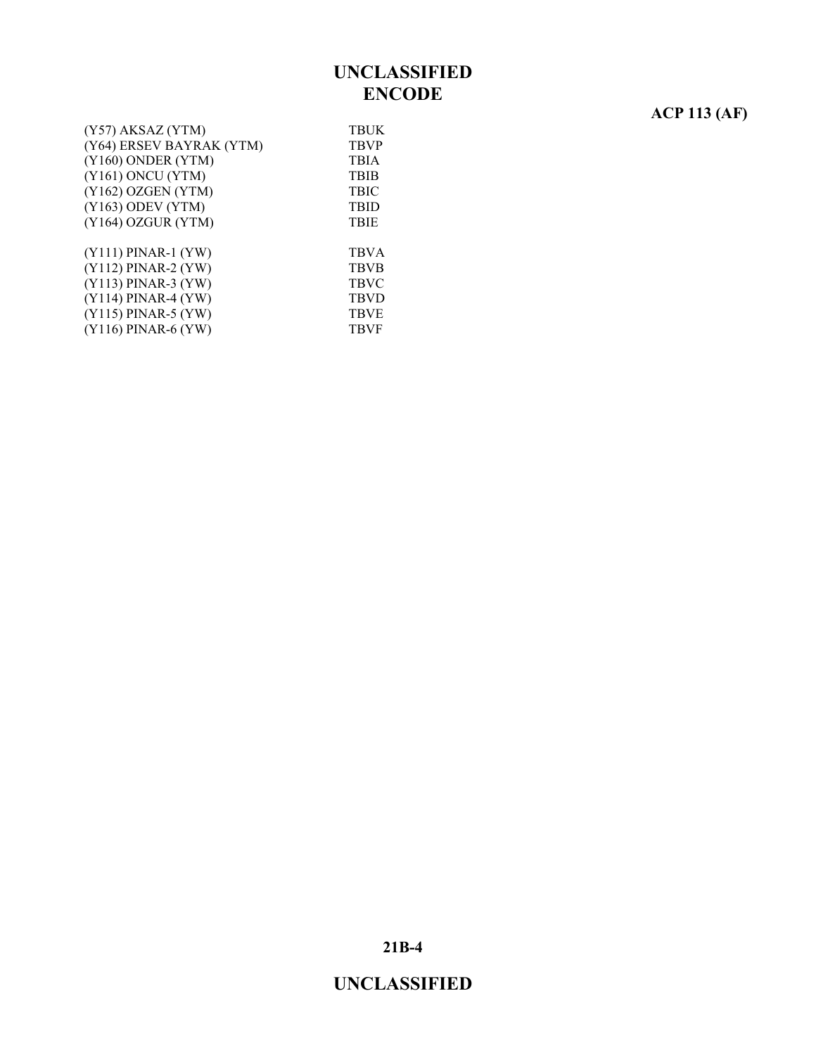| | |
|---|---|
| (Y57) AKSAZ (YTM) | TBUK |
| (Y64) ERSEV BAYRAK (YTM) | TBVP |
| (Y160) ONDER (YTM) | TBIA |
| (Y161) ONCU (YTM) | TBIB |
| (Y162) OZGEN (YTM) | TBIC |
| (Y163) ODEV (YTM) | TBID |
| (Y164) OZGUR (YTM) | TBIE |
| | |
| (Y111) PINAR-1 (YW) | TBVA |
| (Y112) PINAR-2 (YW) | TBVB |
| (Y113) PINAR-3 (YW) | TBVC |
| (Y114) PINAR-4 (YW) | TBVD |
| (Y115) PINAR-5 (YW) | TBVE |
| (Y116) PINAR-6 (YW) | TBVF |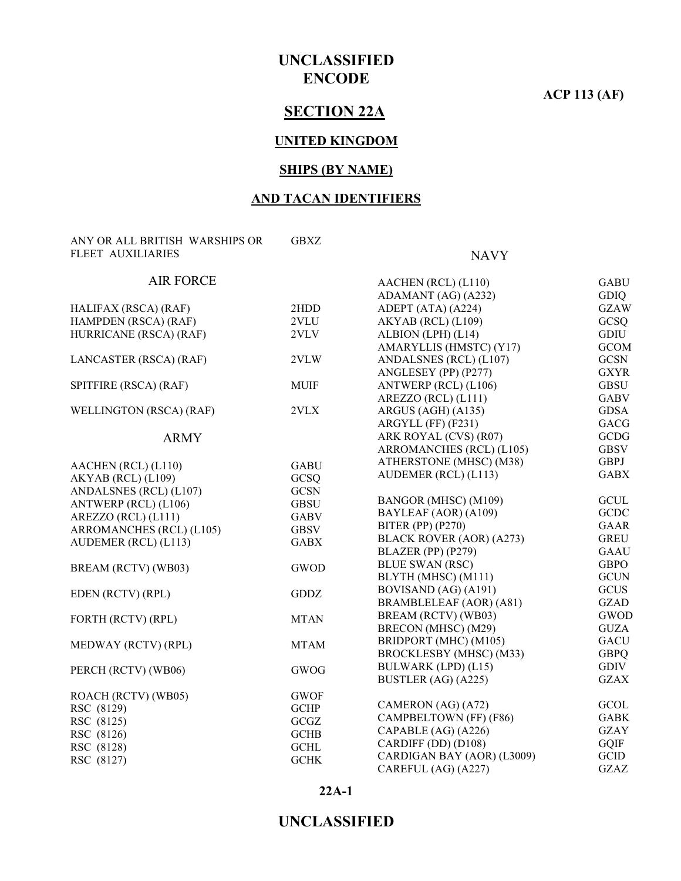# UNCLASSIFIED
# ENCODE

**ACP 113 (AF)**

## SECTION 22A

### UNITED KINGDOM

### SHIPS (BY NAME)

### AND TACAN IDENTIFIERS

| | |
|---|---|
| ANY OR ALL BRITISH WARSHIPS OR FLEET AUXILIARIES | GBXZ |

#### AIR FORCE

| | |
|---|---|
| HALIFAX (RSCA) (RAF) | 2HDD |
| HAMPDEN (RSCA) (RAF) | 2VLU |
| HURRICANE (RSCA) (RAF) | 2VLV |
| LANCASTER (RSCA) (RAF) | 2VLW |
| SPITFIRE (RSCA) (RAF) | MUIF |
| WELLINGTON (RSCA) (RAF) | 2VLX |

#### ARMY

| | |
|---|---|
| AACHEN (RCL) (L110) | GABU |
| AKYAB (RCL) (L109) | GCSQ |
| ANDALSNES (RCL) (L107) | GCSN |
| ANTWERP (RCL) (L106) | GBSU |
| AREZZO (RCL) (L111) | GABV |
| ARROMANCHES (RCL) (L105) | GBSV |
| AUDEMER (RCL) (L113) | GABX |
| BREAM (RCTV) (WB03) | GWOD |
| EDEN (RCTV) (RPL) | GDDZ |
| FORTH (RCTV) (RPL) | MTAN |
| MEDWAY (RCTV) (RPL) | MTAM |
| PERCH (RCTV) (WB06) | GWOG |
| ROACH (RCTV) (WB05) | GWOF |
| RSC (8129) | GCHP |
| RSC (8125) | GCGZ |
| RSC (8126) | GCHB |
| RSC (8128) | GCHL |
| RSC (8127) | GCHK |

#### NAVY

| | |
|---|---|
| AACHEN (RCL) (L110) | GABU |
| ADAMANT (AG) (A232) | GDIQ |
| ADEPT (ATA) (A224) | GZAW |
| AKYAB (RCL) (L109) | GCSQ |
| ALBION (LPH) (L14) | GDIU |
| AMARYLLIS (HMSTC) (Y17) | GCOM |
| ANDALSNES (RCL) (L107) | GCSN |
| ANGLESEY (PP) (P277) | GXYR |
| ANTWERP (RCL) (L106) | GBSU |
| AREZZO (RCL) (L111) | GABV |
| ARGUS (AGH) (A135) | GDSA |
| ARGYLL (FF) (F231) | GACG |
| ARK ROYAL (CVS) (R07) | GCDG |
| ARROMANCHES (RCL) (L105) | GBSV |
| ATHERSTONE (MHSC) (M38) | GBPJ |
| AUDEMER (RCL) (L113) | GABX |
| BANGOR (MHSC) (M109) | GCUL |
| BAYLEAF (AOR) (A109) | GCDC |
| BITER (PP) (P270) | GAAR |
| BLACK ROVER (AOR) (A273) | GREU |
| BLAZER (PP) (P279) | GAAU |
| BLUE SWAN (RSC) | GBPO |
| BLYTH (MHSC) (M111) | GCUN |
| BOVISAND (AG) (A191) | GCUS |
| BRAMBLELEAF (AOR) (A81) | GZAD |
| BREAM (RCTV) (WB03) | GWOD |
| BRECON (MHSC) (M29) | GUZA |
| BRIDPORT (MHC) (M105) | GACU |
| BROCKLESBY (MHSC) (M33) | GBPQ |
| BULWARK (LPD) (L15) | GDIV |
| BUSTLER (AG) (A225) | GZAX |
| CAMERON (AG) (A72) | GCOL |
| CAMPBELTOWN (FF) (F86) | GABK |
| CAPABLE (AG) (A226) | GZAY |
| CARDIFF (DD) (D108) | GQIF |
| CARDIGAN BAY (AOR) (L3009) | GCID |
| CAREFUL (AG) (A227) | GZAZ |

**UNCLASSIFIED**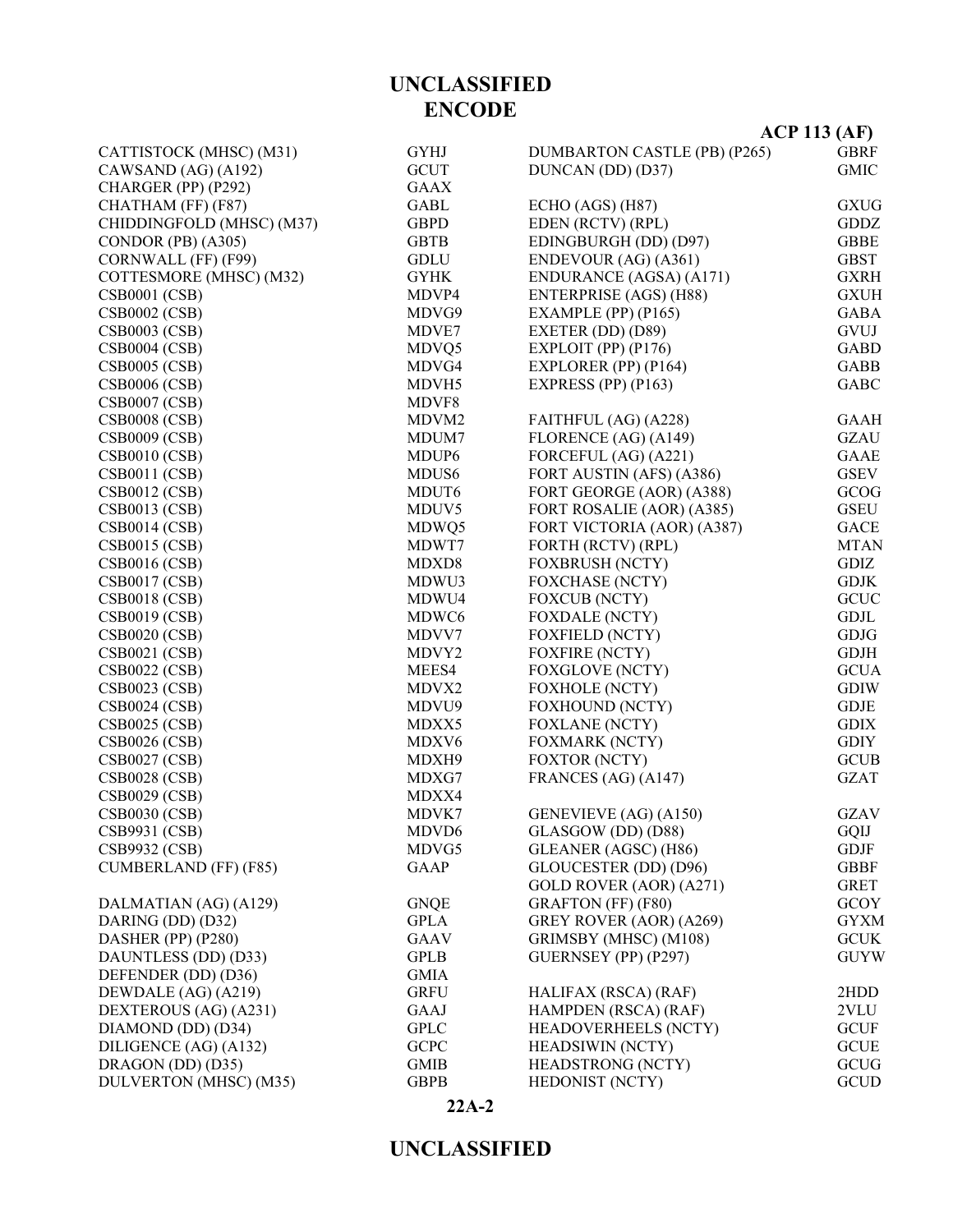# UNCLASSIFIED
## ENCODE

**ACP 113 (AF)**

| | |
|---|---|
| CATTISTOCK (MHSC) (M31) | GYHJ |
| CAWSAND (AG) (A192) | GCUT |
| CHARGER (PP) (P292) | GAAX |
| CHATHAM (FF) (F87) | GABL |
| CHIDDINGFOLD (MHSC) (M37) | GBPD |
| CONDOR (PB) (A305) | GBTB |
| CORNWALL (FF) (F99) | GDLU |
| COTTESMORE (MHSC) (M32) | GYHK |
| CSB0001 (CSB) | MDVP4 |
| CSB0002 (CSB) | MDVG9 |
| CSB0003 (CSB) | MDVE7 |
| CSB0004 (CSB) | MDVQ5 |
| CSB0005 (CSB) | MDVG4 |
| CSB0006 (CSB) | MDVH5 |
| CSB0007 (CSB) | MDVF8 |
| CSB0008 (CSB) | MDVM2 |
| CSB0009 (CSB) | MDUM7 |
| CSB0010 (CSB) | MDUP6 |
| CSB0011 (CSB) | MDUS6 |
| CSB0012 (CSB) | MDUT6 |
| CSB0013 (CSB) | MDUV5 |
| CSB0014 (CSB) | MDWQ5 |
| CSB0015 (CSB) | MDWT7 |
| CSB0016 (CSB) | MDXD8 |
| CSB0017 (CSB) | MDWU3 |
| CSB0018 (CSB) | MDWU4 |
| CSB0019 (CSB) | MDWC6 |
| CSB0020 (CSB) | MDVV7 |
| CSB0021 (CSB) | MDVY2 |
| CSB0022 (CSB) | MEES4 |
| CSB0023 (CSB) | MDVX2 |
| CSB0024 (CSB) | MDVU9 |
| CSB0025 (CSB) | MDXX5 |
| CSB0026 (CSB) | MDXV6 |
| CSB0027 (CSB) | MDXH9 |
| CSB0028 (CSB) | MDXG7 |
| CSB0029 (CSB) | MDXX4 |
| CSB0030 (CSB) | MDVK7 |
| CSB9931 (CSB) | MDVD6 |
| CSB9932 (CSB) | MDVG5 |
| CUMBERLAND (FF) (F85) | GAAP |
| | |
| DALMATIAN (AG) (A129) | GNQE |
| DARING (DD) (D32) | GPLA |
| DASHER (PP) (P280) | GAAV |
| DAUNTLESS (DD) (D33) | GPLB |
| DEFENDER (DD) (D36) | GMIA |
| DEWDALE (AG) (A219) | GRFU |
| DEXTEROUS (AG) (A231) | GAAJ |
| DIAMOND (DD) (D34) | GPLC |
| DILIGENCE (AG) (A132) | GCPC |
| DRAGON (DD) (D35) | GMIB |
| DULVERTON (MHSC) (M35) | GBPB |
| DUMBARTON CASTLE (PB) (P265) | GBRF |
| DUNCAN (DD) (D37) | GMIC |
| | |
| ECHO (AGS) (H87) | GXUG |
| EDEN (RCTV) (RPL) | GDDZ |
| EDINGBURGH (DD) (D97) | GBBE |
| ENDEVOUR (AG) (A361) | GBST |
| ENDURANCE (AGSA) (A171) | GXRH |
| ENTERPRISE (AGS) (H88) | GXUH |
| EXAMPLE (PP) (P165) | GABA |
| EXETER (DD) (D89) | GVUJ |
| EXPLOIT (PP) (P176) | GABD |
| EXPLORER (PP) (P164) | GABB |
| EXPRESS (PP) (P163) | GABC |
| | |
| FAITHFUL (AG) (A228) | GAAH |
| FLORENCE (AG) (A149) | GZAU |
| FORCEFUL (AG) (A221) | GAAE |
| FORT AUSTIN (AFS) (A386) | GSEV |
| FORT GEORGE (AOR) (A388) | GCOG |
| FORT ROSALIE (AOR) (A385) | GSEU |
| FORT VICTORIA (AOR) (A387) | GACE |
| FORTH (RCTV) (RPL) | MTAN |
| FOXBRUSH (NCTY) | GDIZ |
| FOXCHASE (NCTY) | GDJK |
| FOXCUB (NCTY) | GCUC |
| FOXDALE (NCTY) | GDJL |
| FOXFIELD (NCTY) | GDJG |
| FOXFIRE (NCTY) | GDJH |
| FOXGLOVE (NCTY) | GCUA |
| FOXHOLE (NCTY) | GDIW |
| FOXHOUND (NCTY) | GDJE |
| FOXLANE (NCTY) | GDIX |
| FOXMARK (NCTY) | GDIY |
| FOXTOR (NCTY) | GCUB |
| FRANCES (AG) (A147) | GZAT |
| | |
| GENEVIEVE (AG) (A150) | GZAV |
| GLASGOW (DD) (D88) | GQIJ |
| GLEANER (AGSC) (H86) | GDJF |
| GLOUCESTER (DD) (D96) | GBBF |
| GOLD ROVER (AOR) (A271) | GRET |
| GRAFTON (FF) (F80) | GCOY |
| GREY ROVER (AOR) (A269) | GYXM |
| GRIMSBY (MHSC) (M108) | GCUK |
| GUERNSEY (PP) (P297) | GUYW |
| | |
| HALIFAX (RSCA) (RAF) | 2HDD |
| HAMPDEN (RSCA) (RAF) | 2VLU |
| HEADOVERHEELS (NCTY) | GCUF |
| HEADSIWIN (NCTY) | GCUE |
| HEADSTRONG (NCTY) | GCUG |
| HEDONIST (NCTY) | GCUD |

# UNCLASSIFIED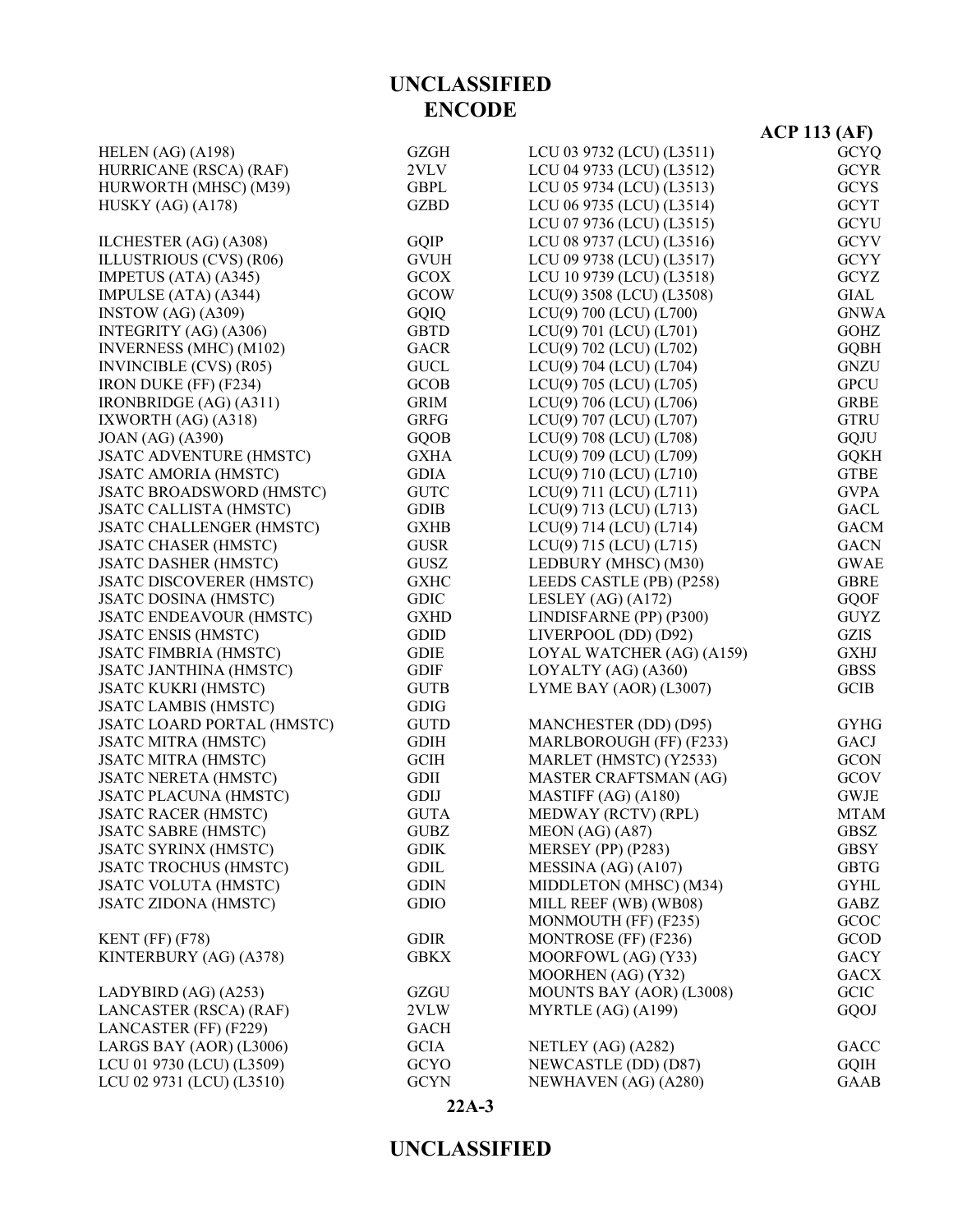# UNCLASSIFIED
# ENCODE

**ACP 113 (AF)**

| Name | Call Sign |
|---|---|
| HELEN (AG) (A198) | GZGH |
| HURRICANE (RSCA) (RAF) | 2VLV |
| HURWORTH (MHSC) (M39) | GBPL |
| HUSKY (AG) (A178) | GZBD |
| | |
| ILCHESTER (AG) (A308) | GQIP |
| ILLUSTRIOUS (CVS) (R06) | GVUH |
| IMPETUS (ATA) (A345) | GCOX |
| IMPULSE (ATA) (A344) | GCOW |
| INSTOW (AG) (A309) | GQIQ |
| INTEGRITY (AG) (A306) | GBTD |
| INVERNESS (MHC) (M102) | GACR |
| INVINCIBLE (CVS) (R05) | GUCL |
| IRON DUKE (FF) (F234) | GCOB |
| IRONBRIDGE (AG) (A311) | GRIM |
| IXWORTH (AG) (A318) | GRFG |
| JOAN (AG) (A390) | GQOB |
| JSATC ADVENTURE (HMSTC) | GXHA |
| JSATC AMORIA (HMSTC) | GDIA |
| JSATC BROADSWORD (HMSTC) | GUTC |
| JSATC CALLISTA (HMSTC) | GDIB |
| JSATC CHALLENGER (HMSTC) | GXHB |
| JSATC CHASER (HMSTC) | GUSR |
| JSATC DASHER (HMSTC) | GUSZ |
| JSATC DISCOVERER (HMSTC) | GXHC |
| JSATC DOSINA (HMSTC) | GDIC |
| JSATC ENDEAVOUR (HMSTC) | GXHD |
| JSATC ENSIS (HMSTC) | GDID |
| JSATC FIMBRIA (HMSTC) | GDIE |
| JSATC JANTHINA (HMSTC) | GDIF |
| JSATC KUKRI (HMSTC) | GUTB |
| JSATC LAMBIS (HMSTC) | GDIG |
| JSATC LOARD PORTAL (HMSTC) | GUTD |
| JSATC MITRA (HMSTC) | GDIH |
| JSATC MITRA (HMSTC) | GCIH |
| JSATC NERETA (HMSTC) | GDII |
| JSATC PLACUNA (HMSTC) | GDIJ |
| JSATC RACER (HMSTC) | GUTA |
| JSATC SABRE (HMSTC) | GUBZ |
| JSATC SYRINX (HMSTC) | GDIK |
| JSATC TROCHUS (HMSTC) | GDIL |
| JSATC VOLUTA (HMSTC) | GDIN |
| JSATC ZIDONA (HMSTC) | GDIO |
| | |
| KENT (FF) (F78) | GDIR |
| KINTERBURY (AG) (A378) | GBKX |
| | |
| LADYBIRD (AG) (A253) | GZGU |
| LANCASTER (RSCA) (RAF) | 2VLW |
| LANCASTER (FF) (F229) | GACH |
| LARGS BAY (AOR) (L3006) | GCIA |
| LCU 01 9730 (LCU) (L3509) | GCYO |
| LCU 02 9731 (LCU) (L3510) | GCYN |
| LCU 03 9732 (LCU) (L3511) | GCYQ |
| LCU 04 9733 (LCU) (L3512) | GCYR |
| LCU 05 9734 (LCU) (L3513) | GCYS |
| LCU 06 9735 (LCU) (L3514) | GCYT |
| LCU 07 9736 (LCU) (L3515) | GCYU |
| LCU 08 9737 (LCU) (L3516) | GCYV |
| LCU 09 9738 (LCU) (L3517) | GCYY |
| LCU 10 9739 (LCU) (L3518) | GCYZ |
| LCU(9) 3508 (LCU) (L3508) | GIAL |
| LCU(9) 700 (LCU) (L700) | GNWA |
| LCU(9) 701 (LCU) (L701) | GOHZ |
| LCU(9) 702 (LCU) (L702) | GQBH |
| LCU(9) 704 (LCU) (L704) | GNZU |
| LCU(9) 705 (LCU) (L705) | GPCU |
| LCU(9) 706 (LCU) (L706) | GRBE |
| LCU(9) 707 (LCU) (L707) | GTRU |
| LCU(9) 708 (LCU) (L708) | GQJU |
| LCU(9) 709 (LCU) (L709) | GQKH |
| LCU(9) 710 (LCU) (L710) | GTBE |
| LCU(9) 711 (LCU) (L711) | GVPA |
| LCU(9) 713 (LCU) (L713) | GACL |
| LCU(9) 714 (LCU) (L714) | GACM |
| LCU(9) 715 (LCU) (L715) | GACN |
| LEDBURY (MHSC) (M30) | GWAE |
| LEEDS CASTLE (PB) (P258) | GBRE |
| LESLEY (AG) (A172) | GQOF |
| LINDISFARNE (PP) (P300) | GUYZ |
| LIVERPOOL (DD) (D92) | GZIS |
| LOYAL WATCHER (AG) (A159) | GXHJ |
| LOYALTY (AG) (A360) | GBSS |
| LYME BAY (AOR) (L3007) | GCIB |
| | |
| MANCHESTER (DD) (D95) | GYHG |
| MARLBOROUGH (FF) (F233) | GACJ |
| MARLET (HMSTC) (Y2533) | GCON |
| MASTER CRAFTSMAN (AG) | GCOV |
| MASTIFF (AG) (A180) | GWJE |
| MEDWAY (RCTV) (RPL) | MTAM |
| MEON (AG) (A87) | GBSZ |
| MERSEY (PP) (P283) | GBSY |
| MESSINA (AG) (A107) | GBTG |
| MIDDLETON (MHSC) (M34) | GYHL |
| MILL REEF (WB) (WB08) | GABZ |
| MONMOUTH (FF) (F235) | GCOC |
| MONTROSE (FF) (F236) | GCOD |
| MOORFOWL (AG) (Y33) | GACY |
| MOORHEN (AG) (Y32) | GACX |
| MOUNTS BAY (AOR) (L3008) | GCIC |
| MYRTLE (AG) (A199) | GQOJ |
| | |
| NETLEY (AG) (A282) | GACC |
| NEWCASTLE (DD) (D87) | GQIH |
| NEWHAVEN (AG) (A280) | GAAB |

22A-3

# UNCLASSIFIED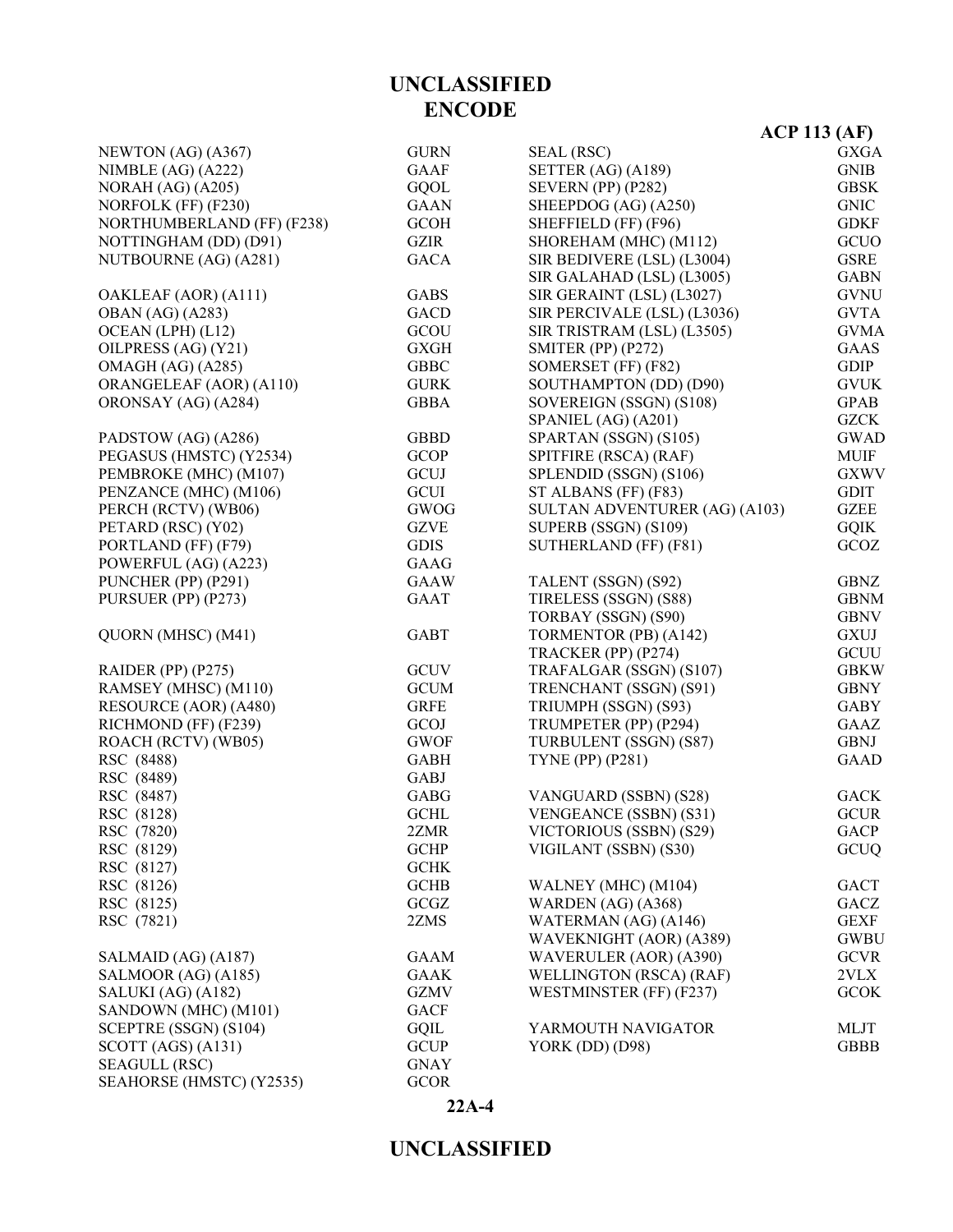# ENCODE

| | |
|---|---|
| NEWTON (AG) (A367) | GURN |
| NIMBLE (AG) (A222) | GAAF |
| NORAH (AG) (A205) | GQOL |
| NORFOLK (FF) (F230) | GAAN |
| NORTHUMBERLAND (FF) (F238) | GCOH |
| NOTTINGHAM (DD) (D91) | GZIR |
| NUTBOURNE (AG) (A281) | GACA |
| | |
| OAKLEAF (AOR) (A111) | GABS |
| OBAN (AG) (A283) | GACD |
| OCEAN (LPH) (L12) | GCOU |
| OILPRESS (AG) (Y21) | GXGH |
| OMAGH (AG) (A285) | GBBC |
| ORANGELEAF (AOR) (A110) | GURK |
| ORONSAY (AG) (A284) | GBBA |
| | |
| PADSTOW (AG) (A286) | GBBD |
| PEGASUS (HMSTC) (Y2534) | GCOP |
| PEMBROKE (MHC) (M107) | GCUJ |
| PENZANCE (MHC) (M106) | GCUI |
| PERCH (RCTV) (WB06) | GWOG |
| PETARD (RSC) (Y02) | GZVE |
| PORTLAND (FF) (F79) | GDIS |
| POWERFUL (AG) (A223) | GAAG |
| PUNCHER (PP) (P291) | GAAW |
| PURSUER (PP) (P273) | GAAT |
| | |
| QUORN (MHSC) (M41) | GABT |
| | |
| RAIDER (PP) (P275) | GCUV |
| RAMSEY (MHSC) (M110) | GCUM |
| RESOURCE (AOR) (A480) | GRFE |
| RICHMOND (FF) (F239) | GCOJ |
| ROACH (RCTV) (WB05) | GWOF |
| RSC (8488) | GABH |
| RSC (8489) | GABJ |
| RSC (8487) | GABG |
| RSC (8128) | GCHL |
| RSC (7820) | 2ZMR |
| RSC (8129) | GCHP |
| RSC (8127) | GCHK |
| RSC (8126) | GCHB |
| RSC (8125) | GCGZ |
| RSC (7821) | 2ZMS |
| | |
| SALMAID (AG) (A187) | GAAM |
| SALMOOR (AG) (A185) | GAAK |
| SALUKI (AG) (A182) | GZMV |
| SANDOWN (MHC) (M101) | GACF |
| SCEPTRE (SSGN) (S104) | GQIL |
| SCOTT (AGS) (A131) | GCUP |
| SEAGULL (RSC) | GNAY |
| SEAHORSE (HMSTC) (Y2535) | GCOR |
| SEAL (RSC) | GXGA |
| SETTER (AG) (A189) | GNIB |
| SEVERN (PP) (P282) | GBSK |
| SHEEPDOG (AG) (A250) | GNIC |
| SHEFFIELD (FF) (F96) | GDKF |
| SHOREHAM (MHC) (M112) | GCUO |
| SIR BEDIVERE (LSL) (L3004) | GSRE |
| SIR GALAHAD (LSL) (L3005) | GABN |
| SIR GERAINT (LSL) (L3027) | GVNU |
| SIR PERCIVALE (LSL) (L3036) | GVTA |
| SIR TRISTRAM (LSL) (L3505) | GVMA |
| SMITER (PP) (P272) | GAAS |
| SOMERSET (FF) (F82) | GDIP |
| SOUTHAMPTON (DD) (D90) | GVUK |
| SOVEREIGN (SSGN) (S108) | GPAB |
| SPANIEL (AG) (A201) | GZCK |
| SPARTAN (SSGN) (S105) | GWAD |
| SPITFIRE (RSCA) (RAF) | MUIF |
| SPLENDID (SSGN) (S106) | GXWV |
| ST ALBANS (FF) (F83) | GDIT |
| SULTAN ADVENTURER (AG) (A103) | GZEE |
| SUPERB (SSGN) (S109) | GQIK |
| SUTHERLAND (FF) (F81) | GCOZ |
| | |
| TALENT (SSGN) (S92) | GBNZ |
| TIRELESS (SSGN) (S88) | GBNM |
| TORBAY (SSGN) (S90) | GBNV |
| TORMENTOR (PB) (A142) | GXUJ |
| TRACKER (PP) (P274) | GCUU |
| TRAFALGAR (SSGN) (S107) | GBKW |
| TRENCHANT (SSGN) (S91) | GBNY |
| TRIUMPH (SSGN) (S93) | GABY |
| TRUMPETER (PP) (P294) | GAAZ |
| TURBULENT (SSGN) (S87) | GBNJ |
| TYNE (PP) (P281) | GAAD |
| | |
| VANGUARD (SSBN) (S28) | GACK |
| VENGEANCE (SSBN) (S31) | GCUR |
| VICTORIOUS (SSBN) (S29) | GACP |
| VIGILANT (SSBN) (S30) | GCUQ |
| | |
| WALNEY (MHC) (M104) | GACT |
| WARDEN (AG) (A368) | GACZ |
| WATERMAN (AG) (A146) | GEXF |
| WAVEKNIGHT (AOR) (A389) | GWBU |
| WAVERULER (AOR) (A390) | GCVR |
| WELLINGTON (RSCA) (RAF) | 2VLX |
| WESTMINSTER (FF) (F237) | GCOK |
| | |
| YARMOUTH NAVIGATOR | MLJT |
| YORK (DD) (D98) | GBBB |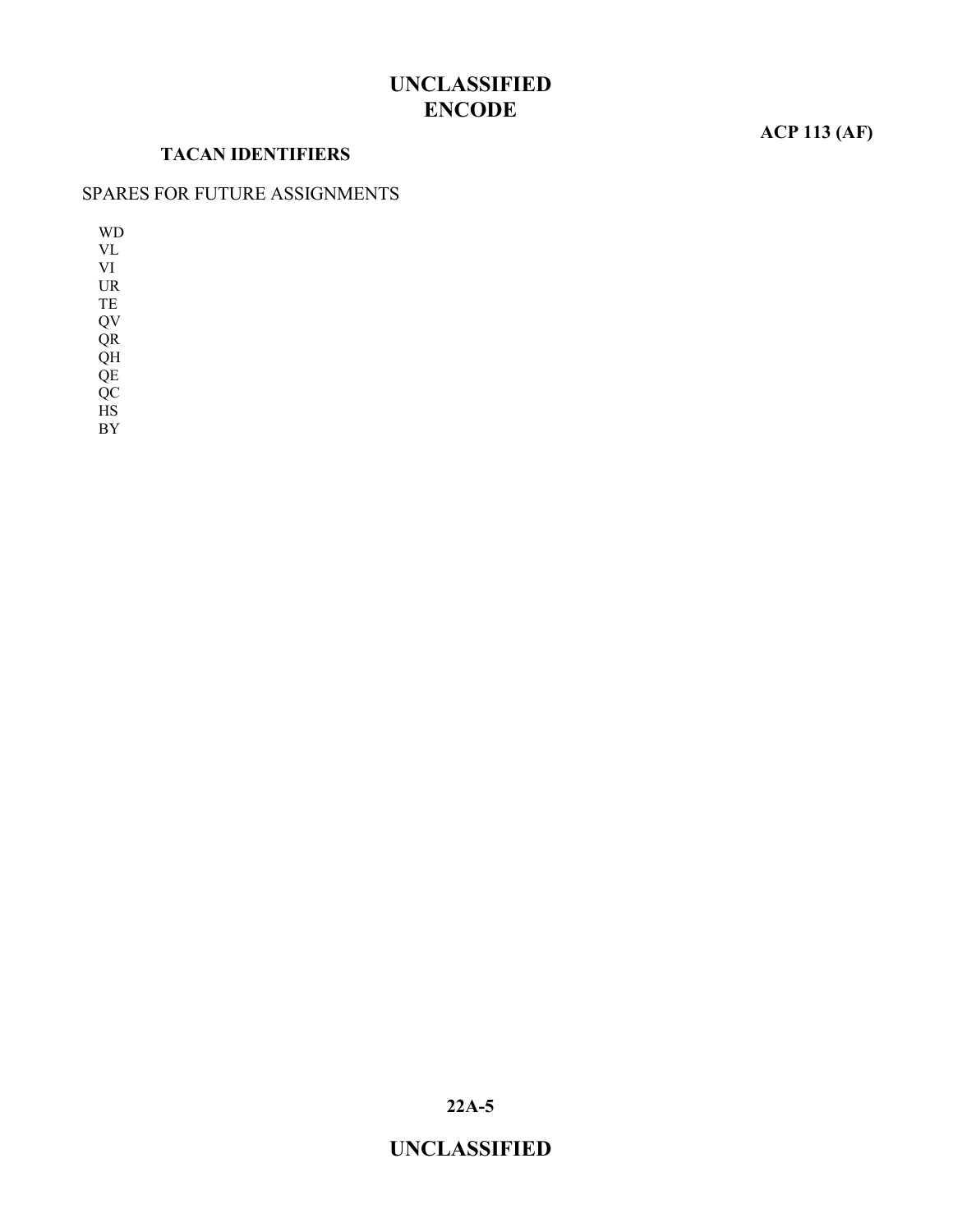### TACAN IDENTIFIERS

SPARES FOR FUTURE ASSIGNMENTS

WD
VL
VI
UR
TE
QV
QR
QH
QE
QC
HS
BY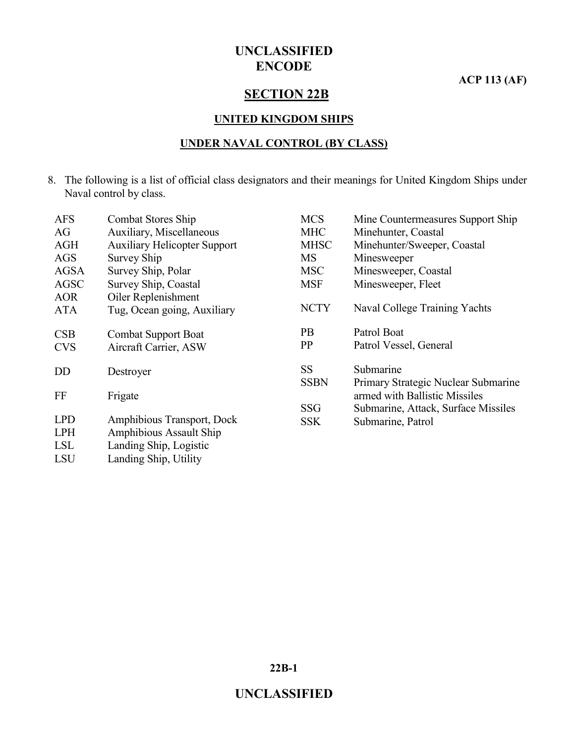# SECTION 22B

## UNITED KINGDOM SHIPS

## UNDER NAVAL CONTROL (BY CLASS)

8. The following is a list of official class designators and their meanings for United Kingdom Ships under Naval control by class.

| Designator | Meaning |
|---|---|
| AFS | Combat Stores Ship |
| AG | Auxiliary, Miscellaneous |
| AGH | Auxiliary Helicopter Support |
| AGS | Survey Ship |
| AGSA | Survey Ship, Polar |
| AGSC | Survey Ship, Coastal |
| AOR | Oiler Replenishment |
| ATA | Tug, Ocean going, Auxiliary |
| CSB | Combat Support Boat |
| CVS | Aircraft Carrier, ASW |
| DD | Destroyer |
| FF | Frigate |
| LPD | Amphibious Transport, Dock |
| LPH | Amphibious Assault Ship |
| LSL | Landing Ship, Logistic |
| LSU | Landing Ship, Utility |
| MCS | Mine Countermeasures Support Ship |
| MHC | Minehunter, Coastal |
| MHSC | Minehunter/Sweeper, Coastal |
| MS | Minesweeper |
| MSC | Minesweeper, Coastal |
| MSF | Minesweeper, Fleet |
| NCTY | Naval College Training Yachts |
| PB | Patrol Boat |
| PP | Patrol Vessel, General |
| SS | Submarine |
| SSBN | Primary Strategic Nuclear Submarine armed with Ballistic Missiles |
| SSG | Submarine, Attack, Surface Missiles |
| SSK | Submarine, Patrol |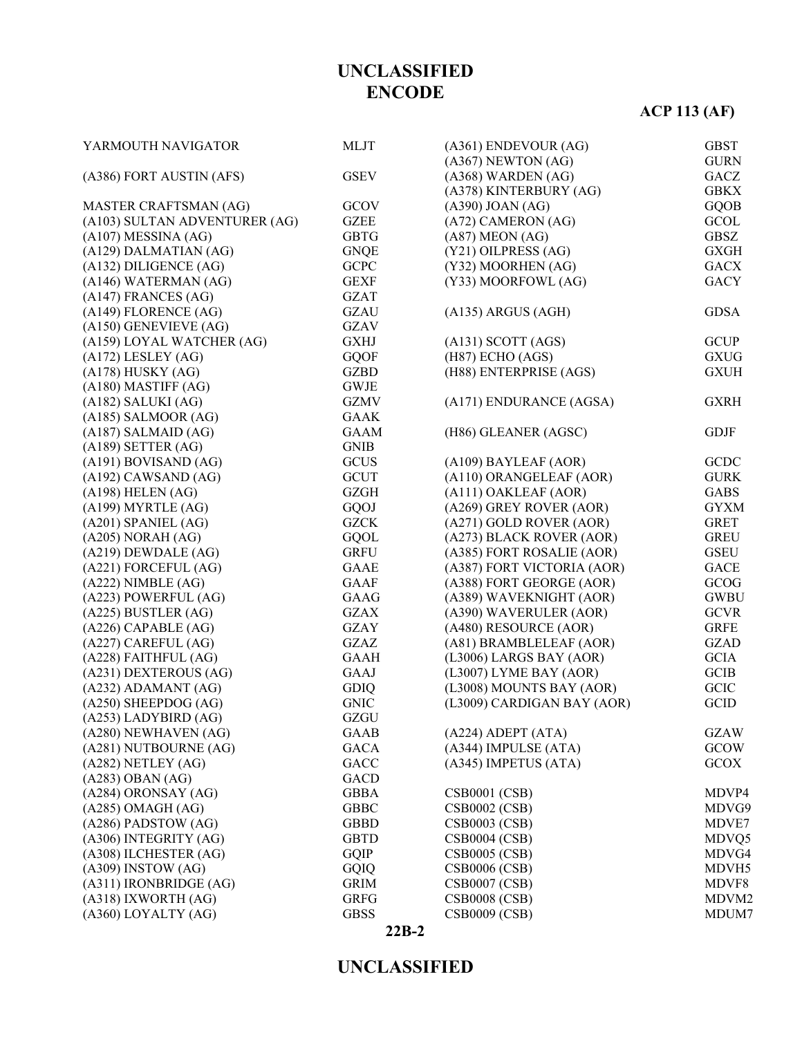# UNCLASSIFIED
# ENCODE

**ACP 113 (AF)**

| | |
|---|---|
| YARMOUTH NAVIGATOR | MLJT |
| | |
| (A386) FORT AUSTIN (AFS) | GSEV |
| | |
| MASTER CRAFTSMAN (AG) | GCOV |
| (A103) SULTAN ADVENTURER (AG) | GZEE |
| (A107) MESSINA (AG) | GBTG |
| (A129) DALMATIAN (AG) | GNQE |
| (A132) DILIGENCE (AG) | GCPC |
| (A146) WATERMAN (AG) | GEXF |
| (A147) FRANCES (AG) | GZAT |
| (A149) FLORENCE (AG) | GZAU |
| (A150) GENEVIEVE (AG) | GZAV |
| (A159) LOYAL WATCHER (AG) | GXHJ |
| (A172) LESLEY (AG) | GQOF |
| (A178) HUSKY (AG) | GZBD |
| (A180) MASTIFF (AG) | GWJE |
| (A182) SALUKI (AG) | GZMV |
| (A185) SALMOOR (AG) | GAAK |
| (A187) SALMAID (AG) | GAAM |
| (A189) SETTER (AG) | GNIB |
| (A191) BOVISAND (AG) | GCUS |
| (A192) CAWSAND (AG) | GCUT |
| (A198) HELEN (AG) | GZGH |
| (A199) MYRTLE (AG) | GQOJ |
| (A201) SPANIEL (AG) | GZCK |
| (A205) NORAH (AG) | GQOL |
| (A219) DEWDALE (AG) | GRFU |
| (A221) FORCEFUL (AG) | GAAE |
| (A222) NIMBLE (AG) | GAAF |
| (A223) POWERFUL (AG) | GAAG |
| (A225) BUSTLER (AG) | GZAX |
| (A226) CAPABLE (AG) | GZAY |
| (A227) CAREFUL (AG) | GZAZ |
| (A228) FAITHFUL (AG) | GAAH |
| (A231) DEXTEROUS (AG) | GAAJ |
| (A232) ADAMANT (AG) | GDIQ |
| (A250) SHEEPDOG (AG) | GNIC |
| (A253) LADYBIRD (AG) | GZGU |
| (A280) NEWHAVEN (AG) | GAAB |
| (A281) NUTBOURNE (AG) | GACA |
| (A282) NETLEY (AG) | GACC |
| (A283) OBAN (AG) | GACD |
| (A284) ORONSAY (AG) | GBBA |
| (A285) OMAGH (AG) | GBBC |
| (A286) PADSTOW (AG) | GBBD |
| (A306) INTEGRITY (AG) | GBTD |
| (A308) ILCHESTER (AG) | GQIP |
| (A309) INSTOW (AG) | GQIQ |
| (A311) IRONBRIDGE (AG) | GRIM |
| (A318) IXWORTH (AG) | GRFG |
| (A360) LOYALTY (AG) | GBSS |
| (A361) ENDEVOUR (AG) | GBST |
| (A367) NEWTON (AG) | GURN |
| (A368) WARDEN (AG) | GACZ |
| (A378) KINTERBURY (AG) | GBKX |
| (A390) JOAN (AG) | GQOB |
| (A72) CAMERON (AG) | GCOL |
| (A87) MEON (AG) | GBSZ |
| (Y21) OILPRESS (AG) | GXGH |
| (Y32) MOORHEN (AG) | GACX |
| (Y33) MOORFOWL (AG) | GACY |
| | |
| (A135) ARGUS (AGH) | GDSA |
| | |
| (A131) SCOTT (AGS) | GCUP |
| (H87) ECHO (AGS) | GXUG |
| (H88) ENTERPRISE (AGS) | GXUH |
| | |
| (A171) ENDURANCE (AGSA) | GXRH |
| | |
| (H86) GLEANER (AGSC) | GDJF |
| | |
| (A109) BAYLEAF (AOR) | GCDC |
| (A110) ORANGELEAF (AOR) | GURK |
| (A111) OAKLEAF (AOR) | GABS |
| (A269) GREY ROVER (AOR) | GYXM |
| (A271) GOLD ROVER (AOR) | GRET |
| (A273) BLACK ROVER (AOR) | GREU |
| (A385) FORT ROSALIE (AOR) | GSEU |
| (A387) FORT VICTORIA (AOR) | GACE |
| (A388) FORT GEORGE (AOR) | GCOG |
| (A389) WAVEKNIGHT (AOR) | GWBU |
| (A390) WAVERULER (AOR) | GCVR |
| (A480) RESOURCE (AOR) | GRFE |
| (A81) BRAMBLELEAF (AOR) | GZAD |
| (L3006) LARGS BAY (AOR) | GCIA |
| (L3007) LYME BAY (AOR) | GCIB |
| (L3008) MOUNTS BAY (AOR) | GCIC |
| (L3009) CARDIGAN BAY (AOR) | GCID |
| | |
| (A224) ADEPT (ATA) | GZAW |
| (A344) IMPULSE (ATA) | GCOW |
| (A345) IMPETUS (ATA) | GCOX |
| | |
| CSB0001 (CSB) | MDVP4 |
| CSB0002 (CSB) | MDVG9 |
| CSB0003 (CSB) | MDVE7 |
| CSB0004 (CSB) | MDVQ5 |
| CSB0005 (CSB) | MDVG4 |
| CSB0006 (CSB) | MDVH5 |
| CSB0007 (CSB) | MDVF8 |
| CSB0008 (CSB) | MDVM2 |
| CSB0009 (CSB) | MDUM7 |

22B-2

# UNCLASSIFIED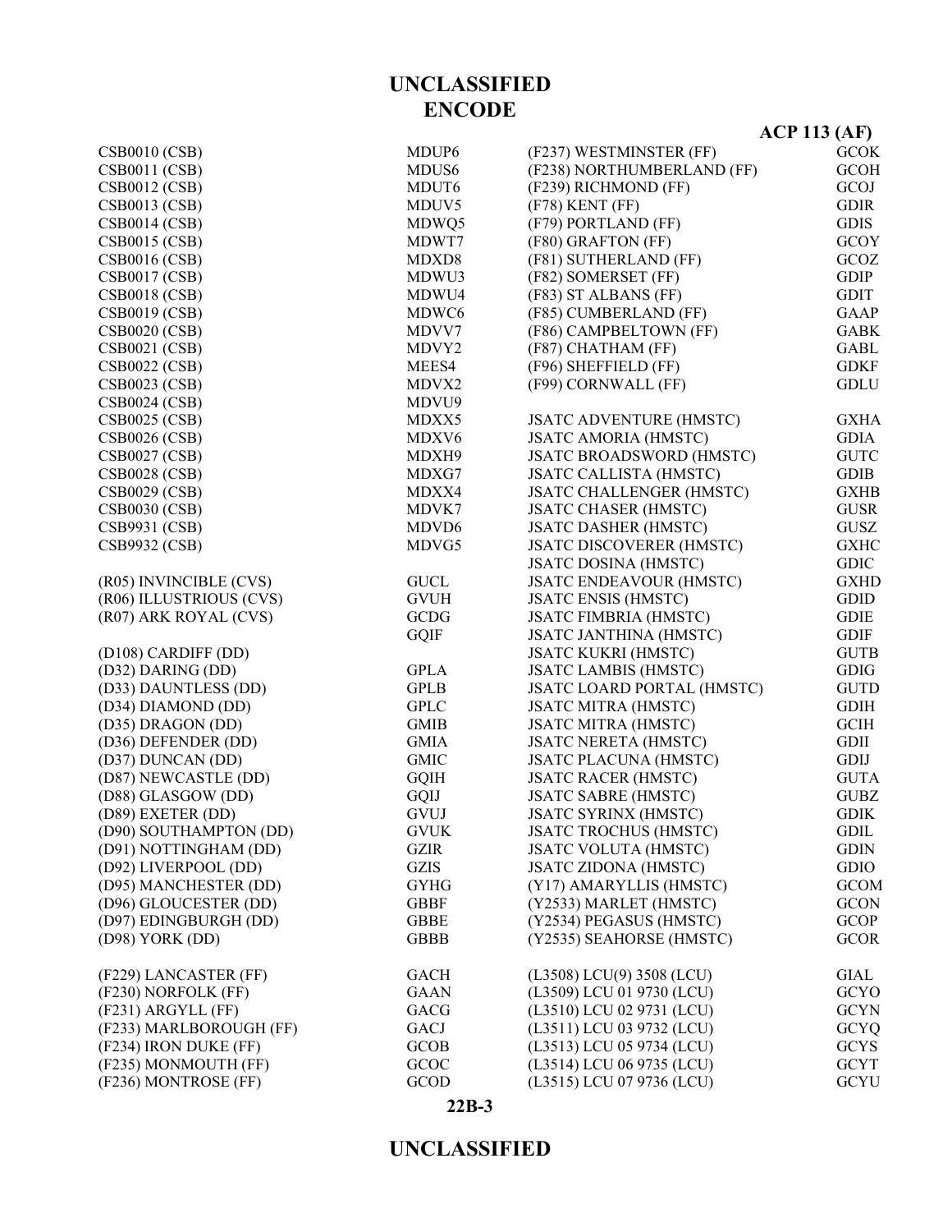# UNCLASSIFIED

## ENCODE

**ACP 113 (AF)**

| | |
|---|---|
| CSB0010 (CSB) | MDUP6 |
| CSB0011 (CSB) | MDUS6 |
| CSB0012 (CSB) | MDUT6 |
| CSB0013 (CSB) | MDUV5 |
| CSB0014 (CSB) | MDWQ5 |
| CSB0015 (CSB) | MDWT7 |
| CSB0016 (CSB) | MDXD8 |
| CSB0017 (CSB) | MDWU3 |
| CSB0018 (CSB) | MDWU4 |
| CSB0019 (CSB) | MDWC6 |
| CSB0020 (CSB) | MDVV7 |
| CSB0021 (CSB) | MDVY2 |
| CSB0022 (CSB) | MEES4 |
| CSB0023 (CSB) | MDVX2 |
| CSB0024 (CSB) | MDVU9 |
| CSB0025 (CSB) | MDXX5 |
| CSB0026 (CSB) | MDXV6 |
| CSB0027 (CSB) | MDXH9 |
| CSB0028 (CSB) | MDXG7 |
| CSB0029 (CSB) | MDXX4 |
| CSB0030 (CSB) | MDVK7 |
| CSB9931 (CSB) | MDVD6 |
| CSB9932 (CSB) | MDVG5 |
| | |
| (R05) INVINCIBLE (CVS) | GUCL |
| (R06) ILLUSTRIOUS (CVS) | GVUH |
| (R07) ARK ROYAL (CVS) | GCDG |
| | GQIF |
| (D108) CARDIFF (DD) | |
| (D32) DARING (DD) | GPLA |
| (D33) DAUNTLESS (DD) | GPLB |
| (D34) DIAMOND (DD) | GPLC |
| (D35) DRAGON (DD) | GMIB |
| (D36) DEFENDER (DD) | GMIA |
| (D37) DUNCAN (DD) | GMIC |
| (D87) NEWCASTLE (DD) | GQIH |
| (D88) GLASGOW (DD) | GQIJ |
| (D89) EXETER (DD) | GVUJ |
| (D90) SOUTHAMPTON (DD) | GVUK |
| (D91) NOTTINGHAM (DD) | GZIR |
| (D92) LIVERPOOL (DD) | GZIS |
| (D95) MANCHESTER (DD) | GYHG |
| (D96) GLOUCESTER (DD) | GBBF |
| (D97) EDINGBURGH (DD) | GBBE |
| (D98) YORK (DD) | GBBB |
| | |
| (F229) LANCASTER (FF) | GACH |
| (F230) NORFOLK (FF) | GAAN |
| (F231) ARGYLL (FF) | GACG |
| (F233) MARLBOROUGH (FF) | GACJ |
| (F234) IRON DUKE (FF) | GCOB |
| (F235) MONMOUTH (FF) | GCOC |
| (F236) MONTROSE (FF) | GCOD |
| (F237) WESTMINSTER (FF) | GCOK |
| (F238) NORTHUMBERLAND (FF) | GCOH |
| (F239) RICHMOND (FF) | GCOJ |
| (F78) KENT (FF) | GDIR |
| (F79) PORTLAND (FF) | GDIS |
| (F80) GRAFTON (FF) | GCOY |
| (F81) SUTHERLAND (FF) | GCOZ |
| (F82) SOMERSET (FF) | GDIP |
| (F83) ST ALBANS (FF) | GDIT |
| (F85) CUMBERLAND (FF) | GAAP |
| (F86) CAMPBELTOWN (FF) | GABK |
| (F87) CHATHAM (FF) | GABL |
| (F96) SHEFFIELD (FF) | GDKF |
| (F99) CORNWALL (FF) | GDLU |
| | |
| JSATC ADVENTURE (HMSTC) | GXHA |
| JSATC AMORIA (HMSTC) | GDIA |
| JSATC BROADSWORD (HMSTC) | GUTC |
| JSATC CALLISTA (HMSTC) | GDIB |
| JSATC CHALLENGER (HMSTC) | GXHB |
| JSATC CHASER (HMSTC) | GUSR |
| JSATC DASHER (HMSTC) | GUSZ |
| JSATC DISCOVERER (HMSTC) | GXHC |
| JSATC DOSINA (HMSTC) | GDIC |
| JSATC ENDEAVOUR (HMSTC) | GXHD |
| JSATC ENSIS (HMSTC) | GDID |
| JSATC FIMBRIA (HMSTC) | GDIE |
| JSATC JANTHINA (HMSTC) | GDIF |
| JSATC KUKRI (HMSTC) | GUTB |
| JSATC LAMBIS (HMSTC) | GDIG |
| JSATC LOARD PORTAL (HMSTC) | GUTD |
| JSATC MITRA (HMSTC) | GDIH |
| JSATC MITRA (HMSTC) | GCIH |
| JSATC NERETA (HMSTC) | GDII |
| JSATC PLACUNA (HMSTC) | GDIJ |
| JSATC RACER (HMSTC) | GUTA |
| JSATC SABRE (HMSTC) | GUBZ |
| JSATC SYRINX (HMSTC) | GDIK |
| JSATC TROCHUS (HMSTC) | GDIL |
| JSATC VOLUTA (HMSTC) | GDIN |
| JSATC ZIDONA (HMSTC) | GDIO |
| (Y17) AMARYLLIS (HMSTC) | GCOM |
| (Y2533) MARLET (HMSTC) | GCON |
| (Y2534) PEGASUS (HMSTC) | GCOP |
| (Y2535) SEAHORSE (HMSTC) | GCOR |
| | |
| (L3508) LCU(9) 3508 (LCU) | GIAL |
| (L3509) LCU 01 9730 (LCU) | GCYO |
| (L3510) LCU 02 9731 (LCU) | GCYN |
| (L3511) LCU 03 9732 (LCU) | GCYQ |
| (L3513) LCU 05 9734 (LCU) | GCYS |
| (L3514) LCU 06 9735 (LCU) | GCYT |
| (L3515) LCU 07 9736 (LCU) | GCYU |

22B-3

# UNCLASSIFIED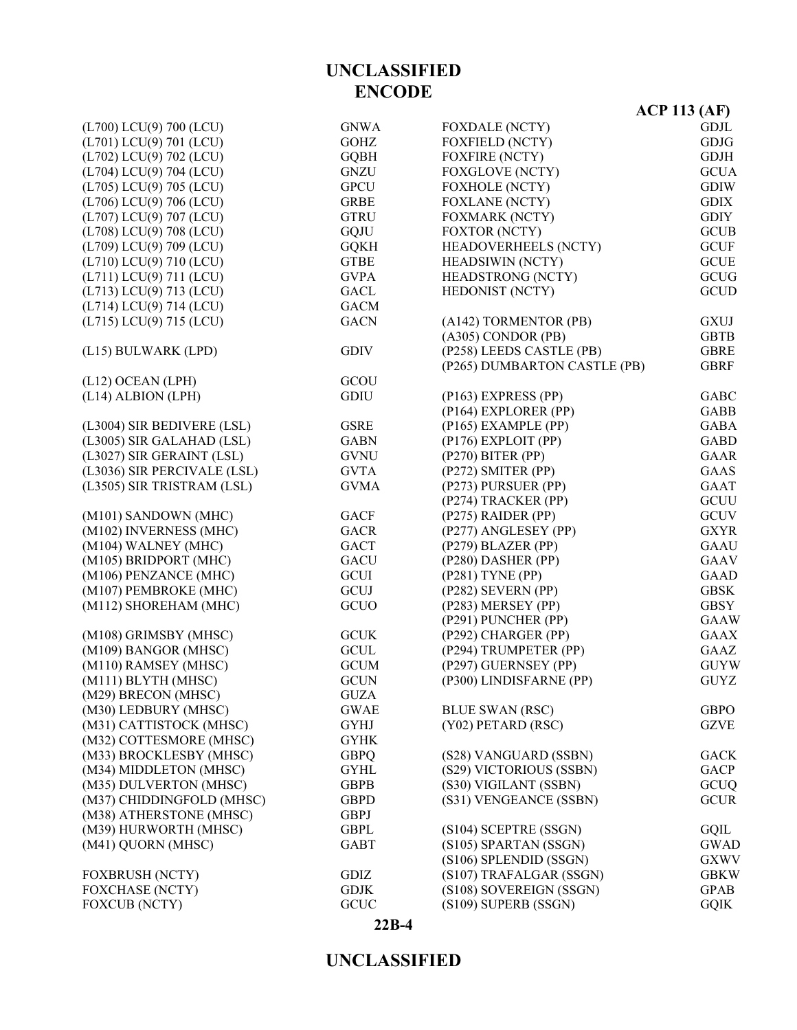# UNCLASSIFIED
## ENCODE

**ACP 113 (AF)**

| | |
|---|---|
| (L700) LCU(9) 700 (LCU) | GNWA |
| (L701) LCU(9) 701 (LCU) | GOHZ |
| (L702) LCU(9) 702 (LCU) | GQBH |
| (L704) LCU(9) 704 (LCU) | GNZU |
| (L705) LCU(9) 705 (LCU) | GPCU |
| (L706) LCU(9) 706 (LCU) | GRBE |
| (L707) LCU(9) 707 (LCU) | GTRU |
| (L708) LCU(9) 708 (LCU) | GQJU |
| (L709) LCU(9) 709 (LCU) | GQKH |
| (L710) LCU(9) 710 (LCU) | GTBE |
| (L711) LCU(9) 711 (LCU) | GVPA |
| (L713) LCU(9) 713 (LCU) | GACL |
| (L714) LCU(9) 714 (LCU) | GACM |
| (L715) LCU(9) 715 (LCU) | GACN |
| | |
| (L15) BULWARK (LPD) | GDIV |
| | |
| (L12) OCEAN (LPH) | GCOU |
| (L14) ALBION (LPH) | GDIU |
| | |
| (L3004) SIR BEDIVERE (LSL) | GSRE |
| (L3005) SIR GALAHAD (LSL) | GABN |
| (L3027) SIR GERAINT (LSL) | GVNU |
| (L3036) SIR PERCIVALE (LSL) | GVTA |
| (L3505) SIR TRISTRAM (LSL) | GVMA |
| | |
| (M101) SANDOWN (MHC) | GACF |
| (M102) INVERNESS (MHC) | GACR |
| (M104) WALNEY (MHC) | GACT |
| (M105) BRIDPORT (MHC) | GACU |
| (M106) PENZANCE (MHC) | GCUI |
| (M107) PEMBROKE (MHC) | GCUJ |
| (M112) SHOREHAM (MHC) | GCUO |
| | |
| (M108) GRIMSBY (MHSC) | GCUK |
| (M109) BANGOR (MHSC) | GCUL |
| (M110) RAMSEY (MHSC) | GCUM |
| (M111) BLYTH (MHSC) | GCUN |
| (M29) BRECON (MHSC) | GUZA |
| (M30) LEDBURY (MHSC) | GWAE |
| (M31) CATTISTOCK (MHSC) | GYHJ |
| (M32) COTTESMORE (MHSC) | GYHK |
| (M33) BROCKLESBY (MHSC) | GBPQ |
| (M34) MIDDLETON (MHSC) | GYHL |
| (M35) DULVERTON (MHSC) | GBPB |
| (M37) CHIDDINGFOLD (MHSC) | GBPD |
| (M38) ATHERSTONE (MHSC) | GBPJ |
| (M39) HURWORTH (MHSC) | GBPL |
| (M41) QUORN (MHSC) | GABT |
| | |
| FOXBRUSH (NCTY) | GDIZ |
| FOXCHASE (NCTY) | GDJK |
| FOXCUB (NCTY) | GCUC |
| FOXDALE (NCTY) | GDJL |
| FOXFIELD (NCTY) | GDJG |
| FOXFIRE (NCTY) | GDJH |
| FOXGLOVE (NCTY) | GCUA |
| FOXHOLE (NCTY) | GDIW |
| FOXLANE (NCTY) | GDIX |
| FOXMARK (NCTY) | GDIY |
| FOXTOR (NCTY) | GCUB |
| HEADOVERHEELS (NCTY) | GCUF |
| HEADSIWIN (NCTY) | GCUE |
| HEADSTRONG (NCTY) | GCUG |
| HEDONIST (NCTY) | GCUD |
| | |
| (A142) TORMENTOR (PB) | GXUJ |
| (A305) CONDOR (PB) | GBTB |
| (P258) LEEDS CASTLE (PB) | GBRE |
| (P265) DUMBARTON CASTLE (PB) | GBRF |
| | |
| (P163) EXPRESS (PP) | GABC |
| (P164) EXPLORER (PP) | GABB |
| (P165) EXAMPLE (PP) | GABA |
| (P176) EXPLOIT (PP) | GABD |
| (P270) BITER (PP) | GAAR |
| (P272) SMITER (PP) | GAAS |
| (P273) PURSUER (PP) | GAAT |
| (P274) TRACKER (PP) | GCUU |
| (P275) RAIDER (PP) | GCUV |
| (P277) ANGLESEY (PP) | GXYR |
| (P279) BLAZER (PP) | GAAU |
| (P280) DASHER (PP) | GAAV |
| (P281) TYNE (PP) | GAAD |
| (P282) SEVERN (PP) | GBSK |
| (P283) MERSEY (PP) | GBSY |
| (P291) PUNCHER (PP) | GAAW |
| (P292) CHARGER (PP) | GAAX |
| (P294) TRUMPETER (PP) | GAAZ |
| (P297) GUERNSEY (PP) | GUYW |
| (P300) LINDISFARNE (PP) | GUYZ |
| | |
| BLUE SWAN (RSC) | GBPO |
| (Y02) PETARD (RSC) | GZVE |
| | |
| (S28) VANGUARD (SSBN) | GACK |
| (S29) VICTORIOUS (SSBN) | GACP |
| (S30) VIGILANT (SSBN) | GCUQ |
| (S31) VENGEANCE (SSBN) | GCUR |
| | |
| (S104) SCEPTRE (SSGN) | GQIL |
| (S105) SPARTAN (SSGN) | GWAD |
| (S106) SPLENDID (SSGN) | GXWV |
| (S107) TRAFALGAR (SSGN) | GBKW |
| (S108) SOVEREIGN (SSGN) | GPAB |
| (S109) SUPERB (SSGN) | GQIK |

22B-4

UNCLASSIFIED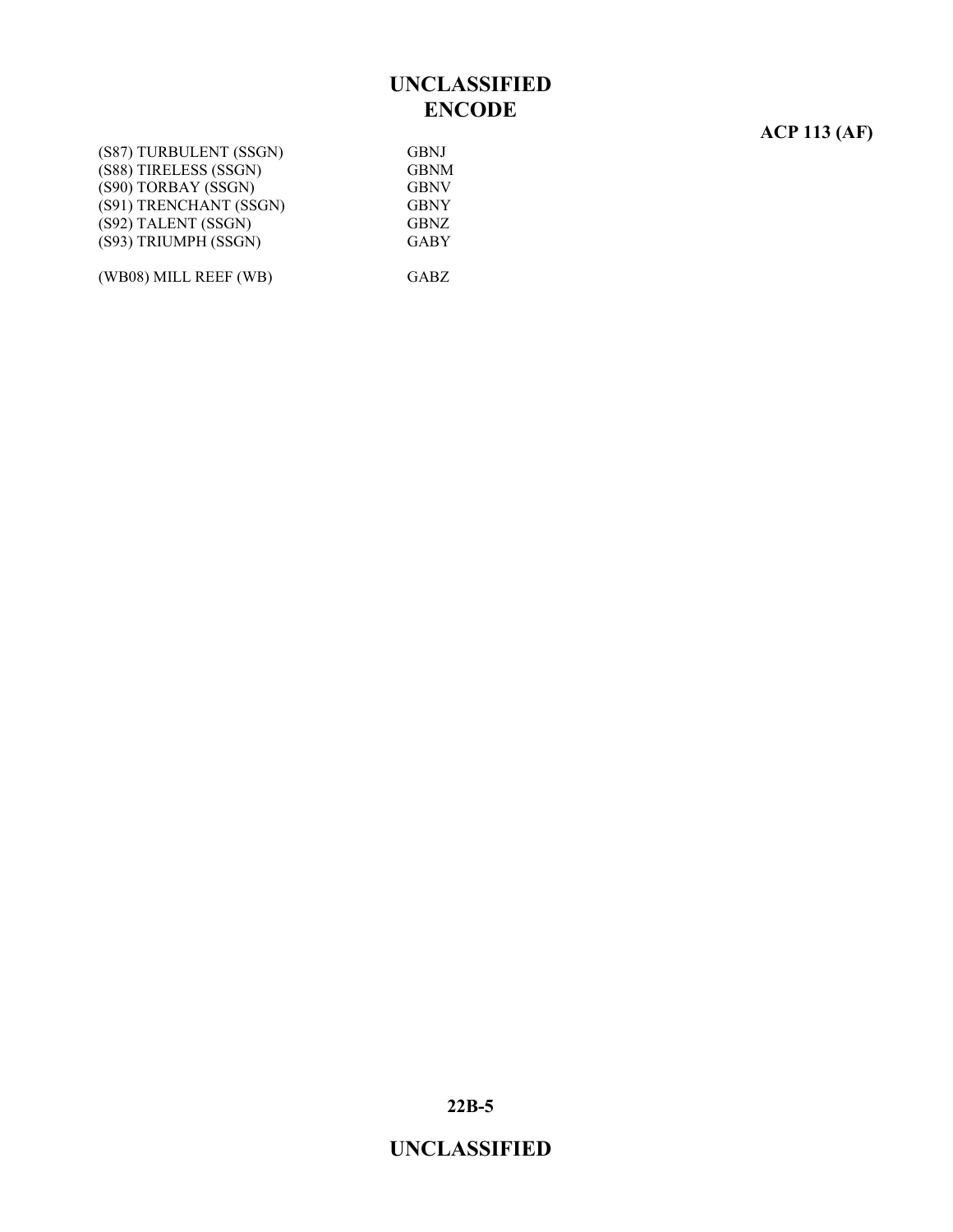| | |
|---|---|
| (S87) TURBULENT (SSGN) | GBNJ |
| (S88) TIRELESS (SSGN) | GBNM |
| (S90) TORBAY (SSGN) | GBNV |
| (S91) TRENCHANT (SSGN) | GBNY |
| (S92) TALENT (SSGN) | GBNZ |
| (S93) TRIUMPH (SSGN) | GABY |
| (WB08) MILL REEF (WB) | GABZ |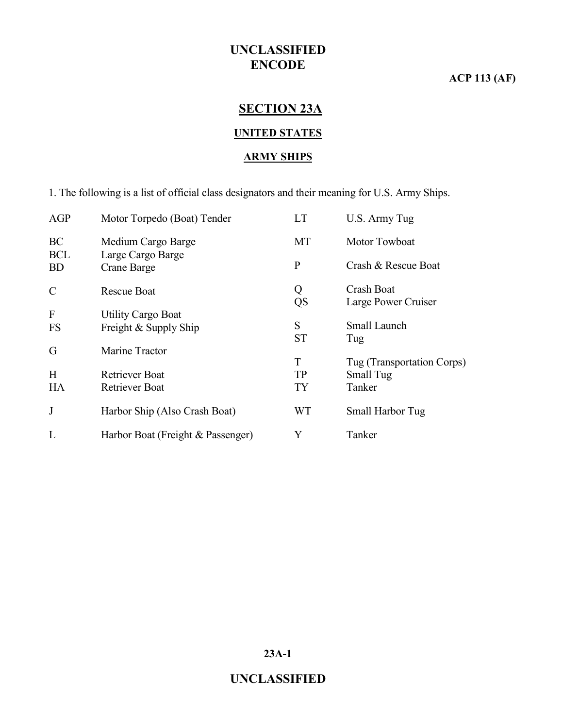## SECTION 23A

### UNITED STATES

### ARMY SHIPS

1. The following is a list of official class designators and their meaning for U.S. Army Ships.

| Designator | Meaning |
|---|---|
| AGP | Motor Torpedo (Boat) Tender |
| BC | Medium Cargo Barge |
| BCL | Large Cargo Barge |
| BD | Crane Barge |
| C | Rescue Boat |
| F | Utility Cargo Boat |
| FS | Freight & Supply Ship |
| G | Marine Tractor |
| H | Retriever Boat |
| HA | Retriever Boat |
| J | Harbor Ship (Also Crash Boat) |
| L | Harbor Boat (Freight & Passenger) |
| LT | U.S. Army Tug |
| MT | Motor Towboat |
| P | Crash & Rescue Boat |
| Q | Crash Boat |
| QS | Large Power Cruiser |
| S | Small Launch |
| ST | Tug |
| T | Tug (Transportation Corps) |
| TP | Small Tug |
| TY | Tanker |
| WT | Small Harbor Tug |
| Y | Tanker |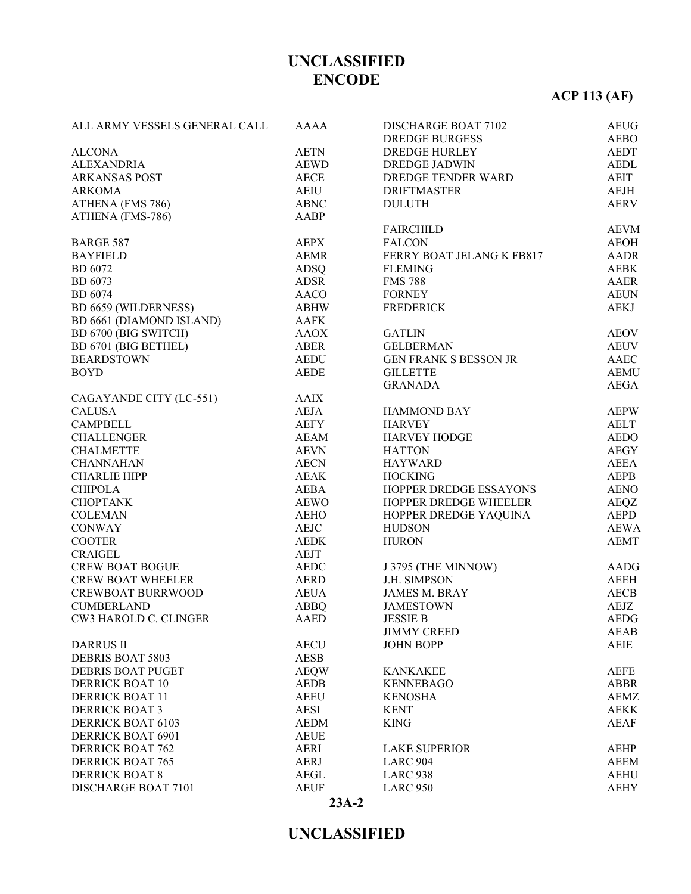# UNCLASSIFIED
# ENCODE

**ACP 113 (AF)**

| | |
|---|---|
| ALL ARMY VESSELS GENERAL CALL | AAAA |
| | |
| ALCONA | AETN |
| ALEXANDRIA | AEWD |
| ARKANSAS POST | AECE |
| ARKOMA | AEIU |
| ATHENA (FMS 786) | ABNC |
| ATHENA (FMS-786) | AABP |
| | |
| BARGE 587 | AEPX |
| BAYFIELD | AEMR |
| BD 6072 | ADSQ |
| BD 6073 | ADSR |
| BD 6074 | AACO |
| BD 6659 (WILDERNESS) | ABHW |
| BD 6661 (DIAMOND ISLAND) | AAFK |
| BD 6700 (BIG SWITCH) | AAOX |
| BD 6701 (BIG BETHEL) | ABER |
| BEARDSTOWN | AEDU |
| BOYD | AEDE |
| | |
| CAGAYANDE CITY (LC-551) | AAIX |
| CALUSA | AEJA |
| CAMPBELL | AEFY |
| CHALLENGER | AEAM |
| CHALMETTE | AEVN |
| CHANNAHAN | AECN |
| CHARLIE HIPP | AEAK |
| CHIPOLA | AEBA |
| CHOPTANK | AEWO |
| COLEMAN | AEHO |
| CONWAY | AEJC |
| COOTER | AEDK |
| CRAIGEL | AEJT |
| CREW BOAT BOGUE | AEDC |
| CREW BOAT WHEELER | AERD |
| CREWBOAT BURRWOOD | AEUA |
| CUMBERLAND | ABBQ |
| CW3 HAROLD C. CLINGER | AAED |
| | |
| DARRUS II | AECU |
| DEBRIS BOAT 5803 | AESB |
| DEBRIS BOAT PUGET | AEQW |
| DERRICK BOAT 10 | AEDB |
| DERRICK BOAT 11 | AEEU |
| DERRICK BOAT 3 | AESI |
| DERRICK BOAT 6103 | AEDM |
| DERRICK BOAT 6901 | AEUE |
| DERRICK BOAT 762 | AERI |
| DERRICK BOAT 765 | AERJ |
| DERRICK BOAT 8 | AEGL |
| DISCHARGE BOAT 7101 | AEUF |
| DISCHARGE BOAT 7102 | AEUG |
| DREDGE BURGESS | AEBO |
| DREDGE HURLEY | AEDT |
| DREDGE JADWIN | AEDL |
| DREDGE TENDER WARD | AEIT |
| DRIFTMASTER | AEJH |
| DULUTH | AERV |
| | |
| FAIRCHILD | AEVM |
| FALCON | AEOH |
| FERRY BOAT JELANG K FB817 | AADR |
| FLEMING | AEBK |
| FMS 788 | AAER |
| FORNEY | AEUN |
| FREDERICK | AEKJ |
| | |
| GATLIN | AEOV |
| GELBERMAN | AEUV |
| GEN FRANK S BESSON JR | AAEC |
| GILLETTE | AEMU |
| GRANADA | AEGA |
| | |
| HAMMOND BAY | AEPW |
| HARVEY | AELT |
| HARVEY HODGE | AEDO |
| HATTON | AEGY |
| HAYWARD | AEEA |
| HOCKING | AEPB |
| HOPPER DREDGE ESSAYONS | AENO |
| HOPPER DREDGE WHEELER | AEQZ |
| HOPPER DREDGE YAQUINA | AEPD |
| HUDSON | AEWA |
| HURON | AEMT |
| | |
| J 3795 (THE MINNOW) | AADG |
| J.H. SIMPSON | AEEH |
| JAMES M. BRAY | AECB |
| JAMESTOWN | AEJZ |
| JESSIE B | AEDG |
| JIMMY CREED | AEAB |
| JOHN BOPP | AEIE |
| | |
| KANKAKEE | AEFE |
| KENNEBAGO | ABBR |
| KENOSHA | AEMZ |
| KENT | AEKK |
| KING | AEAF |
| | |
| LAKE SUPERIOR | AEHP |
| LARC 904 | AEEM |
| LARC 938 | AEHU |
| LARC 950 | AEHY |

23A-2

UNCLASSIFIED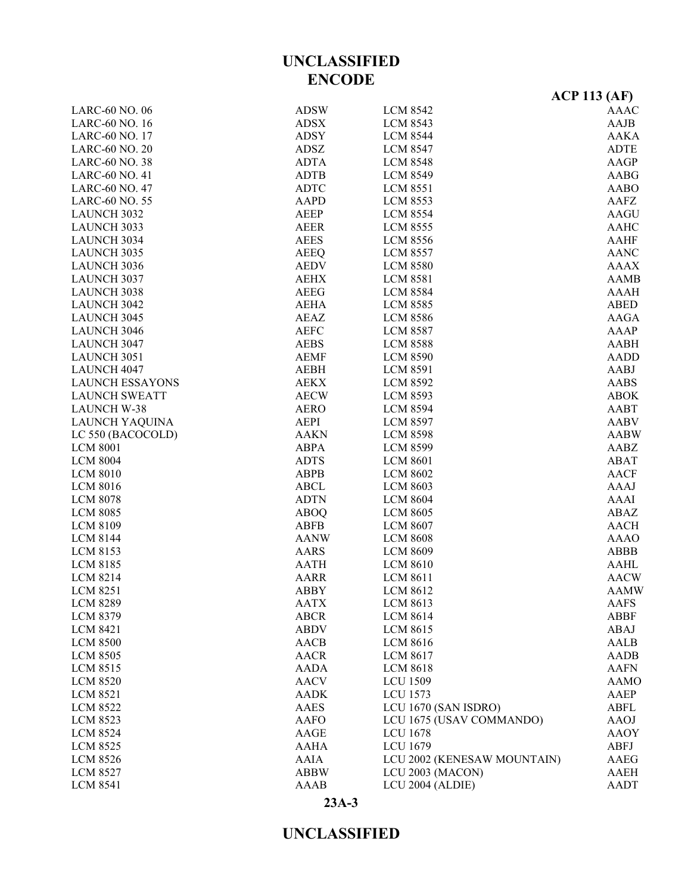# UNCLASSIFIED
## ENCODE

**ACP 113 (AF)**

| | | | |
|---|---|---|---|
| LARC-60 NO. 06 | ADSW | LCM 8542 | AAAC |
| LARC-60 NO. 16 | ADSX | LCM 8543 | AAJB |
| LARC-60 NO. 17 | ADSY | LCM 8544 | AAKA |
| LARC-60 NO. 20 | ADSZ | LCM 8547 | ADTE |
| LARC-60 NO. 38 | ADTA | LCM 8548 | AAGP |
| LARC-60 NO. 41 | ADTB | LCM 8549 | AABG |
| LARC-60 NO. 47 | ADTC | LCM 8551 | AABO |
| LARC-60 NO. 55 | AAPD | LCM 8553 | AAFZ |
| LAUNCH 3032 | AEEP | LCM 8554 | AAGU |
| LAUNCH 3033 | AEER | LCM 8555 | AAHC |
| LAUNCH 3034 | AEES | LCM 8556 | AAHF |
| LAUNCH 3035 | AEEQ | LCM 8557 | AANC |
| LAUNCH 3036 | AEDV | LCM 8580 | AAAX |
| LAUNCH 3037 | AEHX | LCM 8581 | AAMB |
| LAUNCH 3038 | AEEG | LCM 8584 | AAAH |
| LAUNCH 3042 | AEHA | LCM 8585 | ABED |
| LAUNCH 3045 | AEAZ | LCM 8586 | AAGA |
| LAUNCH 3046 | AEFC | LCM 8587 | AAAP |
| LAUNCH 3047 | AEBS | LCM 8588 | AABH |
| LAUNCH 3051 | AEMF | LCM 8590 | AADD |
| LAUNCH 4047 | AEBH | LCM 8591 | AABJ |
| LAUNCH ESSAYONS | AEKX | LCM 8592 | AABS |
| LAUNCH SWEATT | AECW | LCM 8593 | ABOK |
| LAUNCH W-38 | AERO | LCM 8594 | AABT |
| LAUNCH YAQUINA | AEPI | LCM 8597 | AABV |
| LC 550 (BACOCOLD) | AAKN | LCM 8598 | AABW |
| LCM 8001 | ABPA | LCM 8599 | AABZ |
| LCM 8004 | ADTS | LCM 8601 | ABAT |
| LCM 8010 | ABPB | LCM 8602 | AACF |
| LCM 8016 | ABCL | LCM 8603 | AAAJ |
| LCM 8078 | ADTN | LCM 8604 | AAAI |
| LCM 8085 | ABOQ | LCM 8605 | ABAZ |
| LCM 8109 | ABFB | LCM 8607 | AACH |
| LCM 8144 | AANW | LCM 8608 | AAAO |
| LCM 8153 | AARS | LCM 8609 | ABBB |
| LCM 8185 | AATH | LCM 8610 | AAHL |
| LCM 8214 | AARR | LCM 8611 | AACW |
| LCM 8251 | ABBY | LCM 8612 | AAMW |
| LCM 8289 | AATX | LCM 8613 | AAFS |
| LCM 8379 | ABCR | LCM 8614 | ABBF |
| LCM 8421 | ABDV | LCM 8615 | ABAJ |
| LCM 8500 | AACB | LCM 8616 | AALB |
| LCM 8505 | AACR | LCM 8617 | AADB |
| LCM 8515 | AADA | LCM 8618 | AAFN |
| LCM 8520 | AACV | LCU 1509 | AAMO |
| LCM 8521 | AADK | LCU 1573 | AAEP |
| LCM 8522 | AAES | LCU 1670 (SAN ISDRO) | ABFL |
| LCM 8523 | AAFO | LCU 1675 (USAV COMMANDO) | AAOJ |
| LCM 8524 | AAGE | LCU 1678 | AAOY |
| LCM 8525 | AAHA | LCU 1679 | ABFJ |
| LCM 8526 | AAIA | LCU 2002 (KENESAW MOUNTAIN) | AAEG |
| LCM 8527 | ABBW | LCU 2003 (MACON) | AAEH |
| LCM 8541 | AAAB | LCU 2004 (ALDIE) | AADT |

**23A-3**

# UNCLASSIFIED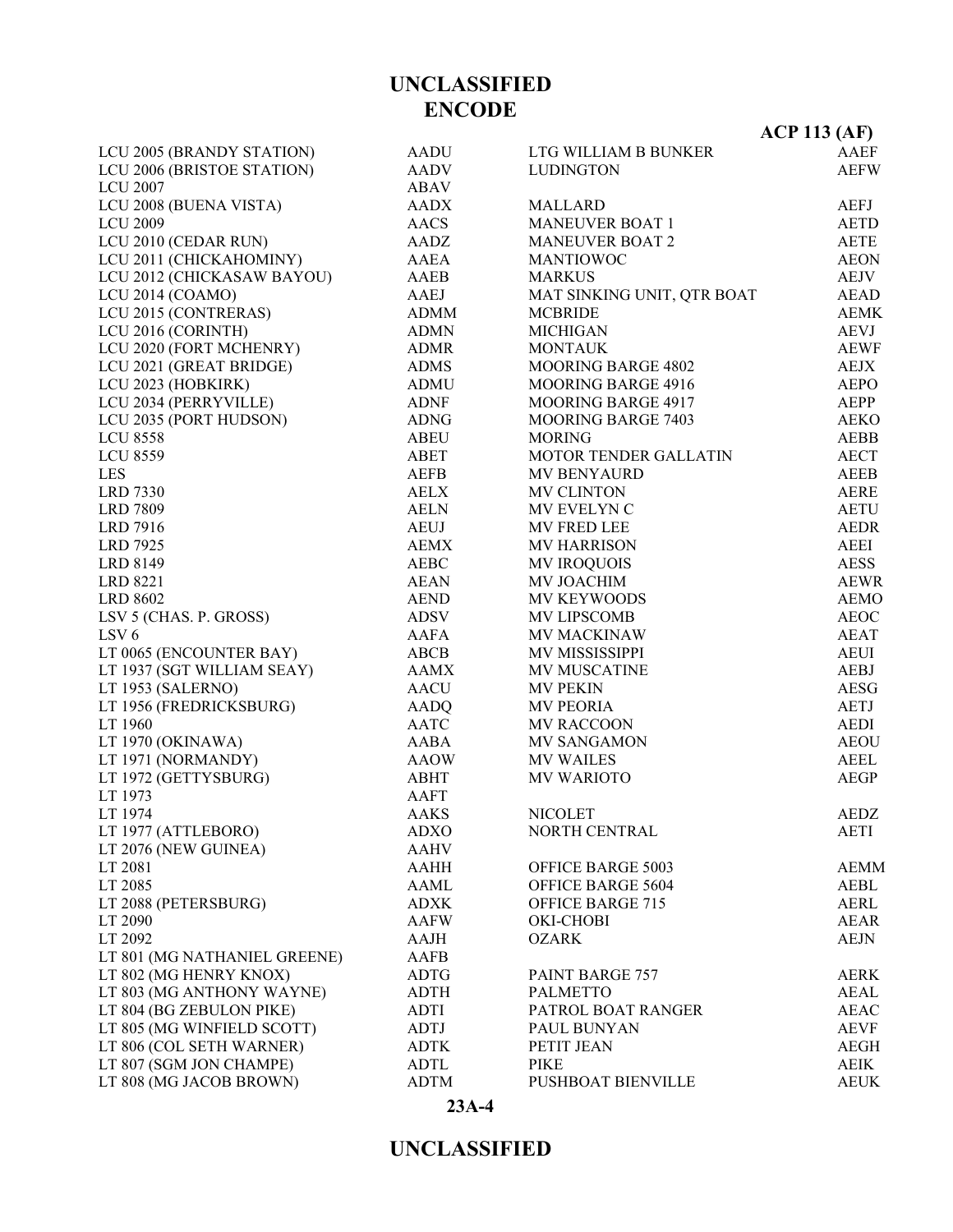# ENCODE

| | |
|---|---|
| LCU 2005 (BRANDY STATION) | AADU |
| LCU 2006 (BRISTOE STATION) | AADV |
| LCU 2007 | ABAV |
| LCU 2008 (BUENA VISTA) | AADX |
| LCU 2009 | AACS |
| LCU 2010 (CEDAR RUN) | AADZ |
| LCU 2011 (CHICKAHOMINY) | AAEA |
| LCU 2012 (CHICKASAW BAYOU) | AAEB |
| LCU 2014 (COAMO) | AAEJ |
| LCU 2015 (CONTRERAS) | ADMM |
| LCU 2016 (CORINTH) | ADMN |
| LCU 2020 (FORT MCHENRY) | ADMR |
| LCU 2021 (GREAT BRIDGE) | ADMS |
| LCU 2023 (HOBKIRK) | ADMU |
| LCU 2034 (PERRYVILLE) | ADNF |
| LCU 2035 (PORT HUDSON) | ADNG |
| LCU 8558 | ABEU |
| LCU 8559 | ABET |
| LES | AEFB |
| LRD 7330 | AELX |
| LRD 7809 | AELN |
| LRD 7916 | AEUJ |
| LRD 7925 | AEMX |
| LRD 8149 | AEBC |
| LRD 8221 | AEAN |
| LRD 8602 | AEND |
| LSV 5 (CHAS. P. GROSS) | ADSV |
| LSV 6 | AAFA |
| LT 0065 (ENCOUNTER BAY) | ABCB |
| LT 1937 (SGT WILLIAM SEAY) | AAMX |
| LT 1953 (SALERNO) | AACU |
| LT 1956 (FREDRICKSBURG) | AADQ |
| LT 1960 | AATC |
| LT 1970 (OKINAWA) | AABA |
| LT 1971 (NORMANDY) | AAOW |
| LT 1972 (GETTYSBURG) | ABHT |
| LT 1973 | AAFT |
| LT 1974 | AAKS |
| LT 1977 (ATTLEBORO) | ADXO |
| LT 2076 (NEW GUINEA) | AAHV |
| LT 2081 | AAHH |
| LT 2085 | AAML |
| LT 2088 (PETERSBURG) | ADXK |
| LT 2090 | AAFW |
| LT 2092 | AAJH |
| LT 801 (MG NATHANIEL GREENE) | AAFB |
| LT 802 (MG HENRY KNOX) | ADTG |
| LT 803 (MG ANTHONY WAYNE) | ADTH |
| LT 804 (BG ZEBULON PIKE) | ADTI |
| LT 805 (MG WINFIELD SCOTT) | ADTJ |
| LT 806 (COL SETH WARNER) | ADTK |
| LT 807 (SGM JON CHAMPE) | ADTL |
| LT 808 (MG JACOB BROWN) | ADTM |
| LTG WILLIAM B BUNKER | AAEF |
| LUDINGTON | AEFW |
| MALLARD | AEFJ |
| MANEUVER BOAT 1 | AETD |
| MANEUVER BOAT 2 | AETE |
| MANTIOWOC | AEON |
| MARKUS | AEJV |
| MAT SINKING UNIT, QTR BOAT | AEAD |
| MCBRIDE | AEMK |
| MICHIGAN | AEVJ |
| MONTAUK | AEWF |
| MOORING BARGE 4802 | AEJX |
| MOORING BARGE 4916 | AEPO |
| MOORING BARGE 4917 | AEPP |
| MOORING BARGE 7403 | AEKO |
| MORING | AEBB |
| MOTOR TENDER GALLATIN | AECT |
| MV BENYAURD | AEEB |
| MV CLINTON | AERE |
| MV EVELYN C | AETU |
| MV FRED LEE | AEDR |
| MV HARRISON | AEEI |
| MV IROQUOIS | AESS |
| MV JOACHIM | AEWR |
| MV KEYWOODS | AEMO |
| MV LIPSCOMB | AEOC |
| MV MACKINAW | AEAT |
| MV MISSISSIPPI | AEUI |
| MV MUSCATINE | AEBJ |
| MV PEKIN | AESG |
| MV PEORIA | AETJ |
| MV RACCOON | AEDI |
| MV SANGAMON | AEOU |
| MV WAILES | AEEL |
| MV WARIOTO | AEGP |
| NICOLET | AEDZ |
| NORTH CENTRAL | AETI |
| OFFICE BARGE 5003 | AEMM |
| OFFICE BARGE 5604 | AEBL |
| OFFICE BARGE 715 | AERL |
| OKI-CHOBI | AEAR |
| OZARK | AEJN |
| PAINT BARGE 757 | AERK |
| PALMETTO | AEAL |
| PATROL BOAT RANGER | AEAC |
| PAUL BUNYAN | AEVF |
| PETIT JEAN | AEGH |
| PIKE | AEIK |
| PUSHBOAT BIENVILLE | AEUK |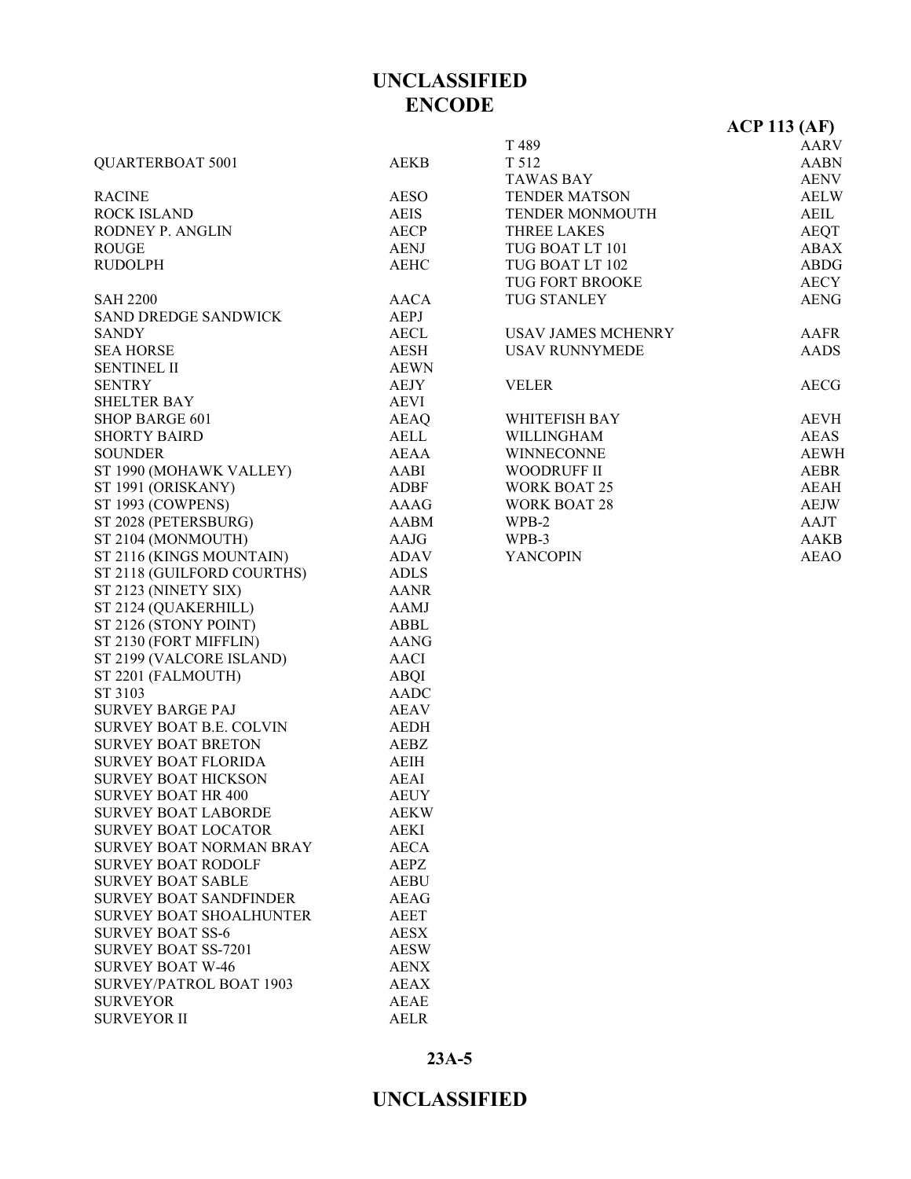| | |
|---|---|
| QUARTERBOAT 5001 | AEKB |
| | |
| RACINE | AESO |
| ROCK ISLAND | AEIS |
| RODNEY P. ANGLIN | AECP |
| ROUGE | AENJ |
| RUDOLPH | AEHC |
| | |
| SAH 2200 | AACA |
| SAND DREDGE SANDWICK | AEPJ |
| SANDY | AECL |
| SEA HORSE | AESH |
| SENTINEL II | AEWN |
| SENTRY | AEJY |
| SHELTER BAY | AEVI |
| SHOP BARGE 601 | AEAQ |
| SHORTY BAIRD | AELL |
| SOUNDER | AEAA |
| ST 1990 (MOHAWK VALLEY) | AABI |
| ST 1991 (ORISKANY) | ADBF |
| ST 1993 (COWPENS) | AAAG |
| ST 2028 (PETERSBURG) | AABM |
| ST 2104 (MONMOUTH) | AAJG |
| ST 2116 (KINGS MOUNTAIN) | ADAV |
| ST 2118 (GUILFORD COURTHS) | ADLS |
| ST 2123 (NINETY SIX) | AANR |
| ST 2124 (QUAKERHILL) | AAMJ |
| ST 2126 (STONY POINT) | ABBL |
| ST 2130 (FORT MIFFLIN) | AANG |
| ST 2199 (VALCORE ISLAND) | AACI |
| ST 2201 (FALMOUTH) | ABQI |
| ST 3103 | AADC |
| SURVEY BARGE PAJ | AEAV |
| SURVEY BOAT B.E. COLVIN | AEDH |
| SURVEY BOAT BRETON | AEBZ |
| SURVEY BOAT FLORIDA | AEIH |
| SURVEY BOAT HICKSON | AEAI |
| SURVEY BOAT HR 400 | AEUY |
| SURVEY BOAT LABORDE | AEKW |
| SURVEY BOAT LOCATOR | AEKI |
| SURVEY BOAT NORMAN BRAY | AECA |
| SURVEY BOAT RODOLF | AEPZ |
| SURVEY BOAT SABLE | AEBU |
| SURVEY BOAT SANDFINDER | AEAG |
| SURVEY BOAT SHOALHUNTER | AEET |
| SURVEY BOAT SS-6 | AESX |
| SURVEY BOAT SS-7201 | AESW |
| SURVEY BOAT W-46 | AENX |
| SURVEY/PATROL BOAT 1903 | AEAX |
| SURVEYOR | AEAE |
| SURVEYOR II | AELR |
| T 489 | AARV |
| T 512 | AABN |
| TAWAS BAY | AENV |
| TENDER MATSON | AELW |
| TENDER MONMOUTH | AEIL |
| THREE LAKES | AEQT |
| TUG BOAT LT 101 | ABAX |
| TUG BOAT LT 102 | ABDG |
| TUG FORT BROOKE | AECY |
| TUG STANLEY | AENG |
| | |
| USAV JAMES MCHENRY | AAFR |
| USAV RUNNYMEDE | AADS |
| | |
| VELER | AECG |
| | |
| WHITEFISH BAY | AEVH |
| WILLINGHAM | AEAS |
| WINNECONNE | AEWH |
| WOODRUFF II | AEBR |
| WORK BOAT 25 | AEAH |
| WORK BOAT 28 | AEJW |
| WPB-2 | AAJT |
| WPB-3 | AAKB |
| YANCOPIN | AEAO |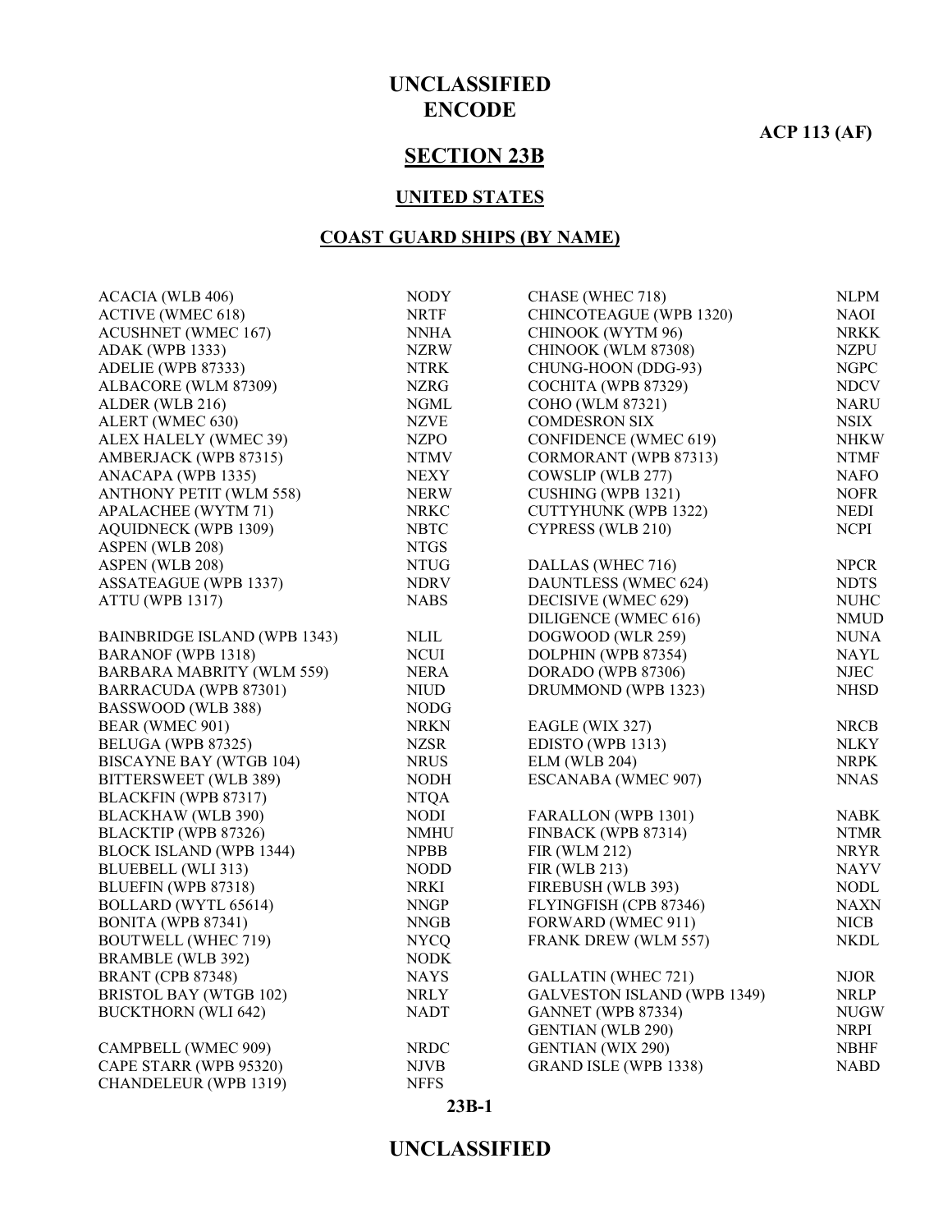# UNCLASSIFIED
# ENCODE

**ACP 113 (AF)**

## SECTION 23B

### UNITED STATES

### COAST GUARD SHIPS (BY NAME)

| Ship | Call Sign |
|---|---|
| ACACIA (WLB 406) | NODY |
| ACTIVE (WMEC 618) | NRTF |
| ACUSHNET (WMEC 167) | NNHA |
| ADAK (WPB 1333) | NZRW |
| ADELIE (WPB 87333) | NTRK |
| ALBACORE (WLM 87309) | NZRG |
| ALDER (WLB 216) | NGML |
| ALERT (WMEC 630) | NZVE |
| ALEX HALELY (WMEC 39) | NZPO |
| AMBERJACK (WPB 87315) | NTMV |
| ANACAPA (WPB 1335) | NEXY |
| ANTHONY PETIT (WLM 558) | NERW |
| APALACHEE (WYTM 71) | NRKC |
| AQUIDNECK (WPB 1309) | NBTC |
| ASPEN (WLB 208) | NTGS |
| ASPEN (WLB 208) | NTUG |
| ASSATEAGUE (WPB 1337) | NDRV |
| ATTU (WPB 1317) | NABS |
| | |
| BAINBRIDGE ISLAND (WPB 1343) | NLIL |
| BARANOF (WPB 1318) | NCUI |
| BARBARA MABRITY (WLM 559) | NERA |
| BARRACUDA (WPB 87301) | NIUD |
| BASSWOOD (WLB 388) | NODG |
| BEAR (WMEC 901) | NRKN |
| BELUGA (WPB 87325) | NZSR |
| BISCAYNE BAY (WTGB 104) | NRUS |
| BITTERSWEET (WLB 389) | NODH |
| BLACKFIN (WPB 87317) | NTQA |
| BLACKHAW (WLB 390) | NODI |
| BLACKTIP (WPB 87326) | NMHU |
| BLOCK ISLAND (WPB 1344) | NPBB |
| BLUEBELL (WLI 313) | NODD |
| BLUEFIN (WPB 87318) | NRKI |
| BOLLARD (WYTL 65614) | NNGP |
| BONITA (WPB 87341) | NNGB |
| BOUTWELL (WHEC 719) | NYCQ |
| BRAMBLE (WLB 392) | NODK |
| BRANT (CPB 87348) | NAYS |
| BRISTOL BAY (WTGB 102) | NRLY |
| BUCKTHORN (WLI 642) | NADT |
| | |
| CAMPBELL (WMEC 909) | NRDC |
| CAPE STARR (WPB 95320) | NJVB |
| CHANDELEUR (WPB 1319) | NFFS |
| CHASE (WHEC 718) | NLPM |
| CHINCOTEAGUE (WPB 1320) | NAOI |
| CHINOOK (WYTM 96) | NRKK |
| CHINOOK (WLM 87308) | NZPU |
| CHUNG-HOON (DDG-93) | NGPC |
| COCHITA (WPB 87329) | NDCV |
| COHO (WLM 87321) | NARU |
| COMDESRON SIX | NSIX |
| CONFIDENCE (WMEC 619) | NHKW |
| CORMORANT (WPB 87313) | NTMF |
| COWSLIP (WLB 277) | NAFO |
| CUSHING (WPB 1321) | NOFR |
| CUTTYHUNK (WPB 1322) | NEDI |
| CYPRESS (WLB 210) | NCPI |
| | |
| DALLAS (WHEC 716) | NPCR |
| DAUNTLESS (WMEC 624) | NDTS |
| DECISIVE (WMEC 629) | NUHC |
| DILIGENCE (WMEC 616) | NMUD |
| DOGWOOD (WLR 259) | NUNA |
| DOLPHIN (WPB 87354) | NAYL |
| DORADO (WPB 87306) | NJEC |
| DRUMMOND (WPB 1323) | NHSD |
| | |
| EAGLE (WIX 327) | NRCB |
| EDISTO (WPB 1313) | NLKY |
| ELM (WLB 204) | NRPK |
| ESCANABA (WMEC 907) | NNAS |
| | |
| FARALLON (WPB 1301) | NABK |
| FINBACK (WPB 87314) | NTMR |
| FIR (WLM 212) | NRYR |
| FIR (WLB 213) | NAYV |
| FIREBUSH (WLB 393) | NODL |
| FLYINGFISH (CPB 87346) | NAXN |
| FORWARD (WMEC 911) | NICB |
| FRANK DREW (WLM 557) | NKDL |
| | |
| GALLATIN (WHEC 721) | NJOR |
| GALVESTON ISLAND (WPB 1349) | NRLP |
| GANNET (WPB 87334) | NUGW |
| GENTIAN (WLB 290) | NRPI |
| GENTIAN (WIX 290) | NBHF |
| GRAND ISLE (WPB 1338) | NABD |

# UNCLASSIFIED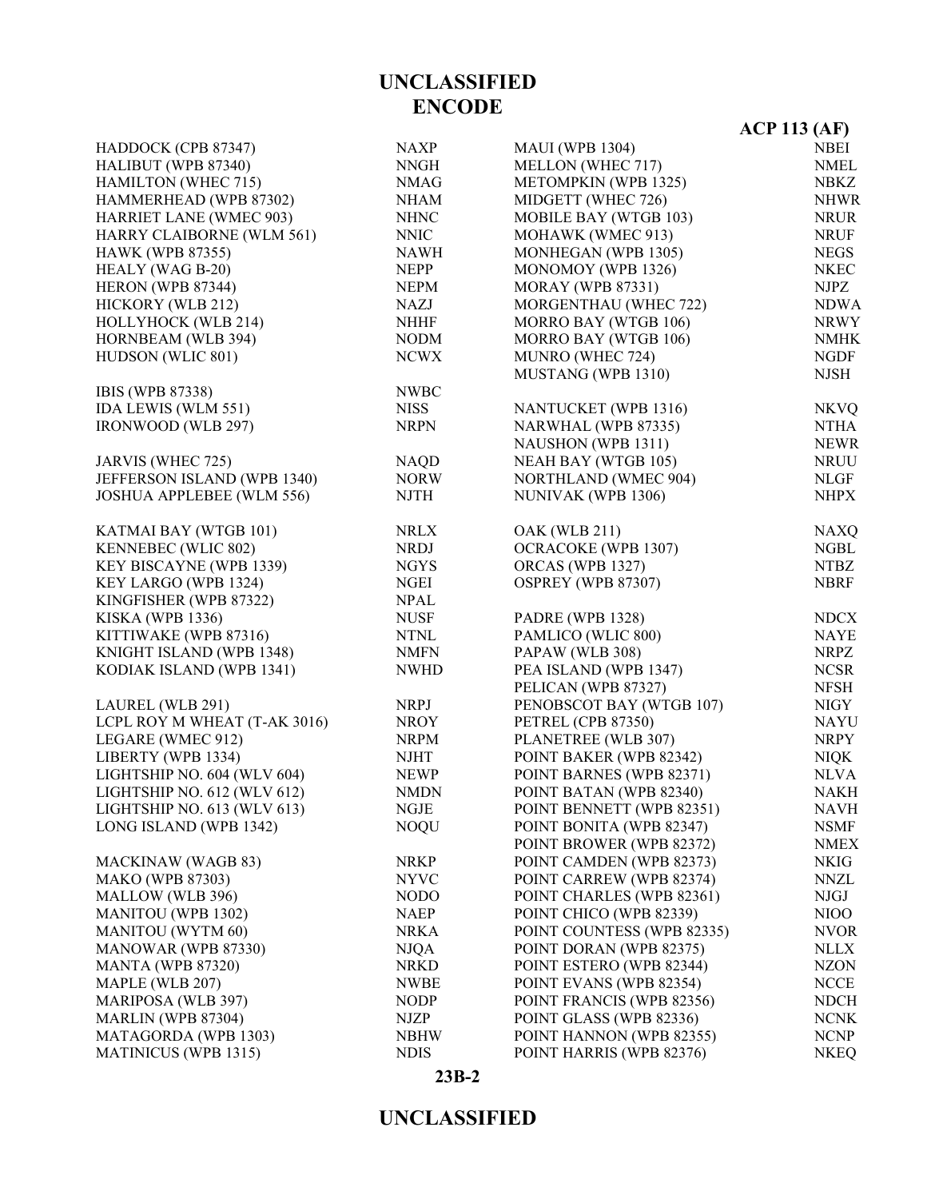# ENCODE

| | |
|---|---|
| HADDOCK (CPB 87347) | NAXP |
| HALIBUT (WPB 87340) | NNGH |
| HAMILTON (WHEC 715) | NMAG |
| HAMMERHEAD (WPB 87302) | NHAM |
| HARRIET LANE (WMEC 903) | NHNC |
| HARRY CLAIBORNE (WLM 561) | NNIC |
| HAWK (WPB 87355) | NAWH |
| HEALY (WAG B-20) | NEPP |
| HERON (WPB 87344) | NEPM |
| HICKORY (WLB 212) | NAZJ |
| HOLLYHOCK (WLB 214) | NHHF |
| HORNBEAM (WLB 394) | NODM |
| HUDSON (WLIC 801) | NCWX |
| | |
| IBIS (WPB 87338) | NWBC |
| IDA LEWIS (WLM 551) | NISS |
| IRONWOOD (WLB 297) | NRPN |
| | |
| JARVIS (WHEC 725) | NAQD |
| JEFFERSON ISLAND (WPB 1340) | NORW |
| JOSHUA APPLEBEE (WLM 556) | NJTH |
| | |
| KATMAI BAY (WTGB 101) | NRLX |
| KENNEBEC (WLIC 802) | NRDJ |
| KEY BISCAYNE (WPB 1339) | NGYS |
| KEY LARGO (WPB 1324) | NGEI |
| KINGFISHER (WPB 87322) | NPAL |
| KISKA (WPB 1336) | NUSF |
| KITTIWAKE (WPB 87316) | NTNL |
| KNIGHT ISLAND (WPB 1348) | NMFN |
| KODIAK ISLAND (WPB 1341) | NWHD |
| | |
| LAUREL (WLB 291) | NRPJ |
| LCPL ROY M WHEAT (T-AK 3016) | NROY |
| LEGARE (WMEC 912) | NRPM |
| LIBERTY (WPB 1334) | NJHT |
| LIGHTSHIP NO. 604 (WLV 604) | NEWP |
| LIGHTSHIP NO. 612 (WLV 612) | NMDN |
| LIGHTSHIP NO. 613 (WLV 613) | NGJE |
| LONG ISLAND (WPB 1342) | NOQU |
| | |
| MACKINAW (WAGB 83) | NRKP |
| MAKO (WPB 87303) | NYVC |
| MALLOW (WLB 396) | NODO |
| MANITOU (WPB 1302) | NAEP |
| MANITOU (WYTM 60) | NRKA |
| MANOWAR (WPB 87330) | NJQA |
| MANTA (WPB 87320) | NRKD |
| MAPLE (WLB 207) | NWBE |
| MARIPOSA (WLB 397) | NODP |
| MARLIN (WPB 87304) | NJZP |
| MATAGORDA (WPB 1303) | NBHW |
| MATINICUS (WPB 1315) | NDIS |
| MAUI (WPB 1304) | NBEI |
| MELLON (WHEC 717) | NMEL |
| METOMPKIN (WPB 1325) | NBKZ |
| MIDGETT (WHEC 726) | NHWR |
| MOBILE BAY (WTGB 103) | NRUR |
| MOHAWK (WMEC 913) | NRUF |
| MONHEGAN (WPB 1305) | NEGS |
| MONOMOY (WPB 1326) | NKEC |
| MORAY (WPB 87331) | NJPZ |
| MORGENTHAU (WHEC 722) | NDWA |
| MORRO BAY (WTGB 106) | NRWY |
| MORRO BAY (WTGB 106) | NMHK |
| MUNRO (WHEC 724) | NGDF |
| MUSTANG (WPB 1310) | NJSH |
| | |
| NANTUCKET (WPB 1316) | NKVQ |
| NARWHAL (WPB 87335) | NTHA |
| NAUSHON (WPB 1311) | NEWR |
| NEAH BAY (WTGB 105) | NRUU |
| NORTHLAND (WMEC 904) | NLGF |
| NUNIVAK (WPB 1306) | NHPX |
| | |
| OAK (WLB 211) | NAXQ |
| OCRACOKE (WPB 1307) | NGBL |
| ORCAS (WPB 1327) | NTBZ |
| OSPREY (WPB 87307) | NBRF |
| | |
| PADRE (WPB 1328) | NDCX |
| PAMLICO (WLIC 800) | NAYE |
| PAPAW (WLB 308) | NRPZ |
| PEA ISLAND (WPB 1347) | NCSR |
| PELICAN (WPB 87327) | NFSH |
| PENOBSCOT BAY (WTGB 107) | NIGY |
| PETREL (CPB 87350) | NAYU |
| PLANETREE (WLB 307) | NRPY |
| POINT BAKER (WPB 82342) | NIQK |
| POINT BARNES (WPB 82371) | NLVA |
| POINT BATAN (WPB 82340) | NAKH |
| POINT BENNETT (WPB 82351) | NAVH |
| POINT BONITA (WPB 82347) | NSMF |
| POINT BROWER (WPB 82372) | NMEX |
| POINT CAMDEN (WPB 82373) | NKIG |
| POINT CARREW (WPB 82374) | NNZL |
| POINT CHARLES (WPB 82361) | NJGJ |
| POINT CHICO (WPB 82339) | NIOO |
| POINT COUNTESS (WPB 82335) | NVOR |
| POINT DORAN (WPB 82375) | NLLX |
| POINT ESTERO (WPB 82344) | NZON |
| POINT EVANS (WPB 82354) | NCCE |
| POINT FRANCIS (WPB 82356) | NDCH |
| POINT GLASS (WPB 82336) | NCNK |
| POINT HANNON (WPB 82355) | NCNP |
| POINT HARRIS (WPB 82376) | NKEQ |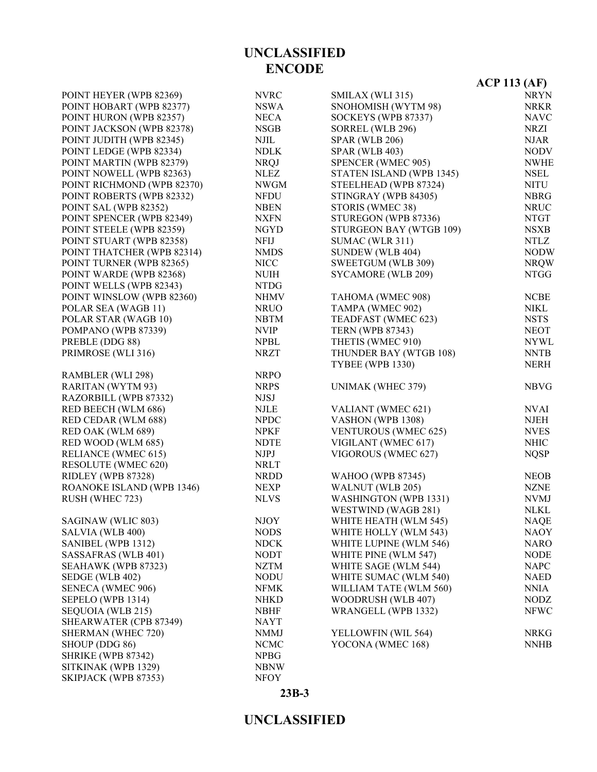**UNCLASSIFIED**
**ENCODE**

**ACP 113 (AF)**

| Ship | Call Sign |
|---|---|
| POINT HEYER (WPB 82369) | NVRC |
| POINT HOBART (WPB 82377) | NSWA |
| POINT HURON (WPB 82357) | NECA |
| POINT JACKSON (WPB 82378) | NSGB |
| POINT JUDITH (WPB 82345) | NJIL |
| POINT LEDGE (WPB 82334) | NDLK |
| POINT MARTIN (WPB 82379) | NRQJ |
| POINT NOWELL (WPB 82363) | NLEZ |
| POINT RICHMOND (WPB 82370) | NWGM |
| POINT ROBERTS (WPB 82332) | NFDU |
| POINT SAL (WPB 82352) | NBEN |
| POINT SPENCER (WPB 82349) | NXFN |
| POINT STEELE (WPB 82359) | NGYD |
| POINT STUART (WPB 82358) | NFIJ |
| POINT THATCHER (WPB 82314) | NMDS |
| POINT TURNER (WPB 82365) | NICC |
| POINT WARDE (WPB 82368) | NUIH |
| POINT WELLS (WPB 82343) | NTDG |
| POINT WINSLOW (WPB 82360) | NHMV |
| POLAR SEA (WAGB 11) | NRUO |
| POLAR STAR (WAGB 10) | NBTM |
| POMPANO (WPB 87339) | NVIP |
| PREBLE (DDG 88) | NPBL |
| PRIMROSE (WLI 316) | NRZT |
| | |
| RAMBLER (WLI 298) | NRPO |
| RARITAN (WYTM 93) | NRPS |
| RAZORBILL (WPB 87332) | NJSJ |
| RED BEECH (WLM 686) | NJLE |
| RED CEDAR (WLM 688) | NPDC |
| RED OAK (WLM 689) | NPKF |
| RED WOOD (WLM 685) | NDTE |
| RELIANCE (WMEC 615) | NJPJ |
| RESOLUTE (WMEC 620) | NRLT |
| RIDLEY (WPB 87328) | NRDD |
| ROANOKE ISLAND (WPB 1346) | NEXP |
| RUSH (WHEC 723) | NLVS |
| | |
| SAGINAW (WLIC 803) | NJOY |
| SALVIA (WLB 400) | NODS |
| SANIBEL (WPB 1312) | NDCK |
| SASSAFRAS (WLB 401) | NODT |
| SEAHAWK (WPB 87323) | NZTM |
| SEDGE (WLB 402) | NODU |
| SENECA (WMEC 906) | NFMK |
| SEPELO (WPB 1314) | NHKD |
| SEQUOIA (WLB 215) | NBHF |
| SHEARWATER (CPB 87349) | NAYT |
| SHERMAN (WHEC 720) | NMMJ |
| SHOUP (DDG 86) | NCMC |
| SHRIKE (WPB 87342) | NPBG |
| SITKINAK (WPB 1329) | NBNW |
| SKIPJACK (WPB 87353) | NFOY |
| SMILAX (WLI 315) | NRYN |
| SNOHOMISH (WYTM 98) | NRKR |
| SOCKEYS (WPB 87337) | NAVC |
| SORREL (WLB 296) | NRZI |
| SPAR (WLB 206) | NJAR |
| SPAR (WLB 403) | NODV |
| SPENCER (WMEC 905) | NWHE |
| STATEN ISLAND (WPB 1345) | NSEL |
| STEELHEAD (WPB 87324) | NITU |
| STINGRAY (WPB 84305) | NBRG |
| STORIS (WMEC 38) | NRUC |
| STUREGON (WPB 87336) | NTGT |
| STURGEON BAY (WTGB 109) | NSXB |
| SUMAC (WLR 311) | NTLZ |
| SUNDEW (WLB 404) | NODW |
| SWEETGUM (WLB 309) | NRQW |
| SYCAMORE (WLB 209) | NTGG |
| | |
| TAHOMA (WMEC 908) | NCBE |
| TAMPA (WMEC 902) | NIKL |
| TEADFAST (WMEC 623) | NSTS |
| TERN (WPB 87343) | NEOT |
| THETIS (WMEC 910) | NYWL |
| THUNDER BAY (WTGB 108) | NNTB |
| TYBEE (WPB 1330) | NERH |
| | |
| UNIMAK (WHEC 379) | NBVG |
| | |
| VALIANT (WMEC 621) | NVAI |
| VASHON (WPB 1308) | NJEH |
| VENTUROUS (WMEC 625) | NVES |
| VIGILANT (WMEC 617) | NHIC |
| VIGOROUS (WMEC 627) | NQSP |
| | |
| WAHOO (WPB 87345) | NEOB |
| WALNUT (WLB 205) | NZNE |
| WASHINGTON (WPB 1331) | NVMJ |
| WESTWIND (WAGB 281) | NLKL |
| WHITE HEATH (WLM 545) | NAQE |
| WHITE HOLLY (WLM 543) | NAOY |
| WHITE LUPINE (WLM 546) | NARO |
| WHITE PINE (WLM 547) | NODE |
| WHITE SAGE (WLM 544) | NAPC |
| WHITE SUMAC (WLM 540) | NAED |
| WILLIAM TATE (WLM 560) | NNIA |
| WOODRUSH (WLB 407) | NODZ |
| WRANGELL (WPB 1332) | NFWC |
| | |
| YELLOWFIN (WIL 564) | NRKG |
| YOCONA (WMEC 168) | NNHB |

23B-3

**UNCLASSIFIED**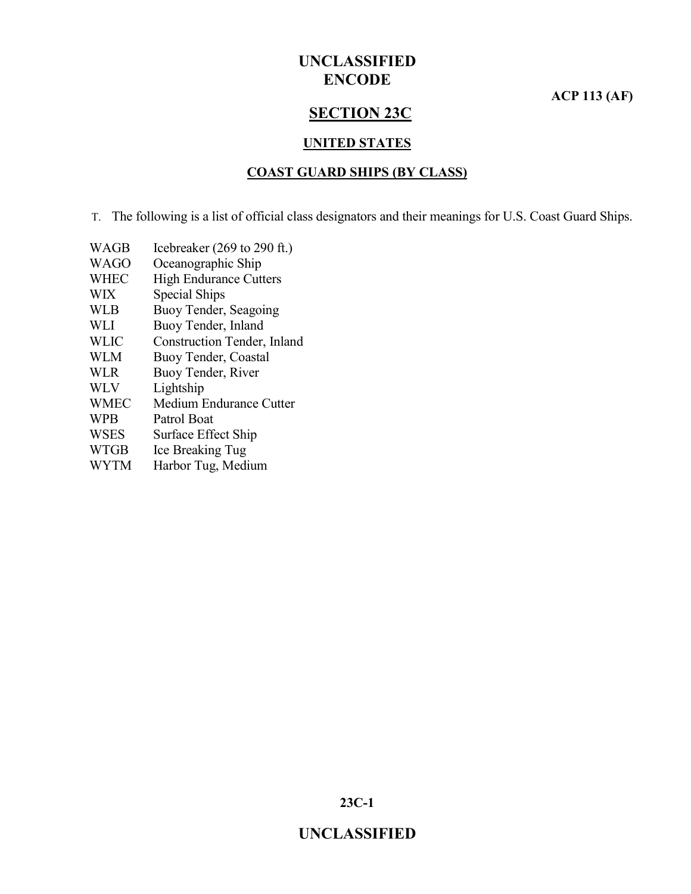# SECTION 23C

## UNITED STATES

### COAST GUARD SHIPS (BY CLASS)

T. The following is a list of official class designators and their meanings for U.S. Coast Guard Ships.

| | |
|---|---|
| WAGB | Icebreaker (269 to 290 ft.) |
| WAGO | Oceanographic Ship |
| WHEC | High Endurance Cutters |
| WIX | Special Ships |
| WLB | Buoy Tender, Seagoing |
| WLI | Buoy Tender, Inland |
| WLIC | Construction Tender, Inland |
| WLM | Buoy Tender, Coastal |
| WLR | Buoy Tender, River |
| WLV | Lightship |
| WMEC | Medium Endurance Cutter |
| WPB | Patrol Boat |
| WSES | Surface Effect Ship |
| WTGB | Ice Breaking Tug |
| WYTM | Harbor Tug, Medium |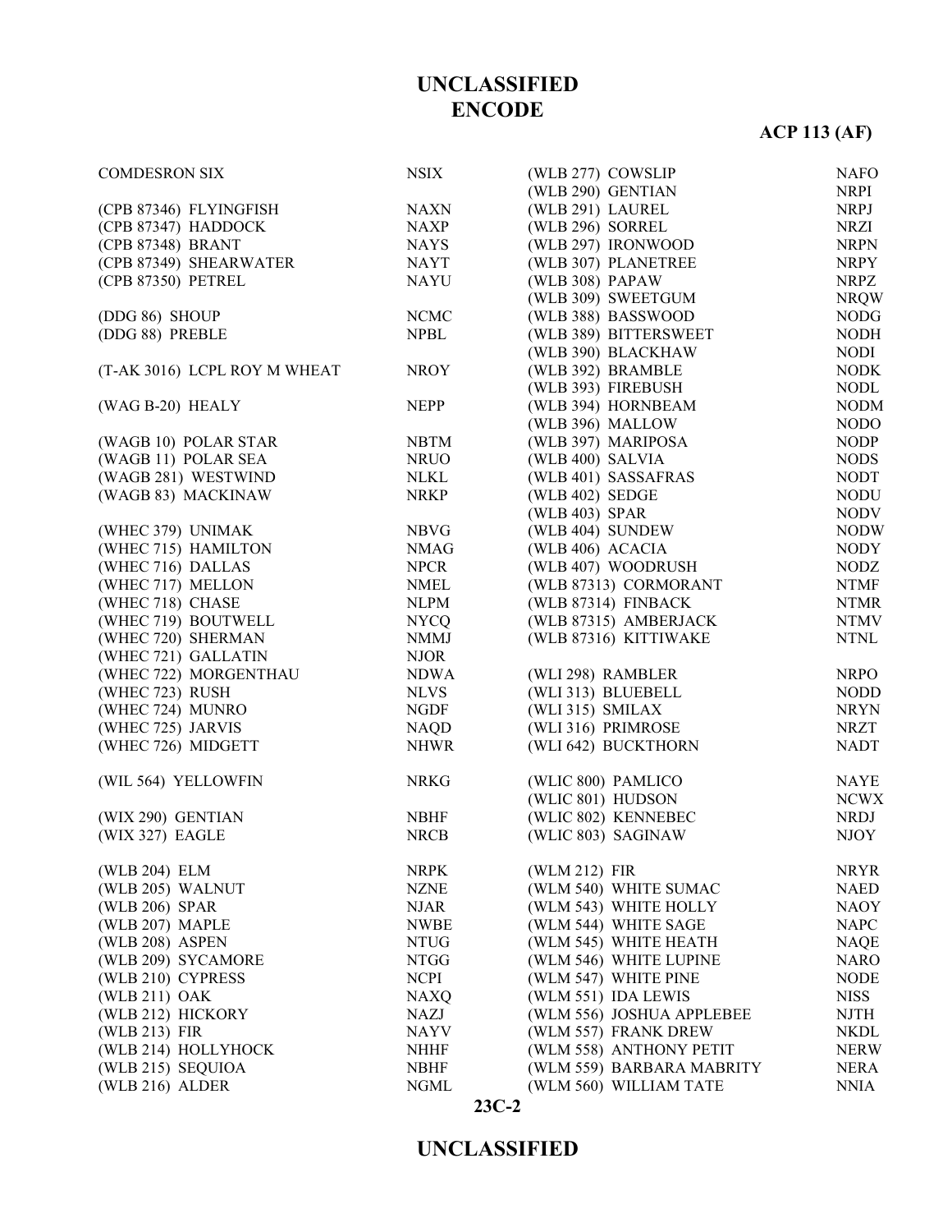**UNCLASSIFIED**
**ENCODE**

**ACP 113 (AF)**

| | |
|---|---|
| COMDESRON SIX | NSIX |
| | |
| (CPB 87346) FLYINGFISH | NAXN |
| (CPB 87347) HADDOCK | NAXP |
| (CPB 87348) BRANT | NAYS |
| (CPB 87349) SHEARWATER | NAYT |
| (CPB 87350) PETREL | NAYU |
| | |
| (DDG 86) SHOUP | NCMC |
| (DDG 88) PREBLE | NPBL |
| | |
| (T-AK 3016) LCPL ROY M WHEAT | NROY |
| | |
| (WAG B-20) HEALY | NEPP |
| | |
| (WAGB 10) POLAR STAR | NBTM |
| (WAGB 11) POLAR SEA | NRUO |
| (WAGB 281) WESTWIND | NLKL |
| (WAGB 83) MACKINAW | NRKP |
| | |
| (WHEC 379) UNIMAK | NBVG |
| (WHEC 715) HAMILTON | NMAG |
| (WHEC 716) DALLAS | NPCR |
| (WHEC 717) MELLON | NMEL |
| (WHEC 718) CHASE | NLPM |
| (WHEC 719) BOUTWELL | NYCQ |
| (WHEC 720) SHERMAN | NMMJ |
| (WHEC 721) GALLATIN | NJOR |
| (WHEC 722) MORGENTHAU | NDWA |
| (WHEC 723) RUSH | NLVS |
| (WHEC 724) MUNRO | NGDF |
| (WHEC 725) JARVIS | NAQD |
| (WHEC 726) MIDGETT | NHWR |
| | |
| (WIL 564) YELLOWFIN | NRKG |
| | |
| (WIX 290) GENTIAN | NBHF |
| (WIX 327) EAGLE | NRCB |
| | |
| (WLB 204) ELM | NRPK |
| (WLB 205) WALNUT | NZNE |
| (WLB 206) SPAR | NJAR |
| (WLB 207) MAPLE | NWBE |
| (WLB 208) ASPEN | NTUG |
| (WLB 209) SYCAMORE | NTGG |
| (WLB 210) CYPRESS | NCPI |
| (WLB 211) OAK | NAXQ |
| (WLB 212) HICKORY | NAZJ |
| (WLB 213) FIR | NAYV |
| (WLB 214) HOLLYHOCK | NHHF |
| (WLB 215) SEQUIOA | NBHF |
| (WLB 216) ALDER | NGML |
| (WLB 277) COWSLIP | NAFO |
| (WLB 290) GENTIAN | NRPI |
| (WLB 291) LAUREL | NRPJ |
| (WLB 296) SORREL | NRZI |
| (WLB 297) IRONWOOD | NRPN |
| (WLB 307) PLANETREE | NRPY |
| (WLB 308) PAPAW | NRPZ |
| (WLB 309) SWEETGUM | NRQW |
| (WLB 388) BASSWOOD | NODG |
| (WLB 389) BITTERSWEET | NODH |
| (WLB 390) BLACKHAW | NODI |
| (WLB 392) BRAMBLE | NODK |
| (WLB 393) FIREBUSH | NODL |
| (WLB 394) HORNBEAM | NODM |
| (WLB 396) MALLOW | NODO |
| (WLB 397) MARIPOSA | NODP |
| (WLB 400) SALVIA | NODS |
| (WLB 401) SASSAFRAS | NODT |
| (WLB 402) SEDGE | NODU |
| (WLB 403) SPAR | NODV |
| (WLB 404) SUNDEW | NODW |
| (WLB 406) ACACIA | NODY |
| (WLB 407) WOODRUSH | NODZ |
| (WLB 87313) CORMORANT | NTMF |
| (WLB 87314) FINBACK | NTMR |
| (WLB 87315) AMBERJACK | NTMV |
| (WLB 87316) KITTIWAKE | NTNL |
| | |
| (WLI 298) RAMBLER | NRPO |
| (WLI 313) BLUEBELL | NODD |
| (WLI 315) SMILAX | NRYN |
| (WLI 316) PRIMROSE | NRZT |
| (WLI 642) BUCKTHORN | NADT |
| | |
| (WLIC 800) PAMLICO | NAYE |
| (WLIC 801) HUDSON | NCWX |
| (WLIC 802) KENNEBEC | NRDJ |
| (WLIC 803) SAGINAW | NJOY |
| | |
| (WLM 212) FIR | NRYR |
| (WLM 540) WHITE SUMAC | NAED |
| (WLM 543) WHITE HOLLY | NAOY |
| (WLM 544) WHITE SAGE | NAPC |
| (WLM 545) WHITE HEATH | NAQE |
| (WLM 546) WHITE LUPINE | NARO |
| (WLM 547) WHITE PINE | NODE |
| (WLM 551) IDA LEWIS | NISS |
| (WLM 556) JOSHUA APPLEBEE | NJTH |
| (WLM 557) FRANK DREW | NKDL |
| (WLM 558) ANTHONY PETIT | NERW |
| (WLM 559) BARBARA MABRITY | NERA |
| (WLM 560) WILLIAM TATE | NNIA |

23C-2

**UNCLASSIFIED**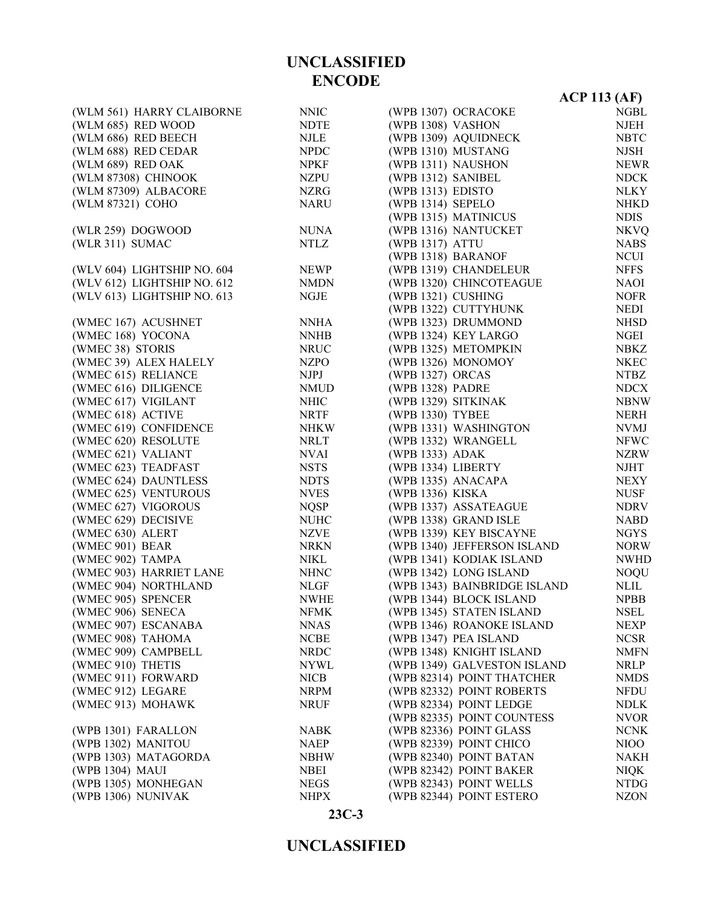**UNCLASSIFIED**
**ENCODE**

**ACP 113 (AF)**

| | |
|---|---|
| (WLM 561) HARRY CLAIBORNE | NNIC |
| (WLM 685) RED WOOD | NDTE |
| (WLM 686) RED BEECH | NJLE |
| (WLM 688) RED CEDAR | NPDC |
| (WLM 689) RED OAK | NPKF |
| (WLM 87308) CHINOOK | NZPU |
| (WLM 87309) ALBACORE | NZRG |
| (WLM 87321) COHO | NARU |
| | |
| (WLR 259) DOGWOOD | NUNA |
| (WLR 311) SUMAC | NTLZ |
| | |
| (WLV 604) LIGHTSHIP NO. 604 | NEWP |
| (WLV 612) LIGHTSHIP NO. 612 | NMDN |
| (WLV 613) LIGHTSHIP NO. 613 | NGJE |
| | |
| (WMEC 167) ACUSHNET | NNHA |
| (WMEC 168) YOCONA | NNHB |
| (WMEC 38) STORIS | NRUC |
| (WMEC 39) ALEX HALELY | NZPO |
| (WMEC 615) RELIANCE | NJPJ |
| (WMEC 616) DILIGENCE | NMUD |
| (WMEC 617) VIGILANT | NHIC |
| (WMEC 618) ACTIVE | NRTF |
| (WMEC 619) CONFIDENCE | NHKW |
| (WMEC 620) RESOLUTE | NRLT |
| (WMEC 621) VALIANT | NVAI |
| (WMEC 623) TEADFAST | NSTS |
| (WMEC 624) DAUNTLESS | NDTS |
| (WMEC 625) VENTUROUS | NVES |
| (WMEC 627) VIGOROUS | NQSP |
| (WMEC 629) DECISIVE | NUHC |
| (WMEC 630) ALERT | NZVE |
| (WMEC 901) BEAR | NRKN |
| (WMEC 902) TAMPA | NIKL |
| (WMEC 903) HARRIET LANE | NHNC |
| (WMEC 904) NORTHLAND | NLGF |
| (WMEC 905) SPENCER | NWHE |
| (WMEC 906) SENECA | NFMK |
| (WMEC 907) ESCANABA | NNAS |
| (WMEC 908) TAHOMA | NCBE |
| (WMEC 909) CAMPBELL | NRDC |
| (WMEC 910) THETIS | NYWL |
| (WMEC 911) FORWARD | NICB |
| (WMEC 912) LEGARE | NRPM |
| (WMEC 913) MOHAWK | NRUF |
| | |
| (WPB 1301) FARALLON | NABK |
| (WPB 1302) MANITOU | NAEP |
| (WPB 1303) MATAGORDA | NBHW |
| (WPB 1304) MAUI | NBEI |
| (WPB 1305) MONHEGAN | NEGS |
| (WPB 1306) NUNIVAK | NHPX |
| (WPB 1307) OCRACOKE | NGBL |
| (WPB 1308) VASHON | NJEH |
| (WPB 1309) AQUIDNECK | NBTC |
| (WPB 1310) MUSTANG | NJSH |
| (WPB 1311) NAUSHON | NEWR |
| (WPB 1312) SANIBEL | NDCK |
| (WPB 1313) EDISTO | NLKY |
| (WPB 1314) SEPELO | NHKD |
| (WPB 1315) MATINICUS | NDIS |
| (WPB 1316) NANTUCKET | NKVQ |
| (WPB 1317) ATTU | NABS |
| (WPB 1318) BARANOF | NCUI |
| (WPB 1319) CHANDELEUR | NFFS |
| (WPB 1320) CHINCOTEAGUE | NAOI |
| (WPB 1321) CUSHING | NOFR |
| (WPB 1322) CUTTYHUNK | NEDI |
| (WPB 1323) DRUMMOND | NHSD |
| (WPB 1324) KEY LARGO | NGEI |
| (WPB 1325) METOMPKIN | NBKZ |
| (WPB 1326) MONOMOY | NKEC |
| (WPB 1327) ORCAS | NTBZ |
| (WPB 1328) PADRE | NDCX |
| (WPB 1329) SITKINAK | NBNW |
| (WPB 1330) TYBEE | NERH |
| (WPB 1331) WASHINGTON | NVMJ |
| (WPB 1332) WRANGELL | NFWC |
| (WPB 1333) ADAK | NZRW |
| (WPB 1334) LIBERTY | NJHT |
| (WPB 1335) ANACAPA | NEXY |
| (WPB 1336) KISKA | NUSF |
| (WPB 1337) ASSATEAGUE | NDRV |
| (WPB 1338) GRAND ISLE | NABD |
| (WPB 1339) KEY BISCAYNE | NGYS |
| (WPB 1340) JEFFERSON ISLAND | NORW |
| (WPB 1341) KODIAK ISLAND | NWHD |
| (WPB 1342) LONG ISLAND | NOQU |
| (WPB 1343) BAINBRIDGE ISLAND | NLIL |
| (WPB 1344) BLOCK ISLAND | NPBB |
| (WPB 1345) STATEN ISLAND | NSEL |
| (WPB 1346) ROANOKE ISLAND | NEXP |
| (WPB 1347) PEA ISLAND | NCSR |
| (WPB 1348) KNIGHT ISLAND | NMFN |
| (WPB 1349) GALVESTON ISLAND | NRLP |
| (WPB 82314) POINT THATCHER | NMDS |
| (WPB 82332) POINT ROBERTS | NFDU |
| (WPB 82334) POINT LEDGE | NDLK |
| (WPB 82335) POINT COUNTESS | NVOR |
| (WPB 82336) POINT GLASS | NCNK |
| (WPB 82339) POINT CHICO | NIOO |
| (WPB 82340) POINT BATAN | NAKH |
| (WPB 82342) POINT BAKER | NIQK |
| (WPB 82343) POINT WELLS | NTDG |
| (WPB 82344) POINT ESTERO | NZON |

**23C-3**

**UNCLASSIFIED**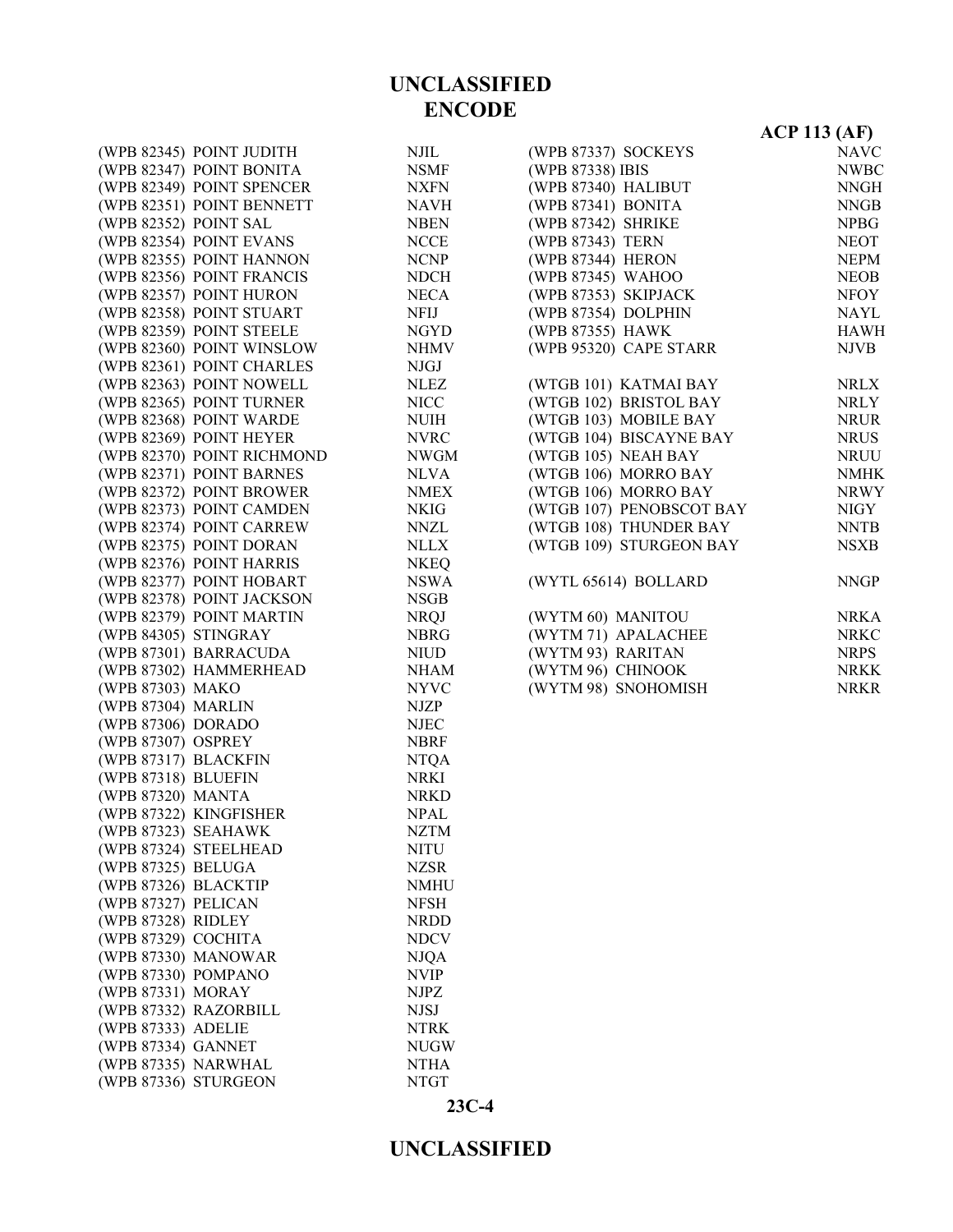| Ship | Call Sign |
|---|---|
| (WPB 82345) POINT JUDITH | NJIL |
| (WPB 82347) POINT BONITA | NSMF |
| (WPB 82349) POINT SPENCER | NXFN |
| (WPB 82351) POINT BENNETT | NAVH |
| (WPB 82352) POINT SAL | NBEN |
| (WPB 82354) POINT EVANS | NCCE |
| (WPB 82355) POINT HANNON | NCNP |
| (WPB 82356) POINT FRANCIS | NDCH |
| (WPB 82357) POINT HURON | NECA |
| (WPB 82358) POINT STUART | NFIJ |
| (WPB 82359) POINT STEELE | NGYD |
| (WPB 82360) POINT WINSLOW | NHMV |
| (WPB 82361) POINT CHARLES | NJGJ |
| (WPB 82363) POINT NOWELL | NLEZ |
| (WPB 82365) POINT TURNER | NICC |
| (WPB 82368) POINT WARDE | NUIH |
| (WPB 82369) POINT HEYER | NVRC |
| (WPB 82370) POINT RICHMOND | NWGM |
| (WPB 82371) POINT BARNES | NLVA |
| (WPB 82372) POINT BROWER | NMEX |
| (WPB 82373) POINT CAMDEN | NKIG |
| (WPB 82374) POINT CARREW | NNZL |
| (WPB 82375) POINT DORAN | NLLX |
| (WPB 82376) POINT HARRIS | NKEQ |
| (WPB 82377) POINT HOBART | NSWA |
| (WPB 82378) POINT JACKSON | NSGB |
| (WPB 82379) POINT MARTIN | NRQJ |
| (WPB 84305) STINGRAY | NBRG |
| (WPB 87301) BARRACUDA | NIUD |
| (WPB 87302) HAMMERHEAD | NHAM |
| (WPB 87303) MAKO | NYVC |
| (WPB 87304) MARLIN | NJZP |
| (WPB 87306) DORADO | NJEC |
| (WPB 87307) OSPREY | NBRF |
| (WPB 87317) BLACKFIN | NTQA |
| (WPB 87318) BLUEFIN | NRKI |
| (WPB 87320) MANTA | NRKD |
| (WPB 87322) KINGFISHER | NPAL |
| (WPB 87323) SEAHAWK | NZTM |
| (WPB 87324) STEELHEAD | NITU |
| (WPB 87325) BELUGA | NZSR |
| (WPB 87326) BLACKTIP | NMHU |
| (WPB 87327) PELICAN | NFSH |
| (WPB 87328) RIDLEY | NRDD |
| (WPB 87329) COCHITA | NDCV |
| (WPB 87330) MANOWAR | NJQA |
| (WPB 87330) POMPANO | NVIP |
| (WPB 87331) MORAY | NJPZ |
| (WPB 87332) RAZORBILL | NJSJ |
| (WPB 87333) ADELIE | NTRK |
| (WPB 87334) GANNET | NUGW |
| (WPB 87335) NARWHAL | NTHA |
| (WPB 87336) STURGEON | NTGT |
| (WPB 87337) SOCKEYS | NAVC |
| (WPB 87338) IBIS | NWBC |
| (WPB 87340) HALIBUT | NNGH |
| (WPB 87341) BONITA | NNGB |
| (WPB 87342) SHRIKE | NPBG |
| (WPB 87343) TERN | NEOT |
| (WPB 87344) HERON | NEPM |
| (WPB 87345) WAHOO | NEOB |
| (WPB 87353) SKIPJACK | NFOY |
| (WPB 87354) DOLPHIN | NAYL |
| (WPB 87355) HAWK | HAWH |
| (WPB 95320) CAPE STARR | NJVB |
| | |
| (WTGB 101) KATMAI BAY | NRLX |
| (WTGB 102) BRISTOL BAY | NRLY |
| (WTGB 103) MOBILE BAY | NRUR |
| (WTGB 104) BISCAYNE BAY | NRUS |
| (WTGB 105) NEAH BAY | NRUU |
| (WTGB 106) MORRO BAY | NMHK |
| (WTGB 106) MORRO BAY | NRWY |
| (WTGB 107) PENOBSCOT BAY | NIGY |
| (WTGB 108) THUNDER BAY | NNTB |
| (WTGB 109) STURGEON BAY | NSXB |
| | |
| (WYTL 65614) BOLLARD | NNGP |
| | |
| (WYTM 60) MANITOU | NRKA |
| (WYTM 71) APALACHEE | NRKC |
| (WYTM 93) RARITAN | NRPS |
| (WYTM 96) CHINOOK | NRKK |
| (WYTM 98) SNOHOMISH | NRKR |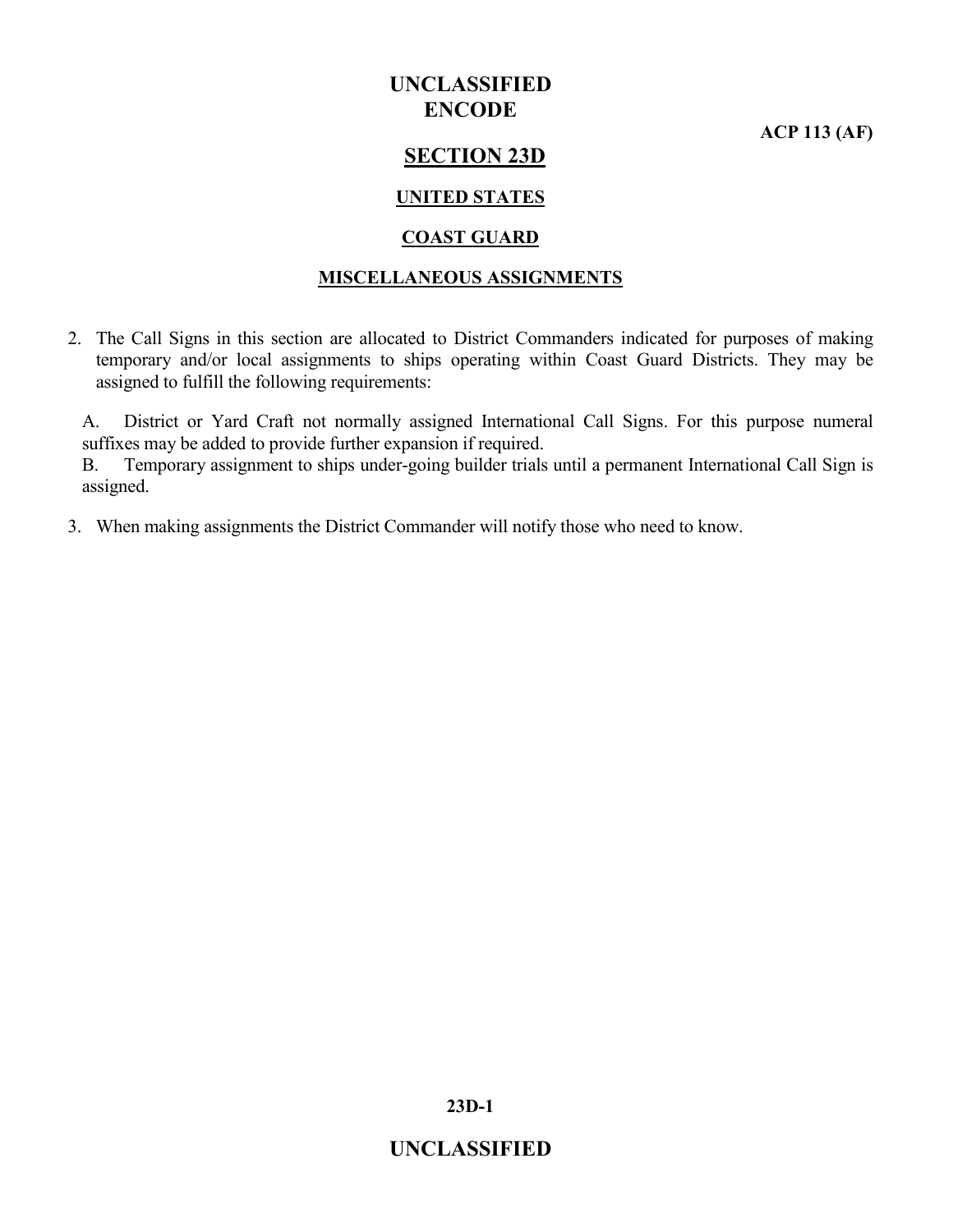# SECTION 23D

## UNITED STATES

## COAST GUARD

## MISCELLANEOUS ASSIGNMENTS

2. The Call Signs in this section are allocated to District Commanders indicated for purposes of making temporary and/or local assignments to ships operating within Coast Guard Districts. They may be assigned to fulfill the following requirements:

   A. District or Yard Craft not normally assigned International Call Signs. For this purpose numeral suffixes may be added to provide further expansion if required.
   B. Temporary assignment to ships under-going builder trials until a permanent International Call Sign is assigned.

3. When making assignments the District Commander will notify those who need to know.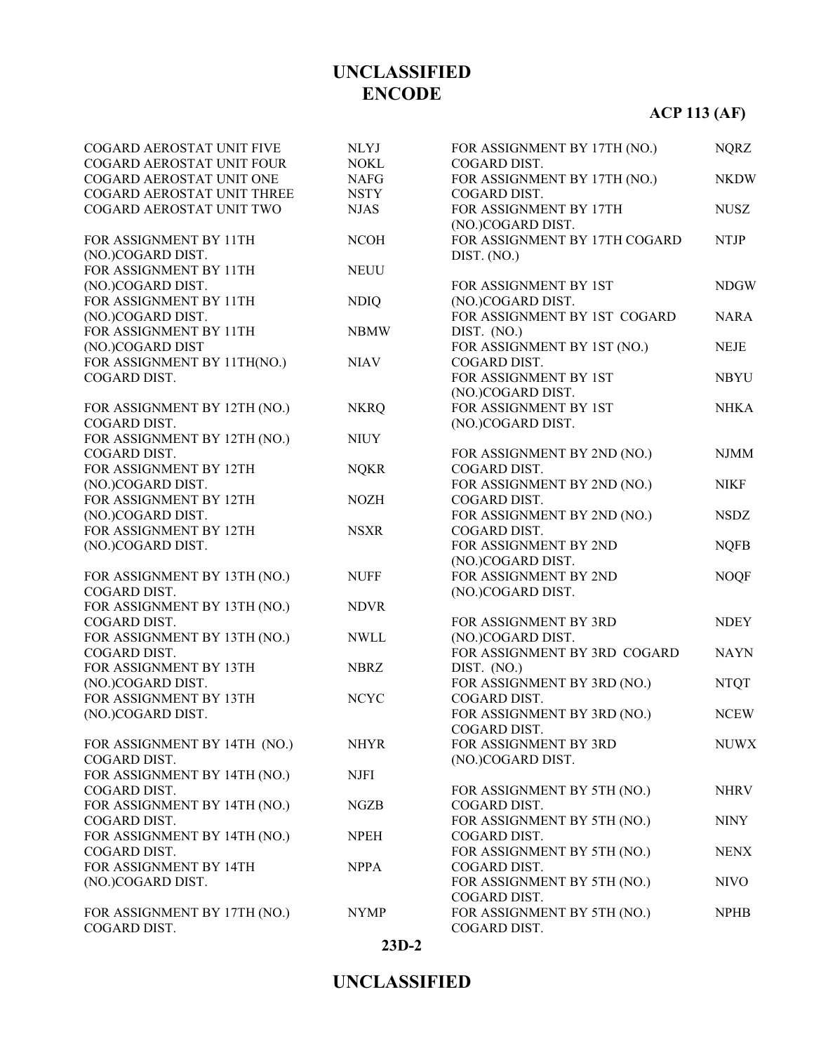| | |
|---|---|
| COGARD AEROSTAT UNIT FIVE | NLYJ |
| COGARD AEROSTAT UNIT FOUR | NOKL |
| COGARD AEROSTAT UNIT ONE | NAFG |
| COGARD AEROSTAT UNIT THREE | NSTY |
| COGARD AEROSTAT UNIT TWO | NJAS |
| | |
| FOR ASSIGNMENT BY 11TH (NO.)COGARD DIST. | NCOH |
| FOR ASSIGNMENT BY 11TH (NO.)COGARD DIST. | NEUU |
| FOR ASSIGNMENT BY 11TH (NO.)COGARD DIST. | NDIQ |
| FOR ASSIGNMENT BY 11TH (NO.)COGARD DIST | NBMW |
| FOR ASSIGNMENT BY 11TH(NO.) COGARD DIST. | NIAV |
| | |
| FOR ASSIGNMENT BY 12TH (NO.) COGARD DIST. | NKRQ |
| FOR ASSIGNMENT BY 12TH (NO.) COGARD DIST. | NIUY |
| FOR ASSIGNMENT BY 12TH (NO.)COGARD DIST. | NQKR |
| FOR ASSIGNMENT BY 12TH (NO.)COGARD DIST. | NOZH |
| FOR ASSIGNMENT BY 12TH (NO.)COGARD DIST. | NSXR |
| | |
| FOR ASSIGNMENT BY 13TH (NO.) COGARD DIST. | NUFF |
| FOR ASSIGNMENT BY 13TH (NO.) COGARD DIST. | NDVR |
| FOR ASSIGNMENT BY 13TH (NO.) COGARD DIST. | NWLL |
| FOR ASSIGNMENT BY 13TH (NO.)COGARD DIST. | NBRZ |
| FOR ASSIGNMENT BY 13TH (NO.)COGARD DIST. | NCYC |
| | |
| FOR ASSIGNMENT BY 14TH (NO.) COGARD DIST. | NHYR |
| FOR ASSIGNMENT BY 14TH (NO.) COGARD DIST. | NJFI |
| FOR ASSIGNMENT BY 14TH (NO.) COGARD DIST. | NGZB |
| FOR ASSIGNMENT BY 14TH (NO.) COGARD DIST. | NPEH |
| FOR ASSIGNMENT BY 14TH (NO.)COGARD DIST. | NPPA |
| | |
| FOR ASSIGNMENT BY 17TH (NO.) COGARD DIST. | NYMP |
| FOR ASSIGNMENT BY 17TH (NO.) COGARD DIST. | NQRZ |
| FOR ASSIGNMENT BY 17TH (NO.) COGARD DIST. | NKDW |
| FOR ASSIGNMENT BY 17TH (NO.)COGARD DIST. | NUSZ |
| FOR ASSIGNMENT BY 17TH COGARD DIST. (NO.) | NTJP |
| | |
| FOR ASSIGNMENT BY 1ST (NO.)COGARD DIST. | NDGW |
| FOR ASSIGNMENT BY 1ST COGARD DIST. (NO.) | NARA |
| FOR ASSIGNMENT BY 1ST (NO.) COGARD DIST. | NEJE |
| FOR ASSIGNMENT BY 1ST (NO.)COGARD DIST. | NBYU |
| FOR ASSIGNMENT BY 1ST (NO.)COGARD DIST. | NHKA |
| | |
| FOR ASSIGNMENT BY 2ND (NO.) COGARD DIST. | NJMM |
| FOR ASSIGNMENT BY 2ND (NO.) COGARD DIST. | NIKF |
| FOR ASSIGNMENT BY 2ND (NO.) COGARD DIST. | NSDZ |
| FOR ASSIGNMENT BY 2ND (NO.)COGARD DIST. | NQFB |
| FOR ASSIGNMENT BY 2ND (NO.)COGARD DIST. | NOQF |
| | |
| FOR ASSIGNMENT BY 3RD (NO.)COGARD DIST. | NDEY |
| FOR ASSIGNMENT BY 3RD COGARD DIST. (NO.) | NAYN |
| FOR ASSIGNMENT BY 3RD (NO.) COGARD DIST. | NTQT |
| FOR ASSIGNMENT BY 3RD (NO.) COGARD DIST. | NCEW |
| FOR ASSIGNMENT BY 3RD (NO.)COGARD DIST. | NUWX |
| | |
| FOR ASSIGNMENT BY 5TH (NO.) COGARD DIST. | NHRV |
| FOR ASSIGNMENT BY 5TH (NO.) COGARD DIST. | NINY |
| FOR ASSIGNMENT BY 5TH (NO.) COGARD DIST. | NENX |
| FOR ASSIGNMENT BY 5TH (NO.) COGARD DIST. | NIVO |
| FOR ASSIGNMENT BY 5TH (NO.) COGARD DIST. | NPHB |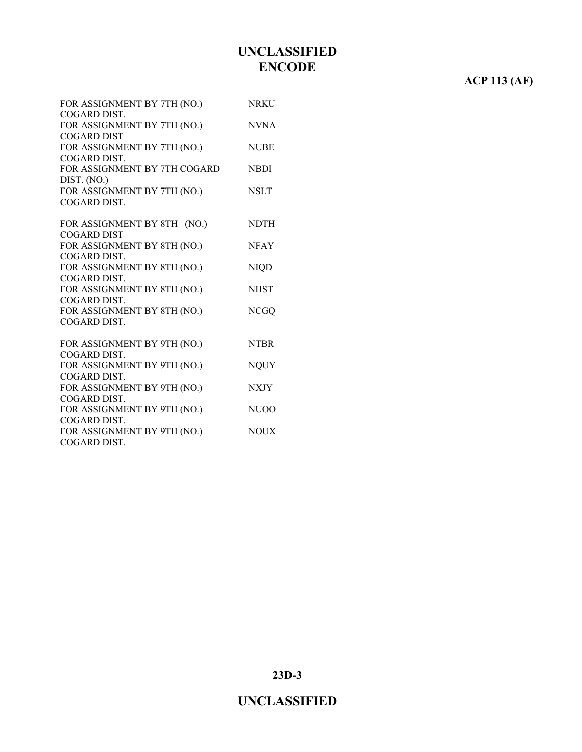| | |
|---|---|
| FOR ASSIGNMENT BY 7TH (NO.) COGARD DIST. | NRKU |
| FOR ASSIGNMENT BY 7TH (NO.) COGARD DIST | NVNA |
| FOR ASSIGNMENT BY 7TH (NO.) COGARD DIST. | NUBE |
| FOR ASSIGNMENT BY 7TH COGARD DIST. (NO.) | NBDI |
| FOR ASSIGNMENT BY 7TH (NO.) COGARD DIST. | NSLT |
| | |
| FOR ASSIGNMENT BY 8TH (NO.) COGARD DIST | NDTH |
| FOR ASSIGNMENT BY 8TH (NO.) COGARD DIST. | NFAY |
| FOR ASSIGNMENT BY 8TH (NO.) COGARD DIST. | NIQD |
| FOR ASSIGNMENT BY 8TH (NO.) COGARD DIST. | NHST |
| FOR ASSIGNMENT BY 8TH (NO.) COGARD DIST. | NCGQ |
| | |
| FOR ASSIGNMENT BY 9TH (NO.) COGARD DIST. | NTBR |
| FOR ASSIGNMENT BY 9TH (NO.) COGARD DIST. | NQUY |
| FOR ASSIGNMENT BY 9TH (NO.) COGARD DIST. | NXJY |
| FOR ASSIGNMENT BY 9TH (NO.) COGARD DIST. | NUOO |
| FOR ASSIGNMENT BY 9TH (NO.) COGARD DIST. | NOUX |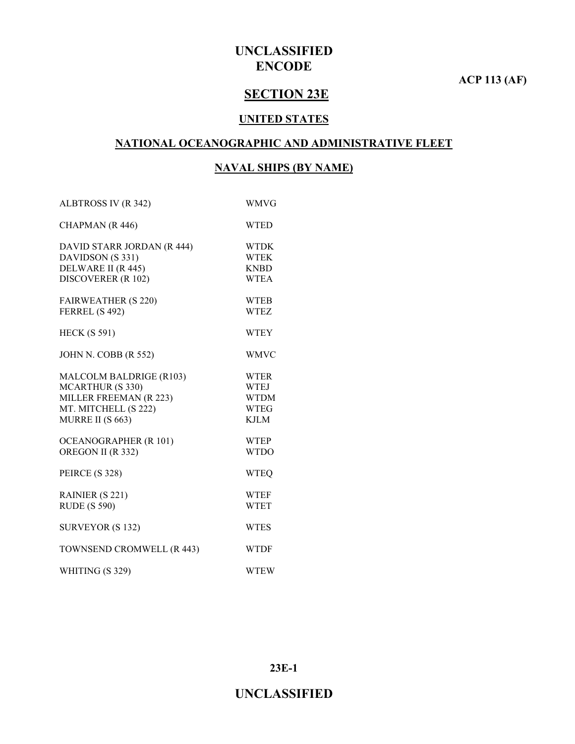# UNCLASSIFIED
# ENCODE

**ACP 113 (AF)**

## SECTION 23E

### UNITED STATES

### NATIONAL OCEANOGRAPHIC AND ADMINISTRATIVE FLEET

### NAVAL SHIPS (BY NAME)

| | |
|---|---|
| ALBTROSS IV (R 342) | WMVG |
| CHAPMAN (R 446) | WTED |
| DAVID STARR JORDAN (R 444) | WTDK |
| DAVIDSON (S 331) | WTEK |
| DELWARE II (R 445) | KNBD |
| DISCOVERER (R 102) | WTEA |
| FAIRWEATHER (S 220) | WTEB |
| FERREL (S 492) | WTEZ |
| HECK (S 591) | WTEY |
| JOHN N. COBB (R 552) | WMVC |
| MALCOLM BALDRIGE (R103) | WTER |
| MCARTHUR (S 330) | WTEJ |
| MILLER FREEMAN (R 223) | WTDM |
| MT. MITCHELL (S 222) | WTEG |
| MURRE II (S 663) | KJLM |
| OCEANOGRAPHER (R 101) | WTEP |
| OREGON II (R 332) | WTDO |
| PEIRCE (S 328) | WTEQ |
| RAINIER (S 221) | WTEF |
| RUDE (S 590) | WTET |
| SURVEYOR (S 132) | WTES |
| TOWNSEND CROMWELL (R 443) | WTDF |
| WHITING (S 329) | WTEW |

UNCLASSIFIED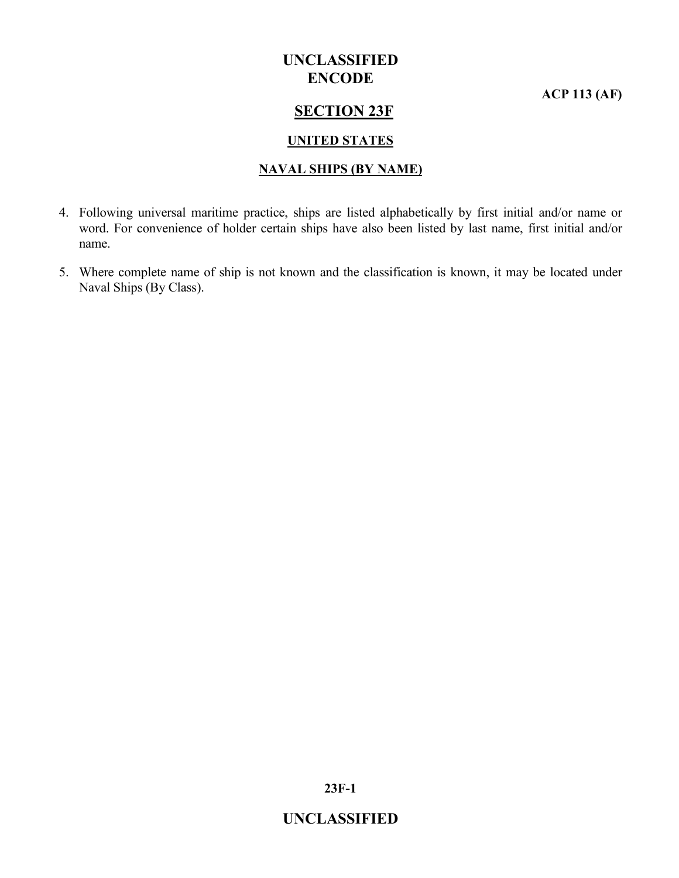# SECTION 23F

## UNITED STATES

## NAVAL SHIPS (BY NAME)

4. Following universal maritime practice, ships are listed alphabetically by first initial and/or name or word. For convenience of holder certain ships have also been listed by last name, first initial and/or name.

5. Where complete name of ship is not known and the classification is known, it may be located under Naval Ships (By Class).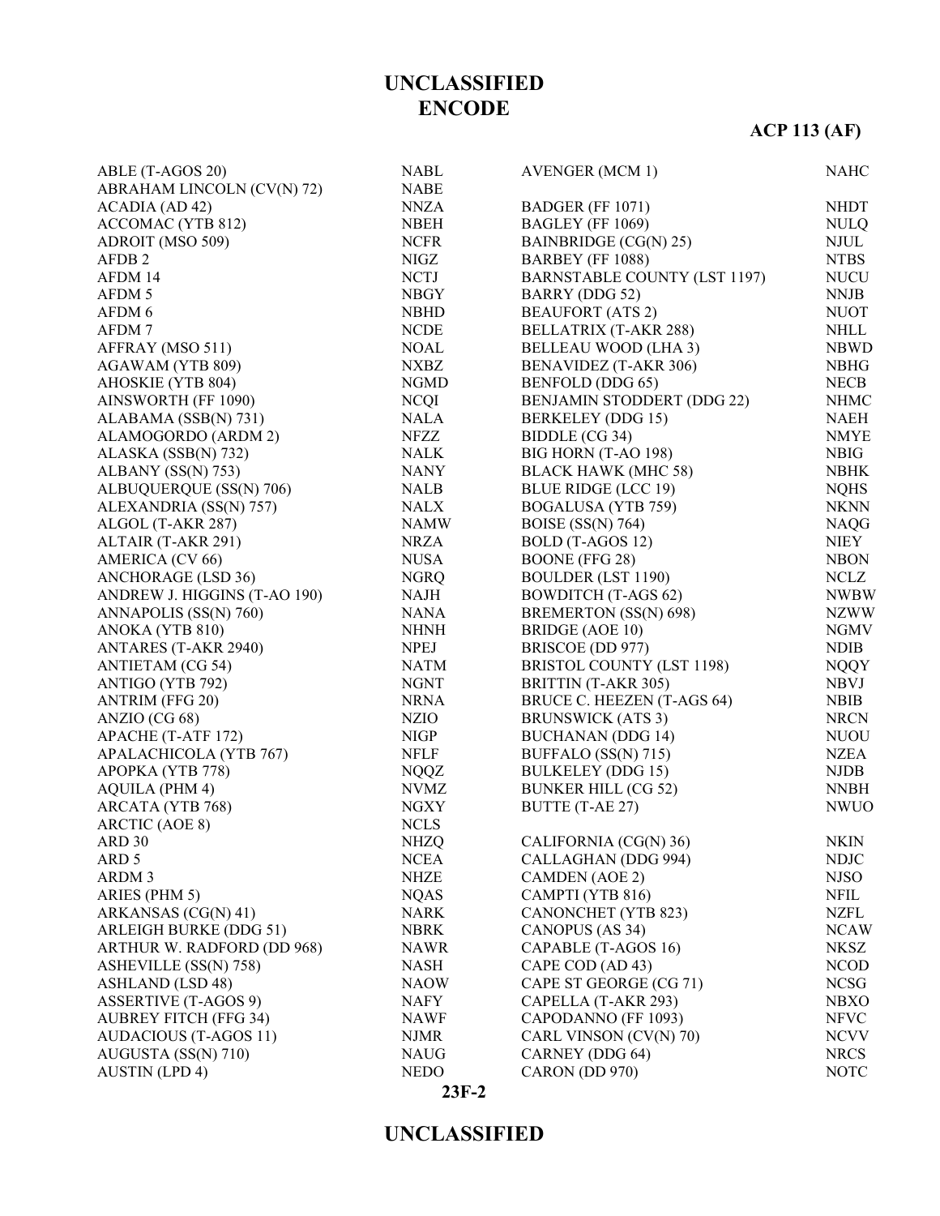# UNCLASSIFIED
# ENCODE

**ACP 113 (AF)**

| | |
|---|---|
| ABLE (T-AGOS 20) | NABL |
| ABRAHAM LINCOLN (CV(N) 72) | NABE |
| ACADIA (AD 42) | NNZA |
| ACCOMAC (YTB 812) | NBEH |
| ADROIT (MSO 509) | NCFR |
| AFDB 2 | NIGZ |
| AFDM 14 | NCTJ |
| AFDM 5 | NBGY |
| AFDM 6 | NBHD |
| AFDM 7 | NCDE |
| AFFRAY (MSO 511) | NOAL |
| AGAWAM (YTB 809) | NXBZ |
| AHOSKIE (YTB 804) | NGMD |
| AINSWORTH (FF 1090) | NCQI |
| ALABAMA (SSB(N) 731) | NALA |
| ALAMOGORDO (ARDM 2) | NFZZ |
| ALASKA (SSB(N) 732) | NALK |
| ALBANY (SS(N) 753) | NANY |
| ALBUQUERQUE (SS(N) 706) | NALB |
| ALEXANDRIA (SS(N) 757) | NALX |
| ALGOL (T-AKR 287) | NAMW |
| ALTAIR (T-AKR 291) | NRZA |
| AMERICA (CV 66) | NUSA |
| ANCHORAGE (LSD 36) | NGRQ |
| ANDREW J. HIGGINS (T-AO 190) | NAJH |
| ANNAPOLIS (SS(N) 760) | NANA |
| ANOKA (YTB 810) | NHNH |
| ANTARES (T-AKR 2940) | NPEJ |
| ANTIETAM (CG 54) | NATM |
| ANTIGO (YTB 792) | NGNT |
| ANTRIM (FFG 20) | NRNA |
| ANZIO (CG 68) | NZIO |
| APACHE (T-ATF 172) | NIGP |
| APALACHICOLA (YTB 767) | NFLF |
| APOPKA (YTB 778) | NQQZ |
| AQUILA (PHM 4) | NVMZ |
| ARCATA (YTB 768) | NGXY |
| ARCTIC (AOE 8) | NCLS |
| ARD 30 | NHZQ |
| ARD 5 | NCEA |
| ARDM 3 | NHZE |
| ARIES (PHM 5) | NQAS |
| ARKANSAS (CG(N) 41) | NARK |
| ARLEIGH BURKE (DDG 51) | NBRK |
| ARTHUR W. RADFORD (DD 968) | NAWR |
| ASHEVILLE (SS(N) 758) | NASH |
| ASHLAND (LSD 48) | NAOW |
| ASSERTIVE (T-AGOS 9) | NAFY |
| AUBREY FITCH (FFG 34) | NAWF |
| AUDACIOUS (T-AGOS 11) | NJMR |
| AUGUSTA (SS(N) 710) | NAUG |
| AUSTIN (LPD 4) | NEDO |
| AVENGER (MCM 1) | NAHC |
| | |
| BADGER (FF 1071) | NHDT |
| BAGLEY (FF 1069) | NULQ |
| BAINBRIDGE (CG(N) 25) | NJUL |
| BARBEY (FF 1088) | NTBS |
| BARNSTABLE COUNTY (LST 1197) | NUCU |
| BARRY (DDG 52) | NNJB |
| BEAUFORT (ATS 2) | NUOT |
| BELLATRIX (T-AKR 288) | NHLL |
| BELLEAU WOOD (LHA 3) | NBWD |
| BENAVIDEZ (T-AKR 306) | NBHG |
| BENFOLD (DDG 65) | NECB |
| BENJAMIN STODDERT (DDG 22) | NHMC |
| BERKELEY (DDG 15) | NAEH |
| BIDDLE (CG 34) | NMYE |
| BIG HORN (T-AO 198) | NBIG |
| BLACK HAWK (MHC 58) | NBHK |
| BLUE RIDGE (LCC 19) | NQHS |
| BOGALUSA (YTB 759) | NKNN |
| BOISE (SS(N) 764) | NAQG |
| BOLD (T-AGOS 12) | NIEY |
| BOONE (FFG 28) | NBON |
| BOULDER (LST 1190) | NCLZ |
| BOWDITCH (T-AGS 62) | NWBW |
| BREMERTON (SS(N) 698) | NZWW |
| BRIDGE (AOE 10) | NGMV |
| BRISCOE (DD 977) | NDIB |
| BRISTOL COUNTY (LST 1198) | NQQY |
| BRITTIN (T-AKR 305) | NBVJ |
| BRUCE C. HEEZEN (T-AGS 64) | NBIB |
| BRUNSWICK (ATS 3) | NRCN |
| BUCHANAN (DDG 14) | NUOU |
| BUFFALO (SS(N) 715) | NZEA |
| BULKELEY (DDG 15) | NJDB |
| BUNKER HILL (CG 52) | NNBH |
| BUTTE (T-AE 27) | NWUO |
| | |
| CALIFORNIA (CG(N) 36) | NKIN |
| CALLAGHAN (DDG 994) | NDJC |
| CAMDEN (AOE 2) | NJSO |
| CAMPTI (YTB 816) | NFIL |
| CANONCHET (YTB 823) | NZFL |
| CANOPUS (AS 34) | NCAW |
| CAPABLE (T-AGOS 16) | NKSZ |
| CAPE COD (AD 43) | NCOD |
| CAPE ST GEORGE (CG 71) | NCSG |
| CAPELLA (T-AKR 293) | NBXO |
| CAPODANNO (FF 1093) | NFVC |
| CARL VINSON (CV(N) 70) | NCVV |
| CARNEY (DDG 64) | NRCS |
| CARON (DD 970) | NOTC |

23F-2

# UNCLASSIFIED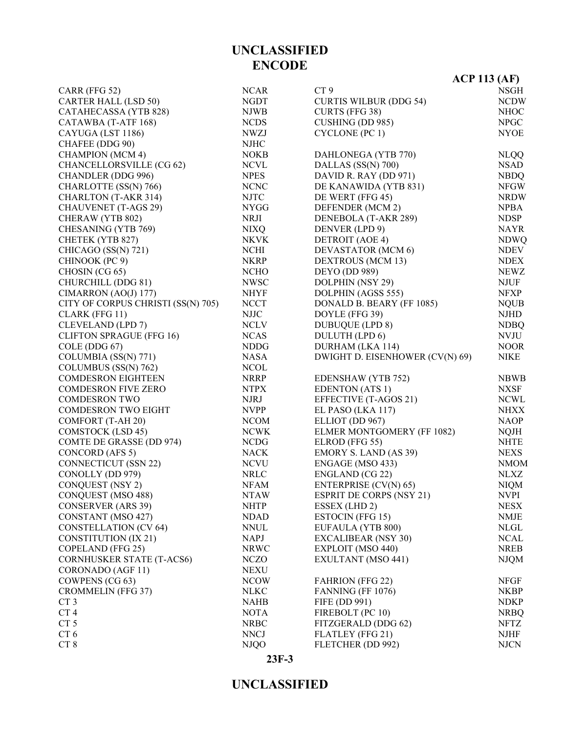# UNCLASSIFIED
## ENCODE

| Ship/Unit | Call Sign |
|---|---|
| CARR (FFG 52) | NCAR |
| CARTER HALL (LSD 50) | NGDT |
| CATAHECASSA (YTB 828) | NJWB |
| CATAWBA (T-ATF 168) | NCDS |
| CAYUGA (LST 1186) | NWZJ |
| CHAFEE (DDG 90) | NJHC |
| CHAMPION (MCM 4) | NOKB |
| CHANCELLORSVILLE (CG 62) | NCVL |
| CHANDLER (DDG 996) | NPES |
| CHARLOTTE (SS(N) 766) | NCNC |
| CHARLTON (T-AKR 314) | NJTC |
| CHAUVENET (T-AGS 29) | NYGG |
| CHERAW (YTB 802) | NRJI |
| CHESANING (YTB 769) | NIXQ |
| CHETEK (YTB 827) | NKVK |
| CHICAGO (SS(N) 721) | NCHI |
| CHINOOK (PC 9) | NKRP |
| CHOSIN (CG 65) | NCHO |
| CHURCHILL (DDG 81) | NWSC |
| CIMARRON (AO(J) 177) | NHYF |
| CITY OF CORPUS CHRISTI (SS(N) 705) | NCCT |
| CLARK (FFG 11) | NJJC |
| CLEVELAND (LPD 7) | NCLV |
| CLIFTON SPRAGUE (FFG 16) | NCAS |
| COLE (DDG 67) | NDDG |
| COLUMBIA (SS(N) 771) | NASA |
| COLUMBUS (SS(N) 762) | NCOL |
| COMDESRON EIGHTEEN | NRRP |
| COMDESRON FIVE ZERO | NTPX |
| COMDESRON TWO | NJRJ |
| COMDESRON TWO EIGHT | NVPP |
| COMFORT (T-AH 20) | NCOM |
| COMSTOCK (LSD 45) | NCWK |
| COMTE DE GRASSE (DD 974) | NCDG |
| CONCORD (AFS 5) | NACK |
| CONNECTICUT (SSN 22) | NCVU |
| CONOLLY (DD 979) | NRLC |
| CONQUEST (NSY 2) | NFAM |
| CONQUEST (MSO 488) | NTAW |
| CONSERVER (ARS 39) | NHTP |
| CONSTANT (MSO 427) | NDAD |
| CONSTELLATION (CV 64) | NNUL |
| CONSTITUTION (IX 21) | NAPJ |
| COPELAND (FFG 25) | NRWC |
| CORNHUSKER STATE (T-ACS6) | NCZO |
| CORONADO (AGF 11) | NEXU |
| COWPENS (CG 63) | NCOW |
| CROMMELIN (FFG 37) | NLKC |
| CT 3 | NAHB |
| CT 4 | NOTA |
| CT 5 | NRBC |
| CT 6 | NNCJ |
| CT 8 | NJQO |
| CT 9 | NSGH |
| CURTIS WILBUR (DDG 54) | NCDW |
| CURTS (FFG 38) | NHOC |
| CUSHING (DD 985) | NPGC |
| CYCLONE (PC 1) | NYOE |
| | |
| DAHLONEGA (YTB 770) | NLQQ |
| DALLAS (SS(N) 700) | NSAD |
| DAVID R. RAY (DD 971) | NBDQ |
| DE KANAWIDA (YTB 831) | NFGW |
| DE WERT (FFG 45) | NRDW |
| DEFENDER (MCM 2) | NPBA |
| DENEBOLA (T-AKR 289) | NDSP |
| DENVER (LPD 9) | NAYR |
| DETROIT (AOE 4) | NDWQ |
| DEVASTATOR (MCM 6) | NDEV |
| DEXTROUS (MCM 13) | NDEX |
| DEYO (DD 989) | NEWZ |
| DOLPHIN (NSY 29) | NJUF |
| DOLPHIN (AGSS 555) | NFXP |
| DONALD B. BEARY (FF 1085) | NQUB |
| DOYLE (FFG 39) | NJHD |
| DUBUQUE (LPD 8) | NDBQ |
| DULUTH (LPD 6) | NVJU |
| DURHAM (LKA 114) | NOOR |
| DWIGHT D. EISENHOWER (CV(N) 69) | NIKE |
| | |
| EDENSHAW (YTB 752) | NBWB |
| EDENTON (ATS 1) | NXSF |
| EFFECTIVE (T-AGOS 21) | NCWL |
| EL PASO (LKA 117) | NHXX |
| ELLIOT (DD 967) | NAOP |
| ELMER MONTGOMERY (FF 1082) | NQJH |
| ELROD (FFG 55) | NHTE |
| EMORY S. LAND (AS 39) | NEXS |
| ENGAGE (MSO 433) | NMOM |
| ENGLAND (CG 22) | NLXZ |
| ENTERPRISE (CV(N) 65) | NIQM |
| ESPRIT DE CORPS (NSY 21) | NVPI |
| ESSEX (LHD 2) | NESX |
| ESTOCIN (FFG 15) | NMJE |
| EUFAULA (YTB 800) | NLGL |
| EXCALIBEAR (NSY 30) | NCAL |
| EXPLOIT (MSO 440) | NREB |
| EXULTANT (MSO 441) | NJQM |
| | |
| FAHRION (FFG 22) | NFGF |
| FANNING (FF 1076) | NKBP |
| FIFE (DD 991) | NDKP |
| FIREBOLT (PC 10) | NRBQ |
| FITZGERALD (DDG 62) | NFTZ |
| FLATLEY (FFG 21) | NJHF |
| FLETCHER (DD 992) | NJCN |

# UNCLASSIFIED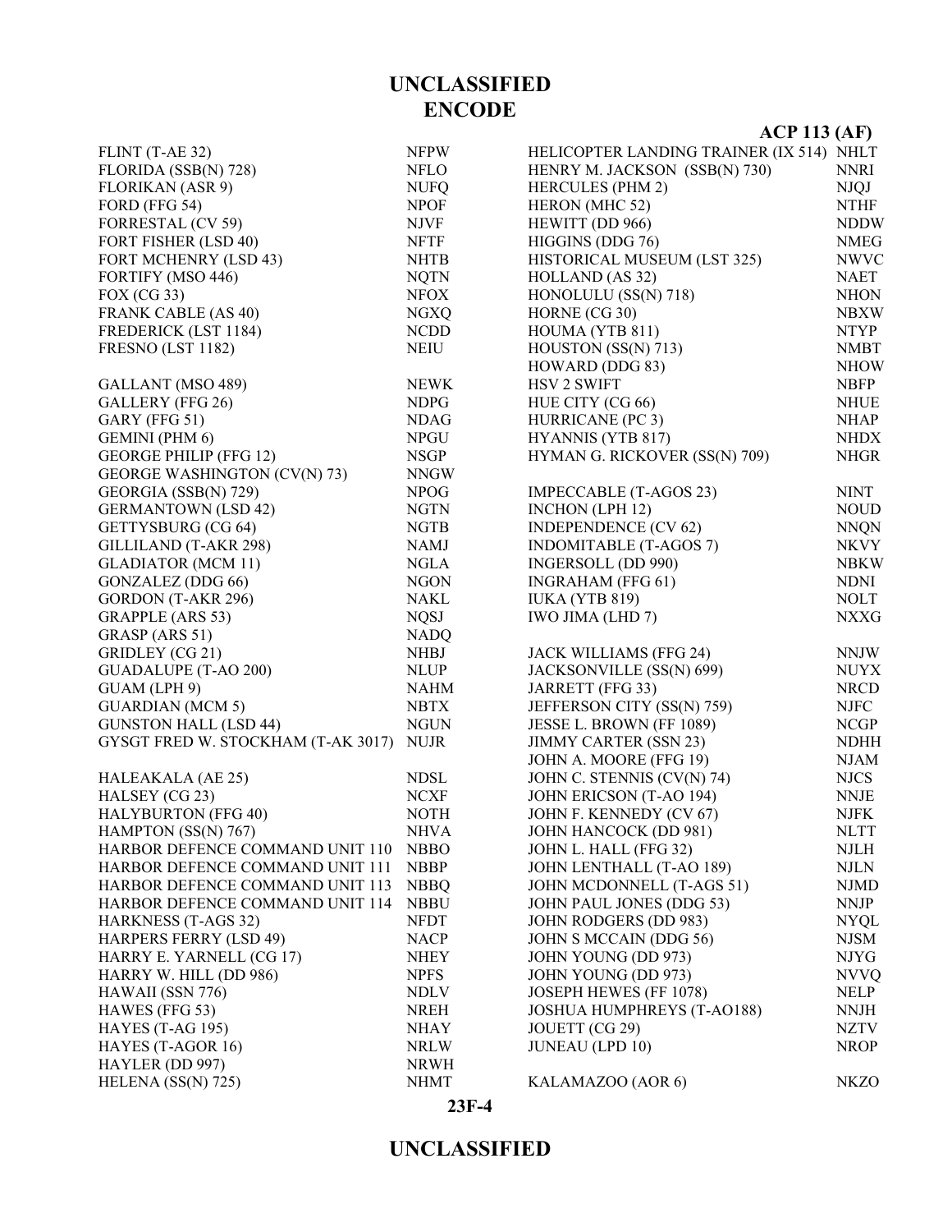# UNCLASSIFIED
## ENCODE

**ACP 113 (AF)**

| Name | Call Sign |
|---|---|
| FLINT (T-AE 32) | NFPW |
| FLORIDA (SSB(N) 728) | NFLO |
| FLORIKAN (ASR 9) | NUFQ |
| FORD (FFG 54) | NPOF |
| FORRESTAL (CV 59) | NJVF |
| FORT FISHER (LSD 40) | NFTF |
| FORT MCHENRY (LSD 43) | NHTB |
| FORTIFY (MSO 446) | NQTN |
| FOX (CG 33) | NFOX |
| FRANK CABLE (AS 40) | NGXQ |
| FREDERICK (LST 1184) | NCDD |
| FRESNO (LST 1182) | NEIU |
| | |
| GALLANT (MSO 489) | NEWK |
| GALLERY (FFG 26) | NDPG |
| GARY (FFG 51) | NDAG |
| GEMINI (PHM 6) | NPGU |
| GEORGE PHILIP (FFG 12) | NSGP |
| GEORGE WASHINGTON (CV(N) 73) | NNGW |
| GEORGIA (SSB(N) 729) | NPOG |
| GERMANTOWN (LSD 42) | NGTN |
| GETTYSBURG (CG 64) | NGTB |
| GILLILAND (T-AKR 298) | NAMJ |
| GLADIATOR (MCM 11) | NGLA |
| GONZALEZ (DDG 66) | NGON |
| GORDON (T-AKR 296) | NAKL |
| GRAPPLE (ARS 53) | NQSJ |
| GRASP (ARS 51) | NADQ |
| GRIDLEY (CG 21) | NHBJ |
| GUADALUPE (T-AO 200) | NLUP |
| GUAM (LPH 9) | NAHM |
| GUARDIAN (MCM 5) | NBTX |
| GUNSTON HALL (LSD 44) | NGUN |
| GYSGT FRED W. STOCKHAM (T-AK 3017) | NUJR |
| | |
| HALEAKALA (AE 25) | NDSL |
| HALSEY (CG 23) | NCXF |
| HALYBURTON (FFG 40) | NOTH |
| HAMPTON (SS(N) 767) | NHVA |
| HARBOR DEFENCE COMMAND UNIT 110 | NBBO |
| HARBOR DEFENCE COMMAND UNIT 111 | NBBP |
| HARBOR DEFENCE COMMAND UNIT 113 | NBBQ |
| HARBOR DEFENCE COMMAND UNIT 114 | NBBU |
| HARKNESS (T-AGS 32) | NFDT |
| HARPERS FERRY (LSD 49) | NACP |
| HARRY E. YARNELL (CG 17) | NHEY |
| HARRY W. HILL (DD 986) | NPFS |
| HAWAII (SSN 776) | NDLV |
| HAWES (FFG 53) | NREH |
| HAYES (T-AG 195) | NHAY |
| HAYES (T-AGOR 16) | NRLW |
| HAYLER (DD 997) | NRWH |
| HELENA (SS(N) 725) | NHMT |
| HELICOPTER LANDING TRAINER (IX 514) | NHLT |
| HENRY M. JACKSON (SSB(N) 730) | NNRI |
| HERCULES (PHM 2) | NJQJ |
| HERON (MHC 52) | NTHF |
| HEWITT (DD 966) | NDDW |
| HIGGINS (DDG 76) | NMEG |
| HISTORICAL MUSEUM (LST 325) | NWVC |
| HOLLAND (AS 32) | NAET |
| HONOLULU (SS(N) 718) | NHON |
| HORNE (CG 30) | NBXW |
| HOUMA (YTB 811) | NTYP |
| HOUSTON (SS(N) 713) | NMBT |
| HOWARD (DDG 83) | NHOW |
| HSV 2 SWIFT | NBFP |
| HUE CITY (CG 66) | NHUE |
| HURRICANE (PC 3) | NHAP |
| HYANNIS (YTB 817) | NHDX |
| HYMAN G. RICKOVER (SS(N) 709) | NHGR |
| | |
| IMPECCABLE (T-AGOS 23) | NINT |
| INCHON (LPH 12) | NOUD |
| INDEPENDENCE (CV 62) | NNQN |
| INDOMITABLE (T-AGOS 7) | NKVY |
| INGERSOLL (DD 990) | NBKW |
| INGRAHAM (FFG 61) | NDNI |
| IUKA (YTB 819) | NOLT |
| IWO JIMA (LHD 7) | NXXG |
| | |
| JACK WILLIAMS (FFG 24) | NNJW |
| JACKSONVILLE (SS(N) 699) | NUYX |
| JARRETT (FFG 33) | NRCD |
| JEFFERSON CITY (SS(N) 759) | NJFC |
| JESSE L. BROWN (FF 1089) | NCGP |
| JIMMY CARTER (SSN 23) | NDHH |
| JOHN A. MOORE (FFG 19) | NJAM |
| JOHN C. STENNIS (CV(N) 74) | NJCS |
| JOHN ERICSON (T-AO 194) | NNJE |
| JOHN F. KENNEDY (CV 67) | NJFK |
| JOHN HANCOCK (DD 981) | NLTT |
| JOHN L. HALL (FFG 32) | NJLH |
| JOHN LENTHALL (T-AO 189) | NJLN |
| JOHN MCDONNELL (T-AGS 51) | NJMD |
| JOHN PAUL JONES (DDG 53) | NNJP |
| JOHN RODGERS (DD 983) | NYQL |
| JOHN S MCCAIN (DDG 56) | NJSM |
| JOHN YOUNG (DD 973) | NJYG |
| JOHN YOUNG (DD 973) | NVVQ |
| JOSEPH HEWES (FF 1078) | NELP |
| JOSHUA HUMPHREYS (T-AO188) | NNJH |
| JOUETT (CG 29) | NZTV |
| JUNEAU (LPD 10) | NROP |
| | |
| KALAMAZOO (AOR 6) | NKZO |

23F-4

# UNCLASSIFIED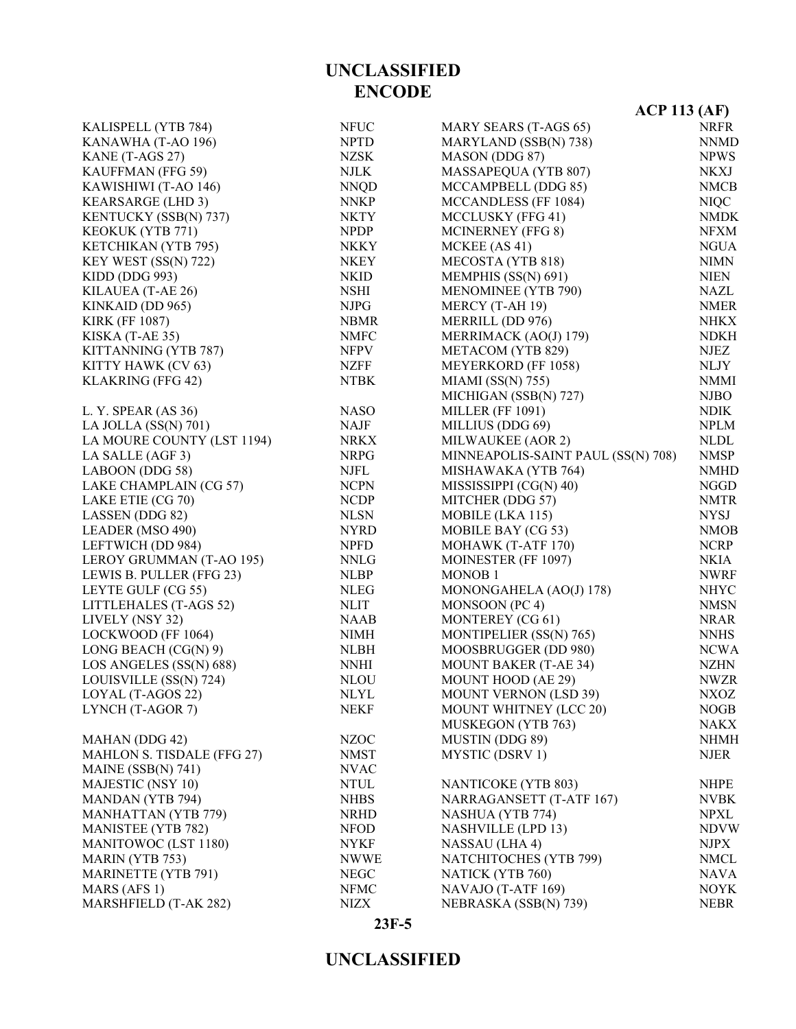# UNCLASSIFIED
## ENCODE

**ACP 113 (AF)**

| | |
|---|---|
| KALISPELL (YTB 784) | NFUC |
| KANAWHA (T-AO 196) | NPTD |
| KANE (T-AGS 27) | NZSK |
| KAUFFMAN (FFG 59) | NJLK |
| KAWISHIWI (T-AO 146) | NNQD |
| KEARSARGE (LHD 3) | NNKP |
| KENTUCKY (SSB(N) 737) | NKTY |
| KEOKUK (YTB 771) | NPDP |
| KETCHIKAN (YTB 795) | NKKY |
| KEY WEST (SS(N) 722) | NKEY |
| KIDD (DDG 993) | NKID |
| KILAUEA (T-AE 26) | NSHI |
| KINKAID (DD 965) | NJPG |
| KIRK (FF 1087) | NBMR |
| KISKA (T-AE 35) | NMFC |
| KITTANNING (YTB 787) | NFPV |
| KITTY HAWK (CV 63) | NZFF |
| KLAKRING (FFG 42) | NTBK |
| | |
| L. Y. SPEAR (AS 36) | NASO |
| LA JOLLA (SS(N) 701) | NAJF |
| LA MOURE COUNTY (LST 1194) | NRKX |
| LA SALLE (AGF 3) | NRPG |
| LABOON (DDG 58) | NJFL |
| LAKE CHAMPLAIN (CG 57) | NCPN |
| LAKE ETIE (CG 70) | NCDP |
| LASSEN (DDG 82) | NLSN |
| LEADER (MSO 490) | NYRD |
| LEFTWICH (DD 984) | NPFD |
| LEROY GRUMMAN (T-AO 195) | NNLG |
| LEWIS B. PULLER (FFG 23) | NLBP |
| LEYTE GULF (CG 55) | NLEG |
| LITTLEHALES (T-AGS 52) | NLIT |
| LIVELY (NSY 32) | NAAB |
| LOCKWOOD (FF 1064) | NIMH |
| LONG BEACH (CG(N) 9) | NLBH |
| LOS ANGELES (SS(N) 688) | NNHI |
| LOUISVILLE (SS(N) 724) | NLOU |
| LOYAL (T-AGOS 22) | NLYL |
| LYNCH (T-AGOR 7) | NEKF |
| | |
| MAHAN (DDG 42) | NZOC |
| MAHLON S. TISDALE (FFG 27) | NMST |
| MAINE (SSB(N) 741) | NVAC |
| MAJESTIC (NSY 10) | NTUL |
| MANDAN (YTB 794) | NHBS |
| MANHATTAN (YTB 779) | NRHD |
| MANISTEE (YTB 782) | NFOD |
| MANITOWOC (LST 1180) | NYKF |
| MARIN (YTB 753) | NWWE |
| MARINETTE (YTB 791) | NEGC |
| MARS (AFS 1) | NFMC |
| MARSHFIELD (T-AK 282) | NIZX |
| MARY SEARS (T-AGS 65) | NRFR |
| MARYLAND (SSB(N) 738) | NNMD |
| MASON (DDG 87) | NPWS |
| MASSAPEQUA (YTB 807) | NKXJ |
| MCCAMPBELL (DDG 85) | NMCB |
| MCCANDLESS (FF 1084) | NIQC |
| MCCLUSKY (FFG 41) | NMDK |
| MCINERNEY (FFG 8) | NFXM |
| MCKEE (AS 41) | NGUA |
| MECOSTA (YTB 818) | NIMN |
| MEMPHIS (SS(N) 691) | NIEN |
| MENOMINEE (YTB 790) | NAZL |
| MERCY (T-AH 19) | NMER |
| MERRILL (DD 976) | NHKX |
| MERRIMACK (AO(J) 179) | NDKH |
| METACOM (YTB 829) | NJEZ |
| MEYERKORD (FF 1058) | NLJY |
| MIAMI (SS(N) 755) | NMMI |
| MICHIGAN (SSB(N) 727) | NJBO |
| MILLER (FF 1091) | NDIK |
| MILLIUS (DDG 69) | NPLM |
| MILWAUKEE (AOR 2) | NLDL |
| MINNEAPOLIS-SAINT PAUL (SS(N) 708) | NMSP |
| MISHAWAKA (YTB 764) | NMHD |
| MISSISSIPPI (CG(N) 40) | NGGD |
| MITCHER (DDG 57) | NMTR |
| MOBILE (LKA 115) | NYSJ |
| MOBILE BAY (CG 53) | NMOB |
| MOHAWK (T-ATF 170) | NCRP |
| MOINESTER (FF 1097) | NKIA |
| MONOB 1 | NWRF |
| MONONGAHELA (AO(J) 178) | NHYC |
| MONSOON (PC 4) | NMSN |
| MONTEREY (CG 61) | NRAR |
| MONTIPELIER (SS(N) 765) | NNHS |
| MOOSBRUGGER (DD 980) | NCWA |
| MOUNT BAKER (T-AE 34) | NZHN |
| MOUNT HOOD (AE 29) | NWZR |
| MOUNT VERNON (LSD 39) | NXOZ |
| MOUNT WHITNEY (LCC 20) | NOGB |
| MUSKEGON (YTB 763) | NAKX |
| MUSTIN (DDG 89) | NHMH |
| MYSTIC (DSRV 1) | NJER |
| | |
| NANTICOKE (YTB 803) | NHPE |
| NARRAGANSETT (T-ATF 167) | NVBK |
| NASHUA (YTB 774) | NPXL |
| NASHVILLE (LPD 13) | NDVW |
| NASSAU (LHA 4) | NJPX |
| NATCHITOCHES (YTB 799) | NMCL |
| NATICK (YTB 760) | NAVA |
| NAVAJO (T-ATF 169) | NOYK |
| NEBRASKA (SSB(N) 739) | NEBR |

23F-5

# UNCLASSIFIED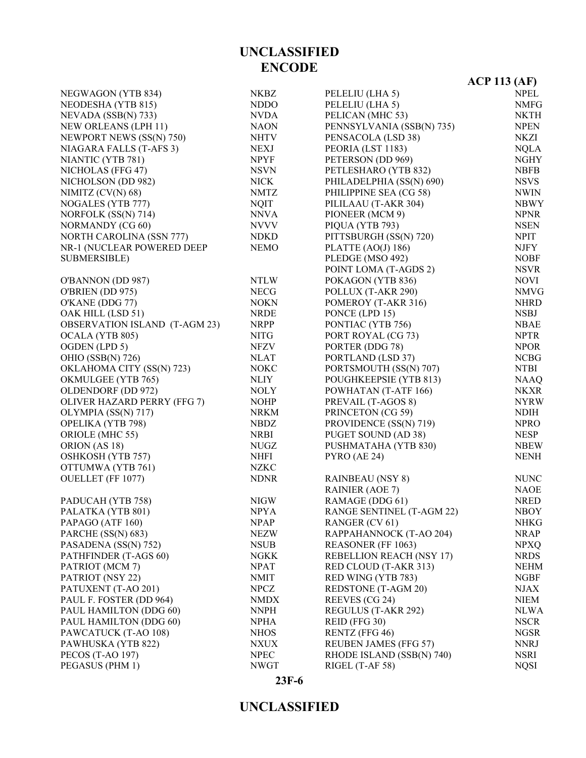# UNCLASSIFIED
# ENCODE

**ACP 113 (AF)**

| Name | Call Sign |
|---|---|
| NEGWAGON (YTB 834) | NKBZ |
| NEODESHA (YTB 815) | NDDO |
| NEVADA (SSB(N) 733) | NVDA |
| NEW ORLEANS (LPH 11) | NAON |
| NEWPORT NEWS (SS(N) 750) | NHTV |
| NIAGARA FALLS (T-AFS 3) | NEXJ |
| NIANTIC (YTB 781) | NPYF |
| NICHOLAS (FFG 47) | NSVN |
| NICHOLSON (DD 982) | NICK |
| NIMITZ (CV(N) 68) | NMTZ |
| NOGALES (YTB 777) | NQIT |
| NORFOLK (SS(N) 714) | NNVA |
| NORMANDY (CG 60) | NVVV |
| NORTH CAROLINA (SSN 777) | NDKD |
| NR-1 (NUCLEAR POWERED DEEP SUBMERSIBLE) | NEMO |
| | |
| O'BANNON (DD 987) | NTLW |
| O'BRIEN (DD 975) | NECG |
| O'KANE (DDG 77) | NOKN |
| OAK HILL (LSD 51) | NRDE |
| OBSERVATION ISLAND (T-AGM 23) | NRPP |
| OCALA (YTB 805) | NITG |
| OGDEN (LPD 5) | NFZV |
| OHIO (SSB(N) 726) | NLAT |
| OKLAHOMA CITY (SS(N) 723) | NOKC |
| OKMULGEE (YTB 765) | NLIY |
| OLDENDORF (DD 972) | NOLY |
| OLIVER HAZARD PERRY (FFG 7) | NOHP |
| OLYMPIA (SS(N) 717) | NRKM |
| OPELIKA (YTB 798) | NBDZ |
| ORIOLE (MHC 55) | NRBI |
| ORION (AS 18) | NUGZ |
| OSHKOSH (YTB 757) | NHFI |
| OTTUMWA (YTB 761) | NZKC |
| OUELLET (FF 1077) | NDNR |
| | |
| PADUCAH (YTB 758) | NIGW |
| PALATKA (YTB 801) | NPYA |
| PAPAGO (ATF 160) | NPAP |
| PARCHE (SS(N) 683) | NEZW |
| PASADENA (SS(N) 752) | NSUB |
| PATHFINDER (T-AGS 60) | NGKK |
| PATRIOT (MCM 7) | NPAT |
| PATRIOT (NSY 22) | NMIT |
| PATUXENT (T-AO 201) | NPCZ |
| PAUL F. FOSTER (DD 964) | NMDX |
| PAUL HAMILTON (DDG 60) | NNPH |
| PAUL HAMILTON (DDG 60) | NPHA |
| PAWCATUCK (T-AO 108) | NHOS |
| PAWHUSKA (YTB 822) | NXUX |
| PECOS (T-AO 197) | NPEC |
| PEGASUS (PHM 1) | NWGT |
| PELELIU (LHA 5) | NPEL |
| PELELIU (LHA 5) | NMFG |
| PELICAN (MHC 53) | NKTH |
| PENNSYLVANIA (SSB(N) 735) | NPEN |
| PENSACOLA (LSD 38) | NKZI |
| PEORIA (LST 1183) | NQLA |
| PETERSON (DD 969) | NGHY |
| PETLESHARO (YTB 832) | NBFB |
| PHILADELPHIA (SS(N) 690) | NSVS |
| PHILIPPINE SEA (CG 58) | NWIN |
| PILILAAU (T-AKR 304) | NBWY |
| PIONEER (MCM 9) | NPNR |
| PIQUA (YTB 793) | NSEN |
| PITTSBURGH (SS(N) 720) | NPIT |
| PLATTE (AO(J) 186) | NJFY |
| PLEDGE (MSO 492) | NOBF |
| POINT LOMA (T-AGDS 2) | NSVR |
| POKAGON (YTB 836) | NOVI |
| POLLUX (T-AKR 290) | NMVG |
| POMEROY (T-AKR 316) | NHRD |
| PONCE (LPD 15) | NSBJ |
| PONTIAC (YTB 756) | NBAE |
| PORT ROYAL (CG 73) | NPTR |
| PORTER (DDG 78) | NPOR |
| PORTLAND (LSD 37) | NCBG |
| PORTSMOUTH (SS(N) 707) | NTBI |
| POUGHKEEPSIE (YTB 813) | NAAQ |
| POWHATAN (T-ATF 166) | NKXR |
| PREVAIL (T-AGOS 8) | NYRW |
| PRINCETON (CG 59) | NDIH |
| PROVIDENCE (SS(N) 719) | NPRO |
| PUGET SOUND (AD 38) | NESP |
| PUSHMATAHA (YTB 830) | NBEW |
| PYRO (AE 24) | NENH |
| | |
| RAINBEAU (NSY 8) | NUNC |
| RAINIER (AOE 7) | NAOE |
| RAMAGE (DDG 61) | NRED |
| RANGE SENTINEL (T-AGM 22) | NBOY |
| RANGER (CV 61) | NHKG |
| RAPPAHANNOCK (T-AO 204) | NRAP |
| REASONER (FF 1063) | NPXQ |
| REBELLION REACH (NSY 17) | NRDS |
| RED CLOUD (T-AKR 313) | NEHM |
| RED WING (YTB 783) | NGBF |
| REDSTONE (T-AGM 20) | NJAX |
| REEVES (CG 24) | NIEM |
| REGULUS (T-AKR 292) | NLWA |
| REID (FFG 30) | NSCR |
| RENTZ (FFG 46) | NGSR |
| REUBEN JAMES (FFG 57) | NNRJ |
| RHODE ISLAND (SSB(N) 740) | NSRI |
| RIGEL (T-AF 58) | NQSI |

**23F-6**

# UNCLASSIFIED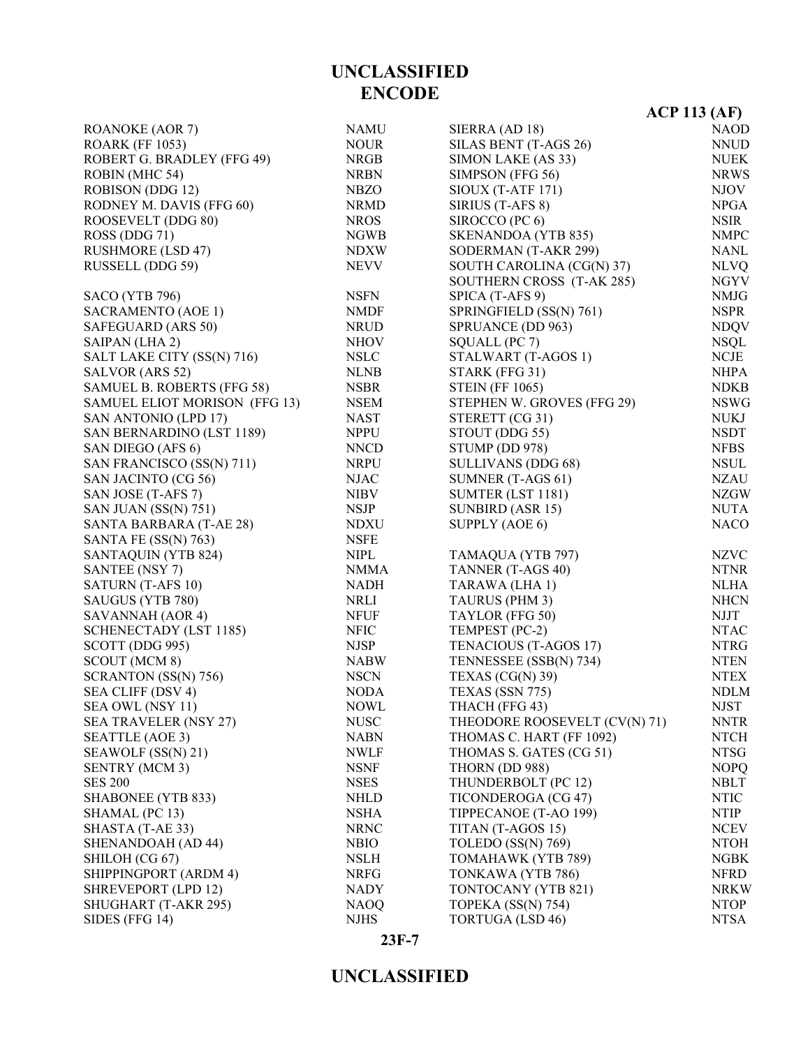**UNCLASSIFIED**
**ENCODE**

**ACP 113 (AF)**

| | |
|---|---|
| ROANOKE (AOR 7) | NAMU |
| ROARK (FF 1053) | NOUR |
| ROBERT G. BRADLEY (FFG 49) | NRGB |
| ROBIN (MHC 54) | NRBN |
| ROBISON (DDG 12) | NBZO |
| RODNEY M. DAVIS (FFG 60) | NRMD |
| ROOSEVELT (DDG 80) | NROS |
| ROSS (DDG 71) | NGWB |
| RUSHMORE (LSD 47) | NDXW |
| RUSSELL (DDG 59) | NEVV |
| | |
| SACO (YTB 796) | NSFN |
| SACRAMENTO (AOE 1) | NMDF |
| SAFEGUARD (ARS 50) | NRUD |
| SAIPAN (LHA 2) | NHOV |
| SALT LAKE CITY (SS(N) 716) | NSLC |
| SALVOR (ARS 52) | NLNB |
| SAMUEL B. ROBERTS (FFG 58) | NSBR |
| SAMUEL ELIOT MORISON (FFG 13) | NSEM |
| SAN ANTONIO (LPD 17) | NAST |
| SAN BERNARDINO (LST 1189) | NPPU |
| SAN DIEGO (AFS 6) | NNCD |
| SAN FRANCISCO (SS(N) 711) | NRPU |
| SAN JACINTO (CG 56) | NJAC |
| SAN JOSE (T-AFS 7) | NIBV |
| SAN JUAN (SS(N) 751) | NSJP |
| SANTA BARBARA (T-AE 28) | NDXU |
| SANTA FE (SS(N) 763) | NSFE |
| SANTAQUIN (YTB 824) | NIPL |
| SANTEE (NSY 7) | NMMA |
| SATURN (T-AFS 10) | NADH |
| SAUGUS (YTB 780) | NRLI |
| SAVANNAH (AOR 4) | NFUF |
| SCHENECTADY (LST 1185) | NFIC |
| SCOTT (DDG 995) | NJSP |
| SCOUT (MCM 8) | NABW |
| SCRANTON (SS(N) 756) | NSCN |
| SEA CLIFF (DSV 4) | NODA |
| SEA OWL (NSY 11) | NOWL |
| SEA TRAVELER (NSY 27) | NUSC |
| SEATTLE (AOE 3) | NABN |
| SEAWOLF (SS(N) 21) | NWLF |
| SENTRY (MCM 3) | NSNF |
| SES 200 | NSES |
| SHABONEE (YTB 833) | NHLD |
| SHAMAL (PC 13) | NSHA |
| SHASTA (T-AE 33) | NRNC |
| SHENANDOAH (AD 44) | NBIO |
| SHILOH (CG 67) | NSLH |
| SHIPPINGPORT (ARDM 4) | NRFG |
| SHREVEPORT (LPD 12) | NADY |
| SHUGHART (T-AKR 295) | NAOQ |
| SIDES (FFG 14) | NJHS |
| SIERRA (AD 18) | NAOD |
| SILAS BENT (T-AGS 26) | NNUD |
| SIMON LAKE (AS 33) | NUEK |
| SIMPSON (FFG 56) | NRWS |
| SIOUX (T-ATF 171) | NJOV |
| SIRIUS (T-AFS 8) | NPGA |
| SIROCCO (PC 6) | NSIR |
| SKENANDOA (YTB 835) | NMPC |
| SODERMAN (T-AKR 299) | NANL |
| SOUTH CAROLINA (CG(N) 37) | NLVQ |
| SOUTHERN CROSS (T-AK 285) | NGYV |
| SPICA (T-AFS 9) | NMJG |
| SPRINGFIELD (SS(N) 761) | NSPR |
| SPRUANCE (DD 963) | NDQV |
| SQUALL (PC 7) | NSQL |
| STALWART (T-AGOS 1) | NCJE |
| STARK (FFG 31) | NHPA |
| STEIN (FF 1065) | NDKB |
| STEPHEN W. GROVES (FFG 29) | NSWG |
| STERETT (CG 31) | NUKJ |
| STOUT (DDG 55) | NSDT |
| STUMP (DD 978) | NFBS |
| SULLIVANS (DDG 68) | NSUL |
| SUMNER (T-AGS 61) | NZAU |
| SUMTER (LST 1181) | NZGW |
| SUNBIRD (ASR 15) | NUTA |
| SUPPLY (AOE 6) | NACO |
| | |
| TAMAQUA (YTB 797) | NZVC |
| TANNER (T-AGS 40) | NTNR |
| TARAWA (LHA 1) | NLHA |
| TAURUS (PHM 3) | NHCN |
| TAYLOR (FFG 50) | NJJT |
| TEMPEST (PC-2) | NTAC |
| TENACIOUS (T-AGOS 17) | NTRG |
| TENNESSEE (SSB(N) 734) | NTEN |
| TEXAS (CG(N) 39) | NTEX |
| TEXAS (SSN 775) | NDLM |
| THACH (FFG 43) | NJST |
| THEODORE ROOSEVELT (CV(N) 71) | NNTR |
| THOMAS C. HART (FF 1092) | NTCH |
| THOMAS S. GATES (CG 51) | NTSG |
| THORN (DD 988) | NOPQ |
| THUNDERBOLT (PC 12) | NBLT |
| TICONDEROGA (CG 47) | NTIC |
| TIPPECANOE (T-AO 199) | NTIP |
| TITAN (T-AGOS 15) | NCEV |
| TOLEDO (SS(N) 769) | NTOH |
| TOMAHAWK (YTB 789) | NGBK |
| TONKAWA (YTB 786) | NFRD |
| TONTOCANY (YTB 821) | NRKW |
| TOPEKA (SS(N) 754) | NTOP |
| TORTUGA (LSD 46) | NTSA |

23F-7

**UNCLASSIFIED**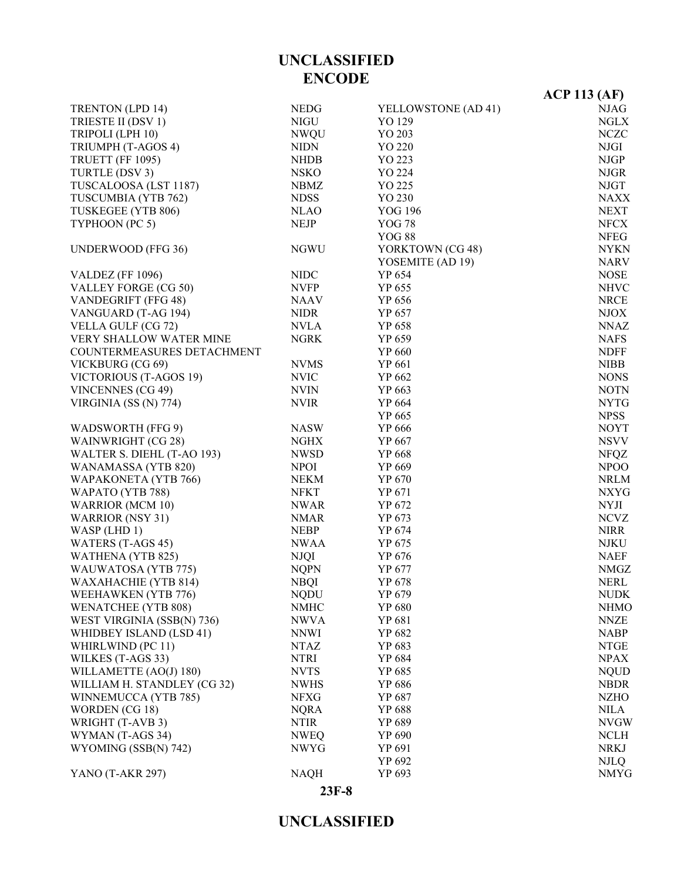UNCLASSIFIED
ENCODE

| Name | Call Sign |
|---|---|
| TRENTON (LPD 14) | NEDG |
| TRIESTE II (DSV 1) | NIGU |
| TRIPOLI (LPH 10) | NWQU |
| TRIUMPH (T-AGOS 4) | NIDN |
| TRUETT (FF 1095) | NHDB |
| TURTLE (DSV 3) | NSKO |
| TUSCALOOSA (LST 1187) | NBMZ |
| TUSCUMBIA (YTB 762) | NDSS |
| TUSKEGEE (YTB 806) | NLAO |
| TYPHOON (PC 5) | NEJP |
| | |
| UNDERWOOD (FFG 36) | NGWU |
| | |
| VALDEZ (FF 1096) | NIDC |
| VALLEY FORGE (CG 50) | NVFP |
| VANDEGRIFT (FFG 48) | NAAV |
| VANGUARD (T-AG 194) | NIDR |
| VELLA GULF (CG 72) | NVLA |
| VERY SHALLOW WATER MINE COUNTERMEASURES DETACHMENT | NGRK |
| VICKBURG (CG 69) | NVMS |
| VICTORIOUS (T-AGOS 19) | NVIC |
| VINCENNES (CG 49) | NVIN |
| VIRGINIA (SS (N) 774) | NVIR |
| | |
| WADSWORTH (FFG 9) | NASW |
| WAINWRIGHT (CG 28) | NGHX |
| WALTER S. DIEHL (T-AO 193) | NWSD |
| WANAMASSA (YTB 820) | NPOI |
| WAPAKONETA (YTB 766) | NEKM |
| WAPATO (YTB 788) | NFKT |
| WARRIOR (MCM 10) | NWAR |
| WARRIOR (NSY 31) | NMAR |
| WASP (LHD 1) | NEBP |
| WATERS (T-AGS 45) | NWAA |
| WATHENA (YTB 825) | NJQI |
| WAUWATOSA (YTB 775) | NQPN |
| WAXAHACHIE (YTB 814) | NBQI |
| WEEHAWKEN (YTB 776) | NQDU |
| WENATCHEE (YTB 808) | NMHC |
| WEST VIRGINIA (SSB(N) 736) | NWVA |
| WHIDBEY ISLAND (LSD 41) | NNWI |
| WHIRLWIND (PC 11) | NTAZ |
| WILKES (T-AGS 33) | NTRI |
| WILLAMETTE (AO(J) 180) | NVTS |
| WILLIAM H. STANDLEY (CG 32) | NWHS |
| WINNEMUCCA (YTB 785) | NFXG |
| WORDEN (CG 18) | NQRA |
| WRIGHT (T-AVB 3) | NTIR |
| WYMAN (T-AGS 34) | NWEQ |
| WYOMING (SSB(N) 742) | NWYG |
| | |
| YANO (T-AKR 297) | NAQH |
| YELLOWSTONE (AD 41) | NJAG |
| YO 129 | NGLX |
| YO 203 | NCZC |
| YO 220 | NJGI |
| YO 223 | NJGP |
| YO 224 | NJGR |
| YO 225 | NJGT |
| YO 230 | NAXX |
| YOG 196 | NEXT |
| YOG 78 | NFCX |
| YOG 88 | NFEG |
| YORKTOWN (CG 48) | NYKN |
| YOSEMITE (AD 19) | NARV |
| YP 654 | NOSE |
| YP 655 | NHVC |
| YP 656 | NRCE |
| YP 657 | NJOX |
| YP 658 | NNAZ |
| YP 659 | NAFS |
| YP 660 | NDFF |
| YP 661 | NIBB |
| YP 662 | NONS |
| YP 663 | NOTN |
| YP 664 | NYTG |
| YP 665 | NPSS |
| YP 666 | NOYT |
| YP 667 | NSVV |
| YP 668 | NFQZ |
| YP 669 | NPOO |
| YP 670 | NRLM |
| YP 671 | NXYG |
| YP 672 | NYJI |
| YP 673 | NCVZ |
| YP 674 | NIRR |
| YP 675 | NJKU |
| YP 676 | NAEF |
| YP 677 | NMGZ |
| YP 678 | NERL |
| YP 679 | NUDK |
| YP 680 | NHMO |
| YP 681 | NNZE |
| YP 682 | NABP |
| YP 683 | NTGE |
| YP 684 | NPAX |
| YP 685 | NQUD |
| YP 686 | NBDR |
| YP 687 | NZHO |
| YP 688 | NILA |
| YP 689 | NVGW |
| YP 690 | NCLH |
| YP 691 | NRKJ |
| YP 692 | NJLQ |
| YP 693 | NMYG |

UNCLASSIFIED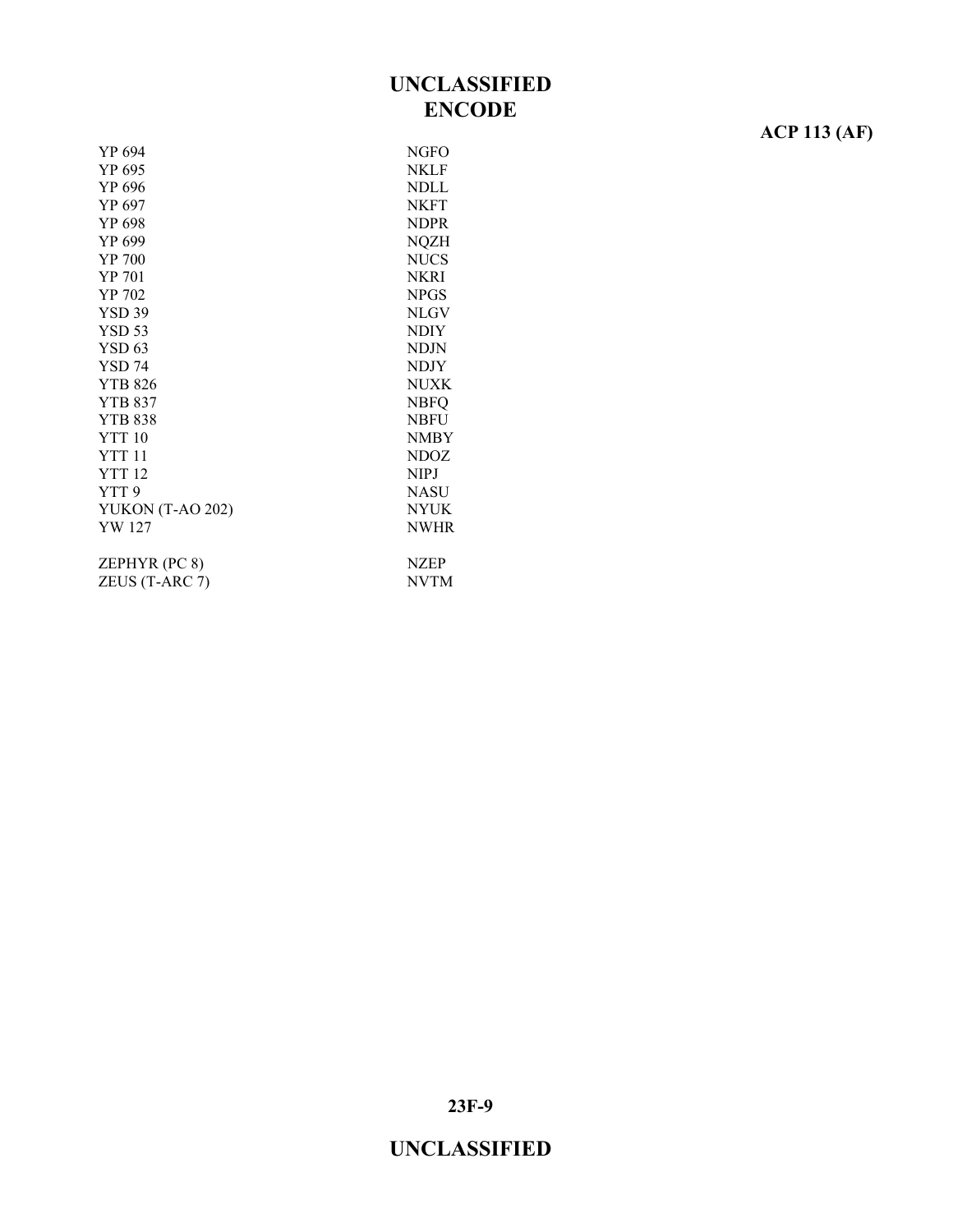## ENCODE

| | |
|---|---|
| YP 694 | NGFO |
| YP 695 | NKLF |
| YP 696 | NDLL |
| YP 697 | NKFT |
| YP 698 | NDPR |
| YP 699 | NQZH |
| YP 700 | NUCS |
| YP 701 | NKRI |
| YP 702 | NPGS |
| YSD 39 | NLGV |
| YSD 53 | NDIY |
| YSD 63 | NDJN |
| YSD 74 | NDJY |
| YTB 826 | NUXK |
| YTB 837 | NBFQ |
| YTB 838 | NBFU |
| YTT 10 | NMBY |
| YTT 11 | NDOZ |
| YTT 12 | NIPJ |
| YTT 9 | NASU |
| YUKON (T-AO 202) | NYUK |
| YW 127 | NWHR |
| | |
| ZEPHYR (PC 8) | NZEP |
| ZEUS (T-ARC 7) | NVTM |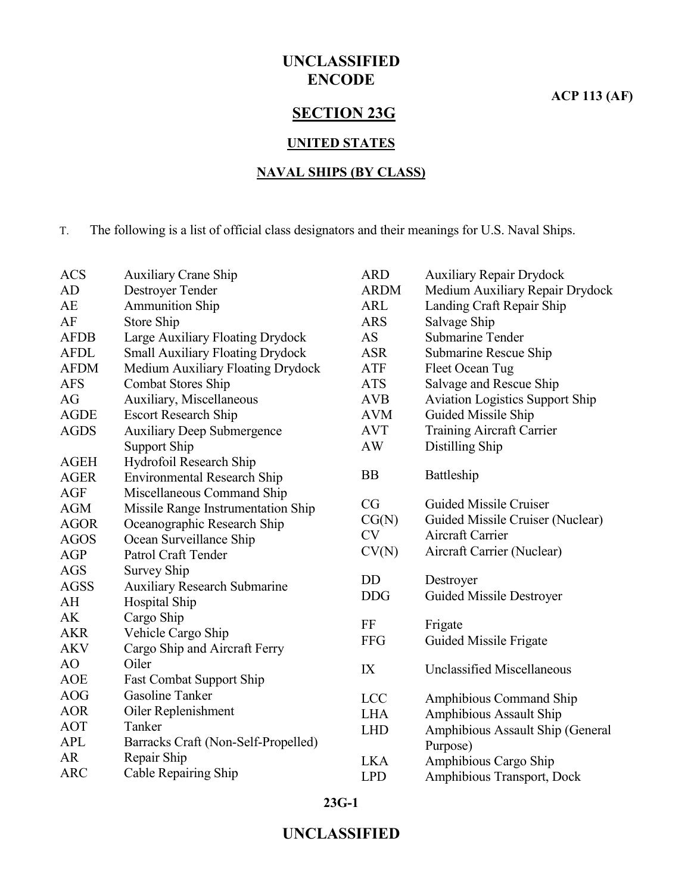**UNCLASSIFIED**
**ENCODE**

**ACP 113 (AF)**

# SECTION 23G

## UNITED STATES

## NAVAL SHIPS (BY CLASS)

T. The following is a list of official class designators and their meanings for U.S. Naval Ships.

| | |
|---|---|
| ACS | Auxiliary Crane Ship |
| AD | Destroyer Tender |
| AE | Ammunition Ship |
| AF | Store Ship |
| AFDB | Large Auxiliary Floating Drydock |
| AFDL | Small Auxiliary Floating Drydock |
| AFDM | Medium Auxiliary Floating Drydock |
| AFS | Combat Stores Ship |
| AG | Auxiliary, Miscellaneous |
| AGDE | Escort Research Ship |
| AGDS | Auxiliary Deep Submergence Support Ship |
| AGEH | Hydrofoil Research Ship |
| AGER | Environmental Research Ship |
| AGF | Miscellaneous Command Ship |
| AGM | Missile Range Instrumentation Ship |
| AGOR | Oceanographic Research Ship |
| AGOS | Ocean Surveillance Ship |
| AGP | Patrol Craft Tender |
| AGS | Survey Ship |
| AGSS | Auxiliary Research Submarine |
| AH | Hospital Ship |
| AK | Cargo Ship |
| AKR | Vehicle Cargo Ship |
| AKV | Cargo Ship and Aircraft Ferry |
| AO | Oiler |
| AOE | Fast Combat Support Ship |
| AOG | Gasoline Tanker |
| AOR | Oiler Replenishment |
| AOT | Tanker |
| APL | Barracks Craft (Non-Self-Propelled) |
| AR | Repair Ship |
| ARC | Cable Repairing Ship |
| ARD | Auxiliary Repair Drydock |
| ARDM | Medium Auxiliary Repair Drydock |
| ARL | Landing Craft Repair Ship |
| ARS | Salvage Ship |
| AS | Submarine Tender |
| ASR | Submarine Rescue Ship |
| ATF | Fleet Ocean Tug |
| ATS | Salvage and Rescue Ship |
| AVB | Aviation Logistics Support Ship |
| AVM | Guided Missile Ship |
| AVT | Training Aircraft Carrier |
| AW | Distilling Ship |
| BB | Battleship |
| CG | Guided Missile Cruiser |
| CG(N) | Guided Missile Cruiser (Nuclear) |
| CV | Aircraft Carrier |
| CV(N) | Aircraft Carrier (Nuclear) |
| DD | Destroyer |
| DDG | Guided Missile Destroyer |
| FF | Frigate |
| FFG | Guided Missile Frigate |
| IX | Unclassified Miscellaneous |
| LCC | Amphibious Command Ship |
| LHA | Amphibious Assault Ship |
| LHD | Amphibious Assault Ship (General Purpose) |
| LKA | Amphibious Cargo Ship |
| LPD | Amphibious Transport, Dock |

**UNCLASSIFIED**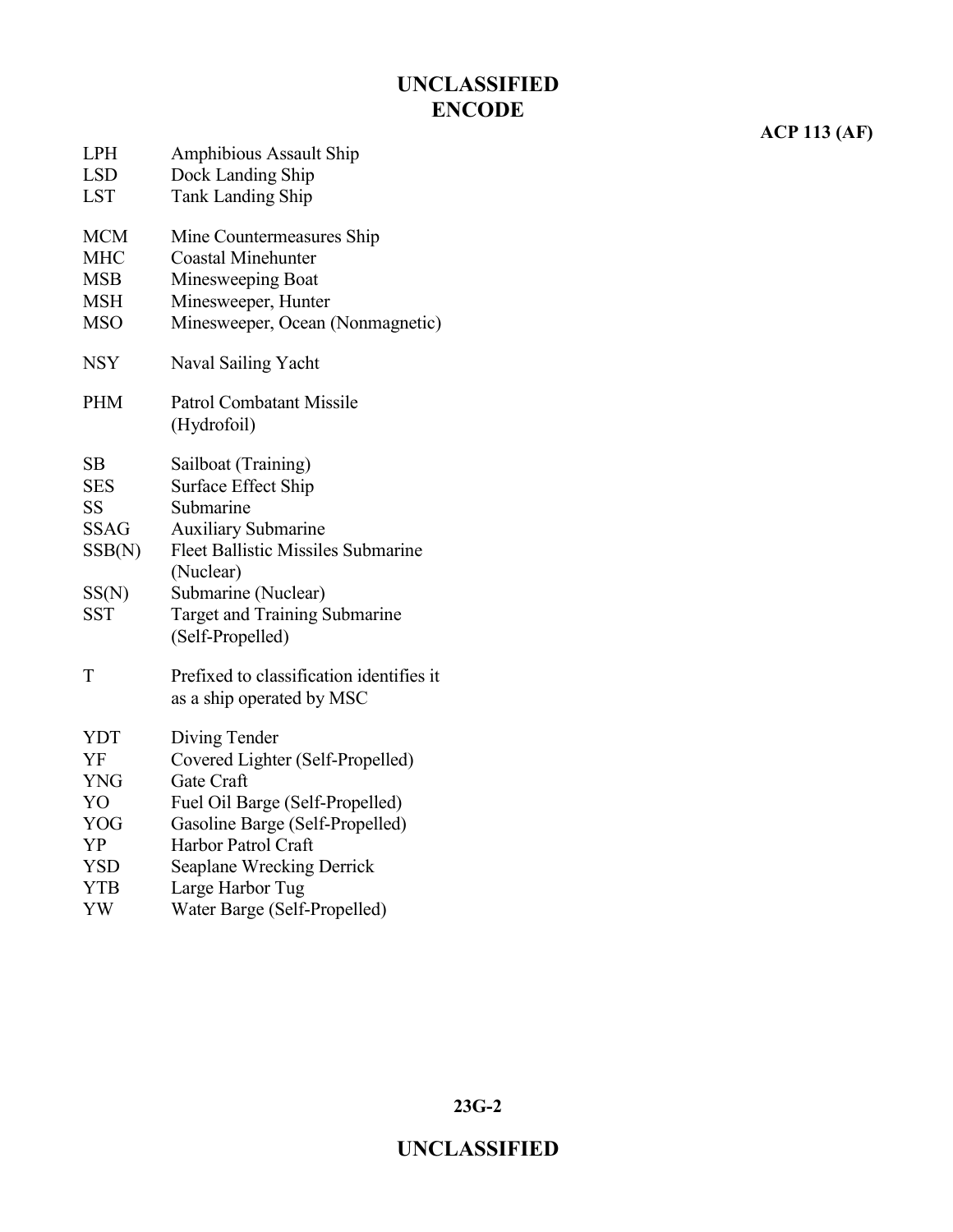| | |
|---|---|
| LPH | Amphibious Assault Ship |
| LSD | Dock Landing Ship |
| LST | Tank Landing Ship |
| MCM | Mine Countermeasures Ship |
| MHC | Coastal Minehunter |
| MSB | Minesweeping Boat |
| MSH | Minesweeper, Hunter |
| MSO | Minesweeper, Ocean (Nonmagnetic) |
| NSY | Naval Sailing Yacht |
| PHM | Patrol Combatant Missile (Hydrofoil) |
| SB | Sailboat (Training) |
| SES | Surface Effect Ship |
| SS | Submarine |
| SSAG | Auxiliary Submarine |
| SSB(N) | Fleet Ballistic Missiles Submarine (Nuclear) |
| SS(N) | Submarine (Nuclear) |
| SST | Target and Training Submarine (Self-Propelled) |
| T | Prefixed to classification identifies it as a ship operated by MSC |
| YDT | Diving Tender |
| YF | Covered Lighter (Self-Propelled) |
| YNG | Gate Craft |
| YO | Fuel Oil Barge (Self-Propelled) |
| YOG | Gasoline Barge (Self-Propelled) |
| YP | Harbor Patrol Craft |
| YSD | Seaplane Wrecking Derrick |
| YTB | Large Harbor Tug |
| YW | Water Barge (Self-Propelled) |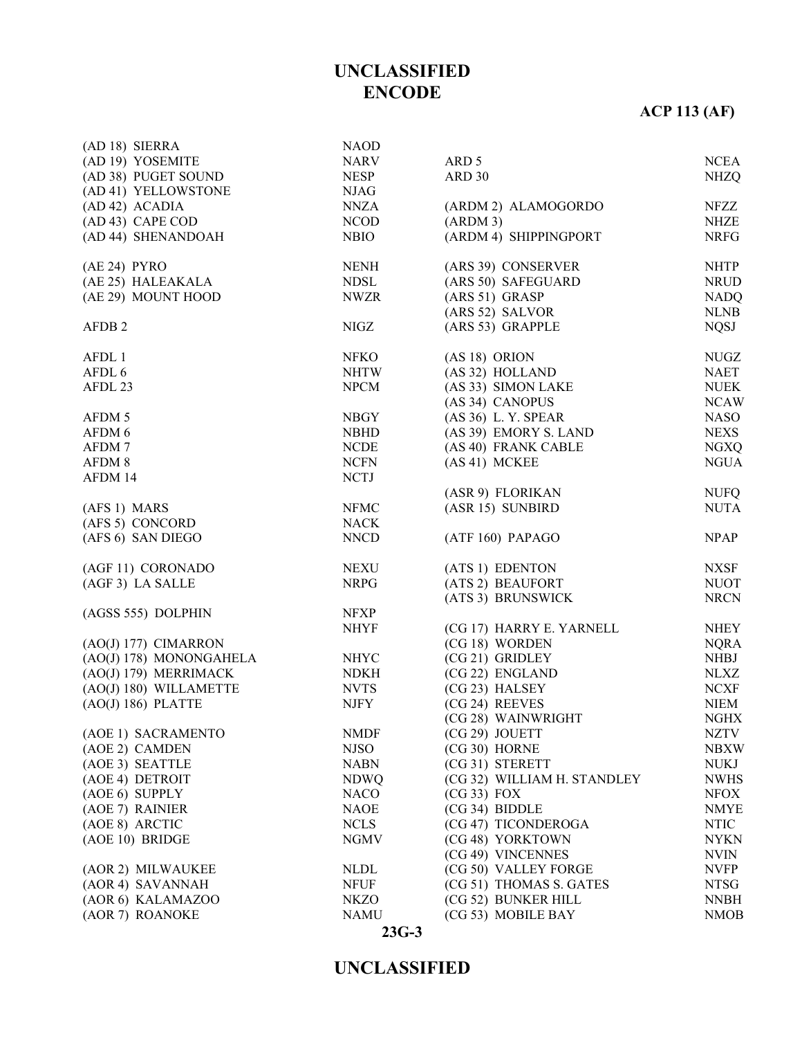| Ship | Call Sign |
|---|---|
| (AD 18) SIERRA | NAOD |
| (AD 19) YOSEMITE | NARV |
| (AD 38) PUGET SOUND | NESP |
| (AD 41) YELLOWSTONE | NJAG |
| (AD 42) ACADIA | NNZA |
| (AD 43) CAPE COD | NCOD |
| (AD 44) SHENANDOAH | NBIO |
| | |
| (AE 24) PYRO | NENH |
| (AE 25) HALEAKALA | NDSL |
| (AE 29) MOUNT HOOD | NWZR |
| | |
| AFDB 2 | NIGZ |
| | |
| AFDL 1 | NFKO |
| AFDL 6 | NHTW |
| AFDL 23 | NPCM |
| | |
| AFDM 5 | NBGY |
| AFDM 6 | NBHD |
| AFDM 7 | NCDE |
| AFDM 8 | NCFN |
| AFDM 14 | NCTJ |
| | |
| (AFS 1) MARS | NFMC |
| (AFS 5) CONCORD | NACK |
| (AFS 6) SAN DIEGO | NNCD |
| | |
| (AGF 11) CORONADO | NEXU |
| (AGF 3) LA SALLE | NRPG |
| | |
| (AGSS 555) DOLPHIN | NFXP |
| | NHYF |
| (AO(J) 177) CIMARRON | |
| (AO(J) 178) MONONGAHELA | NHYC |
| (AO(J) 179) MERRIMACK | NDKH |
| (AO(J) 180) WILLAMETTE | NVTS |
| (AO(J) 186) PLATTE | NJFY |
| | |
| (AOE 1) SACRAMENTO | NMDF |
| (AOE 2) CAMDEN | NJSO |
| (AOE 3) SEATTLE | NABN |
| (AOE 4) DETROIT | NDWQ |
| (AOE 6) SUPPLY | NACO |
| (AOE 7) RAINIER | NAOE |
| (AOE 8) ARCTIC | NCLS |
| (AOE 10) BRIDGE | NGMV |
| | |
| (AOR 2) MILWAUKEE | NLDL |
| (AOR 4) SAVANNAH | NFUF |
| (AOR 6) KALAMAZOO | NKZO |
| (AOR 7) ROANOKE | NAMU |

| Ship | Call Sign |
|---|---|
| ARD 5 | NCEA |
| ARD 30 | NHZQ |
| | |
| (ARDM 2) ALAMOGORDO | NFZZ |
| (ARDM 3) | NHZE |
| (ARDM 4) SHIPPINGPORT | NRFG |
| | |
| (ARS 39) CONSERVER | NHTP |
| (ARS 50) SAFEGUARD | NRUD |
| (ARS 51) GRASP | NADQ |
| (ARS 52) SALVOR | NLNB |
| (ARS 53) GRAPPLE | NQSJ |
| | |
| (AS 18) ORION | NUGZ |
| (AS 32) HOLLAND | NAET |
| (AS 33) SIMON LAKE | NUEK |
| (AS 34) CANOPUS | NCAW |
| (AS 36) L. Y. SPEAR | NASO |
| (AS 39) EMORY S. LAND | NEXS |
| (AS 40) FRANK CABLE | NGXQ |
| (AS 41) MCKEE | NGUA |
| | |
| (ASR 9) FLORIKAN | NUFQ |
| (ASR 15) SUNBIRD | NUTA |
| | |
| (ATF 160) PAPAGO | NPAP |
| | |
| (ATS 1) EDENTON | NXSF |
| (ATS 2) BEAUFORT | NUOT |
| (ATS 3) BRUNSWICK | NRCN |
| | |
| (CG 17) HARRY E. YARNELL | NHEY |
| (CG 18) WORDEN | NQRA |
| (CG 21) GRIDLEY | NHBJ |
| (CG 22) ENGLAND | NLXZ |
| (CG 23) HALSEY | NCXF |
| (CG 24) REEVES | NIEM |
| (CG 28) WAINWRIGHT | NGHX |
| (CG 29) JOUETT | NZTV |
| (CG 30) HORNE | NBXW |
| (CG 31) STERETT | NUKJ |
| (CG 32) WILLIAM H. STANDLEY | NWHS |
| (CG 33) FOX | NFOX |
| (CG 34) BIDDLE | NMYE |
| (CG 47) TICONDEROGA | NTIC |
| (CG 48) YORKTOWN | NYKN |
| (CG 49) VINCENNES | NVIN |
| (CG 50) VALLEY FORGE | NVFP |
| (CG 51) THOMAS S. GATES | NTSG |
| (CG 52) BUNKER HILL | NNBH |
| (CG 53) MOBILE BAY | NMOB |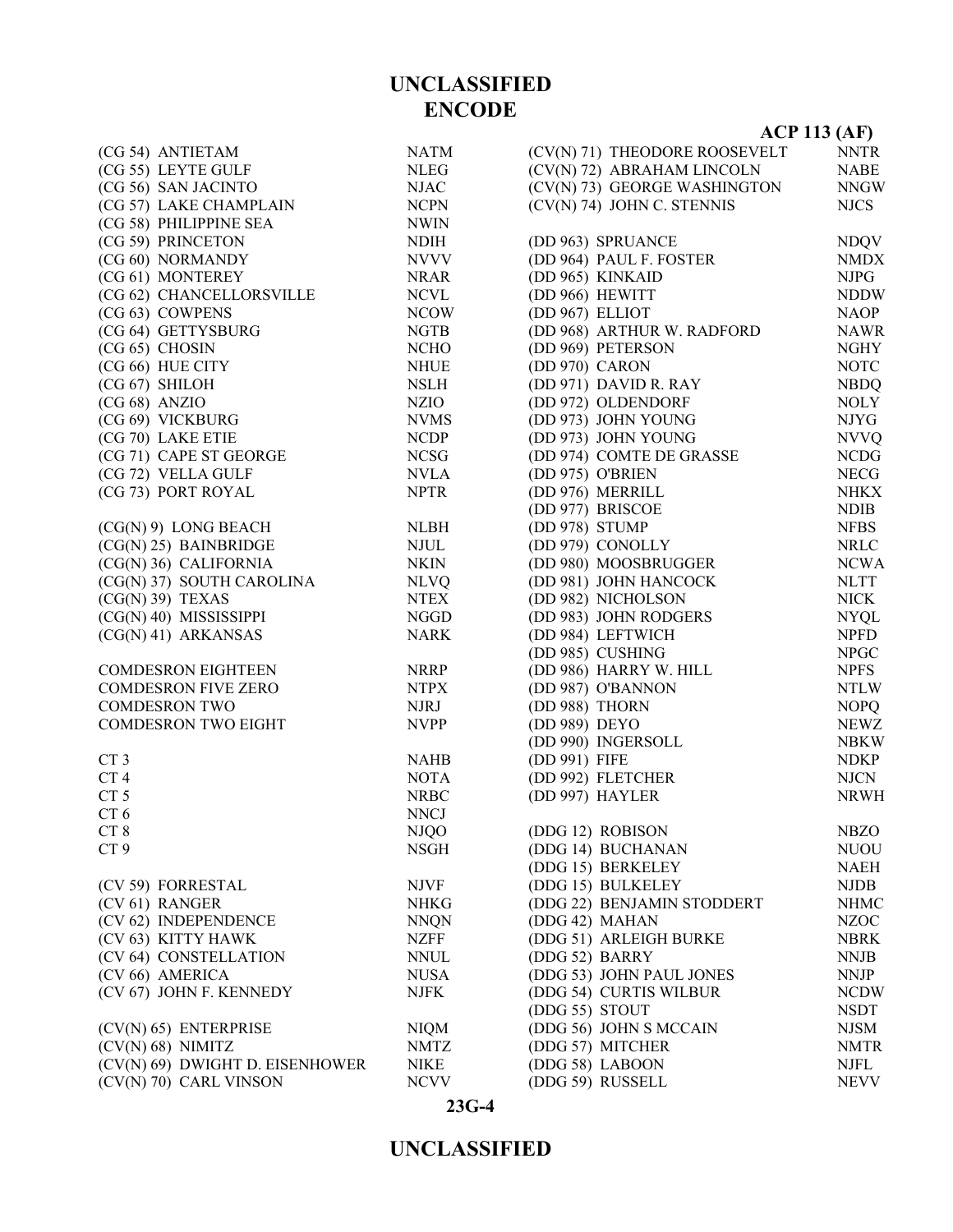**UNCLASSIFIED**
**ENCODE**

| | |
|---|---|
| (CG 54) ANTIETAM | NATM |
| (CG 55) LEYTE GULF | NLEG |
| (CG 56) SAN JACINTO | NJAC |
| (CG 57) LAKE CHAMPLAIN | NCPN |
| (CG 58) PHILIPPINE SEA | NWIN |
| (CG 59) PRINCETON | NDIH |
| (CG 60) NORMANDY | NVVV |
| (CG 61) MONTEREY | NRAR |
| (CG 62) CHANCELLORSVILLE | NCVL |
| (CG 63) COWPENS | NCOW |
| (CG 64) GETTYSBURG | NGTB |
| (CG 65) CHOSIN | NCHO |
| (CG 66) HUE CITY | NHUE |
| (CG 67) SHILOH | NSLH |
| (CG 68) ANZIO | NZIO |
| (CG 69) VICKBURG | NVMS |
| (CG 70) LAKE ETIE | NCDP |
| (CG 71) CAPE ST GEORGE | NCSG |
| (CG 72) VELLA GULF | NVLA |
| (CG 73) PORT ROYAL | NPTR |
| | |
| (CG(N) 9) LONG BEACH | NLBH |
| (CG(N) 25) BAINBRIDGE | NJUL |
| (CG(N) 36) CALIFORNIA | NKIN |
| (CG(N) 37) SOUTH CAROLINA | NLVQ |
| (CG(N) 39) TEXAS | NTEX |
| (CG(N) 40) MISSISSIPPI | NGGD |
| (CG(N) 41) ARKANSAS | NARK |
| | |
| COMDESRON EIGHTEEN | NRRP |
| COMDESRON FIVE ZERO | NTPX |
| COMDESRON TWO | NJRJ |
| COMDESRON TWO EIGHT | NVPP |
| | |
| CT 3 | NAHB |
| CT 4 | NOTA |
| CT 5 | NRBC |
| CT 6 | NNCJ |
| CT 8 | NJQO |
| CT 9 | NSGH |
| | |
| (CV 59) FORRESTAL | NJVF |
| (CV 61) RANGER | NHKG |
| (CV 62) INDEPENDENCE | NNQN |
| (CV 63) KITTY HAWK | NZFF |
| (CV 64) CONSTELLATION | NNUL |
| (CV 66) AMERICA | NUSA |
| (CV 67) JOHN F. KENNEDY | NJFK |
| | |
| (CV(N) 65) ENTERPRISE | NIQM |
| (CV(N) 68) NIMITZ | NMTZ |
| (CV(N) 69) DWIGHT D. EISENHOWER | NIKE |
| (CV(N) 70) CARL VINSON | NCVV |
| (CV(N) 71) THEODORE ROOSEVELT | NNTR |
| (CV(N) 72) ABRAHAM LINCOLN | NABE |
| (CV(N) 73) GEORGE WASHINGTON | NNGW |
| (CV(N) 74) JOHN C. STENNIS | NJCS |
| | |
| (DD 963) SPRUANCE | NDQV |
| (DD 964) PAUL F. FOSTER | NMDX |
| (DD 965) KINKAID | NJPG |
| (DD 966) HEWITT | NDDW |
| (DD 967) ELLIOT | NAOP |
| (DD 968) ARTHUR W. RADFORD | NAWR |
| (DD 969) PETERSON | NGHY |
| (DD 970) CARON | NOTC |
| (DD 971) DAVID R. RAY | NBDQ |
| (DD 972) OLDENDORF | NOLY |
| (DD 973) JOHN YOUNG | NJYG |
| (DD 973) JOHN YOUNG | NVVQ |
| (DD 974) COMTE DE GRASSE | NCDG |
| (DD 975) O'BRIEN | NECG |
| (DD 976) MERRILL | NHKX |
| (DD 977) BRISCOE | NDIB |
| (DD 978) STUMP | NFBS |
| (DD 979) CONOLLY | NRLC |
| (DD 980) MOOSBRUGGER | NCWA |
| (DD 981) JOHN HANCOCK | NLTT |
| (DD 982) NICHOLSON | NICK |
| (DD 983) JOHN RODGERS | NYQL |
| (DD 984) LEFTWICH | NPFD |
| (DD 985) CUSHING | NPGC |
| (DD 986) HARRY W. HILL | NPFS |
| (DD 987) O'BANNON | NTLW |
| (DD 988) THORN | NOPQ |
| (DD 989) DEYO | NEWZ |
| (DD 990) INGERSOLL | NBKW |
| (DD 991) FIFE | NDKP |
| (DD 992) FLETCHER | NJCN |
| (DD 997) HAYLER | NRWH |
| | |
| (DDG 12) ROBISON | NBZO |
| (DDG 14) BUCHANAN | NUOU |
| (DDG 15) BERKELEY | NAEH |
| (DDG 15) BULKELEY | NJDB |
| (DDG 22) BENJAMIN STODDERT | NHMC |
| (DDG 42) MAHAN | NZOC |
| (DDG 51) ARLEIGH BURKE | NBRK |
| (DDG 52) BARRY | NNJB |
| (DDG 53) JOHN PAUL JONES | NNJP |
| (DDG 54) CURTIS WILBUR | NCDW |
| (DDG 55) STOUT | NSDT |
| (DDG 56) JOHN S MCCAIN | NJSM |
| (DDG 57) MITCHER | NMTR |
| (DDG 58) LABOON | NJFL |
| (DDG 59) RUSSELL | NEVV |

**UNCLASSIFIED**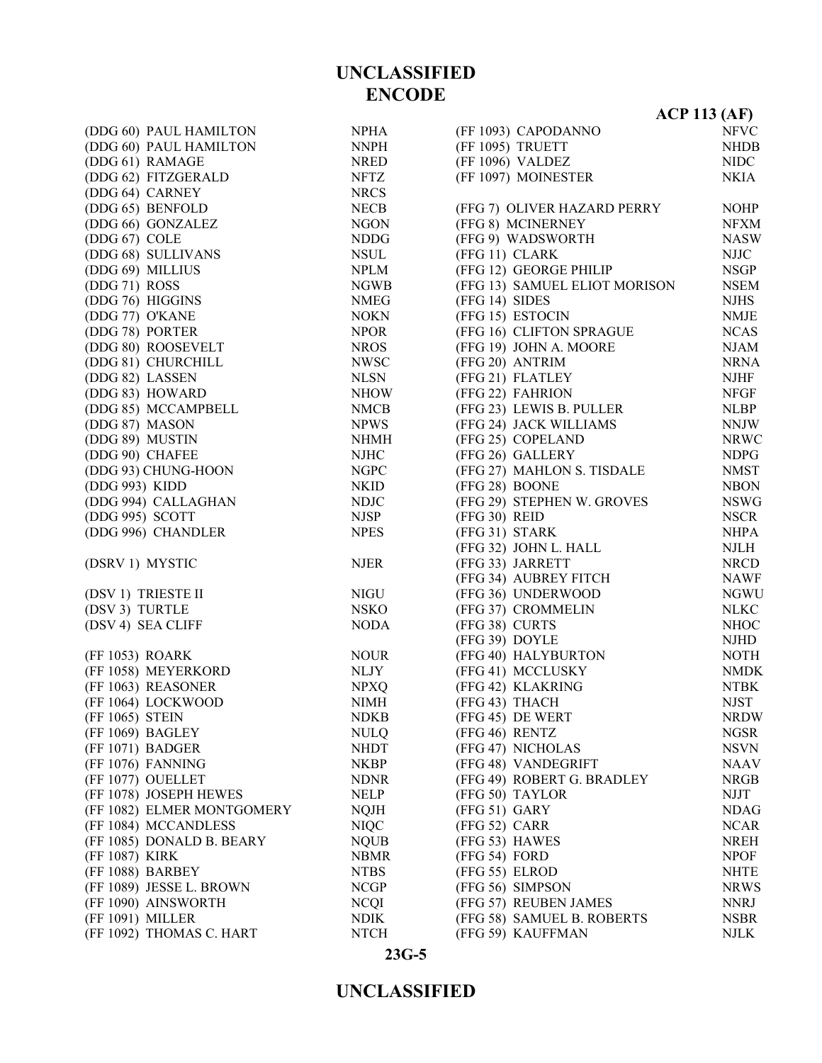# UNCLASSIFIED

## ENCODE

**ACP 113 (AF)**

| Ship | Call Sign |
|---|---|
| (DDG 60) PAUL HAMILTON | NPHA |
| (DDG 60) PAUL HAMILTON | NNPH |
| (DDG 61) RAMAGE | NRED |
| (DDG 62) FITZGERALD | NFTZ |
| (DDG 64) CARNEY | NRCS |
| (DDG 65) BENFOLD | NECB |
| (DDG 66) GONZALEZ | NGON |
| (DDG 67) COLE | NDDG |
| (DDG 68) SULLIVANS | NSUL |
| (DDG 69) MILLIUS | NPLM |
| (DDG 71) ROSS | NGWB |
| (DDG 76) HIGGINS | NMEG |
| (DDG 77) O'KANE | NOKN |
| (DDG 78) PORTER | NPOR |
| (DDG 80) ROOSEVELT | NROS |
| (DDG 81) CHURCHILL | NWSC |
| (DDG 82) LASSEN | NLSN |
| (DDG 83) HOWARD | NHOW |
| (DDG 85) MCCAMPBELL | NMCB |
| (DDG 87) MASON | NPWS |
| (DDG 89) MUSTIN | NHMH |
| (DDG 90) CHAFEE | NJHC |
| (DDG 93) CHUNG-HOON | NGPC |
| (DDG 993) KIDD | NKID |
| (DDG 994) CALLAGHAN | NDJC |
| (DDG 995) SCOTT | NJSP |
| (DDG 996) CHANDLER | NPES |
| | |
| (DSRV 1) MYSTIC | NJER |
| | |
| (DSV 1) TRIESTE II | NIGU |
| (DSV 3) TURTLE | NSKO |
| (DSV 4) SEA CLIFF | NODA |
| | |
| (FF 1053) ROARK | NOUR |
| (FF 1058) MEYERKORD | NLJY |
| (FF 1063) REASONER | NPXQ |
| (FF 1064) LOCKWOOD | NIMH |
| (FF 1065) STEIN | NDKB |
| (FF 1069) BAGLEY | NULQ |
| (FF 1071) BADGER | NHDT |
| (FF 1076) FANNING | NKBP |
| (FF 1077) OUELLET | NDNR |
| (FF 1078) JOSEPH HEWES | NELP |
| (FF 1082) ELMER MONTGOMERY | NQJH |
| (FF 1084) MCCANDLESS | NIQC |
| (FF 1085) DONALD B. BEARY | NQUB |
| (FF 1087) KIRK | NBMR |
| (FF 1088) BARBEY | NTBS |
| (FF 1089) JESSE L. BROWN | NCGP |
| (FF 1090) AINSWORTH | NCQI |
| (FF 1091) MILLER | NDIK |
| (FF 1092) THOMAS C. HART | NTCH |
| (FF 1093) CAPODANNO | NFVC |
| (FF 1095) TRUETT | NHDB |
| (FF 1096) VALDEZ | NIDC |
| (FF 1097) MOINESTER | NKIA |
| | |
| (FFG 7) OLIVER HAZARD PERRY | NOHP |
| (FFG 8) MCINERNEY | NFXM |
| (FFG 9) WADSWORTH | NASW |
| (FFG 11) CLARK | NJJC |
| (FFG 12) GEORGE PHILIP | NSGP |
| (FFG 13) SAMUEL ELIOT MORISON | NSEM |
| (FFG 14) SIDES | NJHS |
| (FFG 15) ESTOCIN | NMJE |
| (FFG 16) CLIFTON SPRAGUE | NCAS |
| (FFG 19) JOHN A. MOORE | NJAM |
| (FFG 20) ANTRIM | NRNA |
| (FFG 21) FLATLEY | NJHF |
| (FFG 22) FAHRION | NFGF |
| (FFG 23) LEWIS B. PULLER | NLBP |
| (FFG 24) JACK WILLIAMS | NNJW |
| (FFG 25) COPELAND | NRWC |
| (FFG 26) GALLERY | NDPG |
| (FFG 27) MAHLON S. TISDALE | NMST |
| (FFG 28) BOONE | NBON |
| (FFG 29) STEPHEN W. GROVES | NSWG |
| (FFG 30) REID | NSCR |
| (FFG 31) STARK | NHPA |
| (FFG 32) JOHN L. HALL | NJLH |
| (FFG 33) JARRETT | NRCD |
| (FFG 34) AUBREY FITCH | NAWF |
| (FFG 36) UNDERWOOD | NGWU |
| (FFG 37) CROMMELIN | NLKC |
| (FFG 38) CURTS | NHOC |
| (FFG 39) DOYLE | NJHD |
| (FFG 40) HALYBURTON | NOTH |
| (FFG 41) MCCLUSKY | NMDK |
| (FFG 42) KLAKRING | NTBK |
| (FFG 43) THACH | NJST |
| (FFG 45) DE WERT | NRDW |
| (FFG 46) RENTZ | NGSR |
| (FFG 47) NICHOLAS | NSVN |
| (FFG 48) VANDEGRIFT | NAAV |
| (FFG 49) ROBERT G. BRADLEY | NRGB |
| (FFG 50) TAYLOR | NJJT |
| (FFG 51) GARY | NDAG |
| (FFG 52) CARR | NCAR |
| (FFG 53) HAWES | NREH |
| (FFG 54) FORD | NPOF |
| (FFG 55) ELROD | NHTE |
| (FFG 56) SIMPSON | NRWS |
| (FFG 57) REUBEN JAMES | NNRJ |
| (FFG 58) SAMUEL B. ROBERTS | NSBR |
| (FFG 59) KAUFFMAN | NJLK |

# UNCLASSIFIED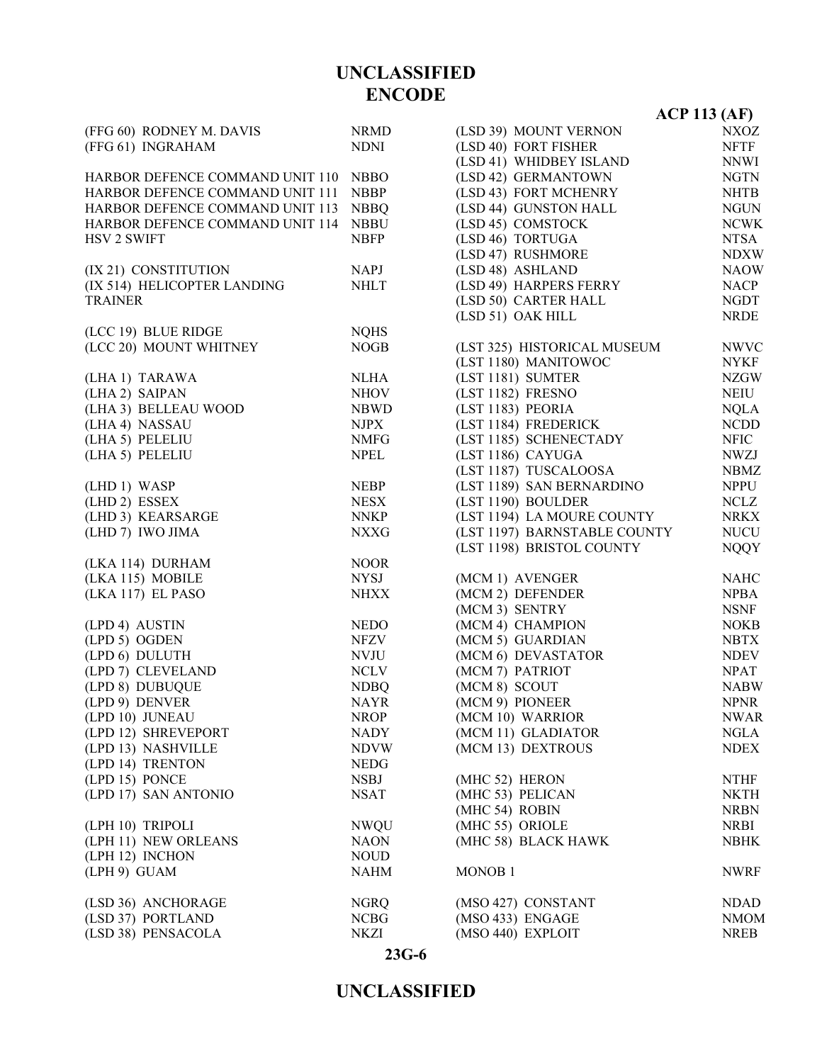# ENCODE

| | |
|---|---|
| (FFG 60) RODNEY M. DAVIS | NRMD |
| (FFG 61) INGRAHAM | NDNI |
| | |
| HARBOR DEFENCE COMMAND UNIT 110 | NBBO |
| HARBOR DEFENCE COMMAND UNIT 111 | NBBP |
| HARBOR DEFENCE COMMAND UNIT 113 | NBBQ |
| HARBOR DEFENCE COMMAND UNIT 114 | NBBU |
| HSV 2 SWIFT | NBFP |
| | |
| (IX 21) CONSTITUTION | NAPJ |
| (IX 514) HELICOPTER LANDING TRAINER | NHLT |
| | |
| (LCC 19) BLUE RIDGE | NQHS |
| (LCC 20) MOUNT WHITNEY | NOGB |
| | |
| (LHA 1) TARAWA | NLHA |
| (LHA 2) SAIPAN | NHOV |
| (LHA 3) BELLEAU WOOD | NBWD |
| (LHA 4) NASSAU | NJPX |
| (LHA 5) PELELIU | NMFG |
| (LHA 5) PELELIU | NPEL |
| | |
| (LHD 1) WASP | NEBP |
| (LHD 2) ESSEX | NESX |
| (LHD 3) KEARSARGE | NNKP |
| (LHD 7) IWO JIMA | NXXG |
| | |
| (LKA 114) DURHAM | NOOR |
| (LKA 115) MOBILE | NYSJ |
| (LKA 117) EL PASO | NHXX |
| | |
| (LPD 4) AUSTIN | NEDO |
| (LPD 5) OGDEN | NFZV |
| (LPD 6) DULUTH | NVJU |
| (LPD 7) CLEVELAND | NCLV |
| (LPD 8) DUBUQUE | NDBQ |
| (LPD 9) DENVER | NAYR |
| (LPD 10) JUNEAU | NROP |
| (LPD 12) SHREVEPORT | NADY |
| (LPD 13) NASHVILLE | NDVW |
| (LPD 14) TRENTON | NEDG |
| (LPD 15) PONCE | NSBJ |
| (LPD 17) SAN ANTONIO | NSAT |
| | |
| (LPH 10) TRIPOLI | NWQU |
| (LPH 11) NEW ORLEANS | NAON |
| (LPH 12) INCHON | NOUD |
| (LPH 9) GUAM | NAHM |
| | |
| (LSD 36) ANCHORAGE | NGRQ |
| (LSD 37) PORTLAND | NCBG |
| (LSD 38) PENSACOLA | NKZI |
| (LSD 39) MOUNT VERNON | NXOZ |
| (LSD 40) FORT FISHER | NFTF |
| (LSD 41) WHIDBEY ISLAND | NNWI |
| (LSD 42) GERMANTOWN | NGTN |
| (LSD 43) FORT MCHENRY | NHTB |
| (LSD 44) GUNSTON HALL | NGUN |
| (LSD 45) COMSTOCK | NCWK |
| (LSD 46) TORTUGA | NTSA |
| (LSD 47) RUSHMORE | NDXW |
| (LSD 48) ASHLAND | NAOW |
| (LSD 49) HARPERS FERRY | NACP |
| (LSD 50) CARTER HALL | NGDT |
| (LSD 51) OAK HILL | NRDE |
| | |
| (LST 325) HISTORICAL MUSEUM | NWVC |
| (LST 1180) MANITOWOC | NYKF |
| (LST 1181) SUMTER | NZGW |
| (LST 1182) FRESNO | NEIU |
| (LST 1183) PEORIA | NQLA |
| (LST 1184) FREDERICK | NCDD |
| (LST 1185) SCHENECTADY | NFIC |
| (LST 1186) CAYUGA | NWZJ |
| (LST 1187) TUSCALOOSA | NBMZ |
| (LST 1189) SAN BERNARDINO | NPPU |
| (LST 1190) BOULDER | NCLZ |
| (LST 1194) LA MOURE COUNTY | NRKX |
| (LST 1197) BARNSTABLE COUNTY | NUCU |
| (LST 1198) BRISTOL COUNTY | NQQY |
| | |
| (MCM 1) AVENGER | NAHC |
| (MCM 2) DEFENDER | NPBA |
| (MCM 3) SENTRY | NSNF |
| (MCM 4) CHAMPION | NOKB |
| (MCM 5) GUARDIAN | NBTX |
| (MCM 6) DEVASTATOR | NDEV |
| (MCM 7) PATRIOT | NPAT |
| (MCM 8) SCOUT | NABW |
| (MCM 9) PIONEER | NPNR |
| (MCM 10) WARRIOR | NWAR |
| (MCM 11) GLADIATOR | NGLA |
| (MCM 13) DEXTROUS | NDEX |
| | |
| (MHC 52) HERON | NTHF |
| (MHC 53) PELICAN | NKTH |
| (MHC 54) ROBIN | NRBN |
| (MHC 55) ORIOLE | NRBI |
| (MHC 58) BLACK HAWK | NBHK |
| | |
| MONOB 1 | NWRF |
| | |
| (MSO 427) CONSTANT | NDAD |
| (MSO 433) ENGAGE | NMOM |
| (MSO 440) EXPLOIT | NREB |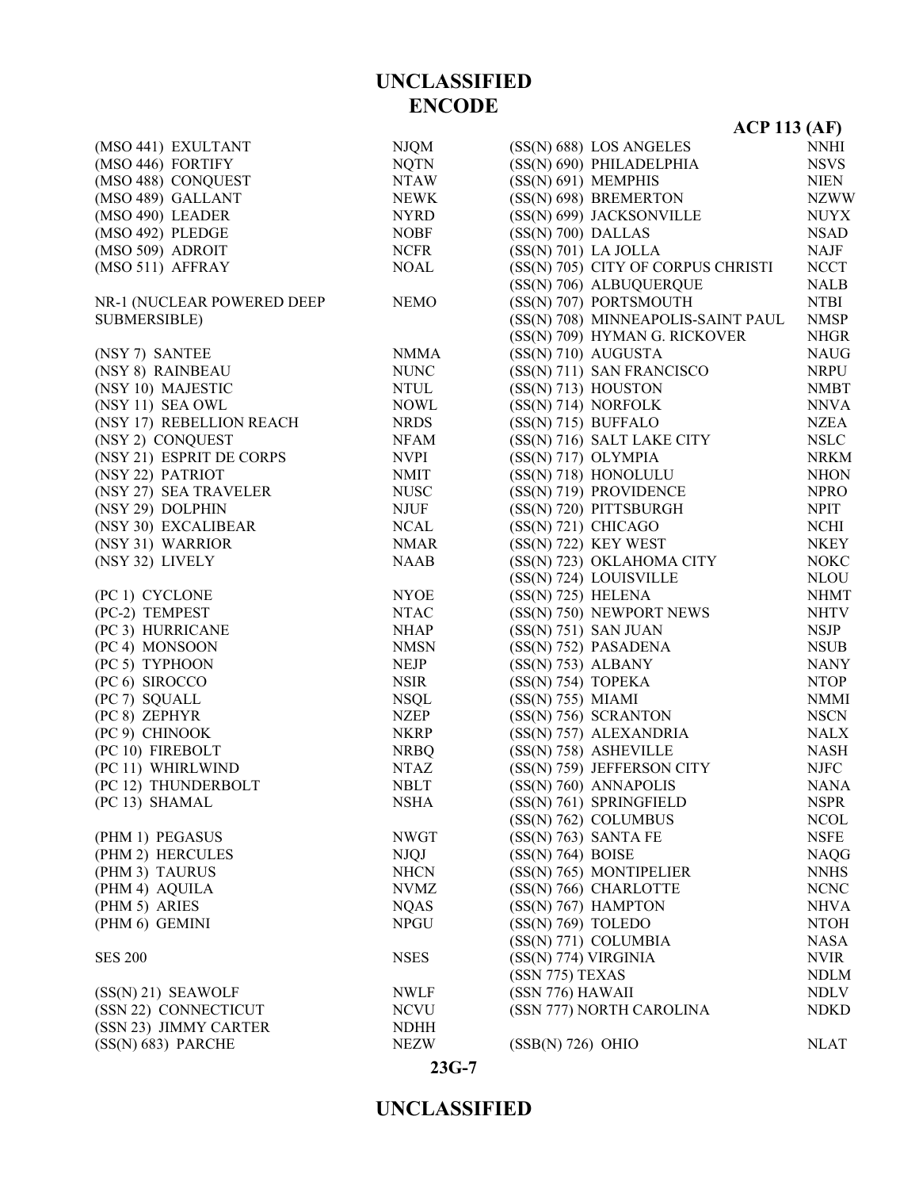**UNCLASSIFIED**

**ENCODE**

| | |
|---|---|
| (MSO 441) EXULTANT | NJQM |
| (MSO 446) FORTIFY | NQTN |
| (MSO 488) CONQUEST | NTAW |
| (MSO 489) GALLANT | NEWK |
| (MSO 490) LEADER | NYRD |
| (MSO 492) PLEDGE | NOBF |
| (MSO 509) ADROIT | NCFR |
| (MSO 511) AFFRAY | NOAL |
| | |
| NR-1 (NUCLEAR POWERED DEEP SUBMERSIBLE) | NEMO |
| | |
| (NSY 7) SANTEE | NMMA |
| (NSY 8) RAINBEAU | NUNC |
| (NSY 10) MAJESTIC | NTUL |
| (NSY 11) SEA OWL | NOWL |
| (NSY 17) REBELLION REACH | NRDS |
| (NSY 2) CONQUEST | NFAM |
| (NSY 21) ESPRIT DE CORPS | NVPI |
| (NSY 22) PATRIOT | NMIT |
| (NSY 27) SEA TRAVELER | NUSC |
| (NSY 29) DOLPHIN | NJUF |
| (NSY 30) EXCALIBEAR | NCAL |
| (NSY 31) WARRIOR | NMAR |
| (NSY 32) LIVELY | NAAB |
| | |
| (PC 1) CYCLONE | NYOE |
| (PC-2) TEMPEST | NTAC |
| (PC 3) HURRICANE | NHAP |
| (PC 4) MONSOON | NMSN |
| (PC 5) TYPHOON | NEJP |
| (PC 6) SIROCCO | NSIR |
| (PC 7) SQUALL | NSQL |
| (PC 8) ZEPHYR | NZEP |
| (PC 9) CHINOOK | NKRP |
| (PC 10) FIREBOLT | NRBQ |
| (PC 11) WHIRLWIND | NTAZ |
| (PC 12) THUNDERBOLT | NBLT |
| (PC 13) SHAMAL | NSHA |
| | |
| (PHM 1) PEGASUS | NWGT |
| (PHM 2) HERCULES | NJQJ |
| (PHM 3) TAURUS | NHCN |
| (PHM 4) AQUILA | NVMZ |
| (PHM 5) ARIES | NQAS |
| (PHM 6) GEMINI | NPGU |
| | |
| SES 200 | NSES |
| | |
| (SS(N) 21) SEAWOLF | NWLF |
| (SSN 22) CONNECTICUT | NCVU |
| (SSN 23) JIMMY CARTER | NDHH |
| (SS(N) 683) PARCHE | NEZW |
| (SS(N) 688) LOS ANGELES | NNHI |
| (SS(N) 690) PHILADELPHIA | NSVS |
| (SS(N) 691) MEMPHIS | NIEN |
| (SS(N) 698) BREMERTON | NZWW |
| (SS(N) 699) JACKSONVILLE | NUYX |
| (SS(N) 700) DALLAS | NSAD |
| (SS(N) 701) LA JOLLA | NAJF |
| (SS(N) 705) CITY OF CORPUS CHRISTI | NCCT |
| (SS(N) 706) ALBUQUERQUE | NALB |
| (SS(N) 707) PORTSMOUTH | NTBI |
| (SS(N) 708) MINNEAPOLIS-SAINT PAUL | NMSP |
| (SS(N) 709) HYMAN G. RICKOVER | NHGR |
| (SS(N) 710) AUGUSTA | NAUG |
| (SS(N) 711) SAN FRANCISCO | NRPU |
| (SS(N) 713) HOUSTON | NMBT |
| (SS(N) 714) NORFOLK | NNVA |
| (SS(N) 715) BUFFALO | NZEA |
| (SS(N) 716) SALT LAKE CITY | NSLC |
| (SS(N) 717) OLYMPIA | NRKM |
| (SS(N) 718) HONOLULU | NHON |
| (SS(N) 719) PROVIDENCE | NPRO |
| (SS(N) 720) PITTSBURGH | NPIT |
| (SS(N) 721) CHICAGO | NCHI |
| (SS(N) 722) KEY WEST | NKEY |
| (SS(N) 723) OKLAHOMA CITY | NOKC |
| (SS(N) 724) LOUISVILLE | NLOU |
| (SS(N) 725) HELENA | NHMT |
| (SS(N) 750) NEWPORT NEWS | NHTV |
| (SS(N) 751) SAN JUAN | NSJP |
| (SS(N) 752) PASADENA | NSUB |
| (SS(N) 753) ALBANY | NANY |
| (SS(N) 754) TOPEKA | NTOP |
| (SS(N) 755) MIAMI | NMMI |
| (SS(N) 756) SCRANTON | NSCN |
| (SS(N) 757) ALEXANDRIA | NALX |
| (SS(N) 758) ASHEVILLE | NASH |
| (SS(N) 759) JEFFERSON CITY | NJFC |
| (SS(N) 760) ANNAPOLIS | NANA |
| (SS(N) 761) SPRINGFIELD | NSPR |
| (SS(N) 762) COLUMBUS | NCOL |
| (SS(N) 763) SANTA FE | NSFE |
| (SS(N) 764) BOISE | NAQG |
| (SS(N) 765) MONTIPELIER | NNHS |
| (SS(N) 766) CHARLOTTE | NCNC |
| (SS(N) 767) HAMPTON | NHVA |
| (SS(N) 769) TOLEDO | NTOH |
| (SS(N) 771) COLUMBIA | NASA |
| (SS(N) 774) VIRGINIA | NVIR |
| (SSN 775) TEXAS | NDLM |
| (SSN 776) HAWAII | NDLV |
| (SSN 777) NORTH CAROLINA | NDKD |
| | |
| (SSB(N) 726) OHIO | NLAT |

**UNCLASSIFIED**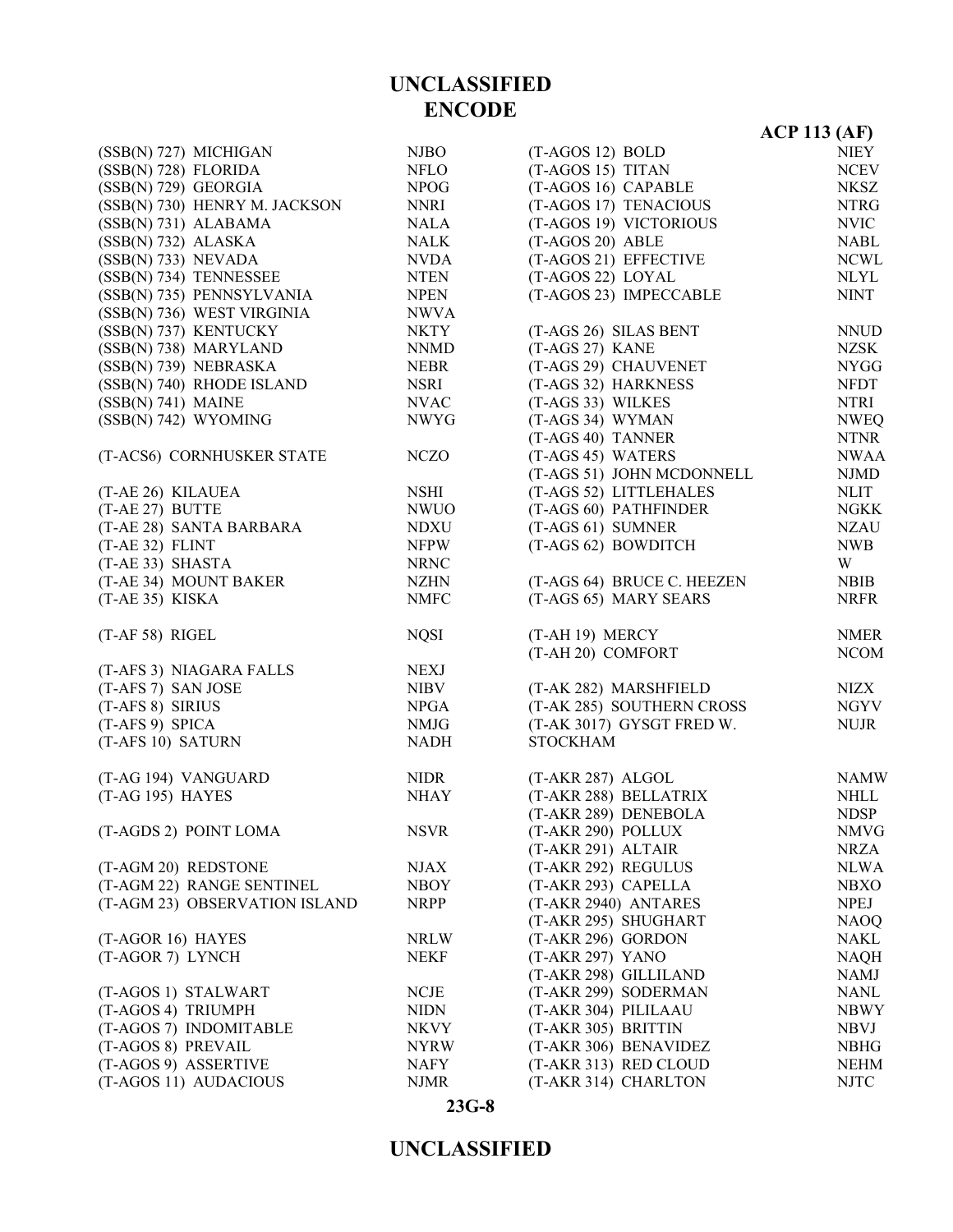# ENCODE

| | |
|---|---|
| (SSB(N) 727) MICHIGAN | NJBO |
| (SSB(N) 728) FLORIDA | NFLO |
| (SSB(N) 729) GEORGIA | NPOG |
| (SSB(N) 730) HENRY M. JACKSON | NNRI |
| (SSB(N) 731) ALABAMA | NALA |
| (SSB(N) 732) ALASKA | NALK |
| (SSB(N) 733) NEVADA | NVDA |
| (SSB(N) 734) TENNESSEE | NTEN |
| (SSB(N) 735) PENNSYLVANIA | NPEN |
| (SSB(N) 736) WEST VIRGINIA | NWVA |
| (SSB(N) 737) KENTUCKY | NKTY |
| (SSB(N) 738) MARYLAND | NNMD |
| (SSB(N) 739) NEBRASKA | NEBR |
| (SSB(N) 740) RHODE ISLAND | NSRI |
| (SSB(N) 741) MAINE | NVAC |
| (SSB(N) 742) WYOMING | NWYG |
| | |
| (T-ACS6) CORNHUSKER STATE | NCZO |
| | |
| (T-AE 26) KILAUEA | NSHI |
| (T-AE 27) BUTTE | NWUO |
| (T-AE 28) SANTA BARBARA | NDXU |
| (T-AE 32) FLINT | NFPW |
| (T-AE 33) SHASTA | NRNC |
| (T-AE 34) MOUNT BAKER | NZHN |
| (T-AE 35) KISKA | NMFC |
| | |
| (T-AF 58) RIGEL | NQSI |
| | |
| (T-AFS 3) NIAGARA FALLS | NEXJ |
| (T-AFS 7) SAN JOSE | NIBV |
| (T-AFS 8) SIRIUS | NPGA |
| (T-AFS 9) SPICA | NMJG |
| (T-AFS 10) SATURN | NADH |
| | |
| (T-AG 194) VANGUARD | NIDR |
| (T-AG 195) HAYES | NHAY |
| | |
| (T-AGDS 2) POINT LOMA | NSVR |
| | |
| (T-AGM 20) REDSTONE | NJAX |
| (T-AGM 22) RANGE SENTINEL | NBOY |
| (T-AGM 23) OBSERVATION ISLAND | NRPP |
| | |
| (T-AGOR 16) HAYES | NRLW |
| (T-AGOR 7) LYNCH | NEKF |
| | |
| (T-AGOS 1) STALWART | NCJE |
| (T-AGOS 4) TRIUMPH | NIDN |
| (T-AGOS 7) INDOMITABLE | NKVY |
| (T-AGOS 8) PREVAIL | NYRW |
| (T-AGOS 9) ASSERTIVE | NAFY |
| (T-AGOS 11) AUDACIOUS | NJMR |
| (T-AGOS 12) BOLD | NIEY |
| (T-AGOS 15) TITAN | NCEV |
| (T-AGOS 16) CAPABLE | NKSZ |
| (T-AGOS 17) TENACIOUS | NTRG |
| (T-AGOS 19) VICTORIOUS | NVIC |
| (T-AGOS 20) ABLE | NABL |
| (T-AGOS 21) EFFECTIVE | NCWL |
| (T-AGOS 22) LOYAL | NLYL |
| (T-AGOS 23) IMPECCABLE | NINT |
| | |
| (T-AGS 26) SILAS BENT | NNUD |
| (T-AGS 27) KANE | NZSK |
| (T-AGS 29) CHAUVENET | NYGG |
| (T-AGS 32) HARKNESS | NFDT |
| (T-AGS 33) WILKES | NTRI |
| (T-AGS 34) WYMAN | NWEQ |
| (T-AGS 40) TANNER | NTNR |
| (T-AGS 45) WATERS | NWAA |
| (T-AGS 51) JOHN MCDONNELL | NJMD |
| (T-AGS 52) LITTLEHALES | NLIT |
| (T-AGS 60) PATHFINDER | NGKK |
| (T-AGS 61) SUMNER | NZAU |
| (T-AGS 62) BOWDITCH | NWBW |
| (T-AGS 64) BRUCE C. HEEZEN | NBIB |
| (T-AGS 65) MARY SEARS | NRFR |
| | |
| (T-AH 19) MERCY | NMER |
| (T-AH 20) COMFORT | NCOM |
| | |
| (T-AK 282) MARSHFIELD | NIZX |
| (T-AK 285) SOUTHERN CROSS | NGYV |
| (T-AK 3017) GYSGT FRED W. STOCKHAM | NUJR |
| | |
| (T-AKR 287) ALGOL | NAMW |
| (T-AKR 288) BELLATRIX | NHLL |
| (T-AKR 289) DENEBOLA | NDSP |
| (T-AKR 290) POLLUX | NMVG |
| (T-AKR 291) ALTAIR | NRZA |
| (T-AKR 292) REGULUS | NLWA |
| (T-AKR 293) CAPELLA | NBXO |
| (T-AKR 2940) ANTARES | NPEJ |
| (T-AKR 295) SHUGHART | NAOQ |
| (T-AKR 296) GORDON | NAKL |
| (T-AKR 297) YANO | NAQH |
| (T-AKR 298) GILLILAND | NAMJ |
| (T-AKR 299) SODERMAN | NANL |
| (T-AKR 304) PILILAAU | NBWY |
| (T-AKR 305) BRITTIN | NBVJ |
| (T-AKR 306) BENAVIDEZ | NBHG |
| (T-AKR 313) RED CLOUD | NEHM |
| (T-AKR 314) CHARLTON | NJTC |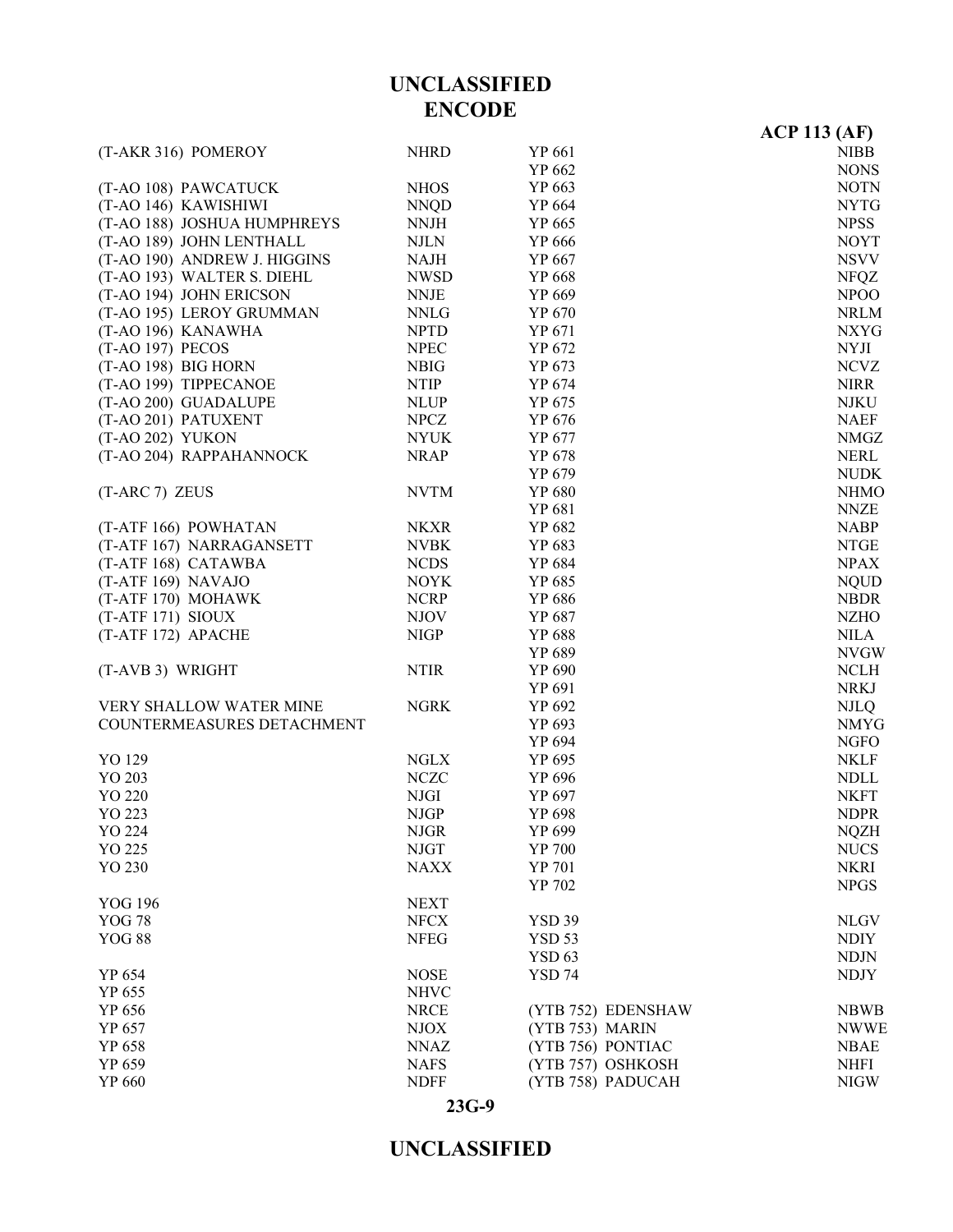| | |
|---|---|
| (T-AKR 316) POMEROY | NHRD |
| | |
| (T-AO 108) PAWCATUCK | NHOS |
| (T-AO 146) KAWISHIWI | NNQD |
| (T-AO 188) JOSHUA HUMPHREYS | NNJH |
| (T-AO 189) JOHN LENTHALL | NJLN |
| (T-AO 190) ANDREW J. HIGGINS | NAJH |
| (T-AO 193) WALTER S. DIEHL | NWSD |
| (T-AO 194) JOHN ERICSON | NNJE |
| (T-AO 195) LEROY GRUMMAN | NNLG |
| (T-AO 196) KANAWHA | NPTD |
| (T-AO 197) PECOS | NPEC |
| (T-AO 198) BIG HORN | NBIG |
| (T-AO 199) TIPPECANOE | NTIP |
| (T-AO 200) GUADALUPE | NLUP |
| (T-AO 201) PATUXENT | NPCZ |
| (T-AO 202) YUKON | NYUK |
| (T-AO 204) RAPPAHANNOCK | NRAP |
| | |
| (T-ARC 7) ZEUS | NVTM |
| | |
| (T-ATF 166) POWHATAN | NKXR |
| (T-ATF 167) NARRAGANSETT | NVBK |
| (T-ATF 168) CATAWBA | NCDS |
| (T-ATF 169) NAVAJO | NOYK |
| (T-ATF 170) MOHAWK | NCRP |
| (T-ATF 171) SIOUX | NJOV |
| (T-ATF 172) APACHE | NIGP |
| | |
| (T-AVB 3) WRIGHT | NTIR |
| | |
| VERY SHALLOW WATER MINE COUNTERMEASURES DETACHMENT | NGRK |
| | |
| YO 129 | NGLX |
| YO 203 | NCZC |
| YO 220 | NJGI |
| YO 223 | NJGP |
| YO 224 | NJGR |
| YO 225 | NJGT |
| YO 230 | NAXX |
| | |
| YOG 196 | NEXT |
| YOG 78 | NFCX |
| YOG 88 | NFEG |
| | |
| YP 654 | NOSE |
| YP 655 | NHVC |
| YP 656 | NRCE |
| YP 657 | NJOX |
| YP 658 | NNAZ |
| YP 659 | NAFS |
| YP 660 | NDFF |
| YP 661 | NIBB |
| YP 662 | NONS |
| YP 663 | NOTN |
| YP 664 | NYTG |
| YP 665 | NPSS |
| YP 666 | NOYT |
| YP 667 | NSVV |
| YP 668 | NFQZ |
| YP 669 | NPOO |
| YP 670 | NRLM |
| YP 671 | NXYG |
| YP 672 | NYJI |
| YP 673 | NCVZ |
| YP 674 | NIRR |
| YP 675 | NJKU |
| YP 676 | NAEF |
| YP 677 | NMGZ |
| YP 678 | NERL |
| YP 679 | NUDK |
| YP 680 | NHMO |
| YP 681 | NNZE |
| YP 682 | NABP |
| YP 683 | NTGE |
| YP 684 | NPAX |
| YP 685 | NQUD |
| YP 686 | NBDR |
| YP 687 | NZHO |
| YP 688 | NILA |
| YP 689 | NVGW |
| YP 690 | NCLH |
| YP 691 | NRKJ |
| YP 692 | NJLQ |
| YP 693 | NMYG |
| YP 694 | NGFO |
| YP 695 | NKLF |
| YP 696 | NDLL |
| YP 697 | NKFT |
| YP 698 | NDPR |
| YP 699 | NQZH |
| YP 700 | NUCS |
| YP 701 | NKRI |
| YP 702 | NPGS |
| | |
| YSD 39 | NLGV |
| YSD 53 | NDIY |
| YSD 63 | NDJN |
| YSD 74 | NDJY |
| | |
| (YTB 752) EDENSHAW | NBWB |
| (YTB 753) MARIN | NWWE |
| (YTB 756) PONTIAC | NBAE |
| (YTB 757) OSHKOSH | NHFI |
| (YTB 758) PADUCAH | NIGW |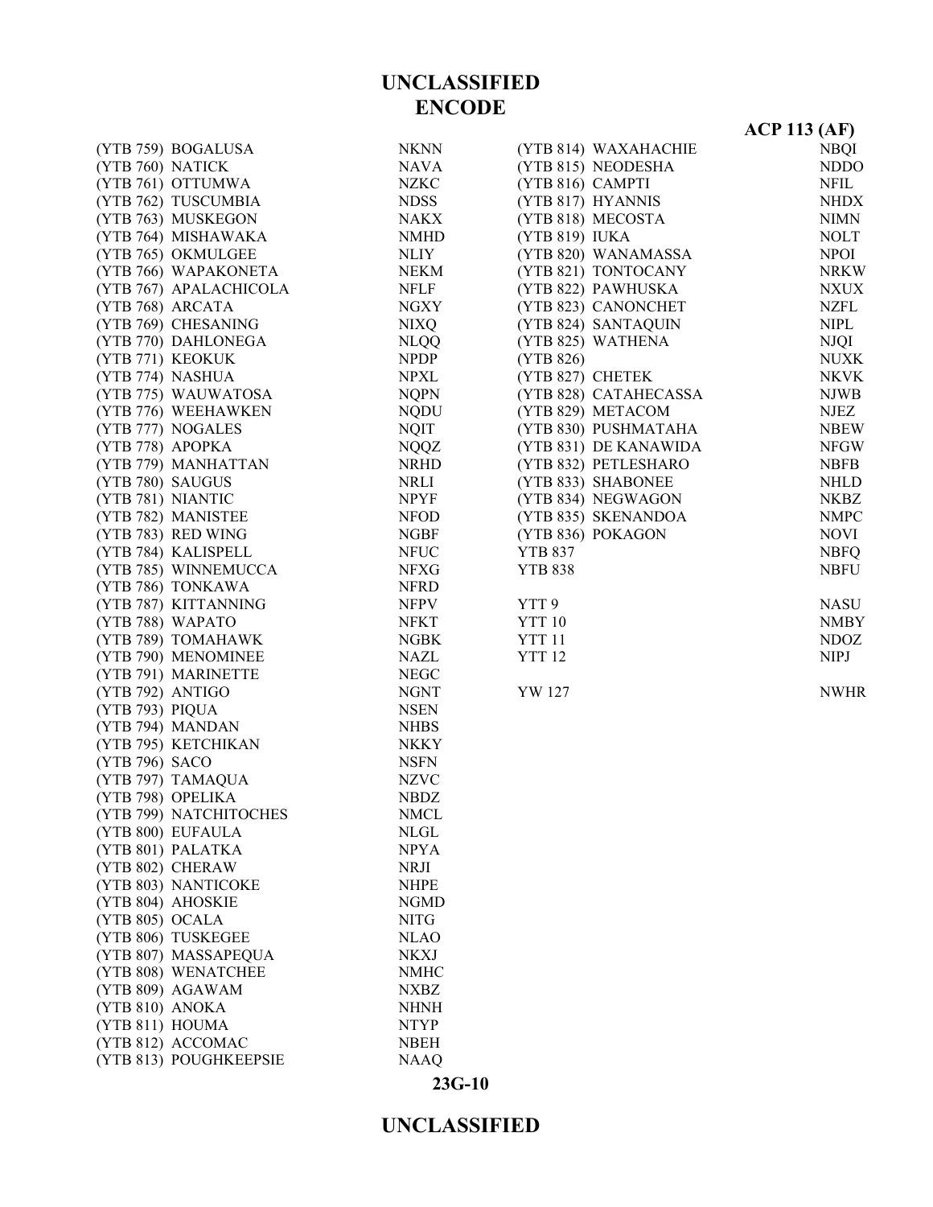# ENCODE

| | |
|---|---|
| (YTB 759) BOGALUSA | NKNN |
| (YTB 760) NATICK | NAVA |
| (YTB 761) OTTUMWA | NZKC |
| (YTB 762) TUSCUMBIA | NDSS |
| (YTB 763) MUSKEGON | NAKX |
| (YTB 764) MISHAWAKA | NMHD |
| (YTB 765) OKMULGEE | NLIY |
| (YTB 766) WAPAKONETA | NEKM |
| (YTB 767) APALACHICOLA | NFLF |
| (YTB 768) ARCATA | NGXY |
| (YTB 769) CHESANING | NIXQ |
| (YTB 770) DAHLONEGA | NLQQ |
| (YTB 771) KEOKUK | NPDP |
| (YTB 774) NASHUA | NPXL |
| (YTB 775) WAUWATOSA | NQPN |
| (YTB 776) WEEHAWKEN | NQDU |
| (YTB 777) NOGALES | NQIT |
| (YTB 778) APOPKA | NQQZ |
| (YTB 779) MANHATTAN | NRHD |
| (YTB 780) SAUGUS | NRLI |
| (YTB 781) NIANTIC | NPYF |
| (YTB 782) MANISTEE | NFOD |
| (YTB 783) RED WING | NGBF |
| (YTB 784) KALISPELL | NFUC |
| (YTB 785) WINNEMUCCA | NFXG |
| (YTB 786) TONKAWA | NFRD |
| (YTB 787) KITTANNING | NFPV |
| (YTB 788) WAPATO | NFKT |
| (YTB 789) TOMAHAWK | NGBK |
| (YTB 790) MENOMINEE | NAZL |
| (YTB 791) MARINETTE | NEGC |
| (YTB 792) ANTIGO | NGNT |
| (YTB 793) PIQUA | NSEN |
| (YTB 794) MANDAN | NHBS |
| (YTB 795) KETCHIKAN | NKKY |
| (YTB 796) SACO | NSFN |
| (YTB 797) TAMAQUA | NZVC |
| (YTB 798) OPELIKA | NBDZ |
| (YTB 799) NATCHITOCHES | NMCL |
| (YTB 800) EUFAULA | NLGL |
| (YTB 801) PALATKA | NPYA |
| (YTB 802) CHERAW | NRJI |
| (YTB 803) NANTICOKE | NHPE |
| (YTB 804) AHOSKIE | NGMD |
| (YTB 805) OCALA | NITG |
| (YTB 806) TUSKEGEE | NLAO |
| (YTB 807) MASSAPEQUA | NKXJ |
| (YTB 808) WENATCHEE | NMHC |
| (YTB 809) AGAWAM | NXBZ |
| (YTB 810) ANOKA | NHNH |
| (YTB 811) HOUMA | NTYP |
| (YTB 812) ACCOMAC | NBEH |
| (YTB 813) POUGHKEEPSIE | NAAQ |
| (YTB 814) WAXAHACHIE | NBQI |
| (YTB 815) NEODESHA | NDDO |
| (YTB 816) CAMPTI | NFIL |
| (YTB 817) HYANNIS | NHDX |
| (YTB 818) MECOSTA | NIMN |
| (YTB 819) IUKA | NOLT |
| (YTB 820) WANAMASSA | NPOI |
| (YTB 821) TONTOCANY | NRKW |
| (YTB 822) PAWHUSKA | NXUX |
| (YTB 823) CANONCHET | NZFL |
| (YTB 824) SANTAQUIN | NIPL |
| (YTB 825) WATHENA | NJQI |
| (YTB 826) | NUXK |
| (YTB 827) CHETEK | NKVK |
| (YTB 828) CATAHECASSA | NJWB |
| (YTB 829) METACOM | NJEZ |
| (YTB 830) PUSHMATAHA | NBEW |
| (YTB 831) DE KANAWIDA | NFGW |
| (YTB 832) PETLESHARO | NBFB |
| (YTB 833) SHABONEE | NHLD |
| (YTB 834) NEGWAGON | NKBZ |
| (YTB 835) SKENANDOA | NMPC |
| (YTB 836) POKAGON | NOVI |
| YTB 837 | NBFQ |
| YTB 838 | NBFU |
| | |
| YTT 9 | NASU |
| YTT 10 | NMBY |
| YTT 11 | NDOZ |
| YTT 12 | NIPJ |
| | |
| YW 127 | NWHR |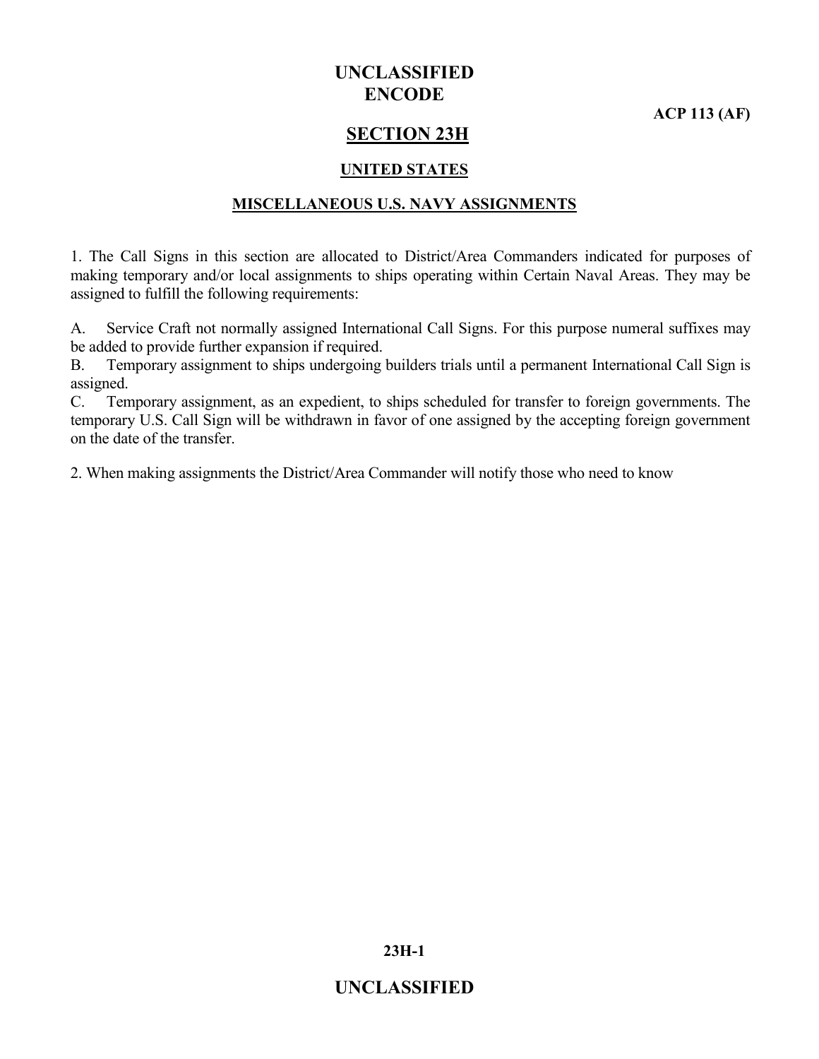# SECTION 23H

## UNITED STATES

### MISCELLANEOUS U.S. NAVY ASSIGNMENTS

1. The Call Signs in this section are allocated to District/Area Commanders indicated for purposes of making temporary and/or local assignments to ships operating within Certain Naval Areas. They may be assigned to fulfill the following requirements:

A. Service Craft not normally assigned International Call Signs. For this purpose numeral suffixes may be added to provide further expansion if required.
B. Temporary assignment to ships undergoing builders trials until a permanent International Call Sign is assigned.
C. Temporary assignment, as an expedient, to ships scheduled for transfer to foreign governments. The temporary U.S. Call Sign will be withdrawn in favor of one assigned by the accepting foreign government on the date of the transfer.

2. When making assignments the District/Area Commander will notify those who need to know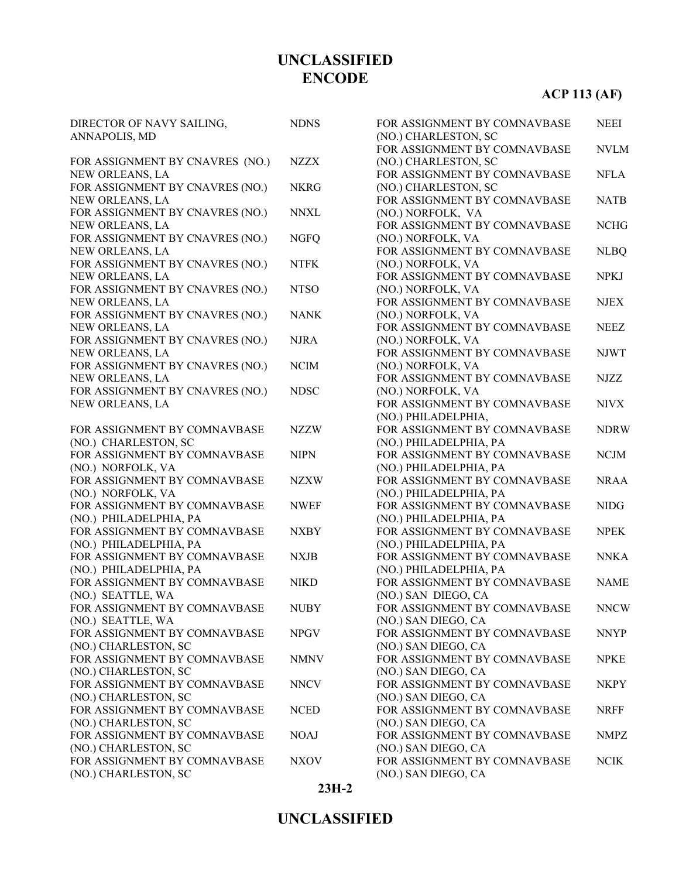# UNCLASSIFIED
# ENCODE

**ACP 113 (AF)**

| | |
|---|---|
| DIRECTOR OF NAVY SAILING, ANNAPOLIS, MD | NDNS |
| FOR ASSIGNMENT BY CNAVRES (NO.) NEW ORLEANS, LA | NZZX |
| FOR ASSIGNMENT BY CNAVRES (NO.) NEW ORLEANS, LA | NKRG |
| FOR ASSIGNMENT BY CNAVRES (NO.) NEW ORLEANS, LA | NNXL |
| FOR ASSIGNMENT BY CNAVRES (NO.) NEW ORLEANS, LA | NGFQ |
| FOR ASSIGNMENT BY CNAVRES (NO.) NEW ORLEANS, LA | NTFK |
| FOR ASSIGNMENT BY CNAVRES (NO.) NEW ORLEANS, LA | NTSO |
| FOR ASSIGNMENT BY CNAVRES (NO.) NEW ORLEANS, LA | NANK |
| FOR ASSIGNMENT BY CNAVRES (NO.) NEW ORLEANS, LA | NJRA |
| FOR ASSIGNMENT BY CNAVRES (NO.) NEW ORLEANS, LA | NCIM |
| FOR ASSIGNMENT BY CNAVRES (NO.) NEW ORLEANS, LA | NDSC |
| FOR ASSIGNMENT BY COMNAVBASE (NO.) CHARLESTON, SC | NZZW |
| FOR ASSIGNMENT BY COMNAVBASE (NO.) NORFOLK, VA | NIPN |
| FOR ASSIGNMENT BY COMNAVBASE (NO.) NORFOLK, VA | NZXW |
| FOR ASSIGNMENT BY COMNAVBASE (NO.) PHILADELPHIA, PA | NWEF |
| FOR ASSIGNMENT BY COMNAVBASE (NO.) PHILADELPHIA, PA | NXBY |
| FOR ASSIGNMENT BY COMNAVBASE (NO.) PHILADELPHIA, PA | NXJB |
| FOR ASSIGNMENT BY COMNAVBASE (NO.) SEATTLE, WA | NIKD |
| FOR ASSIGNMENT BY COMNAVBASE (NO.) SEATTLE, WA | NUBY |
| FOR ASSIGNMENT BY COMNAVBASE (NO.) CHARLESTON, SC | NPGV |
| FOR ASSIGNMENT BY COMNAVBASE (NO.) CHARLESTON, SC | NMNV |
| FOR ASSIGNMENT BY COMNAVBASE (NO.) CHARLESTON, SC | NNCV |
| FOR ASSIGNMENT BY COMNAVBASE (NO.) CHARLESTON, SC | NCED |
| FOR ASSIGNMENT BY COMNAVBASE (NO.) CHARLESTON, SC | NOAJ |
| FOR ASSIGNMENT BY COMNAVBASE (NO.) CHARLESTON, SC | NXOV |
| FOR ASSIGNMENT BY COMNAVBASE (NO.) CHARLESTON, SC | NEEI |
| FOR ASSIGNMENT BY COMNAVBASE (NO.) CHARLESTON, SC | NVLM |
| FOR ASSIGNMENT BY COMNAVBASE (NO.) CHARLESTON, SC | NFLA |
| FOR ASSIGNMENT BY COMNAVBASE (NO.) NORFOLK, VA | NATB |
| FOR ASSIGNMENT BY COMNAVBASE (NO.) NORFOLK, VA | NCHG |
| FOR ASSIGNMENT BY COMNAVBASE (NO.) NORFOLK, VA | NLBQ |
| FOR ASSIGNMENT BY COMNAVBASE (NO.) NORFOLK, VA | NPKJ |
| FOR ASSIGNMENT BY COMNAVBASE (NO.) NORFOLK, VA | NJEX |
| FOR ASSIGNMENT BY COMNAVBASE (NO.) NORFOLK, VA | NEEZ |
| FOR ASSIGNMENT BY COMNAVBASE (NO.) NORFOLK, VA | NJWT |
| FOR ASSIGNMENT BY COMNAVBASE (NO.) NORFOLK, VA | NJZZ |
| FOR ASSIGNMENT BY COMNAVBASE (NO.) PHILADELPHIA, | NIVX |
| FOR ASSIGNMENT BY COMNAVBASE (NO.) PHILADELPHIA, PA | NDRW |
| FOR ASSIGNMENT BY COMNAVBASE (NO.) PHILADELPHIA, PA | NCJM |
| FOR ASSIGNMENT BY COMNAVBASE (NO.) PHILADELPHIA, PA | NRAA |
| FOR ASSIGNMENT BY COMNAVBASE (NO.) PHILADELPHIA, PA | NIDG |
| FOR ASSIGNMENT BY COMNAVBASE (NO.) PHILADELPHIA, PA | NPEK |
| FOR ASSIGNMENT BY COMNAVBASE (NO.) PHILADELPHIA, PA | NNKA |
| FOR ASSIGNMENT BY COMNAVBASE (NO.) SAN DIEGO, CA | NAME |
| FOR ASSIGNMENT BY COMNAVBASE (NO.) SAN DIEGO, CA | NNCW |
| FOR ASSIGNMENT BY COMNAVBASE (NO.) SAN DIEGO, CA | NNYP |
| FOR ASSIGNMENT BY COMNAVBASE (NO.) SAN DIEGO, CA | NPKE |
| FOR ASSIGNMENT BY COMNAVBASE (NO.) SAN DIEGO, CA | NKPY |
| FOR ASSIGNMENT BY COMNAVBASE (NO.) SAN DIEGO, CA | NRFF |
| FOR ASSIGNMENT BY COMNAVBASE (NO.) SAN DIEGO, CA | NMPZ |
| FOR ASSIGNMENT BY COMNAVBASE (NO.) SAN DIEGO, CA | NCIK |

23H-2

# UNCLASSIFIED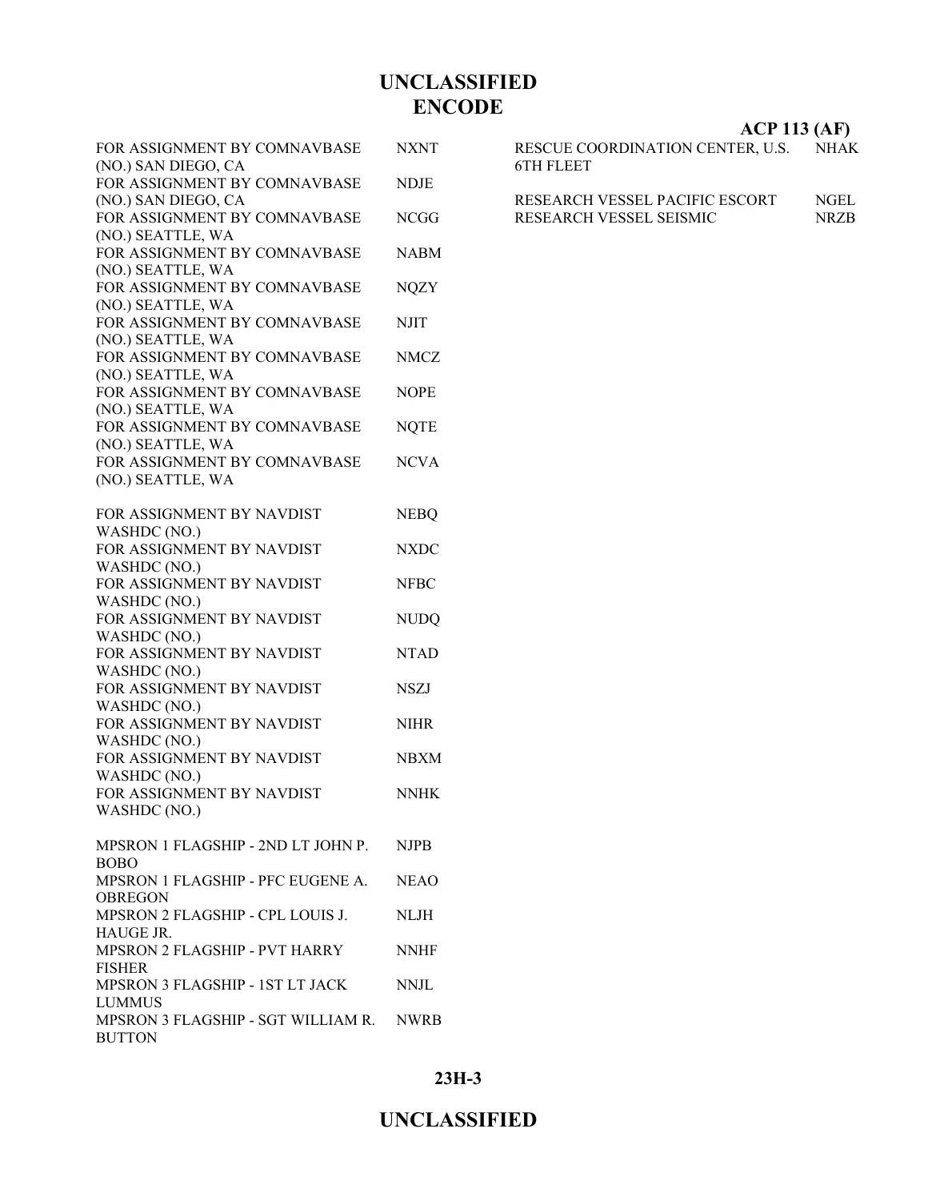# UNCLASSIFIED
# ENCODE

**ACP 113 (AF)**

| | |
|---|---|
| FOR ASSIGNMENT BY COMNAVBASE (NO.) SAN DIEGO, CA | NXNT |
| FOR ASSIGNMENT BY COMNAVBASE (NO.) SAN DIEGO, CA | NDJE |
| FOR ASSIGNMENT BY COMNAVBASE (NO.) SEATTLE, WA | NCGG |
| FOR ASSIGNMENT BY COMNAVBASE (NO.) SEATTLE, WA | NABM |
| FOR ASSIGNMENT BY COMNAVBASE (NO.) SEATTLE, WA | NQZY |
| FOR ASSIGNMENT BY COMNAVBASE (NO.) SEATTLE, WA | NJIT |
| FOR ASSIGNMENT BY COMNAVBASE (NO.) SEATTLE, WA | NMCZ |
| FOR ASSIGNMENT BY COMNAVBASE (NO.) SEATTLE, WA | NOPE |
| FOR ASSIGNMENT BY COMNAVBASE (NO.) SEATTLE, WA | NQTE |
| FOR ASSIGNMENT BY COMNAVBASE (NO.) SEATTLE, WA | NCVA |
| FOR ASSIGNMENT BY NAVDIST WASHDC (NO.) | NEBQ |
| FOR ASSIGNMENT BY NAVDIST WASHDC (NO.) | NXDC |
| FOR ASSIGNMENT BY NAVDIST WASHDC (NO.) | NFBC |
| FOR ASSIGNMENT BY NAVDIST WASHDC (NO.) | NUDQ |
| FOR ASSIGNMENT BY NAVDIST WASHDC (NO.) | NTAD |
| FOR ASSIGNMENT BY NAVDIST WASHDC (NO.) | NSZJ |
| FOR ASSIGNMENT BY NAVDIST WASHDC (NO.) | NIHR |
| FOR ASSIGNMENT BY NAVDIST WASHDC (NO.) | NBXM |
| FOR ASSIGNMENT BY NAVDIST WASHDC (NO.) | NNHK |
| MPSRON 1 FLAGSHIP - 2ND LT JOHN P. BOBO | NJPB |
| MPSRON 1 FLAGSHIP - PFC EUGENE A. OBREGON | NEAO |
| MPSRON 2 FLAGSHIP - CPL LOUIS J. HAUGE JR. | NLJH |
| MPSRON 2 FLAGSHIP - PVT HARRY FISHER | NNHF |
| MPSRON 3 FLAGSHIP - 1ST LT JACK LUMMUS | NNJL |
| MPSRON 3 FLAGSHIP - SGT WILLIAM R. BUTTON | NWRB |
| RESCUE COORDINATION CENTER, U.S. 6TH FLEET | NHAK |
| RESEARCH VESSEL PACIFIC ESCORT | NGEL |
| RESEARCH VESSEL SEISMIC | NRZB |

**23H-3**

# UNCLASSIFIED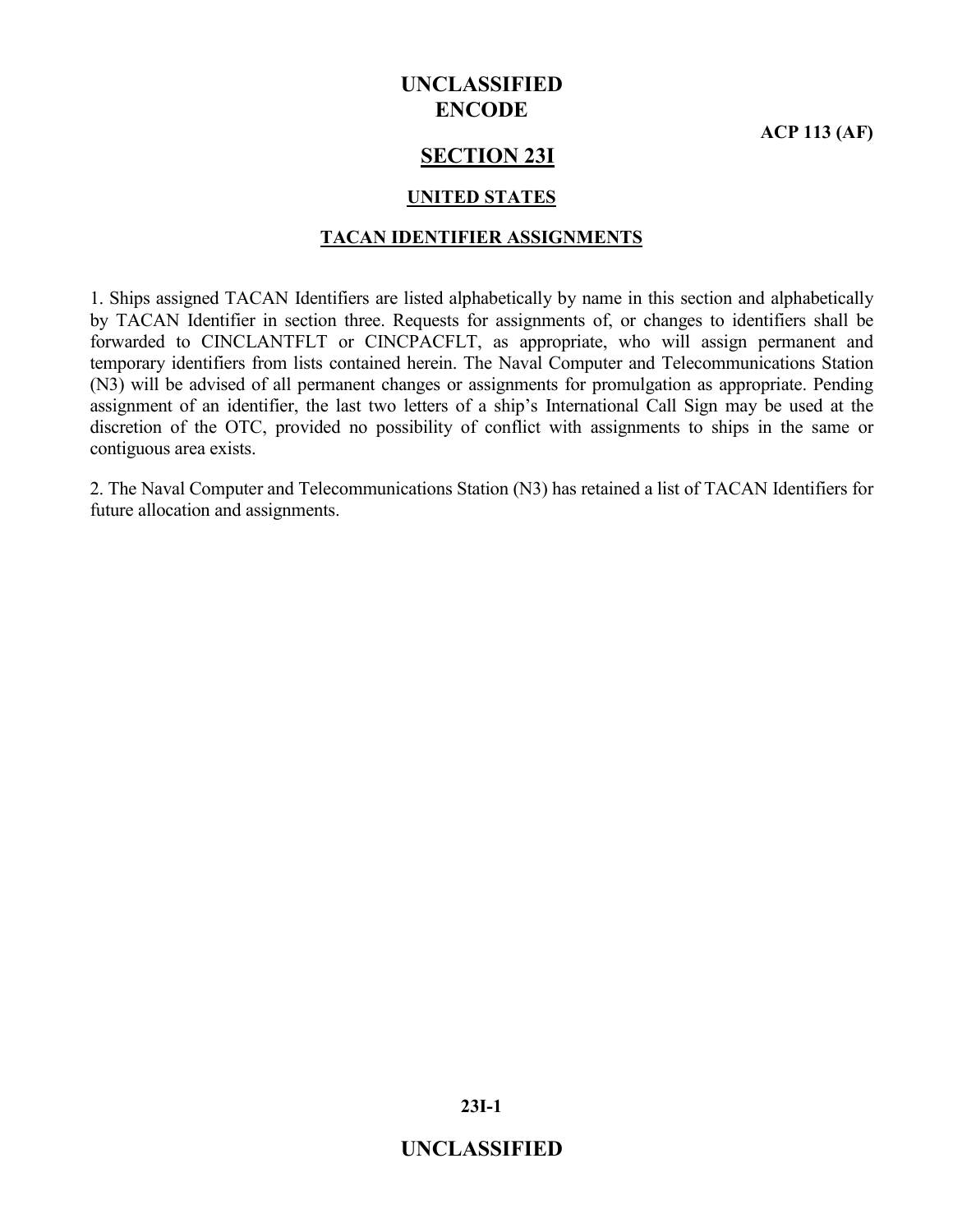# SECTION 23I

## UNITED STATES

### TACAN IDENTIFIER ASSIGNMENTS

1. Ships assigned TACAN Identifiers are listed alphabetically by name in this section and alphabetically by TACAN Identifier in section three. Requests for assignments of, or changes to identifiers shall be forwarded to CINCLANTFLT or CINCPACFLT, as appropriate, who will assign permanent and temporary identifiers from lists contained herein. The Naval Computer and Telecommunications Station (N3) will be advised of all permanent changes or assignments for promulgation as appropriate. Pending assignment of an identifier, the last two letters of a ship's International Call Sign may be used at the discretion of the OTC, provided no possibility of conflict with assignments to ships in the same or contiguous area exists.

2. The Naval Computer and Telecommunications Station (N3) has retained a list of TACAN Identifiers for future allocation and assignments.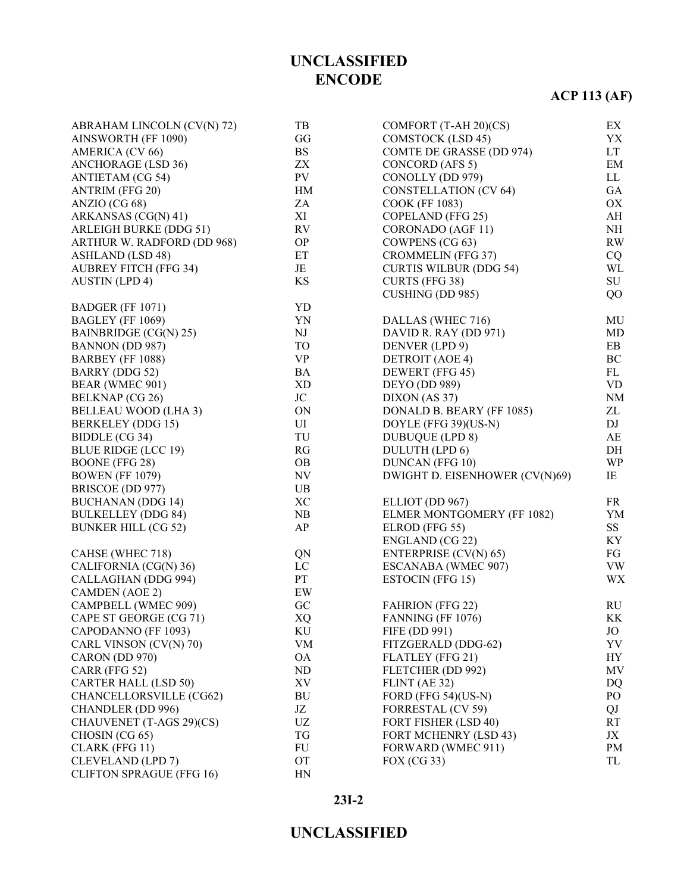# ENCODE

| | |
|---|---|
| ABRAHAM LINCOLN (CV(N) 72) | TB |
| AINSWORTH (FF 1090) | GG |
| AMERICA (CV 66) | BS |
| ANCHORAGE (LSD 36) | ZX |
| ANTIETAM (CG 54) | PV |
| ANTRIM (FFG 20) | HM |
| ANZIO (CG 68) | ZA |
| ARKANSAS (CG(N) 41) | XI |
| ARLEIGH BURKE (DDG 51) | RV |
| ARTHUR W. RADFORD (DD 968) | OP |
| ASHLAND (LSD 48) | ET |
| AUBREY FITCH (FFG 34) | JE |
| AUSTIN (LPD 4) | KS |
| | |
| BADGER (FF 1071) | YD |
| BAGLEY (FF 1069) | YN |
| BAINBRIDGE (CG(N) 25) | NJ |
| BANNON (DD 987) | TO |
| BARBEY (FF 1088) | VP |
| BARRY (DDG 52) | BA |
| BEAR (WMEC 901) | XD |
| BELKNAP (CG 26) | JC |
| BELLEAU WOOD (LHA 3) | ON |
| BERKELEY (DDG 15) | UI |
| BIDDLE (CG 34) | TU |
| BLUE RIDGE (LCC 19) | RG |
| BOONE (FFG 28) | OB |
| BOWEN (FF 1079) | NV |
| BRISCOE (DD 977) | UB |
| BUCHANAN (DDG 14) | XC |
| BULKELLEY (DDG 84) | NB |
| BUNKER HILL (CG 52) | AP |
| | |
| CAHSE (WHEC 718) | QN |
| CALIFORNIA (CG(N) 36) | LC |
| CALLAGHAN (DDG 994) | PT |
| CAMDEN (AOE 2) | EW |
| CAMPBELL (WMEC 909) | GC |
| CAPE ST GEORGE (CG 71) | XQ |
| CAPODANNO (FF 1093) | KU |
| CARL VINSON (CV(N) 70) | VM |
| CARON (DD 970) | OA |
| CARR (FFG 52) | ND |
| CARTER HALL (LSD 50) | XV |
| CHANCELLORSVILLE (CG62) | BU |
| CHANDLER (DD 996) | JZ |
| CHAUVENET (T-AGS 29)(CS) | UZ |
| CHOSIN (CG 65) | TG |
| CLARK (FFG 11) | FU |
| CLEVELAND (LPD 7) | OT |
| CLIFTON SPRAGUE (FFG 16) | HN |
| COMFORT (T-AH 20)(CS) | EX |
| COMSTOCK (LSD 45) | YX |
| COMTE DE GRASSE (DD 974) | LT |
| CONCORD (AFS 5) | EM |
| CONOLLY (DD 979) | LL |
| CONSTELLATION (CV 64) | GA |
| COOK (FF 1083) | OX |
| COPELAND (FFG 25) | AH |
| CORONADO (AGF 11) | NH |
| COWPENS (CG 63) | RW |
| CROMMELIN (FFG 37) | CQ |
| CURTIS WILBUR (DDG 54) | WL |
| CURTS (FFG 38) | SU |
| CUSHING (DD 985) | QO |
| | |
| DALLAS (WHEC 716) | MU |
| DAVID R. RAY (DD 971) | MD |
| DENVER (LPD 9) | EB |
| DETROIT (AOE 4) | BC |
| DEWERT (FFG 45) | FL |
| DEYO (DD 989) | VD |
| DIXON (AS 37) | NM |
| DONALD B. BEARY (FF 1085) | ZL |
| DOYLE (FFG 39)(US-N) | DJ |
| DUBUQUE (LPD 8) | AE |
| DULUTH (LPD 6) | DH |
| DUNCAN (FFG 10) | WP |
| DWIGHT D. EISENHOWER (CV(N)69) | IE |
| | |
| ELLIOT (DD 967) | FR |
| ELMER MONTGOMERY (FF 1082) | YM |
| ELROD (FFG 55) | SS |
| ENGLAND (CG 22) | KY |
| ENTERPRISE (CV(N) 65) | FG |
| ESCANABA (WMEC 907) | VW |
| ESTOCIN (FFG 15) | WX |
| | |
| FAHRION (FFG 22) | RU |
| FANNING (FF 1076) | KK |
| FIFE (DD 991) | JO |
| FITZGERALD (DDG-62) | YV |
| FLATLEY (FFG 21) | HY |
| FLETCHER (DD 992) | MV |
| FLINT (AE 32) | DQ |
| FORD (FFG 54)(US-N) | PO |
| FORRESTAL (CV 59) | QJ |
| FORT FISHER (LSD 40) | RT |
| FORT MCHENRY (LSD 43) | JX |
| FORWARD (WMEC 911) | PM |
| FOX (CG 33) | TL |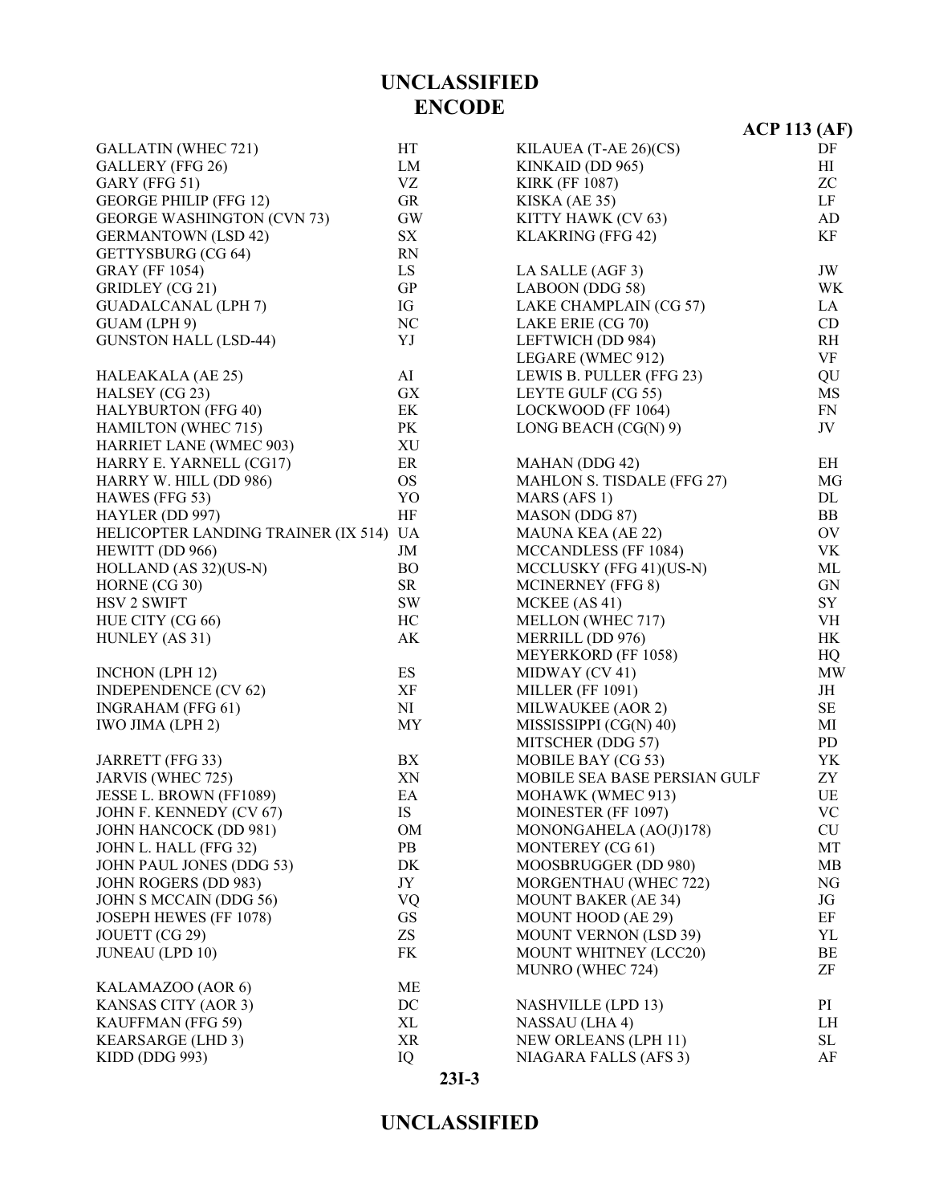# UNCLASSIFIED
## ENCODE

**ACP 113 (AF)**

| | |
|---|---|
| GALLATIN (WHEC 721) | HT |
| GALLERY (FFG 26) | LM |
| GARY (FFG 51) | VZ |
| GEORGE PHILIP (FFG 12) | GR |
| GEORGE WASHINGTON (CVN 73) | GW |
| GERMANTOWN (LSD 42) | SX |
| GETTYSBURG (CG 64) | RN |
| GRAY (FF 1054) | LS |
| GRIDLEY (CG 21) | GP |
| GUADALCANAL (LPH 7) | IG |
| GUAM (LPH 9) | NC |
| GUNSTON HALL (LSD-44) | YJ |
| | |
| HALEAKALA (AE 25) | AI |
| HALSEY (CG 23) | GX |
| HALYBURTON (FFG 40) | EK |
| HAMILTON (WHEC 715) | PK |
| HARRIET LANE (WMEC 903) | XU |
| HARRY E. YARNELL (CG17) | ER |
| HARRY W. HILL (DD 986) | OS |
| HAWES (FFG 53) | YO |
| HAYLER (DD 997) | HF |
| HELICOPTER LANDING TRAINER (IX 514) | UA |
| HEWITT (DD 966) | JM |
| HOLLAND (AS 32)(US-N) | BO |
| HORNE (CG 30) | SR |
| HSV 2 SWIFT | SW |
| HUE CITY (CG 66) | HC |
| HUNLEY (AS 31) | AK |
| | |
| INCHON (LPH 12) | ES |
| INDEPENDENCE (CV 62) | XF |
| INGRAHAM (FFG 61) | NI |
| IWO JIMA (LPH 2) | MY |
| | |
| JARRETT (FFG 33) | BX |
| JARVIS (WHEC 725) | XN |
| JESSE L. BROWN (FF1089) | EA |
| JOHN F. KENNEDY (CV 67) | IS |
| JOHN HANCOCK (DD 981) | OM |
| JOHN L. HALL (FFG 32) | PB |
| JOHN PAUL JONES (DDG 53) | DK |
| JOHN ROGERS (DD 983) | JY |
| JOHN S MCCAIN (DDG 56) | VQ |
| JOSEPH HEWES (FF 1078) | GS |
| JOUETT (CG 29) | ZS |
| JUNEAU (LPD 10) | FK |
| | |
| KALAMAZOO (AOR 6) | ME |
| KANSAS CITY (AOR 3) | DC |
| KAUFFMAN (FFG 59) | XL |
| KEARSARGE (LHD 3) | XR |
| KIDD (DDG 993) | IQ |
| KILAUEA (T-AE 26)(CS) | DF |
| KINKAID (DD 965) | HI |
| KIRK (FF 1087) | ZC |
| KISKA (AE 35) | LF |
| KITTY HAWK (CV 63) | AD |
| KLAKRING (FFG 42) | KF |
| | |
| LA SALLE (AGF 3) | JW |
| LABOON (DDG 58) | WK |
| LAKE CHAMPLAIN (CG 57) | LA |
| LAKE ERIE (CG 70) | CD |
| LEFTWICH (DD 984) | RH |
| LEGARE (WMEC 912) | VF |
| LEWIS B. PULLER (FFG 23) | QU |
| LEYTE GULF (CG 55) | MS |
| LOCKWOOD (FF 1064) | FN |
| LONG BEACH (CG(N) 9) | JV |
| | |
| MAHAN (DDG 42) | EH |
| MAHLON S. TISDALE (FFG 27) | MG |
| MARS (AFS 1) | DL |
| MASON (DDG 87) | BB |
| MAUNA KEA (AE 22) | OV |
| MCCANDLESS (FF 1084) | VK |
| MCCLUSKY (FFG 41)(US-N) | ML |
| MCINERNEY (FFG 8) | GN |
| MCKEE (AS 41) | SY |
| MELLON (WHEC 717) | VH |
| MERRILL (DD 976) | HK |
| MEYERKORD (FF 1058) | HQ |
| MIDWAY (CV 41) | MW |
| MILLER (FF 1091) | JH |
| MILWAUKEE (AOR 2) | SE |
| MISSISSIPPI (CG(N) 40) | MI |
| MITSCHER (DDG 57) | PD |
| MOBILE BAY (CG 53) | YK |
| MOBILE SEA BASE PERSIAN GULF | ZY |
| MOHAWK (WMEC 913) | UE |
| MOINESTER (FF 1097) | VC |
| MONONGAHELA (AO(J)178) | CU |
| MONTEREY (CG 61) | MT |
| MOOSBRUGGER (DD 980) | MB |
| MORGENTHAU (WHEC 722) | NG |
| MOUNT BAKER (AE 34) | JG |
| MOUNT HOOD (AE 29) | EF |
| MOUNT VERNON (LSD 39) | YL |
| MOUNT WHITNEY (LCC20) | BE |
| MUNRO (WHEC 724) | ZF |
| | |
| NASHVILLE (LPD 13) | PI |
| NASSAU (LHA 4) | LH |
| NEW ORLEANS (LPH 11) | SL |
| NIAGARA FALLS (AFS 3) | AF |

# UNCLASSIFIED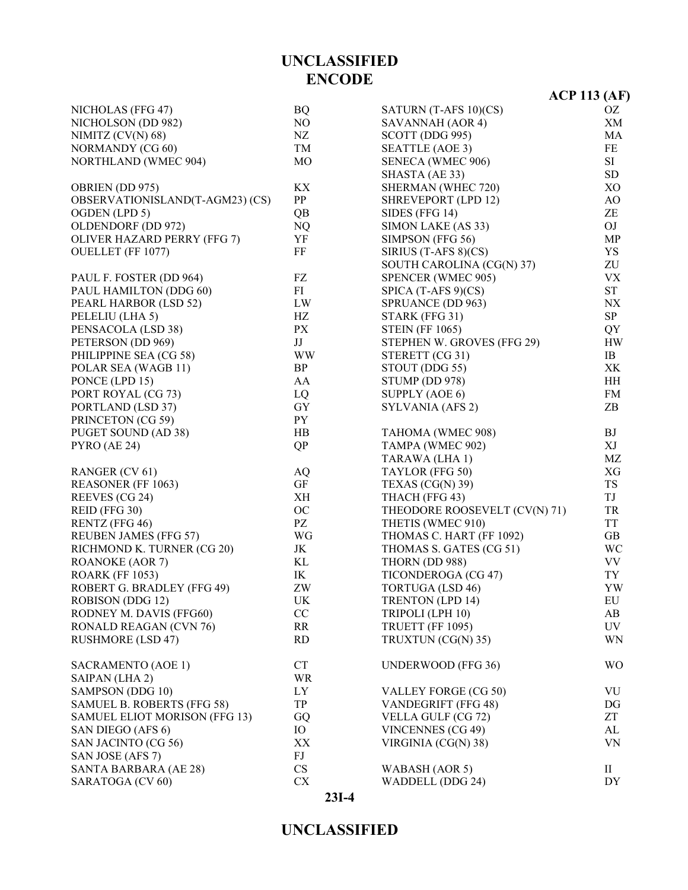# UNCLASSIFIED
## ENCODE

**ACP 113 (AF)**

| | |
|---|---|
| NICHOLAS (FFG 47) | BQ |
| NICHOLSON (DD 982) | NO |
| NIMITZ (CV(N) 68) | NZ |
| NORMANDY (CG 60) | TM |
| NORTHLAND (WMEC 904) | MO |
| | |
| OBRIEN (DD 975) | KX |
| OBSERVATIONISLAND(T-AGM23) (CS) | PP |
| OGDEN (LPD 5) | QB |
| OLDENDORF (DD 972) | NQ |
| OLIVER HAZARD PERRY (FFG 7) | YF |
| OUELLET (FF 1077) | FF |
| | |
| PAUL F. FOSTER (DD 964) | FZ |
| PAUL HAMILTON (DDG 60) | FI |
| PEARL HARBOR (LSD 52) | LW |
| PELELIU (LHA 5) | HZ |
| PENSACOLA (LSD 38) | PX |
| PETERSON (DD 969) | JJ |
| PHILIPPINE SEA (CG 58) | WW |
| POLAR SEA (WAGB 11) | BP |
| PONCE (LPD 15) | AA |
| PORT ROYAL (CG 73) | LQ |
| PORTLAND (LSD 37) | GY |
| PRINCETON (CG 59) | PY |
| PUGET SOUND (AD 38) | HB |
| PYRO (AE 24) | QP |
| | |
| RANGER (CV 61) | AQ |
| REASONER (FF 1063) | GF |
| REEVES (CG 24) | XH |
| REID (FFG 30) | OC |
| RENTZ (FFG 46) | PZ |
| REUBEN JAMES (FFG 57) | WG |
| RICHMOND K. TURNER (CG 20) | JK |
| ROANOKE (AOR 7) | KL |
| ROARK (FF 1053) | IK |
| ROBERT G. BRADLEY (FFG 49) | ZW |
| ROBISON (DDG 12) | UK |
| RODNEY M. DAVIS (FFG60) | CC |
| RONALD REAGAN (CVN 76) | RR |
| RUSHMORE (LSD 47) | RD |
| | |
| SACRAMENTO (AOE 1) | CT |
| SAIPAN (LHA 2) | WR |
| SAMPSON (DDG 10) | LY |
| SAMUEL B. ROBERTS (FFG 58) | TP |
| SAMUEL ELIOT MORISON (FFG 13) | GQ |
| SAN DIEGO (AFS 6) | IO |
| SAN JACINTO (CG 56) | XX |
| SAN JOSE (AFS 7) | FJ |
| SANTA BARBARA (AE 28) | CS |
| SARATOGA (CV 60) | CX |
| SATURN (T-AFS 10)(CS) | OZ |
| SAVANNAH (AOR 4) | XM |
| SCOTT (DDG 995) | MA |
| SEATTLE (AOE 3) | FE |
| SENECA (WMEC 906) | SI |
| SHASTA (AE 33) | SD |
| SHERMAN (WHEC 720) | XO |
| SHREVEPORT (LPD 12) | AO |
| SIDES (FFG 14) | ZE |
| SIMON LAKE (AS 33) | OJ |
| SIMPSON (FFG 56) | MP |
| SIRIUS (T-AFS 8)(CS) | YS |
| SOUTH CAROLINA (CG(N) 37) | ZU |
| SPENCER (WMEC 905) | VX |
| SPICA (T-AFS 9)(CS) | ST |
| SPRUANCE (DD 963) | NX |
| STARK (FFG 31) | SP |
| STEIN (FF 1065) | QY |
| STEPHEN W. GROVES (FFG 29) | HW |
| STERETT (CG 31) | IB |
| STOUT (DDG 55) | XK |
| STUMP (DD 978) | HH |
| SUPPLY (AOE 6) | FM |
| SYLVANIA (AFS 2) | ZB |
| | |
| TAHOMA (WMEC 908) | BJ |
| TAMPA (WMEC 902) | XJ |
| TARAWA (LHA 1) | MZ |
| TAYLOR (FFG 50) | XG |
| TEXAS (CG(N) 39) | TS |
| THACH (FFG 43) | TJ |
| THEODORE ROOSEVELT (CV(N) 71) | TR |
| THETIS (WMEC 910) | TT |
| THOMAS C. HART (FF 1092) | GB |
| THOMAS S. GATES (CG 51) | WC |
| THORN (DD 988) | VV |
| TICONDEROGA (CG 47) | TY |
| TORTUGA (LSD 46) | YW |
| TRENTON (LPD 14) | EU |
| TRIPOLI (LPH 10) | AB |
| TRUETT (FF 1095) | UV |
| TRUXTUN (CG(N) 35) | WN |
| | |
| UNDERWOOD (FFG 36) | WO |
| | |
| VALLEY FORGE (CG 50) | VU |
| VANDEGRIFT (FFG 48) | DG |
| VELLA GULF (CG 72) | ZT |
| VINCENNES (CG 49) | AL |
| VIRGINIA (CG(N) 38) | VN |
| | |
| WABASH (AOR 5) | II |
| WADDELL (DDG 24) | DY |

23I-4

# UNCLASSIFIED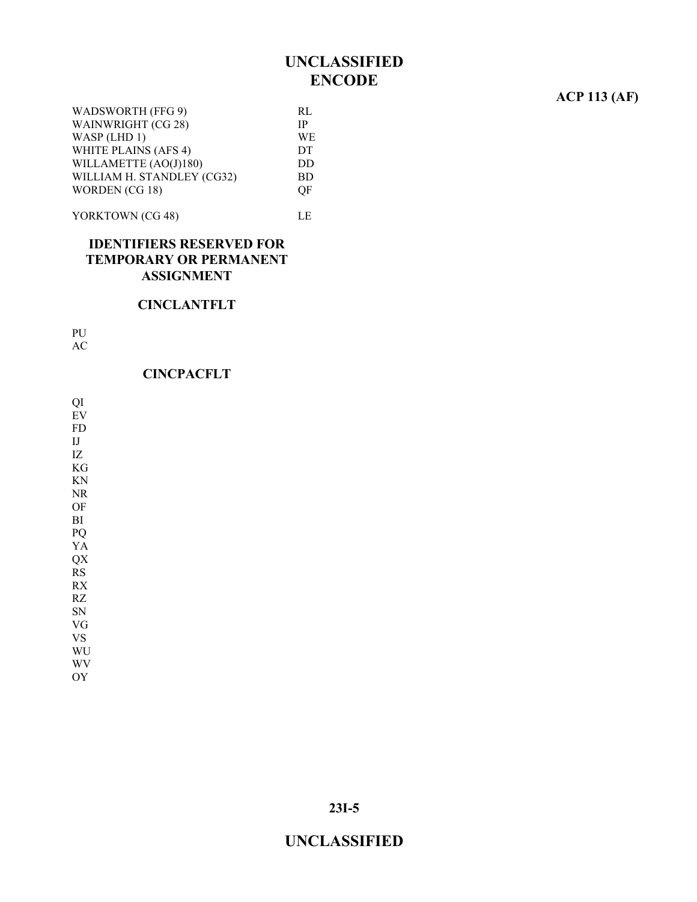# ENCODE

| | |
|---|---|
| WADSWORTH (FFG 9) | RL |
| WAINWRIGHT (CG 28) | IP |
| WASP (LHD 1) | WE |
| WHITE PLAINS (AFS 4) | DT |
| WILLAMETTE (AO(J)180) | DD |
| WILLIAM H. STANDLEY (CG32) | BD |
| WORDEN (CG 18) | QF |
| YORKTOWN (CG 48) | LE |

## IDENTIFIERS RESERVED FOR TEMPORARY OR PERMANENT ASSIGNMENT

### CINCLANTFLT

PU
AC

### CINCPACFLT

QI
EV
FD
IJ
IZ
KG
KN
NR
OF
BI
PQ
YA
QX
RS
RX
RZ
SN
VG
VS
WU
WV
OY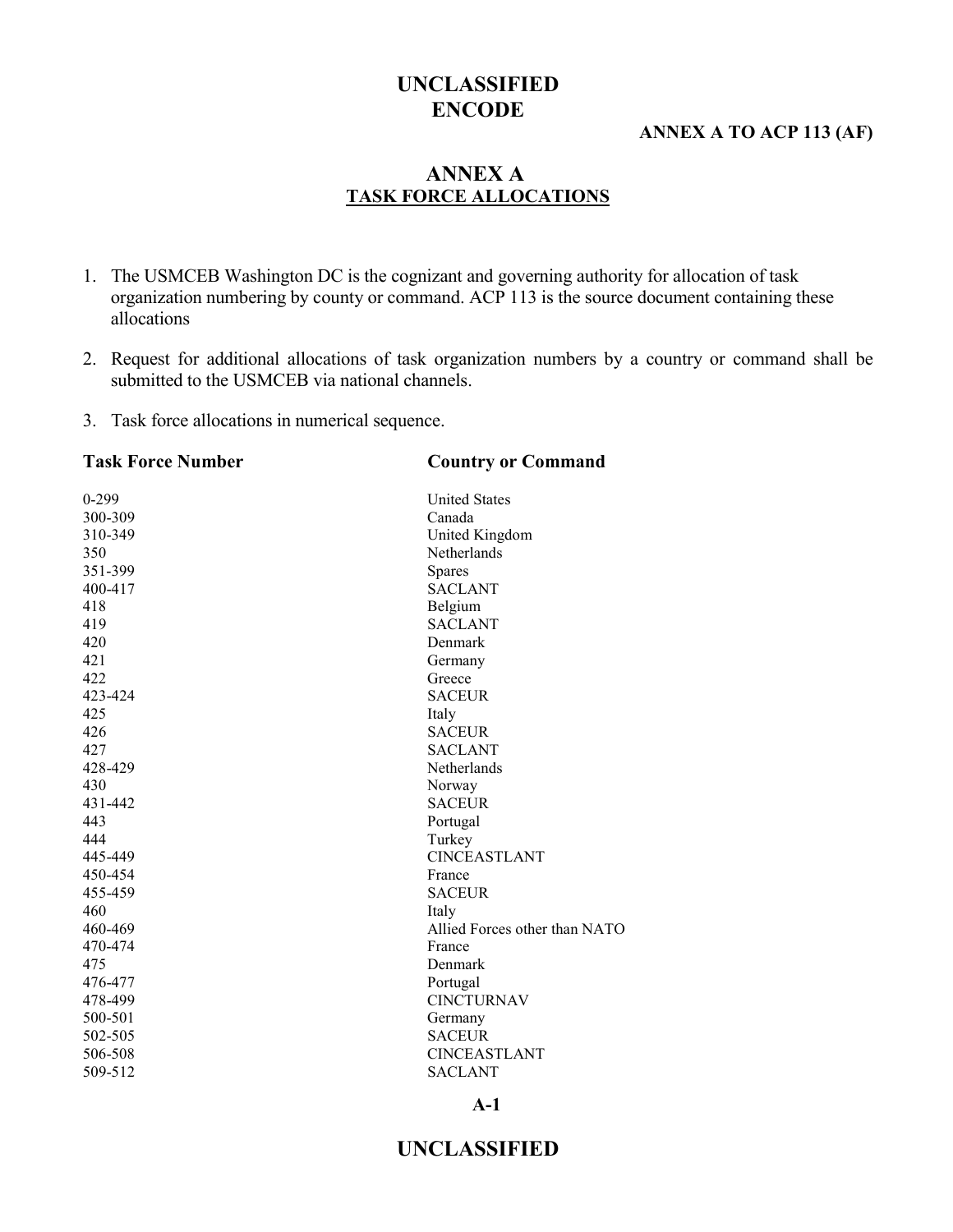# ANNEX A
## TASK FORCE ALLOCATIONS

1. The USMCEB Washington DC is the cognizant and governing authority for allocation of task organization numbering by county or command. ACP 113 is the source document containing these allocations

2. Request for additional allocations of task organization numbers by a country or command shall be submitted to the USMCEB via national channels.

3. Task force allocations in numerical sequence.

| Task Force Number | Country or Command |
|---|---|
| 0-299 | United States |
| 300-309 | Canada |
| 310-349 | United Kingdom |
| 350 | Netherlands |
| 351-399 | Spares |
| 400-417 | SACLANT |
| 418 | Belgium |
| 419 | SACLANT |
| 420 | Denmark |
| 421 | Germany |
| 422 | Greece |
| 423-424 | SACEUR |
| 425 | Italy |
| 426 | SACEUR |
| 427 | SACLANT |
| 428-429 | Netherlands |
| 430 | Norway |
| 431-442 | SACEUR |
| 443 | Portugal |
| 444 | Turkey |
| 445-449 | CINCEASTLANT |
| 450-454 | France |
| 455-459 | SACEUR |
| 460 | Italy |
| 460-469 | Allied Forces other than NATO |
| 470-474 | France |
| 475 | Denmark |
| 476-477 | Portugal |
| 478-499 | CINCTURNAV |
| 500-501 | Germany |
| 502-505 | SACEUR |
| 506-508 | CINCEASTLANT |
| 509-512 | SACLANT |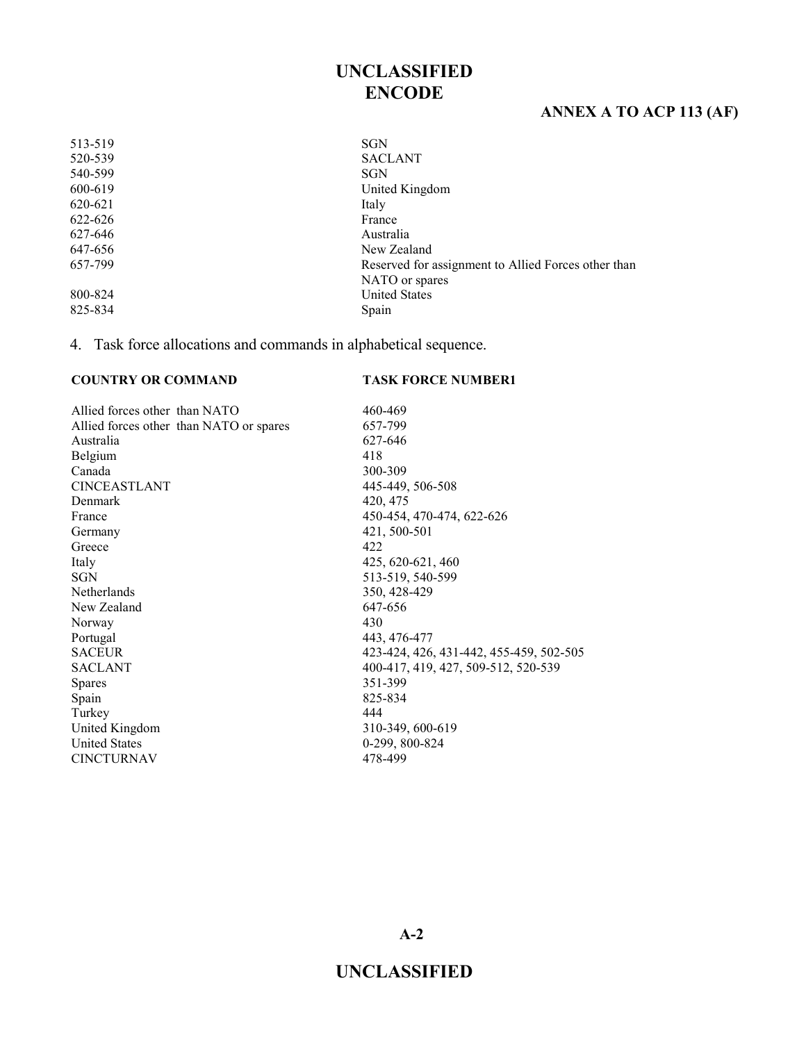| | |
|---|---|
| 513-519 | SGN |
| 520-539 | SACLANT |
| 540-599 | SGN |
| 600-619 | United Kingdom |
| 620-621 | Italy |
| 622-626 | France |
| 627-646 | Australia |
| 647-656 | New Zealand |
| 657-799 | Reserved for assignment to Allied Forces other than NATO or spares |
| 800-824 | United States |
| 825-834 | Spain |

4. Task force allocations and commands in alphabetical sequence.

| COUNTRY OR COMMAND | TASK FORCE NUMBER1 |
|---|---|
| Allied forces other than NATO | 460-469 |
| Allied forces other than NATO or spares | 657-799 |
| Australia | 627-646 |
| Belgium | 418 |
| Canada | 300-309 |
| CINCEASTLANT | 445-449, 506-508 |
| Denmark | 420, 475 |
| France | 450-454, 470-474, 622-626 |
| Germany | 421, 500-501 |
| Greece | 422 |
| Italy | 425, 620-621, 460 |
| SGN | 513-519, 540-599 |
| Netherlands | 350, 428-429 |
| New Zealand | 647-656 |
| Norway | 430 |
| Portugal | 443, 476-477 |
| SACEUR | 423-424, 426, 431-442, 455-459, 502-505 |
| SACLANT | 400-417, 419, 427, 509-512, 520-539 |
| Spares | 351-399 |
| Spain | 825-834 |
| Turkey | 444 |
| United Kingdom | 310-349, 600-619 |
| United States | 0-299, 800-824 |
| CINCTURNAV | 478-499 |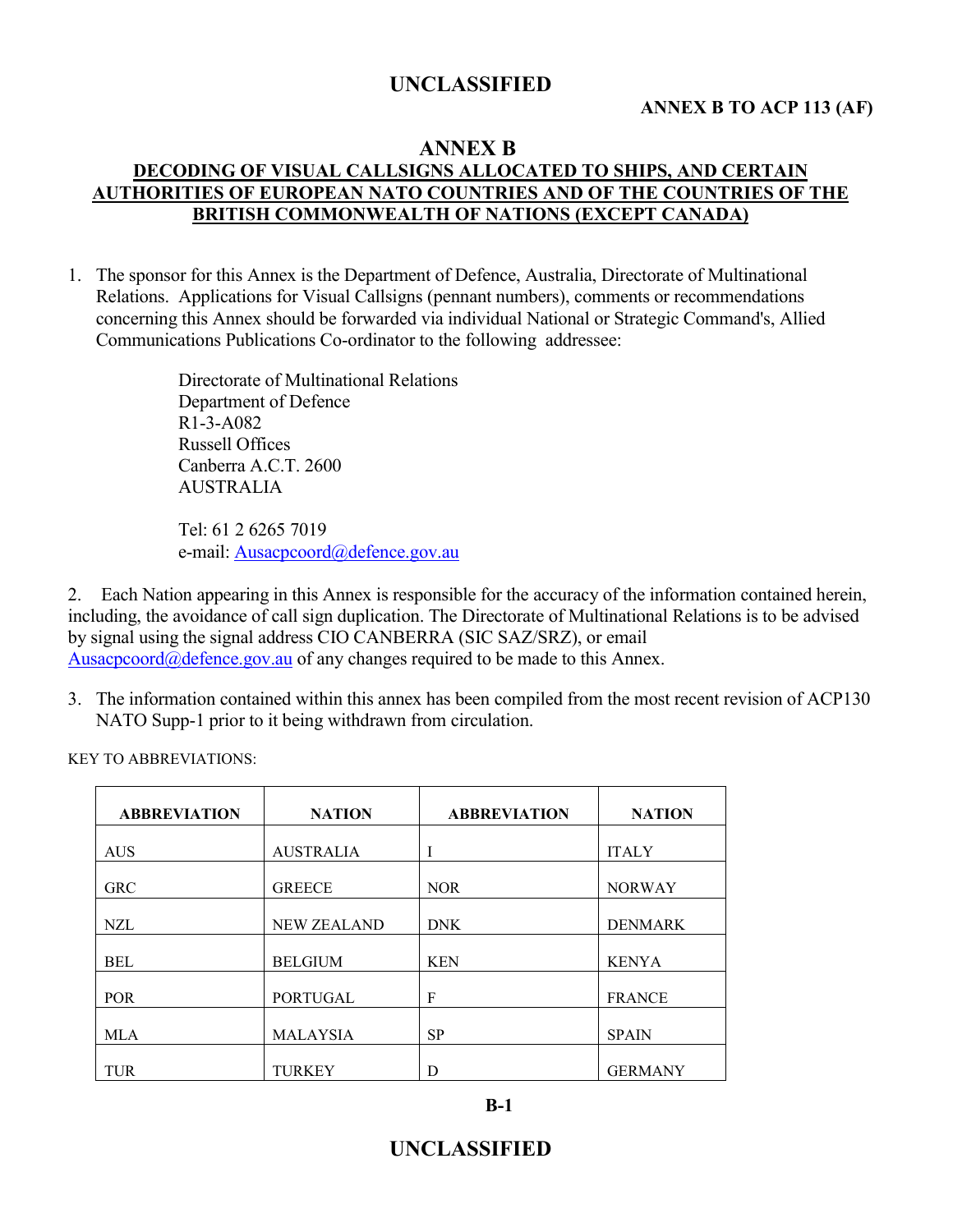# ANNEX B

## DECODING OF VISUAL CALLSIGNS ALLOCATED TO SHIPS, AND CERTAIN AUTHORITIES OF EUROPEAN NATO COUNTRIES AND OF THE COUNTRIES OF THE BRITISH COMMONWEALTH OF NATIONS (EXCEPT CANADA)

1. The sponsor for this Annex is the Department of Defence, Australia, Directorate of Multinational Relations. Applications for Visual Callsigns (pennant numbers), comments or recommendations concerning this Annex should be forwarded via individual National or Strategic Command's, Allied Communications Publications Co-ordinator to the following addressee:

   Directorate of Multinational Relations
   Department of Defence
   R1-3-A082
   Russell Offices
   Canberra A.C.T. 2600
   AUSTRALIA

   Tel: 61 2 6265 7019
   e-mail: Ausacpcoord@defence.gov.au

2. Each Nation appearing in this Annex is responsible for the accuracy of the information contained herein, including, the avoidance of call sign duplication. The Directorate of Multinational Relations is to be advised by signal using the signal address CIO CANBERRA (SIC SAZ/SRZ), or email Ausacpcoord@defence.gov.au of any changes required to be made to this Annex.

3. The information contained within this annex has been compiled from the most recent revision of ACP130 NATO Supp-1 prior to it being withdrawn from circulation.

KEY TO ABBREVIATIONS:

| ABBREVIATION | NATION | ABBREVIATION | NATION |
|---|---|---|---|
| AUS | AUSTRALIA | I | ITALY |
| GRC | GREECE | NOR | NORWAY |
| NZL | NEW ZEALAND | DNK | DENMARK |
| BEL | BELGIUM | KEN | KENYA |
| POR | PORTUGAL | F | FRANCE |
| MLA | MALAYSIA | SP | SPAIN |
| TUR | TURKEY | D | GERMANY |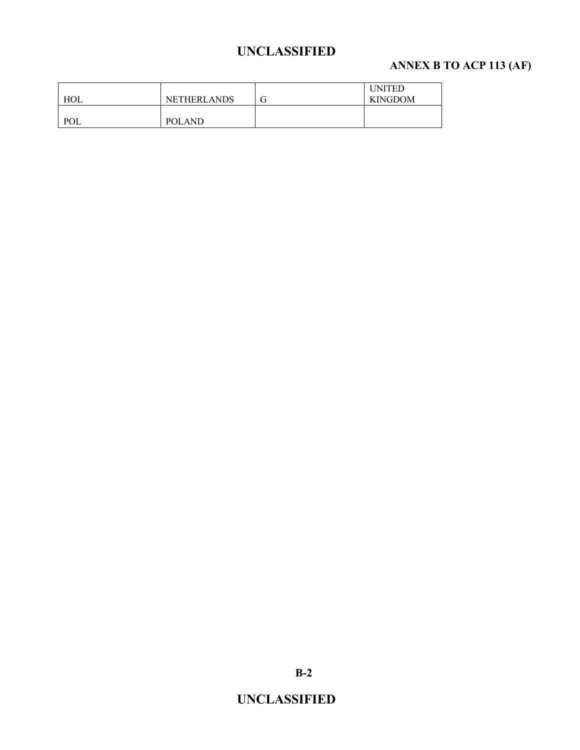| HOL | NETHERLANDS | G | UNITED KINGDOM |
|---|---|---|---|
| POL | POLAND | | |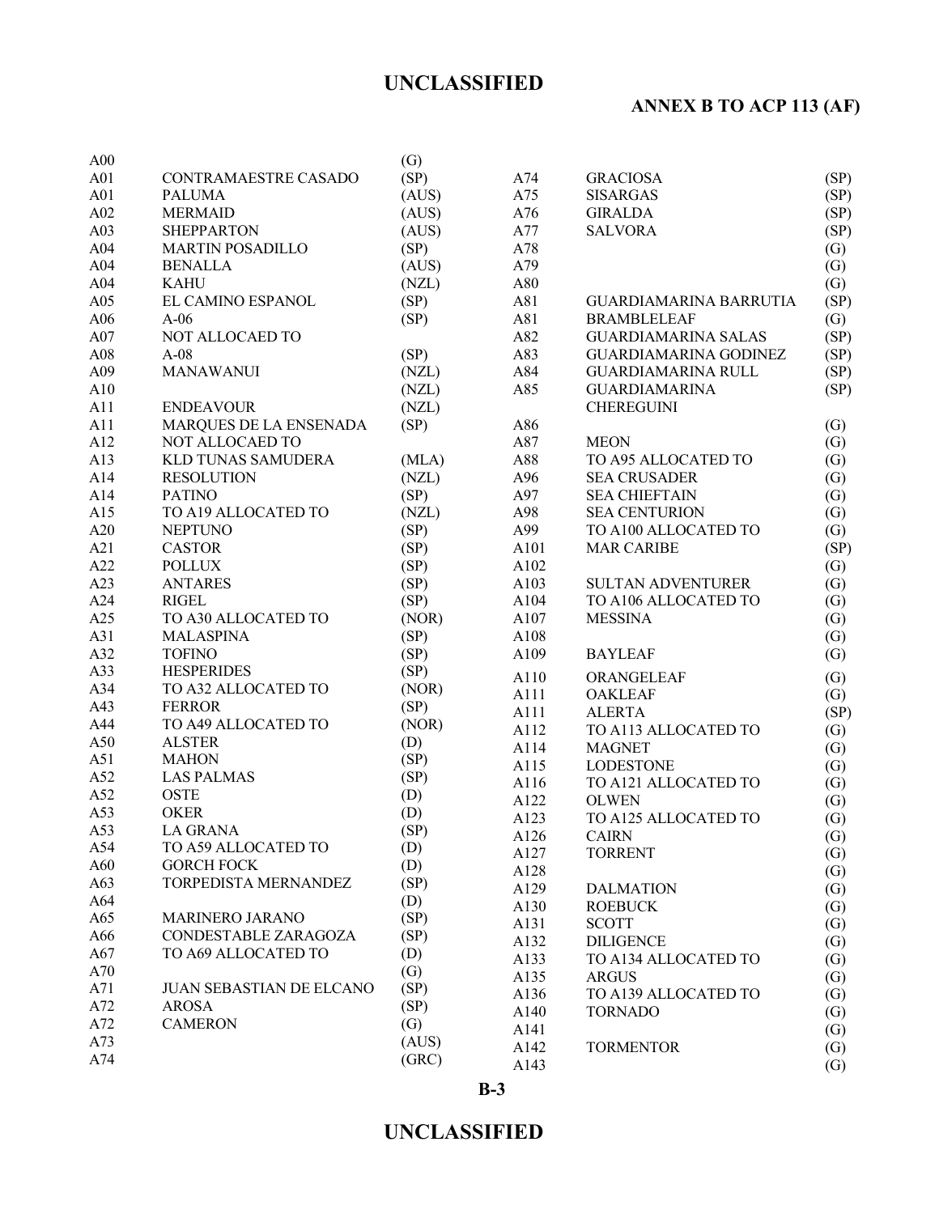| | | |
|---|---|---|
| A00 | | (G) |
| A01 | CONTRAMAESTRE CASADO | (SP) |
| A01 | PALUMA | (AUS) |
| A02 | MERMAID | (AUS) |
| A03 | SHEPPARTON | (AUS) |
| A04 | MARTIN POSADILLO | (SP) |
| A04 | BENALLA | (AUS) |
| A04 | KAHU | (NZL) |
| A05 | EL CAMINO ESPANOL | (SP) |
| A06 | A-06 | (SP) |
| A07 | NOT ALLOCAED TO | |
| A08 | A-08 | (SP) |
| A09 | MANAWANUI | (NZL) |
| A10 | | (NZL) |
| A11 | ENDEAVOUR | (NZL) |
| A11 | MARQUES DE LA ENSENADA | (SP) |
| A12 | NOT ALLOCAED TO | |
| A13 | KLD TUNAS SAMUDERA | (MLA) |
| A14 | RESOLUTION | (NZL) |
| A14 | PATINO | (SP) |
| A15 | TO A19 ALLOCATED TO | (NZL) |
| A20 | NEPTUNO | (SP) |
| A21 | CASTOR | (SP) |
| A22 | POLLUX | (SP) |
| A23 | ANTARES | (SP) |
| A24 | RIGEL | (SP) |
| A25 | TO A30 ALLOCATED TO | (NOR) |
| A31 | MALASPINA | (SP) |
| A32 | TOFINO | (SP) |
| A33 | HESPERIDES | (SP) |
| A34 | TO A32 ALLOCATED TO | (NOR) |
| A43 | FERROR | (SP) |
| A44 | TO A49 ALLOCATED TO | (NOR) |
| A50 | ALSTER | (D) |
| A51 | MAHON | (SP) |
| A52 | LAS PALMAS | (SP) |
| A52 | OSTE | (D) |
| A53 | OKER | (D) |
| A53 | LA GRANA | (SP) |
| A54 | TO A59 ALLOCATED TO | (D) |
| A60 | GORCH FOCK | (D) |
| A63 | TORPEDISTA MERNANDEZ | (SP) |
| A64 | | (D) |
| A65 | MARINERO JARANO | (SP) |
| A66 | CONDESTABLE ZARAGOZA | (SP) |
| A67 | TO A69 ALLOCATED TO | (D) |
| A70 | | (G) |
| A71 | JUAN SEBASTIAN DE ELCANO | (SP) |
| A72 | AROSA | (SP) |
| A72 | CAMERON | (G) |
| A73 | | (AUS) |
| A74 | | (GRC) |
| A74 | GRACIOSA | (SP) |
| A75 | SISARGAS | (SP) |
| A76 | GIRALDA | (SP) |
| A77 | SALVORA | (SP) |
| A78 | | (G) |
| A79 | | (G) |
| A80 | | (G) |
| A81 | GUARDIAMARINA BARRUTIA | (SP) |
| A81 | BRAMBLELEAF | (G) |
| A82 | GUARDIAMARINA SALAS | (SP) |
| A83 | GUARDIAMARINA GODINEZ | (SP) |
| A84 | GUARDIAMARINA RULL | (SP) |
| A85 | GUARDIAMARINA CHEREGUINI | (SP) |
| A86 | | (G) |
| A87 | MEON | (G) |
| A88 | TO A95 ALLOCATED TO | (G) |
| A96 | SEA CRUSADER | (G) |
| A97 | SEA CHIEFTAIN | (G) |
| A98 | SEA CENTURION | (G) |
| A99 | TO A100 ALLOCATED TO | (G) |
| A101 | MAR CARIBE | (SP) |
| A102 | | (G) |
| A103 | SULTAN ADVENTURER | (G) |
| A104 | TO A106 ALLOCATED TO | (G) |
| A107 | MESSINA | (G) |
| A108 | | (G) |
| A109 | BAYLEAF | (G) |
| A110 | ORANGELEAF | (G) |
| A111 | OAKLEAF | (G) |
| A111 | ALERTA | (SP) |
| A112 | TO A113 ALLOCATED TO | (G) |
| A114 | MAGNET | (G) |
| A115 | LODESTONE | (G) |
| A116 | TO A121 ALLOCATED TO | (G) |
| A122 | OLWEN | (G) |
| A123 | TO A125 ALLOCATED TO | (G) |
| A126 | CAIRN | (G) |
| A127 | TORRENT | (G) |
| A128 | | (G) |
| A129 | DALMATION | (G) |
| A130 | ROEBUCK | (G) |
| A131 | SCOTT | (G) |
| A132 | DILIGENCE | (G) |
| A133 | TO A134 ALLOCATED TO | (G) |
| A135 | ARGUS | (G) |
| A136 | TO A139 ALLOCATED TO | (G) |
| A140 | TORNADO | (G) |
| A141 | | (G) |
| A142 | TORMENTOR | (G) |
| A143 | | (G) |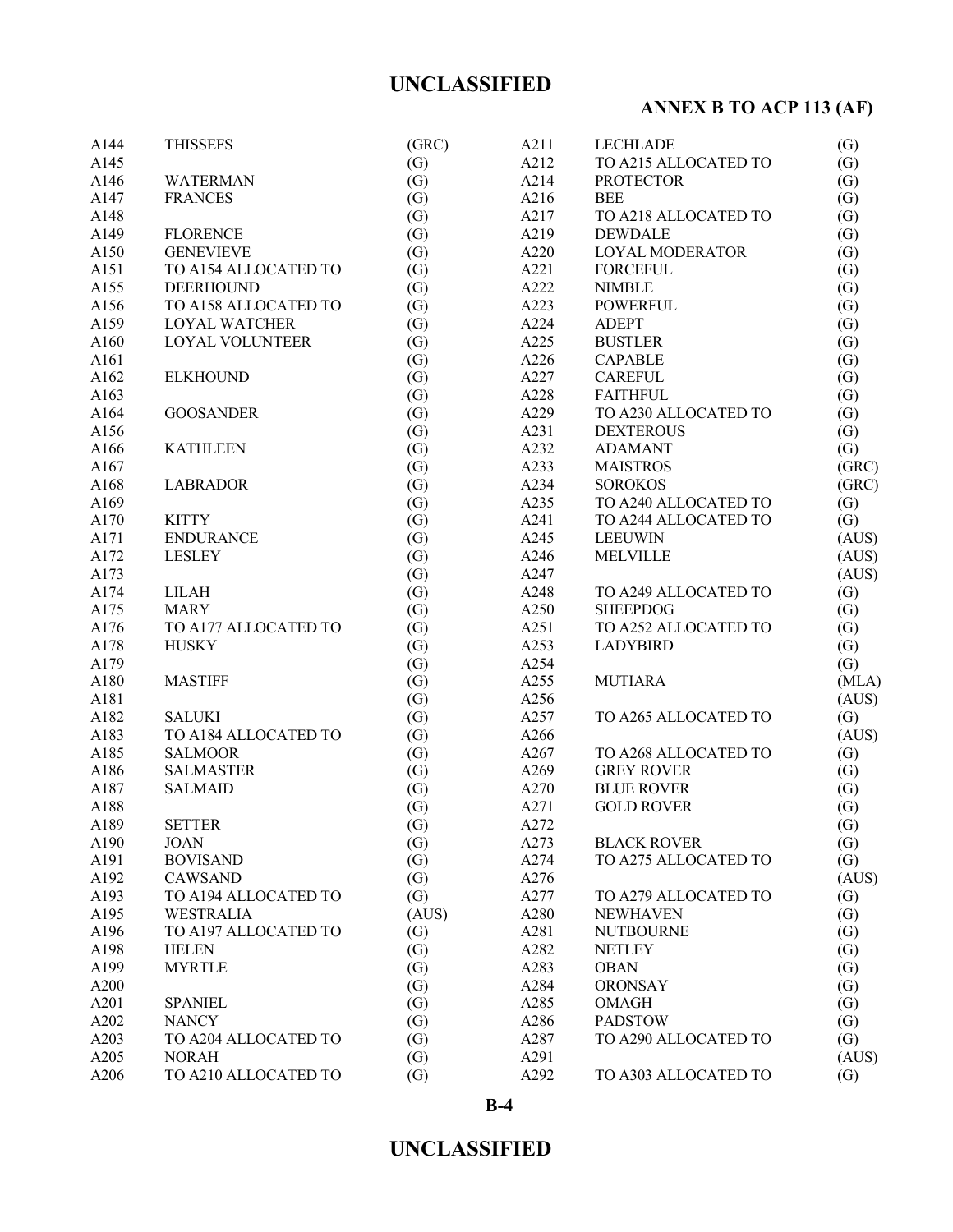| | | | | | |
|---|---|---|---|---|---|
| A144 | THISSEFS | (GRC) | A211 | LECHLADE | (G) |
| A145 | | (G) | A212 | TO A215 ALLOCATED TO | (G) |
| A146 | WATERMAN | (G) | A214 | PROTECTOR | (G) |
| A147 | FRANCES | (G) | A216 | BEE | (G) |
| A148 | | (G) | A217 | TO A218 ALLOCATED TO | (G) |
| A149 | FLORENCE | (G) | A219 | DEWDALE | (G) |
| A150 | GENEVIEVE | (G) | A220 | LOYAL MODERATOR | (G) |
| A151 | TO A154 ALLOCATED TO | (G) | A221 | FORCEFUL | (G) |
| A155 | DEERHOUND | (G) | A222 | NIMBLE | (G) |
| A156 | TO A158 ALLOCATED TO | (G) | A223 | POWERFUL | (G) |
| A159 | LOYAL WATCHER | (G) | A224 | ADEPT | (G) |
| A160 | LOYAL VOLUNTEER | (G) | A225 | BUSTLER | (G) |
| A161 | | (G) | A226 | CAPABLE | (G) |
| A162 | ELKHOUND | (G) | A227 | CAREFUL | (G) |
| A163 | | (G) | A228 | FAITHFUL | (G) |
| A164 | GOOSANDER | (G) | A229 | TO A230 ALLOCATED TO | (G) |
| A156 | | (G) | A231 | DEXTEROUS | (G) |
| A166 | KATHLEEN | (G) | A232 | ADAMANT | (G) |
| A167 | | (G) | A233 | MAISTROS | (GRC) |
| A168 | LABRADOR | (G) | A234 | SOROKOS | (GRC) |
| A169 | | (G) | A235 | TO A240 ALLOCATED TO | (G) |
| A170 | KITTY | (G) | A241 | TO A244 ALLOCATED TO | (G) |
| A171 | ENDURANCE | (G) | A245 | LEEUWIN | (AUS) |
| A172 | LESLEY | (G) | A246 | MELVILLE | (AUS) |
| A173 | | (G) | A247 | | (AUS) |
| A174 | LILAH | (G) | A248 | TO A249 ALLOCATED TO | (G) |
| A175 | MARY | (G) | A250 | SHEEPDOG | (G) |
| A176 | TO A177 ALLOCATED TO | (G) | A251 | TO A252 ALLOCATED TO | (G) |
| A178 | HUSKY | (G) | A253 | LADYBIRD | (G) |
| A179 | | (G) | A254 | | (G) |
| A180 | MASTIFF | (G) | A255 | MUTIARA | (MLA) |
| A181 | | (G) | A256 | | (AUS) |
| A182 | SALUKI | (G) | A257 | TO A265 ALLOCATED TO | (G) |
| A183 | TO A184 ALLOCATED TO | (G) | A266 | | (AUS) |
| A185 | SALMOOR | (G) | A267 | TO A268 ALLOCATED TO | (G) |
| A186 | SALMASTER | (G) | A269 | GREY ROVER | (G) |
| A187 | SALMAID | (G) | A270 | BLUE ROVER | (G) |
| A188 | | (G) | A271 | GOLD ROVER | (G) |
| A189 | SETTER | (G) | A272 | | (G) |
| A190 | JOAN | (G) | A273 | BLACK ROVER | (G) |
| A191 | BOVISAND | (G) | A274 | TO A275 ALLOCATED TO | (G) |
| A192 | CAWSAND | (G) | A276 | | (AUS) |
| A193 | TO A194 ALLOCATED TO | (G) | A277 | TO A279 ALLOCATED TO | (G) |
| A195 | WESTRALIA | (AUS) | A280 | NEWHAVEN | (G) |
| A196 | TO A197 ALLOCATED TO | (G) | A281 | NUTBOURNE | (G) |
| A198 | HELEN | (G) | A282 | NETLEY | (G) |
| A199 | MYRTLE | (G) | A283 | OBAN | (G) |
| A200 | | (G) | A284 | ORONSAY | (G) |
| A201 | SPANIEL | (G) | A285 | OMAGH | (G) |
| A202 | NANCY | (G) | A286 | PADSTOW | (G) |
| A203 | TO A204 ALLOCATED TO | (G) | A287 | TO A290 ALLOCATED TO | (G) |
| A205 | NORAH | (G) | A291 | | (AUS) |
| A206 | TO A210 ALLOCATED TO | (G) | A292 | TO A303 ALLOCATED TO | (G) |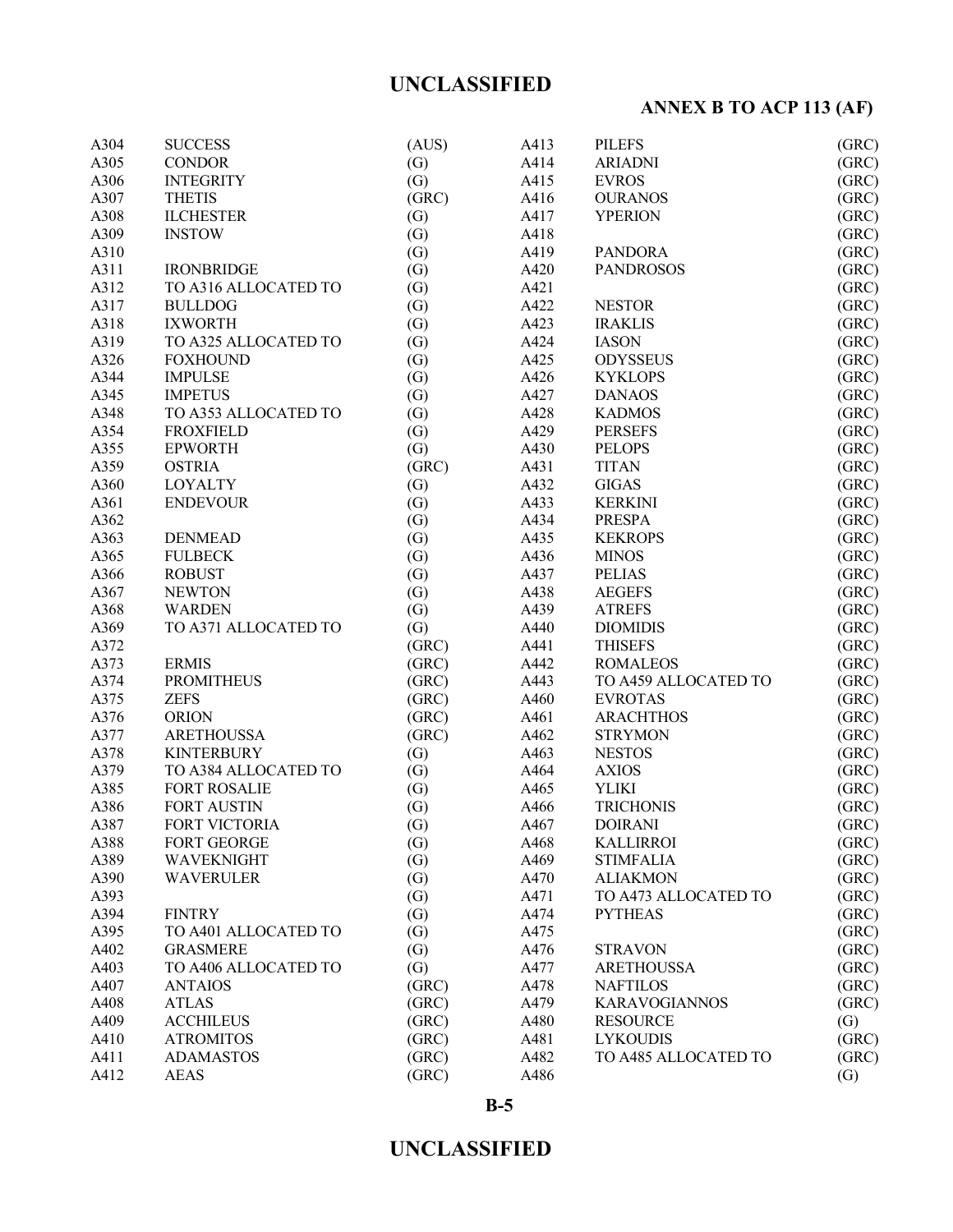| | | | | | |
|---|---|---|---|---|---|
| A304 | SUCCESS | (AUS) | A413 | PILEFS | (GRC) |
| A305 | CONDOR | (G) | A414 | ARIADNI | (GRC) |
| A306 | INTEGRITY | (G) | A415 | EVROS | (GRC) |
| A307 | THETIS | (GRC) | A416 | OURANOS | (GRC) |
| A308 | ILCHESTER | (G) | A417 | YPERION | (GRC) |
| A309 | INSTOW | (G) | A418 | | (GRC) |
| A310 | | (G) | A419 | PANDORA | (GRC) |
| A311 | IRONBRIDGE | (G) | A420 | PANDROSOS | (GRC) |
| A312 | TO A316 ALLOCATED TO | (G) | A421 | | (GRC) |
| A317 | BULLDOG | (G) | A422 | NESTOR | (GRC) |
| A318 | IXWORTH | (G) | A423 | IRAKLIS | (GRC) |
| A319 | TO A325 ALLOCATED TO | (G) | A424 | IASON | (GRC) |
| A326 | FOXHOUND | (G) | A425 | ODYSSEUS | (GRC) |
| A344 | IMPULSE | (G) | A426 | KYKLOPS | (GRC) |
| A345 | IMPETUS | (G) | A427 | DANAOS | (GRC) |
| A348 | TO A353 ALLOCATED TO | (G) | A428 | KADMOS | (GRC) |
| A354 | FROXFIELD | (G) | A429 | PERSEFS | (GRC) |
| A355 | EPWORTH | (G) | A430 | PELOPS | (GRC) |
| A359 | OSTRIA | (GRC) | A431 | TITAN | (GRC) |
| A360 | LOYALTY | (G) | A432 | GIGAS | (GRC) |
| A361 | ENDEVOUR | (G) | A433 | KERKINI | (GRC) |
| A362 | | (G) | A434 | PRESPA | (GRC) |
| A363 | DENMEAD | (G) | A435 | KEKROPS | (GRC) |
| A365 | FULBECK | (G) | A436 | MINOS | (GRC) |
| A366 | ROBUST | (G) | A437 | PELIAS | (GRC) |
| A367 | NEWTON | (G) | A438 | AEGEFS | (GRC) |
| A368 | WARDEN | (G) | A439 | ATREFS | (GRC) |
| A369 | TO A371 ALLOCATED TO | (G) | A440 | DIOMIDIS | (GRC) |
| A372 | | (GRC) | A441 | THISEFS | (GRC) |
| A373 | ERMIS | (GRC) | A442 | ROMALEOS | (GRC) |
| A374 | PROMITHEUS | (GRC) | A443 | TO A459 ALLOCATED TO | (GRC) |
| A375 | ZEFS | (GRC) | A460 | EVROTAS | (GRC) |
| A376 | ORION | (GRC) | A461 | ARACHTHOS | (GRC) |
| A377 | ARETHOUSSA | (GRC) | A462 | STRYMON | (GRC) |
| A378 | KINTERBURY | (G) | A463 | NESTOS | (GRC) |
| A379 | TO A384 ALLOCATED TO | (G) | A464 | AXIOS | (GRC) |
| A385 | FORT ROSALIE | (G) | A465 | YLIKI | (GRC) |
| A386 | FORT AUSTIN | (G) | A466 | TRICHONIS | (GRC) |
| A387 | FORT VICTORIA | (G) | A467 | DOIRANI | (GRC) |
| A388 | FORT GEORGE | (G) | A468 | KALLIRROI | (GRC) |
| A389 | WAVEKNIGHT | (G) | A469 | STIMFALIA | (GRC) |
| A390 | WAVERULER | (G) | A470 | ALIAKMON | (GRC) |
| A393 | | (G) | A471 | TO A473 ALLOCATED TO | (GRC) |
| A394 | FINTRY | (G) | A474 | PYTHEAS | (GRC) |
| A395 | TO A401 ALLOCATED TO | (G) | A475 | | (GRC) |
| A402 | GRASMERE | (G) | A476 | STRAVON | (GRC) |
| A403 | TO A406 ALLOCATED TO | (G) | A477 | ARETHOUSSA | (GRC) |
| A407 | ANTAIOS | (GRC) | A478 | NAFTILOS | (GRC) |
| A408 | ATLAS | (GRC) | A479 | KARAVOGIANNOS | (GRC) |
| A409 | ACCHILEUS | (GRC) | A480 | RESOURCE | (G) |
| A410 | ATROMITOS | (GRC) | A481 | LYKOUDIS | (GRC) |
| A411 | ADAMASTOS | (GRC) | A482 | TO A485 ALLOCATED TO | (GRC) |
| A412 | AEAS | (GRC) | A486 | | (G) |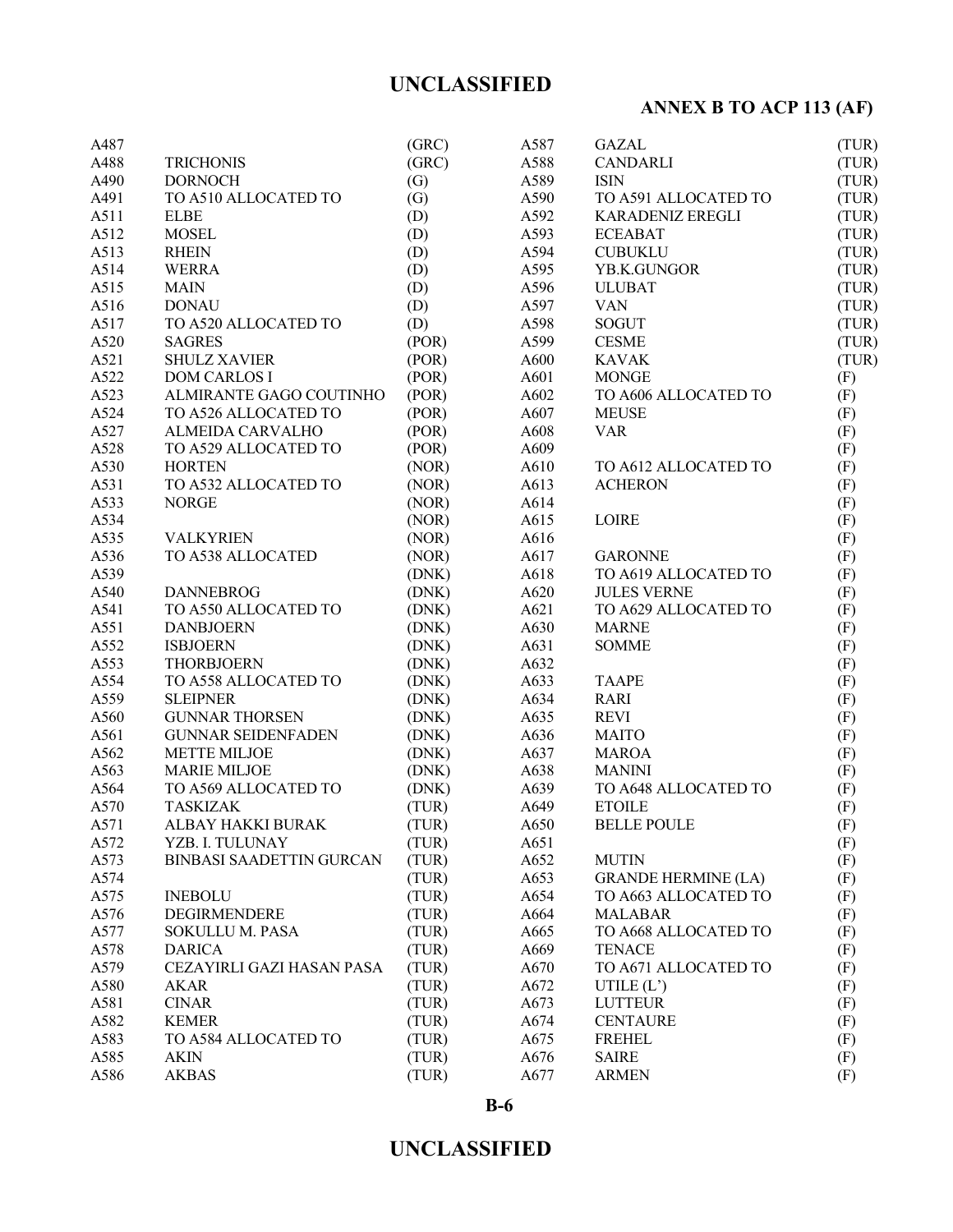| | | |
|---|---|---|
| A487 | | (GRC) |
| A488 | TRICHONIS | (GRC) |
| A490 | DORNOCH | (G) |
| A491 | TO A510 ALLOCATED TO | (G) |
| A511 | ELBE | (D) |
| A512 | MOSEL | (D) |
| A513 | RHEIN | (D) |
| A514 | WERRA | (D) |
| A515 | MAIN | (D) |
| A516 | DONAU | (D) |
| A517 | TO A520 ALLOCATED TO | (D) |
| A520 | SAGRES | (POR) |
| A521 | SHULZ XAVIER | (POR) |
| A522 | DOM CARLOS I | (POR) |
| A523 | ALMIRANTE GAGO COUTINHO | (POR) |
| A524 | TO A526 ALLOCATED TO | (POR) |
| A527 | ALMEIDA CARVALHO | (POR) |
| A528 | TO A529 ALLOCATED TO | (POR) |
| A530 | HORTEN | (NOR) |
| A531 | TO A532 ALLOCATED TO | (NOR) |
| A533 | NORGE | (NOR) |
| A534 | | (NOR) |
| A535 | VALKYRIEN | (NOR) |
| A536 | TO A538 ALLOCATED | (NOR) |
| A539 | | (DNK) |
| A540 | DANNEBROG | (DNK) |
| A541 | TO A550 ALLOCATED TO | (DNK) |
| A551 | DANBJOERN | (DNK) |
| A552 | ISBJOERN | (DNK) |
| A553 | THORBJOERN | (DNK) |
| A554 | TO A558 ALLOCATED TO | (DNK) |
| A559 | SLEIPNER | (DNK) |
| A560 | GUNNAR THORSEN | (DNK) |
| A561 | GUNNAR SEIDENFADEN | (DNK) |
| A562 | METTE MILJOE | (DNK) |
| A563 | MARIE MILJOE | (DNK) |
| A564 | TO A569 ALLOCATED TO | (DNK) |
| A570 | TASKIZAK | (TUR) |
| A571 | ALBAY HAKKI BURAK | (TUR) |
| A572 | YZB. I. TULUNAY | (TUR) |
| A573 | BINBASI SAADETTIN GURCAN | (TUR) |
| A574 | | (TUR) |
| A575 | INEBOLU | (TUR) |
| A576 | DEGIRMENDERE | (TUR) |
| A577 | SOKULLU M. PASA | (TUR) |
| A578 | DARICA | (TUR) |
| A579 | CEZAYIRLI GAZI HASAN PASA | (TUR) |
| A580 | AKAR | (TUR) |
| A581 | CINAR | (TUR) |
| A582 | KEMER | (TUR) |
| A583 | TO A584 ALLOCATED TO | (TUR) |
| A585 | AKIN | (TUR) |
| A586 | AKBAS | (TUR) |
| A587 | GAZAL | (TUR) |
| A588 | CANDARLI | (TUR) |
| A589 | ISIN | (TUR) |
| A590 | TO A591 ALLOCATED TO | (TUR) |
| A592 | KARADENIZ EREGLI | (TUR) |
| A593 | ECEABAT | (TUR) |
| A594 | CUBUKLU | (TUR) |
| A595 | YB.K.GUNGOR | (TUR) |
| A596 | ULUBAT | (TUR) |
| A597 | VAN | (TUR) |
| A598 | SOGUT | (TUR) |
| A599 | CESME | (TUR) |
| A600 | KAVAK | (TUR) |
| A601 | MONGE | (F) |
| A602 | TO A606 ALLOCATED TO | (F) |
| A607 | MEUSE | (F) |
| A608 | VAR | (F) |
| A609 | | (F) |
| A610 | TO A612 ALLOCATED TO | (F) |
| A613 | ACHERON | (F) |
| A614 | | (F) |
| A615 | LOIRE | (F) |
| A616 | | (F) |
| A617 | GARONNE | (F) |
| A618 | TO A619 ALLOCATED TO | (F) |
| A620 | JULES VERNE | (F) |
| A621 | TO A629 ALLOCATED TO | (F) |
| A630 | MARNE | (F) |
| A631 | SOMME | (F) |
| A632 | | (F) |
| A633 | TAAPE | (F) |
| A634 | RARI | (F) |
| A635 | REVI | (F) |
| A636 | MAITO | (F) |
| A637 | MAROA | (F) |
| A638 | MANINI | (F) |
| A639 | TO A648 ALLOCATED TO | (F) |
| A649 | ETOILE | (F) |
| A650 | BELLE POULE | (F) |
| A651 | | (F) |
| A652 | MUTIN | (F) |
| A653 | GRANDE HERMINE (LA) | (F) |
| A654 | TO A663 ALLOCATED TO | (F) |
| A664 | MALABAR | (F) |
| A665 | TO A668 ALLOCATED TO | (F) |
| A669 | TENACE | (F) |
| A670 | TO A671 ALLOCATED TO | (F) |
| A672 | UTILE (L') | (F) |
| A673 | LUTTEUR | (F) |
| A674 | CENTAURE | (F) |
| A675 | FREHEL | (F) |
| A676 | SAIRE | (F) |
| A677 | ARMEN | (F) |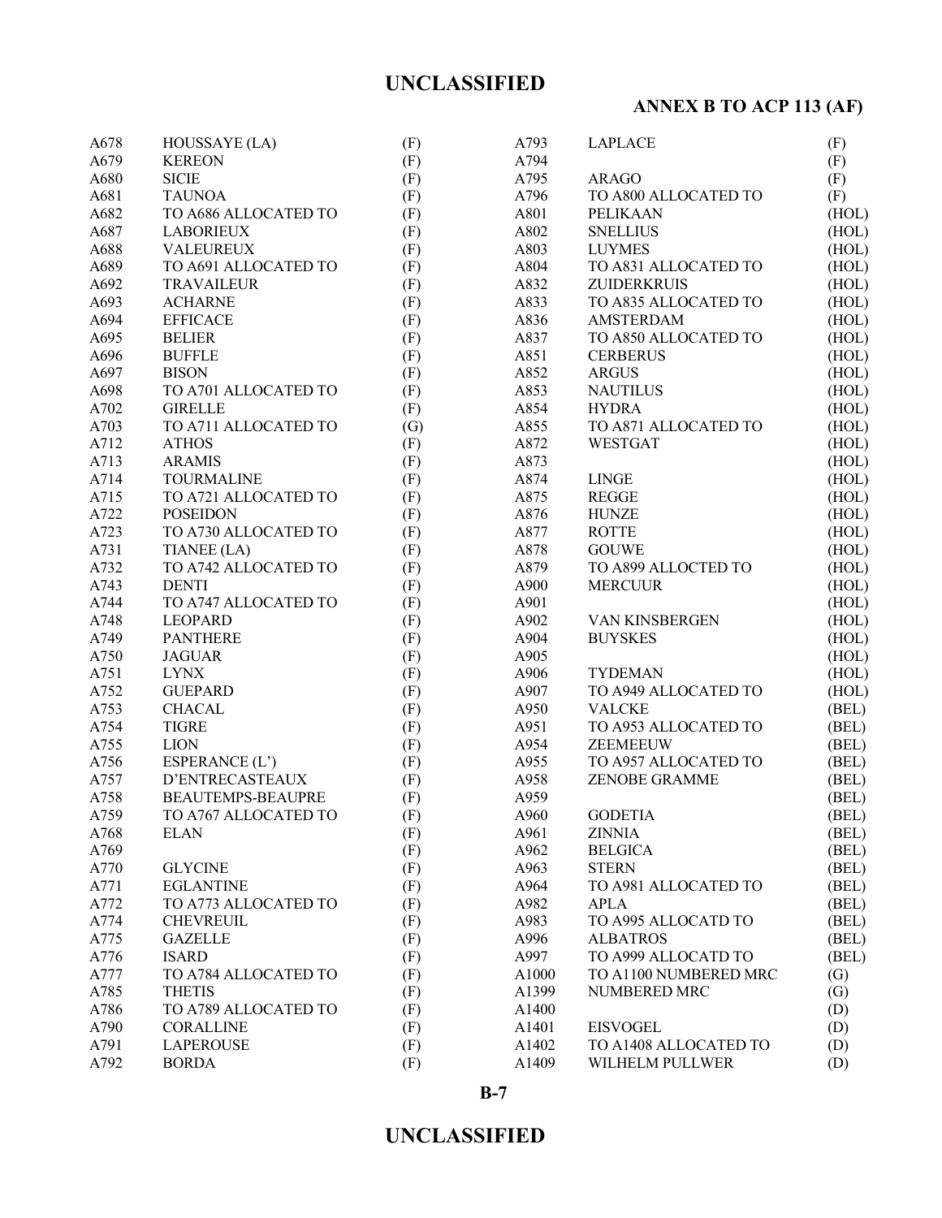| | | |
|---|---|---|
| A678 | HOUSSAYE (LA) | (F) |
| A679 | KEREON | (F) |
| A680 | SICIE | (F) |
| A681 | TAUNOA | (F) |
| A682 | TO A686 ALLOCATED TO | (F) |
| A687 | LABORIEUX | (F) |
| A688 | VALEUREUX | (F) |
| A689 | TO A691 ALLOCATED TO | (F) |
| A692 | TRAVAILEUR | (F) |
| A693 | ACHARNE | (F) |
| A694 | EFFICACE | (F) |
| A695 | BELIER | (F) |
| A696 | BUFFLE | (F) |
| A697 | BISON | (F) |
| A698 | TO A701 ALLOCATED TO | (F) |
| A702 | GIRELLE | (F) |
| A703 | TO A711 ALLOCATED TO | (G) |
| A712 | ATHOS | (F) |
| A713 | ARAMIS | (F) |
| A714 | TOURMALINE | (F) |
| A715 | TO A721 ALLOCATED TO | (F) |
| A722 | POSEIDON | (F) |
| A723 | TO A730 ALLOCATED TO | (F) |
| A731 | TIANEE (LA) | (F) |
| A732 | TO A742 ALLOCATED TO | (F) |
| A743 | DENTI | (F) |
| A744 | TO A747 ALLOCATED TO | (F) |
| A748 | LEOPARD | (F) |
| A749 | PANTHERE | (F) |
| A750 | JAGUAR | (F) |
| A751 | LYNX | (F) |
| A752 | GUEPARD | (F) |
| A753 | CHACAL | (F) |
| A754 | TIGRE | (F) |
| A755 | LION | (F) |
| A756 | ESPERANCE (L') | (F) |
| A757 | D'ENTRECASTEAUX | (F) |
| A758 | BEAUTEMPS-BEAUPRE | (F) |
| A759 | TO A767 ALLOCATED TO | (F) |
| A768 | ELAN | (F) |
| A769 | | (F) |
| A770 | GLYCINE | (F) |
| A771 | EGLANTINE | (F) |
| A772 | TO A773 ALLOCATED TO | (F) |
| A774 | CHEVREUIL | (F) |
| A775 | GAZELLE | (F) |
| A776 | ISARD | (F) |
| A777 | TO A784 ALLOCATED TO | (F) |
| A785 | THETIS | (F) |
| A786 | TO A789 ALLOCATED TO | (F) |
| A790 | CORALLINE | (F) |
| A791 | LAPEROUSE | (F) |
| A792 | BORDA | (F) |
| A793 | LAPLACE | (F) |
| A794 | | (F) |
| A795 | ARAGO | (F) |
| A796 | TO A800 ALLOCATED TO | (F) |
| A801 | PELIKAAN | (HOL) |
| A802 | SNELLIUS | (HOL) |
| A803 | LUYMES | (HOL) |
| A804 | TO A831 ALLOCATED TO | (HOL) |
| A832 | ZUIDERKRUIS | (HOL) |
| A833 | TO A835 ALLOCATED TO | (HOL) |
| A836 | AMSTERDAM | (HOL) |
| A837 | TO A850 ALLOCATED TO | (HOL) |
| A851 | CERBERUS | (HOL) |
| A852 | ARGUS | (HOL) |
| A853 | NAUTILUS | (HOL) |
| A854 | HYDRA | (HOL) |
| A855 | TO A871 ALLOCATED TO | (HOL) |
| A872 | WESTGAT | (HOL) |
| A873 | | (HOL) |
| A874 | LINGE | (HOL) |
| A875 | REGGE | (HOL) |
| A876 | HUNZE | (HOL) |
| A877 | ROTTE | (HOL) |
| A878 | GOUWE | (HOL) |
| A879 | TO A899 ALLOCTED TO | (HOL) |
| A900 | MERCUUR | (HOL) |
| A901 | | (HOL) |
| A902 | VAN KINSBERGEN | (HOL) |
| A904 | BUYSKES | (HOL) |
| A905 | | (HOL) |
| A906 | TYDEMAN | (HOL) |
| A907 | TO A949 ALLOCATED TO | (HOL) |
| A950 | VALCKE | (BEL) |
| A951 | TO A953 ALLOCATED TO | (BEL) |
| A954 | ZEEMEEUW | (BEL) |
| A955 | TO A957 ALLOCATED TO | (BEL) |
| A958 | ZENOBE GRAMME | (BEL) |
| A959 | | (BEL) |
| A960 | GODETIA | (BEL) |
| A961 | ZINNIA | (BEL) |
| A962 | BELGICA | (BEL) |
| A963 | STERN | (BEL) |
| A964 | TO A981 ALLOCATED TO | (BEL) |
| A982 | APLA | (BEL) |
| A983 | TO A995 ALLOCATD TO | (BEL) |
| A996 | ALBATROS | (BEL) |
| A997 | TO A999 ALLOCATD TO | (BEL) |
| A1000 | TO A1100 NUMBERED MRC | (G) |
| A1399 | NUMBERED MRC | (G) |
| A1400 | | (D) |
| A1401 | EISVOGEL | (D) |
| A1402 | TO A1408 ALLOCATED TO | (D) |
| A1409 | WILHELM PULLWER | (D) |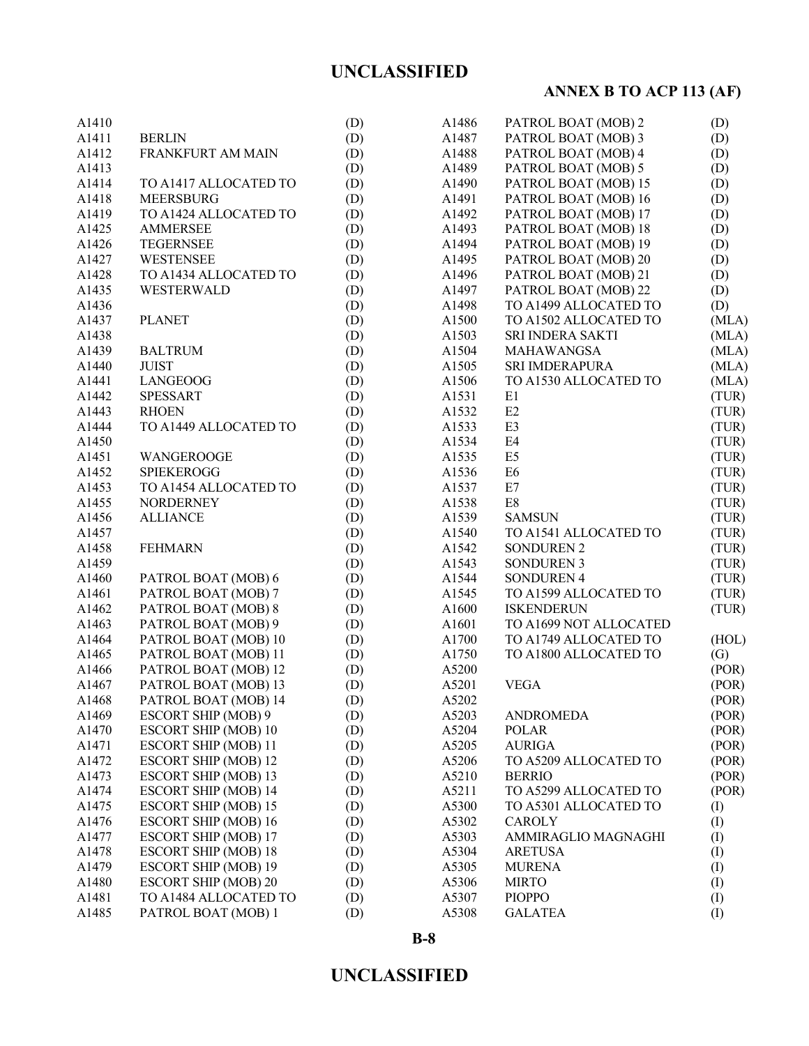| | | |
|---|---|---|
| A1410 | | (D) |
| A1411 | BERLIN | (D) |
| A1412 | FRANKFURT AM MAIN | (D) |
| A1413 | | (D) |
| A1414 | TO A1417 ALLOCATED TO | (D) |
| A1418 | MEERSBURG | (D) |
| A1419 | TO A1424 ALLOCATED TO | (D) |
| A1425 | AMMERSEE | (D) |
| A1426 | TEGERNSEE | (D) |
| A1427 | WESTENSEE | (D) |
| A1428 | TO A1434 ALLOCATED TO | (D) |
| A1435 | WESTERWALD | (D) |
| A1436 | | (D) |
| A1437 | PLANET | (D) |
| A1438 | | (D) |
| A1439 | BALTRUM | (D) |
| A1440 | JUIST | (D) |
| A1441 | LANGEOOG | (D) |
| A1442 | SPESSART | (D) |
| A1443 | RHOEN | (D) |
| A1444 | TO A1449 ALLOCATED TO | (D) |
| A1450 | | (D) |
| A1451 | WANGEROOGE | (D) |
| A1452 | SPIEKEROGG | (D) |
| A1453 | TO A1454 ALLOCATED TO | (D) |
| A1455 | NORDERNEY | (D) |
| A1456 | ALLIANCE | (D) |
| A1457 | | (D) |
| A1458 | FEHMARN | (D) |
| A1459 | | (D) |
| A1460 | PATROL BOAT (MOB) 6 | (D) |
| A1461 | PATROL BOAT (MOB) 7 | (D) |
| A1462 | PATROL BOAT (MOB) 8 | (D) |
| A1463 | PATROL BOAT (MOB) 9 | (D) |
| A1464 | PATROL BOAT (MOB) 10 | (D) |
| A1465 | PATROL BOAT (MOB) 11 | (D) |
| A1466 | PATROL BOAT (MOB) 12 | (D) |
| A1467 | PATROL BOAT (MOB) 13 | (D) |
| A1468 | PATROL BOAT (MOB) 14 | (D) |
| A1469 | ESCORT SHIP (MOB) 9 | (D) |
| A1470 | ESCORT SHIP (MOB) 10 | (D) |
| A1471 | ESCORT SHIP (MOB) 11 | (D) |
| A1472 | ESCORT SHIP (MOB) 12 | (D) |
| A1473 | ESCORT SHIP (MOB) 13 | (D) |
| A1474 | ESCORT SHIP (MOB) 14 | (D) |
| A1475 | ESCORT SHIP (MOB) 15 | (D) |
| A1476 | ESCORT SHIP (MOB) 16 | (D) |
| A1477 | ESCORT SHIP (MOB) 17 | (D) |
| A1478 | ESCORT SHIP (MOB) 18 | (D) |
| A1479 | ESCORT SHIP (MOB) 19 | (D) |
| A1480 | ESCORT SHIP (MOB) 20 | (D) |
| A1481 | TO A1484 ALLOCATED TO | (D) |
| A1485 | PATROL BOAT (MOB) 1 | (D) |
| A1486 | PATROL BOAT (MOB) 2 | (D) |
| A1487 | PATROL BOAT (MOB) 3 | (D) |
| A1488 | PATROL BOAT (MOB) 4 | (D) |
| A1489 | PATROL BOAT (MOB) 5 | (D) |
| A1490 | PATROL BOAT (MOB) 15 | (D) |
| A1491 | PATROL BOAT (MOB) 16 | (D) |
| A1492 | PATROL BOAT (MOB) 17 | (D) |
| A1493 | PATROL BOAT (MOB) 18 | (D) |
| A1494 | PATROL BOAT (MOB) 19 | (D) |
| A1495 | PATROL BOAT (MOB) 20 | (D) |
| A1496 | PATROL BOAT (MOB) 21 | (D) |
| A1497 | PATROL BOAT (MOB) 22 | (D) |
| A1498 | TO A1499 ALLOCATED TO | (D) |
| A1500 | TO A1502 ALLOCATED TO | (MLA) |
| A1503 | SRI INDERA SAKTI | (MLA) |
| A1504 | MAHAWANGSA | (MLA) |
| A1505 | SRI IMDERAPURA | (MLA) |
| A1506 | TO A1530 ALLOCATED TO | (MLA) |
| A1531 | E1 | (TUR) |
| A1532 | E2 | (TUR) |
| A1533 | E3 | (TUR) |
| A1534 | E4 | (TUR) |
| A1535 | E5 | (TUR) |
| A1536 | E6 | (TUR) |
| A1537 | E7 | (TUR) |
| A1538 | E8 | (TUR) |
| A1539 | SAMSUN | (TUR) |
| A1540 | TO A1541 ALLOCATED TO | (TUR) |
| A1542 | SONDUREN 2 | (TUR) |
| A1543 | SONDUREN 3 | (TUR) |
| A1544 | SONDUREN 4 | (TUR) |
| A1545 | TO A1599 ALLOCATED TO | (TUR) |
| A1600 | ISKENDERUN | (TUR) |
| A1601 | TO A1699 NOT ALLOCATED | |
| A1700 | TO A1749 ALLOCATED TO | (HOL) |
| A1750 | TO A1800 ALLOCATED TO | (G) |
| A5200 | | (POR) |
| A5201 | VEGA | (POR) |
| A5202 | | (POR) |
| A5203 | ANDROMEDA | (POR) |
| A5204 | POLAR | (POR) |
| A5205 | AURIGA | (POR) |
| A5206 | TO A5209 ALLOCATED TO | (POR) |
| A5210 | BERRIO | (POR) |
| A5211 | TO A5299 ALLOCATED TO | (POR) |
| A5300 | TO A5301 ALLOCATED TO | (I) |
| A5302 | CAROLY | (I) |
| A5303 | AMMIRAGLIO MAGNAGHI | (I) |
| A5304 | ARETUSA | (I) |
| A5305 | MURENA | (I) |
| A5306 | MIRTO | (I) |
| A5307 | PIOPPO | (I) |
| A5308 | GALATEA | (I) |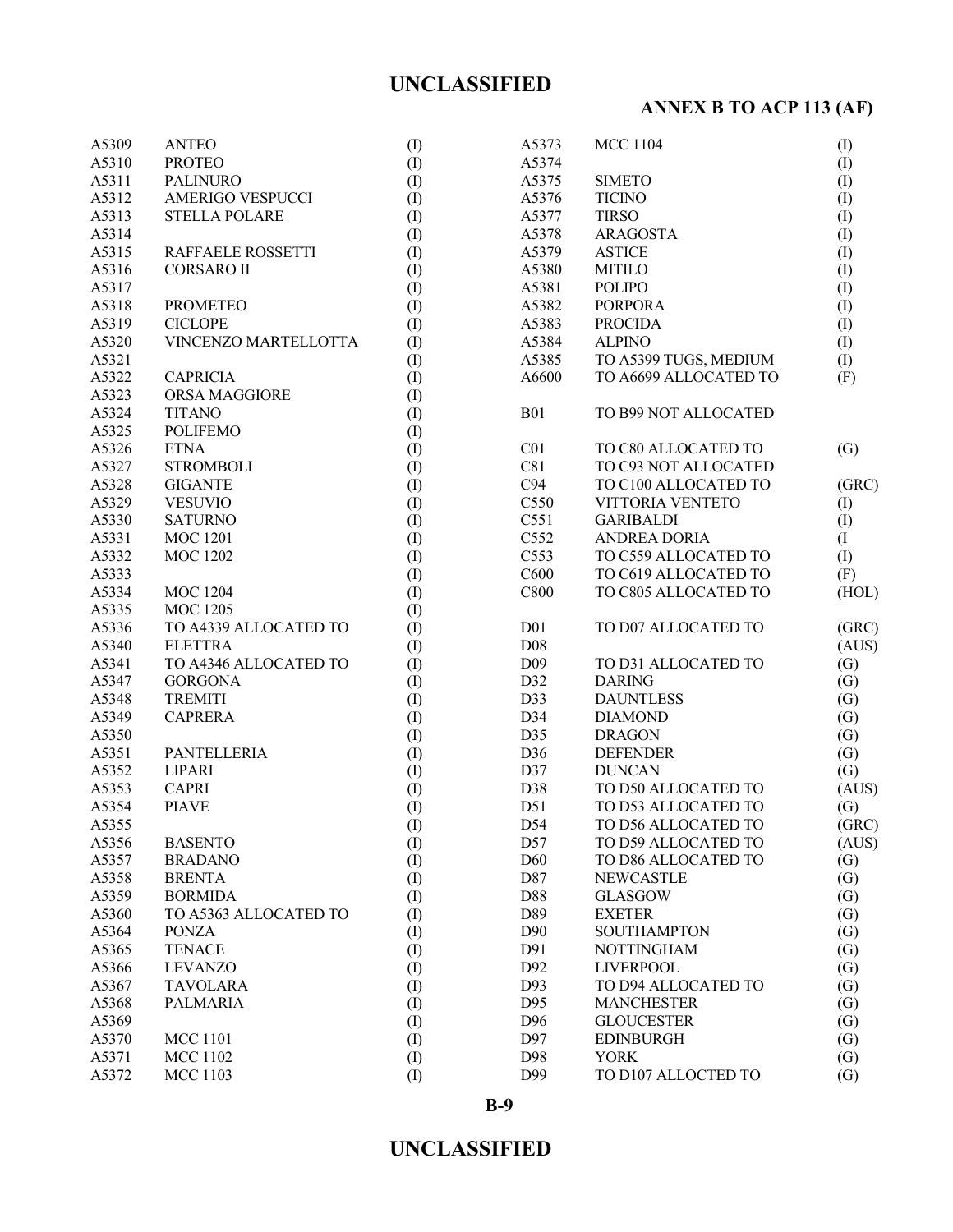| | | |
|---|---|---|
| A5309 | ANTEO | (I) |
| A5310 | PROTEO | (I) |
| A5311 | PALINURO | (I) |
| A5312 | AMERIGO VESPUCCI | (I) |
| A5313 | STELLA POLARE | (I) |
| A5314 | | (I) |
| A5315 | RAFFAELE ROSSETTI | (I) |
| A5316 | CORSARO II | (I) |
| A5317 | | (I) |
| A5318 | PROMETEO | (I) |
| A5319 | CICLOPE | (I) |
| A5320 | VINCENZO MARTELLOTTA | (I) |
| A5321 | | (I) |
| A5322 | CAPRICIA | (I) |
| A5323 | ORSA MAGGIORE | (I) |
| A5324 | TITANO | (I) |
| A5325 | POLIFEMO | (I) |
| A5326 | ETNA | (I) |
| A5327 | STROMBOLI | (I) |
| A5328 | GIGANTE | (I) |
| A5329 | VESUVIO | (I) |
| A5330 | SATURNO | (I) |
| A5331 | MOC 1201 | (I) |
| A5332 | MOC 1202 | (I) |
| A5333 | | (I) |
| A5334 | MOC 1204 | (I) |
| A5335 | MOC 1205 | (I) |
| A5336 | TO A4339 ALLOCATED TO | (I) |
| A5340 | ELETTRA | (I) |
| A5341 | TO A4346 ALLOCATED TO | (I) |
| A5347 | GORGONA | (I) |
| A5348 | TREMITI | (I) |
| A5349 | CAPRERA | (I) |
| A5350 | | (I) |
| A5351 | PANTELLERIA | (I) |
| A5352 | LIPARI | (I) |
| A5353 | CAPRI | (I) |
| A5354 | PIAVE | (I) |
| A5355 | | (I) |
| A5356 | BASENTO | (I) |
| A5357 | BRADANO | (I) |
| A5358 | BRENTA | (I) |
| A5359 | BORMIDA | (I) |
| A5360 | TO A5363 ALLOCATED TO | (I) |
| A5364 | PONZA | (I) |
| A5365 | TENACE | (I) |
| A5366 | LEVANZO | (I) |
| A5367 | TAVOLARA | (I) |
| A5368 | PALMARIA | (I) |
| A5369 | | (I) |
| A5370 | MCC 1101 | (I) |
| A5371 | MCC 1102 | (I) |
| A5372 | MCC 1103 | (I) |
| A5373 | MCC 1104 | (I) |
| A5374 | | (I) |
| A5375 | SIMETO | (I) |
| A5376 | TICINO | (I) |
| A5377 | TIRSO | (I) |
| A5378 | ARAGOSTA | (I) |
| A5379 | ASTICE | (I) |
| A5380 | MITILO | (I) |
| A5381 | POLIPO | (I) |
| A5382 | PORPORA | (I) |
| A5383 | PROCIDA | (I) |
| A5384 | ALPINO | (I) |
| A5385 | TO A5399 TUGS, MEDIUM | (I) |
| A6600 | TO A6699 ALLOCATED TO | (F) |
| | | |
| B01 | TO B99 NOT ALLOCATED | |
| | | |
| C01 | TO C80 ALLOCATED TO | (G) |
| C81 | TO C93 NOT ALLOCATED | |
| C94 | TO C100 ALLOCATED TO | (GRC) |
| C550 | VITTORIA VENTETO | (I) |
| C551 | GARIBALDI | (I) |
| C552 | ANDREA DORIA | (I |
| C553 | TO C559 ALLOCATED TO | (I) |
| C600 | TO C619 ALLOCATED TO | (F) |
| C800 | TO C805 ALLOCATED TO | (HOL) |
| | | |
| D01 | TO D07 ALLOCATED TO | (GRC) |
| D08 | | (AUS) |
| D09 | TO D31 ALLOCATED TO | (G) |
| D32 | DARING | (G) |
| D33 | DAUNTLESS | (G) |
| D34 | DIAMOND | (G) |
| D35 | DRAGON | (G) |
| D36 | DEFENDER | (G) |
| D37 | DUNCAN | (G) |
| D38 | TO D50 ALLOCATED TO | (AUS) |
| D51 | TO D53 ALLOCATED TO | (G) |
| D54 | TO D56 ALLOCATED TO | (GRC) |
| D57 | TO D59 ALLOCATED TO | (AUS) |
| D60 | TO D86 ALLOCATED TO | (G) |
| D87 | NEWCASTLE | (G) |
| D88 | GLASGOW | (G) |
| D89 | EXETER | (G) |
| D90 | SOUTHAMPTON | (G) |
| D91 | NOTTINGHAM | (G) |
| D92 | LIVERPOOL | (G) |
| D93 | TO D94 ALLOCATED TO | (G) |
| D95 | MANCHESTER | (G) |
| D96 | GLOUCESTER | (G) |
| D97 | EDINBURGH | (G) |
| D98 | YORK | (G) |
| D99 | TO D107 ALLOCTED TO | (G) |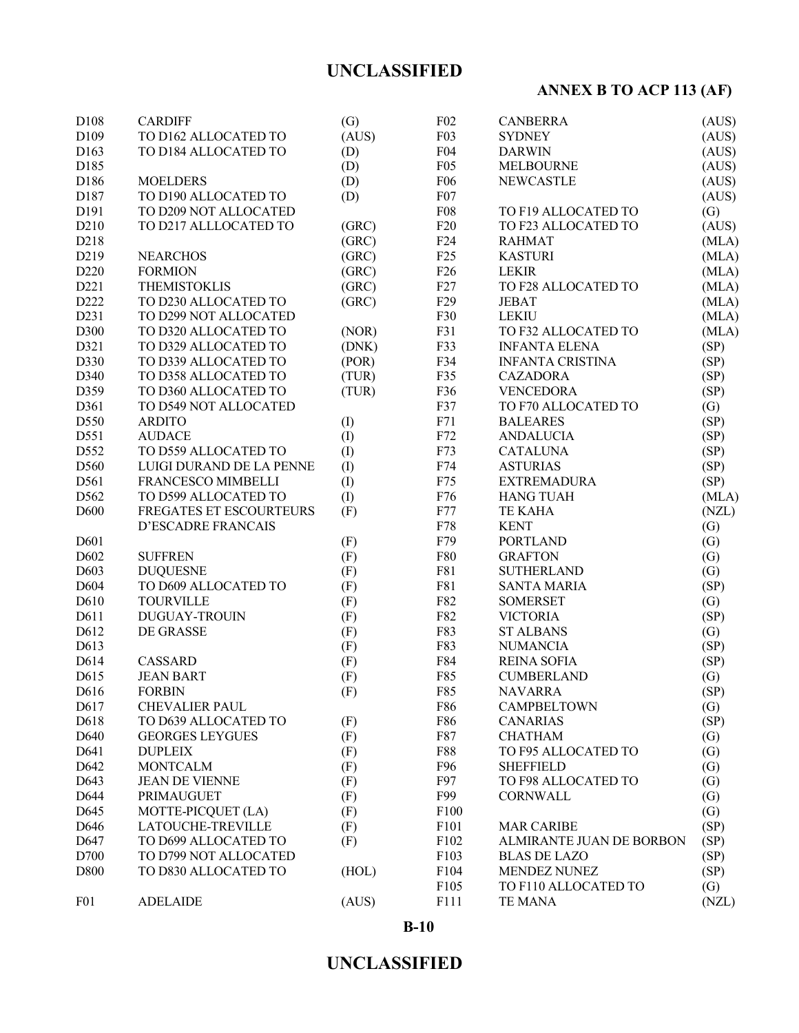| | | |
|---|---|---|
| D108 | CARDIFF | (G) |
| D109 | TO D162 ALLOCATED TO | (AUS) |
| D163 | TO D184 ALLOCATED TO | (D) |
| D185 | | (D) |
| D186 | MOELDERS | (D) |
| D187 | TO D190 ALLOCATED TO | (D) |
| D191 | TO D209 NOT ALLOCATED | |
| D210 | TO D217 ALLLOCATED TO | (GRC) |
| D218 | | (GRC) |
| D219 | NEARCHOS | (GRC) |
| D220 | FORMION | (GRC) |
| D221 | THEMISTOKLIS | (GRC) |
| D222 | TO D230 ALLOCATED TO | (GRC) |
| D231 | TO D299 NOT ALLOCATED | |
| D300 | TO D320 ALLOCATED TO | (NOR) |
| D321 | TO D329 ALLOCATED TO | (DNK) |
| D330 | TO D339 ALLOCATED TO | (POR) |
| D340 | TO D358 ALLOCATED TO | (TUR) |
| D359 | TO D360 ALLOCATED TO | (TUR) |
| D361 | TO D549 NOT ALLOCATED | |
| D550 | ARDITO | (I) |
| D551 | AUDACE | (I) |
| D552 | TO D559 ALLOCATED TO | (I) |
| D560 | LUIGI DURAND DE LA PENNE | (I) |
| D561 | FRANCESCO MIMBELLI | (I) |
| D562 | TO D599 ALLOCATED TO | (I) |
| D600 | FREGATES ET ESCOURTEURS D'ESCADRE FRANCAIS | (F) |
| D601 | | (F) |
| D602 | SUFFREN | (F) |
| D603 | DUQUESNE | (F) |
| D604 | TO D609 ALLOCATED TO | (F) |
| D610 | TOURVILLE | (F) |
| D611 | DUGUAY-TROUIN | (F) |
| D612 | DE GRASSE | (F) |
| D613 | | (F) |
| D614 | CASSARD | (F) |
| D615 | JEAN BART | (F) |
| D616 | FORBIN | (F) |
| D617 | CHEVALIER PAUL | |
| D618 | TO D639 ALLOCATED TO | (F) |
| D640 | GEORGES LEYGUES | (F) |
| D641 | DUPLEIX | (F) |
| D642 | MONTCALM | (F) |
| D643 | JEAN DE VIENNE | (F) |
| D644 | PRIMAUGUET | (F) |
| D645 | MOTTE-PICQUET (LA) | (F) |
| D646 | LATOUCHE-TREVILLE | (F) |
| D647 | TO D699 ALLOCATED TO | (F) |
| D700 | TO D799 NOT ALLOCATED | |
| D800 | TO D830 ALLOCATED TO | (HOL) |
| F01 | ADELAIDE | (AUS) |
| F02 | CANBERRA | (AUS) |
| F03 | SYDNEY | (AUS) |
| F04 | DARWIN | (AUS) |
| F05 | MELBOURNE | (AUS) |
| F06 | NEWCASTLE | (AUS) |
| F07 | | (AUS) |
| F08 | TO F19 ALLOCATED TO | (G) |
| F20 | TO F23 ALLOCATED TO | (AUS) |
| F24 | RAHMAT | (MLA) |
| F25 | KASTURI | (MLA) |
| F26 | LEKIR | (MLA) |
| F27 | TO F28 ALLOCATED TO | (MLA) |
| F29 | JEBAT | (MLA) |
| F30 | LEKIU | (MLA) |
| F31 | TO F32 ALLOCATED TO | (MLA) |
| F33 | INFANTA ELENA | (SP) |
| F34 | INFANTA CRISTINA | (SP) |
| F35 | CAZADORA | (SP) |
| F36 | VENCEDORA | (SP) |
| F37 | TO F70 ALLOCATED TO | (G) |
| F71 | BALEARES | (SP) |
| F72 | ANDALUCIA | (SP) |
| F73 | CATALUNA | (SP) |
| F74 | ASTURIAS | (SP) |
| F75 | EXTREMADURA | (SP) |
| F76 | HANG TUAH | (MLA) |
| F77 | TE KAHA | (NZL) |
| F78 | KENT | (G) |
| F79 | PORTLAND | (G) |
| F80 | GRAFTON | (G) |
| F81 | SUTHERLAND | (G) |
| F81 | SANTA MARIA | (SP) |
| F82 | SOMERSET | (G) |
| F82 | VICTORIA | (SP) |
| F83 | ST ALBANS | (G) |
| F83 | NUMANCIA | (SP) |
| F84 | REINA SOFIA | (SP) |
| F85 | CUMBERLAND | (G) |
| F85 | NAVARRA | (SP) |
| F86 | CAMPBELTOWN | (G) |
| F86 | CANARIAS | (SP) |
| F87 | CHATHAM | (G) |
| F88 | TO F95 ALLOCATED TO | (G) |
| F96 | SHEFFIELD | (G) |
| F97 | TO F98 ALLOCATED TO | (G) |
| F99 | CORNWALL | (G) |
| F100 | | (G) |
| F101 | MAR CARIBE | (SP) |
| F102 | ALMIRANTE JUAN DE BORBON | (SP) |
| F103 | BLAS DE LAZO | (SP) |
| F104 | MENDEZ NUNEZ | (SP) |
| F105 | TO F110 ALLOCATED TO | (G) |
| F111 | TE MANA | (NZL) |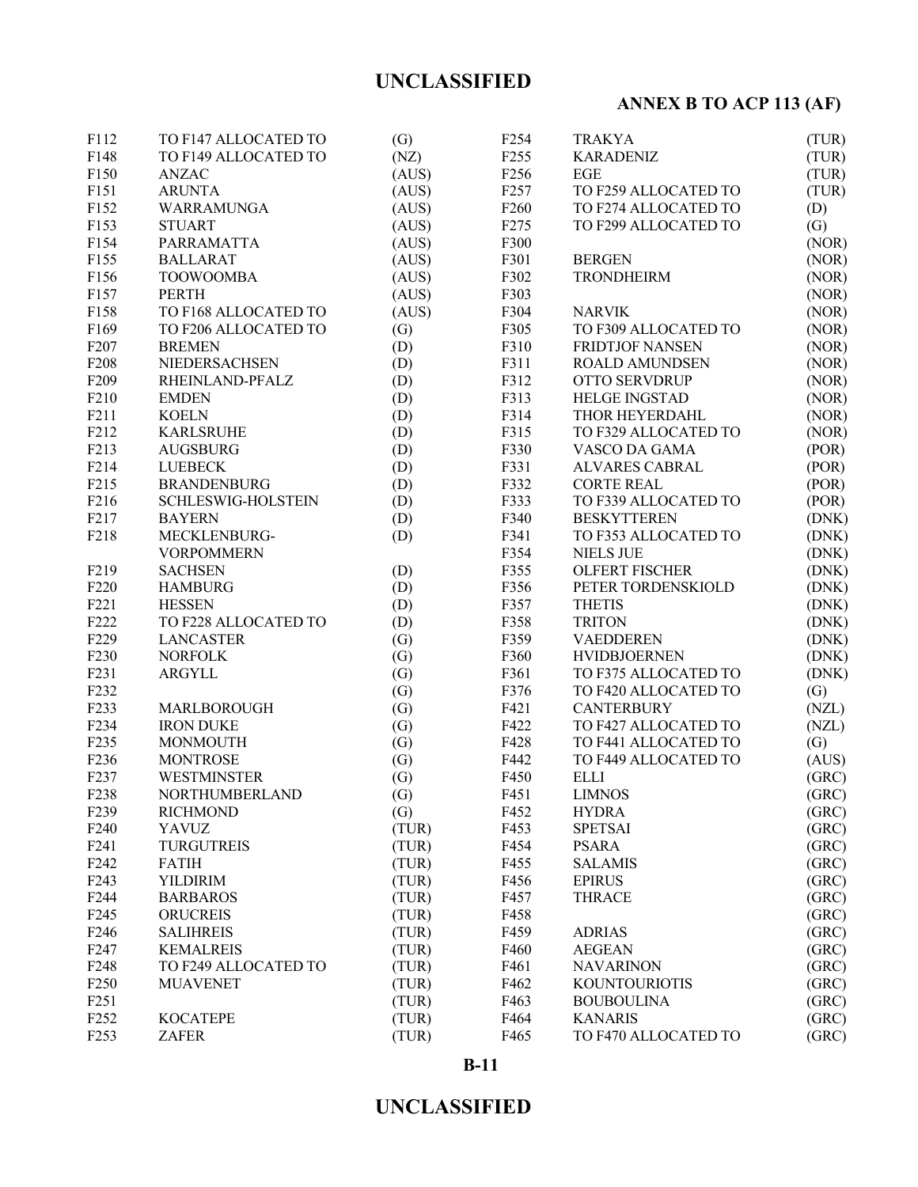| | | |
|---|---|---|
| F112 | TO F147 ALLOCATED TO | (G) |
| F148 | TO F149 ALLOCATED TO | (NZ) |
| F150 | ANZAC | (AUS) |
| F151 | ARUNTA | (AUS) |
| F152 | WARRAMUNGA | (AUS) |
| F153 | STUART | (AUS) |
| F154 | PARRAMATTA | (AUS) |
| F155 | BALLARAT | (AUS) |
| F156 | TOOWOOMBA | (AUS) |
| F157 | PERTH | (AUS) |
| F158 | TO F168 ALLOCATED TO | (AUS) |
| F169 | TO F206 ALLOCATED TO | (G) |
| F207 | BREMEN | (D) |
| F208 | NIEDERSACHSEN | (D) |
| F209 | RHEINLAND-PFALZ | (D) |
| F210 | EMDEN | (D) |
| F211 | KOELN | (D) |
| F212 | KARLSRUHE | (D) |
| F213 | AUGSBURG | (D) |
| F214 | LUEBECK | (D) |
| F215 | BRANDENBURG | (D) |
| F216 | SCHLESWIG-HOLSTEIN | (D) |
| F217 | BAYERN | (D) |
| F218 | MECKLENBURG-VORPOMMERN | (D) |
| F219 | SACHSEN | (D) |
| F220 | HAMBURG | (D) |
| F221 | HESSEN | (D) |
| F222 | TO F228 ALLOCATED TO | (D) |
| F229 | LANCASTER | (G) |
| F230 | NORFOLK | (G) |
| F231 | ARGYLL | (G) |
| F232 | | (G) |
| F233 | MARLBOROUGH | (G) |
| F234 | IRON DUKE | (G) |
| F235 | MONMOUTH | (G) |
| F236 | MONTROSE | (G) |
| F237 | WESTMINSTER | (G) |
| F238 | NORTHUMBERLAND | (G) |
| F239 | RICHMOND | (G) |
| F240 | YAVUZ | (TUR) |
| F241 | TURGUTREIS | (TUR) |
| F242 | FATIH | (TUR) |
| F243 | YILDIRIM | (TUR) |
| F244 | BARBAROS | (TUR) |
| F245 | ORUCREIS | (TUR) |
| F246 | SALIHREIS | (TUR) |
| F247 | KEMALREIS | (TUR) |
| F248 | TO F249 ALLOCATED TO | (TUR) |
| F250 | MUAVENET | (TUR) |
| F251 | | (TUR) |
| F252 | KOCATEPE | (TUR) |
| F253 | ZAFER | (TUR) |
| F254 | TRAKYA | (TUR) |
| F255 | KARADENIZ | (TUR) |
| F256 | EGE | (TUR) |
| F257 | TO F259 ALLOCATED TO | (TUR) |
| F260 | TO F274 ALLOCATED TO | (D) |
| F275 | TO F299 ALLOCATED TO | (G) |
| F300 | | (NOR) |
| F301 | BERGEN | (NOR) |
| F302 | TRONDHEIRM | (NOR) |
| F303 | | (NOR) |
| F304 | NARVIK | (NOR) |
| F305 | TO F309 ALLOCATED TO | (NOR) |
| F310 | FRIDTJOF NANSEN | (NOR) |
| F311 | ROALD AMUNDSEN | (NOR) |
| F312 | OTTO SERVDRUP | (NOR) |
| F313 | HELGE INGSTAD | (NOR) |
| F314 | THOR HEYERDAHL | (NOR) |
| F315 | TO F329 ALLOCATED TO | (NOR) |
| F330 | VASCO DA GAMA | (POR) |
| F331 | ALVARES CABRAL | (POR) |
| F332 | CORTE REAL | (POR) |
| F333 | TO F339 ALLOCATED TO | (POR) |
| F340 | BESKYTTEREN | (DNK) |
| F341 | TO F353 ALLOCATED TO | (DNK) |
| F354 | NIELS JUE | (DNK) |
| F355 | OLFERT FISCHER | (DNK) |
| F356 | PETER TORDENSKIOLD | (DNK) |
| F357 | THETIS | (DNK) |
| F358 | TRITON | (DNK) |
| F359 | VAEDDEREN | (DNK) |
| F360 | HVIDBJOERNEN | (DNK) |
| F361 | TO F375 ALLOCATED TO | (DNK) |
| F376 | TO F420 ALLOCATED TO | (G) |
| F421 | CANTERBURY | (NZL) |
| F422 | TO F427 ALLOCATED TO | (NZL) |
| F428 | TO F441 ALLOCATED TO | (G) |
| F442 | TO F449 ALLOCATED TO | (AUS) |
| F450 | ELLI | (GRC) |
| F451 | LIMNOS | (GRC) |
| F452 | HYDRA | (GRC) |
| F453 | SPETSAI | (GRC) |
| F454 | PSARA | (GRC) |
| F455 | SALAMIS | (GRC) |
| F456 | EPIRUS | (GRC) |
| F457 | THRACE | (GRC) |
| F458 | | (GRC) |
| F459 | ADRIAS | (GRC) |
| F460 | AEGEAN | (GRC) |
| F461 | NAVARINON | (GRC) |
| F462 | KOUNTOURIOTIS | (GRC) |
| F463 | BOUBOULINA | (GRC) |
| F464 | KANARIS | (GRC) |
| F465 | TO F470 ALLOCATED TO | (GRC) |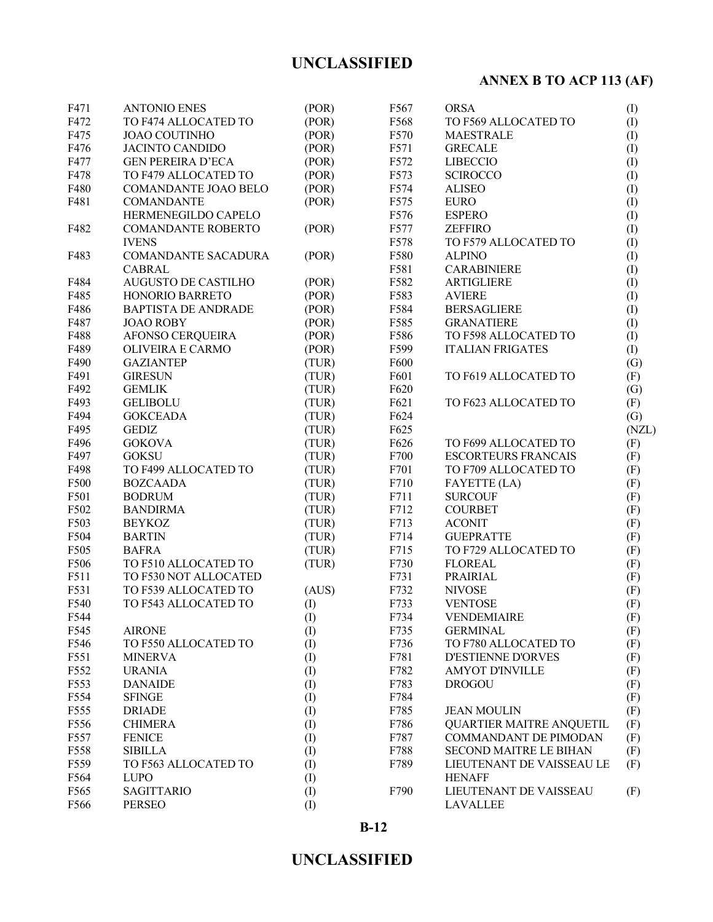| | | |
|---|---|---|
| F471 | ANTONIO ENES | (POR) |
| F472 | TO F474 ALLOCATED TO | (POR) |
| F475 | JOAO COUTINHO | (POR) |
| F476 | JACINTO CANDIDO | (POR) |
| F477 | GEN PEREIRA D'ECA | (POR) |
| F478 | TO F479 ALLOCATED TO | (POR) |
| F480 | COMANDANTE JOAO BELO | (POR) |
| F481 | COMANDANTE HERMENEGILDO CAPELO | (POR) |
| F482 | COMANDANTE ROBERTO IVENS | (POR) |
| F483 | COMANDANTE SACADURA CABRAL | (POR) |
| F484 | AUGUSTO DE CASTILHO | (POR) |
| F485 | HONORIO BARRETO | (POR) |
| F486 | BAPTISTA DE ANDRADE | (POR) |
| F487 | JOAO ROBY | (POR) |
| F488 | AFONSO CERQUEIRA | (POR) |
| F489 | OLIVEIRA E CARMO | (POR) |
| F490 | GAZIANTEP | (TUR) |
| F491 | GIRESUN | (TUR) |
| F492 | GEMLIK | (TUR) |
| F493 | GELIBOLU | (TUR) |
| F494 | GOKCEADA | (TUR) |
| F495 | GEDIZ | (TUR) |
| F496 | GOKOVA | (TUR) |
| F497 | GOKSU | (TUR) |
| F498 | TO F499 ALLOCATED TO | (TUR) |
| F500 | BOZCAADA | (TUR) |
| F501 | BODRUM | (TUR) |
| F502 | BANDIRMA | (TUR) |
| F503 | BEYKOZ | (TUR) |
| F504 | BARTIN | (TUR) |
| F505 | BAFRA | (TUR) |
| F506 | TO F510 ALLOCATED TO | (TUR) |
| F511 | TO F530 NOT ALLOCATED | |
| F531 | TO F539 ALLOCATED TO | (AUS) |
| F540 | TO F543 ALLOCATED TO | (I) |
| F544 | | (I) |
| F545 | AIRONE | (I) |
| F546 | TO F550 ALLOCATED TO | (I) |
| F551 | MINERVA | (I) |
| F552 | URANIA | (I) |
| F553 | DANAIDE | (I) |
| F554 | SFINGE | (I) |
| F555 | DRIADE | (I) |
| F556 | CHIMERA | (I) |
| F557 | FENICE | (I) |
| F558 | SIBILLA | (I) |
| F559 | TO F563 ALLOCATED TO | (I) |
| F564 | LUPO | (I) |
| F565 | SAGITTARIO | (I) |
| F566 | PERSEO | (I) |
| F567 | ORSA | (I) |
| F568 | TO F569 ALLOCATED TO | (I) |
| F570 | MAESTRALE | (I) |
| F571 | GRECALE | (I) |
| F572 | LIBECCIO | (I) |
| F573 | SCIROCCO | (I) |
| F574 | ALISEO | (I) |
| F575 | EURO | (I) |
| F576 | ESPERO | (I) |
| F577 | ZEFFIRO | (I) |
| F578 | TO F579 ALLOCATED TO | (I) |
| F580 | ALPINO | (I) |
| F581 | CARABINIERE | (I) |
| F582 | ARTIGLIERE | (I) |
| F583 | AVIERE | (I) |
| F584 | BERSAGLIERE | (I) |
| F585 | GRANATIERE | (I) |
| F586 | TO F598 ALLOCATED TO | (I) |
| F599 | ITALIAN FRIGATES | (I) |
| F600 | | (G) |
| F601 | TO F619 ALLOCATED TO | (F) |
| F620 | | (G) |
| F621 | TO F623 ALLOCATED TO | (F) |
| F624 | | (G) |
| F625 | | (NZL) |
| F626 | TO F699 ALLOCATED TO | (F) |
| F700 | ESCORTEURS FRANCAIS | (F) |
| F701 | TO F709 ALLOCATED TO | (F) |
| F710 | FAYETTE (LA) | (F) |
| F711 | SURCOUF | (F) |
| F712 | COURBET | (F) |
| F713 | ACONIT | (F) |
| F714 | GUEPRATTE | (F) |
| F715 | TO F729 ALLOCATED TO | (F) |
| F730 | FLOREAL | (F) |
| F731 | PRAIRIAL | (F) |
| F732 | NIVOSE | (F) |
| F733 | VENTOSE | (F) |
| F734 | VENDEMIAIRE | (F) |
| F735 | GERMINAL | (F) |
| F736 | TO F780 ALLOCATED TO | (F) |
| F781 | D'ESTIENNE D'ORVES | (F) |
| F782 | AMYOT D'INVILLE | (F) |
| F783 | DROGOU | (F) |
| F784 | | (F) |
| F785 | JEAN MOULIN | (F) |
| F786 | QUARTIER MAITRE ANQUETIL | (F) |
| F787 | COMMANDANT DE PIMODAN | (F) |
| F788 | SECOND MAITRE LE BIHAN | (F) |
| F789 | LIEUTENANT DE VAISSEAU LE HENAFF | (F) |
| F790 | LIEUTENANT DE VAISSEAU LAVALLEE | (F) |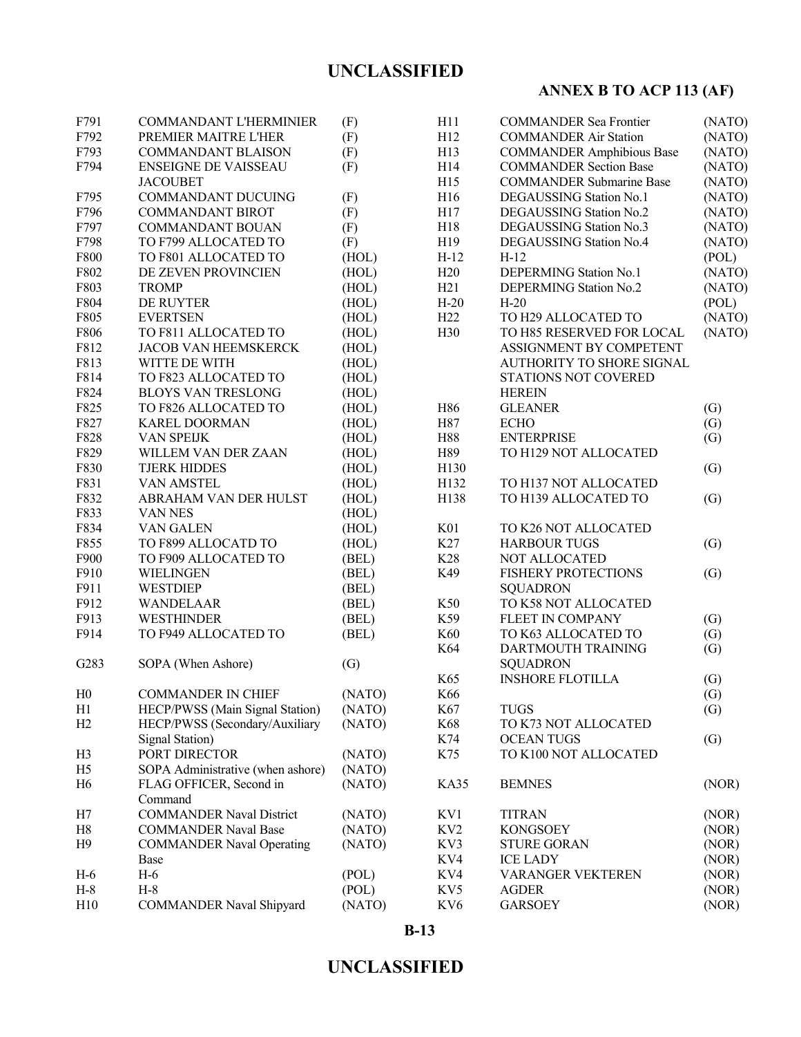| | | |
|---|---|---|
| F791 | COMMANDANT L'HERMINIER | (F) |
| F792 | PREMIER MAITRE L'HER | (F) |
| F793 | COMMANDANT BLAISON | (F) |
| F794 | ENSEIGNE DE VAISSEAU JACOUBET | (F) |
| F795 | COMMANDANT DUCUING | (F) |
| F796 | COMMANDANT BIROT | (F) |
| F797 | COMMANDANT BOUAN | (F) |
| F798 | TO F799 ALLOCATED TO | (F) |
| F800 | TO F801 ALLOCATED TO | (HOL) |
| F802 | DE ZEVEN PROVINCIEN | (HOL) |
| F803 | TROMP | (HOL) |
| F804 | DE RUYTER | (HOL) |
| F805 | EVERTSEN | (HOL) |
| F806 | TO F811 ALLOCATED TO | (HOL) |
| F812 | JACOB VAN HEEMSKERCK | (HOL) |
| F813 | WITTE DE WITH | (HOL) |
| F814 | TO F823 ALLOCATED TO | (HOL) |
| F824 | BLOYS VAN TRESLONG | (HOL) |
| F825 | TO F826 ALLOCATED TO | (HOL) |
| F827 | KAREL DOORMAN | (HOL) |
| F828 | VAN SPEIJK | (HOL) |
| F829 | WILLEM VAN DER ZAAN | (HOL) |
| F830 | TJERK HIDDES | (HOL) |
| F831 | VAN AMSTEL | (HOL) |
| F832 | ABRAHAM VAN DER HULST | (HOL) |
| F833 | VAN NES | (HOL) |
| F834 | VAN GALEN | (HOL) |
| F855 | TO F899 ALLOCATD TO | (HOL) |
| F900 | TO F909 ALLOCATED TO | (BEL) |
| F910 | WIELINGEN | (BEL) |
| F911 | WESTDIEP | (BEL) |
| F912 | WANDELAAR | (BEL) |
| F913 | WESTHINDER | (BEL) |
| F914 | TO F949 ALLOCATED TO | (BEL) |
| G283 | SOPA (When Ashore) | (G) |
| H0 | COMMANDER IN CHIEF | (NATO) |
| H1 | HECP/PWSS (Main Signal Station) | (NATO) |
| H2 | HECP/PWSS (Secondary/Auxiliary Signal Station) | (NATO) |
| H3 | PORT DIRECTOR | (NATO) |
| H5 | SOPA Administrative (when ashore) | (NATO) |
| H6 | FLAG OFFICER, Second in Command | (NATO) |
| H7 | COMMANDER Naval District | (NATO) |
| H8 | COMMANDER Naval Base | (NATO) |
| H9 | COMMANDER Naval Operating Base | (NATO) |
| H-6 | H-6 | (POL) |
| H-8 | H-8 | (POL) |
| H10 | COMMANDER Naval Shipyard | (NATO) |
| H11 | COMMANDER Sea Frontier | (NATO) |
| H12 | COMMANDER Air Station | (NATO) |
| H13 | COMMANDER Amphibious Base | (NATO) |
| H14 | COMMANDER Section Base | (NATO) |
| H15 | COMMANDER Submarine Base | (NATO) |
| H16 | DEGAUSSING Station No.1 | (NATO) |
| H17 | DEGAUSSING Station No.2 | (NATO) |
| H18 | DEGAUSSING Station No.3 | (NATO) |
| H19 | DEGAUSSING Station No.4 | (NATO) |
| H-12 | H-12 | (POL) |
| H20 | DEPERMING Station No.1 | (NATO) |
| H21 | DEPERMING Station No.2 | (NATO) |
| H-20 | H-20 | (POL) |
| H22 | TO H29 ALLOCATED TO | (NATO) |
| H30 | TO H85 RESERVED FOR LOCAL ASSIGNMENT BY COMPETENT AUTHORITY TO SHORE SIGNAL STATIONS NOT COVERED HEREIN | (NATO) |
| H86 | GLEANER | (G) |
| H87 | ECHO | (G) |
| H88 | ENTERPRISE | (G) |
| H89 | TO H129 NOT ALLOCATED | |
| H130 | | (G) |
| H132 | TO H137 NOT ALLOCATED | |
| H138 | TO H139 ALLOCATED TO | (G) |
| K01 | TO K26 NOT ALLOCATED | |
| K27 | HARBOUR TUGS | (G) |
| K28 | NOT ALLOCATED | |
| K49 | FISHERY PROTECTIONS SQUADRON | (G) |
| K50 | TO K58 NOT ALLOCATED | |
| K59 | FLEET IN COMPANY | (G) |
| K60 | TO K63 ALLOCATED TO | (G) |
| K64 | DARTMOUTH TRAINING SQUADRON | (G) |
| K65 | INSHORE FLOTILLA | (G) |
| K66 | | (G) |
| K67 | TUGS | (G) |
| K68 | TO K73 NOT ALLOCATED | |
| K74 | OCEAN TUGS | (G) |
| K75 | TO K100 NOT ALLOCATED | |
| KA35 | BEMNES | (NOR) |
| KV1 | TITRAN | (NOR) |
| KV2 | KONGSOEY | (NOR) |
| KV3 | STURE GORAN | (NOR) |
| KV4 | ICE LADY | (NOR) |
| KV4 | VARANGER VEKTEREN | (NOR) |
| KV5 | AGDER | (NOR) |
| KV6 | GARSOEY | (NOR) |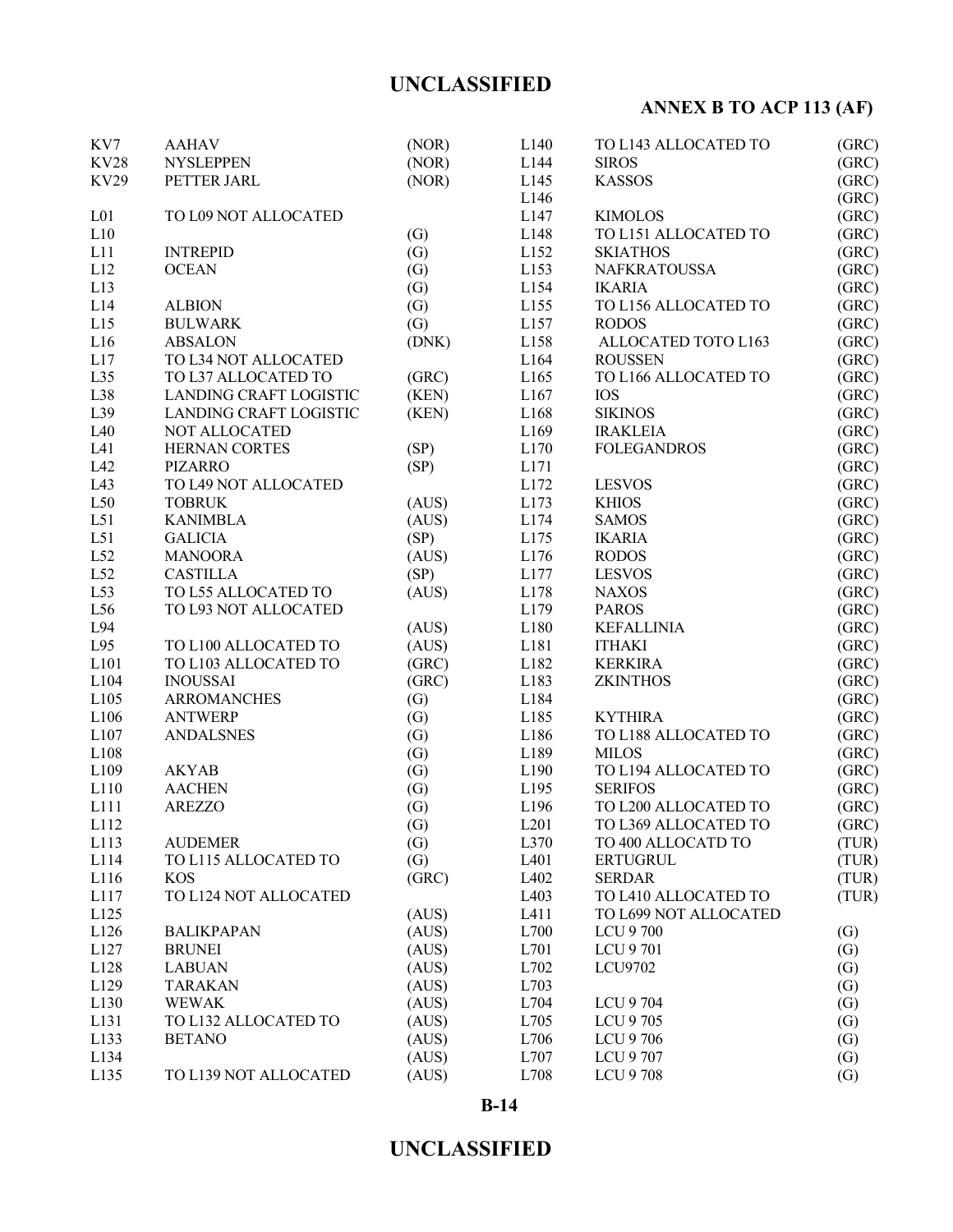ANNEX B TO ACP 113 (AF)

| | | |
|---|---|---|
| KV7 | AAHAV | (NOR) |
| KV28 | NYSLEPPEN | (NOR) |
| KV29 | PETTER JARL | (NOR) |
| L01 | TO L09 NOT ALLOCATED | |
| L10 | | (G) |
| L11 | INTREPID | (G) |
| L12 | OCEAN | (G) |
| L13 | | (G) |
| L14 | ALBION | (G) |
| L15 | BULWARK | (G) |
| L16 | ABSALON | (DNK) |
| L17 | TO L34 NOT ALLOCATED | |
| L35 | TO L37 ALLOCATED TO | (GRC) |
| L38 | LANDING CRAFT LOGISTIC | (KEN) |
| L39 | LANDING CRAFT LOGISTIC | (KEN) |
| L40 | NOT ALLOCATED | |
| L41 | HERNAN CORTES | (SP) |
| L42 | PIZARRO | (SP) |
| L43 | TO L49 NOT ALLOCATED | |
| L50 | TOBRUK | (AUS) |
| L51 | KANIMBLA | (AUS) |
| L51 | GALICIA | (SP) |
| L52 | MANOORA | (AUS) |
| L52 | CASTILLA | (SP) |
| L53 | TO L55 ALLOCATED TO | (AUS) |
| L56 | TO L93 NOT ALLOCATED | |
| L94 | | (AUS) |
| L95 | TO L100 ALLOCATED TO | (AUS) |
| L101 | TO L103 ALLOCATED TO | (GRC) |
| L104 | INOUSSAI | (GRC) |
| L105 | ARROMANCHES | (G) |
| L106 | ANTWERP | (G) |
| L107 | ANDALSNES | (G) |
| L108 | | (G) |
| L109 | AKYAB | (G) |
| L110 | AACHEN | (G) |
| L111 | AREZZO | (G) |
| L112 | | (G) |
| L113 | AUDEMER | (G) |
| L114 | TO L115 ALLOCATED TO | (G) |
| L116 | KOS | (GRC) |
| L117 | TO L124 NOT ALLOCATED | |
| L125 | | (AUS) |
| L126 | BALIKPAPAN | (AUS) |
| L127 | BRUNEI | (AUS) |
| L128 | LABUAN | (AUS) |
| L129 | TARAKAN | (AUS) |
| L130 | WEWAK | (AUS) |
| L131 | TO L132 ALLOCATED TO | (AUS) |
| L133 | BETANO | (AUS) |
| L134 | | (AUS) |
| L135 | TO L139 NOT ALLOCATED | (AUS) |
| L140 | TO L143 ALLOCATED TO | (GRC) |
| L144 | SIROS | (GRC) |
| L145 | KASSOS | (GRC) |
| L146 | | (GRC) |
| L147 | KIMOLOS | (GRC) |
| L148 | TO L151 ALLOCATED TO | (GRC) |
| L152 | SKIATHOS | (GRC) |
| L153 | NAFKRATOUSSA | (GRC) |
| L154 | IKARIA | (GRC) |
| L155 | TO L156 ALLOCATED TO | (GRC) |
| L157 | RODOS | (GRC) |
| L158 | ALLOCATED TOTO L163 | (GRC) |
| L164 | ROUSSEN | (GRC) |
| L165 | TO L166 ALLOCATED TO | (GRC) |
| L167 | IOS | (GRC) |
| L168 | SIKINOS | (GRC) |
| L169 | IRAKLEIA | (GRC) |
| L170 | FOLEGANDROS | (GRC) |
| L171 | | (GRC) |
| L172 | LESVOS | (GRC) |
| L173 | KHIOS | (GRC) |
| L174 | SAMOS | (GRC) |
| L175 | IKARIA | (GRC) |
| L176 | RODOS | (GRC) |
| L177 | LESVOS | (GRC) |
| L178 | NAXOS | (GRC) |
| L179 | PAROS | (GRC) |
| L180 | KEFALLINIA | (GRC) |
| L181 | ITHAKI | (GRC) |
| L182 | KERKIRA | (GRC) |
| L183 | ZKINTHOS | (GRC) |
| L184 | | (GRC) |
| L185 | KYTHIRA | (GRC) |
| L186 | TO L188 ALLOCATED TO | (GRC) |
| L189 | MILOS | (GRC) |
| L190 | TO L194 ALLOCATED TO | (GRC) |
| L195 | SERIFOS | (GRC) |
| L196 | TO L200 ALLOCATED TO | (GRC) |
| L201 | TO L369 ALLOCATED TO | (GRC) |
| L370 | TO 400 ALLOCATD TO | (TUR) |
| L401 | ERTUGRUL | (TUR) |
| L402 | SERDAR | (TUR) |
| L403 | TO L410 ALLOCATED TO | (TUR) |
| L411 | TO L699 NOT ALLOCATED | |
| L700 | LCU 9 700 | (G) |
| L701 | LCU 9 701 | (G) |
| L702 | LCU9702 | (G) |
| L703 | | (G) |
| L704 | LCU 9 704 | (G) |
| L705 | LCU 9 705 | (G) |
| L706 | LCU 9 706 | (G) |
| L707 | LCU 9 707 | (G) |
| L708 | LCU 9 708 | (G) |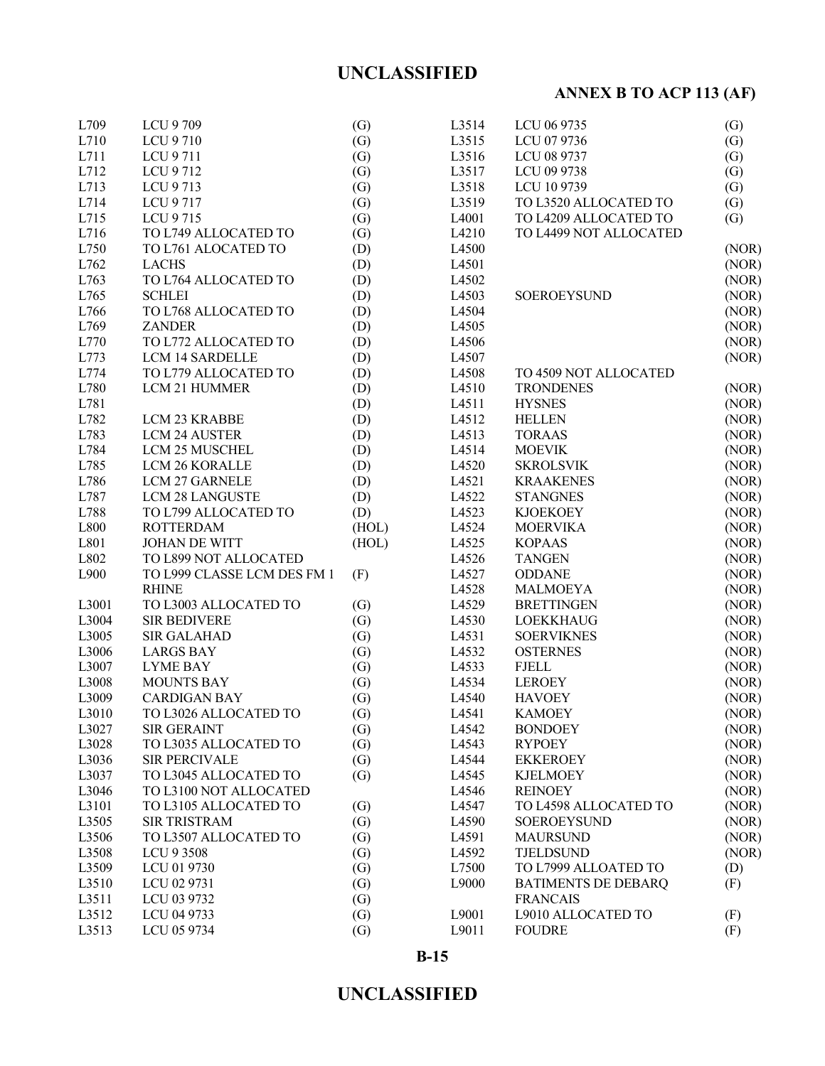| | | |
|---|---|---|
| L709 | LCU 9 709 | (G) |
| L710 | LCU 9 710 | (G) |
| L711 | LCU 9 711 | (G) |
| L712 | LCU 9 712 | (G) |
| L713 | LCU 9 713 | (G) |
| L714 | LCU 9 717 | (G) |
| L715 | LCU 9 715 | (G) |
| L716 | TO L749 ALLOCATED TO | (G) |
| L750 | TO L761 ALOCATED TO | (D) |
| L762 | LACHS | (D) |
| L763 | TO L764 ALLOCATED TO | (D) |
| L765 | SCHLEI | (D) |
| L766 | TO L768 ALLOCATED TO | (D) |
| L769 | ZANDER | (D) |
| L770 | TO L772 ALLOCATED TO | (D) |
| L773 | LCM 14 SARDELLE | (D) |
| L774 | TO L779 ALLOCATED TO | (D) |
| L780 | LCM 21 HUMMER | (D) |
| L781 | | (D) |
| L782 | LCM 23 KRABBE | (D) |
| L783 | LCM 24 AUSTER | (D) |
| L784 | LCM 25 MUSCHEL | (D) |
| L785 | LCM 26 KORALLE | (D) |
| L786 | LCM 27 GARNELE | (D) |
| L787 | LCM 28 LANGUSTE | (D) |
| L788 | TO L799 ALLOCATED TO | (D) |
| L800 | ROTTERDAM | (HOL) |
| L801 | JOHAN DE WITT | (HOL) |
| L802 | TO L899 NOT ALLOCATED | |
| L900 | TO L999 CLASSE LCM DES FM 1 RHINE | (F) |
| L3001 | TO L3003 ALLOCATED TO | (G) |
| L3004 | SIR BEDIVERE | (G) |
| L3005 | SIR GALAHAD | (G) |
| L3006 | LARGS BAY | (G) |
| L3007 | LYME BAY | (G) |
| L3008 | MOUNTS BAY | (G) |
| L3009 | CARDIGAN BAY | (G) |
| L3010 | TO L3026 ALLOCATED TO | (G) |
| L3027 | SIR GERAINT | (G) |
| L3028 | TO L3035 ALLOCATED TO | (G) |
| L3036 | SIR PERCIVALE | (G) |
| L3037 | TO L3045 ALLOCATED TO | (G) |
| L3046 | TO L3100 NOT ALLOCATED | |
| L3101 | TO L3105 ALLOCATED TO | (G) |
| L3505 | SIR TRISTRAM | (G) |
| L3506 | TO L3507 ALLOCATED TO | (G) |
| L3508 | LCU 9 3508 | (G) |
| L3509 | LCU 01 9730 | (G) |
| L3510 | LCU 02 9731 | (G) |
| L3511 | LCU 03 9732 | (G) |
| L3512 | LCU 04 9733 | (G) |
| L3513 | LCU 05 9734 | (G) |
| L3514 | LCU 06 9735 | (G) |
| L3515 | LCU 07 9736 | (G) |
| L3516 | LCU 08 9737 | (G) |
| L3517 | LCU 09 9738 | (G) |
| L3518 | LCU 10 9739 | (G) |
| L3519 | TO L3520 ALLOCATED TO | (G) |
| L4001 | TO L4209 ALLOCATED TO | (G) |
| L4210 | TO L4499 NOT ALLOCATED | |
| L4500 | | (NOR) |
| L4501 | | (NOR) |
| L4502 | | (NOR) |
| L4503 | SOEROEYSUND | (NOR) |
| L4504 | | (NOR) |
| L4505 | | (NOR) |
| L4506 | | (NOR) |
| L4507 | | (NOR) |
| L4508 | TO 4509 NOT ALLOCATED | |
| L4510 | TRONDENES | (NOR) |
| L4511 | HYSNES | (NOR) |
| L4512 | HELLEN | (NOR) |
| L4513 | TORAAS | (NOR) |
| L4514 | MOEVIK | (NOR) |
| L4520 | SKROLSVIK | (NOR) |
| L4521 | KRAAKENES | (NOR) |
| L4522 | STANGNES | (NOR) |
| L4523 | KJOEKOEY | (NOR) |
| L4524 | MOERVIKA | (NOR) |
| L4525 | KOPAAS | (NOR) |
| L4526 | TANGEN | (NOR) |
| L4527 | ODDANE | (NOR) |
| L4528 | MALMOEYA | (NOR) |
| L4529 | BRETTINGEN | (NOR) |
| L4530 | LOEKKHAUG | (NOR) |
| L4531 | SOERVIKNES | (NOR) |
| L4532 | OSTERNES | (NOR) |
| L4533 | FJELL | (NOR) |
| L4534 | LEROEY | (NOR) |
| L4540 | HAVOEY | (NOR) |
| L4541 | KAMOEY | (NOR) |
| L4542 | BONDOEY | (NOR) |
| L4543 | RYPOEY | (NOR) |
| L4544 | EKKEROEY | (NOR) |
| L4545 | KJELMOEY | (NOR) |
| L4546 | REINOEY | (NOR) |
| L4547 | TO L4598 ALLOCATED TO | (NOR) |
| L4590 | SOEROEYSUND | (NOR) |
| L4591 | MAURSUND | (NOR) |
| L4592 | TJELDSUND | (NOR) |
| L7500 | TO L7999 ALLOATED TO | (D) |
| L9000 | BATIMENTS DE DEBARQ FRANCAIS | (F) |
| L9001 | L9010 ALLOCATED TO | (F) |
| L9011 | FOUDRE | (F) |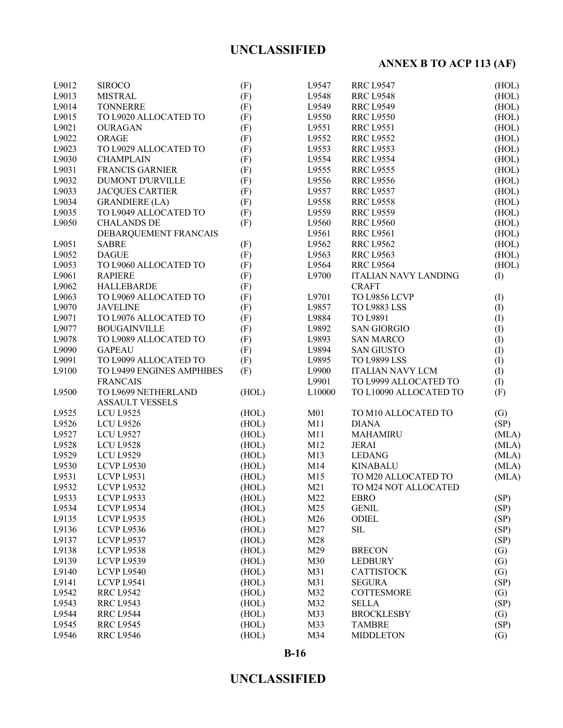| | | | | | |
|---|---|---|---|---|---|
| L9012 | SIROCO | (F) | L9547 | RRC L9547 | (HOL) |
| L9013 | MISTRAL | (F) | L9548 | RRC L9548 | (HOL) |
| L9014 | TONNERRE | (F) | L9549 | RRC L9549 | (HOL) |
| L9015 | TO L9020 ALLOCATED TO | (F) | L9550 | RRC L9550 | (HOL) |
| L9021 | OURAGAN | (F) | L9551 | RRC L9551 | (HOL) |
| L9022 | ORAGE | (F) | L9552 | RRC L9552 | (HOL) |
| L9023 | TO L9029 ALLOCATED TO | (F) | L9553 | RRC L9553 | (HOL) |
| L9030 | CHAMPLAIN | (F) | L9554 | RRC L9554 | (HOL) |
| L9031 | FRANCIS GARNIER | (F) | L9555 | RRC L9555 | (HOL) |
| L9032 | DUMONT D'URVILLE | (F) | L9556 | RRC L9556 | (HOL) |
| L9033 | JACQUES CARTIER | (F) | L9557 | RRC L9557 | (HOL) |
| L9034 | GRANDIERE (LA) | (F) | L9558 | RRC L9558 | (HOL) |
| L9035 | TO L9049 ALLOCATED TO | (F) | L9559 | RRC L9559 | (HOL) |
| L9050 | CHALANDS DE DEBARQUEMENT FRANCAIS | (F) | L9560 | RRC L9560 | (HOL) |
| | | | L9561 | RRC L9561 | (HOL) |
| L9051 | SABRE | (F) | L9562 | RRC L9562 | (HOL) |
| L9052 | DAGUE | (F) | L9563 | RRC L9563 | (HOL) |
| L9053 | TO L9060 ALLOCATED TO | (F) | L9564 | RRC L9564 | (HOL) |
| L9061 | RAPIERE | (F) | L9700 | ITALIAN NAVY LANDING CRAFT | (I) |
| L9062 | HALLEBARDE | (F) | | | |
| L9063 | TO L9069 ALLOCATED TO | (F) | L9701 | TO L9856 LCVP | (I) |
| L9070 | JAVELINE | (F) | L9857 | TO L9883 LSS | (I) |
| L9071 | TO L9076 ALLOCATED TO | (F) | L9884 | TO L9891 | (I) |
| L9077 | BOUGAINVILLE | (F) | L9892 | SAN GIORGIO | (I) |
| L9078 | TO L9089 ALLOCATED TO | (F) | L9893 | SAN MARCO | (I) |
| L9090 | GAPEAU | (F) | L9894 | SAN GIUSTO | (I) |
| L9091 | TO L9099 ALLOCATED TO | (F) | L9895 | TO L9899 LSS | (I) |
| L9100 | TO L9499 ENGINES AMPHIBES FRANCAIS | (F) | L9900 | ITALIAN NAVY LCM | (I) |
| | | | L9901 | TO L9999 ALLOCATED TO | (I) |
| L9500 | TO L9699 NETHERLAND ASSAULT VESSELS | (HOL) | L10000 | TO L10090 ALLOCATED TO | (F) |
| L9525 | LCU L9525 | (HOL) | M01 | TO M10 ALLOCATED TO | (G) |
| L9526 | LCU L9526 | (HOL) | M11 | DIANA | (SP) |
| L9527 | LCU L9527 | (HOL) | M11 | MAHAMIRU | (MLA) |
| L9528 | LCU L9528 | (HOL) | M12 | JERAI | (MLA) |
| L9529 | LCU L9529 | (HOL) | M13 | LEDANG | (MLA) |
| L9530 | LCVP L9530 | (HOL) | M14 | KINABALU | (MLA) |
| L9531 | LCVP L9531 | (HOL) | M15 | TO M20 ALLOCATED TO | (MLA) |
| L9532 | LCVP L9532 | (HOL) | M21 | TO M24 NOT ALLOCATED | |
| L9533 | LCVP L9533 | (HOL) | M22 | EBRO | (SP) |
| L9534 | LCVP L9534 | (HOL) | M25 | GENIL | (SP) |
| L9135 | LCVP L9535 | (HOL) | M26 | ODIEL | (SP) |
| L9136 | LCVP L9536 | (HOL) | M27 | SIL | (SP) |
| L9137 | LCVP L9537 | (HOL) | M28 | | (SP) |
| L9138 | LCVP L9538 | (HOL) | M29 | BRECON | (G) |
| L9139 | LCVP L9539 | (HOL) | M30 | LEDBURY | (G) |
| L9140 | LCVP L9540 | (HOL) | M31 | CATTISTOCK | (G) |
| L9141 | LCVP L9541 | (HOL) | M31 | SEGURA | (SP) |
| L9542 | RRC L9542 | (HOL) | M32 | COTTESMORE | (G) |
| L9543 | RRC L9543 | (HOL) | M32 | SELLA | (SP) |
| L9544 | RRC L9544 | (HOL) | M33 | BROCKLESBY | (G) |
| L9545 | RRC L9545 | (HOL) | M33 | TAMBRE | (SP) |
| L9546 | RRC L9546 | (HOL) | M34 | MIDDLETON | (G) |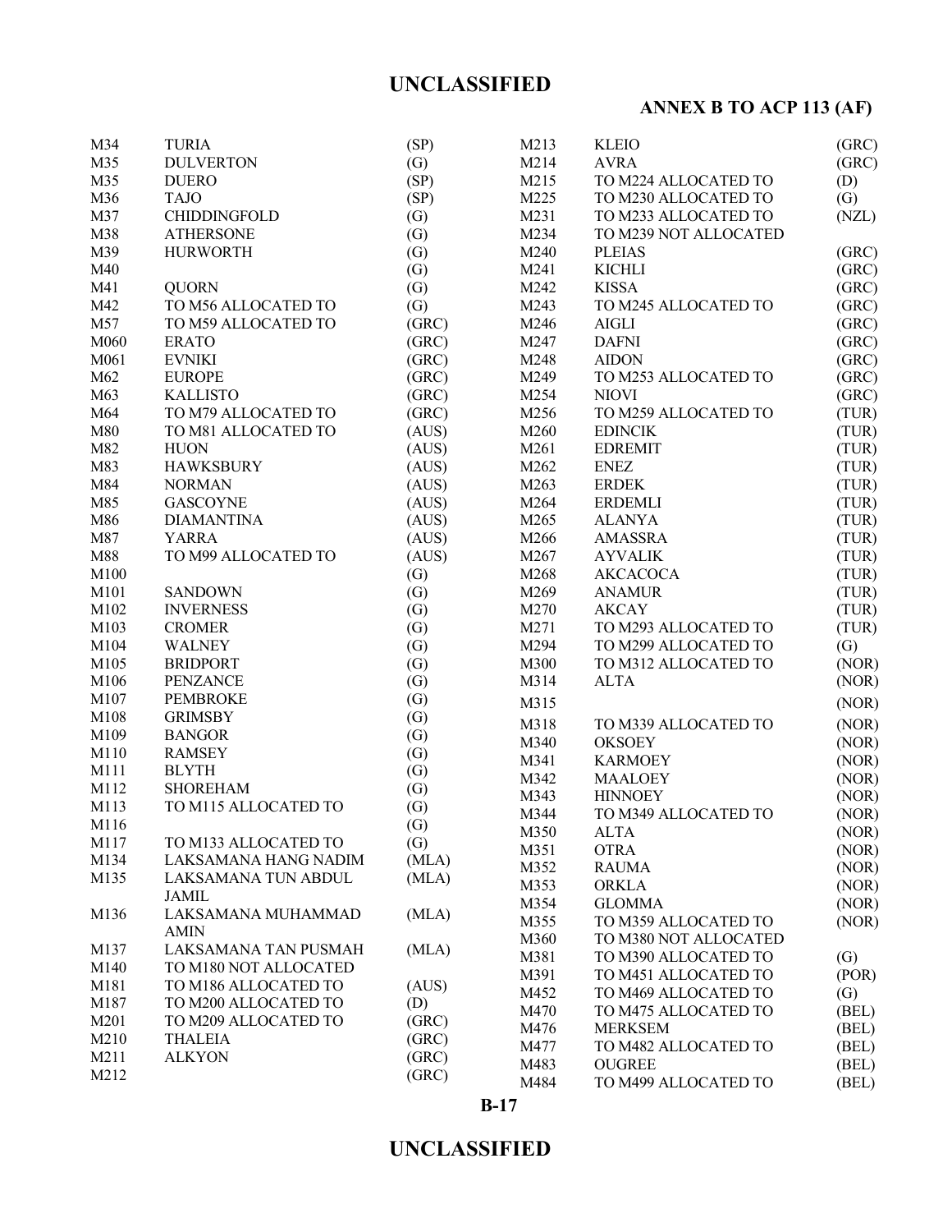| | | |
|---|---|---|
| M34 | TURIA | (SP) |
| M35 | DULVERTON | (G) |
| M35 | DUERO | (SP) |
| M36 | TAJO | (SP) |
| M37 | CHIDDINGFOLD | (G) |
| M38 | ATHERSONE | (G) |
| M39 | HURWORTH | (G) |
| M40 | | (G) |
| M41 | QUORN | (G) |
| M42 | TO M56 ALLOCATED TO | (G) |
| M57 | TO M59 ALLOCATED TO | (GRC) |
| M060 | ERATO | (GRC) |
| M061 | EVNIKI | (GRC) |
| M62 | EUROPE | (GRC) |
| M63 | KALLISTO | (GRC) |
| M64 | TO M79 ALLOCATED TO | (GRC) |
| M80 | TO M81 ALLOCATED TO | (AUS) |
| M82 | HUON | (AUS) |
| M83 | HAWKSBURY | (AUS) |
| M84 | NORMAN | (AUS) |
| M85 | GASCOYNE | (AUS) |
| M86 | DIAMANTINA | (AUS) |
| M87 | YARRA | (AUS) |
| M88 | TO M99 ALLOCATED TO | (AUS) |
| M100 | | (G) |
| M101 | SANDOWN | (G) |
| M102 | INVERNESS | (G) |
| M103 | CROMER | (G) |
| M104 | WALNEY | (G) |
| M105 | BRIDPORT | (G) |
| M106 | PENZANCE | (G) |
| M107 | PEMBROKE | (G) |
| M108 | GRIMSBY | (G) |
| M109 | BANGOR | (G) |
| M110 | RAMSEY | (G) |
| M111 | BLYTH | (G) |
| M112 | SHOREHAM | (G) |
| M113 | TO M115 ALLOCATED TO | (G) |
| M116 | | (G) |
| M117 | TO M133 ALLOCATED TO | (G) |
| M134 | LAKSAMANA HANG NADIM | (MLA) |
| M135 | LAKSAMANA TUN ABDUL JAMIL | (MLA) |
| M136 | LAKSAMANA MUHAMMAD AMIN | (MLA) |
| M137 | LAKSAMANA TAN PUSMAH | (MLA) |
| M140 | TO M180 NOT ALLOCATED | |
| M181 | TO M186 ALLOCATED TO | (AUS) |
| M187 | TO M200 ALLOCATED TO | (D) |
| M201 | TO M209 ALLOCATED TO | (GRC) |
| M210 | THALEIA | (GRC) |
| M211 | ALKYON | (GRC) |
| M212 | | (GRC) |
| M213 | KLEIO | (GRC) |
| M214 | AVRA | (GRC) |
| M215 | TO M224 ALLOCATED TO | (D) |
| M225 | TO M230 ALLOCATED TO | (G) |
| M231 | TO M233 ALLOCATED TO | (NZL) |
| M234 | TO M239 NOT ALLOCATED | |
| M240 | PLEIAS | (GRC) |
| M241 | KICHLI | (GRC) |
| M242 | KISSA | (GRC) |
| M243 | TO M245 ALLOCATED TO | (GRC) |
| M246 | AIGLI | (GRC) |
| M247 | DAFNI | (GRC) |
| M248 | AIDON | (GRC) |
| M249 | TO M253 ALLOCATED TO | (GRC) |
| M254 | NIOVI | (GRC) |
| M256 | TO M259 ALLOCATED TO | (TUR) |
| M260 | EDINCIK | (TUR) |
| M261 | EDREMIT | (TUR) |
| M262 | ENEZ | (TUR) |
| M263 | ERDEK | (TUR) |
| M264 | ERDEMLI | (TUR) |
| M265 | ALANYA | (TUR) |
| M266 | AMASSRA | (TUR) |
| M267 | AYVALIK | (TUR) |
| M268 | AKCACOCA | (TUR) |
| M269 | ANAMUR | (TUR) |
| M270 | AKCAY | (TUR) |
| M271 | TO M293 ALLOCATED TO | (TUR) |
| M294 | TO M299 ALLOCATED TO | (G) |
| M300 | TO M312 ALLOCATED TO | (NOR) |
| M314 | ALTA | (NOR) |
| M315 | | (NOR) |
| M318 | TO M339 ALLOCATED TO | (NOR) |
| M340 | OKSOEY | (NOR) |
| M341 | KARMOEY | (NOR) |
| M342 | MAALOEY | (NOR) |
| M343 | HINNOEY | (NOR) |
| M344 | TO M349 ALLOCATED TO | (NOR) |
| M350 | ALTA | (NOR) |
| M351 | OTRA | (NOR) |
| M352 | RAUMA | (NOR) |
| M353 | ORKLA | (NOR) |
| M354 | GLOMMA | (NOR) |
| M355 | TO M359 ALLOCATED TO | (NOR) |
| M360 | TO M380 NOT ALLOCATED | |
| M381 | TO M390 ALLOCATED TO | (G) |
| M391 | TO M451 ALLOCATED TO | (POR) |
| M452 | TO M469 ALLOCATED TO | (G) |
| M470 | TO M475 ALLOCATED TO | (BEL) |
| M476 | MERKSEM | (BEL) |
| M477 | TO M482 ALLOCATED TO | (BEL) |
| M483 | OUGREE | (BEL) |
| M484 | TO M499 ALLOCATED TO | (BEL) |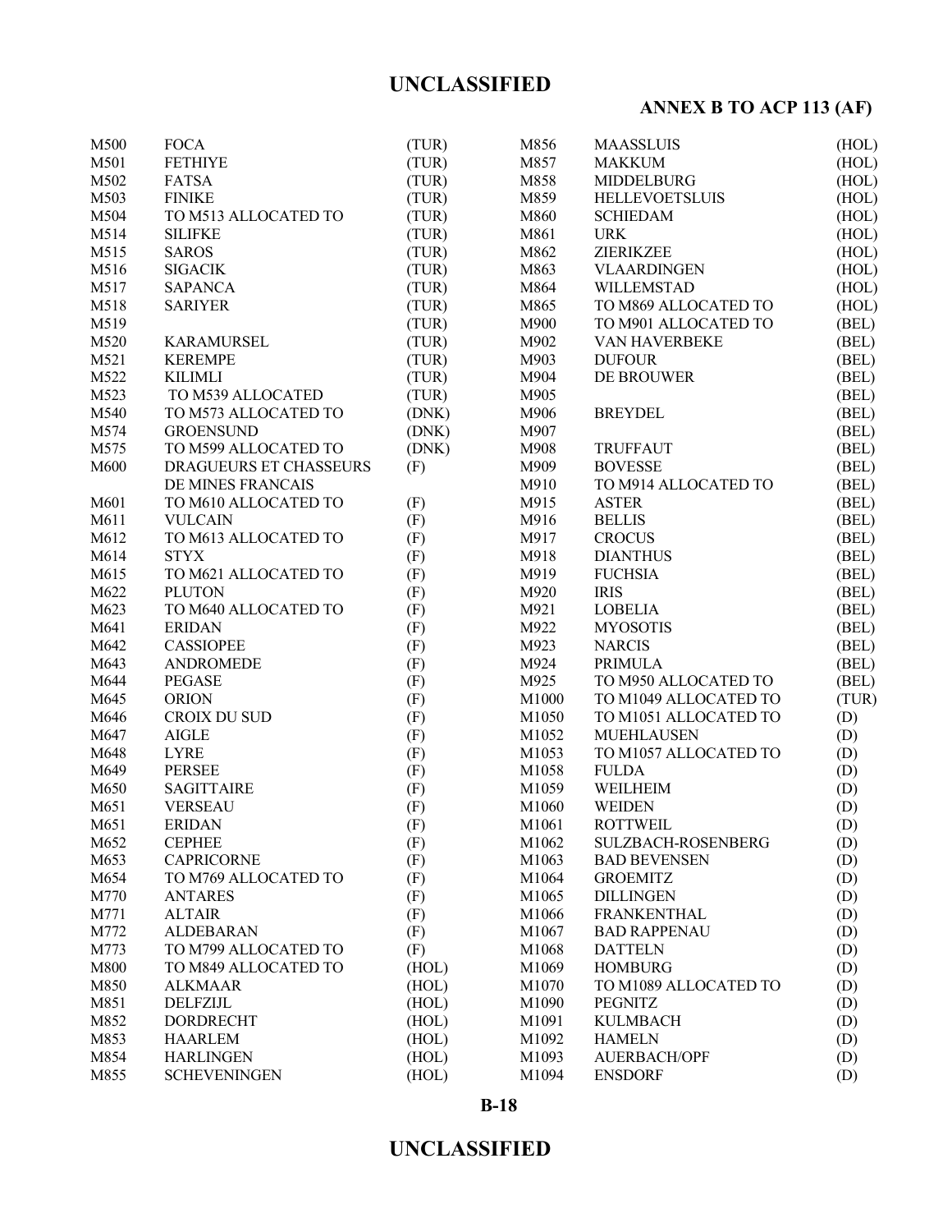| | | | | | |
|---|---|---|---|---|---|
| M500 | FOCA | (TUR) | M856 | MAASSLUIS | (HOL) |
| M501 | FETHIYE | (TUR) | M857 | MAKKUM | (HOL) |
| M502 | FATSA | (TUR) | M858 | MIDDELBURG | (HOL) |
| M503 | FINIKE | (TUR) | M859 | HELLEVOETSLUIS | (HOL) |
| M504 | TO M513 ALLOCATED TO | (TUR) | M860 | SCHIEDAM | (HOL) |
| M514 | SILIFKE | (TUR) | M861 | URK | (HOL) |
| M515 | SAROS | (TUR) | M862 | ZIERIKZEE | (HOL) |
| M516 | SIGACIK | (TUR) | M863 | VLAARDINGEN | (HOL) |
| M517 | SAPANCA | (TUR) | M864 | WILLEMSTAD | (HOL) |
| M518 | SARIYER | (TUR) | M865 | TO M869 ALLOCATED TO | (HOL) |
| M519 | | (TUR) | M900 | TO M901 ALLOCATED TO | (BEL) |
| M520 | KARAMURSEL | (TUR) | M902 | VAN HAVERBEKE | (BEL) |
| M521 | KEREMPE | (TUR) | M903 | DUFOUR | (BEL) |
| M522 | KILIMLI | (TUR) | M904 | DE BROUWER | (BEL) |
| M523 | TO M539 ALLOCATED | (TUR) | M905 | | (BEL) |
| M540 | TO M573 ALLOCATED TO | (DNK) | M906 | BREYDEL | (BEL) |
| M574 | GROENSUND | (DNK) | M907 | | (BEL) |
| M575 | TO M599 ALLOCATED TO | (DNK) | M908 | TRUFFAUT | (BEL) |
| M600 | DRAGUEURS ET CHASSEURS DE MINES FRANCAIS | (F) | M909 | BOVESSE | (BEL) |
| | | | M910 | TO M914 ALLOCATED TO | (BEL) |
| M601 | TO M610 ALLOCATED TO | (F) | M915 | ASTER | (BEL) |
| M611 | VULCAIN | (F) | M916 | BELLIS | (BEL) |
| M612 | TO M613 ALLOCATED TO | (F) | M917 | CROCUS | (BEL) |
| M614 | STYX | (F) | M918 | DIANTHUS | (BEL) |
| M615 | TO M621 ALLOCATED TO | (F) | M919 | FUCHSIA | (BEL) |
| M622 | PLUTON | (F) | M920 | IRIS | (BEL) |
| M623 | TO M640 ALLOCATED TO | (F) | M921 | LOBELIA | (BEL) |
| M641 | ERIDAN | (F) | M922 | MYOSOTIS | (BEL) |
| M642 | CASSIOPEE | (F) | M923 | NARCIS | (BEL) |
| M643 | ANDROMEDE | (F) | M924 | PRIMULA | (BEL) |
| M644 | PEGASE | (F) | M925 | TO M950 ALLOCATED TO | (BEL) |
| M645 | ORION | (F) | M1000 | TO M1049 ALLOCATED TO | (TUR) |
| M646 | CROIX DU SUD | (F) | M1050 | TO M1051 ALLOCATED TO | (D) |
| M647 | AIGLE | (F) | M1052 | MUEHLAUSEN | (D) |
| M648 | LYRE | (F) | M1053 | TO M1057 ALLOCATED TO | (D) |
| M649 | PERSEE | (F) | M1058 | FULDA | (D) |
| M650 | SAGITTAIRE | (F) | M1059 | WEILHEIM | (D) |
| M651 | VERSEAU | (F) | M1060 | WEIDEN | (D) |
| M651 | ERIDAN | (F) | M1061 | ROTTWEIL | (D) |
| M652 | CEPHEE | (F) | M1062 | SULZBACH-ROSENBERG | (D) |
| M653 | CAPRICORNE | (F) | M1063 | BAD BEVENSEN | (D) |
| M654 | TO M769 ALLOCATED TO | (F) | M1064 | GROEMITZ | (D) |
| M770 | ANTARES | (F) | M1065 | DILLINGEN | (D) |
| M771 | ALTAIR | (F) | M1066 | FRANKENTHAL | (D) |
| M772 | ALDEBARAN | (F) | M1067 | BAD RAPPENAU | (D) |
| M773 | TO M799 ALLOCATED TO | (F) | M1068 | DATTELN | (D) |
| M800 | TO M849 ALLOCATED TO | (HOL) | M1069 | HOMBURG | (D) |
| M850 | ALKMAAR | (HOL) | M1070 | TO M1089 ALLOCATED TO | (D) |
| M851 | DELFZIJL | (HOL) | M1090 | PEGNITZ | (D) |
| M852 | DORDRECHT | (HOL) | M1091 | KULMBACH | (D) |
| M853 | HAARLEM | (HOL) | M1092 | HAMELN | (D) |
| M854 | HARLINGEN | (HOL) | M1093 | AUERBACH/OPF | (D) |
| M855 | SCHEVENINGEN | (HOL) | M1094 | ENSDORF | (D) |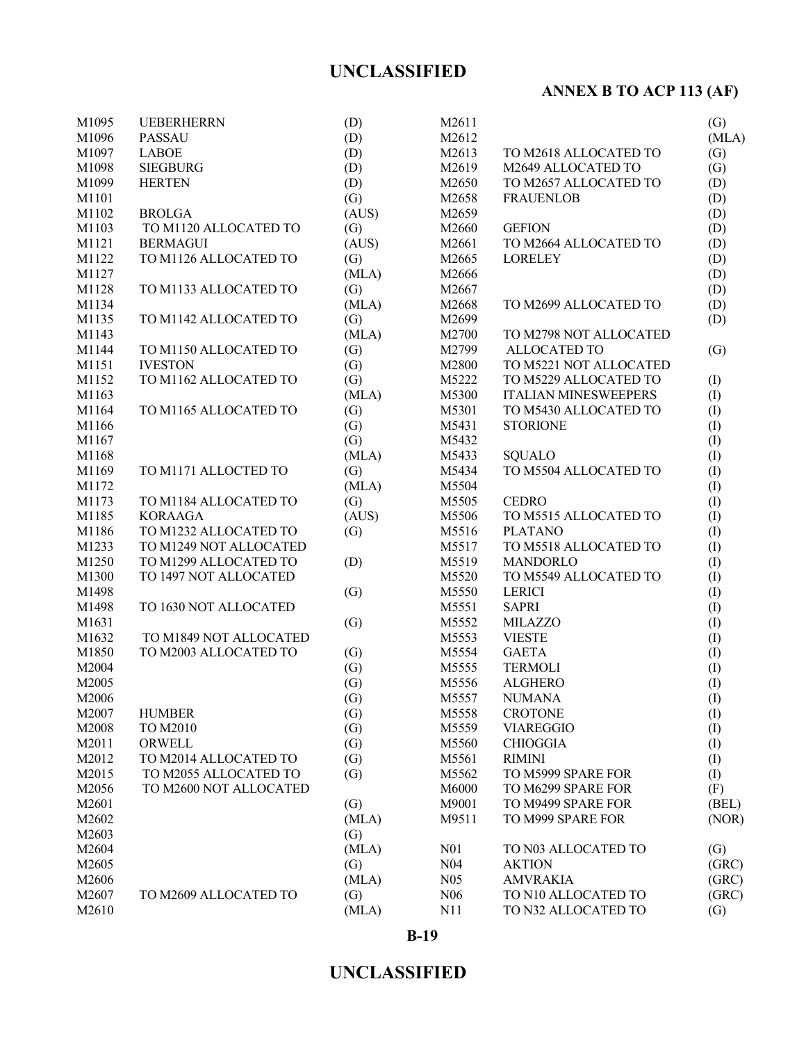| | | |
|---|---|---|
| M1095 | UEBERHERRN | (D) |
| M1096 | PASSAU | (D) |
| M1097 | LABOE | (D) |
| M1098 | SIEGBURG | (D) |
| M1099 | HERTEN | (D) |
| M1101 | | (G) |
| M1102 | BROLGA | (AUS) |
| M1103 | TO M1120 ALLOCATED TO | (G) |
| M1121 | BERMAGUI | (AUS) |
| M1122 | TO M1126 ALLOCATED TO | (G) |
| M1127 | | (MLA) |
| M1128 | TO M1133 ALLOCATED TO | (G) |
| M1134 | | (MLA) |
| M1135 | TO M1142 ALLOCATED TO | (G) |
| M1143 | | (MLA) |
| M1144 | TO M1150 ALLOCATED TO | (G) |
| M1151 | IVESTON | (G) |
| M1152 | TO M1162 ALLOCATED TO | (G) |
| M1163 | | (MLA) |
| M1164 | TO M1165 ALLOCATED TO | (G) |
| M1166 | | (G) |
| M1167 | | (G) |
| M1168 | | (MLA) |
| M1169 | TO M1171 ALLOCTED TO | (G) |
| M1172 | | (MLA) |
| M1173 | TO M1184 ALLOCATED TO | (G) |
| M1185 | KORAAGA | (AUS) |
| M1186 | TO M1232 ALLOCATED TO | (G) |
| M1233 | TO M1249 NOT ALLOCATED | |
| M1250 | TO M1299 ALLOCATED TO | (D) |
| M1300 | TO 1497 NOT ALLOCATED | |
| M1498 | | (G) |
| M1498 | TO 1630 NOT ALLOCATED | |
| M1631 | | (G) |
| M1632 | TO M1849 NOT ALLOCATED | |
| M1850 | TO M2003 ALLOCATED TO | (G) |
| M2004 | | (G) |
| M2005 | | (G) |
| M2006 | | (G) |
| M2007 | HUMBER | (G) |
| M2008 | TO M2010 | (G) |
| M2011 | ORWELL | (G) |
| M2012 | TO M2014 ALLOCATED TO | (G) |
| M2015 | TO M2055 ALLOCATED TO | (G) |
| M2056 | TO M2600 NOT ALLOCATED | |
| M2601 | | (G) |
| M2602 | | (MLA) |
| M2603 | | (G) |
| M2604 | | (MLA) |
| M2605 | | (G) |
| M2606 | | (MLA) |
| M2607 | TO M2609 ALLOCATED TO | (G) |
| M2610 | | (MLA) |
| M2611 | | (G) |
| M2612 | | (MLA) |
| M2613 | TO M2618 ALLOCATED TO | (G) |
| M2619 | M2649 ALLOCATED TO | (G) |
| M2650 | TO M2657 ALLOCATED TO | (D) |
| M2658 | FRAUENLOB | (D) |
| M2659 | | (D) |
| M2660 | GEFION | (D) |
| M2661 | TO M2664 ALLOCATED TO | (D) |
| M2665 | LORELEY | (D) |
| M2666 | | (D) |
| M2667 | | (D) |
| M2668 | TO M2699 ALLOCATED TO | (D) |
| M2699 | | (D) |
| M2700 | TO M2798 NOT ALLOCATED | |
| M2799 | ALLOCATED TO | (G) |
| M2800 | TO M5221 NOT ALLOCATED | |
| M5222 | TO M5229 ALLOCATED TO | (I) |
| M5300 | ITALIAN MINESWEEPERS | (I) |
| M5301 | TO M5430 ALLOCATED TO | (I) |
| M5431 | STORIONE | (I) |
| M5432 | | (I) |
| M5433 | SQUALO | (I) |
| M5434 | TO M5504 ALLOCATED TO | (I) |
| M5504 | | (I) |
| M5505 | CEDRO | (I) |
| M5506 | TO M5515 ALLOCATED TO | (I) |
| M5516 | PLATANO | (I) |
| M5517 | TO M5518 ALLOCATED TO | (I) |
| M5519 | MANDORLO | (I) |
| M5520 | TO M5549 ALLOCATED TO | (I) |
| M5550 | LERICI | (I) |
| M5551 | SAPRI | (I) |
| M5552 | MILAZZO | (I) |
| M5553 | VIESTE | (I) |
| M5554 | GAETA | (I) |
| M5555 | TERMOLI | (I) |
| M5556 | ALGHERO | (I) |
| M5557 | NUMANA | (I) |
| M5558 | CROTONE | (I) |
| M5559 | VIAREGGIO | (I) |
| M5560 | CHIOGGIA | (I) |
| M5561 | RIMINI | (I) |
| M5562 | TO M5999 SPARE FOR | (I) |
| M6000 | TO M6299 SPARE FOR | (F) |
| M9001 | TO M9499 SPARE FOR | (BEL) |
| M9511 | TO M999 SPARE FOR | (NOR) |
| N01 | TO N03 ALLOCATED TO | (G) |
| N04 | AKTION | (GRC) |
| N05 | AMVRAKIA | (GRC) |
| N06 | TO N10 ALLOCATED TO | (GRC) |
| N11 | TO N32 ALLOCATED TO | (G) |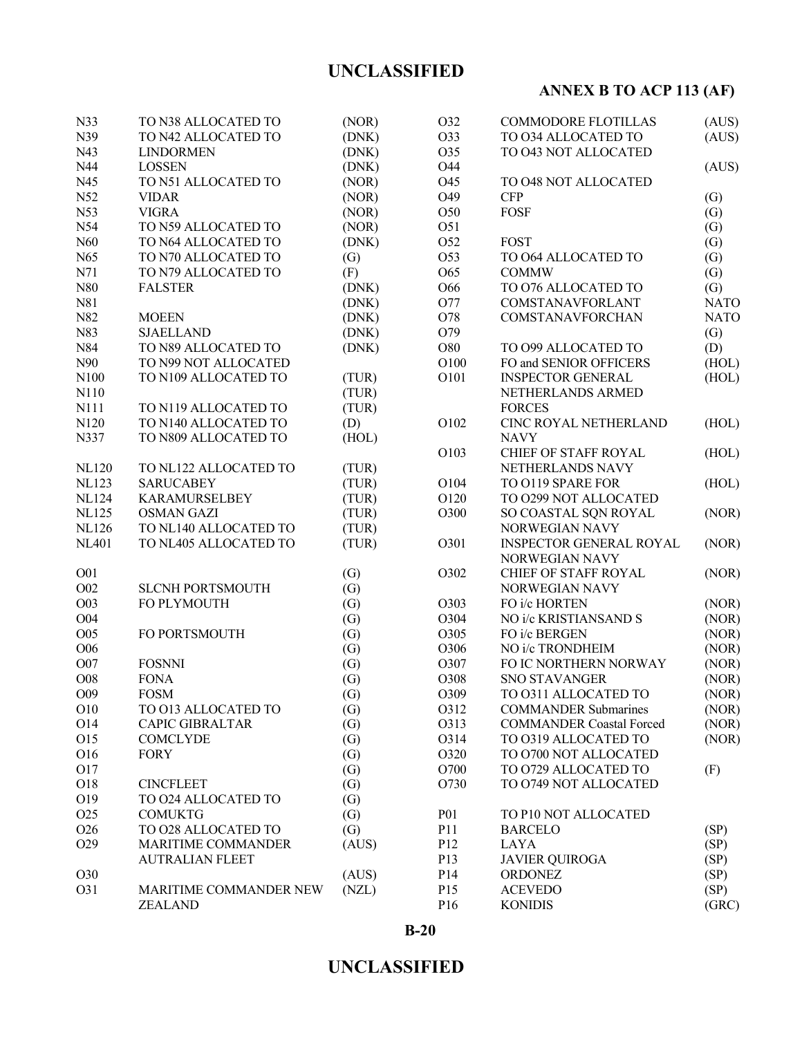| | | |
|---|---|---|
| N33 | TO N38 ALLOCATED TO | (NOR) |
| N39 | TO N42 ALLOCATED TO | (DNK) |
| N43 | LINDORMEN | (DNK) |
| N44 | LOSSEN | (DNK) |
| N45 | TO N51 ALLOCATED TO | (NOR) |
| N52 | VIDAR | (NOR) |
| N53 | VIGRA | (NOR) |
| N54 | TO N59 ALLOCATED TO | (NOR) |
| N60 | TO N64 ALLOCATED TO | (DNK) |
| N65 | TO N70 ALLOCATED TO | (G) |
| N71 | TO N79 ALLOCATED TO | (F) |
| N80 | FALSTER | (DNK) |
| N81 | | (DNK) |
| N82 | MOEEN | (DNK) |
| N83 | SJAELLAND | (DNK) |
| N84 | TO N89 ALLOCATED TO | (DNK) |
| N90 | TO N99 NOT ALLOCATED | |
| N100 | TO N109 ALLOCATED TO | (TUR) |
| N110 | | (TUR) |
| N111 | TO N119 ALLOCATED TO | (TUR) |
| N120 | TO N140 ALLOCATED TO | (D) |
| N337 | TO N809 ALLOCATED TO | (HOL) |
| NL120 | TO NL122 ALLOCATED TO | (TUR) |
| NL123 | SARUCABEY | (TUR) |
| NL124 | KARAMURSELBEY | (TUR) |
| NL125 | OSMAN GAZI | (TUR) |
| NL126 | TO NL140 ALLOCATED TO | (TUR) |
| NL401 | TO NL405 ALLOCATED TO | (TUR) |
| O01 | | (G) |
| O02 | SLCNH PORTSMOUTH | (G) |
| O03 | FO PLYMOUTH | (G) |
| O04 | | (G) |
| O05 | FO PORTSMOUTH | (G) |
| O06 | | (G) |
| O07 | FOSNNI | (G) |
| O08 | FONA | (G) |
| O09 | FOSM | (G) |
| O10 | TO O13 ALLOCATED TO | (G) |
| O14 | CAPIC GIBRALTAR | (G) |
| O15 | COMCLYDE | (G) |
| O16 | FORY | (G) |
| O17 | | (G) |
| O18 | CINCFLEET | (G) |
| O19 | TO O24 ALLOCATED TO | (G) |
| O25 | COMUKTG | (G) |
| O26 | TO O28 ALLOCATED TO | (G) |
| O29 | MARITIME COMMANDER AUTRALIAN FLEET | (AUS) |
| O30 | | (AUS) |
| O31 | MARITIME COMMANDER NEW ZEALAND | (NZL) |
| O32 | COMMODORE FLOTILLAS | (AUS) |
| O33 | TO O34 ALLOCATED TO | (AUS) |
| O35 | TO O43 NOT ALLOCATED | |
| O44 | | (AUS) |
| O45 | TO O48 NOT ALLOCATED | |
| O49 | CFP | (G) |
| O50 | FOSF | (G) |
| O51 | | (G) |
| O52 | FOST | (G) |
| O53 | TO O64 ALLOCATED TO | (G) |
| O65 | COMMW | (G) |
| O66 | TO O76 ALLOCATED TO | (G) |
| O77 | COMSTANAVFORLANT | NATO |
| O78 | COMSTANAVFORCHAN | NATO |
| O79 | | (G) |
| O80 | TO O99 ALLOCATED TO | (D) |
| O100 | FO and SENIOR OFFICERS | (HOL) |
| O101 | INSPECTOR GENERAL NETHERLANDS ARMED FORCES | (HOL) |
| O102 | CINC ROYAL NETHERLAND NAVY | (HOL) |
| O103 | CHIEF OF STAFF ROYAL NETHERLANDS NAVY | (HOL) |
| O104 | TO O119 SPARE FOR | (HOL) |
| O120 | TO O299 NOT ALLOCATED | |
| O300 | SO COASTAL SQN ROYAL NORWEGIAN NAVY | (NOR) |
| O301 | INSPECTOR GENERAL ROYAL NORWEGIAN NAVY | (NOR) |
| O302 | CHIEF OF STAFF ROYAL NORWEGIAN NAVY | (NOR) |
| O303 | FO i/c HORTEN | (NOR) |
| O304 | NO i/c KRISTIANSAND S | (NOR) |
| O305 | FO i/c BERGEN | (NOR) |
| O306 | NO i/c TRONDHEIM | (NOR) |
| O307 | FO IC NORTHERN NORWAY | (NOR) |
| O308 | SNO STAVANGER | (NOR) |
| O309 | TO O311 ALLOCATED TO | (NOR) |
| O312 | COMMANDER Submarines | (NOR) |
| O313 | COMMANDER Coastal Forced | (NOR) |
| O314 | TO O319 ALLOCATED TO | (NOR) |
| O320 | TO O700 NOT ALLOCATED | |
| O700 | TO O729 ALLOCATED TO | (F) |
| O730 | TO O749 NOT ALLOCATED | |
| P01 | TO P10 NOT ALLOCATED | |
| P11 | BARCELO | (SP) |
| P12 | LAYA | (SP) |
| P13 | JAVIER QUIROGA | (SP) |
| P14 | ORDONEZ | (SP) |
| P15 | ACEVEDO | (SP) |
| P16 | KONIDIS | (GRC) |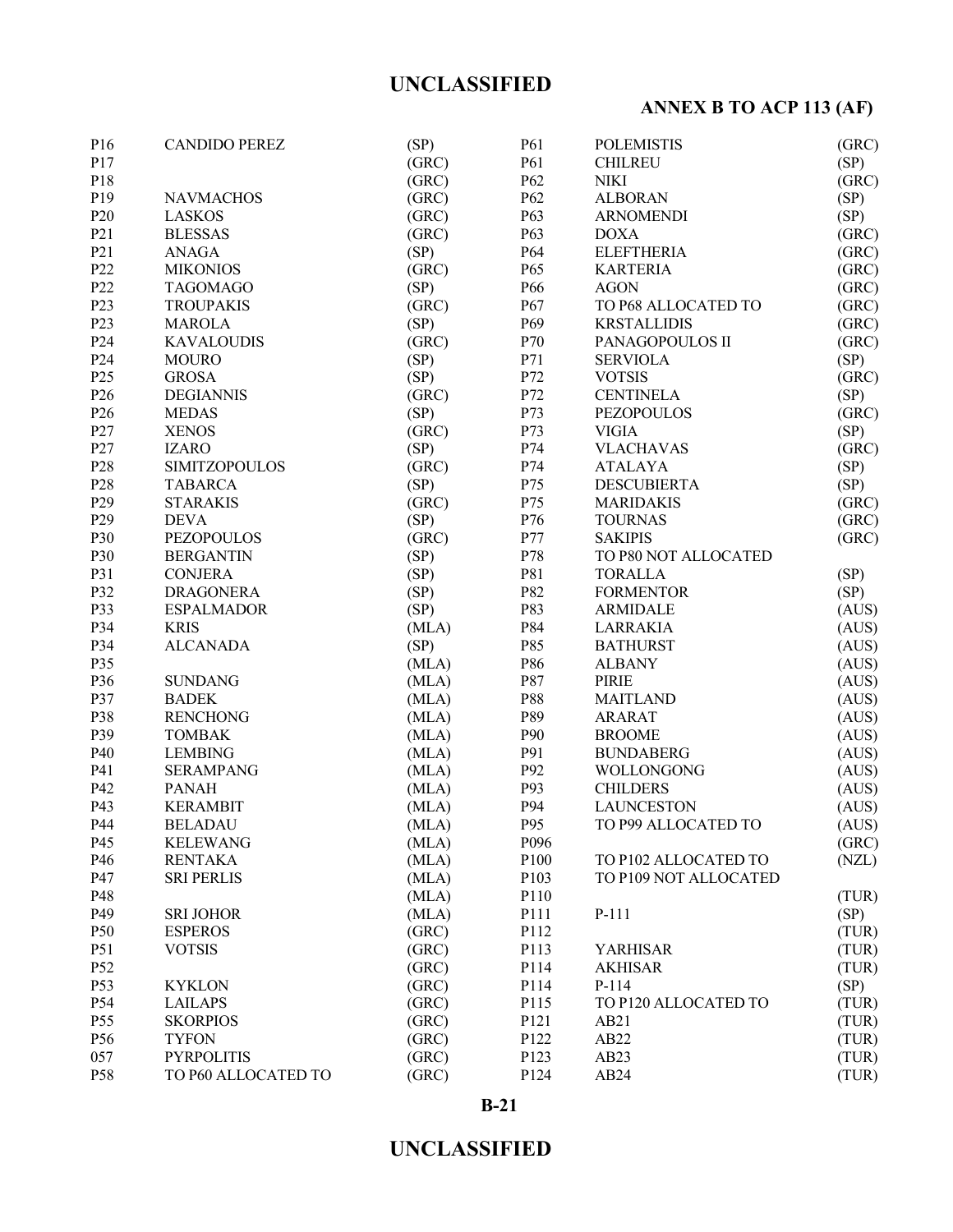| | | | | | |
|---|---|---|---|---|---|
| P16 | CANDIDO PEREZ | (SP) | P61 | POLEMISTIS | (GRC) |
| P17 | | (GRC) | P61 | CHILREU | (SP) |
| P18 | | (GRC) | P62 | NIKI | (GRC) |
| P19 | NAVMACHOS | (GRC) | P62 | ALBORAN | (SP) |
| P20 | LASKOS | (GRC) | P63 | ARNOMENDI | (SP) |
| P21 | BLESSAS | (GRC) | P63 | DOXA | (GRC) |
| P21 | ANAGA | (SP) | P64 | ELEFTHERIA | (GRC) |
| P22 | MIKONIOS | (GRC) | P65 | KARTERIA | (GRC) |
| P22 | TAGOMAGO | (SP) | P66 | AGON | (GRC) |
| P23 | TROUPAKIS | (GRC) | P67 | TO P68 ALLOCATED TO | (GRC) |
| P23 | MAROLA | (SP) | P69 | KRSTALLIDIS | (GRC) |
| P24 | KAVALOUDIS | (GRC) | P70 | PANAGOPOULOS II | (GRC) |
| P24 | MOURO | (SP) | P71 | SERVIOLA | (SP) |
| P25 | GROSA | (SP) | P72 | VOTSIS | (GRC) |
| P26 | DEGIANNIS | (GRC) | P72 | CENTINELA | (SP) |
| P26 | MEDAS | (SP) | P73 | PEZOPOULOS | (GRC) |
| P27 | XENOS | (GRC) | P73 | VIGIA | (SP) |
| P27 | IZARO | (SP) | P74 | VLACHAVAS | (GRC) |
| P28 | SIMITZOPOULOS | (GRC) | P74 | ATALAYA | (SP) |
| P28 | TABARCA | (SP) | P75 | DESCUBIERTA | (SP) |
| P29 | STARAKIS | (GRC) | P75 | MARIDAKIS | (GRC) |
| P29 | DEVA | (SP) | P76 | TOURNAS | (GRC) |
| P30 | PEZOPOULOS | (GRC) | P77 | SAKIPIS | (GRC) |
| P30 | BERGANTIN | (SP) | P78 | TO P80 NOT ALLOCATED | |
| P31 | CONJERA | (SP) | P81 | TORALLA | (SP) |
| P32 | DRAGONERA | (SP) | P82 | FORMENTOR | (SP) |
| P33 | ESPALMADOR | (SP) | P83 | ARMIDALE | (AUS) |
| P34 | KRIS | (MLA) | P84 | LARRAKIA | (AUS) |
| P34 | ALCANADA | (SP) | P85 | BATHURST | (AUS) |
| P35 | | (MLA) | P86 | ALBANY | (AUS) |
| P36 | SUNDANG | (MLA) | P87 | PIRIE | (AUS) |
| P37 | BADEK | (MLA) | P88 | MAITLAND | (AUS) |
| P38 | RENCHONG | (MLA) | P89 | ARARAT | (AUS) |
| P39 | TOMBAK | (MLA) | P90 | BROOME | (AUS) |
| P40 | LEMBING | (MLA) | P91 | BUNDABERG | (AUS) |
| P41 | SERAMPANG | (MLA) | P92 | WOLLONGONG | (AUS) |
| P42 | PANAH | (MLA) | P93 | CHILDERS | (AUS) |
| P43 | KERAMBIT | (MLA) | P94 | LAUNCESTON | (AUS) |
| P44 | BELADAU | (MLA) | P95 | TO P99 ALLOCATED TO | (AUS) |
| P45 | KELEWANG | (MLA) | P096 | | (GRC) |
| P46 | RENTAKA | (MLA) | P100 | TO P102 ALLOCATED TO | (NZL) |
| P47 | SRI PERLIS | (MLA) | P103 | TO P109 NOT ALLOCATED | |
| P48 | | (MLA) | P110 | | (TUR) |
| P49 | SRI JOHOR | (MLA) | P111 | P-111 | (SP) |
| P50 | ESPEROS | (GRC) | P112 | | (TUR) |
| P51 | VOTSIS | (GRC) | P113 | YARHISAR | (TUR) |
| P52 | | (GRC) | P114 | AKHISAR | (TUR) |
| P53 | KYKLON | (GRC) | P114 | P-114 | (SP) |
| P54 | LAILAPS | (GRC) | P115 | TO P120 ALLOCATED TO | (TUR) |
| P55 | SKORPIOS | (GRC) | P121 | AB21 | (TUR) |
| P56 | TYFON | (GRC) | P122 | AB22 | (TUR) |
| 057 | PYRPOLITIS | (GRC) | P123 | AB23 | (TUR) |
| P58 | TO P60 ALLOCATED TO | (GRC) | P124 | AB24 | (TUR) |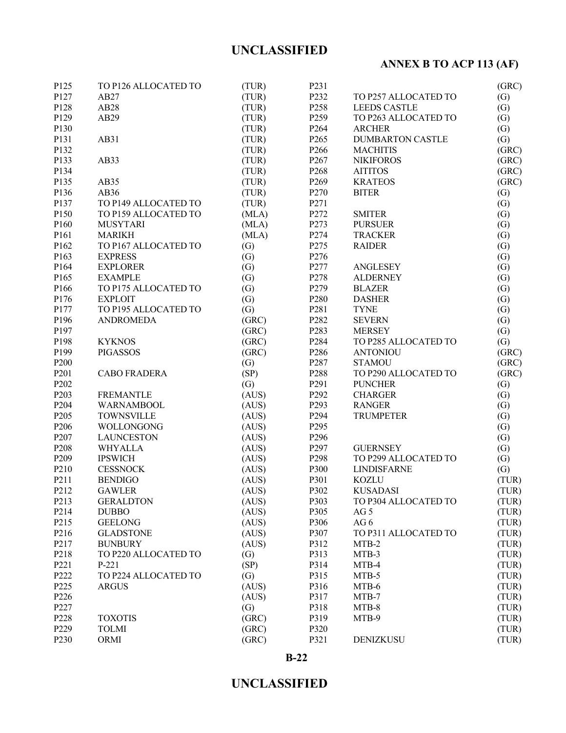| | | | | | |
|---|---|---|---|---|---|
| P125 | TO P126 ALLOCATED TO | (TUR) | P231 | | (GRC) |
| P127 | AB27 | (TUR) | P232 | TO P257 ALLOCATED TO | (G) |
| P128 | AB28 | (TUR) | P258 | LEEDS CASTLE | (G) |
| P129 | AB29 | (TUR) | P259 | TO P263 ALLOCATED TO | (G) |
| P130 | | (TUR) | P264 | ARCHER | (G) |
| P131 | AB31 | (TUR) | P265 | DUMBARTON CASTLE | (G) |
| P132 | | (TUR) | P266 | MACHITIS | (GRC) |
| P133 | AB33 | (TUR) | P267 | NIKIFOROS | (GRC) |
| P134 | | (TUR) | P268 | AITITOS | (GRC) |
| P135 | AB35 | (TUR) | P269 | KRATEOS | (GRC) |
| P136 | AB36 | (TUR) | P270 | BITER | (G) |
| P137 | TO P149 ALLOCATED TO | (TUR) | P271 | | (G) |
| P150 | TO P159 ALLOCATED TO | (MLA) | P272 | SMITER | (G) |
| P160 | MUSYTARI | (MLA) | P273 | PURSUER | (G) |
| P161 | MARIKH | (MLA) | P274 | TRACKER | (G) |
| P162 | TO P167 ALLOCATED TO | (G) | P275 | RAIDER | (G) |
| P163 | EXPRESS | (G) | P276 | | (G) |
| P164 | EXPLORER | (G) | P277 | ANGLESEY | (G) |
| P165 | EXAMPLE | (G) | P278 | ALDERNEY | (G) |
| P166 | TO P175 ALLOCATED TO | (G) | P279 | BLAZER | (G) |
| P176 | EXPLOIT | (G) | P280 | DASHER | (G) |
| P177 | TO P195 ALLOCATED TO | (G) | P281 | TYNE | (G) |
| P196 | ANDROMEDA | (GRC) | P282 | SEVERN | (G) |
| P197 | | (GRC) | P283 | MERSEY | (G) |
| P198 | KYKNOS | (GRC) | P284 | TO P285 ALLOCATED TO | (G) |
| P199 | PIGASSOS | (GRC) | P286 | ANTONIOU | (GRC) |
| P200 | | (G) | P287 | STAMOU | (GRC) |
| P201 | CABO FRADERA | (SP) | P288 | TO P290 ALLOCATED TO | (GRC) |
| P202 | | (G) | P291 | PUNCHER | (G) |
| P203 | FREMANTLE | (AUS) | P292 | CHARGER | (G) |
| P204 | WARNAMBOOL | (AUS) | P293 | RANGER | (G) |
| P205 | TOWNSVILLE | (AUS) | P294 | TRUMPETER | (G) |
| P206 | WOLLONGONG | (AUS) | P295 | | (G) |
| P207 | LAUNCESTON | (AUS) | P296 | | (G) |
| P208 | WHYALLA | (AUS) | P297 | GUERNSEY | (G) |
| P209 | IPSWICH | (AUS) | P298 | TO P299 ALLOCATED TO | (G) |
| P210 | CESSNOCK | (AUS) | P300 | LINDISFARNE | (G) |
| P211 | BENDIGO | (AUS) | P301 | KOZLU | (TUR) |
| P212 | GAWLER | (AUS) | P302 | KUSADASI | (TUR) |
| P213 | GERALDTON | (AUS) | P303 | TO P304 ALLOCATED TO | (TUR) |
| P214 | DUBBO | (AUS) | P305 | AG 5 | (TUR) |
| P215 | GEELONG | (AUS) | P306 | AG 6 | (TUR) |
| P216 | GLADSTONE | (AUS) | P307 | TO P311 ALLOCATED TO | (TUR) |
| P217 | BUNBURY | (AUS) | P312 | MTB-2 | (TUR) |
| P218 | TO P220 ALLOCATED TO | (G) | P313 | MTB-3 | (TUR) |
| P221 | P-221 | (SP) | P314 | MTB-4 | (TUR) |
| P222 | TO P224 ALLOCATED TO | (G) | P315 | MTB-5 | (TUR) |
| P225 | ARGUS | (AUS) | P316 | MTB-6 | (TUR) |
| P226 | | (AUS) | P317 | MTB-7 | (TUR) |
| P227 | | (G) | P318 | MTB-8 | (TUR) |
| P228 | TOXOTIS | (GRC) | P319 | MTB-9 | (TUR) |
| P229 | TOLMI | (GRC) | P320 | | (TUR) |
| P230 | ORMI | (GRC) | P321 | DENIZKUSU | (TUR) |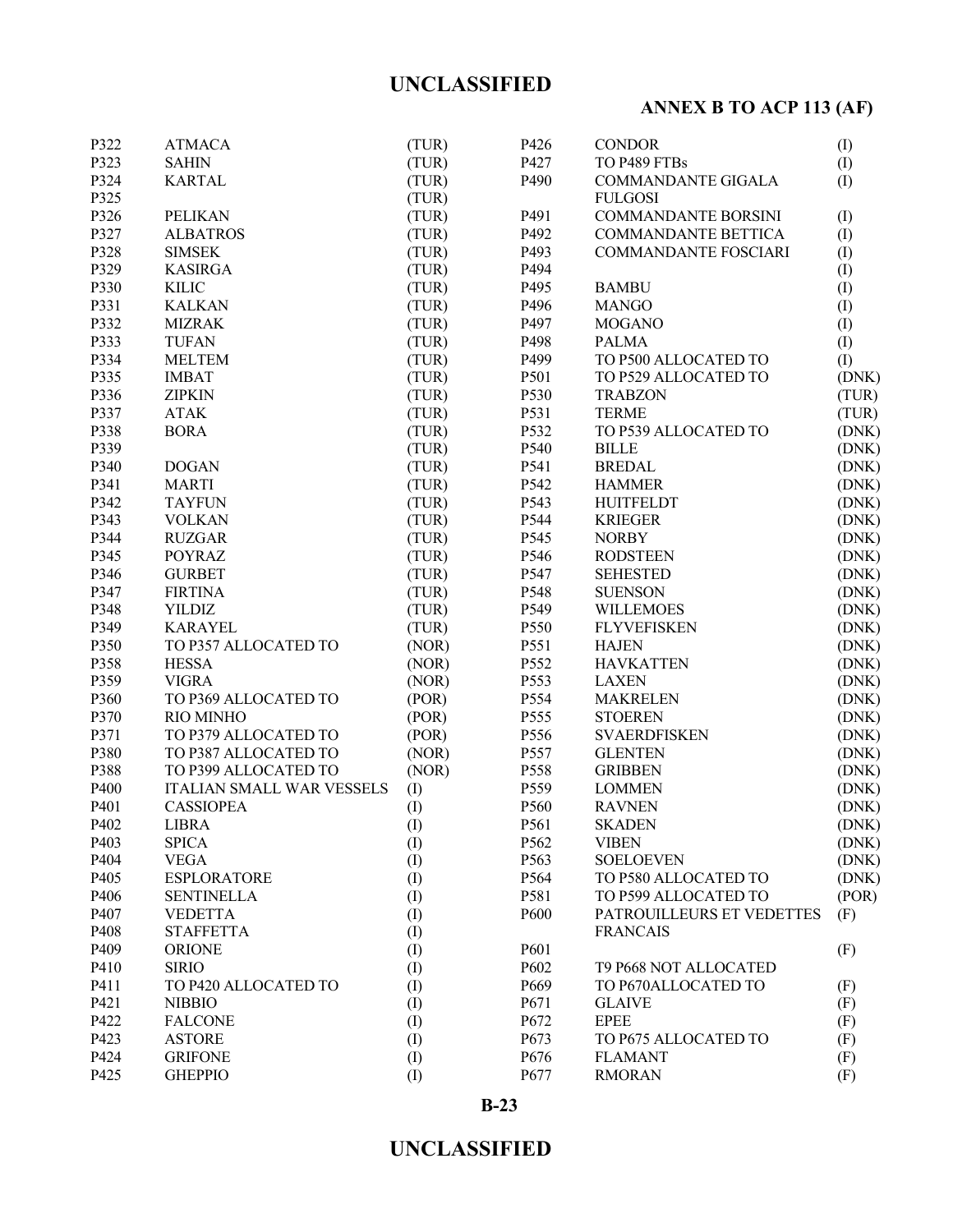| | | |
|---|---|---|
| P322 | ATMACA | (TUR) |
| P323 | SAHIN | (TUR) |
| P324 | KARTAL | (TUR) |
| P325 | | (TUR) |
| P326 | PELIKAN | (TUR) |
| P327 | ALBATROS | (TUR) |
| P328 | SIMSEK | (TUR) |
| P329 | KASIRGA | (TUR) |
| P330 | KILIC | (TUR) |
| P331 | KALKAN | (TUR) |
| P332 | MIZRAK | (TUR) |
| P333 | TUFAN | (TUR) |
| P334 | MELTEM | (TUR) |
| P335 | IMBAT | (TUR) |
| P336 | ZIPKIN | (TUR) |
| P337 | ATAK | (TUR) |
| P338 | BORA | (TUR) |
| P339 | | (TUR) |
| P340 | DOGAN | (TUR) |
| P341 | MARTI | (TUR) |
| P342 | TAYFUN | (TUR) |
| P343 | VOLKAN | (TUR) |
| P344 | RUZGAR | (TUR) |
| P345 | POYRAZ | (TUR) |
| P346 | GURBET | (TUR) |
| P347 | FIRTINA | (TUR) |
| P348 | YILDIZ | (TUR) |
| P349 | KARAYEL | (TUR) |
| P350 | TO P357 ALLOCATED TO | (NOR) |
| P358 | HESSA | (NOR) |
| P359 | VIGRA | (NOR) |
| P360 | TO P369 ALLOCATED TO | (POR) |
| P370 | RIO MINHO | (POR) |
| P371 | TO P379 ALLOCATED TO | (POR) |
| P380 | TO P387 ALLOCATED TO | (NOR) |
| P388 | TO P399 ALLOCATED TO | (NOR) |
| P400 | ITALIAN SMALL WAR VESSELS | (I) |
| P401 | CASSIOPEA | (I) |
| P402 | LIBRA | (I) |
| P403 | SPICA | (I) |
| P404 | VEGA | (I) |
| P405 | ESPLORATORE | (I) |
| P406 | SENTINELLA | (I) |
| P407 | VEDETTA | (I) |
| P408 | STAFFETTA | (I) |
| P409 | ORIONE | (I) |
| P410 | SIRIO | (I) |
| P411 | TO P420 ALLOCATED TO | (I) |
| P421 | NIBBIO | (I) |
| P422 | FALCONE | (I) |
| P423 | ASTORE | (I) |
| P424 | GRIFONE | (I) |
| P425 | GHEPPIO | (I) |
| P426 | CONDOR | (I) |
| P427 | TO P489 FTBs | (I) |
| P490 | COMMANDANTE GIGALA FULGOSI | (I) |
| P491 | COMMANDANTE BORSINI | (I) |
| P492 | COMMANDANTE BETTICA | (I) |
| P493 | COMMANDANTE FOSCIARI | (I) |
| P494 | | (I) |
| P495 | BAMBU | (I) |
| P496 | MANGO | (I) |
| P497 | MOGANO | (I) |
| P498 | PALMA | (I) |
| P499 | TO P500 ALLOCATED TO | (I) |
| P501 | TO P529 ALLOCATED TO | (DNK) |
| P530 | TRABZON | (TUR) |
| P531 | TERME | (TUR) |
| P532 | TO P539 ALLOCATED TO | (DNK) |
| P540 | BILLE | (DNK) |
| P541 | BREDAL | (DNK) |
| P542 | HAMMER | (DNK) |
| P543 | HUITFELDT | (DNK) |
| P544 | KRIEGER | (DNK) |
| P545 | NORBY | (DNK) |
| P546 | RODSTEEN | (DNK) |
| P547 | SEHESTED | (DNK) |
| P548 | SUENSON | (DNK) |
| P549 | WILLEMOES | (DNK) |
| P550 | FLYVEFISKEN | (DNK) |
| P551 | HAJEN | (DNK) |
| P552 | HAVKATTEN | (DNK) |
| P553 | LAXEN | (DNK) |
| P554 | MAKRELEN | (DNK) |
| P555 | STOEREN | (DNK) |
| P556 | SVAERDFISKEN | (DNK) |
| P557 | GLENTEN | (DNK) |
| P558 | GRIBBEN | (DNK) |
| P559 | LOMMEN | (DNK) |
| P560 | RAVNEN | (DNK) |
| P561 | SKADEN | (DNK) |
| P562 | VIBEN | (DNK) |
| P563 | SOELOEVEN | (DNK) |
| P564 | TO P580 ALLOCATED TO | (DNK) |
| P581 | TO P599 ALLOCATED TO | (POR) |
| P600 | PATROUILLEURS ET VEDETTES FRANCAIS | (F) |
| P601 | | (F) |
| P602 | T9 P668 NOT ALLOCATED | |
| P669 | TO P670ALLOCATED TO | (F) |
| P671 | GLAIVE | (F) |
| P672 | EPEE | (F) |
| P673 | TO P675 ALLOCATED TO | (F) |
| P676 | FLAMANT | (F) |
| P677 | RMORAN | (F) |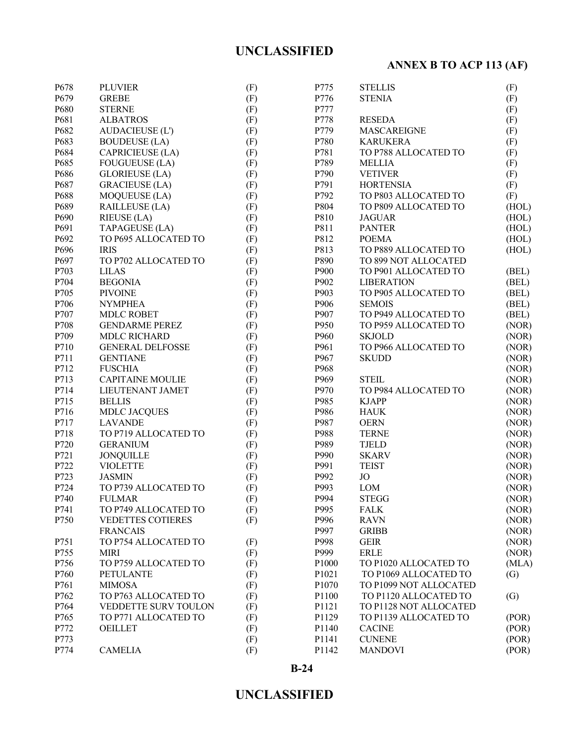**ANNEX B TO ACP 113 (AF)**

| | | |
|---|---|---|
| P678 | PLUVIER | (F) |
| P679 | GREBE | (F) |
| P680 | STERNE | (F) |
| P681 | ALBATROS | (F) |
| P682 | AUDACIEUSE (L') | (F) |
| P683 | BOUDEUSE (LA) | (F) |
| P684 | CAPRICIEUSE (LA) | (F) |
| P685 | FOUGUEUSE (LA) | (F) |
| P686 | GLORIEUSE (LA) | (F) |
| P687 | GRACIEUSE (LA) | (F) |
| P688 | MOQUEUSE (LA) | (F) |
| P689 | RAILLEUSE (LA) | (F) |
| P690 | RIEUSE (LA) | (F) |
| P691 | TAPAGEUSE (LA) | (F) |
| P692 | TO P695 ALLOCATED TO | (F) |
| P696 | IRIS | (F) |
| P697 | TO P702 ALLOCATED TO | (F) |
| P703 | LILAS | (F) |
| P704 | BEGONIA | (F) |
| P705 | PIVOINE | (F) |
| P706 | NYMPHEA | (F) |
| P707 | MDLC ROBET | (F) |
| P708 | GENDARME PEREZ | (F) |
| P709 | MDLC RICHARD | (F) |
| P710 | GENERAL DELFOSSE | (F) |
| P711 | GENTIANE | (F) |
| P712 | FUSCHIA | (F) |
| P713 | CAPITAINE MOULIE | (F) |
| P714 | LIEUTENANT JAMET | (F) |
| P715 | BELLIS | (F) |
| P716 | MDLC JACQUES | (F) |
| P717 | LAVANDE | (F) |
| P718 | TO P719 ALLOCATED TO | (F) |
| P720 | GERANIUM | (F) |
| P721 | JONQUILLE | (F) |
| P722 | VIOLETTE | (F) |
| P723 | JASMIN | (F) |
| P724 | TO P739 ALLOCATED TO | (F) |
| P740 | FULMAR | (F) |
| P741 | TO P749 ALLOCATED TO | (F) |
| P750 | VEDETTES COTIERES FRANCAIS | (F) |
| P751 | TO P754 ALLOCATED TO | (F) |
| P755 | MIRI | (F) |
| P756 | TO P759 ALLOCATED TO | (F) |
| P760 | PETULANTE | (F) |
| P761 | MIMOSA | (F) |
| P762 | TO P763 ALLOCATED TO | (F) |
| P764 | VEDDETTE SURV TOULON | (F) |
| P765 | TO P771 ALLOCATED TO | (F) |
| P772 | OEILLET | (F) |
| P773 | | (F) |
| P774 | CAMELIA | (F) |
| P775 | STELLIS | (F) |
| P776 | STENIA | (F) |
| P777 | | (F) |
| P778 | RESEDA | (F) |
| P779 | MASCAREIGNE | (F) |
| P780 | KARUKERA | (F) |
| P781 | TO P788 ALLOCATED TO | (F) |
| P789 | MELLIA | (F) |
| P790 | VETIVER | (F) |
| P791 | HORTENSIA | (F) |
| P792 | TO P803 ALLOCATED TO | (F) |
| P804 | TO P809 ALLOCATED TO | (HOL) |
| P810 | JAGUAR | (HOL) |
| P811 | PANTER | (HOL) |
| P812 | POEMA | (HOL) |
| P813 | TO P889 ALLOCATED TO | (HOL) |
| P890 | TO 899 NOT ALLOCATED | |
| P900 | TO P901 ALLOCATED TO | (BEL) |
| P902 | LIBERATION | (BEL) |
| P903 | TO P905 ALLOCATED TO | (BEL) |
| P906 | SEMOIS | (BEL) |
| P907 | TO P949 ALLOCATED TO | (BEL) |
| P950 | TO P959 ALLOCATED TO | (NOR) |
| P960 | SKJOLD | (NOR) |
| P961 | TO P966 ALLOCATED TO | (NOR) |
| P967 | SKUDD | (NOR) |
| P968 | | (NOR) |
| P969 | STEIL | (NOR) |
| P970 | TO P984 ALLOCATED TO | (NOR) |
| P985 | KJAPP | (NOR) |
| P986 | HAUK | (NOR) |
| P987 | OERN | (NOR) |
| P988 | TERNE | (NOR) |
| P989 | TJELD | (NOR) |
| P990 | SKARV | (NOR) |
| P991 | TEIST | (NOR) |
| P992 | JO | (NOR) |
| P993 | LOM | (NOR) |
| P994 | STEGG | (NOR) |
| P995 | FALK | (NOR) |
| P996 | RAVN | (NOR) |
| P997 | GRIBB | (NOR) |
| P998 | GEIR | (NOR) |
| P999 | ERLE | (NOR) |
| P1000 | TO P1020 ALLOCATED TO | (MLA) |
| P1021 | TO P1069 ALLOCATED TO | (G) |
| P1070 | TO P1099 NOT ALLOCATED | |
| P1100 | TO P1120 ALLOCATED TO | (G) |
| P1121 | TO P1128 NOT ALLOCATED | |
| P1129 | TO P1139 ALLOCATED TO | (POR) |
| P1140 | CACINE | (POR) |
| P1141 | CUNENE | (POR) |
| P1142 | MANDOVI | (POR) |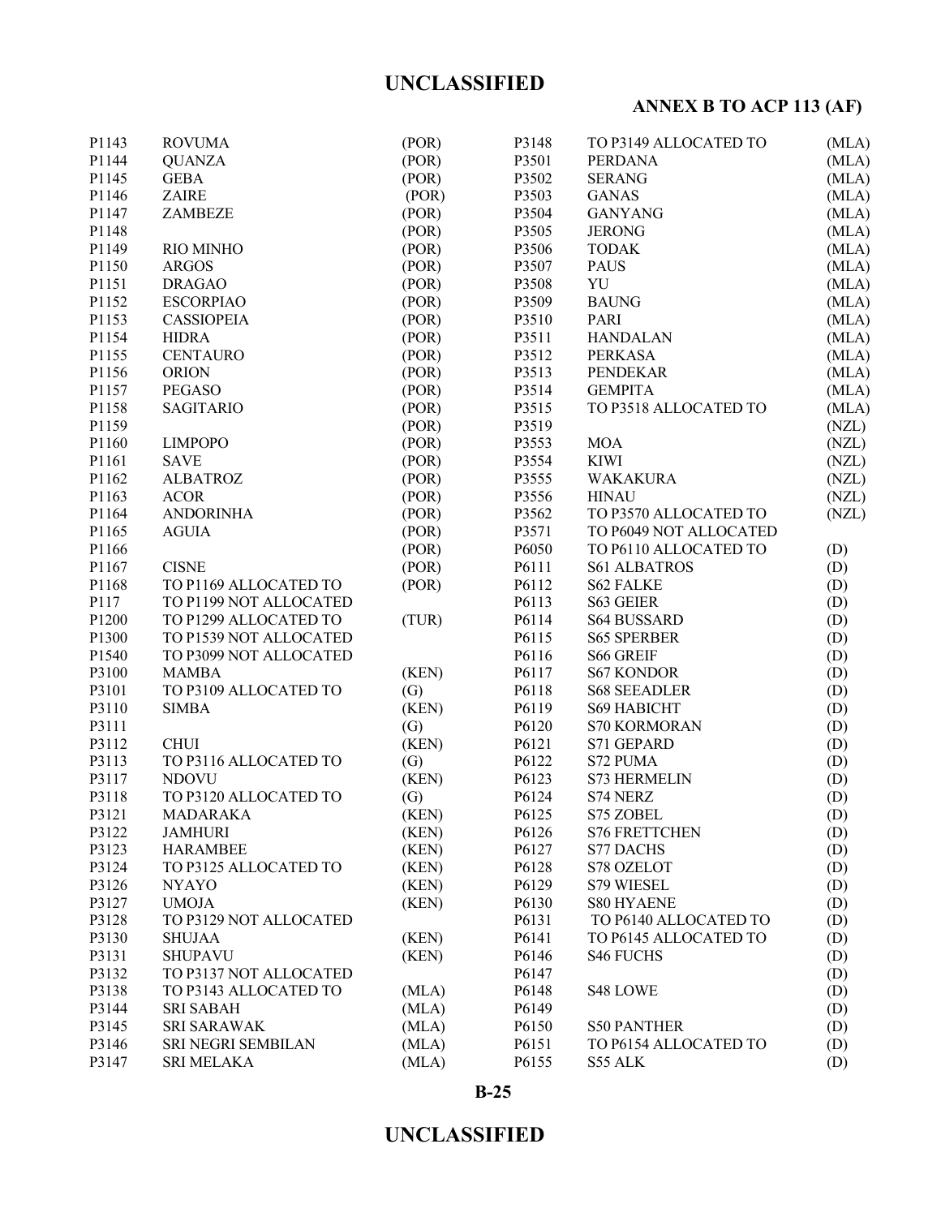| | | |
|---|---|---|
| P1143 | ROVUMA | (POR) |
| P1144 | QUANZA | (POR) |
| P1145 | GEBA | (POR) |
| P1146 | ZAIRE | (POR) |
| P1147 | ZAMBEZE | (POR) |
| P1148 | | (POR) |
| P1149 | RIO MINHO | (POR) |
| P1150 | ARGOS | (POR) |
| P1151 | DRAGAO | (POR) |
| P1152 | ESCORPIAO | (POR) |
| P1153 | CASSIOPEIA | (POR) |
| P1154 | HIDRA | (POR) |
| P1155 | CENTAURO | (POR) |
| P1156 | ORION | (POR) |
| P1157 | PEGASO | (POR) |
| P1158 | SAGITARIO | (POR) |
| P1159 | | (POR) |
| P1160 | LIMPOPO | (POR) |
| P1161 | SAVE | (POR) |
| P1162 | ALBATROZ | (POR) |
| P1163 | ACOR | (POR) |
| P1164 | ANDORINHA | (POR) |
| P1165 | AGUIA | (POR) |
| P1166 | | (POR) |
| P1167 | CISNE | (POR) |
| P1168 | TO P1169 ALLOCATED TO | (POR) |
| P117 | TO P1199 NOT ALLOCATED | |
| P1200 | TO P1299 ALLOCATED TO | (TUR) |
| P1300 | TO P1539 NOT ALLOCATED | |
| P1540 | TO P3099 NOT ALLOCATED | |
| P3100 | MAMBA | (KEN) |
| P3101 | TO P3109 ALLOCATED TO | (G) |
| P3110 | SIMBA | (KEN) |
| P3111 | | (G) |
| P3112 | CHUI | (KEN) |
| P3113 | TO P3116 ALLOCATED TO | (G) |
| P3117 | NDOVU | (KEN) |
| P3118 | TO P3120 ALLOCATED TO | (G) |
| P3121 | MADARAKA | (KEN) |
| P3122 | JAMHURI | (KEN) |
| P3123 | HARAMBEE | (KEN) |
| P3124 | TO P3125 ALLOCATED TO | (KEN) |
| P3126 | NYAYO | (KEN) |
| P3127 | UMOJA | (KEN) |
| P3128 | TO P3129 NOT ALLOCATED | |
| P3130 | SHUJAA | (KEN) |
| P3131 | SHUPAVU | (KEN) |
| P3132 | TO P3137 NOT ALLOCATED | |
| P3138 | TO P3143 ALLOCATED TO | (MLA) |
| P3144 | SRI SABAH | (MLA) |
| P3145 | SRI SARAWAK | (MLA) |
| P3146 | SRI NEGRI SEMBILAN | (MLA) |
| P3147 | SRI MELAKA | (MLA) |
| P3148 | TO P3149 ALLOCATED TO | (MLA) |
| P3501 | PERDANA | (MLA) |
| P3502 | SERANG | (MLA) |
| P3503 | GANAS | (MLA) |
| P3504 | GANYANG | (MLA) |
| P3505 | JERONG | (MLA) |
| P3506 | TODAK | (MLA) |
| P3507 | PAUS | (MLA) |
| P3508 | YU | (MLA) |
| P3509 | BAUNG | (MLA) |
| P3510 | PARI | (MLA) |
| P3511 | HANDALAN | (MLA) |
| P3512 | PERKASA | (MLA) |
| P3513 | PENDEKAR | (MLA) |
| P3514 | GEMPITA | (MLA) |
| P3515 | TO P3518 ALLOCATED TO | (MLA) |
| P3519 | | (NZL) |
| P3553 | MOA | (NZL) |
| P3554 | KIWI | (NZL) |
| P3555 | WAKAKURA | (NZL) |
| P3556 | HINAU | (NZL) |
| P3562 | TO P3570 ALLOCATED TO | (NZL) |
| P3571 | TO P6049 NOT ALLOCATED | |
| P6050 | TO P6110 ALLOCATED TO | (D) |
| P6111 | S61 ALBATROS | (D) |
| P6112 | S62 FALKE | (D) |
| P6113 | S63 GEIER | (D) |
| P6114 | S64 BUSSARD | (D) |
| P6115 | S65 SPERBER | (D) |
| P6116 | S66 GREIF | (D) |
| P6117 | S67 KONDOR | (D) |
| P6118 | S68 SEEADLER | (D) |
| P6119 | S69 HABICHT | (D) |
| P6120 | S70 KORMORAN | (D) |
| P6121 | S71 GEPARD | (D) |
| P6122 | S72 PUMA | (D) |
| P6123 | S73 HERMELIN | (D) |
| P6124 | S74 NERZ | (D) |
| P6125 | S75 ZOBEL | (D) |
| P6126 | S76 FRETTCHEN | (D) |
| P6127 | S77 DACHS | (D) |
| P6128 | S78 OZELOT | (D) |
| P6129 | S79 WIESEL | (D) |
| P6130 | S80 HYAENE | (D) |
| P6131 | TO P6140 ALLOCATED TO | (D) |
| P6141 | TO P6145 ALLOCATED TO | (D) |
| P6146 | S46 FUCHS | (D) |
| P6147 | | (D) |
| P6148 | S48 LOWE | (D) |
| P6149 | | (D) |
| P6150 | S50 PANTHER | (D) |
| P6151 | TO P6154 ALLOCATED TO | (D) |
| P6155 | S55 ALK | (D) |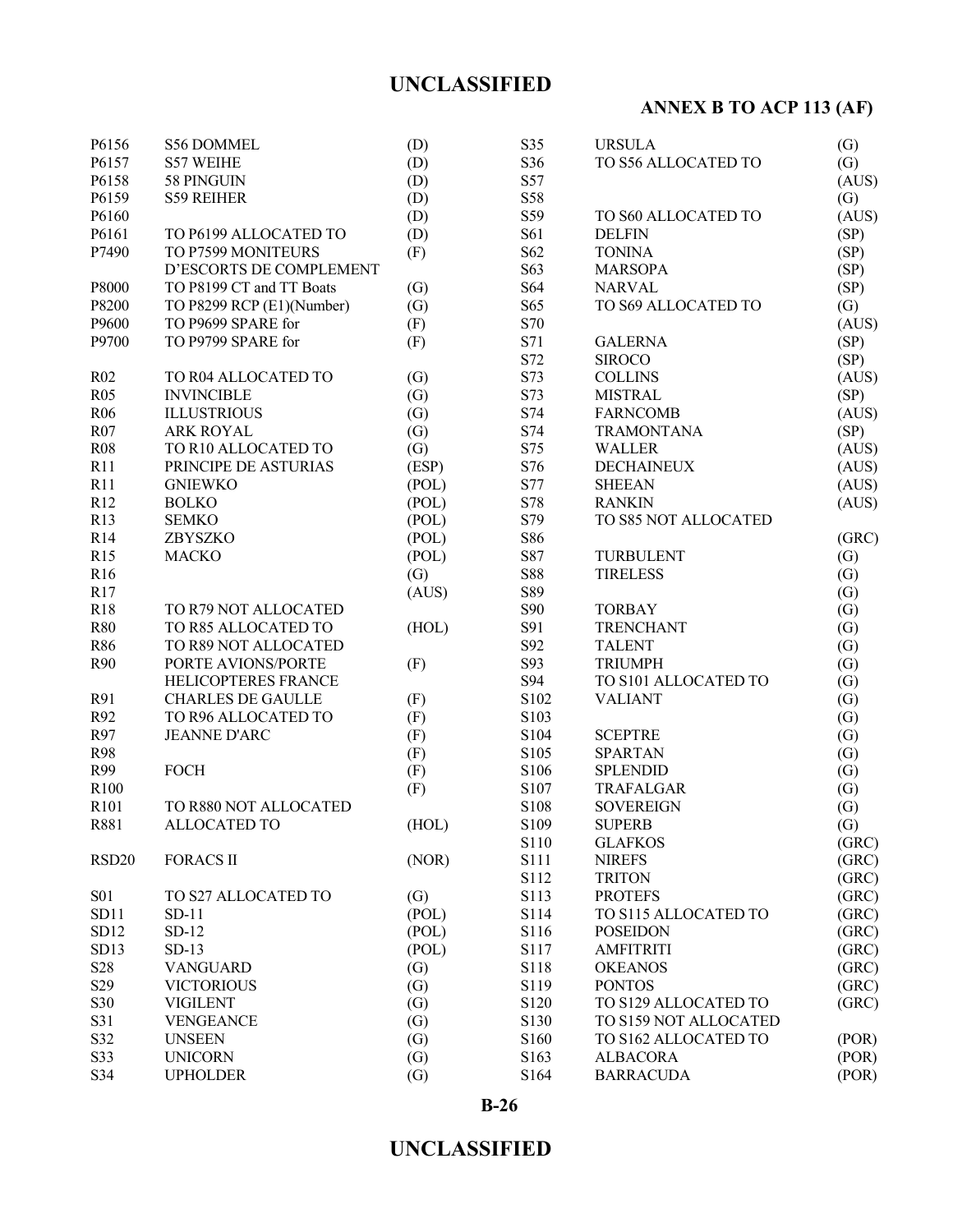| | | |
|---|---|---|
| P6156 | S56 DOMMEL | (D) |
| P6157 | S57 WEIHE | (D) |
| P6158 | 58 PINGUIN | (D) |
| P6159 | S59 REIHER | (D) |
| P6160 | | (D) |
| P6161 | TO P6199 ALLOCATED TO | (D) |
| P7490 | TO P7599 MONITEURS D'ESCORTS DE COMPLEMENT | (F) |
| P8000 | TO P8199 CT and TT Boats | (G) |
| P8200 | TO P8299 RCP (E1)(Number) | (G) |
| P9600 | TO P9699 SPARE for | (F) |
| P9700 | TO P9799 SPARE for | (F) |
| | | |
| R02 | TO R04 ALLOCATED TO | (G) |
| R05 | INVINCIBLE | (G) |
| R06 | ILLUSTRIOUS | (G) |
| R07 | ARK ROYAL | (G) |
| R08 | TO R10 ALLOCATED TO | (G) |
| R11 | PRINCIPE DE ASTURIAS | (ESP) |
| R11 | GNIEWKO | (POL) |
| R12 | BOLKO | (POL) |
| R13 | SEMKO | (POL) |
| R14 | ZBYSZKO | (POL) |
| R15 | MACKO | (POL) |
| R16 | | (G) |
| R17 | | (AUS) |
| R18 | TO R79 NOT ALLOCATED | |
| R80 | TO R85 ALLOCATED TO | (HOL) |
| R86 | TO R89 NOT ALLOCATED | |
| R90 | PORTE AVIONS/PORTE HELICOPTERES FRANCE | (F) |
| R91 | CHARLES DE GAULLE | (F) |
| R92 | TO R96 ALLOCATED TO | (F) |
| R97 | JEANNE D'ARC | (F) |
| R98 | | (F) |
| R99 | FOCH | (F) |
| R100 | | (F) |
| R101 | TO R880 NOT ALLOCATED | |
| R881 | ALLOCATED TO | (HOL) |
| | | |
| RSD20 | FORACS II | (NOR) |
| | | |
| S01 | TO S27 ALLOCATED TO | (G) |
| SD11 | SD-11 | (POL) |
| SD12 | SD-12 | (POL) |
| SD13 | SD-13 | (POL) |
| S28 | VANGUARD | (G) |
| S29 | VICTORIOUS | (G) |
| S30 | VIGILENT | (G) |
| S31 | VENGEANCE | (G) |
| S32 | UNSEEN | (G) |
| S33 | UNICORN | (G) |
| S34 | UPHOLDER | (G) |
| S35 | URSULA | (G) |
| S36 | TO S56 ALLOCATED TO | (G) |
| S57 | | (AUS) |
| S58 | | (G) |
| S59 | TO S60 ALLOCATED TO | (AUS) |
| S61 | DELFIN | (SP) |
| S62 | TONINA | (SP) |
| S63 | MARSOPA | (SP) |
| S64 | NARVAL | (SP) |
| S65 | TO S69 ALLOCATED TO | (G) |
| S70 | | (AUS) |
| S71 | GALERNA | (SP) |
| S72 | SIROCO | (SP) |
| S73 | COLLINS | (AUS) |
| S73 | MISTRAL | (SP) |
| S74 | FARNCOMB | (AUS) |
| S74 | TRAMONTANA | (SP) |
| S75 | WALLER | (AUS) |
| S76 | DECHAINEUX | (AUS) |
| S77 | SHEEAN | (AUS) |
| S78 | RANKIN | (AUS) |
| S79 | TO S85 NOT ALLOCATED | |
| S86 | | (GRC) |
| S87 | TURBULENT | (G) |
| S88 | TIRELESS | (G) |
| S89 | | (G) |
| S90 | TORBAY | (G) |
| S91 | TRENCHANT | (G) |
| S92 | TALENT | (G) |
| S93 | TRIUMPH | (G) |
| S94 | TO S101 ALLOCATED TO | (G) |
| S102 | VALIANT | (G) |
| S103 | | (G) |
| S104 | SCEPTRE | (G) |
| S105 | SPARTAN | (G) |
| S106 | SPLENDID | (G) |
| S107 | TRAFALGAR | (G) |
| S108 | SOVEREIGN | (G) |
| S109 | SUPERB | (G) |
| S110 | GLAFKOS | (GRC) |
| S111 | NIREFS | (GRC) |
| S112 | TRITON | (GRC) |
| S113 | PROTEFS | (GRC) |
| S114 | TO S115 ALLOCATED TO | (GRC) |
| S116 | POSEIDON | (GRC) |
| S117 | AMFITRITI | (GRC) |
| S118 | OKEANOS | (GRC) |
| S119 | PONTOS | (GRC) |
| S120 | TO S129 ALLOCATED TO | (GRC) |
| S130 | TO S159 NOT ALLOCATED | |
| S160 | TO S162 ALLOCATED TO | (POR) |
| S163 | ALBACORA | (POR) |
| S164 | BARRACUDA | (POR) |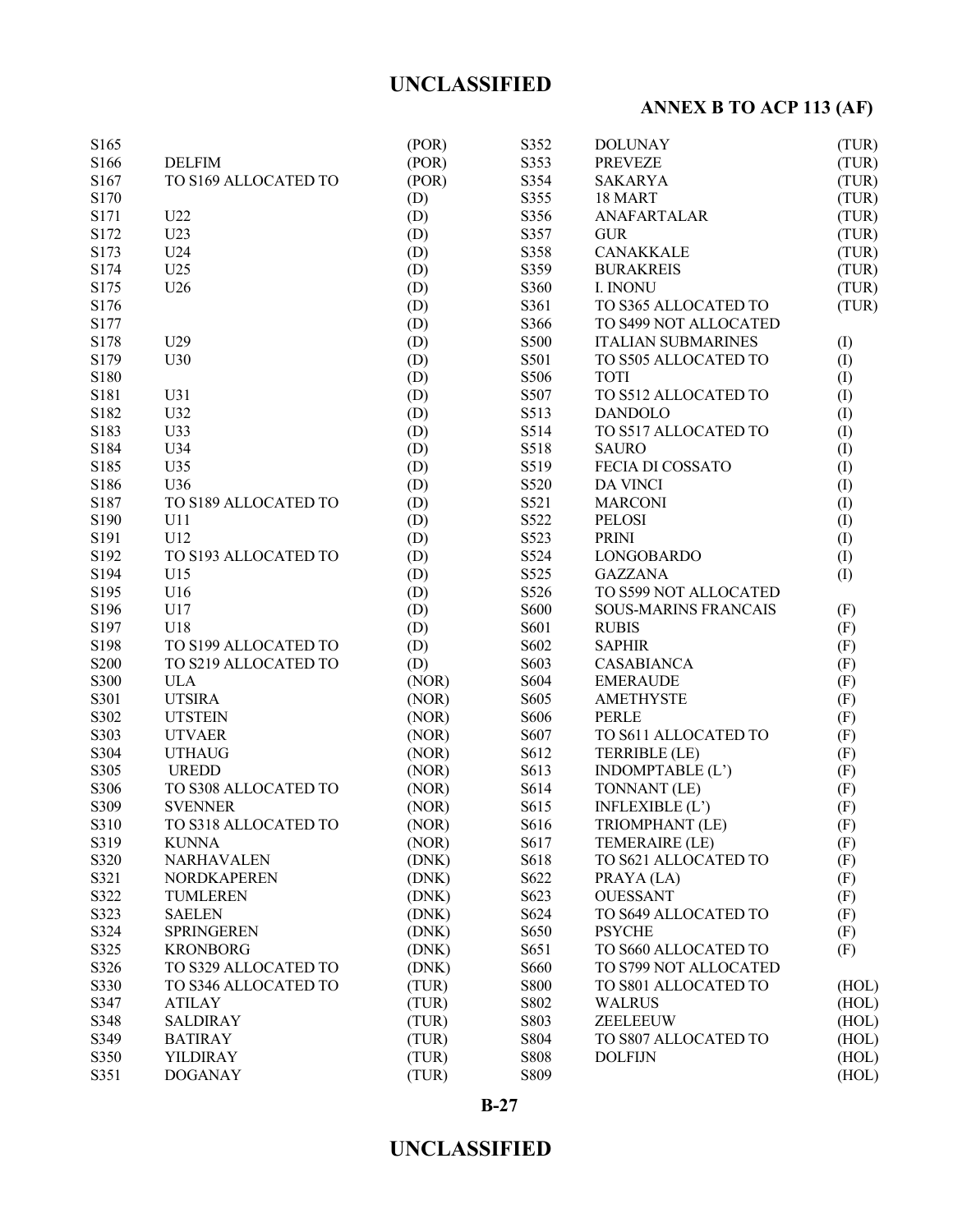| | | | | | |
|---|---|---|---|---|---|
| S165 | | (POR) | S352 | DOLUNAY | (TUR) |
| S166 | DELFIM | (POR) | S353 | PREVEZE | (TUR) |
| S167 | TO S169 ALLOCATED TO | (POR) | S354 | SAKARYA | (TUR) |
| S170 | | (D) | S355 | 18 MART | (TUR) |
| S171 | U22 | (D) | S356 | ANAFARTALAR | (TUR) |
| S172 | U23 | (D) | S357 | GUR | (TUR) |
| S173 | U24 | (D) | S358 | CANAKKALE | (TUR) |
| S174 | U25 | (D) | S359 | BURAKREIS | (TUR) |
| S175 | U26 | (D) | S360 | I. INONU | (TUR) |
| S176 | | (D) | S361 | TO S365 ALLOCATED TO | (TUR) |
| S177 | | (D) | S366 | TO S499 NOT ALLOCATED | |
| S178 | U29 | (D) | S500 | ITALIAN SUBMARINES | (I) |
| S179 | U30 | (D) | S501 | TO S505 ALLOCATED TO | (I) |
| S180 | | (D) | S506 | TOTI | (I) |
| S181 | U31 | (D) | S507 | TO S512 ALLOCATED TO | (I) |
| S182 | U32 | (D) | S513 | DANDOLO | (I) |
| S183 | U33 | (D) | S514 | TO S517 ALLOCATED TO | (I) |
| S184 | U34 | (D) | S518 | SAURO | (I) |
| S185 | U35 | (D) | S519 | FECIA DI COSSATO | (I) |
| S186 | U36 | (D) | S520 | DA VINCI | (I) |
| S187 | TO S189 ALLOCATED TO | (D) | S521 | MARCONI | (I) |
| S190 | U11 | (D) | S522 | PELOSI | (I) |
| S191 | U12 | (D) | S523 | PRINI | (I) |
| S192 | TO S193 ALLOCATED TO | (D) | S524 | LONGOBARDO | (I) |
| S194 | U15 | (D) | S525 | GAZZANA | (I) |
| S195 | U16 | (D) | S526 | TO S599 NOT ALLOCATED | |
| S196 | U17 | (D) | S600 | SOUS-MARINS FRANCAIS | (F) |
| S197 | U18 | (D) | S601 | RUBIS | (F) |
| S198 | TO S199 ALLOCATED TO | (D) | S602 | SAPHIR | (F) |
| S200 | TO S219 ALLOCATED TO | (D) | S603 | CASABIANCA | (F) |
| S300 | ULA | (NOR) | S604 | EMERAUDE | (F) |
| S301 | UTSIRA | (NOR) | S605 | AMETHYSTE | (F) |
| S302 | UTSTEIN | (NOR) | S606 | PERLE | (F) |
| S303 | UTVAER | (NOR) | S607 | TO S611 ALLOCATED TO | (F) |
| S304 | UTHAUG | (NOR) | S612 | TERRIBLE (LE) | (F) |
| S305 | UREDD | (NOR) | S613 | INDOMPTABLE (L') | (F) |
| S306 | TO S308 ALLOCATED TO | (NOR) | S614 | TONNANT (LE) | (F) |
| S309 | SVENNER | (NOR) | S615 | INFLEXIBLE (L') | (F) |
| S310 | TO S318 ALLOCATED TO | (NOR) | S616 | TRIOMPHANT (LE) | (F) |
| S319 | KUNNA | (NOR) | S617 | TEMERAIRE (LE) | (F) |
| S320 | NARHAVALEN | (DNK) | S618 | TO S621 ALLOCATED TO | (F) |
| S321 | NORDKAPEREN | (DNK) | S622 | PRAYA (LA) | (F) |
| S322 | TUMLEREN | (DNK) | S623 | OUESSANT | (F) |
| S323 | SAELEN | (DNK) | S624 | TO S649 ALLOCATED TO | (F) |
| S324 | SPRINGEREN | (DNK) | S650 | PSYCHE | (F) |
| S325 | KRONBORG | (DNK) | S651 | TO S660 ALLOCATED TO | (F) |
| S326 | TO S329 ALLOCATED TO | (DNK) | S660 | TO S799 NOT ALLOCATED | |
| S330 | TO S346 ALLOCATED TO | (TUR) | S800 | TO S801 ALLOCATED TO | (HOL) |
| S347 | ATILAY | (TUR) | S802 | WALRUS | (HOL) |
| S348 | SALDIRAY | (TUR) | S803 | ZEELEEUW | (HOL) |
| S349 | BATIRAY | (TUR) | S804 | TO S807 ALLOCATED TO | (HOL) |
| S350 | YILDIRAY | (TUR) | S808 | DOLFIJN | (HOL) |
| S351 | DOGANAY | (TUR) | S809 | | (HOL) |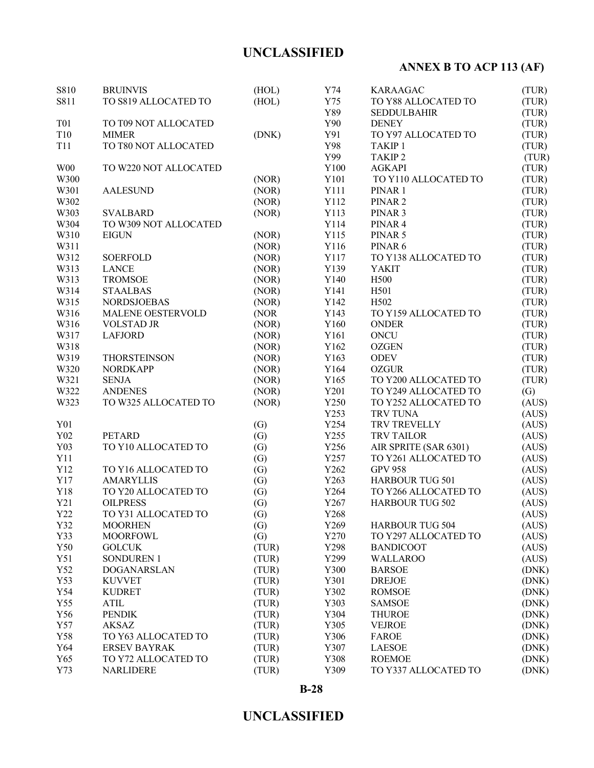| | | |
|---|---|---|
| S810 | BRUINVIS | (HOL) |
| S811 | TO S819 ALLOCATED TO | (HOL) |
| | | |
| T01 | TO T09 NOT ALLOCATED | |
| T10 | MIMER | (DNK) |
| T11 | TO T80 NOT ALLOCATED | |
| | | |
| W00 | TO W220 NOT ALLOCATED | |
| W300 | | (NOR) |
| W301 | AALESUND | (NOR) |
| W302 | | (NOR) |
| W303 | SVALBARD | (NOR) |
| W304 | TO W309 NOT ALLOCATED | |
| W310 | EIGUN | (NOR) |
| W311 | | (NOR) |
| W312 | SOERFOLD | (NOR) |
| W313 | LANCE | (NOR) |
| W313 | TROMSOE | (NOR) |
| W314 | STAALBAS | (NOR) |
| W315 | NORDSJOEBAS | (NOR) |
| W316 | MALENE OESTERVOLD | (NOR |
| W316 | VOLSTAD JR | (NOR) |
| W317 | LAFJORD | (NOR) |
| W318 | | (NOR) |
| W319 | THORSTEINSON | (NOR) |
| W320 | NORDKAPP | (NOR) |
| W321 | SENJA | (NOR) |
| W322 | ANDENES | (NOR) |
| W323 | TO W325 ALLOCATED TO | (NOR) |
| | | |
| Y01 | | (G) |
| Y02 | PETARD | (G) |
| Y03 | TO Y10 ALLOCATED TO | (G) |
| Y11 | | (G) |
| Y12 | TO Y16 ALLOCATED TO | (G) |
| Y17 | AMARYLLIS | (G) |
| Y18 | TO Y20 ALLOCATED TO | (G) |
| Y21 | OILPRESS | (G) |
| Y22 | TO Y31 ALLOCATED TO | (G) |
| Y32 | MOORHEN | (G) |
| Y33 | MOORFOWL | (G) |
| Y50 | GOLCUK | (TUR) |
| Y51 | SONDUREN 1 | (TUR) |
| Y52 | DOGANARSLAN | (TUR) |
| Y53 | KUVVET | (TUR) |
| Y54 | KUDRET | (TUR) |
| Y55 | ATIL | (TUR) |
| Y56 | PENDIK | (TUR) |
| Y57 | AKSAZ | (TUR) |
| Y58 | TO Y63 ALLOCATED TO | (TUR) |
| Y64 | ERSEV BAYRAK | (TUR) |
| Y65 | TO Y72 ALLOCATED TO | (TUR) |
| Y73 | NARLIDERE | (TUR) |
| Y74 | KARAAGAC | (TUR) |
| Y75 | TO Y88 ALLOCATED TO | (TUR) |
| Y89 | SEDDULBAHIR | (TUR) |
| Y90 | DENEY | (TUR) |
| Y91 | TO Y97 ALLOCATED TO | (TUR) |
| Y98 | TAKIP 1 | (TUR) |
| Y99 | TAKIP 2 | (TUR) |
| Y100 | AGKAPI | (TUR) |
| Y101 | TO Y110 ALLOCATED TO | (TUR) |
| Y111 | PINAR 1 | (TUR) |
| Y112 | PINAR 2 | (TUR) |
| Y113 | PINAR 3 | (TUR) |
| Y114 | PINAR 4 | (TUR) |
| Y115 | PINAR 5 | (TUR) |
| Y116 | PINAR 6 | (TUR) |
| Y117 | TO Y138 ALLOCATED TO | (TUR) |
| Y139 | YAKIT | (TUR) |
| Y140 | H500 | (TUR) |
| Y141 | H501 | (TUR) |
| Y142 | H502 | (TUR) |
| Y143 | TO Y159 ALLOCATED TO | (TUR) |
| Y160 | ONDER | (TUR) |
| Y161 | ONCU | (TUR) |
| Y162 | OZGEN | (TUR) |
| Y163 | ODEV | (TUR) |
| Y164 | OZGUR | (TUR) |
| Y165 | TO Y200 ALLOCATED TO | (TUR) |
| Y201 | TO Y249 ALLOCATED TO | (G) |
| Y250 | TO Y252 ALLOCATED TO | (AUS) |
| Y253 | TRV TUNA | (AUS) |
| Y254 | TRV TREVELLY | (AUS) |
| Y255 | TRV TAILOR | (AUS) |
| Y256 | AIR SPRITE (SAR 6301) | (AUS) |
| Y257 | TO Y261 ALLOCATED TO | (AUS) |
| Y262 | GPV 958 | (AUS) |
| Y263 | HARBOUR TUG 501 | (AUS) |
| Y264 | TO Y266 ALLOCATED TO | (AUS) |
| Y267 | HARBOUR TUG 502 | (AUS) |
| Y268 | | (AUS) |
| Y269 | HARBOUR TUG 504 | (AUS) |
| Y270 | TO Y297 ALLOCATED TO | (AUS) |
| Y298 | BANDICOOT | (AUS) |
| Y299 | WALLAROO | (AUS) |
| Y300 | BARSOE | (DNK) |
| Y301 | DREJOE | (DNK) |
| Y302 | ROMSOE | (DNK) |
| Y303 | SAMSOE | (DNK) |
| Y304 | THUROE | (DNK) |
| Y305 | VEJROE | (DNK) |
| Y306 | FAROE | (DNK) |
| Y307 | LAESOE | (DNK) |
| Y308 | ROEMOE | (DNK) |
| Y309 | TO Y337 ALLOCATED TO | (DNK) |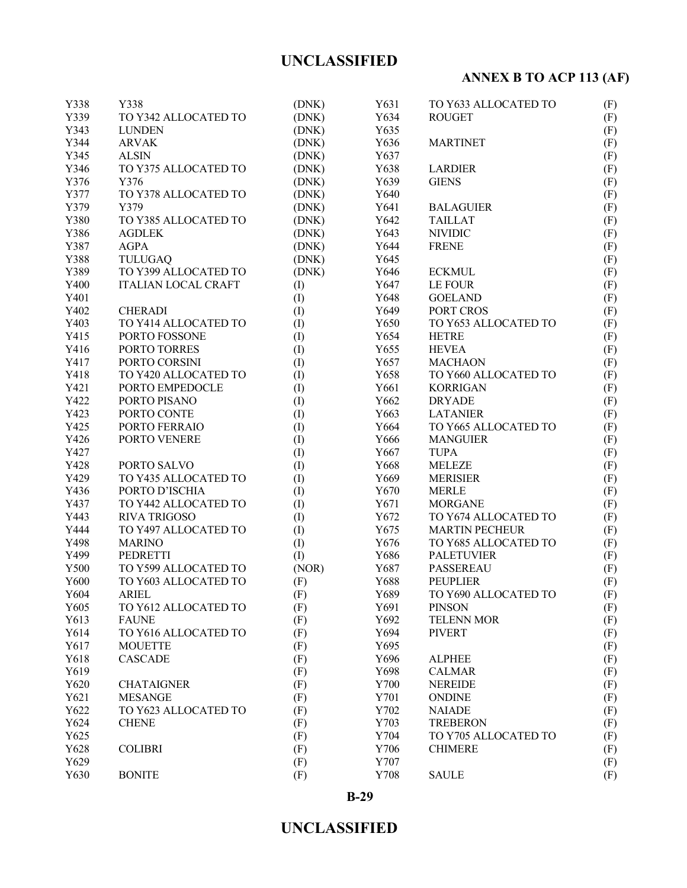| | | |
|---|---|---|
| Y338 | Y338 | (DNK) |
| Y339 | TO Y342 ALLOCATED TO | (DNK) |
| Y343 | LUNDEN | (DNK) |
| Y344 | ARVAK | (DNK) |
| Y345 | ALSIN | (DNK) |
| Y346 | TO Y375 ALLOCATED TO | (DNK) |
| Y376 | Y376 | (DNK) |
| Y377 | TO Y378 ALLOCATED TO | (DNK) |
| Y379 | Y379 | (DNK) |
| Y380 | TO Y385 ALLOCATED TO | (DNK) |
| Y386 | AGDLEK | (DNK) |
| Y387 | AGPA | (DNK) |
| Y388 | TULUGAQ | (DNK) |
| Y389 | TO Y399 ALLOCATED TO | (DNK) |
| Y400 | ITALIAN LOCAL CRAFT | (I) |
| Y401 | | (I) |
| Y402 | CHERADI | (I) |
| Y403 | TO Y414 ALLOCATED TO | (I) |
| Y415 | PORTO FOSSONE | (I) |
| Y416 | PORTO TORRES | (I) |
| Y417 | PORTO CORSINI | (I) |
| Y418 | TO Y420 ALLOCATED TO | (I) |
| Y421 | PORTO EMPEDOCLE | (I) |
| Y422 | PORTO PISANO | (I) |
| Y423 | PORTO CONTE | (I) |
| Y425 | PORTO FERRAIO | (I) |
| Y426 | PORTO VENERE | (I) |
| Y427 | | (I) |
| Y428 | PORTO SALVO | (I) |
| Y429 | TO Y435 ALLOCATED TO | (I) |
| Y436 | PORTO D'ISCHIA | (I) |
| Y437 | TO Y442 ALLOCATED TO | (I) |
| Y443 | RIVA TRIGOSO | (I) |
| Y444 | TO Y497 ALLOCATED TO | (I) |
| Y498 | MARINO | (I) |
| Y499 | PEDRETTI | (I) |
| Y500 | TO Y599 ALLOCATED TO | (NOR) |
| Y600 | TO Y603 ALLOCATED TO | (F) |
| Y604 | ARIEL | (F) |
| Y605 | TO Y612 ALLOCATED TO | (F) |
| Y613 | FAUNE | (F) |
| Y614 | TO Y616 ALLOCATED TO | (F) |
| Y617 | MOUETTE | (F) |
| Y618 | CASCADE | (F) |
| Y619 | | (F) |
| Y620 | CHATAIGNER | (F) |
| Y621 | MESANGE | (F) |
| Y622 | TO Y623 ALLOCATED TO | (F) |
| Y624 | CHENE | (F) |
| Y625 | | (F) |
| Y628 | COLIBRI | (F) |
| Y629 | | (F) |
| Y630 | BONITE | (F) |
| Y631 | TO Y633 ALLOCATED TO | (F) |
| Y634 | ROUGET | (F) |
| Y635 | | (F) |
| Y636 | MARTINET | (F) |
| Y637 | | (F) |
| Y638 | LARDIER | (F) |
| Y639 | GIENS | (F) |
| Y640 | | (F) |
| Y641 | BALAGUIER | (F) |
| Y642 | TAILLAT | (F) |
| Y643 | NIVIDIC | (F) |
| Y644 | FRENE | (F) |
| Y645 | | (F) |
| Y646 | ECKMUL | (F) |
| Y647 | LE FOUR | (F) |
| Y648 | GOELAND | (F) |
| Y649 | PORT CROS | (F) |
| Y650 | TO Y653 ALLOCATED TO | (F) |
| Y654 | HETRE | (F) |
| Y655 | HEVEA | (F) |
| Y657 | MACHAON | (F) |
| Y658 | TO Y660 ALLOCATED TO | (F) |
| Y661 | KORRIGAN | (F) |
| Y662 | DRYADE | (F) |
| Y663 | LATANIER | (F) |
| Y664 | TO Y665 ALLOCATED TO | (F) |
| Y666 | MANGUIER | (F) |
| Y667 | TUPA | (F) |
| Y668 | MELEZE | (F) |
| Y669 | MERISIER | (F) |
| Y670 | MERLE | (F) |
| Y671 | MORGANE | (F) |
| Y672 | TO Y674 ALLOCATED TO | (F) |
| Y675 | MARTIN PECHEUR | (F) |
| Y676 | TO Y685 ALLOCATED TO | (F) |
| Y686 | PALETUVIER | (F) |
| Y687 | PASSEREAU | (F) |
| Y688 | PEUPLIER | (F) |
| Y689 | TO Y690 ALLOCATED TO | (F) |
| Y691 | PINSON | (F) |
| Y692 | TELENN MOR | (F) |
| Y694 | PIVERT | (F) |
| Y695 | | (F) |
| Y696 | ALPHEE | (F) |
| Y698 | CALMAR | (F) |
| Y700 | NEREIDE | (F) |
| Y701 | ONDINE | (F) |
| Y702 | NAIADE | (F) |
| Y703 | TREBERON | (F) |
| Y704 | TO Y705 ALLOCATED TO | (F) |
| Y706 | CHIMERE | (F) |
| Y707 | | (F) |
| Y708 | SAULE | (F) |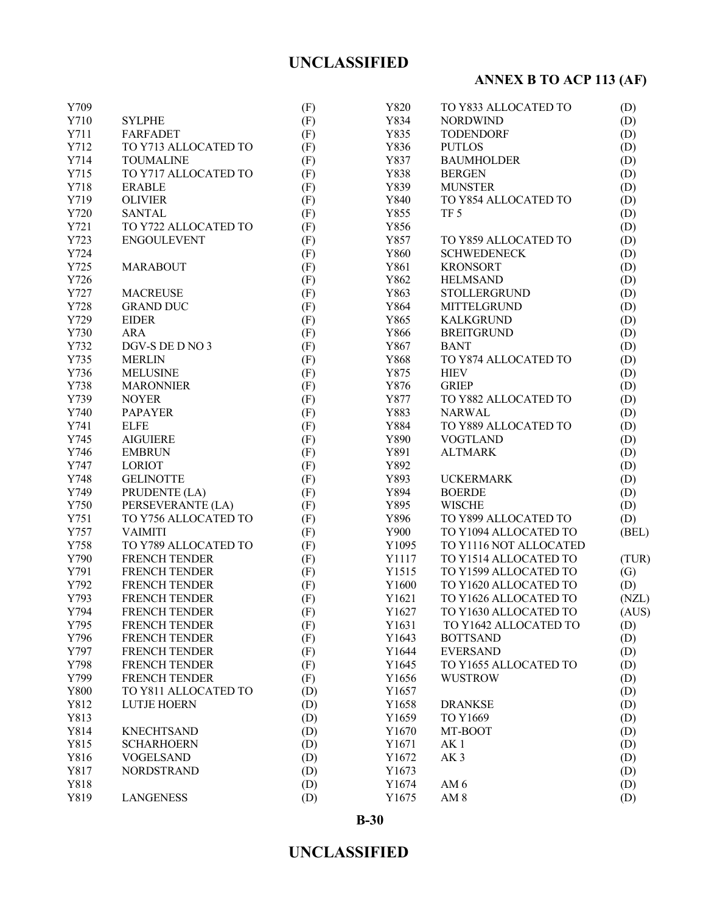| | | |
|---|---|---|
| Y709 | | (F) |
| Y710 | SYLPHE | (F) |
| Y711 | FARFADET | (F) |
| Y712 | TO Y713 ALLOCATED TO | (F) |
| Y714 | TOUMALINE | (F) |
| Y715 | TO Y717 ALLOCATED TO | (F) |
| Y718 | ERABLE | (F) |
| Y719 | OLIVIER | (F) |
| Y720 | SANTAL | (F) |
| Y721 | TO Y722 ALLOCATED TO | (F) |
| Y723 | ENGOULEVENT | (F) |
| Y724 | | (F) |
| Y725 | MARABOUT | (F) |
| Y726 | | (F) |
| Y727 | MACREUSE | (F) |
| Y728 | GRAND DUC | (F) |
| Y729 | EIDER | (F) |
| Y730 | ARA | (F) |
| Y732 | DGV-S DE D NO 3 | (F) |
| Y735 | MERLIN | (F) |
| Y736 | MELUSINE | (F) |
| Y738 | MARONNIER | (F) |
| Y739 | NOYER | (F) |
| Y740 | PAPAYER | (F) |
| Y741 | ELFE | (F) |
| Y745 | AIGUIERE | (F) |
| Y746 | EMBRUN | (F) |
| Y747 | LORIOT | (F) |
| Y748 | GELINOTTE | (F) |
| Y749 | PRUDENTE (LA) | (F) |
| Y750 | PERSEVERANTE (LA) | (F) |
| Y751 | TO Y756 ALLOCATED TO | (F) |
| Y757 | VAIMITI | (F) |
| Y758 | TO Y789 ALLOCATED TO | (F) |
| Y790 | FRENCH TENDER | (F) |
| Y791 | FRENCH TENDER | (F) |
| Y792 | FRENCH TENDER | (F) |
| Y793 | FRENCH TENDER | (F) |
| Y794 | FRENCH TENDER | (F) |
| Y795 | FRENCH TENDER | (F) |
| Y796 | FRENCH TENDER | (F) |
| Y797 | FRENCH TENDER | (F) |
| Y798 | FRENCH TENDER | (F) |
| Y799 | FRENCH TENDER | (F) |
| Y800 | TO Y811 ALLOCATED TO | (D) |
| Y812 | LUTJE HOERN | (D) |
| Y813 | | (D) |
| Y814 | KNECHTSAND | (D) |
| Y815 | SCHARHOERN | (D) |
| Y816 | VOGELSAND | (D) |
| Y817 | NORDSTRAND | (D) |
| Y818 | | (D) |
| Y819 | LANGENESS | (D) |
| Y820 | TO Y833 ALLOCATED TO | (D) |
| Y834 | NORDWIND | (D) |
| Y835 | TODENDORF | (D) |
| Y836 | PUTLOS | (D) |
| Y837 | BAUMHOLDER | (D) |
| Y838 | BERGEN | (D) |
| Y839 | MUNSTER | (D) |
| Y840 | TO Y854 ALLOCATED TO | (D) |
| Y855 | TF 5 | (D) |
| Y856 | | (D) |
| Y857 | TO Y859 ALLOCATED TO | (D) |
| Y860 | SCHWEDENECK | (D) |
| Y861 | KRONSORT | (D) |
| Y862 | HELMSAND | (D) |
| Y863 | STOLLERGRUND | (D) |
| Y864 | MITTELGRUND | (D) |
| Y865 | KALKGRUND | (D) |
| Y866 | BREITGRUND | (D) |
| Y867 | BANT | (D) |
| Y868 | TO Y874 ALLOCATED TO | (D) |
| Y875 | HIEV | (D) |
| Y876 | GRIEP | (D) |
| Y877 | TO Y882 ALLOCATED TO | (D) |
| Y883 | NARWAL | (D) |
| Y884 | TO Y889 ALLOCATED TO | (D) |
| Y890 | VOGTLAND | (D) |
| Y891 | ALTMARK | (D) |
| Y892 | | (D) |
| Y893 | UCKERMARK | (D) |
| Y894 | BOERDE | (D) |
| Y895 | WISCHE | (D) |
| Y896 | TO Y899 ALLOCATED TO | (D) |
| Y900 | TO Y1094 ALLOCATED TO | (BEL) |
| Y1095 | TO Y1116 NOT ALLOCATED | |
| Y1117 | TO Y1514 ALLOCATED TO | (TUR) |
| Y1515 | TO Y1599 ALLOCATED TO | (G) |
| Y1600 | TO Y1620 ALLOCATED TO | (D) |
| Y1621 | TO Y1626 ALLOCATED TO | (NZL) |
| Y1627 | TO Y1630 ALLOCATED TO | (AUS) |
| Y1631 | TO Y1642 ALLOCATED TO | (D) |
| Y1643 | BOTTSAND | (D) |
| Y1644 | EVERSAND | (D) |
| Y1645 | TO Y1655 ALLOCATED TO | (D) |
| Y1656 | WUSTROW | (D) |
| Y1657 | | (D) |
| Y1658 | DRANKSE | (D) |
| Y1659 | TO Y1669 | (D) |
| Y1670 | MT-BOOT | (D) |
| Y1671 | AK 1 | (D) |
| Y1672 | AK 3 | (D) |
| Y1673 | | (D) |
| Y1674 | AM 6 | (D) |
| Y1675 | AM 8 | (D) |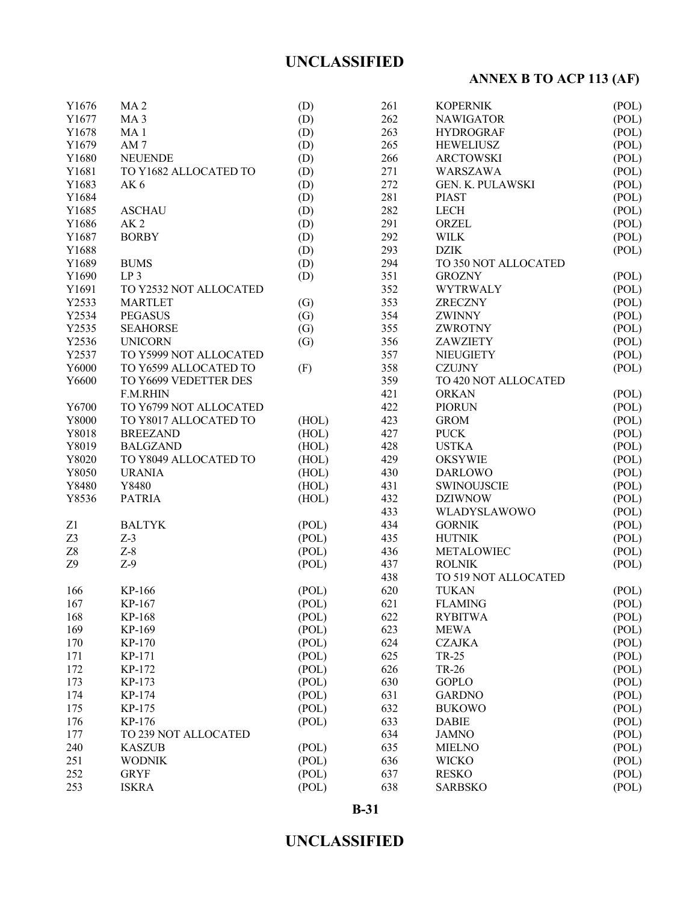| | | |
|---|---|---|
| Y1676 | MA 2 | (D) |
| Y1677 | MA 3 | (D) |
| Y1678 | MA 1 | (D) |
| Y1679 | AM 7 | (D) |
| Y1680 | NEUENDE | (D) |
| Y1681 | TO Y1682 ALLOCATED TO | (D) |
| Y1683 | AK 6 | (D) |
| Y1684 | | (D) |
| Y1685 | ASCHAU | (D) |
| Y1686 | AK 2 | (D) |
| Y1687 | BORBY | (D) |
| Y1688 | | (D) |
| Y1689 | BUMS | (D) |
| Y1690 | LP 3 | (D) |
| Y1691 | TO Y2532 NOT ALLOCATED | |
| Y2533 | MARTLET | (G) |
| Y2534 | PEGASUS | (G) |
| Y2535 | SEAHORSE | (G) |
| Y2536 | UNICORN | (G) |
| Y2537 | TO Y5999 NOT ALLOCATED | |
| Y6000 | TO Y6599 ALLOCATED TO | (F) |
| Y6600 | TO Y6699 VEDETTER DES F.M.RHIN | |
| Y6700 | TO Y6799 NOT ALLOCATED | |
| Y8000 | TO Y8017 ALLOCATED TO | (HOL) |
| Y8018 | BREEZAND | (HOL) |
| Y8019 | BALGZAND | (HOL) |
| Y8020 | TO Y8049 ALLOCATED TO | (HOL) |
| Y8050 | URANIA | (HOL) |
| Y8480 | Y8480 | (HOL) |
| Y8536 | PATRIA | (HOL) |
| | | |
| Z1 | BALTYK | (POL) |
| Z3 | Z-3 | (POL) |
| Z8 | Z-8 | (POL) |
| Z9 | Z-9 | (POL) |
| | | |
| 166 | KP-166 | (POL) |
| 167 | KP-167 | (POL) |
| 168 | KP-168 | (POL) |
| 169 | KP-169 | (POL) |
| 170 | KP-170 | (POL) |
| 171 | KP-171 | (POL) |
| 172 | KP-172 | (POL) |
| 173 | KP-173 | (POL) |
| 174 | KP-174 | (POL) |
| 175 | KP-175 | (POL) |
| 176 | KP-176 | (POL) |
| 177 | TO 239 NOT ALLOCATED | |
| 240 | KASZUB | (POL) |
| 251 | WODNIK | (POL) |
| 252 | GRYF | (POL) |
| 253 | ISKRA | (POL) |
| 261 | KOPERNIK | (POL) |
| 262 | NAWIGATOR | (POL) |
| 263 | HYDROGRAF | (POL) |
| 265 | HEWELIUSZ | (POL) |
| 266 | ARCTOWSKI | (POL) |
| 271 | WARSZAWA | (POL) |
| 272 | GEN. K. PULAWSKI | (POL) |
| 281 | PIAST | (POL) |
| 282 | LECH | (POL) |
| 291 | ORZEL | (POL) |
| 292 | WILK | (POL) |
| 293 | DZIK | (POL) |
| 294 | TO 350 NOT ALLOCATED | |
| 351 | GROZNY | (POL) |
| 352 | WYTRWALY | (POL) |
| 353 | ZRECZNY | (POL) |
| 354 | ZWINNY | (POL) |
| 355 | ZWROTNY | (POL) |
| 356 | ZAWZIETY | (POL) |
| 357 | NIEUGIETY | (POL) |
| 358 | CZUJNY | (POL) |
| 359 | TO 420 NOT ALLOCATED | |
| 421 | ORKAN | (POL) |
| 422 | PIORUN | (POL) |
| 423 | GROM | (POL) |
| 427 | PUCK | (POL) |
| 428 | USTKA | (POL) |
| 429 | OKSYWIE | (POL) |
| 430 | DARLOWO | (POL) |
| 431 | SWINOUJSCIE | (POL) |
| 432 | DZIWNOW | (POL) |
| 433 | WLADYSLAWOWO | (POL) |
| 434 | GORNIK | (POL) |
| 435 | HUTNIK | (POL) |
| 436 | METALOWIEC | (POL) |
| 437 | ROLNIK | (POL) |
| 438 | TO 519 NOT ALLOCATED | |
| 620 | TUKAN | (POL) |
| 621 | FLAMING | (POL) |
| 622 | RYBITWA | (POL) |
| 623 | MEWA | (POL) |
| 624 | CZAJKA | (POL) |
| 625 | TR-25 | (POL) |
| 626 | TR-26 | (POL) |
| 630 | GOPLO | (POL) |
| 631 | GARDNO | (POL) |
| 632 | BUKOWO | (POL) |
| 633 | DABIE | (POL) |
| 634 | JAMNO | (POL) |
| 635 | MIELNO | (POL) |
| 636 | WICKO | (POL) |
| 637 | RESKO | (POL) |
| 638 | SARBSKO | (POL) |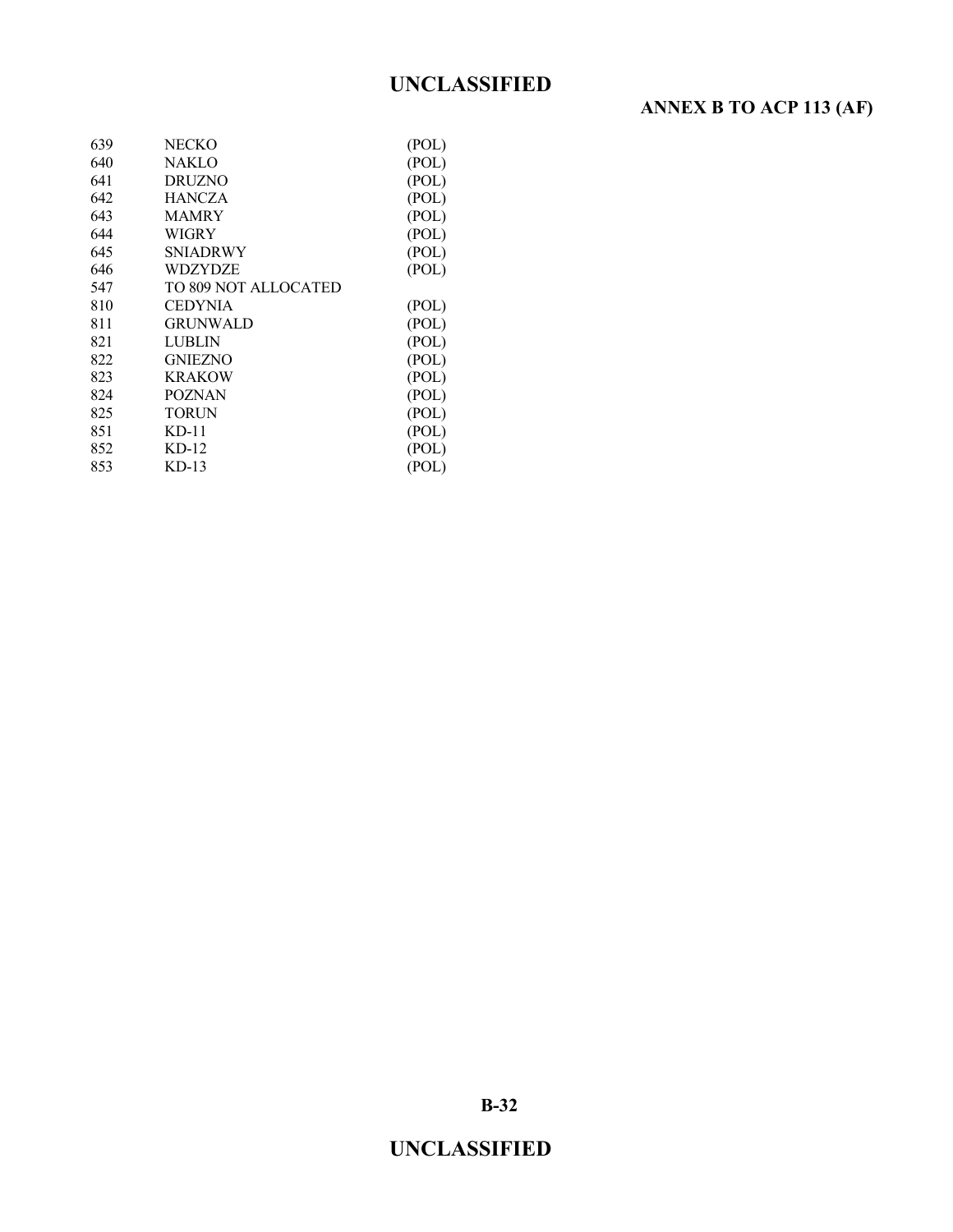| | | |
|---|---|---|
| 639 | NECKO | (POL) |
| 640 | NAKLO | (POL) |
| 641 | DRUZNO | (POL) |
| 642 | HANCZA | (POL) |
| 643 | MAMRY | (POL) |
| 644 | WIGRY | (POL) |
| 645 | SNIADRWY | (POL) |
| 646 | WDZYDZE | (POL) |
| 547 | TO 809 NOT ALLOCATED | |
| 810 | CEDYNIA | (POL) |
| 811 | GRUNWALD | (POL) |
| 821 | LUBLIN | (POL) |
| 822 | GNIEZNO | (POL) |
| 823 | KRAKOW | (POL) |
| 824 | POZNAN | (POL) |
| 825 | TORUN | (POL) |
| 851 | KD-11 | (POL) |
| 852 | KD-12 | (POL) |
| 853 | KD-13 | (POL) |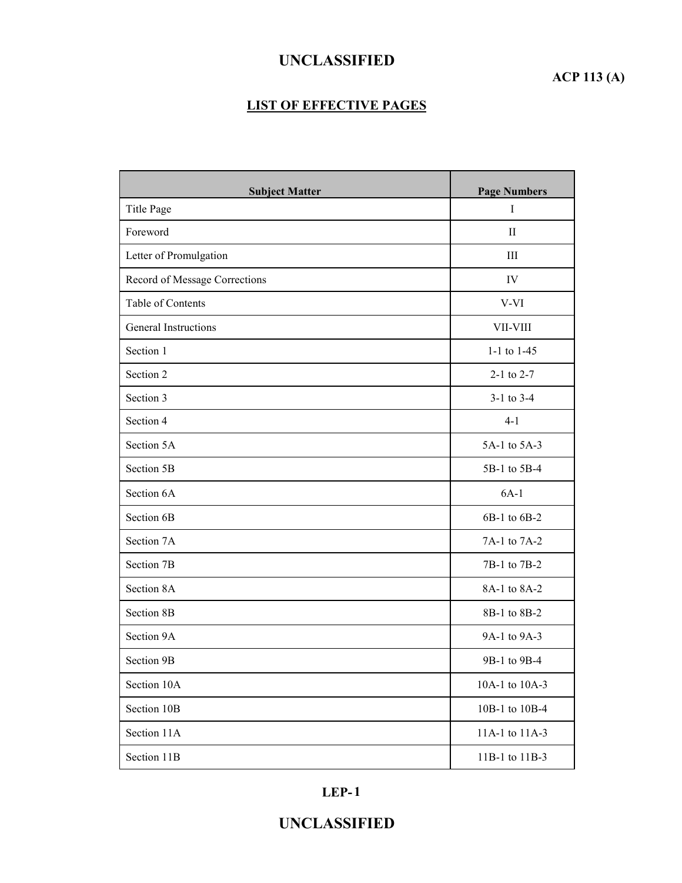## LIST OF EFFECTIVE PAGES

| Subject Matter | Page Numbers |
|---|---|
| Title Page | I |
| Foreword | II |
| Letter of Promulgation | III |
| Record of Message Corrections | IV |
| Table of Contents | V-VI |
| General Instructions | VII-VIII |
| Section 1 | 1-1 to 1-45 |
| Section 2 | 2-1 to 2-7 |
| Section 3 | 3-1 to 3-4 |
| Section 4 | 4-1 |
| Section 5A | 5A-1 to 5A-3 |
| Section 5B | 5B-1 to 5B-4 |
| Section 6A | 6A-1 |
| Section 6B | 6B-1 to 6B-2 |
| Section 7A | 7A-1 to 7A-2 |
| Section 7B | 7B-1 to 7B-2 |
| Section 8A | 8A-1 to 8A-2 |
| Section 8B | 8B-1 to 8B-2 |
| Section 9A | 9A-1 to 9A-3 |
| Section 9B | 9B-1 to 9B-4 |
| Section 10A | 10A-1 to 10A-3 |
| Section 10B | 10B-1 to 10B-4 |
| Section 11A | 11A-1 to 11A-3 |
| Section 11B | 11B-1 to 11B-3 |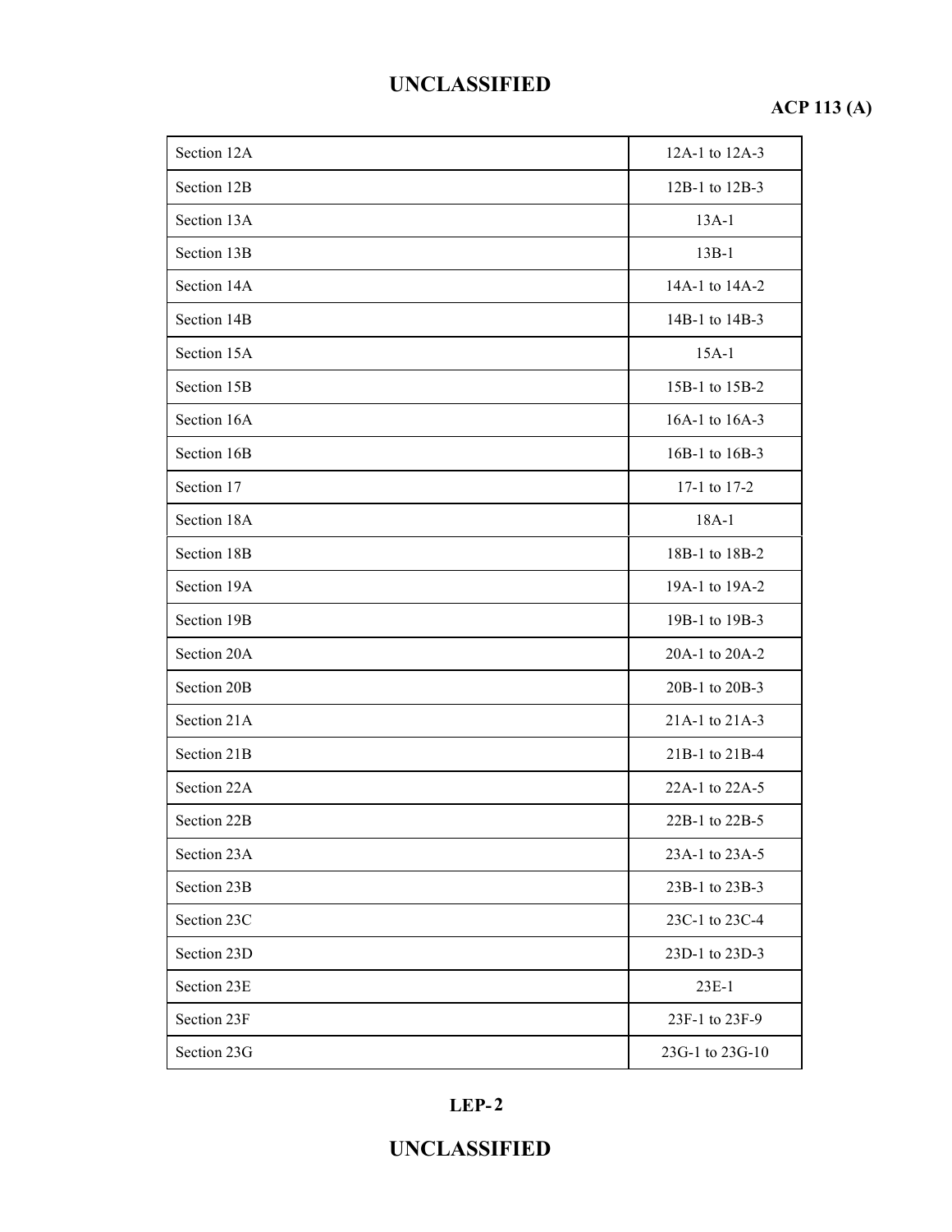| Section 12A | 12A-1 to 12A-3 |
|---|---|
| Section 12B | 12B-1 to 12B-3 |
| Section 13A | 13A-1 |
| Section 13B | 13B-1 |
| Section 14A | 14A-1 to 14A-2 |
| Section 14B | 14B-1 to 14B-3 |
| Section 15A | 15A-1 |
| Section 15B | 15B-1 to 15B-2 |
| Section 16A | 16A-1 to 16A-3 |
| Section 16B | 16B-1 to 16B-3 |
| Section 17 | 17-1 to 17-2 |
| Section 18A | 18A-1 |
| Section 18B | 18B-1 to 18B-2 |
| Section 19A | 19A-1 to 19A-2 |
| Section 19B | 19B-1 to 19B-3 |
| Section 20A | 20A-1 to 20A-2 |
| Section 20B | 20B-1 to 20B-3 |
| Section 21A | 21A-1 to 21A-3 |
| Section 21B | 21B-1 to 21B-4 |
| Section 22A | 22A-1 to 22A-5 |
| Section 22B | 22B-1 to 22B-5 |
| Section 23A | 23A-1 to 23A-5 |
| Section 23B | 23B-1 to 23B-3 |
| Section 23C | 23C-1 to 23C-4 |
| Section 23D | 23D-1 to 23D-3 |
| Section 23E | 23E-1 |
| Section 23F | 23F-1 to 23F-9 |
| Section 23G | 23G-1 to 23G-10 |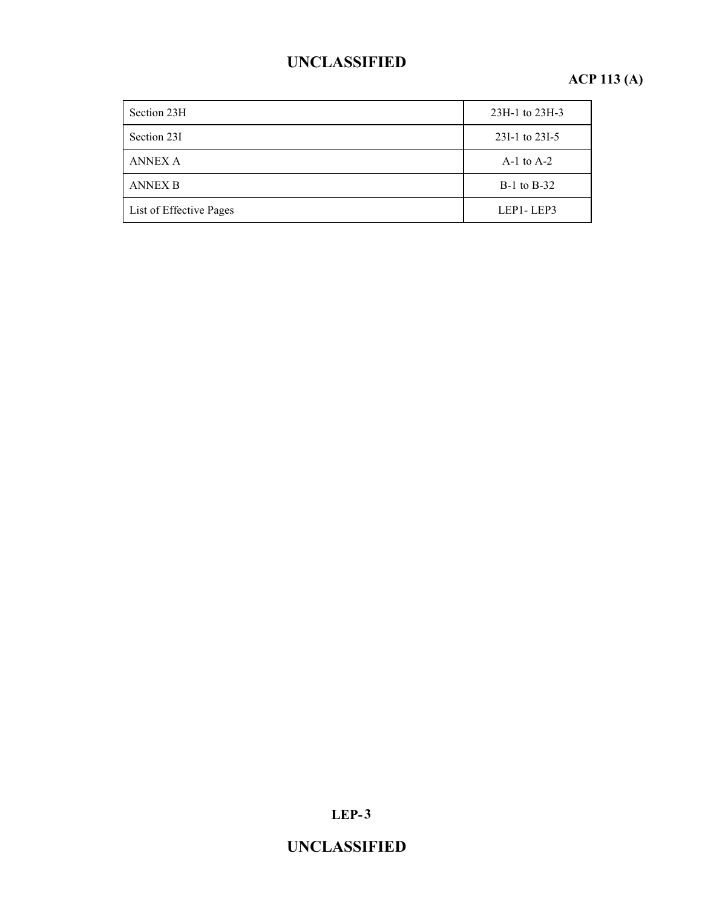| | |
|---|---|
| Section 23H | 23H-1 to 23H-3 |
| Section 23I | 23I-1 to 23I-5 |
| ANNEX A | A-1 to A-2 |
| ANNEX B | B-1 to B-32 |
| List of Effective Pages | LEP1- LEP3 |